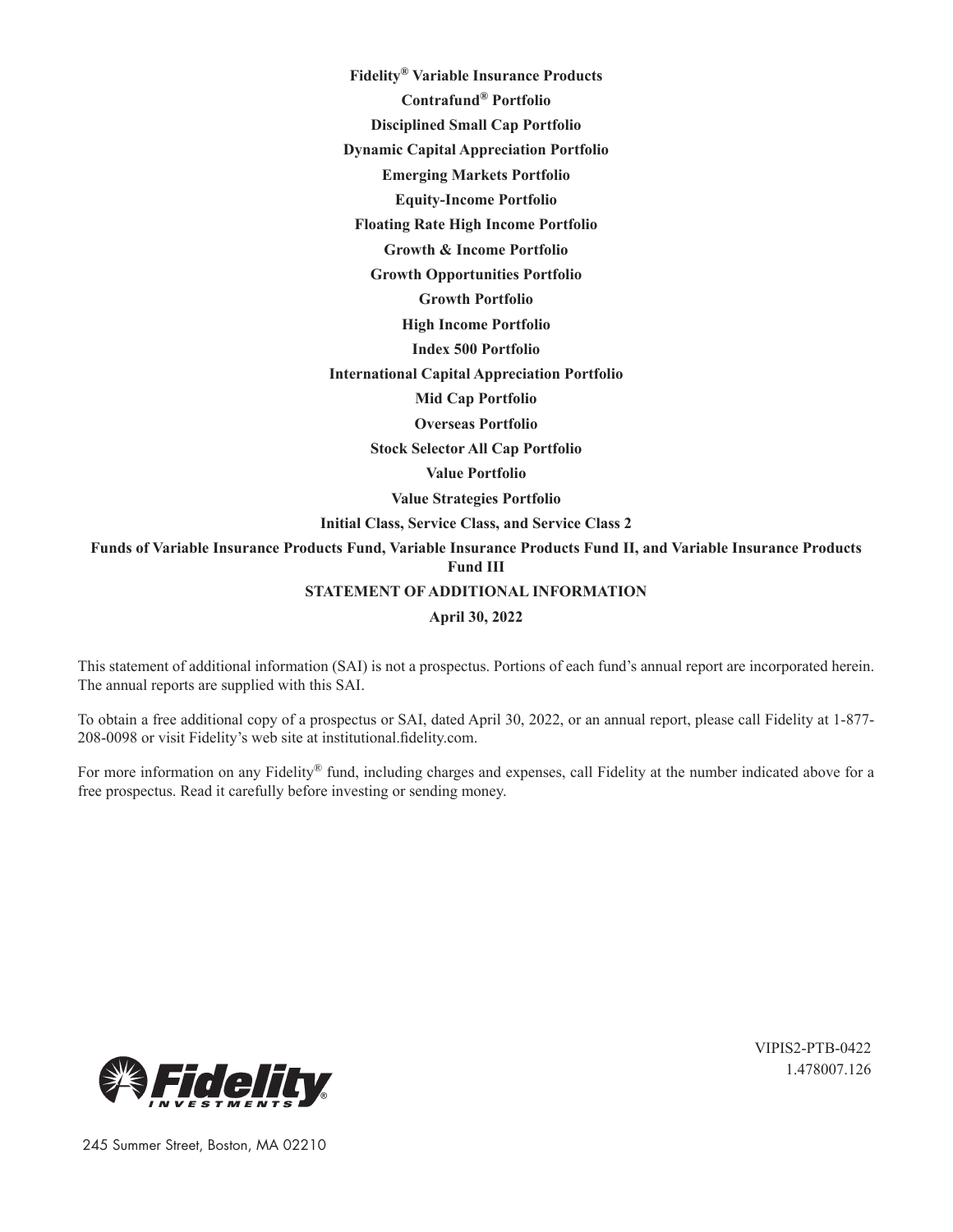**Fidelity® Variable Insurance Products**

**Contrafund® Portfolio**

**Disciplined Small Cap Portfolio**

**Dynamic Capital Appreciation Portfolio**

**Emerging Markets Portfolio**

**Equity-Income Portfolio**

**Floating Rate High Income Portfolio**

**Growth & Income Portfolio**

**Growth Opportunities Portfolio**

**Growth Portfolio**

**High Income Portfolio**

**Index 500 Portfolio**

**International Capital Appreciation Portfolio**

**Mid Cap Portfolio**

**Overseas Portfolio**

**Stock Selector All Cap Portfolio**

**Value Portfolio**

**Value Strategies Portfolio**

**Initial Class, Service Class, and Service Class 2**

**Funds of Variable Insurance Products Fund, Variable Insurance Products Fund II, and Variable Insurance Products Fund III**

**STATEMENT OF ADDITIONAL INFORMATION**

**April 30, 2022**

This statement of additional information (SAI) is not a prospectus. Portions of each fund's annual report are incorporated herein. The annual reports are supplied with this SAI.

To obtain a free additional copy of a prospectus or SAI, dated April 30, 2022, or an annual report, please call Fidelity at 1-877-208-0098 or visit Fidelity's web site at institutional.fidelity.com.

For more information on any Fidelity® fund, including charges and expenses, call Fidelity at the number indicated above for a free prospectus. Read it carefully before investing or sending money.

VIPIS2-PTB-0422
1.478007.126

Fidelity INVESTMENTS®

245 Summer Street, Boston, MA 02210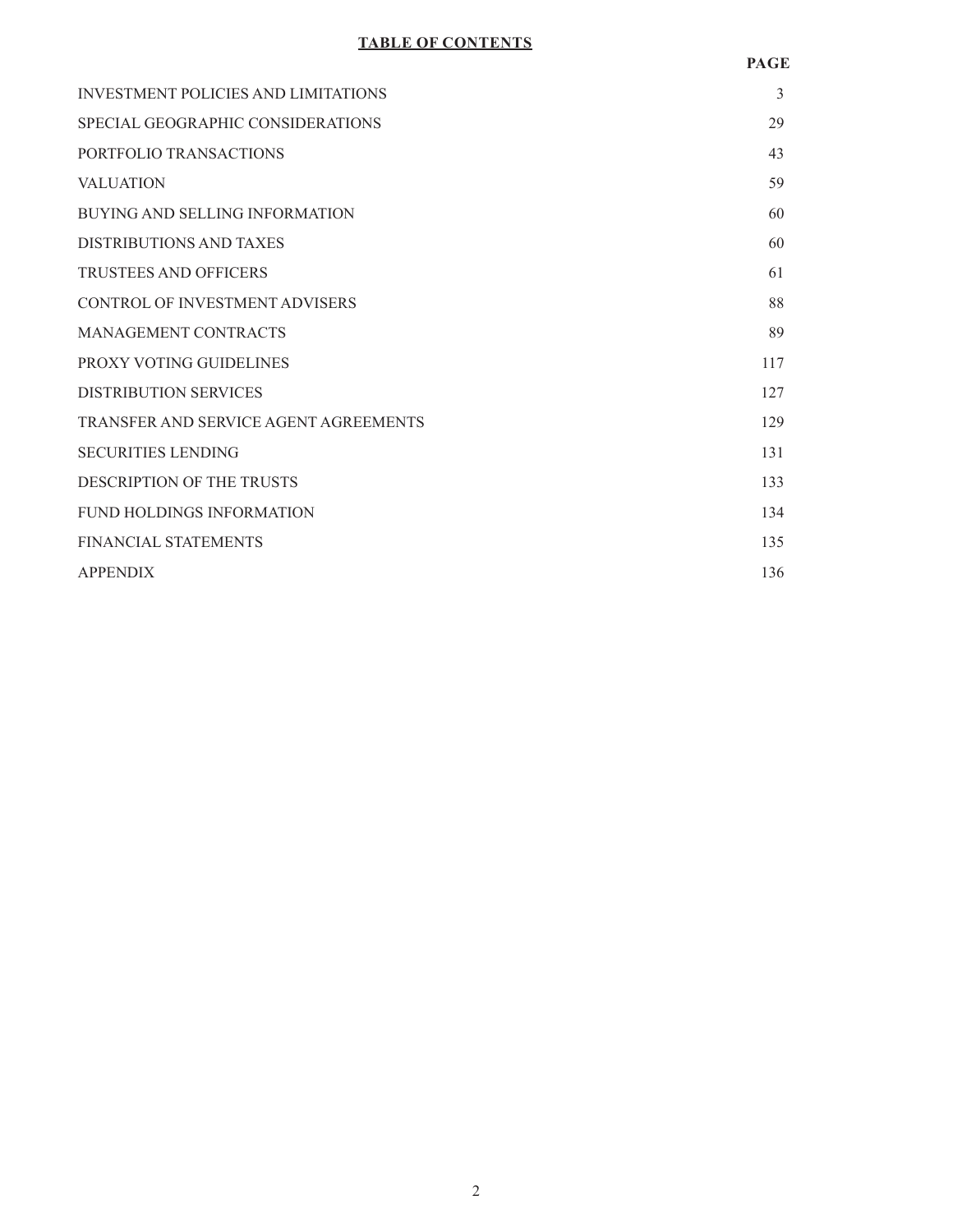## TABLE OF CONTENTS

| | PAGE |
|---|---|
| INVESTMENT POLICIES AND LIMITATIONS | 3 |
| SPECIAL GEOGRAPHIC CONSIDERATIONS | 29 |
| PORTFOLIO TRANSACTIONS | 43 |
| VALUATION | 59 |
| BUYING AND SELLING INFORMATION | 60 |
| DISTRIBUTIONS AND TAXES | 60 |
| TRUSTEES AND OFFICERS | 61 |
| CONTROL OF INVESTMENT ADVISERS | 88 |
| MANAGEMENT CONTRACTS | 89 |
| PROXY VOTING GUIDELINES | 117 |
| DISTRIBUTION SERVICES | 127 |
| TRANSFER AND SERVICE AGENT AGREEMENTS | 129 |
| SECURITIES LENDING | 131 |
| DESCRIPTION OF THE TRUSTS | 133 |
| FUND HOLDINGS INFORMATION | 134 |
| FINANCIAL STATEMENTS | 135 |
| APPENDIX | 136 |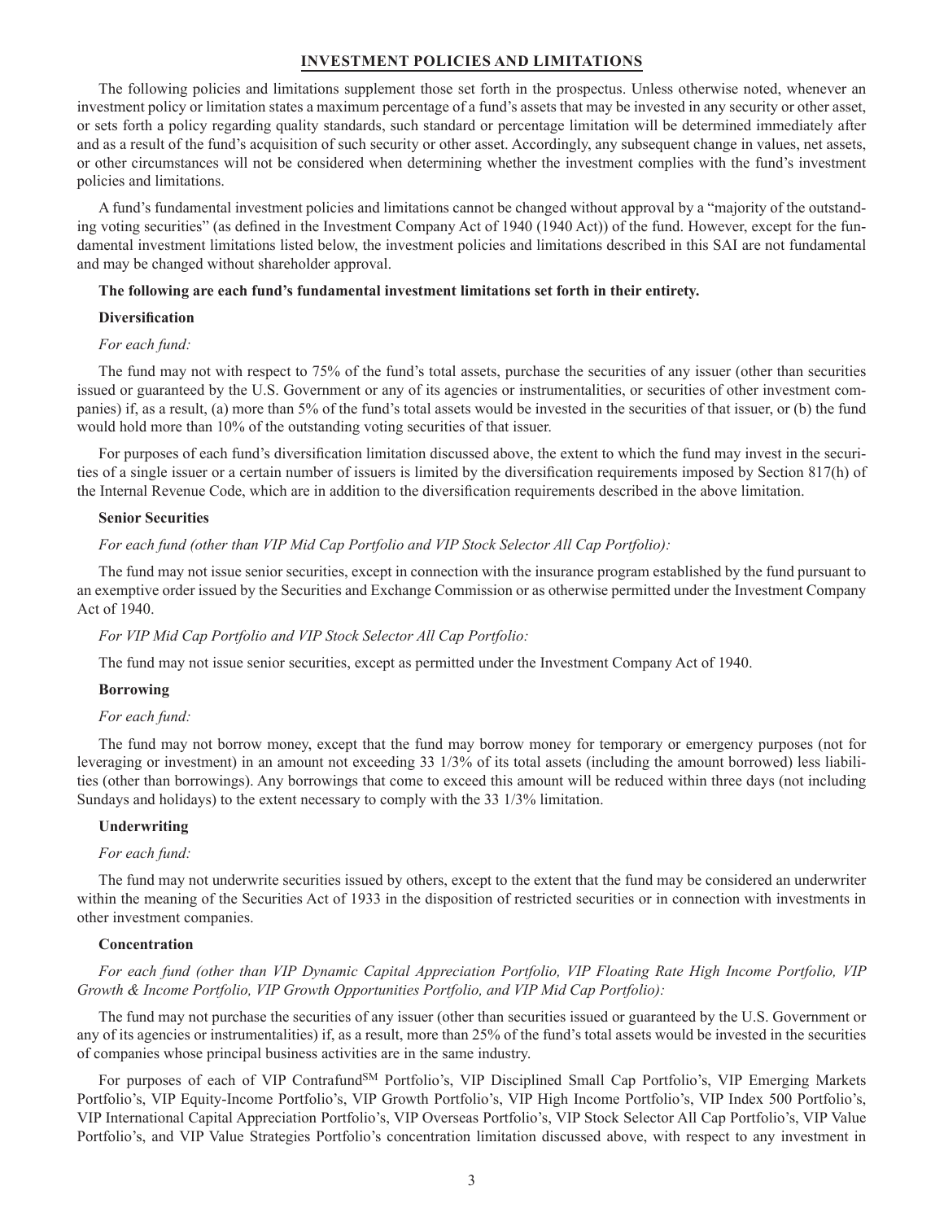## INVESTMENT POLICIES AND LIMITATIONS

The following policies and limitations supplement those set forth in the prospectus. Unless otherwise noted, whenever an investment policy or limitation states a maximum percentage of a fund's assets that may be invested in any security or other asset, or sets forth a policy regarding quality standards, such standard or percentage limitation will be determined immediately after and as a result of the fund's acquisition of such security or other asset. Accordingly, any subsequent change in values, net assets, or other circumstances will not be considered when determining whether the investment complies with the fund's investment policies and limitations.

A fund's fundamental investment policies and limitations cannot be changed without approval by a "majority of the outstanding voting securities" (as defined in the Investment Company Act of 1940 (1940 Act)) of the fund. However, except for the fundamental investment limitations listed below, the investment policies and limitations described in this SAI are not fundamental and may be changed without shareholder approval.

**The following are each fund's fundamental investment limitations set forth in their entirety.**

**Diversification**

*For each fund:*

The fund may not with respect to 75% of the fund's total assets, purchase the securities of any issuer (other than securities issued or guaranteed by the U.S. Government or any of its agencies or instrumentalities, or securities of other investment companies) if, as a result, (a) more than 5% of the fund's total assets would be invested in the securities of that issuer, or (b) the fund would hold more than 10% of the outstanding voting securities of that issuer.

For purposes of each fund's diversification limitation discussed above, the extent to which the fund may invest in the securities of a single issuer or a certain number of issuers is limited by the diversification requirements imposed by Section 817(h) of the Internal Revenue Code, which are in addition to the diversification requirements described in the above limitation.

**Senior Securities**

*For each fund (other than VIP Mid Cap Portfolio and VIP Stock Selector All Cap Portfolio):*

The fund may not issue senior securities, except in connection with the insurance program established by the fund pursuant to an exemptive order issued by the Securities and Exchange Commission or as otherwise permitted under the Investment Company Act of 1940.

*For VIP Mid Cap Portfolio and VIP Stock Selector All Cap Portfolio:*

The fund may not issue senior securities, except as permitted under the Investment Company Act of 1940.

**Borrowing**

*For each fund:*

The fund may not borrow money, except that the fund may borrow money for temporary or emergency purposes (not for leveraging or investment) in an amount not exceeding 33 1/3% of its total assets (including the amount borrowed) less liabilities (other than borrowings). Any borrowings that come to exceed this amount will be reduced within three days (not including Sundays and holidays) to the extent necessary to comply with the 33 1/3% limitation.

**Underwriting**

*For each fund:*

The fund may not underwrite securities issued by others, except to the extent that the fund may be considered an underwriter within the meaning of the Securities Act of 1933 in the disposition of restricted securities or in connection with investments in other investment companies.

**Concentration**

*For each fund (other than VIP Dynamic Capital Appreciation Portfolio, VIP Floating Rate High Income Portfolio, VIP Growth & Income Portfolio, VIP Growth Opportunities Portfolio, and VIP Mid Cap Portfolio):*

The fund may not purchase the securities of any issuer (other than securities issued or guaranteed by the U.S. Government or any of its agencies or instrumentalities) if, as a result, more than 25% of the fund's total assets would be invested in the securities of companies whose principal business activities are in the same industry.

For purposes of each of VIP Contrafund℠ Portfolio's, VIP Disciplined Small Cap Portfolio's, VIP Emerging Markets Portfolio's, VIP Equity-Income Portfolio's, VIP Growth Portfolio's, VIP High Income Portfolio's, VIP Index 500 Portfolio's, VIP International Capital Appreciation Portfolio's, VIP Overseas Portfolio's, VIP Stock Selector All Cap Portfolio's, VIP Value Portfolio's, and VIP Value Strategies Portfolio's concentration limitation discussed above, with respect to any investment in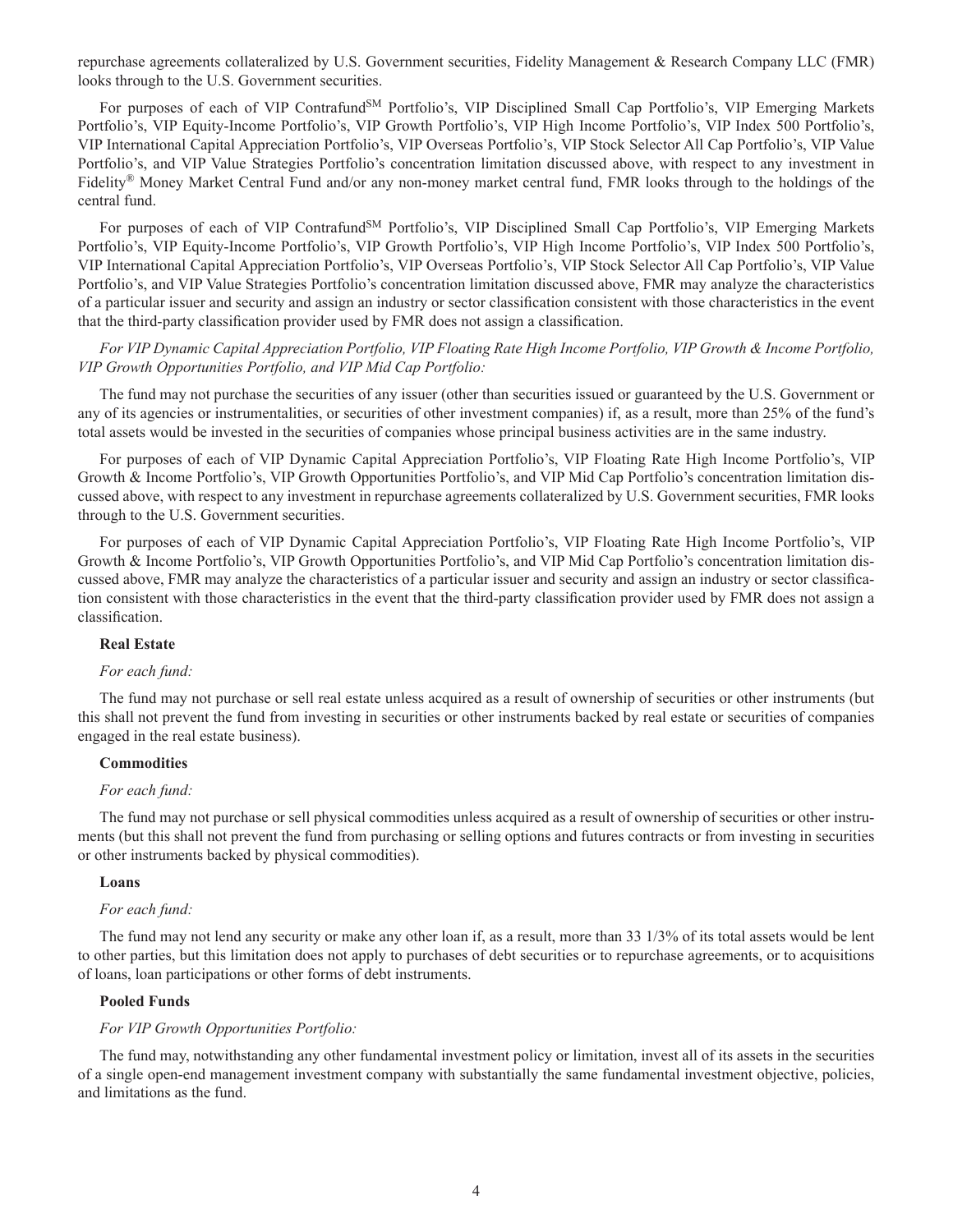repurchase agreements collateralized by U.S. Government securities, Fidelity Management & Research Company LLC (FMR) looks through to the U.S. Government securities.

For purposes of each of VIP Contrafund[SM] Portfolio's, VIP Disciplined Small Cap Portfolio's, VIP Emerging Markets Portfolio's, VIP Equity-Income Portfolio's, VIP Growth Portfolio's, VIP High Income Portfolio's, VIP Index 500 Portfolio's, VIP International Capital Appreciation Portfolio's, VIP Overseas Portfolio's, VIP Stock Selector All Cap Portfolio's, VIP Value Portfolio's, and VIP Value Strategies Portfolio's concentration limitation discussed above, with respect to any investment in Fidelity® Money Market Central Fund and/or any non-money market central fund, FMR looks through to the holdings of the central fund.

For purposes of each of VIP Contrafund[SM] Portfolio's, VIP Disciplined Small Cap Portfolio's, VIP Emerging Markets Portfolio's, VIP Equity-Income Portfolio's, VIP Growth Portfolio's, VIP High Income Portfolio's, VIP Index 500 Portfolio's, VIP International Capital Appreciation Portfolio's, VIP Overseas Portfolio's, VIP Stock Selector All Cap Portfolio's, VIP Value Portfolio's, and VIP Value Strategies Portfolio's concentration limitation discussed above, FMR may analyze the characteristics of a particular issuer and security and assign an industry or sector classification consistent with those characteristics in the event that the third-party classification provider used by FMR does not assign a classification.

*For VIP Dynamic Capital Appreciation Portfolio, VIP Floating Rate High Income Portfolio, VIP Growth & Income Portfolio, VIP Growth Opportunities Portfolio, and VIP Mid Cap Portfolio:*

The fund may not purchase the securities of any issuer (other than securities issued or guaranteed by the U.S. Government or any of its agencies or instrumentalities, or securities of other investment companies) if, as a result, more than 25% of the fund's total assets would be invested in the securities of companies whose principal business activities are in the same industry.

For purposes of each of VIP Dynamic Capital Appreciation Portfolio's, VIP Floating Rate High Income Portfolio's, VIP Growth & Income Portfolio's, VIP Growth Opportunities Portfolio's, and VIP Mid Cap Portfolio's concentration limitation discussed above, with respect to any investment in repurchase agreements collateralized by U.S. Government securities, FMR looks through to the U.S. Government securities.

For purposes of each of VIP Dynamic Capital Appreciation Portfolio's, VIP Floating Rate High Income Portfolio's, VIP Growth & Income Portfolio's, VIP Growth Opportunities Portfolio's, and VIP Mid Cap Portfolio's concentration limitation discussed above, FMR may analyze the characteristics of a particular issuer and security and assign an industry or sector classification consistent with those characteristics in the event that the third-party classification provider used by FMR does not assign a classification.

**Real Estate**

*For each fund:*

The fund may not purchase or sell real estate unless acquired as a result of ownership of securities or other instruments (but this shall not prevent the fund from investing in securities or other instruments backed by real estate or securities of companies engaged in the real estate business).

**Commodities**

*For each fund:*

The fund may not purchase or sell physical commodities unless acquired as a result of ownership of securities or other instruments (but this shall not prevent the fund from purchasing or selling options and futures contracts or from investing in securities or other instruments backed by physical commodities).

**Loans**

*For each fund:*

The fund may not lend any security or make any other loan if, as a result, more than 33 1/3% of its total assets would be lent to other parties, but this limitation does not apply to purchases of debt securities or to repurchase agreements, or to acquisitions of loans, loan participations or other forms of debt instruments.

**Pooled Funds**

*For VIP Growth Opportunities Portfolio:*

The fund may, notwithstanding any other fundamental investment policy or limitation, invest all of its assets in the securities of a single open-end management investment company with substantially the same fundamental investment objective, policies, and limitations as the fund.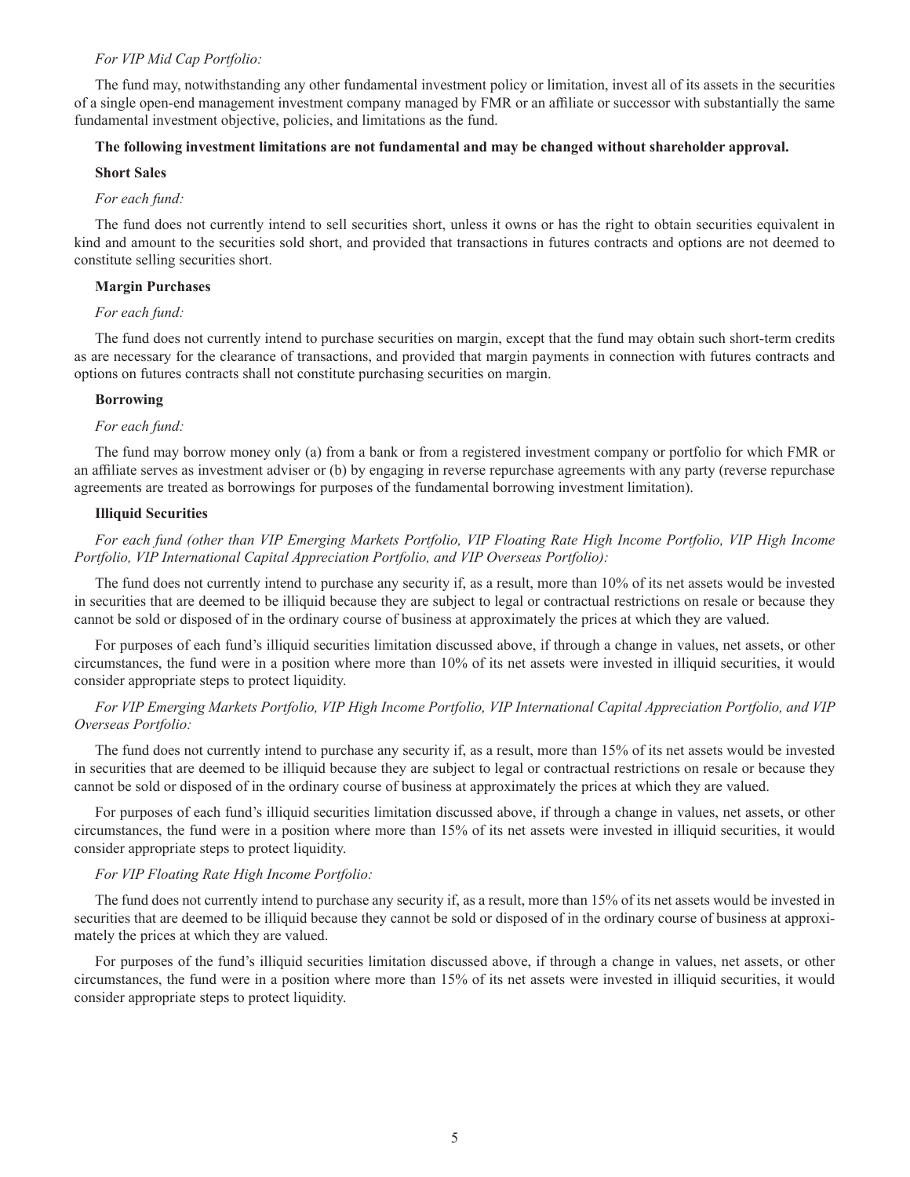*For VIP Mid Cap Portfolio:*

The fund may, notwithstanding any other fundamental investment policy or limitation, invest all of its assets in the securities of a single open-end management investment company managed by FMR or an affiliate or successor with substantially the same fundamental investment objective, policies, and limitations as the fund.

**The following investment limitations are not fundamental and may be changed without shareholder approval.**

**Short Sales**

*For each fund:*

The fund does not currently intend to sell securities short, unless it owns or has the right to obtain securities equivalent in kind and amount to the securities sold short, and provided that transactions in futures contracts and options are not deemed to constitute selling securities short.

**Margin Purchases**

*For each fund:*

The fund does not currently intend to purchase securities on margin, except that the fund may obtain such short-term credits as are necessary for the clearance of transactions, and provided that margin payments in connection with futures contracts and options on futures contracts shall not constitute purchasing securities on margin.

**Borrowing**

*For each fund:*

The fund may borrow money only (a) from a bank or from a registered investment company or portfolio for which FMR or an affiliate serves as investment adviser or (b) by engaging in reverse repurchase agreements with any party (reverse repurchase agreements are treated as borrowings for purposes of the fundamental borrowing investment limitation).

**Illiquid Securities**

*For each fund (other than VIP Emerging Markets Portfolio, VIP Floating Rate High Income Portfolio, VIP High Income Portfolio, VIP International Capital Appreciation Portfolio, and VIP Overseas Portfolio):*

The fund does not currently intend to purchase any security if, as a result, more than 10% of its net assets would be invested in securities that are deemed to be illiquid because they are subject to legal or contractual restrictions on resale or because they cannot be sold or disposed of in the ordinary course of business at approximately the prices at which they are valued.

For purposes of each fund's illiquid securities limitation discussed above, if through a change in values, net assets, or other circumstances, the fund were in a position where more than 10% of its net assets were invested in illiquid securities, it would consider appropriate steps to protect liquidity.

*For VIP Emerging Markets Portfolio, VIP High Income Portfolio, VIP International Capital Appreciation Portfolio, and VIP Overseas Portfolio:*

The fund does not currently intend to purchase any security if, as a result, more than 15% of its net assets would be invested in securities that are deemed to be illiquid because they are subject to legal or contractual restrictions on resale or because they cannot be sold or disposed of in the ordinary course of business at approximately the prices at which they are valued.

For purposes of each fund's illiquid securities limitation discussed above, if through a change in values, net assets, or other circumstances, the fund were in a position where more than 15% of its net assets were invested in illiquid securities, it would consider appropriate steps to protect liquidity.

*For VIP Floating Rate High Income Portfolio:*

The fund does not currently intend to purchase any security if, as a result, more than 15% of its net assets would be invested in securities that are deemed to be illiquid because they cannot be sold or disposed of in the ordinary course of business at approximately the prices at which they are valued.

For purposes of the fund's illiquid securities limitation discussed above, if through a change in values, net assets, or other circumstances, the fund were in a position where more than 15% of its net assets were invested in illiquid securities, it would consider appropriate steps to protect liquidity.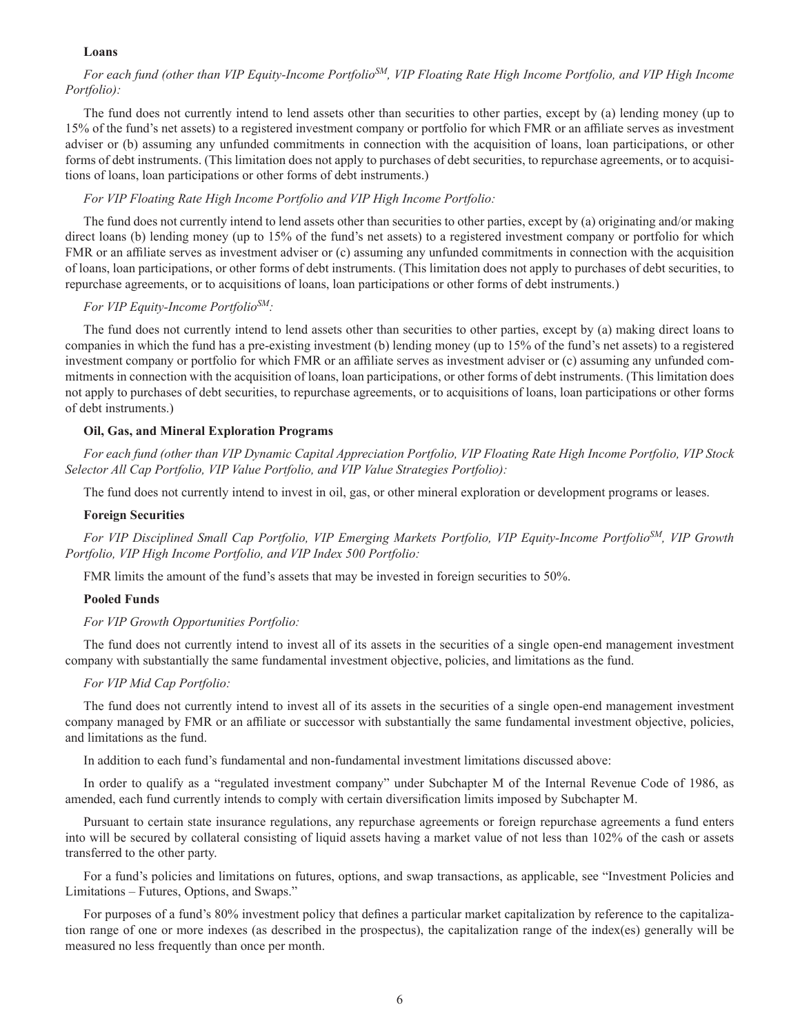**Loans**

*For each fund (other than VIP Equity-Income Portfolio[SM], VIP Floating Rate High Income Portfolio, and VIP High Income Portfolio):*

The fund does not currently intend to lend assets other than securities to other parties, except by (a) lending money (up to 15% of the fund's net assets) to a registered investment company or portfolio for which FMR or an affiliate serves as investment adviser or (b) assuming any unfunded commitments in connection with the acquisition of loans, loan participations, or other forms of debt instruments. (This limitation does not apply to purchases of debt securities, to repurchase agreements, or to acquisitions of loans, loan participations or other forms of debt instruments.)

*For VIP Floating Rate High Income Portfolio and VIP High Income Portfolio:*

The fund does not currently intend to lend assets other than securities to other parties, except by (a) originating and/or making direct loans (b) lending money (up to 15% of the fund's net assets) to a registered investment company or portfolio for which FMR or an affiliate serves as investment adviser or (c) assuming any unfunded commitments in connection with the acquisition of loans, loan participations, or other forms of debt instruments. (This limitation does not apply to purchases of debt securities, to repurchase agreements, or to acquisitions of loans, loan participations or other forms of debt instruments.)

*For VIP Equity-Income Portfolio[SM]:*

The fund does not currently intend to lend assets other than securities to other parties, except by (a) making direct loans to companies in which the fund has a pre-existing investment (b) lending money (up to 15% of the fund's net assets) to a registered investment company or portfolio for which FMR or an affiliate serves as investment adviser or (c) assuming any unfunded commitments in connection with the acquisition of loans, loan participations, or other forms of debt instruments. (This limitation does not apply to purchases of debt securities, to repurchase agreements, or to acquisitions of loans, loan participations or other forms of debt instruments.)

**Oil, Gas, and Mineral Exploration Programs**

*For each fund (other than VIP Dynamic Capital Appreciation Portfolio, VIP Floating Rate High Income Portfolio, VIP Stock Selector All Cap Portfolio, VIP Value Portfolio, and VIP Value Strategies Portfolio):*

The fund does not currently intend to invest in oil, gas, or other mineral exploration or development programs or leases.

**Foreign Securities**

*For VIP Disciplined Small Cap Portfolio, VIP Emerging Markets Portfolio, VIP Equity-Income Portfolio[SM], VIP Growth Portfolio, VIP High Income Portfolio, and VIP Index 500 Portfolio:*

FMR limits the amount of the fund's assets that may be invested in foreign securities to 50%.

**Pooled Funds**

*For VIP Growth Opportunities Portfolio:*

The fund does not currently intend to invest all of its assets in the securities of a single open-end management investment company with substantially the same fundamental investment objective, policies, and limitations as the fund.

*For VIP Mid Cap Portfolio:*

The fund does not currently intend to invest all of its assets in the securities of a single open-end management investment company managed by FMR or an affiliate or successor with substantially the same fundamental investment objective, policies, and limitations as the fund.

In addition to each fund's fundamental and non-fundamental investment limitations discussed above:

In order to qualify as a "regulated investment company" under Subchapter M of the Internal Revenue Code of 1986, as amended, each fund currently intends to comply with certain diversification limits imposed by Subchapter M.

Pursuant to certain state insurance regulations, any repurchase agreements or foreign repurchase agreements a fund enters into will be secured by collateral consisting of liquid assets having a market value of not less than 102% of the cash or assets transferred to the other party.

For a fund's policies and limitations on futures, options, and swap transactions, as applicable, see "Investment Policies and Limitations – Futures, Options, and Swaps."

For purposes of a fund's 80% investment policy that defines a particular market capitalization by reference to the capitalization range of one or more indexes (as described in the prospectus), the capitalization range of the index(es) generally will be measured no less frequently than once per month.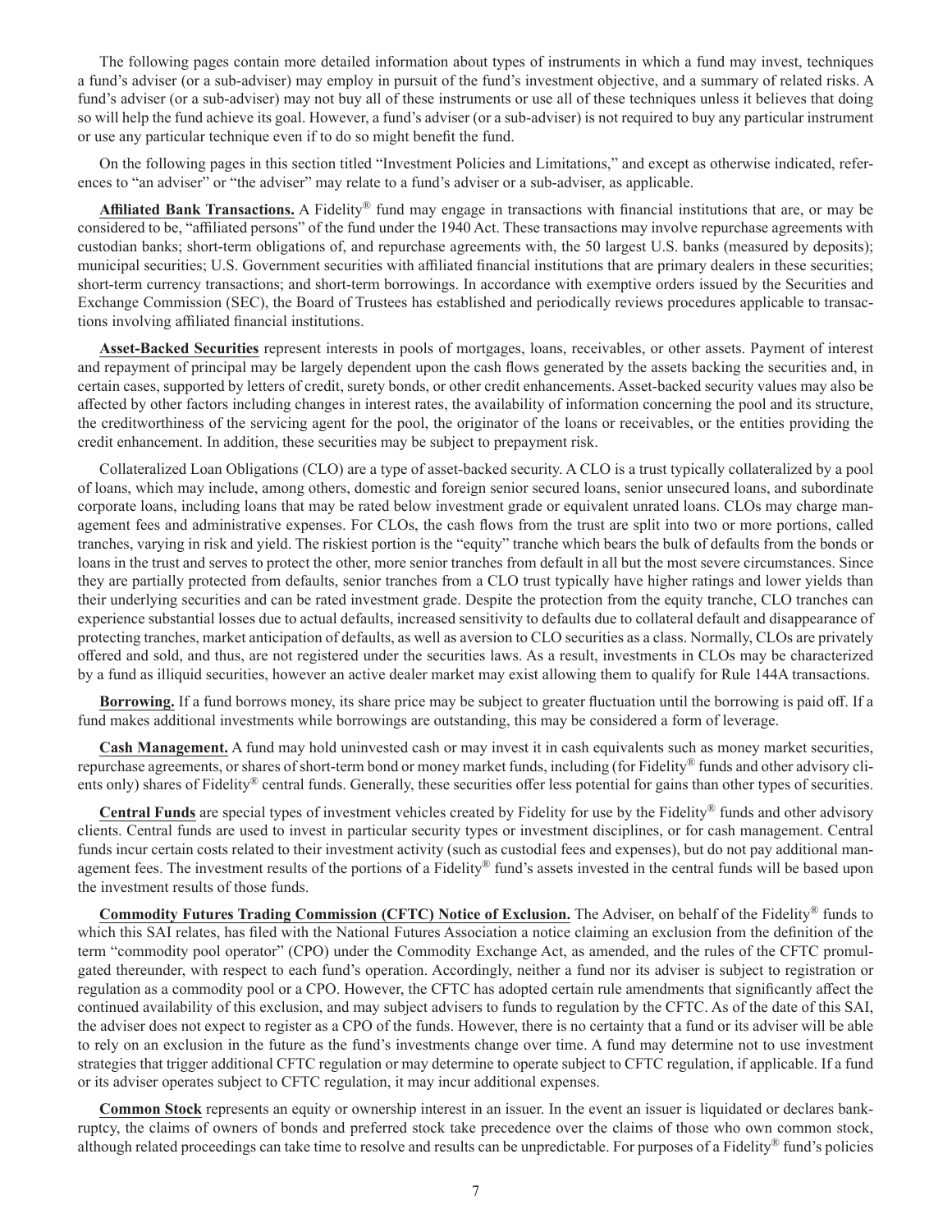The following pages contain more detailed information about types of instruments in which a fund may invest, techniques a fund's adviser (or a sub-adviser) may employ in pursuit of the fund's investment objective, and a summary of related risks. A fund's adviser (or a sub-adviser) may not buy all of these instruments or use all of these techniques unless it believes that doing so will help the fund achieve its goal. However, a fund's adviser (or a sub-adviser) is not required to buy any particular instrument or use any particular technique even if to do so might benefit the fund.

On the following pages in this section titled "Investment Policies and Limitations," and except as otherwise indicated, references to "an adviser" or "the adviser" may relate to a fund's adviser or a sub-adviser, as applicable.

**Affiliated Bank Transactions.** A Fidelity® fund may engage in transactions with financial institutions that are, or may be considered to be, "affiliated persons" of the fund under the 1940 Act. These transactions may involve repurchase agreements with custodian banks; short-term obligations of, and repurchase agreements with, the 50 largest U.S. banks (measured by deposits); municipal securities; U.S. Government securities with affiliated financial institutions that are primary dealers in these securities; short-term currency transactions; and short-term borrowings. In accordance with exemptive orders issued by the Securities and Exchange Commission (SEC), the Board of Trustees has established and periodically reviews procedures applicable to transactions involving affiliated financial institutions.

**Asset-Backed Securities** represent interests in pools of mortgages, loans, receivables, or other assets. Payment of interest and repayment of principal may be largely dependent upon the cash flows generated by the assets backing the securities and, in certain cases, supported by letters of credit, surety bonds, or other credit enhancements. Asset-backed security values may also be affected by other factors including changes in interest rates, the availability of information concerning the pool and its structure, the creditworthiness of the servicing agent for the pool, the originator of the loans or receivables, or the entities providing the credit enhancement. In addition, these securities may be subject to prepayment risk.

Collateralized Loan Obligations (CLO) are a type of asset-backed security. A CLO is a trust typically collateralized by a pool of loans, which may include, among others, domestic and foreign senior secured loans, senior unsecured loans, and subordinate corporate loans, including loans that may be rated below investment grade or equivalent unrated loans. CLOs may charge management fees and administrative expenses. For CLOs, the cash flows from the trust are split into two or more portions, called tranches, varying in risk and yield. The riskiest portion is the "equity" tranche which bears the bulk of defaults from the bonds or loans in the trust and serves to protect the other, more senior tranches from default in all but the most severe circumstances. Since they are partially protected from defaults, senior tranches from a CLO trust typically have higher ratings and lower yields than their underlying securities and can be rated investment grade. Despite the protection from the equity tranche, CLO tranches can experience substantial losses due to actual defaults, increased sensitivity to defaults due to collateral default and disappearance of protecting tranches, market anticipation of defaults, as well as aversion to CLO securities as a class. Normally, CLOs are privately offered and sold, and thus, are not registered under the securities laws. As a result, investments in CLOs may be characterized by a fund as illiquid securities, however an active dealer market may exist allowing them to qualify for Rule 144A transactions.

**Borrowing.** If a fund borrows money, its share price may be subject to greater fluctuation until the borrowing is paid off. If a fund makes additional investments while borrowings are outstanding, this may be considered a form of leverage.

**Cash Management.** A fund may hold uninvested cash or may invest it in cash equivalents such as money market securities, repurchase agreements, or shares of short-term bond or money market funds, including (for Fidelity® funds and other advisory clients only) shares of Fidelity® central funds. Generally, these securities offer less potential for gains than other types of securities.

**Central Funds** are special types of investment vehicles created by Fidelity for use by the Fidelity® funds and other advisory clients. Central funds are used to invest in particular security types or investment disciplines, or for cash management. Central funds incur certain costs related to their investment activity (such as custodial fees and expenses), but do not pay additional management fees. The investment results of the portions of a Fidelity® fund's assets invested in the central funds will be based upon the investment results of those funds.

**Commodity Futures Trading Commission (CFTC) Notice of Exclusion.** The Adviser, on behalf of the Fidelity® funds to which this SAI relates, has filed with the National Futures Association a notice claiming an exclusion from the definition of the term "commodity pool operator" (CPO) under the Commodity Exchange Act, as amended, and the rules of the CFTC promulgated thereunder, with respect to each fund's operation. Accordingly, neither a fund nor its adviser is subject to registration or regulation as a commodity pool or a CPO. However, the CFTC has adopted certain rule amendments that significantly affect the continued availability of this exclusion, and may subject advisers to funds to regulation by the CFTC. As of the date of this SAI, the adviser does not expect to register as a CPO of the funds. However, there is no certainty that a fund or its adviser will be able to rely on an exclusion in the future as the fund's investments change over time. A fund may determine not to use investment strategies that trigger additional CFTC regulation or may determine to operate subject to CFTC regulation, if applicable. If a fund or its adviser operates subject to CFTC regulation, it may incur additional expenses.

**Common Stock** represents an equity or ownership interest in an issuer. In the event an issuer is liquidated or declares bankruptcy, the claims of owners of bonds and preferred stock take precedence over the claims of those who own common stock, although related proceedings can take time to resolve and results can be unpredictable. For purposes of a Fidelity® fund's policies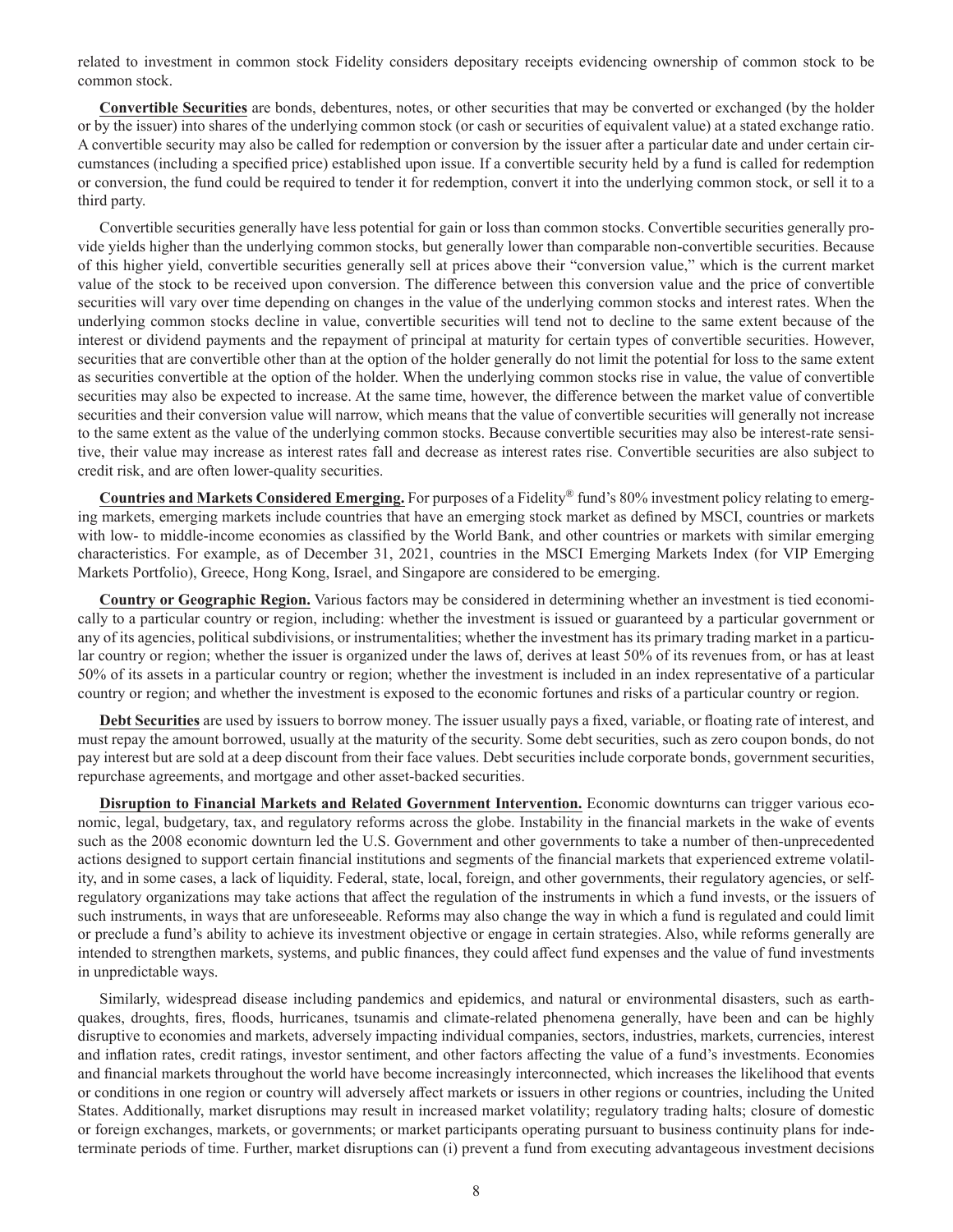related to investment in common stock Fidelity considers depositary receipts evidencing ownership of common stock to be common stock.

**Convertible Securities** are bonds, debentures, notes, or other securities that may be converted or exchanged (by the holder or by the issuer) into shares of the underlying common stock (or cash or securities of equivalent value) at a stated exchange ratio. A convertible security may also be called for redemption or conversion by the issuer after a particular date and under certain circumstances (including a specified price) established upon issue. If a convertible security held by a fund is called for redemption or conversion, the fund could be required to tender it for redemption, convert it into the underlying common stock, or sell it to a third party.

Convertible securities generally have less potential for gain or loss than common stocks. Convertible securities generally provide yields higher than the underlying common stocks, but generally lower than comparable non-convertible securities. Because of this higher yield, convertible securities generally sell at prices above their "conversion value," which is the current market value of the stock to be received upon conversion. The difference between this conversion value and the price of convertible securities will vary over time depending on changes in the value of the underlying common stocks and interest rates. When the underlying common stocks decline in value, convertible securities will tend not to decline to the same extent because of the interest or dividend payments and the repayment of principal at maturity for certain types of convertible securities. However, securities that are convertible other than at the option of the holder generally do not limit the potential for loss to the same extent as securities convertible at the option of the holder. When the underlying common stocks rise in value, the value of convertible securities may also be expected to increase. At the same time, however, the difference between the market value of convertible securities and their conversion value will narrow, which means that the value of convertible securities will generally not increase to the same extent as the value of the underlying common stocks. Because convertible securities may also be interest-rate sensitive, their value may increase as interest rates fall and decrease as interest rates rise. Convertible securities are also subject to credit risk, and are often lower-quality securities.

**Countries and Markets Considered Emerging.** For purposes of a Fidelity® fund's 80% investment policy relating to emerging markets, emerging markets include countries that have an emerging stock market as defined by MSCI, countries or markets with low- to middle-income economies as classified by the World Bank, and other countries or markets with similar emerging characteristics. For example, as of December 31, 2021, countries in the MSCI Emerging Markets Index (for VIP Emerging Markets Portfolio), Greece, Hong Kong, Israel, and Singapore are considered to be emerging.

**Country or Geographic Region.** Various factors may be considered in determining whether an investment is tied economically to a particular country or region, including: whether the investment is issued or guaranteed by a particular government or any of its agencies, political subdivisions, or instrumentalities; whether the investment has its primary trading market in a particular country or region; whether the issuer is organized under the laws of, derives at least 50% of its revenues from, or has at least 50% of its assets in a particular country or region; whether the investment is included in an index representative of a particular country or region; and whether the investment is exposed to the economic fortunes and risks of a particular country or region.

**Debt Securities** are used by issuers to borrow money. The issuer usually pays a fixed, variable, or floating rate of interest, and must repay the amount borrowed, usually at the maturity of the security. Some debt securities, such as zero coupon bonds, do not pay interest but are sold at a deep discount from their face values. Debt securities include corporate bonds, government securities, repurchase agreements, and mortgage and other asset-backed securities.

**Disruption to Financial Markets and Related Government Intervention.** Economic downturns can trigger various economic, legal, budgetary, tax, and regulatory reforms across the globe. Instability in the financial markets in the wake of events such as the 2008 economic downturn led the U.S. Government and other governments to take a number of then-unprecedented actions designed to support certain financial institutions and segments of the financial markets that experienced extreme volatility, and in some cases, a lack of liquidity. Federal, state, local, foreign, and other governments, their regulatory agencies, or self-regulatory organizations may take actions that affect the regulation of the instruments in which a fund invests, or the issuers of such instruments, in ways that are unforeseeable. Reforms may also change the way in which a fund is regulated and could limit or preclude a fund's ability to achieve its investment objective or engage in certain strategies. Also, while reforms generally are intended to strengthen markets, systems, and public finances, they could affect fund expenses and the value of fund investments in unpredictable ways.

Similarly, widespread disease including pandemics and epidemics, and natural or environmental disasters, such as earthquakes, droughts, fires, floods, hurricanes, tsunamis and climate-related phenomena generally, have been and can be highly disruptive to economies and markets, adversely impacting individual companies, sectors, industries, markets, currencies, interest and inflation rates, credit ratings, investor sentiment, and other factors affecting the value of a fund's investments. Economies and financial markets throughout the world have become increasingly interconnected, which increases the likelihood that events or conditions in one region or country will adversely affect markets or issuers in other regions or countries, including the United States. Additionally, market disruptions may result in increased market volatility; regulatory trading halts; closure of domestic or foreign exchanges, markets, or governments; or market participants operating pursuant to business continuity plans for indeterminate periods of time. Further, market disruptions can (i) prevent a fund from executing advantageous investment decisions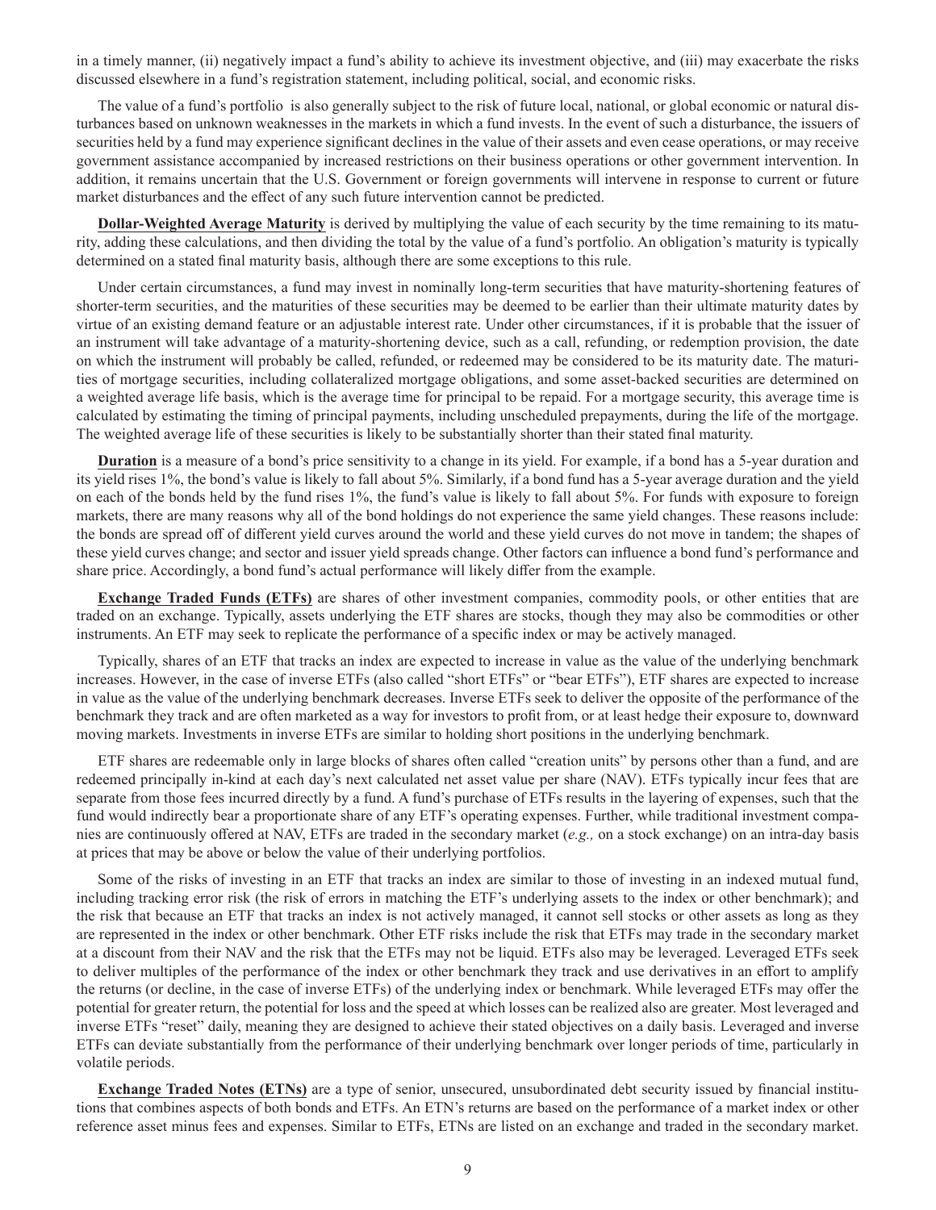in a timely manner, (ii) negatively impact a fund's ability to achieve its investment objective, and (iii) may exacerbate the risks discussed elsewhere in a fund's registration statement, including political, social, and economic risks.

The value of a fund's portfolio is also generally subject to the risk of future local, national, or global economic or natural disturbances based on unknown weaknesses in the markets in which a fund invests. In the event of such a disturbance, the issuers of securities held by a fund may experience significant declines in the value of their assets and even cease operations, or may receive government assistance accompanied by increased restrictions on their business operations or other government intervention. In addition, it remains uncertain that the U.S. Government or foreign governments will intervene in response to current or future market disturbances and the effect of any such future intervention cannot be predicted.

**Dollar-Weighted Average Maturity** is derived by multiplying the value of each security by the time remaining to its maturity, adding these calculations, and then dividing the total by the value of a fund's portfolio. An obligation's maturity is typically determined on a stated final maturity basis, although there are some exceptions to this rule.

Under certain circumstances, a fund may invest in nominally long-term securities that have maturity-shortening features of shorter-term securities, and the maturities of these securities may be deemed to be earlier than their ultimate maturity dates by virtue of an existing demand feature or an adjustable interest rate. Under other circumstances, if it is probable that the issuer of an instrument will take advantage of a maturity-shortening device, such as a call, refunding, or redemption provision, the date on which the instrument will probably be called, refunded, or redeemed may be considered to be its maturity date. The maturities of mortgage securities, including collateralized mortgage obligations, and some asset-backed securities are determined on a weighted average life basis, which is the average time for principal to be repaid. For a mortgage security, this average time is calculated by estimating the timing of principal payments, including unscheduled prepayments, during the life of the mortgage. The weighted average life of these securities is likely to be substantially shorter than their stated final maturity.

**Duration** is a measure of a bond's price sensitivity to a change in its yield. For example, if a bond has a 5-year duration and its yield rises 1%, the bond's value is likely to fall about 5%. Similarly, if a bond fund has a 5-year average duration and the yield on each of the bonds held by the fund rises 1%, the fund's value is likely to fall about 5%. For funds with exposure to foreign markets, there are many reasons why all of the bond holdings do not experience the same yield changes. These reasons include: the bonds are spread off of different yield curves around the world and these yield curves do not move in tandem; the shapes of these yield curves change; and sector and issuer yield spreads change. Other factors can influence a bond fund's performance and share price. Accordingly, a bond fund's actual performance will likely differ from the example.

**Exchange Traded Funds (ETFs)** are shares of other investment companies, commodity pools, or other entities that are traded on an exchange. Typically, assets underlying the ETF shares are stocks, though they may also be commodities or other instruments. An ETF may seek to replicate the performance of a specific index or may be actively managed.

Typically, shares of an ETF that tracks an index are expected to increase in value as the value of the underlying benchmark increases. However, in the case of inverse ETFs (also called "short ETFs" or "bear ETFs"), ETF shares are expected to increase in value as the value of the underlying benchmark decreases. Inverse ETFs seek to deliver the opposite of the performance of the benchmark they track and are often marketed as a way for investors to profit from, or at least hedge their exposure to, downward moving markets. Investments in inverse ETFs are similar to holding short positions in the underlying benchmark.

ETF shares are redeemable only in large blocks of shares often called "creation units" by persons other than a fund, and are redeemed principally in-kind at each day's next calculated net asset value per share (NAV). ETFs typically incur fees that are separate from those fees incurred directly by a fund. A fund's purchase of ETFs results in the layering of expenses, such that the fund would indirectly bear a proportionate share of any ETF's operating expenses. Further, while traditional investment companies are continuously offered at NAV, ETFs are traded in the secondary market (*e.g.,* on a stock exchange) on an intra-day basis at prices that may be above or below the value of their underlying portfolios.

Some of the risks of investing in an ETF that tracks an index are similar to those of investing in an indexed mutual fund, including tracking error risk (the risk of errors in matching the ETF's underlying assets to the index or other benchmark); and the risk that because an ETF that tracks an index is not actively managed, it cannot sell stocks or other assets as long as they are represented in the index or other benchmark. Other ETF risks include the risk that ETFs may trade in the secondary market at a discount from their NAV and the risk that the ETFs may not be liquid. ETFs also may be leveraged. Leveraged ETFs seek to deliver multiples of the performance of the index or other benchmark they track and use derivatives in an effort to amplify the returns (or decline, in the case of inverse ETFs) of the underlying index or benchmark. While leveraged ETFs may offer the potential for greater return, the potential for loss and the speed at which losses can be realized also are greater. Most leveraged and inverse ETFs "reset" daily, meaning they are designed to achieve their stated objectives on a daily basis. Leveraged and inverse ETFs can deviate substantially from the performance of their underlying benchmark over longer periods of time, particularly in volatile periods.

**Exchange Traded Notes (ETNs)** are a type of senior, unsecured, unsubordinated debt security issued by financial institutions that combines aspects of both bonds and ETFs. An ETN's returns are based on the performance of a market index or other reference asset minus fees and expenses. Similar to ETFs, ETNs are listed on an exchange and traded in the secondary market.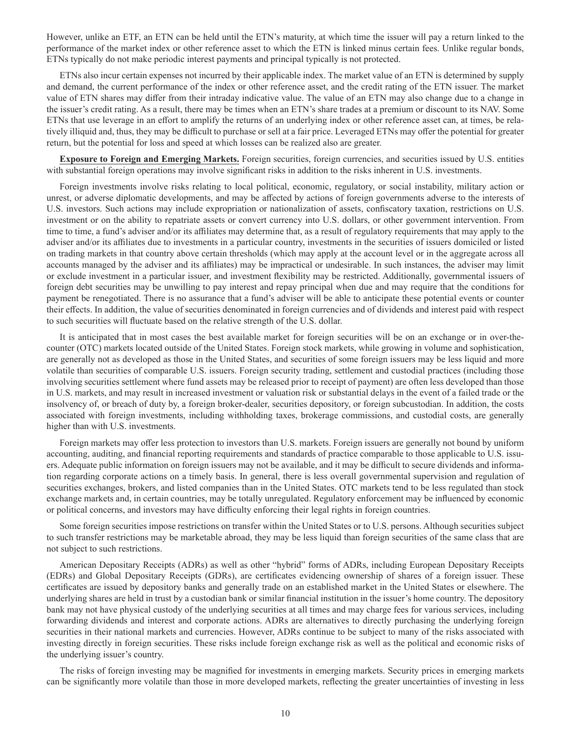However, unlike an ETF, an ETN can be held until the ETN's maturity, at which time the issuer will pay a return linked to the performance of the market index or other reference asset to which the ETN is linked minus certain fees. Unlike regular bonds, ETNs typically do not make periodic interest payments and principal typically is not protected.

ETNs also incur certain expenses not incurred by their applicable index. The market value of an ETN is determined by supply and demand, the current performance of the index or other reference asset, and the credit rating of the ETN issuer. The market value of ETN shares may differ from their intraday indicative value. The value of an ETN may also change due to a change in the issuer's credit rating. As a result, there may be times when an ETN's share trades at a premium or discount to its NAV. Some ETNs that use leverage in an effort to amplify the returns of an underlying index or other reference asset can, at times, be relatively illiquid and, thus, they may be difficult to purchase or sell at a fair price. Leveraged ETNs may offer the potential for greater return, but the potential for loss and speed at which losses can be realized also are greater.

**Exposure to Foreign and Emerging Markets.** Foreign securities, foreign currencies, and securities issued by U.S. entities with substantial foreign operations may involve significant risks in addition to the risks inherent in U.S. investments.

Foreign investments involve risks relating to local political, economic, regulatory, or social instability, military action or unrest, or adverse diplomatic developments, and may be affected by actions of foreign governments adverse to the interests of U.S. investors. Such actions may include expropriation or nationalization of assets, confiscatory taxation, restrictions on U.S. investment or on the ability to repatriate assets or convert currency into U.S. dollars, or other government intervention. From time to time, a fund's adviser and/or its affiliates may determine that, as a result of regulatory requirements that may apply to the adviser and/or its affiliates due to investments in a particular country, investments in the securities of issuers domiciled or listed on trading markets in that country above certain thresholds (which may apply at the account level or in the aggregate across all accounts managed by the adviser and its affiliates) may be impractical or undesirable. In such instances, the adviser may limit or exclude investment in a particular issuer, and investment flexibility may be restricted. Additionally, governmental issuers of foreign debt securities may be unwilling to pay interest and repay principal when due and may require that the conditions for payment be renegotiated. There is no assurance that a fund's adviser will be able to anticipate these potential events or counter their effects. In addition, the value of securities denominated in foreign currencies and of dividends and interest paid with respect to such securities will fluctuate based on the relative strength of the U.S. dollar.

It is anticipated that in most cases the best available market for foreign securities will be on an exchange or in over-the-counter (OTC) markets located outside of the United States. Foreign stock markets, while growing in volume and sophistication, are generally not as developed as those in the United States, and securities of some foreign issuers may be less liquid and more volatile than securities of comparable U.S. issuers. Foreign security trading, settlement and custodial practices (including those involving securities settlement where fund assets may be released prior to receipt of payment) are often less developed than those in U.S. markets, and may result in increased investment or valuation risk or substantial delays in the event of a failed trade or the insolvency of, or breach of duty by, a foreign broker-dealer, securities depository, or foreign subcustodian. In addition, the costs associated with foreign investments, including withholding taxes, brokerage commissions, and custodial costs, are generally higher than with U.S. investments.

Foreign markets may offer less protection to investors than U.S. markets. Foreign issuers are generally not bound by uniform accounting, auditing, and financial reporting requirements and standards of practice comparable to those applicable to U.S. issuers. Adequate public information on foreign issuers may not be available, and it may be difficult to secure dividends and information regarding corporate actions on a timely basis. In general, there is less overall governmental supervision and regulation of securities exchanges, brokers, and listed companies than in the United States. OTC markets tend to be less regulated than stock exchange markets and, in certain countries, may be totally unregulated. Regulatory enforcement may be influenced by economic or political concerns, and investors may have difficulty enforcing their legal rights in foreign countries.

Some foreign securities impose restrictions on transfer within the United States or to U.S. persons. Although securities subject to such transfer restrictions may be marketable abroad, they may be less liquid than foreign securities of the same class that are not subject to such restrictions.

American Depositary Receipts (ADRs) as well as other "hybrid" forms of ADRs, including European Depositary Receipts (EDRs) and Global Depositary Receipts (GDRs), are certificates evidencing ownership of shares of a foreign issuer. These certificates are issued by depository banks and generally trade on an established market in the United States or elsewhere. The underlying shares are held in trust by a custodian bank or similar financial institution in the issuer's home country. The depository bank may not have physical custody of the underlying securities at all times and may charge fees for various services, including forwarding dividends and interest and corporate actions. ADRs are alternatives to directly purchasing the underlying foreign securities in their national markets and currencies. However, ADRs continue to be subject to many of the risks associated with investing directly in foreign securities. These risks include foreign exchange risk as well as the political and economic risks of the underlying issuer's country.

The risks of foreign investing may be magnified for investments in emerging markets. Security prices in emerging markets can be significantly more volatile than those in more developed markets, reflecting the greater uncertainties of investing in less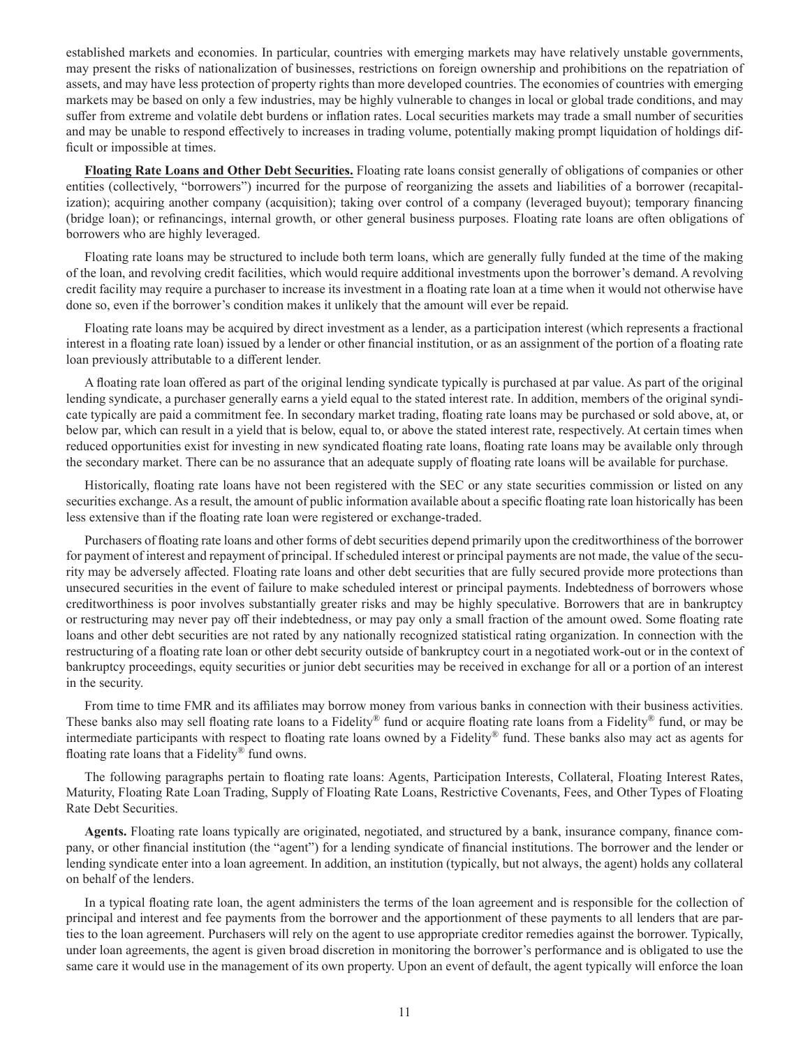established markets and economies. In particular, countries with emerging markets may have relatively unstable governments, may present the risks of nationalization of businesses, restrictions on foreign ownership and prohibitions on the repatriation of assets, and may have less protection of property rights than more developed countries. The economies of countries with emerging markets may be based on only a few industries, may be highly vulnerable to changes in local or global trade conditions, and may suffer from extreme and volatile debt burdens or inflation rates. Local securities markets may trade a small number of securities and may be unable to respond effectively to increases in trading volume, potentially making prompt liquidation of holdings difficult or impossible at times.

**Floating Rate Loans and Other Debt Securities.** Floating rate loans consist generally of obligations of companies or other entities (collectively, "borrowers") incurred for the purpose of reorganizing the assets and liabilities of a borrower (recapitalization); acquiring another company (acquisition); taking over control of a company (leveraged buyout); temporary financing (bridge loan); or refinancings, internal growth, or other general business purposes. Floating rate loans are often obligations of borrowers who are highly leveraged.

Floating rate loans may be structured to include both term loans, which are generally fully funded at the time of the making of the loan, and revolving credit facilities, which would require additional investments upon the borrower's demand. A revolving credit facility may require a purchaser to increase its investment in a floating rate loan at a time when it would not otherwise have done so, even if the borrower's condition makes it unlikely that the amount will ever be repaid.

Floating rate loans may be acquired by direct investment as a lender, as a participation interest (which represents a fractional interest in a floating rate loan) issued by a lender or other financial institution, or as an assignment of the portion of a floating rate loan previously attributable to a different lender.

A floating rate loan offered as part of the original lending syndicate typically is purchased at par value. As part of the original lending syndicate, a purchaser generally earns a yield equal to the stated interest rate. In addition, members of the original syndicate typically are paid a commitment fee. In secondary market trading, floating rate loans may be purchased or sold above, at, or below par, which can result in a yield that is below, equal to, or above the stated interest rate, respectively. At certain times when reduced opportunities exist for investing in new syndicated floating rate loans, floating rate loans may be available only through the secondary market. There can be no assurance that an adequate supply of floating rate loans will be available for purchase.

Historically, floating rate loans have not been registered with the SEC or any state securities commission or listed on any securities exchange. As a result, the amount of public information available about a specific floating rate loan historically has been less extensive than if the floating rate loan were registered or exchange-traded.

Purchasers of floating rate loans and other forms of debt securities depend primarily upon the creditworthiness of the borrower for payment of interest and repayment of principal. If scheduled interest or principal payments are not made, the value of the security may be adversely affected. Floating rate loans and other debt securities that are fully secured provide more protections than unsecured securities in the event of failure to make scheduled interest or principal payments. Indebtedness of borrowers whose creditworthiness is poor involves substantially greater risks and may be highly speculative. Borrowers that are in bankruptcy or restructuring may never pay off their indebtedness, or may pay only a small fraction of the amount owed. Some floating rate loans and other debt securities are not rated by any nationally recognized statistical rating organization. In connection with the restructuring of a floating rate loan or other debt security outside of bankruptcy court in a negotiated work-out or in the context of bankruptcy proceedings, equity securities or junior debt securities may be received in exchange for all or a portion of an interest in the security.

From time to time FMR and its affiliates may borrow money from various banks in connection with their business activities. These banks also may sell floating rate loans to a Fidelity® fund or acquire floating rate loans from a Fidelity® fund, or may be intermediate participants with respect to floating rate loans owned by a Fidelity® fund. These banks also may act as agents for floating rate loans that a Fidelity® fund owns.

The following paragraphs pertain to floating rate loans: Agents, Participation Interests, Collateral, Floating Interest Rates, Maturity, Floating Rate Loan Trading, Supply of Floating Rate Loans, Restrictive Covenants, Fees, and Other Types of Floating Rate Debt Securities.

**Agents.** Floating rate loans typically are originated, negotiated, and structured by a bank, insurance company, finance company, or other financial institution (the "agent") for a lending syndicate of financial institutions. The borrower and the lender or lending syndicate enter into a loan agreement. In addition, an institution (typically, but not always, the agent) holds any collateral on behalf of the lenders.

In a typical floating rate loan, the agent administers the terms of the loan agreement and is responsible for the collection of principal and interest and fee payments from the borrower and the apportionment of these payments to all lenders that are parties to the loan agreement. Purchasers will rely on the agent to use appropriate creditor remedies against the borrower. Typically, under loan agreements, the agent is given broad discretion in monitoring the borrower's performance and is obligated to use the same care it would use in the management of its own property. Upon an event of default, the agent typically will enforce the loan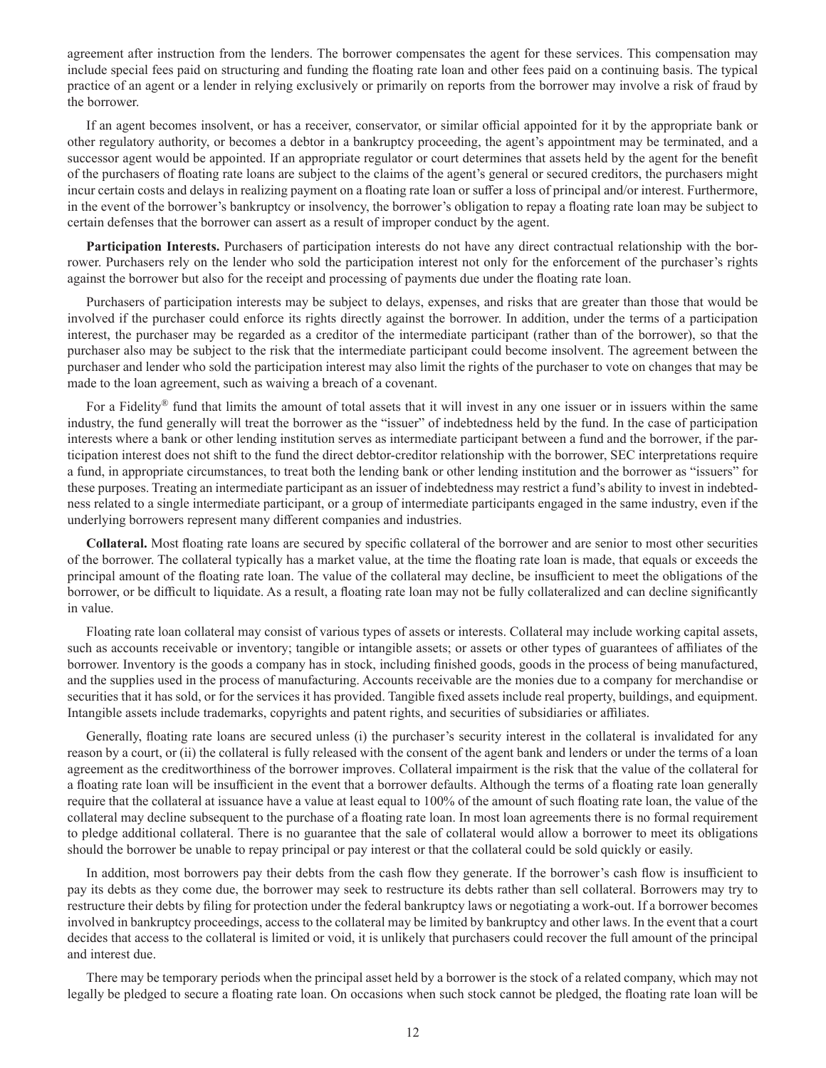agreement after instruction from the lenders. The borrower compensates the agent for these services. This compensation may include special fees paid on structuring and funding the floating rate loan and other fees paid on a continuing basis. The typical practice of an agent or a lender in relying exclusively or primarily on reports from the borrower may involve a risk of fraud by the borrower.

If an agent becomes insolvent, or has a receiver, conservator, or similar official appointed for it by the appropriate bank or other regulatory authority, or becomes a debtor in a bankruptcy proceeding, the agent's appointment may be terminated, and a successor agent would be appointed. If an appropriate regulator or court determines that assets held by the agent for the benefit of the purchasers of floating rate loans are subject to the claims of the agent's general or secured creditors, the purchasers might incur certain costs and delays in realizing payment on a floating rate loan or suffer a loss of principal and/or interest. Furthermore, in the event of the borrower's bankruptcy or insolvency, the borrower's obligation to repay a floating rate loan may be subject to certain defenses that the borrower can assert as a result of improper conduct by the agent.

**Participation Interests.** Purchasers of participation interests do not have any direct contractual relationship with the borrower. Purchasers rely on the lender who sold the participation interest not only for the enforcement of the purchaser's rights against the borrower but also for the receipt and processing of payments due under the floating rate loan.

Purchasers of participation interests may be subject to delays, expenses, and risks that are greater than those that would be involved if the purchaser could enforce its rights directly against the borrower. In addition, under the terms of a participation interest, the purchaser may be regarded as a creditor of the intermediate participant (rather than of the borrower), so that the purchaser also may be subject to the risk that the intermediate participant could become insolvent. The agreement between the purchaser and lender who sold the participation interest may also limit the rights of the purchaser to vote on changes that may be made to the loan agreement, such as waiving a breach of a covenant.

For a Fidelity® fund that limits the amount of total assets that it will invest in any one issuer or in issuers within the same industry, the fund generally will treat the borrower as the "issuer" of indebtedness held by the fund. In the case of participation interests where a bank or other lending institution serves as intermediate participant between a fund and the borrower, if the participation interest does not shift to the fund the direct debtor-creditor relationship with the borrower, SEC interpretations require a fund, in appropriate circumstances, to treat both the lending bank or other lending institution and the borrower as "issuers" for these purposes. Treating an intermediate participant as an issuer of indebtedness may restrict a fund's ability to invest in indebtedness related to a single intermediate participant, or a group of intermediate participants engaged in the same industry, even if the underlying borrowers represent many different companies and industries.

**Collateral.** Most floating rate loans are secured by specific collateral of the borrower and are senior to most other securities of the borrower. The collateral typically has a market value, at the time the floating rate loan is made, that equals or exceeds the principal amount of the floating rate loan. The value of the collateral may decline, be insufficient to meet the obligations of the borrower, or be difficult to liquidate. As a result, a floating rate loan may not be fully collateralized and can decline significantly in value.

Floating rate loan collateral may consist of various types of assets or interests. Collateral may include working capital assets, such as accounts receivable or inventory; tangible or intangible assets; or assets or other types of guarantees of affiliates of the borrower. Inventory is the goods a company has in stock, including finished goods, goods in the process of being manufactured, and the supplies used in the process of manufacturing. Accounts receivable are the monies due to a company for merchandise or securities that it has sold, or for the services it has provided. Tangible fixed assets include real property, buildings, and equipment. Intangible assets include trademarks, copyrights and patent rights, and securities of subsidiaries or affiliates.

Generally, floating rate loans are secured unless (i) the purchaser's security interest in the collateral is invalidated for any reason by a court, or (ii) the collateral is fully released with the consent of the agent bank and lenders or under the terms of a loan agreement as the creditworthiness of the borrower improves. Collateral impairment is the risk that the value of the collateral for a floating rate loan will be insufficient in the event that a borrower defaults. Although the terms of a floating rate loan generally require that the collateral at issuance have a value at least equal to 100% of the amount of such floating rate loan, the value of the collateral may decline subsequent to the purchase of a floating rate loan. In most loan agreements there is no formal requirement to pledge additional collateral. There is no guarantee that the sale of collateral would allow a borrower to meet its obligations should the borrower be unable to repay principal or pay interest or that the collateral could be sold quickly or easily.

In addition, most borrowers pay their debts from the cash flow they generate. If the borrower's cash flow is insufficient to pay its debts as they come due, the borrower may seek to restructure its debts rather than sell collateral. Borrowers may try to restructure their debts by filing for protection under the federal bankruptcy laws or negotiating a work-out. If a borrower becomes involved in bankruptcy proceedings, access to the collateral may be limited by bankruptcy and other laws. In the event that a court decides that access to the collateral is limited or void, it is unlikely that purchasers could recover the full amount of the principal and interest due.

There may be temporary periods when the principal asset held by a borrower is the stock of a related company, which may not legally be pledged to secure a floating rate loan. On occasions when such stock cannot be pledged, the floating rate loan will be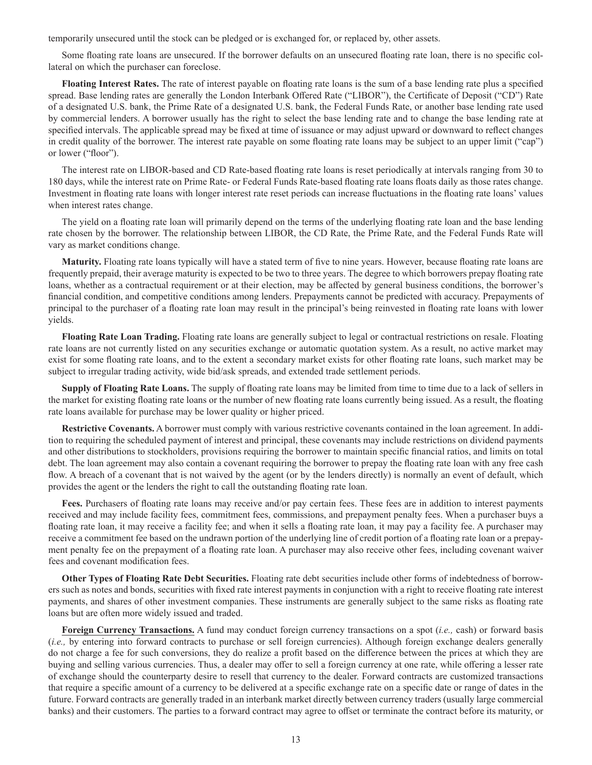temporarily unsecured until the stock can be pledged or is exchanged for, or replaced by, other assets.

Some floating rate loans are unsecured. If the borrower defaults on an unsecured floating rate loan, there is no specific collateral on which the purchaser can foreclose.

**Floating Interest Rates.** The rate of interest payable on floating rate loans is the sum of a base lending rate plus a specified spread. Base lending rates are generally the London Interbank Offered Rate ("LIBOR"), the Certificate of Deposit ("CD") Rate of a designated U.S. bank, the Prime Rate of a designated U.S. bank, the Federal Funds Rate, or another base lending rate used by commercial lenders. A borrower usually has the right to select the base lending rate and to change the base lending rate at specified intervals. The applicable spread may be fixed at time of issuance or may adjust upward or downward to reflect changes in credit quality of the borrower. The interest rate payable on some floating rate loans may be subject to an upper limit ("cap") or lower ("floor").

The interest rate on LIBOR-based and CD Rate-based floating rate loans is reset periodically at intervals ranging from 30 to 180 days, while the interest rate on Prime Rate- or Federal Funds Rate-based floating rate loans floats daily as those rates change. Investment in floating rate loans with longer interest rate reset periods can increase fluctuations in the floating rate loans' values when interest rates change.

The yield on a floating rate loan will primarily depend on the terms of the underlying floating rate loan and the base lending rate chosen by the borrower. The relationship between LIBOR, the CD Rate, the Prime Rate, and the Federal Funds Rate will vary as market conditions change.

**Maturity.** Floating rate loans typically will have a stated term of five to nine years. However, because floating rate loans are frequently prepaid, their average maturity is expected to be two to three years. The degree to which borrowers prepay floating rate loans, whether as a contractual requirement or at their election, may be affected by general business conditions, the borrower's financial condition, and competitive conditions among lenders. Prepayments cannot be predicted with accuracy. Prepayments of principal to the purchaser of a floating rate loan may result in the principal's being reinvested in floating rate loans with lower yields.

**Floating Rate Loan Trading.** Floating rate loans are generally subject to legal or contractual restrictions on resale. Floating rate loans are not currently listed on any securities exchange or automatic quotation system. As a result, no active market may exist for some floating rate loans, and to the extent a secondary market exists for other floating rate loans, such market may be subject to irregular trading activity, wide bid/ask spreads, and extended trade settlement periods.

**Supply of Floating Rate Loans.** The supply of floating rate loans may be limited from time to time due to a lack of sellers in the market for existing floating rate loans or the number of new floating rate loans currently being issued. As a result, the floating rate loans available for purchase may be lower quality or higher priced.

**Restrictive Covenants.** A borrower must comply with various restrictive covenants contained in the loan agreement. In addition to requiring the scheduled payment of interest and principal, these covenants may include restrictions on dividend payments and other distributions to stockholders, provisions requiring the borrower to maintain specific financial ratios, and limits on total debt. The loan agreement may also contain a covenant requiring the borrower to prepay the floating rate loan with any free cash flow. A breach of a covenant that is not waived by the agent (or by the lenders directly) is normally an event of default, which provides the agent or the lenders the right to call the outstanding floating rate loan.

**Fees.** Purchasers of floating rate loans may receive and/or pay certain fees. These fees are in addition to interest payments received and may include facility fees, commitment fees, commissions, and prepayment penalty fees. When a purchaser buys a floating rate loan, it may receive a facility fee; and when it sells a floating rate loan, it may pay a facility fee. A purchaser may receive a commitment fee based on the undrawn portion of the underlying line of credit portion of a floating rate loan or a prepayment penalty fee on the prepayment of a floating rate loan. A purchaser may also receive other fees, including covenant waiver fees and covenant modification fees.

**Other Types of Floating Rate Debt Securities.** Floating rate debt securities include other forms of indebtedness of borrowers such as notes and bonds, securities with fixed rate interest payments in conjunction with a right to receive floating rate interest payments, and shares of other investment companies. These instruments are generally subject to the same risks as floating rate loans but are often more widely issued and traded.

**Foreign Currency Transactions.** A fund may conduct foreign currency transactions on a spot (*i.e.,* cash) or forward basis (*i.e.,* by entering into forward contracts to purchase or sell foreign currencies). Although foreign exchange dealers generally do not charge a fee for such conversions, they do realize a profit based on the difference between the prices at which they are buying and selling various currencies. Thus, a dealer may offer to sell a foreign currency at one rate, while offering a lesser rate of exchange should the counterparty desire to resell that currency to the dealer. Forward contracts are customized transactions that require a specific amount of a currency to be delivered at a specific exchange rate on a specific date or range of dates in the future. Forward contracts are generally traded in an interbank market directly between currency traders (usually large commercial banks) and their customers. The parties to a forward contract may agree to offset or terminate the contract before its maturity, or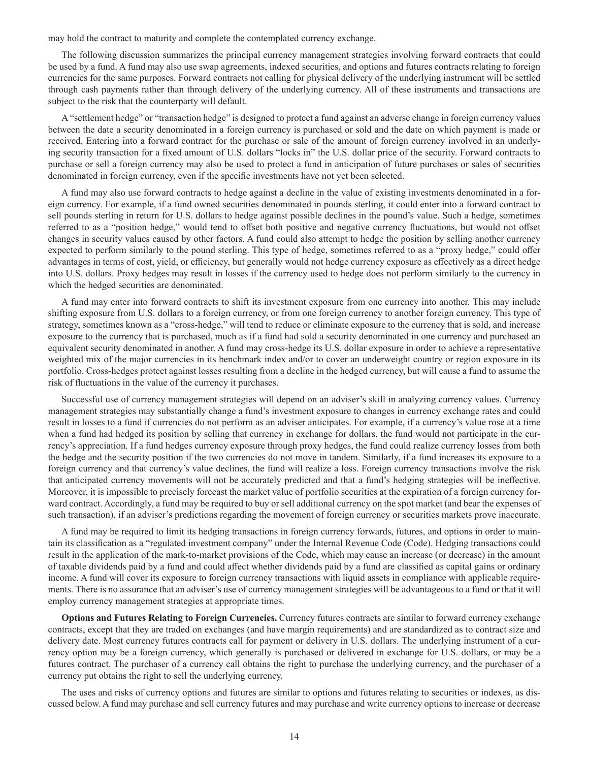may hold the contract to maturity and complete the contemplated currency exchange.

The following discussion summarizes the principal currency management strategies involving forward contracts that could be used by a fund. A fund may also use swap agreements, indexed securities, and options and futures contracts relating to foreign currencies for the same purposes. Forward contracts not calling for physical delivery of the underlying instrument will be settled through cash payments rather than through delivery of the underlying currency. All of these instruments and transactions are subject to the risk that the counterparty will default.

A "settlement hedge" or "transaction hedge" is designed to protect a fund against an adverse change in foreign currency values between the date a security denominated in a foreign currency is purchased or sold and the date on which payment is made or received. Entering into a forward contract for the purchase or sale of the amount of foreign currency involved in an underlying security transaction for a fixed amount of U.S. dollars "locks in" the U.S. dollar price of the security. Forward contracts to purchase or sell a foreign currency may also be used to protect a fund in anticipation of future purchases or sales of securities denominated in foreign currency, even if the specific investments have not yet been selected.

A fund may also use forward contracts to hedge against a decline in the value of existing investments denominated in a foreign currency. For example, if a fund owned securities denominated in pounds sterling, it could enter into a forward contract to sell pounds sterling in return for U.S. dollars to hedge against possible declines in the pound's value. Such a hedge, sometimes referred to as a "position hedge," would tend to offset both positive and negative currency fluctuations, but would not offset changes in security values caused by other factors. A fund could also attempt to hedge the position by selling another currency expected to perform similarly to the pound sterling. This type of hedge, sometimes referred to as a "proxy hedge," could offer advantages in terms of cost, yield, or efficiency, but generally would not hedge currency exposure as effectively as a direct hedge into U.S. dollars. Proxy hedges may result in losses if the currency used to hedge does not perform similarly to the currency in which the hedged securities are denominated.

A fund may enter into forward contracts to shift its investment exposure from one currency into another. This may include shifting exposure from U.S. dollars to a foreign currency, or from one foreign currency to another foreign currency. This type of strategy, sometimes known as a "cross-hedge," will tend to reduce or eliminate exposure to the currency that is sold, and increase exposure to the currency that is purchased, much as if a fund had sold a security denominated in one currency and purchased an equivalent security denominated in another. A fund may cross-hedge its U.S. dollar exposure in order to achieve a representative weighted mix of the major currencies in its benchmark index and/or to cover an underweight country or region exposure in its portfolio. Cross-hedges protect against losses resulting from a decline in the hedged currency, but will cause a fund to assume the risk of fluctuations in the value of the currency it purchases.

Successful use of currency management strategies will depend on an adviser's skill in analyzing currency values. Currency management strategies may substantially change a fund's investment exposure to changes in currency exchange rates and could result in losses to a fund if currencies do not perform as an adviser anticipates. For example, if a currency's value rose at a time when a fund had hedged its position by selling that currency in exchange for dollars, the fund would not participate in the currency's appreciation. If a fund hedges currency exposure through proxy hedges, the fund could realize currency losses from both the hedge and the security position if the two currencies do not move in tandem. Similarly, if a fund increases its exposure to a foreign currency and that currency's value declines, the fund will realize a loss. Foreign currency transactions involve the risk that anticipated currency movements will not be accurately predicted and that a fund's hedging strategies will be ineffective. Moreover, it is impossible to precisely forecast the market value of portfolio securities at the expiration of a foreign currency forward contract. Accordingly, a fund may be required to buy or sell additional currency on the spot market (and bear the expenses of such transaction), if an adviser's predictions regarding the movement of foreign currency or securities markets prove inaccurate.

A fund may be required to limit its hedging transactions in foreign currency forwards, futures, and options in order to maintain its classification as a "regulated investment company" under the Internal Revenue Code (Code). Hedging transactions could result in the application of the mark-to-market provisions of the Code, which may cause an increase (or decrease) in the amount of taxable dividends paid by a fund and could affect whether dividends paid by a fund are classified as capital gains or ordinary income. A fund will cover its exposure to foreign currency transactions with liquid assets in compliance with applicable requirements. There is no assurance that an adviser's use of currency management strategies will be advantageous to a fund or that it will employ currency management strategies at appropriate times.

**Options and Futures Relating to Foreign Currencies.** Currency futures contracts are similar to forward currency exchange contracts, except that they are traded on exchanges (and have margin requirements) and are standardized as to contract size and delivery date. Most currency futures contracts call for payment or delivery in U.S. dollars. The underlying instrument of a currency option may be a foreign currency, which generally is purchased or delivered in exchange for U.S. dollars, or may be a futures contract. The purchaser of a currency call obtains the right to purchase the underlying currency, and the purchaser of a currency put obtains the right to sell the underlying currency.

The uses and risks of currency options and futures are similar to options and futures relating to securities or indexes, as discussed below. A fund may purchase and sell currency futures and may purchase and write currency options to increase or decrease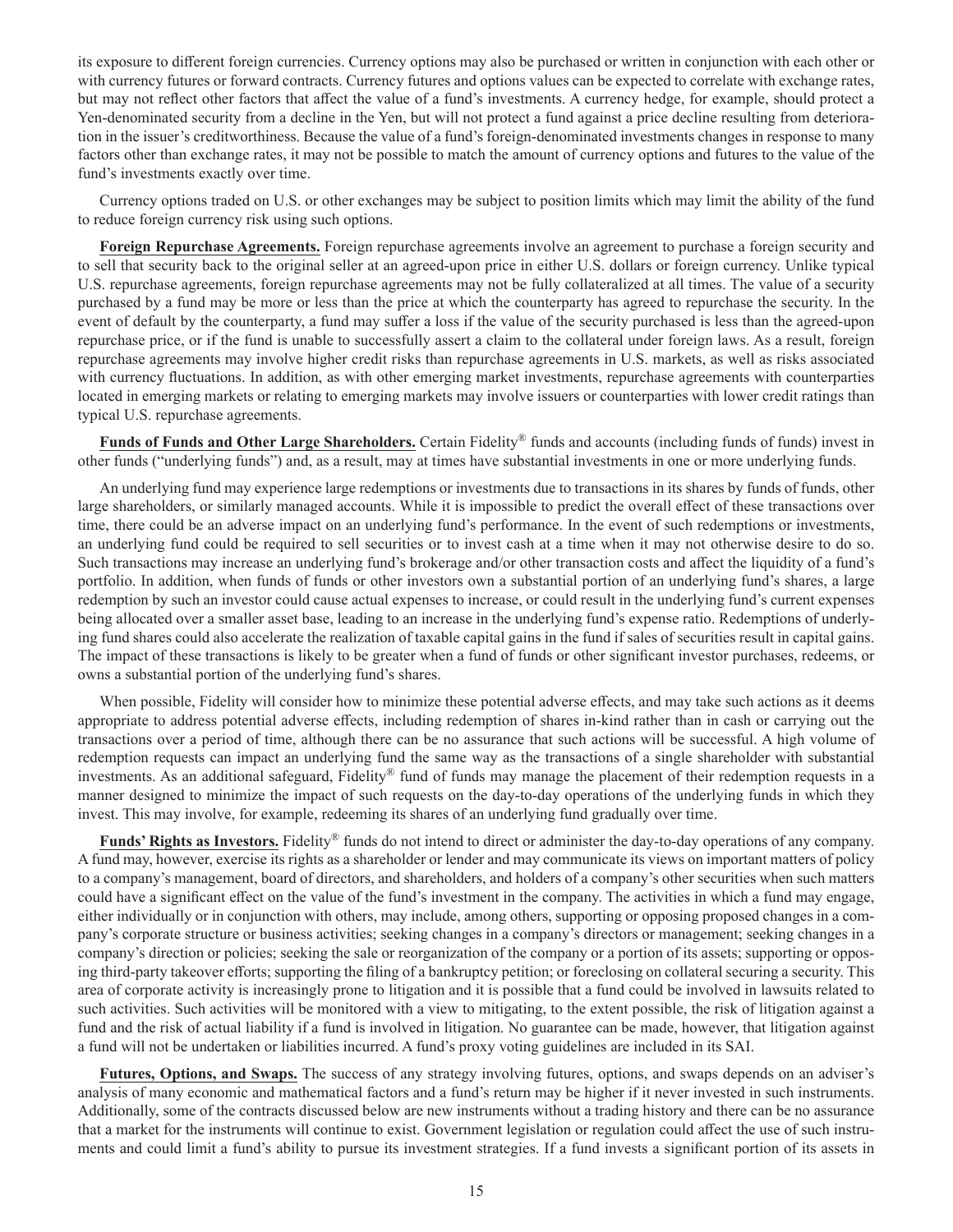its exposure to different foreign currencies. Currency options may also be purchased or written in conjunction with each other or with currency futures or forward contracts. Currency futures and options values can be expected to correlate with exchange rates, but may not reflect other factors that affect the value of a fund's investments. A currency hedge, for example, should protect a Yen-denominated security from a decline in the Yen, but will not protect a fund against a price decline resulting from deterioration in the issuer's creditworthiness. Because the value of a fund's foreign-denominated investments changes in response to many factors other than exchange rates, it may not be possible to match the amount of currency options and futures to the value of the fund's investments exactly over time.

Currency options traded on U.S. or other exchanges may be subject to position limits which may limit the ability of the fund to reduce foreign currency risk using such options.

**Foreign Repurchase Agreements.** Foreign repurchase agreements involve an agreement to purchase a foreign security and to sell that security back to the original seller at an agreed-upon price in either U.S. dollars or foreign currency. Unlike typical U.S. repurchase agreements, foreign repurchase agreements may not be fully collateralized at all times. The value of a security purchased by a fund may be more or less than the price at which the counterparty has agreed to repurchase the security. In the event of default by the counterparty, a fund may suffer a loss if the value of the security purchased is less than the agreed-upon repurchase price, or if the fund is unable to successfully assert a claim to the collateral under foreign laws. As a result, foreign repurchase agreements may involve higher credit risks than repurchase agreements in U.S. markets, as well as risks associated with currency fluctuations. In addition, as with other emerging market investments, repurchase agreements with counterparties located in emerging markets or relating to emerging markets may involve issuers or counterparties with lower credit ratings than typical U.S. repurchase agreements.

**Funds of Funds and Other Large Shareholders.** Certain Fidelity® funds and accounts (including funds of funds) invest in other funds ("underlying funds") and, as a result, may at times have substantial investments in one or more underlying funds.

An underlying fund may experience large redemptions or investments due to transactions in its shares by funds of funds, other large shareholders, or similarly managed accounts. While it is impossible to predict the overall effect of these transactions over time, there could be an adverse impact on an underlying fund's performance. In the event of such redemptions or investments, an underlying fund could be required to sell securities or to invest cash at a time when it may not otherwise desire to do so. Such transactions may increase an underlying fund's brokerage and/or other transaction costs and affect the liquidity of a fund's portfolio. In addition, when funds of funds or other investors own a substantial portion of an underlying fund's shares, a large redemption by such an investor could cause actual expenses to increase, or could result in the underlying fund's current expenses being allocated over a smaller asset base, leading to an increase in the underlying fund's expense ratio. Redemptions of underlying fund shares could also accelerate the realization of taxable capital gains in the fund if sales of securities result in capital gains. The impact of these transactions is likely to be greater when a fund of funds or other significant investor purchases, redeems, or owns a substantial portion of the underlying fund's shares.

When possible, Fidelity will consider how to minimize these potential adverse effects, and may take such actions as it deems appropriate to address potential adverse effects, including redemption of shares in-kind rather than in cash or carrying out the transactions over a period of time, although there can be no assurance that such actions will be successful. A high volume of redemption requests can impact an underlying fund the same way as the transactions of a single shareholder with substantial investments. As an additional safeguard, Fidelity® fund of funds may manage the placement of their redemption requests in a manner designed to minimize the impact of such requests on the day-to-day operations of the underlying funds in which they invest. This may involve, for example, redeeming its shares of an underlying fund gradually over time.

**Funds' Rights as Investors.** Fidelity® funds do not intend to direct or administer the day-to-day operations of any company. A fund may, however, exercise its rights as a shareholder or lender and may communicate its views on important matters of policy to a company's management, board of directors, and shareholders, and holders of a company's other securities when such matters could have a significant effect on the value of the fund's investment in the company. The activities in which a fund may engage, either individually or in conjunction with others, may include, among others, supporting or opposing proposed changes in a company's corporate structure or business activities; seeking changes in a company's directors or management; seeking changes in a company's direction or policies; seeking the sale or reorganization of the company or a portion of its assets; supporting or opposing third-party takeover efforts; supporting the filing of a bankruptcy petition; or foreclosing on collateral securing a security. This area of corporate activity is increasingly prone to litigation and it is possible that a fund could be involved in lawsuits related to such activities. Such activities will be monitored with a view to mitigating, to the extent possible, the risk of litigation against a fund and the risk of actual liability if a fund is involved in litigation. No guarantee can be made, however, that litigation against a fund will not be undertaken or liabilities incurred. A fund's proxy voting guidelines are included in its SAI.

**Futures, Options, and Swaps.** The success of any strategy involving futures, options, and swaps depends on an adviser's analysis of many economic and mathematical factors and a fund's return may be higher if it never invested in such instruments. Additionally, some of the contracts discussed below are new instruments without a trading history and there can be no assurance that a market for the instruments will continue to exist. Government legislation or regulation could affect the use of such instruments and could limit a fund's ability to pursue its investment strategies. If a fund invests a significant portion of its assets in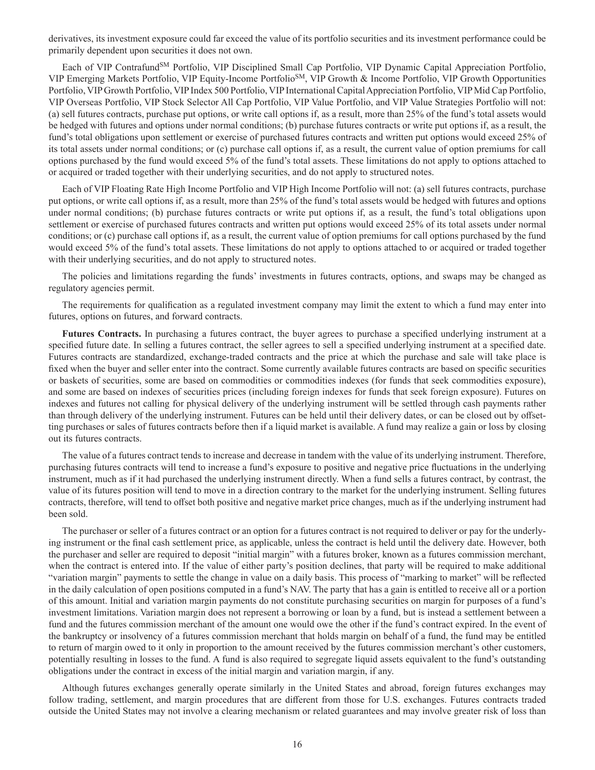derivatives, its investment exposure could far exceed the value of its portfolio securities and its investment performance could be primarily dependent upon securities it does not own.

Each of VIP Contrafund[SM] Portfolio, VIP Disciplined Small Cap Portfolio, VIP Dynamic Capital Appreciation Portfolio, VIP Emerging Markets Portfolio, VIP Equity-Income Portfolio[SM], VIP Growth & Income Portfolio, VIP Growth Opportunities Portfolio, VIP Growth Portfolio, VIP Index 500 Portfolio, VIP International Capital Appreciation Portfolio, VIP Mid Cap Portfolio, VIP Overseas Portfolio, VIP Stock Selector All Cap Portfolio, VIP Value Portfolio, and VIP Value Strategies Portfolio will not: (a) sell futures contracts, purchase put options, or write call options if, as a result, more than 25% of the fund's total assets would be hedged with futures and options under normal conditions; (b) purchase futures contracts or write put options if, as a result, the fund's total obligations upon settlement or exercise of purchased futures contracts and written put options would exceed 25% of its total assets under normal conditions; or (c) purchase call options if, as a result, the current value of option premiums for call options purchased by the fund would exceed 5% of the fund's total assets. These limitations do not apply to options attached to or acquired or traded together with their underlying securities, and do not apply to structured notes.

Each of VIP Floating Rate High Income Portfolio and VIP High Income Portfolio will not: (a) sell futures contracts, purchase put options, or write call options if, as a result, more than 25% of the fund's total assets would be hedged with futures and options under normal conditions; (b) purchase futures contracts or write put options if, as a result, the fund's total obligations upon settlement or exercise of purchased futures contracts and written put options would exceed 25% of its total assets under normal conditions; or (c) purchase call options if, as a result, the current value of option premiums for call options purchased by the fund would exceed 5% of the fund's total assets. These limitations do not apply to options attached to or acquired or traded together with their underlying securities, and do not apply to structured notes.

The policies and limitations regarding the funds' investments in futures contracts, options, and swaps may be changed as regulatory agencies permit.

The requirements for qualification as a regulated investment company may limit the extent to which a fund may enter into futures, options on futures, and forward contracts.

**Futures Contracts.** In purchasing a futures contract, the buyer agrees to purchase a specified underlying instrument at a specified future date. In selling a futures contract, the seller agrees to sell a specified underlying instrument at a specified date. Futures contracts are standardized, exchange-traded contracts and the price at which the purchase and sale will take place is fixed when the buyer and seller enter into the contract. Some currently available futures contracts are based on specific securities or baskets of securities, some are based on commodities or commodities indexes (for funds that seek commodities exposure), and some are based on indexes of securities prices (including foreign indexes for funds that seek foreign exposure). Futures on indexes and futures not calling for physical delivery of the underlying instrument will be settled through cash payments rather than through delivery of the underlying instrument. Futures can be held until their delivery dates, or can be closed out by offsetting purchases or sales of futures contracts before then if a liquid market is available. A fund may realize a gain or loss by closing out its futures contracts.

The value of a futures contract tends to increase and decrease in tandem with the value of its underlying instrument. Therefore, purchasing futures contracts will tend to increase a fund's exposure to positive and negative price fluctuations in the underlying instrument, much as if it had purchased the underlying instrument directly. When a fund sells a futures contract, by contrast, the value of its futures position will tend to move in a direction contrary to the market for the underlying instrument. Selling futures contracts, therefore, will tend to offset both positive and negative market price changes, much as if the underlying instrument had been sold.

The purchaser or seller of a futures contract or an option for a futures contract is not required to deliver or pay for the underlying instrument or the final cash settlement price, as applicable, unless the contract is held until the delivery date. However, both the purchaser and seller are required to deposit "initial margin" with a futures broker, known as a futures commission merchant, when the contract is entered into. If the value of either party's position declines, that party will be required to make additional "variation margin" payments to settle the change in value on a daily basis. This process of "marking to market" will be reflected in the daily calculation of open positions computed in a fund's NAV. The party that has a gain is entitled to receive all or a portion of this amount. Initial and variation margin payments do not constitute purchasing securities on margin for purposes of a fund's investment limitations. Variation margin does not represent a borrowing or loan by a fund, but is instead a settlement between a fund and the futures commission merchant of the amount one would owe the other if the fund's contract expired. In the event of the bankruptcy or insolvency of a futures commission merchant that holds margin on behalf of a fund, the fund may be entitled to return of margin owed to it only in proportion to the amount received by the futures commission merchant's other customers, potentially resulting in losses to the fund. A fund is also required to segregate liquid assets equivalent to the fund's outstanding obligations under the contract in excess of the initial margin and variation margin, if any.

Although futures exchanges generally operate similarly in the United States and abroad, foreign futures exchanges may follow trading, settlement, and margin procedures that are different from those for U.S. exchanges. Futures contracts traded outside the United States may not involve a clearing mechanism or related guarantees and may involve greater risk of loss than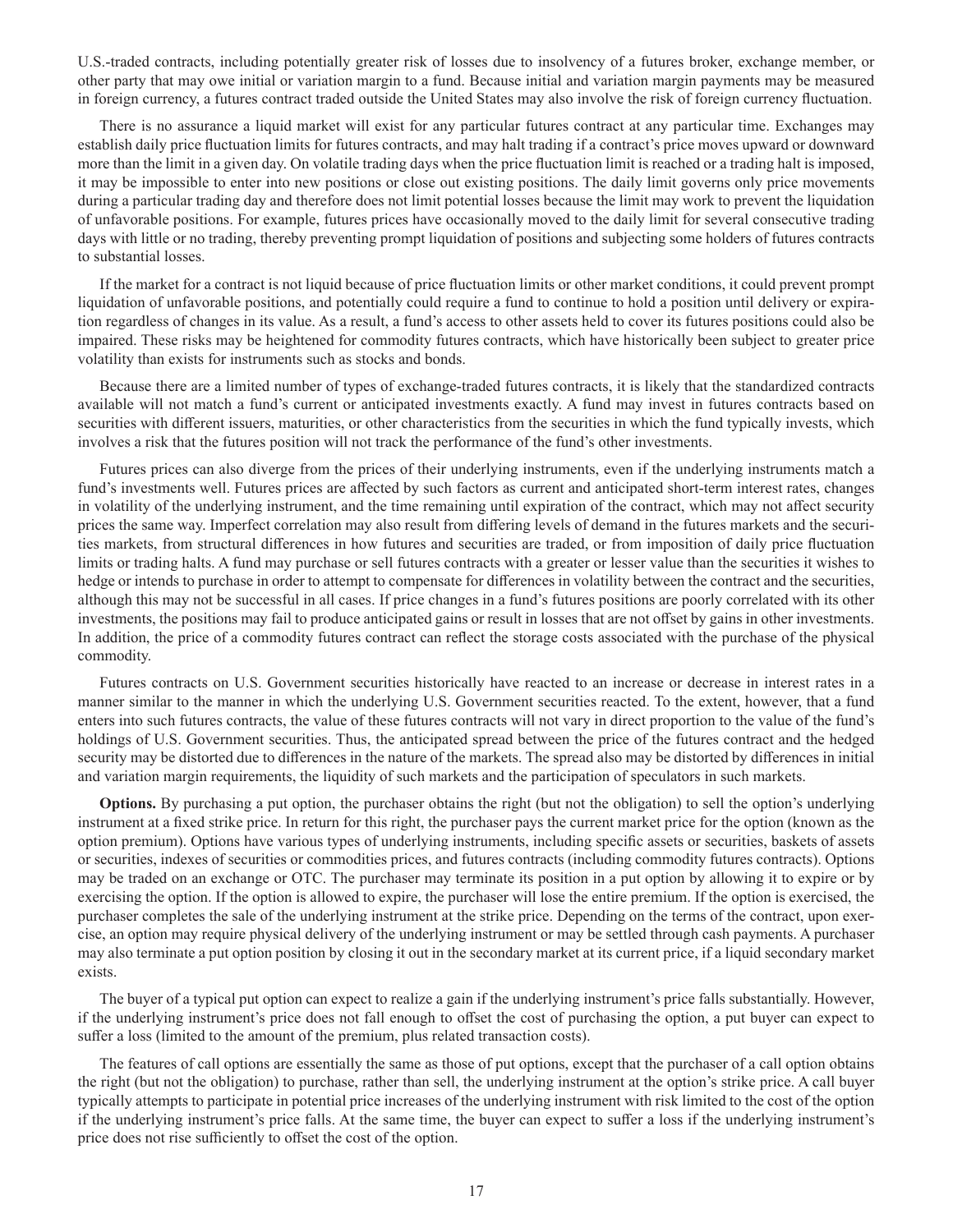U.S.-traded contracts, including potentially greater risk of losses due to insolvency of a futures broker, exchange member, or other party that may owe initial or variation margin to a fund. Because initial and variation margin payments may be measured in foreign currency, a futures contract traded outside the United States may also involve the risk of foreign currency fluctuation.

There is no assurance a liquid market will exist for any particular futures contract at any particular time. Exchanges may establish daily price fluctuation limits for futures contracts, and may halt trading if a contract's price moves upward or downward more than the limit in a given day. On volatile trading days when the price fluctuation limit is reached or a trading halt is imposed, it may be impossible to enter into new positions or close out existing positions. The daily limit governs only price movements during a particular trading day and therefore does not limit potential losses because the limit may work to prevent the liquidation of unfavorable positions. For example, futures prices have occasionally moved to the daily limit for several consecutive trading days with little or no trading, thereby preventing prompt liquidation of positions and subjecting some holders of futures contracts to substantial losses.

If the market for a contract is not liquid because of price fluctuation limits or other market conditions, it could prevent prompt liquidation of unfavorable positions, and potentially could require a fund to continue to hold a position until delivery or expiration regardless of changes in its value. As a result, a fund's access to other assets held to cover its futures positions could also be impaired. These risks may be heightened for commodity futures contracts, which have historically been subject to greater price volatility than exists for instruments such as stocks and bonds.

Because there are a limited number of types of exchange-traded futures contracts, it is likely that the standardized contracts available will not match a fund's current or anticipated investments exactly. A fund may invest in futures contracts based on securities with different issuers, maturities, or other characteristics from the securities in which the fund typically invests, which involves a risk that the futures position will not track the performance of the fund's other investments.

Futures prices can also diverge from the prices of their underlying instruments, even if the underlying instruments match a fund's investments well. Futures prices are affected by such factors as current and anticipated short-term interest rates, changes in volatility of the underlying instrument, and the time remaining until expiration of the contract, which may not affect security prices the same way. Imperfect correlation may also result from differing levels of demand in the futures markets and the securities markets, from structural differences in how futures and securities are traded, or from imposition of daily price fluctuation limits or trading halts. A fund may purchase or sell futures contracts with a greater or lesser value than the securities it wishes to hedge or intends to purchase in order to attempt to compensate for differences in volatility between the contract and the securities, although this may not be successful in all cases. If price changes in a fund's futures positions are poorly correlated with its other investments, the positions may fail to produce anticipated gains or result in losses that are not offset by gains in other investments. In addition, the price of a commodity futures contract can reflect the storage costs associated with the purchase of the physical commodity.

Futures contracts on U.S. Government securities historically have reacted to an increase or decrease in interest rates in a manner similar to the manner in which the underlying U.S. Government securities reacted. To the extent, however, that a fund enters into such futures contracts, the value of these futures contracts will not vary in direct proportion to the value of the fund's holdings of U.S. Government securities. Thus, the anticipated spread between the price of the futures contract and the hedged security may be distorted due to differences in the nature of the markets. The spread also may be distorted by differences in initial and variation margin requirements, the liquidity of such markets and the participation of speculators in such markets.

**Options.** By purchasing a put option, the purchaser obtains the right (but not the obligation) to sell the option's underlying instrument at a fixed strike price. In return for this right, the purchaser pays the current market price for the option (known as the option premium). Options have various types of underlying instruments, including specific assets or securities, baskets of assets or securities, indexes of securities or commodities prices, and futures contracts (including commodity futures contracts). Options may be traded on an exchange or OTC. The purchaser may terminate its position in a put option by allowing it to expire or by exercising the option. If the option is allowed to expire, the purchaser will lose the entire premium. If the option is exercised, the purchaser completes the sale of the underlying instrument at the strike price. Depending on the terms of the contract, upon exercise, an option may require physical delivery of the underlying instrument or may be settled through cash payments. A purchaser may also terminate a put option position by closing it out in the secondary market at its current price, if a liquid secondary market exists.

The buyer of a typical put option can expect to realize a gain if the underlying instrument's price falls substantially. However, if the underlying instrument's price does not fall enough to offset the cost of purchasing the option, a put buyer can expect to suffer a loss (limited to the amount of the premium, plus related transaction costs).

The features of call options are essentially the same as those of put options, except that the purchaser of a call option obtains the right (but not the obligation) to purchase, rather than sell, the underlying instrument at the option's strike price. A call buyer typically attempts to participate in potential price increases of the underlying instrument with risk limited to the cost of the option if the underlying instrument's price falls. At the same time, the buyer can expect to suffer a loss if the underlying instrument's price does not rise sufficiently to offset the cost of the option.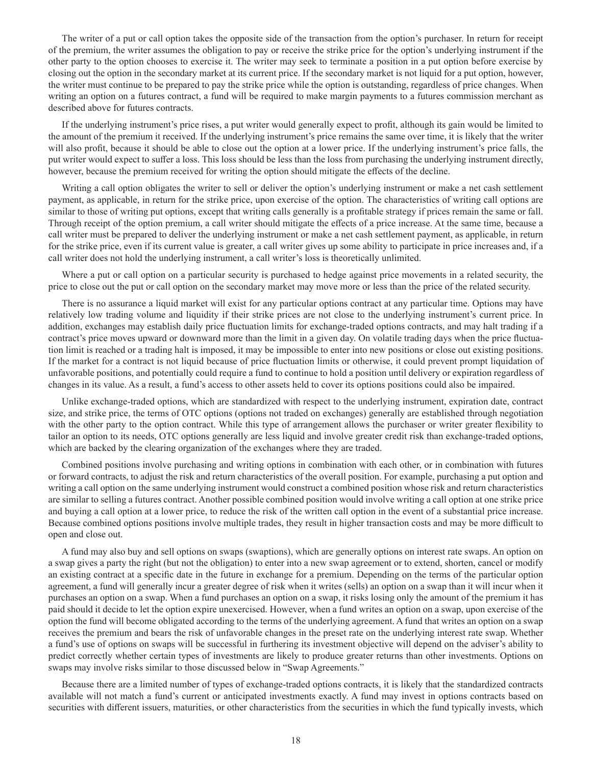The writer of a put or call option takes the opposite side of the transaction from the option's purchaser. In return for receipt of the premium, the writer assumes the obligation to pay or receive the strike price for the option's underlying instrument if the other party to the option chooses to exercise it. The writer may seek to terminate a position in a put option before exercise by closing out the option in the secondary market at its current price. If the secondary market is not liquid for a put option, however, the writer must continue to be prepared to pay the strike price while the option is outstanding, regardless of price changes. When writing an option on a futures contract, a fund will be required to make margin payments to a futures commission merchant as described above for futures contracts.

If the underlying instrument's price rises, a put writer would generally expect to profit, although its gain would be limited to the amount of the premium it received. If the underlying instrument's price remains the same over time, it is likely that the writer will also profit, because it should be able to close out the option at a lower price. If the underlying instrument's price falls, the put writer would expect to suffer a loss. This loss should be less than the loss from purchasing the underlying instrument directly, however, because the premium received for writing the option should mitigate the effects of the decline.

Writing a call option obligates the writer to sell or deliver the option's underlying instrument or make a net cash settlement payment, as applicable, in return for the strike price, upon exercise of the option. The characteristics of writing call options are similar to those of writing put options, except that writing calls generally is a profitable strategy if prices remain the same or fall. Through receipt of the option premium, a call writer should mitigate the effects of a price increase. At the same time, because a call writer must be prepared to deliver the underlying instrument or make a net cash settlement payment, as applicable, in return for the strike price, even if its current value is greater, a call writer gives up some ability to participate in price increases and, if a call writer does not hold the underlying instrument, a call writer's loss is theoretically unlimited.

Where a put or call option on a particular security is purchased to hedge against price movements in a related security, the price to close out the put or call option on the secondary market may move more or less than the price of the related security.

There is no assurance a liquid market will exist for any particular options contract at any particular time. Options may have relatively low trading volume and liquidity if their strike prices are not close to the underlying instrument's current price. In addition, exchanges may establish daily price fluctuation limits for exchange-traded options contracts, and may halt trading if a contract's price moves upward or downward more than the limit in a given day. On volatile trading days when the price fluctuation limit is reached or a trading halt is imposed, it may be impossible to enter into new positions or close out existing positions. If the market for a contract is not liquid because of price fluctuation limits or otherwise, it could prevent prompt liquidation of unfavorable positions, and potentially could require a fund to continue to hold a position until delivery or expiration regardless of changes in its value. As a result, a fund's access to other assets held to cover its options positions could also be impaired.

Unlike exchange-traded options, which are standardized with respect to the underlying instrument, expiration date, contract size, and strike price, the terms of OTC options (options not traded on exchanges) generally are established through negotiation with the other party to the option contract. While this type of arrangement allows the purchaser or writer greater flexibility to tailor an option to its needs, OTC options generally are less liquid and involve greater credit risk than exchange-traded options, which are backed by the clearing organization of the exchanges where they are traded.

Combined positions involve purchasing and writing options in combination with each other, or in combination with futures or forward contracts, to adjust the risk and return characteristics of the overall position. For example, purchasing a put option and writing a call option on the same underlying instrument would construct a combined position whose risk and return characteristics are similar to selling a futures contract. Another possible combined position would involve writing a call option at one strike price and buying a call option at a lower price, to reduce the risk of the written call option in the event of a substantial price increase. Because combined options positions involve multiple trades, they result in higher transaction costs and may be more difficult to open and close out.

A fund may also buy and sell options on swaps (swaptions), which are generally options on interest rate swaps. An option on a swap gives a party the right (but not the obligation) to enter into a new swap agreement or to extend, shorten, cancel or modify an existing contract at a specific date in the future in exchange for a premium. Depending on the terms of the particular option agreement, a fund will generally incur a greater degree of risk when it writes (sells) an option on a swap than it will incur when it purchases an option on a swap. When a fund purchases an option on a swap, it risks losing only the amount of the premium it has paid should it decide to let the option expire unexercised. However, when a fund writes an option on a swap, upon exercise of the option the fund will become obligated according to the terms of the underlying agreement. A fund that writes an option on a swap receives the premium and bears the risk of unfavorable changes in the preset rate on the underlying interest rate swap. Whether a fund's use of options on swaps will be successful in furthering its investment objective will depend on the adviser's ability to predict correctly whether certain types of investments are likely to produce greater returns than other investments. Options on swaps may involve risks similar to those discussed below in "Swap Agreements."

Because there are a limited number of types of exchange-traded options contracts, it is likely that the standardized contracts available will not match a fund's current or anticipated investments exactly. A fund may invest in options contracts based on securities with different issuers, maturities, or other characteristics from the securities in which the fund typically invests, which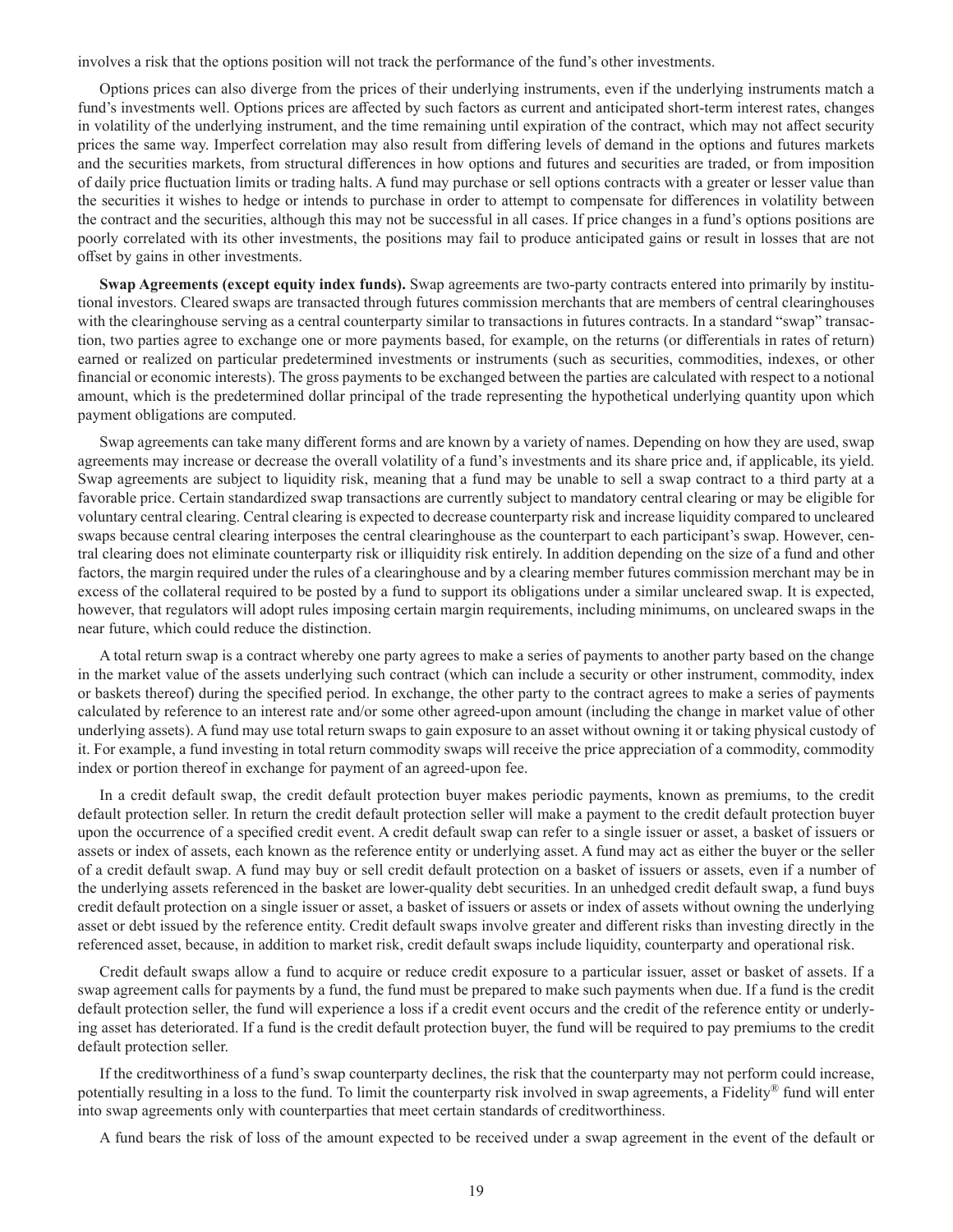involves a risk that the options position will not track the performance of the fund's other investments.

Options prices can also diverge from the prices of their underlying instruments, even if the underlying instruments match a fund's investments well. Options prices are affected by such factors as current and anticipated short-term interest rates, changes in volatility of the underlying instrument, and the time remaining until expiration of the contract, which may not affect security prices the same way. Imperfect correlation may also result from differing levels of demand in the options and futures markets and the securities markets, from structural differences in how options and futures and securities are traded, or from imposition of daily price fluctuation limits or trading halts. A fund may purchase or sell options contracts with a greater or lesser value than the securities it wishes to hedge or intends to purchase in order to attempt to compensate for differences in volatility between the contract and the securities, although this may not be successful in all cases. If price changes in a fund's options positions are poorly correlated with its other investments, the positions may fail to produce anticipated gains or result in losses that are not offset by gains in other investments.

**Swap Agreements (except equity index funds).** Swap agreements are two-party contracts entered into primarily by institutional investors. Cleared swaps are transacted through futures commission merchants that are members of central clearinghouses with the clearinghouse serving as a central counterparty similar to transactions in futures contracts. In a standard "swap" transaction, two parties agree to exchange one or more payments based, for example, on the returns (or differentials in rates of return) earned or realized on particular predetermined investments or instruments (such as securities, commodities, indexes, or other financial or economic interests). The gross payments to be exchanged between the parties are calculated with respect to a notional amount, which is the predetermined dollar principal of the trade representing the hypothetical underlying quantity upon which payment obligations are computed.

Swap agreements can take many different forms and are known by a variety of names. Depending on how they are used, swap agreements may increase or decrease the overall volatility of a fund's investments and its share price and, if applicable, its yield. Swap agreements are subject to liquidity risk, meaning that a fund may be unable to sell a swap contract to a third party at a favorable price. Certain standardized swap transactions are currently subject to mandatory central clearing or may be eligible for voluntary central clearing. Central clearing is expected to decrease counterparty risk and increase liquidity compared to uncleared swaps because central clearing interposes the central clearinghouse as the counterpart to each participant's swap. However, central clearing does not eliminate counterparty risk or illiquidity risk entirely. In addition depending on the size of a fund and other factors, the margin required under the rules of a clearinghouse and by a clearing member futures commission merchant may be in excess of the collateral required to be posted by a fund to support its obligations under a similar uncleared swap. It is expected, however, that regulators will adopt rules imposing certain margin requirements, including minimums, on uncleared swaps in the near future, which could reduce the distinction.

A total return swap is a contract whereby one party agrees to make a series of payments to another party based on the change in the market value of the assets underlying such contract (which can include a security or other instrument, commodity, index or baskets thereof) during the specified period. In exchange, the other party to the contract agrees to make a series of payments calculated by reference to an interest rate and/or some other agreed-upon amount (including the change in market value of other underlying assets). A fund may use total return swaps to gain exposure to an asset without owning it or taking physical custody of it. For example, a fund investing in total return commodity swaps will receive the price appreciation of a commodity, commodity index or portion thereof in exchange for payment of an agreed-upon fee.

In a credit default swap, the credit default protection buyer makes periodic payments, known as premiums, to the credit default protection seller. In return the credit default protection seller will make a payment to the credit default protection buyer upon the occurrence of a specified credit event. A credit default swap can refer to a single issuer or asset, a basket of issuers or assets or index of assets, each known as the reference entity or underlying asset. A fund may act as either the buyer or the seller of a credit default swap. A fund may buy or sell credit default protection on a basket of issuers or assets, even if a number of the underlying assets referenced in the basket are lower-quality debt securities. In an unhedged credit default swap, a fund buys credit default protection on a single issuer or asset, a basket of issuers or assets or index of assets without owning the underlying asset or debt issued by the reference entity. Credit default swaps involve greater and different risks than investing directly in the referenced asset, because, in addition to market risk, credit default swaps include liquidity, counterparty and operational risk.

Credit default swaps allow a fund to acquire or reduce credit exposure to a particular issuer, asset or basket of assets. If a swap agreement calls for payments by a fund, the fund must be prepared to make such payments when due. If a fund is the credit default protection seller, the fund will experience a loss if a credit event occurs and the credit of the reference entity or underlying asset has deteriorated. If a fund is the credit default protection buyer, the fund will be required to pay premiums to the credit default protection seller.

If the creditworthiness of a fund's swap counterparty declines, the risk that the counterparty may not perform could increase, potentially resulting in a loss to the fund. To limit the counterparty risk involved in swap agreements, a Fidelity® fund will enter into swap agreements only with counterparties that meet certain standards of creditworthiness.

A fund bears the risk of loss of the amount expected to be received under a swap agreement in the event of the default or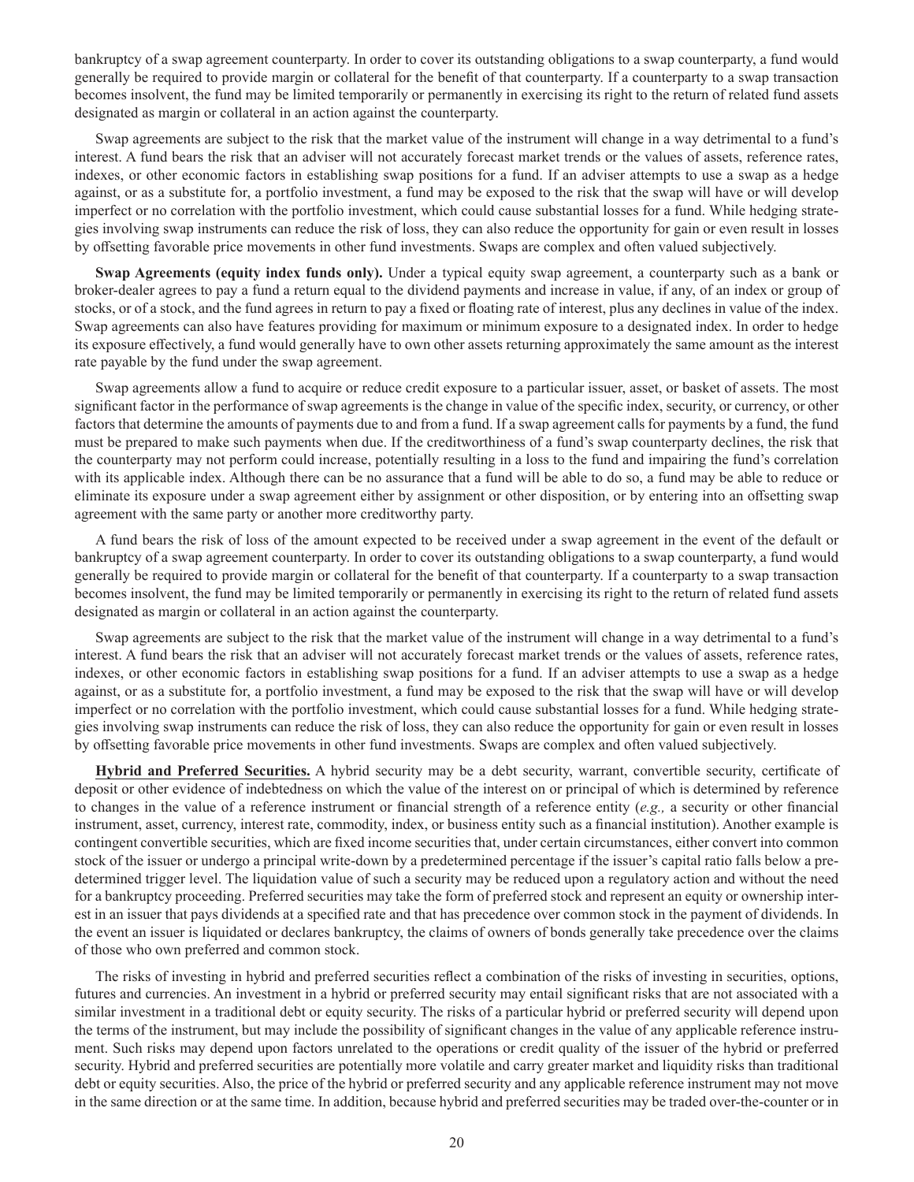bankruptcy of a swap agreement counterparty. In order to cover its outstanding obligations to a swap counterparty, a fund would generally be required to provide margin or collateral for the benefit of that counterparty. If a counterparty to a swap transaction becomes insolvent, the fund may be limited temporarily or permanently in exercising its right to the return of related fund assets designated as margin or collateral in an action against the counterparty.

Swap agreements are subject to the risk that the market value of the instrument will change in a way detrimental to a fund's interest. A fund bears the risk that an adviser will not accurately forecast market trends or the values of assets, reference rates, indexes, or other economic factors in establishing swap positions for a fund. If an adviser attempts to use a swap as a hedge against, or as a substitute for, a portfolio investment, a fund may be exposed to the risk that the swap will have or will develop imperfect or no correlation with the portfolio investment, which could cause substantial losses for a fund. While hedging strategies involving swap instruments can reduce the risk of loss, they can also reduce the opportunity for gain or even result in losses by offsetting favorable price movements in other fund investments. Swaps are complex and often valued subjectively.

**Swap Agreements (equity index funds only).** Under a typical equity swap agreement, a counterparty such as a bank or broker-dealer agrees to pay a fund a return equal to the dividend payments and increase in value, if any, of an index or group of stocks, or of a stock, and the fund agrees in return to pay a fixed or floating rate of interest, plus any declines in value of the index. Swap agreements can also have features providing for maximum or minimum exposure to a designated index. In order to hedge its exposure effectively, a fund would generally have to own other assets returning approximately the same amount as the interest rate payable by the fund under the swap agreement.

Swap agreements allow a fund to acquire or reduce credit exposure to a particular issuer, asset, or basket of assets. The most significant factor in the performance of swap agreements is the change in value of the specific index, security, or currency, or other factors that determine the amounts of payments due to and from a fund. If a swap agreement calls for payments by a fund, the fund must be prepared to make such payments when due. If the creditworthiness of a fund's swap counterparty declines, the risk that the counterparty may not perform could increase, potentially resulting in a loss to the fund and impairing the fund's correlation with its applicable index. Although there can be no assurance that a fund will be able to do so, a fund may be able to reduce or eliminate its exposure under a swap agreement either by assignment or other disposition, or by entering into an offsetting swap agreement with the same party or another more creditworthy party.

A fund bears the risk of loss of the amount expected to be received under a swap agreement in the event of the default or bankruptcy of a swap agreement counterparty. In order to cover its outstanding obligations to a swap counterparty, a fund would generally be required to provide margin or collateral for the benefit of that counterparty. If a counterparty to a swap transaction becomes insolvent, the fund may be limited temporarily or permanently in exercising its right to the return of related fund assets designated as margin or collateral in an action against the counterparty.

Swap agreements are subject to the risk that the market value of the instrument will change in a way detrimental to a fund's interest. A fund bears the risk that an adviser will not accurately forecast market trends or the values of assets, reference rates, indexes, or other economic factors in establishing swap positions for a fund. If an adviser attempts to use a swap as a hedge against, or as a substitute for, a portfolio investment, a fund may be exposed to the risk that the swap will have or will develop imperfect or no correlation with the portfolio investment, which could cause substantial losses for a fund. While hedging strategies involving swap instruments can reduce the risk of loss, they can also reduce the opportunity for gain or even result in losses by offsetting favorable price movements in other fund investments. Swaps are complex and often valued subjectively.

**Hybrid and Preferred Securities.** A hybrid security may be a debt security, warrant, convertible security, certificate of deposit or other evidence of indebtedness on which the value of the interest on or principal of which is determined by reference to changes in the value of a reference instrument or financial strength of a reference entity (*e.g.,* a security or other financial instrument, asset, currency, interest rate, commodity, index, or business entity such as a financial institution). Another example is contingent convertible securities, which are fixed income securities that, under certain circumstances, either convert into common stock of the issuer or undergo a principal write-down by a predetermined percentage if the issuer's capital ratio falls below a predetermined trigger level. The liquidation value of such a security may be reduced upon a regulatory action and without the need for a bankruptcy proceeding. Preferred securities may take the form of preferred stock and represent an equity or ownership interest in an issuer that pays dividends at a specified rate and that has precedence over common stock in the payment of dividends. In the event an issuer is liquidated or declares bankruptcy, the claims of owners of bonds generally take precedence over the claims of those who own preferred and common stock.

The risks of investing in hybrid and preferred securities reflect a combination of the risks of investing in securities, options, futures and currencies. An investment in a hybrid or preferred security may entail significant risks that are not associated with a similar investment in a traditional debt or equity security. The risks of a particular hybrid or preferred security will depend upon the terms of the instrument, but may include the possibility of significant changes in the value of any applicable reference instrument. Such risks may depend upon factors unrelated to the operations or credit quality of the issuer of the hybrid or preferred security. Hybrid and preferred securities are potentially more volatile and carry greater market and liquidity risks than traditional debt or equity securities. Also, the price of the hybrid or preferred security and any applicable reference instrument may not move in the same direction or at the same time. In addition, because hybrid and preferred securities may be traded over-the-counter or in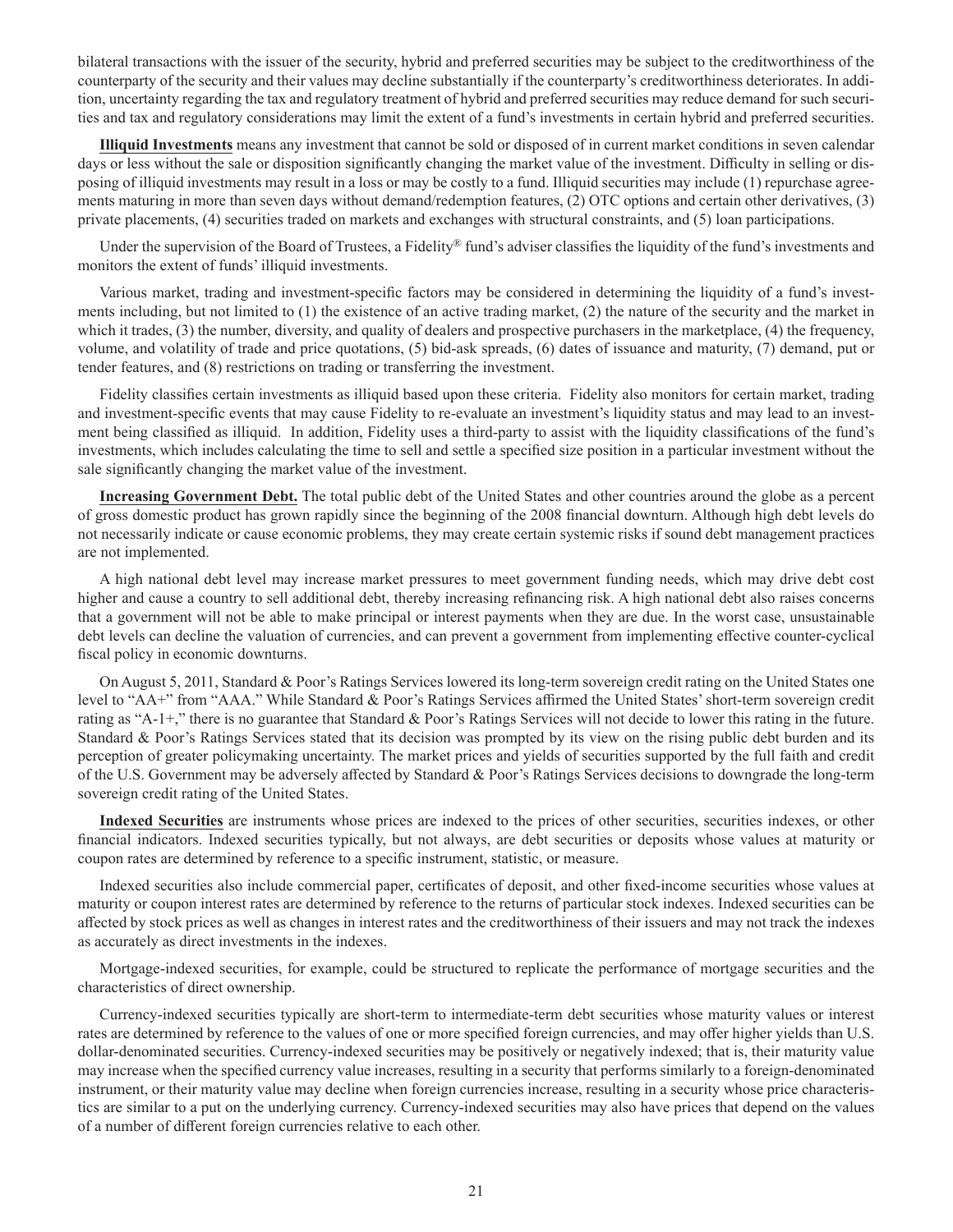bilateral transactions with the issuer of the security, hybrid and preferred securities may be subject to the creditworthiness of the counterparty of the security and their values may decline substantially if the counterparty's creditworthiness deteriorates. In addition, uncertainty regarding the tax and regulatory treatment of hybrid and preferred securities may reduce demand for such securities and tax and regulatory considerations may limit the extent of a fund's investments in certain hybrid and preferred securities.

**Illiquid Investments** means any investment that cannot be sold or disposed of in current market conditions in seven calendar days or less without the sale or disposition significantly changing the market value of the investment. Difficulty in selling or disposing of illiquid investments may result in a loss or may be costly to a fund. Illiquid securities may include (1) repurchase agreements maturing in more than seven days without demand/redemption features, (2) OTC options and certain other derivatives, (3) private placements, (4) securities traded on markets and exchanges with structural constraints, and (5) loan participations.

Under the supervision of the Board of Trustees, a Fidelity® fund's adviser classifies the liquidity of the fund's investments and monitors the extent of funds' illiquid investments.

Various market, trading and investment-specific factors may be considered in determining the liquidity of a fund's investments including, but not limited to (1) the existence of an active trading market, (2) the nature of the security and the market in which it trades, (3) the number, diversity, and quality of dealers and prospective purchasers in the marketplace, (4) the frequency, volume, and volatility of trade and price quotations, (5) bid-ask spreads, (6) dates of issuance and maturity, (7) demand, put or tender features, and (8) restrictions on trading or transferring the investment.

Fidelity classifies certain investments as illiquid based upon these criteria. Fidelity also monitors for certain market, trading and investment-specific events that may cause Fidelity to re-evaluate an investment's liquidity status and may lead to an investment being classified as illiquid. In addition, Fidelity uses a third-party to assist with the liquidity classifications of the fund's investments, which includes calculating the time to sell and settle a specified size position in a particular investment without the sale significantly changing the market value of the investment.

**Increasing Government Debt.** The total public debt of the United States and other countries around the globe as a percent of gross domestic product has grown rapidly since the beginning of the 2008 financial downturn. Although high debt levels do not necessarily indicate or cause economic problems, they may create certain systemic risks if sound debt management practices are not implemented.

A high national debt level may increase market pressures to meet government funding needs, which may drive debt cost higher and cause a country to sell additional debt, thereby increasing refinancing risk. A high national debt also raises concerns that a government will not be able to make principal or interest payments when they are due. In the worst case, unsustainable debt levels can decline the valuation of currencies, and can prevent a government from implementing effective counter-cyclical fiscal policy in economic downturns.

On August 5, 2011, Standard & Poor's Ratings Services lowered its long-term sovereign credit rating on the United States one level to "AA+" from "AAA." While Standard & Poor's Ratings Services affirmed the United States' short-term sovereign credit rating as "A-1+," there is no guarantee that Standard & Poor's Ratings Services will not decide to lower this rating in the future. Standard & Poor's Ratings Services stated that its decision was prompted by its view on the rising public debt burden and its perception of greater policymaking uncertainty. The market prices and yields of securities supported by the full faith and credit of the U.S. Government may be adversely affected by Standard & Poor's Ratings Services decisions to downgrade the long-term sovereign credit rating of the United States.

**Indexed Securities** are instruments whose prices are indexed to the prices of other securities, securities indexes, or other financial indicators. Indexed securities typically, but not always, are debt securities or deposits whose values at maturity or coupon rates are determined by reference to a specific instrument, statistic, or measure.

Indexed securities also include commercial paper, certificates of deposit, and other fixed-income securities whose values at maturity or coupon interest rates are determined by reference to the returns of particular stock indexes. Indexed securities can be affected by stock prices as well as changes in interest rates and the creditworthiness of their issuers and may not track the indexes as accurately as direct investments in the indexes.

Mortgage-indexed securities, for example, could be structured to replicate the performance of mortgage securities and the characteristics of direct ownership.

Currency-indexed securities typically are short-term to intermediate-term debt securities whose maturity values or interest rates are determined by reference to the values of one or more specified foreign currencies, and may offer higher yields than U.S. dollar-denominated securities. Currency-indexed securities may be positively or negatively indexed; that is, their maturity value may increase when the specified currency value increases, resulting in a security that performs similarly to a foreign-denominated instrument, or their maturity value may decline when foreign currencies increase, resulting in a security whose price characteristics are similar to a put on the underlying currency. Currency-indexed securities may also have prices that depend on the values of a number of different foreign currencies relative to each other.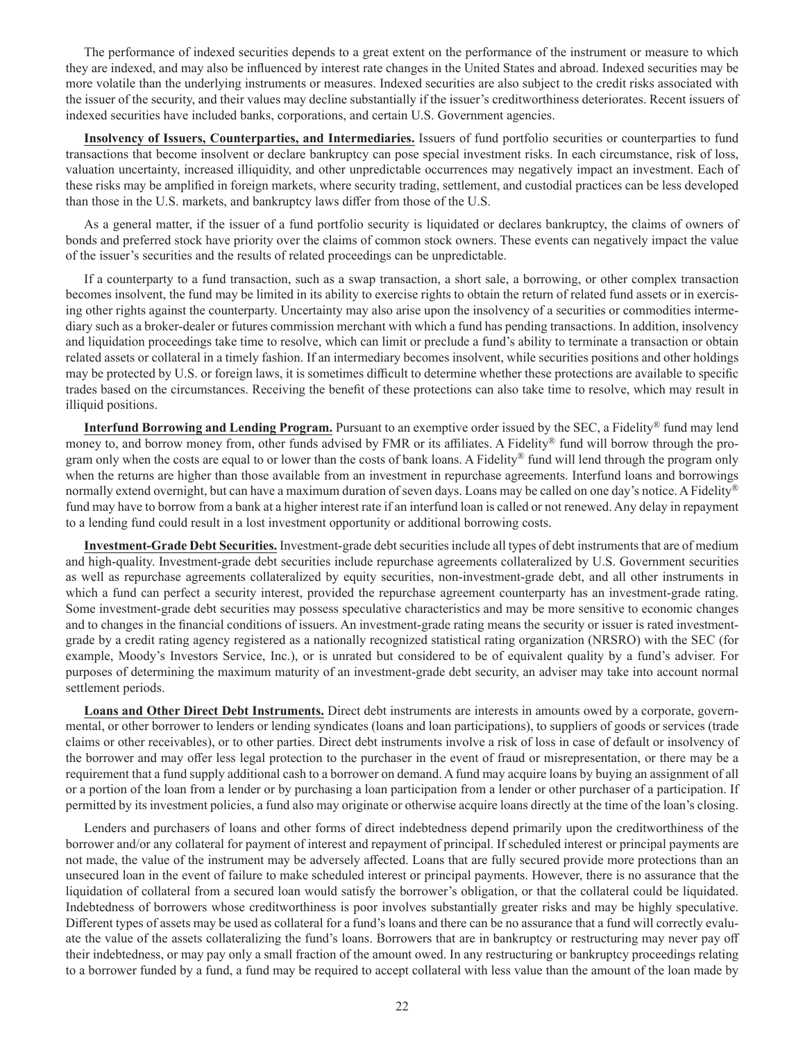The performance of indexed securities depends to a great extent on the performance of the instrument or measure to which they are indexed, and may also be influenced by interest rate changes in the United States and abroad. Indexed securities may be more volatile than the underlying instruments or measures. Indexed securities are also subject to the credit risks associated with the issuer of the security, and their values may decline substantially if the issuer's creditworthiness deteriorates. Recent issuers of indexed securities have included banks, corporations, and certain U.S. Government agencies.

**Insolvency of Issuers, Counterparties, and Intermediaries.** Issuers of fund portfolio securities or counterparties to fund transactions that become insolvent or declare bankruptcy can pose special investment risks. In each circumstance, risk of loss, valuation uncertainty, increased illiquidity, and other unpredictable occurrences may negatively impact an investment. Each of these risks may be amplified in foreign markets, where security trading, settlement, and custodial practices can be less developed than those in the U.S. markets, and bankruptcy laws differ from those of the U.S.

As a general matter, if the issuer of a fund portfolio security is liquidated or declares bankruptcy, the claims of owners of bonds and preferred stock have priority over the claims of common stock owners. These events can negatively impact the value of the issuer's securities and the results of related proceedings can be unpredictable.

If a counterparty to a fund transaction, such as a swap transaction, a short sale, a borrowing, or other complex transaction becomes insolvent, the fund may be limited in its ability to exercise rights to obtain the return of related fund assets or in exercising other rights against the counterparty. Uncertainty may also arise upon the insolvency of a securities or commodities intermediary such as a broker-dealer or futures commission merchant with which a fund has pending transactions. In addition, insolvency and liquidation proceedings take time to resolve, which can limit or preclude a fund's ability to terminate a transaction or obtain related assets or collateral in a timely fashion. If an intermediary becomes insolvent, while securities positions and other holdings may be protected by U.S. or foreign laws, it is sometimes difficult to determine whether these protections are available to specific trades based on the circumstances. Receiving the benefit of these protections can also take time to resolve, which may result in illiquid positions.

**Interfund Borrowing and Lending Program.** Pursuant to an exemptive order issued by the SEC, a Fidelity® fund may lend money to, and borrow money from, other funds advised by FMR or its affiliates. A Fidelity® fund will borrow through the program only when the costs are equal to or lower than the costs of bank loans. A Fidelity® fund will lend through the program only when the returns are higher than those available from an investment in repurchase agreements. Interfund loans and borrowings normally extend overnight, but can have a maximum duration of seven days. Loans may be called on one day's notice. A Fidelity® fund may have to borrow from a bank at a higher interest rate if an interfund loan is called or not renewed. Any delay in repayment to a lending fund could result in a lost investment opportunity or additional borrowing costs.

**Investment-Grade Debt Securities.** Investment-grade debt securities include all types of debt instruments that are of medium and high-quality. Investment-grade debt securities include repurchase agreements collateralized by U.S. Government securities as well as repurchase agreements collateralized by equity securities, non-investment-grade debt, and all other instruments in which a fund can perfect a security interest, provided the repurchase agreement counterparty has an investment-grade rating. Some investment-grade debt securities may possess speculative characteristics and may be more sensitive to economic changes and to changes in the financial conditions of issuers. An investment-grade rating means the security or issuer is rated investment-grade by a credit rating agency registered as a nationally recognized statistical rating organization (NRSRO) with the SEC (for example, Moody's Investors Service, Inc.), or is unrated but considered to be of equivalent quality by a fund's adviser. For purposes of determining the maximum maturity of an investment-grade debt security, an adviser may take into account normal settlement periods.

**Loans and Other Direct Debt Instruments.** Direct debt instruments are interests in amounts owed by a corporate, governmental, or other borrower to lenders or lending syndicates (loans and loan participations), to suppliers of goods or services (trade claims or other receivables), or to other parties. Direct debt instruments involve a risk of loss in case of default or insolvency of the borrower and may offer less legal protection to the purchaser in the event of fraud or misrepresentation, or there may be a requirement that a fund supply additional cash to a borrower on demand. A fund may acquire loans by buying an assignment of all or a portion of the loan from a lender or by purchasing a loan participation from a lender or other purchaser of a participation. If permitted by its investment policies, a fund also may originate or otherwise acquire loans directly at the time of the loan's closing.

Lenders and purchasers of loans and other forms of direct indebtedness depend primarily upon the creditworthiness of the borrower and/or any collateral for payment of interest and repayment of principal. If scheduled interest or principal payments are not made, the value of the instrument may be adversely affected. Loans that are fully secured provide more protections than an unsecured loan in the event of failure to make scheduled interest or principal payments. However, there is no assurance that the liquidation of collateral from a secured loan would satisfy the borrower's obligation, or that the collateral could be liquidated. Indebtedness of borrowers whose creditworthiness is poor involves substantially greater risks and may be highly speculative. Different types of assets may be used as collateral for a fund's loans and there can be no assurance that a fund will correctly evaluate the value of the assets collateralizing the fund's loans. Borrowers that are in bankruptcy or restructuring may never pay off their indebtedness, or may pay only a small fraction of the amount owed. In any restructuring or bankruptcy proceedings relating to a borrower funded by a fund, a fund may be required to accept collateral with less value than the amount of the loan made by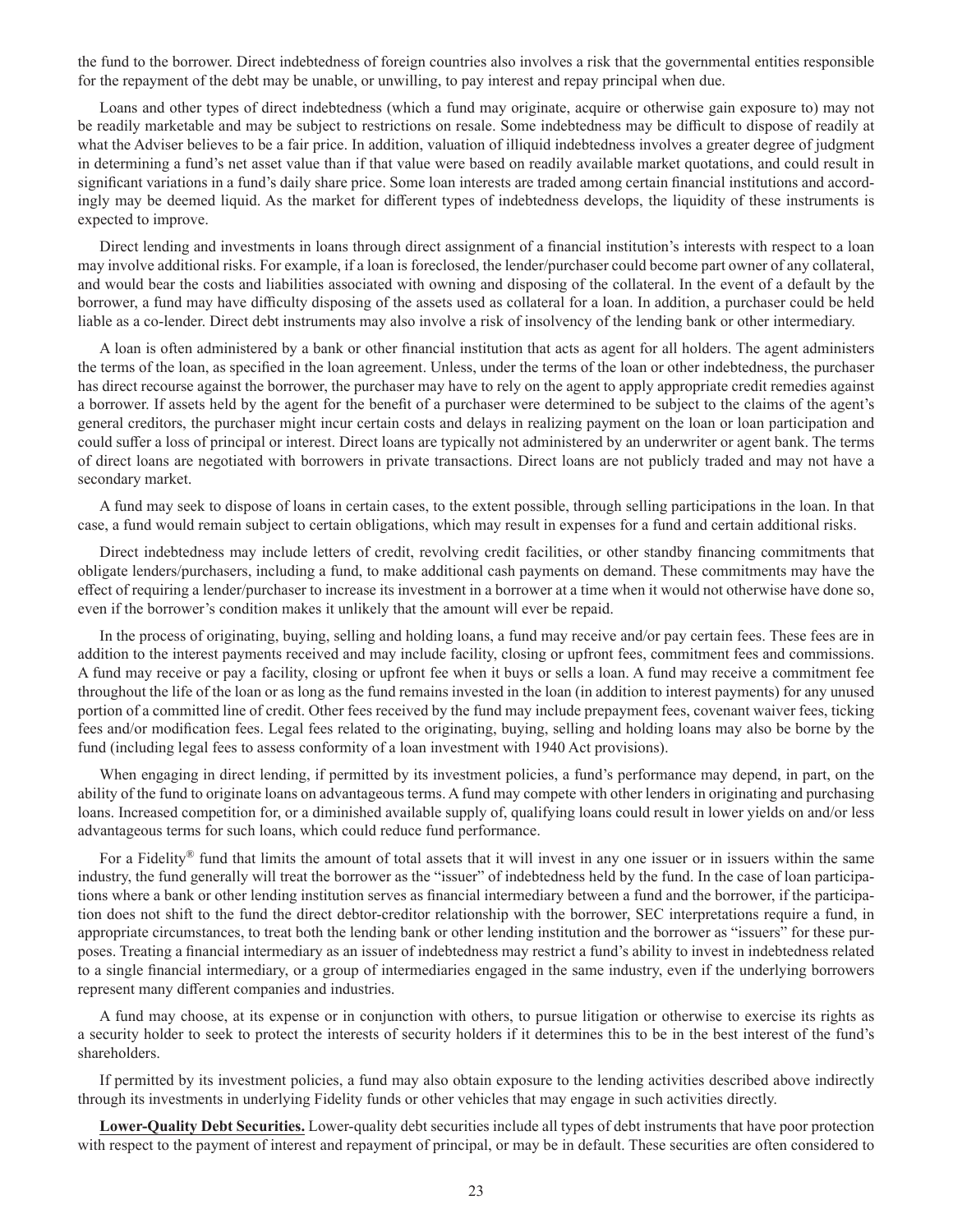the fund to the borrower. Direct indebtedness of foreign countries also involves a risk that the governmental entities responsible for the repayment of the debt may be unable, or unwilling, to pay interest and repay principal when due.

Loans and other types of direct indebtedness (which a fund may originate, acquire or otherwise gain exposure to) may not be readily marketable and may be subject to restrictions on resale. Some indebtedness may be difficult to dispose of readily at what the Adviser believes to be a fair price. In addition, valuation of illiquid indebtedness involves a greater degree of judgment in determining a fund's net asset value than if that value were based on readily available market quotations, and could result in significant variations in a fund's daily share price. Some loan interests are traded among certain financial institutions and accordingly may be deemed liquid. As the market for different types of indebtedness develops, the liquidity of these instruments is expected to improve.

Direct lending and investments in loans through direct assignment of a financial institution's interests with respect to a loan may involve additional risks. For example, if a loan is foreclosed, the lender/purchaser could become part owner of any collateral, and would bear the costs and liabilities associated with owning and disposing of the collateral. In the event of a default by the borrower, a fund may have difficulty disposing of the assets used as collateral for a loan. In addition, a purchaser could be held liable as a co-lender. Direct debt instruments may also involve a risk of insolvency of the lending bank or other intermediary.

A loan is often administered by a bank or other financial institution that acts as agent for all holders. The agent administers the terms of the loan, as specified in the loan agreement. Unless, under the terms of the loan or other indebtedness, the purchaser has direct recourse against the borrower, the purchaser may have to rely on the agent to apply appropriate credit remedies against a borrower. If assets held by the agent for the benefit of a purchaser were determined to be subject to the claims of the agent's general creditors, the purchaser might incur certain costs and delays in realizing payment on the loan or loan participation and could suffer a loss of principal or interest. Direct loans are typically not administered by an underwriter or agent bank. The terms of direct loans are negotiated with borrowers in private transactions. Direct loans are not publicly traded and may not have a secondary market.

A fund may seek to dispose of loans in certain cases, to the extent possible, through selling participations in the loan. In that case, a fund would remain subject to certain obligations, which may result in expenses for a fund and certain additional risks.

Direct indebtedness may include letters of credit, revolving credit facilities, or other standby financing commitments that obligate lenders/purchasers, including a fund, to make additional cash payments on demand. These commitments may have the effect of requiring a lender/purchaser to increase its investment in a borrower at a time when it would not otherwise have done so, even if the borrower's condition makes it unlikely that the amount will ever be repaid.

In the process of originating, buying, selling and holding loans, a fund may receive and/or pay certain fees. These fees are in addition to the interest payments received and may include facility, closing or upfront fees, commitment fees and commissions. A fund may receive or pay a facility, closing or upfront fee when it buys or sells a loan. A fund may receive a commitment fee throughout the life of the loan or as long as the fund remains invested in the loan (in addition to interest payments) for any unused portion of a committed line of credit. Other fees received by the fund may include prepayment fees, covenant waiver fees, ticking fees and/or modification fees. Legal fees related to the originating, buying, selling and holding loans may also be borne by the fund (including legal fees to assess conformity of a loan investment with 1940 Act provisions).

When engaging in direct lending, if permitted by its investment policies, a fund's performance may depend, in part, on the ability of the fund to originate loans on advantageous terms. A fund may compete with other lenders in originating and purchasing loans. Increased competition for, or a diminished available supply of, qualifying loans could result in lower yields on and/or less advantageous terms for such loans, which could reduce fund performance.

For a Fidelity® fund that limits the amount of total assets that it will invest in any one issuer or in issuers within the same industry, the fund generally will treat the borrower as the "issuer" of indebtedness held by the fund. In the case of loan participations where a bank or other lending institution serves as financial intermediary between a fund and the borrower, if the participation does not shift to the fund the direct debtor-creditor relationship with the borrower, SEC interpretations require a fund, in appropriate circumstances, to treat both the lending bank or other lending institution and the borrower as "issuers" for these purposes. Treating a financial intermediary as an issuer of indebtedness may restrict a fund's ability to invest in indebtedness related to a single financial intermediary, or a group of intermediaries engaged in the same industry, even if the underlying borrowers represent many different companies and industries.

A fund may choose, at its expense or in conjunction with others, to pursue litigation or otherwise to exercise its rights as a security holder to seek to protect the interests of security holders if it determines this to be in the best interest of the fund's shareholders.

If permitted by its investment policies, a fund may also obtain exposure to the lending activities described above indirectly through its investments in underlying Fidelity funds or other vehicles that may engage in such activities directly.

**Lower-Quality Debt Securities.** Lower-quality debt securities include all types of debt instruments that have poor protection with respect to the payment of interest and repayment of principal, or may be in default. These securities are often considered to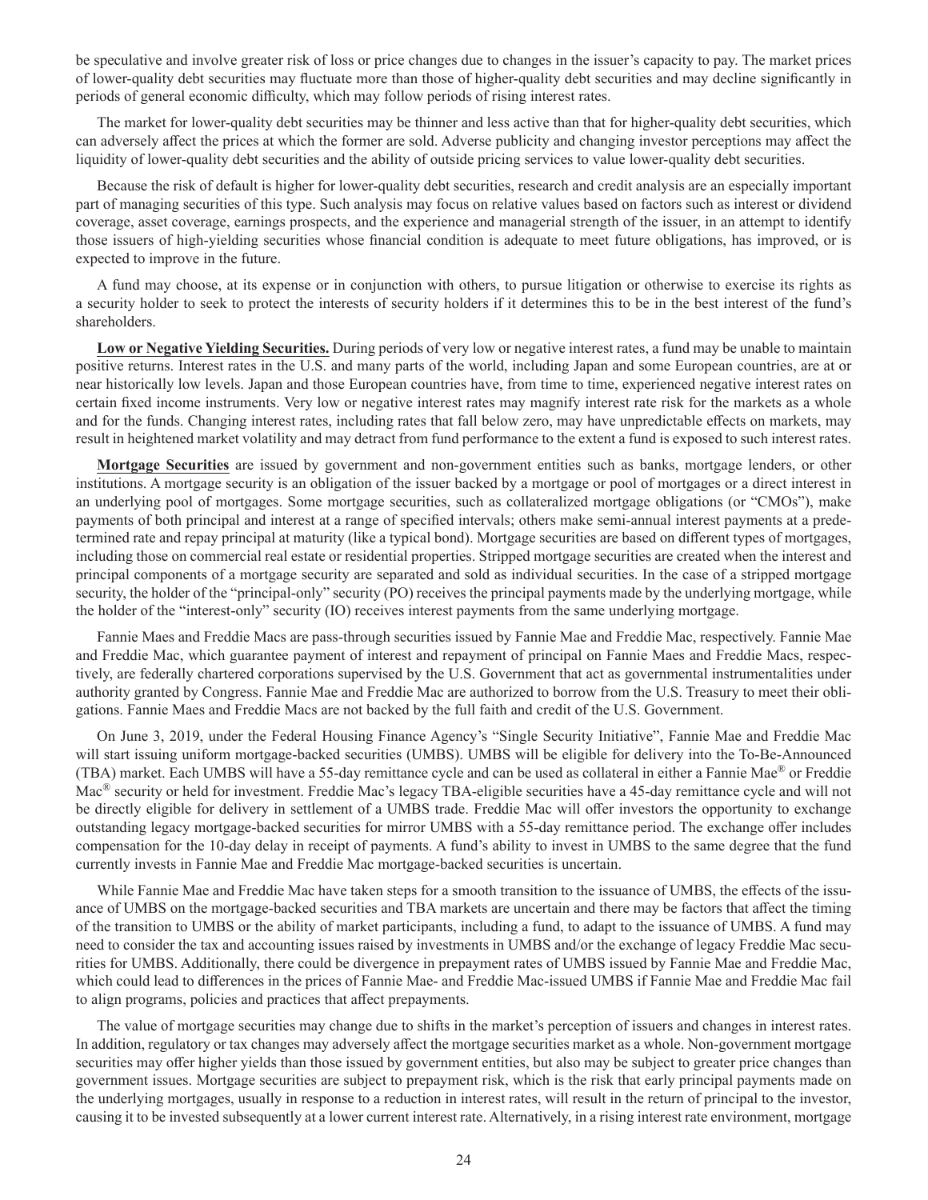be speculative and involve greater risk of loss or price changes due to changes in the issuer's capacity to pay. The market prices of lower-quality debt securities may fluctuate more than those of higher-quality debt securities and may decline significantly in periods of general economic difficulty, which may follow periods of rising interest rates.

The market for lower-quality debt securities may be thinner and less active than that for higher-quality debt securities, which can adversely affect the prices at which the former are sold. Adverse publicity and changing investor perceptions may affect the liquidity of lower-quality debt securities and the ability of outside pricing services to value lower-quality debt securities.

Because the risk of default is higher for lower-quality debt securities, research and credit analysis are an especially important part of managing securities of this type. Such analysis may focus on relative values based on factors such as interest or dividend coverage, asset coverage, earnings prospects, and the experience and managerial strength of the issuer, in an attempt to identify those issuers of high-yielding securities whose financial condition is adequate to meet future obligations, has improved, or is expected to improve in the future.

A fund may choose, at its expense or in conjunction with others, to pursue litigation or otherwise to exercise its rights as a security holder to seek to protect the interests of security holders if it determines this to be in the best interest of the fund's shareholders.

**Low or Negative Yielding Securities.** During periods of very low or negative interest rates, a fund may be unable to maintain positive returns. Interest rates in the U.S. and many parts of the world, including Japan and some European countries, are at or near historically low levels. Japan and those European countries have, from time to time, experienced negative interest rates on certain fixed income instruments. Very low or negative interest rates may magnify interest rate risk for the markets as a whole and for the funds. Changing interest rates, including rates that fall below zero, may have unpredictable effects on markets, may result in heightened market volatility and may detract from fund performance to the extent a fund is exposed to such interest rates.

**Mortgage Securities** are issued by government and non-government entities such as banks, mortgage lenders, or other institutions. A mortgage security is an obligation of the issuer backed by a mortgage or pool of mortgages or a direct interest in an underlying pool of mortgages. Some mortgage securities, such as collateralized mortgage obligations (or "CMOs"), make payments of both principal and interest at a range of specified intervals; others make semi-annual interest payments at a predetermined rate and repay principal at maturity (like a typical bond). Mortgage securities are based on different types of mortgages, including those on commercial real estate or residential properties. Stripped mortgage securities are created when the interest and principal components of a mortgage security are separated and sold as individual securities. In the case of a stripped mortgage security, the holder of the "principal-only" security (PO) receives the principal payments made by the underlying mortgage, while the holder of the "interest-only" security (IO) receives interest payments from the same underlying mortgage.

Fannie Maes and Freddie Macs are pass-through securities issued by Fannie Mae and Freddie Mac, respectively. Fannie Mae and Freddie Mac, which guarantee payment of interest and repayment of principal on Fannie Maes and Freddie Macs, respectively, are federally chartered corporations supervised by the U.S. Government that act as governmental instrumentalities under authority granted by Congress. Fannie Mae and Freddie Mac are authorized to borrow from the U.S. Treasury to meet their obligations. Fannie Maes and Freddie Macs are not backed by the full faith and credit of the U.S. Government.

On June 3, 2019, under the Federal Housing Finance Agency's "Single Security Initiative", Fannie Mae and Freddie Mac will start issuing uniform mortgage-backed securities (UMBS). UMBS will be eligible for delivery into the To-Be-Announced (TBA) market. Each UMBS will have a 55-day remittance cycle and can be used as collateral in either a Fannie Mae® or Freddie Mac® security or held for investment. Freddie Mac's legacy TBA-eligible securities have a 45-day remittance cycle and will not be directly eligible for delivery in settlement of a UMBS trade. Freddie Mac will offer investors the opportunity to exchange outstanding legacy mortgage-backed securities for mirror UMBS with a 55-day remittance period. The exchange offer includes compensation for the 10-day delay in receipt of payments. A fund's ability to invest in UMBS to the same degree that the fund currently invests in Fannie Mae and Freddie Mac mortgage-backed securities is uncertain.

While Fannie Mae and Freddie Mac have taken steps for a smooth transition to the issuance of UMBS, the effects of the issuance of UMBS on the mortgage-backed securities and TBA markets are uncertain and there may be factors that affect the timing of the transition to UMBS or the ability of market participants, including a fund, to adapt to the issuance of UMBS. A fund may need to consider the tax and accounting issues raised by investments in UMBS and/or the exchange of legacy Freddie Mac securities for UMBS. Additionally, there could be divergence in prepayment rates of UMBS issued by Fannie Mae and Freddie Mac, which could lead to differences in the prices of Fannie Mae- and Freddie Mac-issued UMBS if Fannie Mae and Freddie Mac fail to align programs, policies and practices that affect prepayments.

The value of mortgage securities may change due to shifts in the market's perception of issuers and changes in interest rates. In addition, regulatory or tax changes may adversely affect the mortgage securities market as a whole. Non-government mortgage securities may offer higher yields than those issued by government entities, but also may be subject to greater price changes than government issues. Mortgage securities are subject to prepayment risk, which is the risk that early principal payments made on the underlying mortgages, usually in response to a reduction in interest rates, will result in the return of principal to the investor, causing it to be invested subsequently at a lower current interest rate. Alternatively, in a rising interest rate environment, mortgage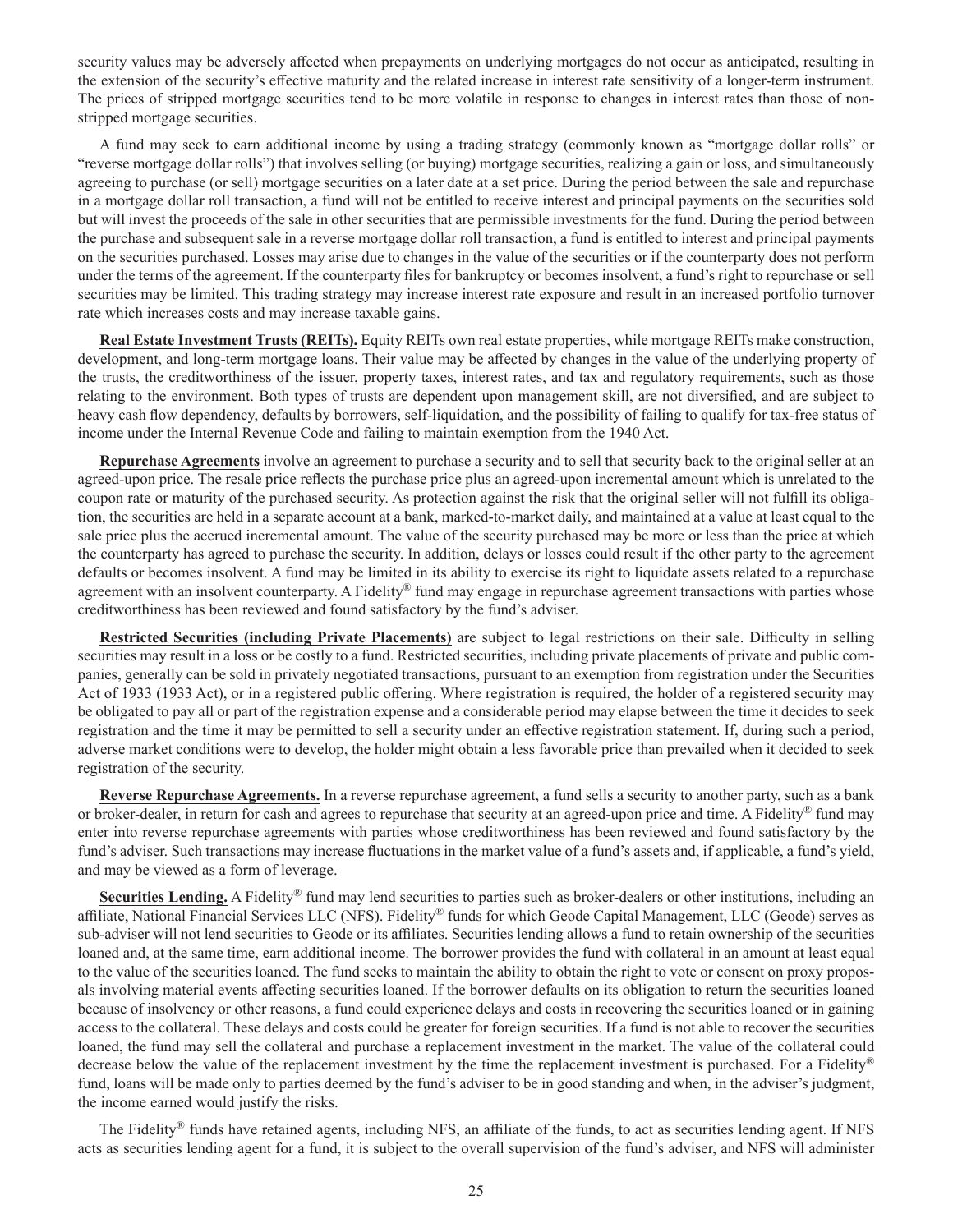security values may be adversely affected when prepayments on underlying mortgages do not occur as anticipated, resulting in the extension of the security's effective maturity and the related increase in interest rate sensitivity of a longer-term instrument. The prices of stripped mortgage securities tend to be more volatile in response to changes in interest rates than those of non-stripped mortgage securities.

A fund may seek to earn additional income by using a trading strategy (commonly known as "mortgage dollar rolls" or "reverse mortgage dollar rolls") that involves selling (or buying) mortgage securities, realizing a gain or loss, and simultaneously agreeing to purchase (or sell) mortgage securities on a later date at a set price. During the period between the sale and repurchase in a mortgage dollar roll transaction, a fund will not be entitled to receive interest and principal payments on the securities sold but will invest the proceeds of the sale in other securities that are permissible investments for the fund. During the period between the purchase and subsequent sale in a reverse mortgage dollar roll transaction, a fund is entitled to interest and principal payments on the securities purchased. Losses may arise due to changes in the value of the securities or if the counterparty does not perform under the terms of the agreement. If the counterparty files for bankruptcy or becomes insolvent, a fund's right to repurchase or sell securities may be limited. This trading strategy may increase interest rate exposure and result in an increased portfolio turnover rate which increases costs and may increase taxable gains.

**Real Estate Investment Trusts (REITs).** Equity REITs own real estate properties, while mortgage REITs make construction, development, and long-term mortgage loans. Their value may be affected by changes in the value of the underlying property of the trusts, the creditworthiness of the issuer, property taxes, interest rates, and tax and regulatory requirements, such as those relating to the environment. Both types of trusts are dependent upon management skill, are not diversified, and are subject to heavy cash flow dependency, defaults by borrowers, self-liquidation, and the possibility of failing to qualify for tax-free status of income under the Internal Revenue Code and failing to maintain exemption from the 1940 Act.

**Repurchase Agreements** involve an agreement to purchase a security and to sell that security back to the original seller at an agreed-upon price. The resale price reflects the purchase price plus an agreed-upon incremental amount which is unrelated to the coupon rate or maturity of the purchased security. As protection against the risk that the original seller will not fulfill its obligation, the securities are held in a separate account at a bank, marked-to-market daily, and maintained at a value at least equal to the sale price plus the accrued incremental amount. The value of the security purchased may be more or less than the price at which the counterparty has agreed to purchase the security. In addition, delays or losses could result if the other party to the agreement defaults or becomes insolvent. A fund may be limited in its ability to exercise its right to liquidate assets related to a repurchase agreement with an insolvent counterparty. A Fidelity® fund may engage in repurchase agreement transactions with parties whose creditworthiness has been reviewed and found satisfactory by the fund's adviser.

**Restricted Securities (including Private Placements)** are subject to legal restrictions on their sale. Difficulty in selling securities may result in a loss or be costly to a fund. Restricted securities, including private placements of private and public companies, generally can be sold in privately negotiated transactions, pursuant to an exemption from registration under the Securities Act of 1933 (1933 Act), or in a registered public offering. Where registration is required, the holder of a registered security may be obligated to pay all or part of the registration expense and a considerable period may elapse between the time it decides to seek registration and the time it may be permitted to sell a security under an effective registration statement. If, during such a period, adverse market conditions were to develop, the holder might obtain a less favorable price than prevailed when it decided to seek registration of the security.

**Reverse Repurchase Agreements.** In a reverse repurchase agreement, a fund sells a security to another party, such as a bank or broker-dealer, in return for cash and agrees to repurchase that security at an agreed-upon price and time. A Fidelity® fund may enter into reverse repurchase agreements with parties whose creditworthiness has been reviewed and found satisfactory by the fund's adviser. Such transactions may increase fluctuations in the market value of a fund's assets and, if applicable, a fund's yield, and may be viewed as a form of leverage.

**Securities Lending.** A Fidelity® fund may lend securities to parties such as broker-dealers or other institutions, including an affiliate, National Financial Services LLC (NFS). Fidelity® funds for which Geode Capital Management, LLC (Geode) serves as sub-adviser will not lend securities to Geode or its affiliates. Securities lending allows a fund to retain ownership of the securities loaned and, at the same time, earn additional income. The borrower provides the fund with collateral in an amount at least equal to the value of the securities loaned. The fund seeks to maintain the ability to obtain the right to vote or consent on proxy proposals involving material events affecting securities loaned. If the borrower defaults on its obligation to return the securities loaned because of insolvency or other reasons, a fund could experience delays and costs in recovering the securities loaned or in gaining access to the collateral. These delays and costs could be greater for foreign securities. If a fund is not able to recover the securities loaned, the fund may sell the collateral and purchase a replacement investment in the market. The value of the collateral could decrease below the value of the replacement investment by the time the replacement investment is purchased. For a Fidelity® fund, loans will be made only to parties deemed by the fund's adviser to be in good standing and when, in the adviser's judgment, the income earned would justify the risks.

The Fidelity® funds have retained agents, including NFS, an affiliate of the funds, to act as securities lending agent. If NFS acts as securities lending agent for a fund, it is subject to the overall supervision of the fund's adviser, and NFS will administer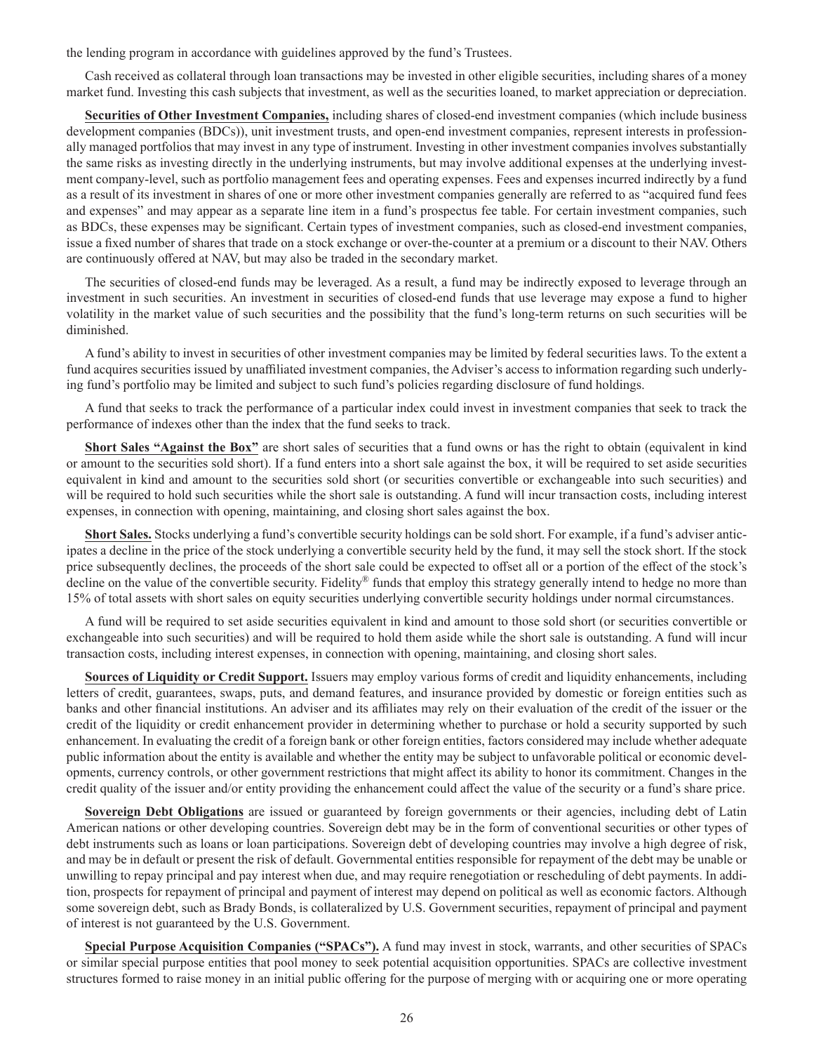the lending program in accordance with guidelines approved by the fund's Trustees.

Cash received as collateral through loan transactions may be invested in other eligible securities, including shares of a money market fund. Investing this cash subjects that investment, as well as the securities loaned, to market appreciation or depreciation.

**Securities of Other Investment Companies,** including shares of closed-end investment companies (which include business development companies (BDCs)), unit investment trusts, and open-end investment companies, represent interests in professionally managed portfolios that may invest in any type of instrument. Investing in other investment companies involves substantially the same risks as investing directly in the underlying instruments, but may involve additional expenses at the underlying investment company-level, such as portfolio management fees and operating expenses. Fees and expenses incurred indirectly by a fund as a result of its investment in shares of one or more other investment companies generally are referred to as "acquired fund fees and expenses" and may appear as a separate line item in a fund's prospectus fee table. For certain investment companies, such as BDCs, these expenses may be significant. Certain types of investment companies, such as closed-end investment companies, issue a fixed number of shares that trade on a stock exchange or over-the-counter at a premium or a discount to their NAV. Others are continuously offered at NAV, but may also be traded in the secondary market.

The securities of closed-end funds may be leveraged. As a result, a fund may be indirectly exposed to leverage through an investment in such securities. An investment in securities of closed-end funds that use leverage may expose a fund to higher volatility in the market value of such securities and the possibility that the fund's long-term returns on such securities will be diminished.

A fund's ability to invest in securities of other investment companies may be limited by federal securities laws. To the extent a fund acquires securities issued by unaffiliated investment companies, the Adviser's access to information regarding such underlying fund's portfolio may be limited and subject to such fund's policies regarding disclosure of fund holdings.

A fund that seeks to track the performance of a particular index could invest in investment companies that seek to track the performance of indexes other than the index that the fund seeks to track.

**Short Sales "Against the Box"** are short sales of securities that a fund owns or has the right to obtain (equivalent in kind or amount to the securities sold short). If a fund enters into a short sale against the box, it will be required to set aside securities equivalent in kind and amount to the securities sold short (or securities convertible or exchangeable into such securities) and will be required to hold such securities while the short sale is outstanding. A fund will incur transaction costs, including interest expenses, in connection with opening, maintaining, and closing short sales against the box.

**Short Sales.** Stocks underlying a fund's convertible security holdings can be sold short. For example, if a fund's adviser anticipates a decline in the price of the stock underlying a convertible security held by the fund, it may sell the stock short. If the stock price subsequently declines, the proceeds of the short sale could be expected to offset all or a portion of the effect of the stock's decline on the value of the convertible security. Fidelity® funds that employ this strategy generally intend to hedge no more than 15% of total assets with short sales on equity securities underlying convertible security holdings under normal circumstances.

A fund will be required to set aside securities equivalent in kind and amount to those sold short (or securities convertible or exchangeable into such securities) and will be required to hold them aside while the short sale is outstanding. A fund will incur transaction costs, including interest expenses, in connection with opening, maintaining, and closing short sales.

**Sources of Liquidity or Credit Support.** Issuers may employ various forms of credit and liquidity enhancements, including letters of credit, guarantees, swaps, puts, and demand features, and insurance provided by domestic or foreign entities such as banks and other financial institutions. An adviser and its affiliates may rely on their evaluation of the credit of the issuer or the credit of the liquidity or credit enhancement provider in determining whether to purchase or hold a security supported by such enhancement. In evaluating the credit of a foreign bank or other foreign entities, factors considered may include whether adequate public information about the entity is available and whether the entity may be subject to unfavorable political or economic developments, currency controls, or other government restrictions that might affect its ability to honor its commitment. Changes in the credit quality of the issuer and/or entity providing the enhancement could affect the value of the security or a fund's share price.

**Sovereign Debt Obligations** are issued or guaranteed by foreign governments or their agencies, including debt of Latin American nations or other developing countries. Sovereign debt may be in the form of conventional securities or other types of debt instruments such as loans or loan participations. Sovereign debt of developing countries may involve a high degree of risk, and may be in default or present the risk of default. Governmental entities responsible for repayment of the debt may be unable or unwilling to repay principal and pay interest when due, and may require renegotiation or rescheduling of debt payments. In addition, prospects for repayment of principal and payment of interest may depend on political as well as economic factors. Although some sovereign debt, such as Brady Bonds, is collateralized by U.S. Government securities, repayment of principal and payment of interest is not guaranteed by the U.S. Government.

**Special Purpose Acquisition Companies ("SPACs").** A fund may invest in stock, warrants, and other securities of SPACs or similar special purpose entities that pool money to seek potential acquisition opportunities. SPACs are collective investment structures formed to raise money in an initial public offering for the purpose of merging with or acquiring one or more operating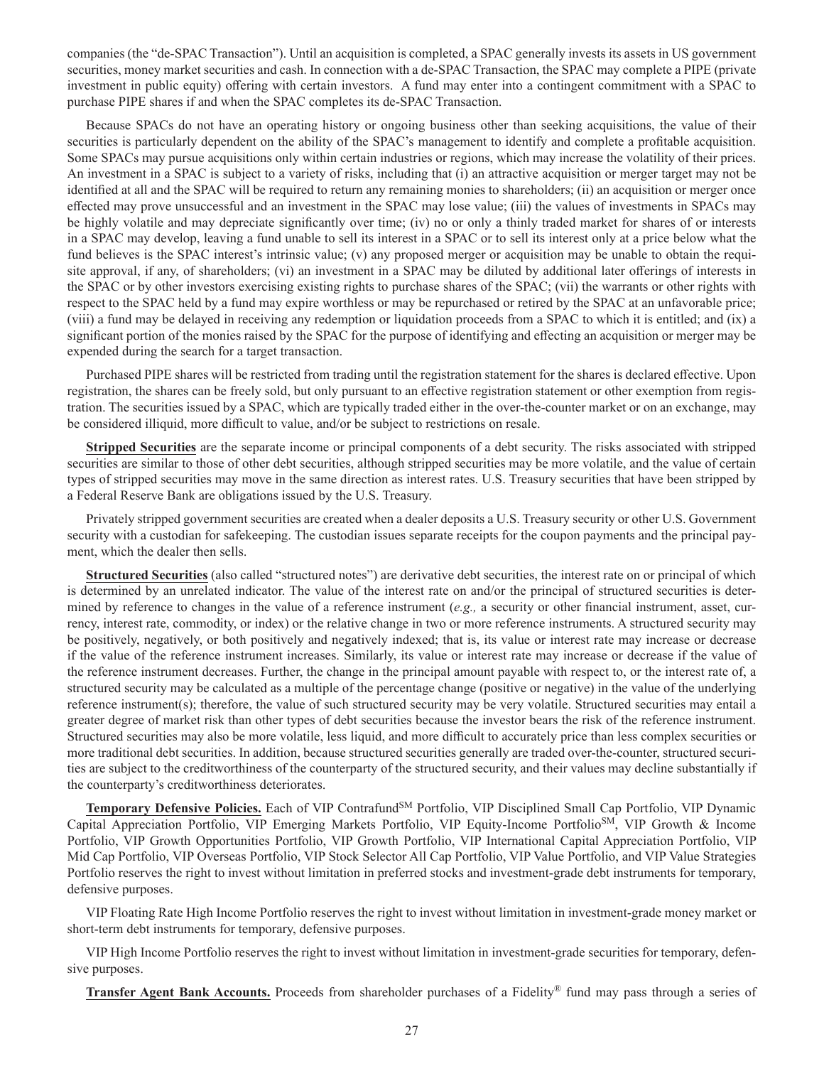companies (the "de-SPAC Transaction"). Until an acquisition is completed, a SPAC generally invests its assets in US government securities, money market securities and cash. In connection with a de-SPAC Transaction, the SPAC may complete a PIPE (private investment in public equity) offering with certain investors. A fund may enter into a contingent commitment with a SPAC to purchase PIPE shares if and when the SPAC completes its de-SPAC Transaction.

Because SPACs do not have an operating history or ongoing business other than seeking acquisitions, the value of their securities is particularly dependent on the ability of the SPAC's management to identify and complete a profitable acquisition. Some SPACs may pursue acquisitions only within certain industries or regions, which may increase the volatility of their prices. An investment in a SPAC is subject to a variety of risks, including that (i) an attractive acquisition or merger target may not be identified at all and the SPAC will be required to return any remaining monies to shareholders; (ii) an acquisition or merger once effected may prove unsuccessful and an investment in the SPAC may lose value; (iii) the values of investments in SPACs may be highly volatile and may depreciate significantly over time; (iv) no or only a thinly traded market for shares of or interests in a SPAC may develop, leaving a fund unable to sell its interest in a SPAC or to sell its interest only at a price below what the fund believes is the SPAC interest's intrinsic value; (v) any proposed merger or acquisition may be unable to obtain the requisite approval, if any, of shareholders; (vi) an investment in a SPAC may be diluted by additional later offerings of interests in the SPAC or by other investors exercising existing rights to purchase shares of the SPAC; (vii) the warrants or other rights with respect to the SPAC held by a fund may expire worthless or may be repurchased or retired by the SPAC at an unfavorable price; (viii) a fund may be delayed in receiving any redemption or liquidation proceeds from a SPAC to which it is entitled; and (ix) a significant portion of the monies raised by the SPAC for the purpose of identifying and effecting an acquisition or merger may be expended during the search for a target transaction.

Purchased PIPE shares will be restricted from trading until the registration statement for the shares is declared effective. Upon registration, the shares can be freely sold, but only pursuant to an effective registration statement or other exemption from registration. The securities issued by a SPAC, which are typically traded either in the over-the-counter market or on an exchange, may be considered illiquid, more difficult to value, and/or be subject to restrictions on resale.

**Stripped Securities** are the separate income or principal components of a debt security. The risks associated with stripped securities are similar to those of other debt securities, although stripped securities may be more volatile, and the value of certain types of stripped securities may move in the same direction as interest rates. U.S. Treasury securities that have been stripped by a Federal Reserve Bank are obligations issued by the U.S. Treasury.

Privately stripped government securities are created when a dealer deposits a U.S. Treasury security or other U.S. Government security with a custodian for safekeeping. The custodian issues separate receipts for the coupon payments and the principal payment, which the dealer then sells.

**Structured Securities** (also called "structured notes") are derivative debt securities, the interest rate on or principal of which is determined by an unrelated indicator. The value of the interest rate on and/or the principal of structured securities is determined by reference to changes in the value of a reference instrument (*e.g.,* a security or other financial instrument, asset, currency, interest rate, commodity, or index) or the relative change in two or more reference instruments. A structured security may be positively, negatively, or both positively and negatively indexed; that is, its value or interest rate may increase or decrease if the value of the reference instrument increases. Similarly, its value or interest rate may increase or decrease if the value of the reference instrument decreases. Further, the change in the principal amount payable with respect to, or the interest rate of, a structured security may be calculated as a multiple of the percentage change (positive or negative) in the value of the underlying reference instrument(s); therefore, the value of such structured security may be very volatile. Structured securities may entail a greater degree of market risk than other types of debt securities because the investor bears the risk of the reference instrument. Structured securities may also be more volatile, less liquid, and more difficult to accurately price than less complex securities or more traditional debt securities. In addition, because structured securities generally are traded over-the-counter, structured securities are subject to the creditworthiness of the counterparty of the structured security, and their values may decline substantially if the counterparty's creditworthiness deteriorates.

**Temporary Defensive Policies.** Each of VIP Contrafund℠ Portfolio, VIP Disciplined Small Cap Portfolio, VIP Dynamic Capital Appreciation Portfolio, VIP Emerging Markets Portfolio, VIP Equity-Income Portfolio℠, VIP Growth & Income Portfolio, VIP Growth Opportunities Portfolio, VIP Growth Portfolio, VIP International Capital Appreciation Portfolio, VIP Mid Cap Portfolio, VIP Overseas Portfolio, VIP Stock Selector All Cap Portfolio, VIP Value Portfolio, and VIP Value Strategies Portfolio reserves the right to invest without limitation in preferred stocks and investment-grade debt instruments for temporary, defensive purposes.

VIP Floating Rate High Income Portfolio reserves the right to invest without limitation in investment-grade money market or short-term debt instruments for temporary, defensive purposes.

VIP High Income Portfolio reserves the right to invest without limitation in investment-grade securities for temporary, defensive purposes.

**Transfer Agent Bank Accounts.** Proceeds from shareholder purchases of a Fidelity® fund may pass through a series of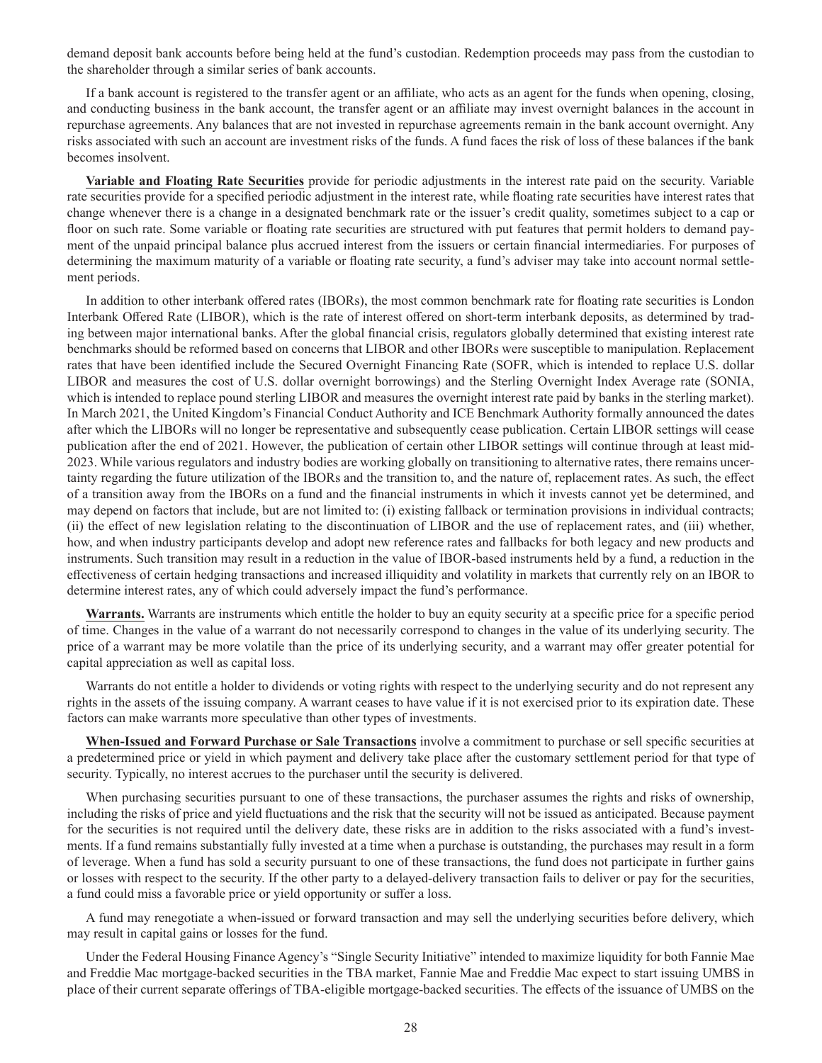demand deposit bank accounts before being held at the fund's custodian. Redemption proceeds may pass from the custodian to the shareholder through a similar series of bank accounts.

If a bank account is registered to the transfer agent or an affiliate, who acts as an agent for the funds when opening, closing, and conducting business in the bank account, the transfer agent or an affiliate may invest overnight balances in the account in repurchase agreements. Any balances that are not invested in repurchase agreements remain in the bank account overnight. Any risks associated with such an account are investment risks of the funds. A fund faces the risk of loss of these balances if the bank becomes insolvent.

**Variable and Floating Rate Securities** provide for periodic adjustments in the interest rate paid on the security. Variable rate securities provide for a specified periodic adjustment in the interest rate, while floating rate securities have interest rates that change whenever there is a change in a designated benchmark rate or the issuer's credit quality, sometimes subject to a cap or floor on such rate. Some variable or floating rate securities are structured with put features that permit holders to demand payment of the unpaid principal balance plus accrued interest from the issuers or certain financial intermediaries. For purposes of determining the maximum maturity of a variable or floating rate security, a fund's adviser may take into account normal settlement periods.

In addition to other interbank offered rates (IBORs), the most common benchmark rate for floating rate securities is London Interbank Offered Rate (LIBOR), which is the rate of interest offered on short-term interbank deposits, as determined by trading between major international banks. After the global financial crisis, regulators globally determined that existing interest rate benchmarks should be reformed based on concerns that LIBOR and other IBORs were susceptible to manipulation. Replacement rates that have been identified include the Secured Overnight Financing Rate (SOFR, which is intended to replace U.S. dollar LIBOR and measures the cost of U.S. dollar overnight borrowings) and the Sterling Overnight Index Average rate (SONIA, which is intended to replace pound sterling LIBOR and measures the overnight interest rate paid by banks in the sterling market). In March 2021, the United Kingdom's Financial Conduct Authority and ICE Benchmark Authority formally announced the dates after which the LIBORs will no longer be representative and subsequently cease publication. Certain LIBOR settings will cease publication after the end of 2021. However, the publication of certain other LIBOR settings will continue through at least mid-2023. While various regulators and industry bodies are working globally on transitioning to alternative rates, there remains uncertainty regarding the future utilization of the IBORs and the transition to, and the nature of, replacement rates. As such, the effect of a transition away from the IBORs on a fund and the financial instruments in which it invests cannot yet be determined, and may depend on factors that include, but are not limited to: (i) existing fallback or termination provisions in individual contracts; (ii) the effect of new legislation relating to the discontinuation of LIBOR and the use of replacement rates, and (iii) whether, how, and when industry participants develop and adopt new reference rates and fallbacks for both legacy and new products and instruments. Such transition may result in a reduction in the value of IBOR-based instruments held by a fund, a reduction in the effectiveness of certain hedging transactions and increased illiquidity and volatility in markets that currently rely on an IBOR to determine interest rates, any of which could adversely impact the fund's performance.

**Warrants.** Warrants are instruments which entitle the holder to buy an equity security at a specific price for a specific period of time. Changes in the value of a warrant do not necessarily correspond to changes in the value of its underlying security. The price of a warrant may be more volatile than the price of its underlying security, and a warrant may offer greater potential for capital appreciation as well as capital loss.

Warrants do not entitle a holder to dividends or voting rights with respect to the underlying security and do not represent any rights in the assets of the issuing company. A warrant ceases to have value if it is not exercised prior to its expiration date. These factors can make warrants more speculative than other types of investments.

**When-Issued and Forward Purchase or Sale Transactions** involve a commitment to purchase or sell specific securities at a predetermined price or yield in which payment and delivery take place after the customary settlement period for that type of security. Typically, no interest accrues to the purchaser until the security is delivered.

When purchasing securities pursuant to one of these transactions, the purchaser assumes the rights and risks of ownership, including the risks of price and yield fluctuations and the risk that the security will not be issued as anticipated. Because payment for the securities is not required until the delivery date, these risks are in addition to the risks associated with a fund's investments. If a fund remains substantially fully invested at a time when a purchase is outstanding, the purchases may result in a form of leverage. When a fund has sold a security pursuant to one of these transactions, the fund does not participate in further gains or losses with respect to the security. If the other party to a delayed-delivery transaction fails to deliver or pay for the securities, a fund could miss a favorable price or yield opportunity or suffer a loss.

A fund may renegotiate a when-issued or forward transaction and may sell the underlying securities before delivery, which may result in capital gains or losses for the fund.

Under the Federal Housing Finance Agency's "Single Security Initiative" intended to maximize liquidity for both Fannie Mae and Freddie Mac mortgage-backed securities in the TBA market, Fannie Mae and Freddie Mac expect to start issuing UMBS in place of their current separate offerings of TBA-eligible mortgage-backed securities. The effects of the issuance of UMBS on the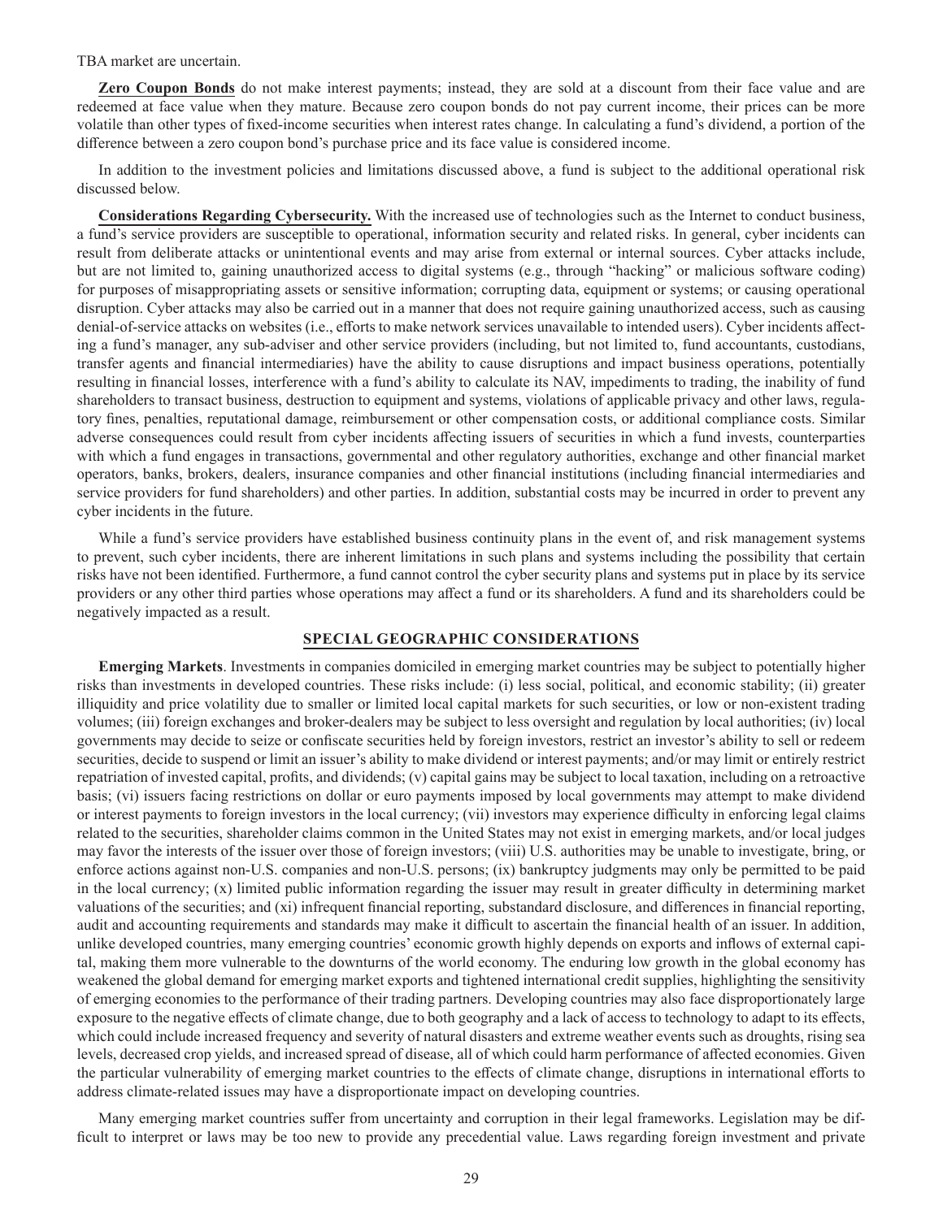TBA market are uncertain.

**Zero Coupon Bonds** do not make interest payments; instead, they are sold at a discount from their face value and are redeemed at face value when they mature. Because zero coupon bonds do not pay current income, their prices can be more volatile than other types of fixed-income securities when interest rates change. In calculating a fund's dividend, a portion of the difference between a zero coupon bond's purchase price and its face value is considered income.

In addition to the investment policies and limitations discussed above, a fund is subject to the additional operational risk discussed below.

**Considerations Regarding Cybersecurity.** With the increased use of technologies such as the Internet to conduct business, a fund's service providers are susceptible to operational, information security and related risks. In general, cyber incidents can result from deliberate attacks or unintentional events and may arise from external or internal sources. Cyber attacks include, but are not limited to, gaining unauthorized access to digital systems (e.g., through "hacking" or malicious software coding) for purposes of misappropriating assets or sensitive information; corrupting data, equipment or systems; or causing operational disruption. Cyber attacks may also be carried out in a manner that does not require gaining unauthorized access, such as causing denial-of-service attacks on websites (i.e., efforts to make network services unavailable to intended users). Cyber incidents affecting a fund's manager, any sub-adviser and other service providers (including, but not limited to, fund accountants, custodians, transfer agents and financial intermediaries) have the ability to cause disruptions and impact business operations, potentially resulting in financial losses, interference with a fund's ability to calculate its NAV, impediments to trading, the inability of fund shareholders to transact business, destruction to equipment and systems, violations of applicable privacy and other laws, regulatory fines, penalties, reputational damage, reimbursement or other compensation costs, or additional compliance costs. Similar adverse consequences could result from cyber incidents affecting issuers of securities in which a fund invests, counterparties with which a fund engages in transactions, governmental and other regulatory authorities, exchange and other financial market operators, banks, brokers, dealers, insurance companies and other financial institutions (including financial intermediaries and service providers for fund shareholders) and other parties. In addition, substantial costs may be incurred in order to prevent any cyber incidents in the future.

While a fund's service providers have established business continuity plans in the event of, and risk management systems to prevent, such cyber incidents, there are inherent limitations in such plans and systems including the possibility that certain risks have not been identified. Furthermore, a fund cannot control the cyber security plans and systems put in place by its service providers or any other third parties whose operations may affect a fund or its shareholders. A fund and its shareholders could be negatively impacted as a result.

## SPECIAL GEOGRAPHIC CONSIDERATIONS

**Emerging Markets**. Investments in companies domiciled in emerging market countries may be subject to potentially higher risks than investments in developed countries. These risks include: (i) less social, political, and economic stability; (ii) greater illiquidity and price volatility due to smaller or limited local capital markets for such securities, or low or non-existent trading volumes; (iii) foreign exchanges and broker-dealers may be subject to less oversight and regulation by local authorities; (iv) local governments may decide to seize or confiscate securities held by foreign investors, restrict an investor's ability to sell or redeem securities, decide to suspend or limit an issuer's ability to make dividend or interest payments; and/or may limit or entirely restrict repatriation of invested capital, profits, and dividends; (v) capital gains may be subject to local taxation, including on a retroactive basis; (vi) issuers facing restrictions on dollar or euro payments imposed by local governments may attempt to make dividend or interest payments to foreign investors in the local currency; (vii) investors may experience difficulty in enforcing legal claims related to the securities, shareholder claims common in the United States may not exist in emerging markets, and/or local judges may favor the interests of the issuer over those of foreign investors; (viii) U.S. authorities may be unable to investigate, bring, or enforce actions against non-U.S. companies and non-U.S. persons; (ix) bankruptcy judgments may only be permitted to be paid in the local currency; (x) limited public information regarding the issuer may result in greater difficulty in determining market valuations of the securities; and (xi) infrequent financial reporting, substandard disclosure, and differences in financial reporting, audit and accounting requirements and standards may make it difficult to ascertain the financial health of an issuer. In addition, unlike developed countries, many emerging countries' economic growth highly depends on exports and inflows of external capital, making them more vulnerable to the downturns of the world economy. The enduring low growth in the global economy has weakened the global demand for emerging market exports and tightened international credit supplies, highlighting the sensitivity of emerging economies to the performance of their trading partners. Developing countries may also face disproportionately large exposure to the negative effects of climate change, due to both geography and a lack of access to technology to adapt to its effects, which could include increased frequency and severity of natural disasters and extreme weather events such as droughts, rising sea levels, decreased crop yields, and increased spread of disease, all of which could harm performance of affected economies. Given the particular vulnerability of emerging market countries to the effects of climate change, disruptions in international efforts to address climate-related issues may have a disproportionate impact on developing countries.

Many emerging market countries suffer from uncertainty and corruption in their legal frameworks. Legislation may be difficult to interpret or laws may be too new to provide any precedential value. Laws regarding foreign investment and private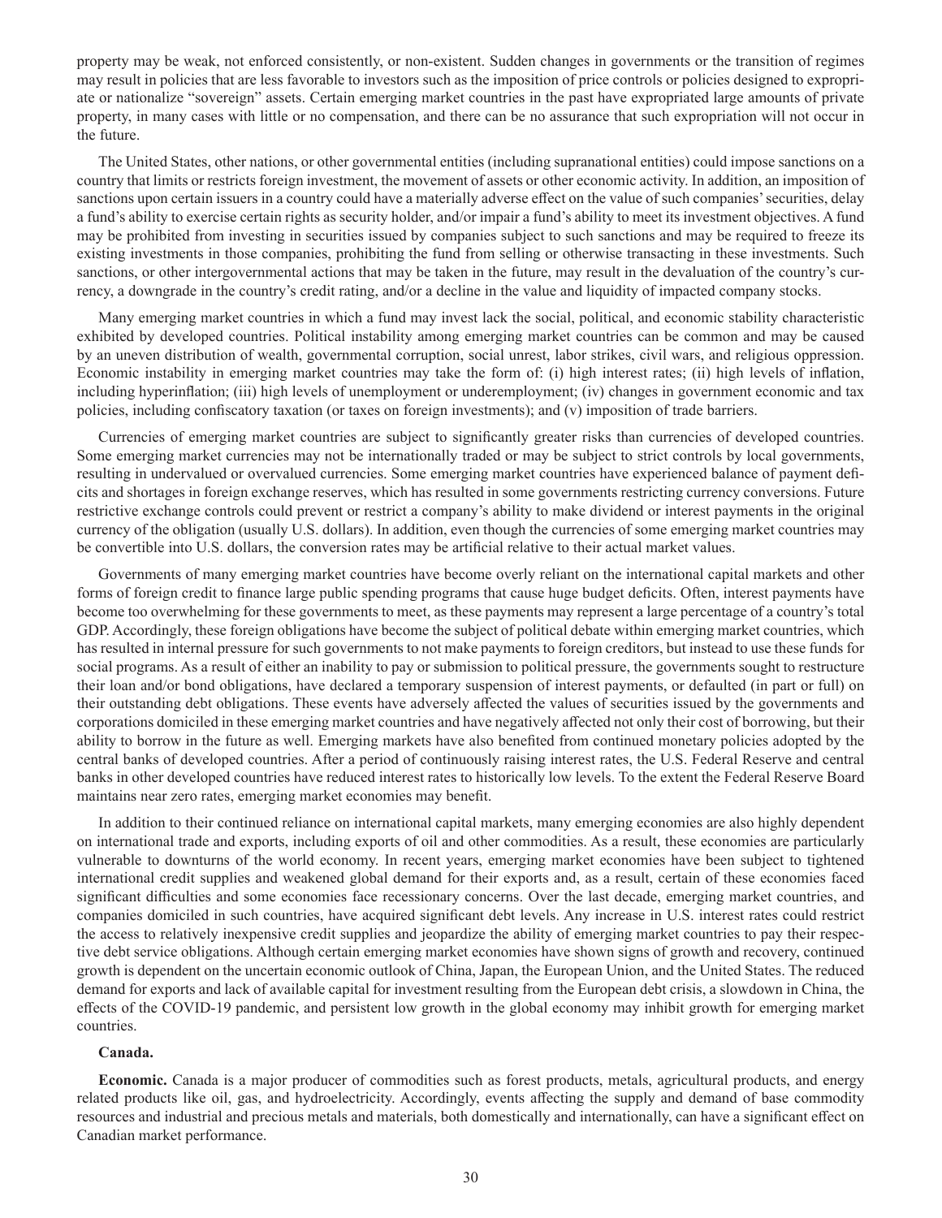property may be weak, not enforced consistently, or non-existent. Sudden changes in governments or the transition of regimes may result in policies that are less favorable to investors such as the imposition of price controls or policies designed to expropriate or nationalize "sovereign" assets. Certain emerging market countries in the past have expropriated large amounts of private property, in many cases with little or no compensation, and there can be no assurance that such expropriation will not occur in the future.

The United States, other nations, or other governmental entities (including supranational entities) could impose sanctions on a country that limits or restricts foreign investment, the movement of assets or other economic activity. In addition, an imposition of sanctions upon certain issuers in a country could have a materially adverse effect on the value of such companies' securities, delay a fund's ability to exercise certain rights as security holder, and/or impair a fund's ability to meet its investment objectives. A fund may be prohibited from investing in securities issued by companies subject to such sanctions and may be required to freeze its existing investments in those companies, prohibiting the fund from selling or otherwise transacting in these investments. Such sanctions, or other intergovernmental actions that may be taken in the future, may result in the devaluation of the country's currency, a downgrade in the country's credit rating, and/or a decline in the value and liquidity of impacted company stocks.

Many emerging market countries in which a fund may invest lack the social, political, and economic stability characteristic exhibited by developed countries. Political instability among emerging market countries can be common and may be caused by an uneven distribution of wealth, governmental corruption, social unrest, labor strikes, civil wars, and religious oppression. Economic instability in emerging market countries may take the form of: (i) high interest rates; (ii) high levels of inflation, including hyperinflation; (iii) high levels of unemployment or underemployment; (iv) changes in government economic and tax policies, including confiscatory taxation (or taxes on foreign investments); and (v) imposition of trade barriers.

Currencies of emerging market countries are subject to significantly greater risks than currencies of developed countries. Some emerging market currencies may not be internationally traded or may be subject to strict controls by local governments, resulting in undervalued or overvalued currencies. Some emerging market countries have experienced balance of payment deficits and shortages in foreign exchange reserves, which has resulted in some governments restricting currency conversions. Future restrictive exchange controls could prevent or restrict a company's ability to make dividend or interest payments in the original currency of the obligation (usually U.S. dollars). In addition, even though the currencies of some emerging market countries may be convertible into U.S. dollars, the conversion rates may be artificial relative to their actual market values.

Governments of many emerging market countries have become overly reliant on the international capital markets and other forms of foreign credit to finance large public spending programs that cause huge budget deficits. Often, interest payments have become too overwhelming for these governments to meet, as these payments may represent a large percentage of a country's total GDP. Accordingly, these foreign obligations have become the subject of political debate within emerging market countries, which has resulted in internal pressure for such governments to not make payments to foreign creditors, but instead to use these funds for social programs. As a result of either an inability to pay or submission to political pressure, the governments sought to restructure their loan and/or bond obligations, have declared a temporary suspension of interest payments, or defaulted (in part or full) on their outstanding debt obligations. These events have adversely affected the values of securities issued by the governments and corporations domiciled in these emerging market countries and have negatively affected not only their cost of borrowing, but their ability to borrow in the future as well. Emerging markets have also benefited from continued monetary policies adopted by the central banks of developed countries. After a period of continuously raising interest rates, the U.S. Federal Reserve and central banks in other developed countries have reduced interest rates to historically low levels. To the extent the Federal Reserve Board maintains near zero rates, emerging market economies may benefit.

In addition to their continued reliance on international capital markets, many emerging economies are also highly dependent on international trade and exports, including exports of oil and other commodities. As a result, these economies are particularly vulnerable to downturns of the world economy. In recent years, emerging market economies have been subject to tightened international credit supplies and weakened global demand for their exports and, as a result, certain of these economies faced significant difficulties and some economies face recessionary concerns. Over the last decade, emerging market countries, and companies domiciled in such countries, have acquired significant debt levels. Any increase in U.S. interest rates could restrict the access to relatively inexpensive credit supplies and jeopardize the ability of emerging market countries to pay their respective debt service obligations. Although certain emerging market economies have shown signs of growth and recovery, continued growth is dependent on the uncertain economic outlook of China, Japan, the European Union, and the United States. The reduced demand for exports and lack of available capital for investment resulting from the European debt crisis, a slowdown in China, the effects of the COVID-19 pandemic, and persistent low growth in the global economy may inhibit growth for emerging market countries.

**Canada.**

**Economic.** Canada is a major producer of commodities such as forest products, metals, agricultural products, and energy related products like oil, gas, and hydroelectricity. Accordingly, events affecting the supply and demand of base commodity resources and industrial and precious metals and materials, both domestically and internationally, can have a significant effect on Canadian market performance.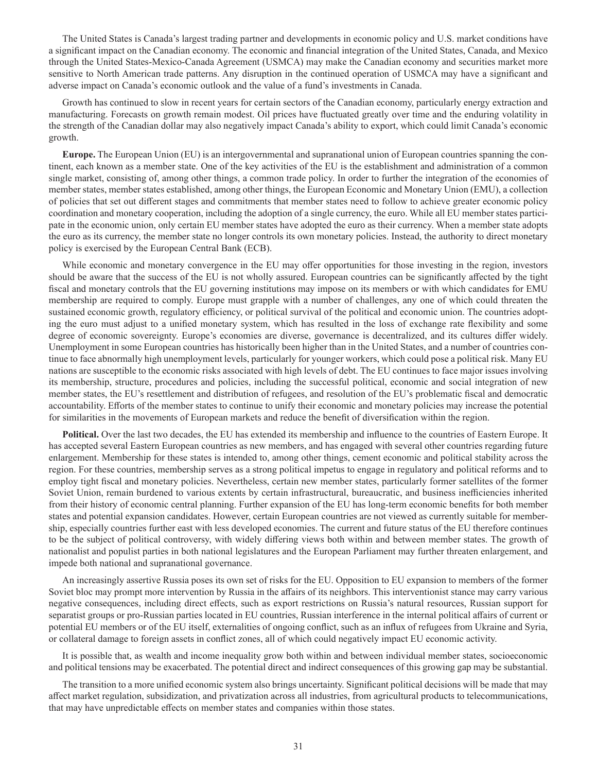The United States is Canada's largest trading partner and developments in economic policy and U.S. market conditions have a significant impact on the Canadian economy. The economic and financial integration of the United States, Canada, and Mexico through the United States-Mexico-Canada Agreement (USMCA) may make the Canadian economy and securities market more sensitive to North American trade patterns. Any disruption in the continued operation of USMCA may have a significant and adverse impact on Canada's economic outlook and the value of a fund's investments in Canada.

Growth has continued to slow in recent years for certain sectors of the Canadian economy, particularly energy extraction and manufacturing. Forecasts on growth remain modest. Oil prices have fluctuated greatly over time and the enduring volatility in the strength of the Canadian dollar may also negatively impact Canada's ability to export, which could limit Canada's economic growth.

**Europe.** The European Union (EU) is an intergovernmental and supranational union of European countries spanning the continent, each known as a member state. One of the key activities of the EU is the establishment and administration of a common single market, consisting of, among other things, a common trade policy. In order to further the integration of the economies of member states, member states established, among other things, the European Economic and Monetary Union (EMU), a collection of policies that set out different stages and commitments that member states need to follow to achieve greater economic policy coordination and monetary cooperation, including the adoption of a single currency, the euro. While all EU member states participate in the economic union, only certain EU member states have adopted the euro as their currency. When a member state adopts the euro as its currency, the member state no longer controls its own monetary policies. Instead, the authority to direct monetary policy is exercised by the European Central Bank (ECB).

While economic and monetary convergence in the EU may offer opportunities for those investing in the region, investors should be aware that the success of the EU is not wholly assured. European countries can be significantly affected by the tight fiscal and monetary controls that the EU governing institutions may impose on its members or with which candidates for EMU membership are required to comply. Europe must grapple with a number of challenges, any one of which could threaten the sustained economic growth, regulatory efficiency, or political survival of the political and economic union. The countries adopting the euro must adjust to a unified monetary system, which has resulted in the loss of exchange rate flexibility and some degree of economic sovereignty. Europe's economies are diverse, governance is decentralized, and its cultures differ widely. Unemployment in some European countries has historically been higher than in the United States, and a number of countries continue to face abnormally high unemployment levels, particularly for younger workers, which could pose a political risk. Many EU nations are susceptible to the economic risks associated with high levels of debt. The EU continues to face major issues involving its membership, structure, procedures and policies, including the successful political, economic and social integration of new member states, the EU's resettlement and distribution of refugees, and resolution of the EU's problematic fiscal and democratic accountability. Efforts of the member states to continue to unify their economic and monetary policies may increase the potential for similarities in the movements of European markets and reduce the benefit of diversification within the region.

**Political.** Over the last two decades, the EU has extended its membership and influence to the countries of Eastern Europe. It has accepted several Eastern European countries as new members, and has engaged with several other countries regarding future enlargement. Membership for these states is intended to, among other things, cement economic and political stability across the region. For these countries, membership serves as a strong political impetus to engage in regulatory and political reforms and to employ tight fiscal and monetary policies. Nevertheless, certain new member states, particularly former satellites of the former Soviet Union, remain burdened to various extents by certain infrastructural, bureaucratic, and business inefficiencies inherited from their history of economic central planning. Further expansion of the EU has long-term economic benefits for both member states and potential expansion candidates. However, certain European countries are not viewed as currently suitable for membership, especially countries further east with less developed economies. The current and future status of the EU therefore continues to be the subject of political controversy, with widely differing views both within and between member states. The growth of nationalist and populist parties in both national legislatures and the European Parliament may further threaten enlargement, and impede both national and supranational governance.

An increasingly assertive Russia poses its own set of risks for the EU. Opposition to EU expansion to members of the former Soviet bloc may prompt more intervention by Russia in the affairs of its neighbors. This interventionist stance may carry various negative consequences, including direct effects, such as export restrictions on Russia's natural resources, Russian support for separatist groups or pro-Russian parties located in EU countries, Russian interference in the internal political affairs of current or potential EU members or of the EU itself, externalities of ongoing conflict, such as an influx of refugees from Ukraine and Syria, or collateral damage to foreign assets in conflict zones, all of which could negatively impact EU economic activity.

It is possible that, as wealth and income inequality grow both within and between individual member states, socioeconomic and political tensions may be exacerbated. The potential direct and indirect consequences of this growing gap may be substantial.

The transition to a more unified economic system also brings uncertainty. Significant political decisions will be made that may affect market regulation, subsidization, and privatization across all industries, from agricultural products to telecommunications, that may have unpredictable effects on member states and companies within those states.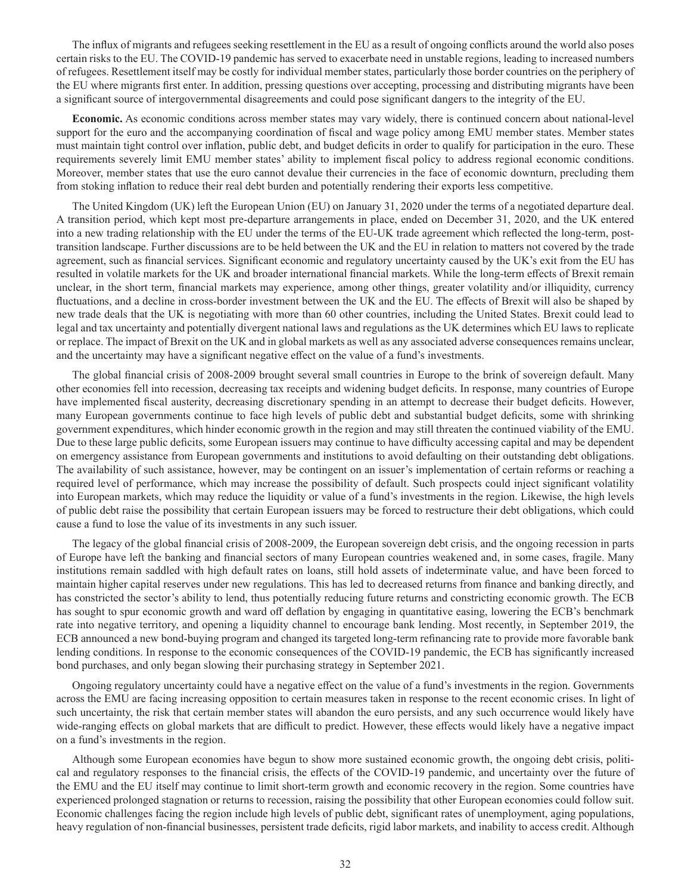The influx of migrants and refugees seeking resettlement in the EU as a result of ongoing conflicts around the world also poses certain risks to the EU. The COVID-19 pandemic has served to exacerbate need in unstable regions, leading to increased numbers of refugees. Resettlement itself may be costly for individual member states, particularly those border countries on the periphery of the EU where migrants first enter. In addition, pressing questions over accepting, processing and distributing migrants have been a significant source of intergovernmental disagreements and could pose significant dangers to the integrity of the EU.

**Economic.** As economic conditions across member states may vary widely, there is continued concern about national-level support for the euro and the accompanying coordination of fiscal and wage policy among EMU member states. Member states must maintain tight control over inflation, public debt, and budget deficits in order to qualify for participation in the euro. These requirements severely limit EMU member states' ability to implement fiscal policy to address regional economic conditions. Moreover, member states that use the euro cannot devalue their currencies in the face of economic downturn, precluding them from stoking inflation to reduce their real debt burden and potentially rendering their exports less competitive.

The United Kingdom (UK) left the European Union (EU) on January 31, 2020 under the terms of a negotiated departure deal. A transition period, which kept most pre-departure arrangements in place, ended on December 31, 2020, and the UK entered into a new trading relationship with the EU under the terms of the EU-UK trade agreement which reflected the long-term, post-transition landscape. Further discussions are to be held between the UK and the EU in relation to matters not covered by the trade agreement, such as financial services. Significant economic and regulatory uncertainty caused by the UK's exit from the EU has resulted in volatile markets for the UK and broader international financial markets. While the long-term effects of Brexit remain unclear, in the short term, financial markets may experience, among other things, greater volatility and/or illiquidity, currency fluctuations, and a decline in cross-border investment between the UK and the EU. The effects of Brexit will also be shaped by new trade deals that the UK is negotiating with more than 60 other countries, including the United States. Brexit could lead to legal and tax uncertainty and potentially divergent national laws and regulations as the UK determines which EU laws to replicate or replace. The impact of Brexit on the UK and in global markets as well as any associated adverse consequences remains unclear, and the uncertainty may have a significant negative effect on the value of a fund's investments.

The global financial crisis of 2008-2009 brought several small countries in Europe to the brink of sovereign default. Many other economies fell into recession, decreasing tax receipts and widening budget deficits. In response, many countries of Europe have implemented fiscal austerity, decreasing discretionary spending in an attempt to decrease their budget deficits. However, many European governments continue to face high levels of public debt and substantial budget deficits, some with shrinking government expenditures, which hinder economic growth in the region and may still threaten the continued viability of the EMU. Due to these large public deficits, some European issuers may continue to have difficulty accessing capital and may be dependent on emergency assistance from European governments and institutions to avoid defaulting on their outstanding debt obligations. The availability of such assistance, however, may be contingent on an issuer's implementation of certain reforms or reaching a required level of performance, which may increase the possibility of default. Such prospects could inject significant volatility into European markets, which may reduce the liquidity or value of a fund's investments in the region. Likewise, the high levels of public debt raise the possibility that certain European issuers may be forced to restructure their debt obligations, which could cause a fund to lose the value of its investments in any such issuer.

The legacy of the global financial crisis of 2008-2009, the European sovereign debt crisis, and the ongoing recession in parts of Europe have left the banking and financial sectors of many European countries weakened and, in some cases, fragile. Many institutions remain saddled with high default rates on loans, still hold assets of indeterminate value, and have been forced to maintain higher capital reserves under new regulations. This has led to decreased returns from finance and banking directly, and has constricted the sector's ability to lend, thus potentially reducing future returns and constricting economic growth. The ECB has sought to spur economic growth and ward off deflation by engaging in quantitative easing, lowering the ECB's benchmark rate into negative territory, and opening a liquidity channel to encourage bank lending. Most recently, in September 2019, the ECB announced a new bond-buying program and changed its targeted long-term refinancing rate to provide more favorable bank lending conditions. In response to the economic consequences of the COVID-19 pandemic, the ECB has significantly increased bond purchases, and only began slowing their purchasing strategy in September 2021.

Ongoing regulatory uncertainty could have a negative effect on the value of a fund's investments in the region. Governments across the EMU are facing increasing opposition to certain measures taken in response to the recent economic crises. In light of such uncertainty, the risk that certain member states will abandon the euro persists, and any such occurrence would likely have wide-ranging effects on global markets that are difficult to predict. However, these effects would likely have a negative impact on a fund's investments in the region.

Although some European economies have begun to show more sustained economic growth, the ongoing debt crisis, political and regulatory responses to the financial crisis, the effects of the COVID-19 pandemic, and uncertainty over the future of the EMU and the EU itself may continue to limit short-term growth and economic recovery in the region. Some countries have experienced prolonged stagnation or returns to recession, raising the possibility that other European economies could follow suit. Economic challenges facing the region include high levels of public debt, significant rates of unemployment, aging populations, heavy regulation of non-financial businesses, persistent trade deficits, rigid labor markets, and inability to access credit. Although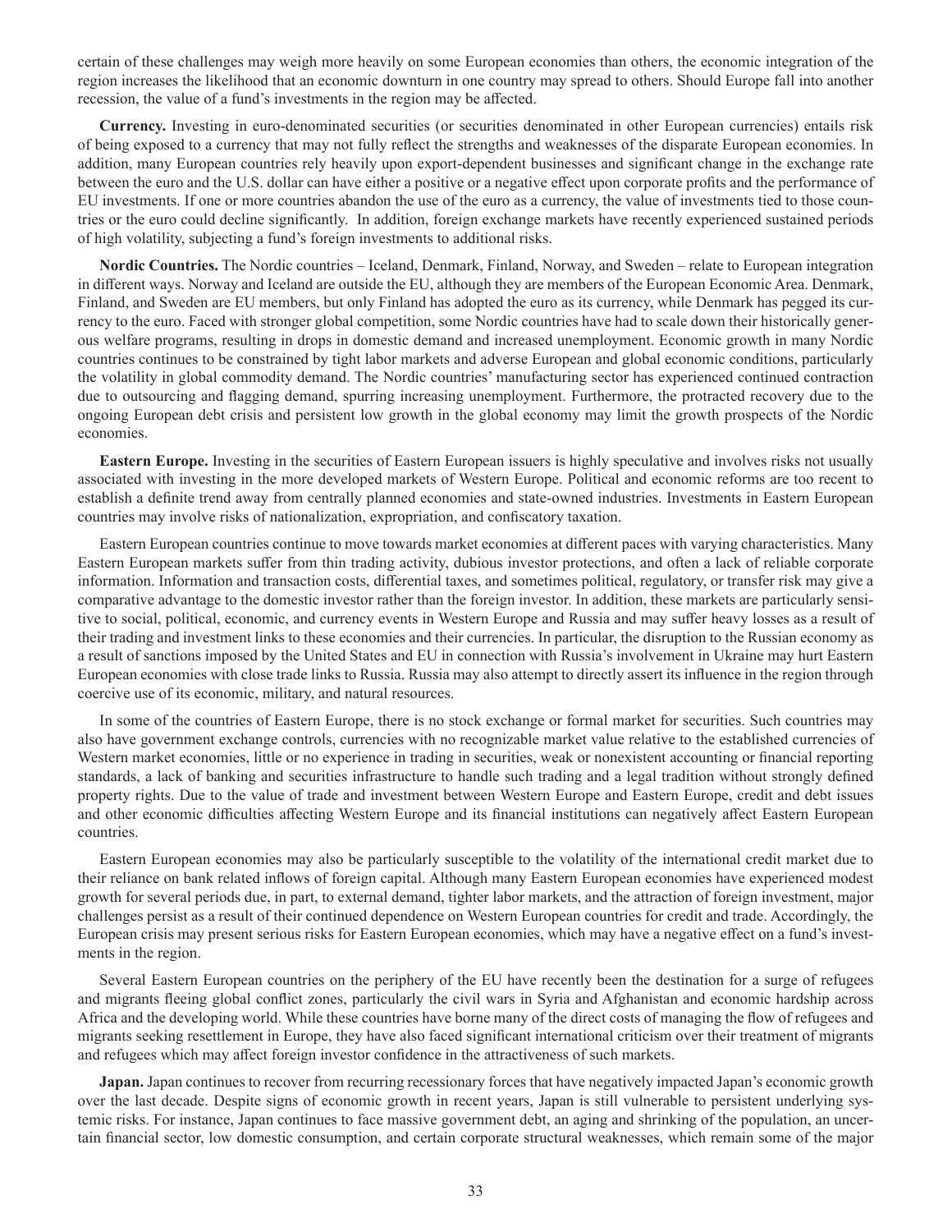certain of these challenges may weigh more heavily on some European economies than others, the economic integration of the region increases the likelihood that an economic downturn in one country may spread to others. Should Europe fall into another recession, the value of a fund's investments in the region may be affected.

**Currency.** Investing in euro-denominated securities (or securities denominated in other European currencies) entails risk of being exposed to a currency that may not fully reflect the strengths and weaknesses of the disparate European economies. In addition, many European countries rely heavily upon export-dependent businesses and significant change in the exchange rate between the euro and the U.S. dollar can have either a positive or a negative effect upon corporate profits and the performance of EU investments. If one or more countries abandon the use of the euro as a currency, the value of investments tied to those countries or the euro could decline significantly. In addition, foreign exchange markets have recently experienced sustained periods of high volatility, subjecting a fund's foreign investments to additional risks.

**Nordic Countries.** The Nordic countries – Iceland, Denmark, Finland, Norway, and Sweden – relate to European integration in different ways. Norway and Iceland are outside the EU, although they are members of the European Economic Area. Denmark, Finland, and Sweden are EU members, but only Finland has adopted the euro as its currency, while Denmark has pegged its currency to the euro. Faced with stronger global competition, some Nordic countries have had to scale down their historically generous welfare programs, resulting in drops in domestic demand and increased unemployment. Economic growth in many Nordic countries continues to be constrained by tight labor markets and adverse European and global economic conditions, particularly the volatility in global commodity demand. The Nordic countries' manufacturing sector has experienced continued contraction due to outsourcing and flagging demand, spurring increasing unemployment. Furthermore, the protracted recovery due to the ongoing European debt crisis and persistent low growth in the global economy may limit the growth prospects of the Nordic economies.

**Eastern Europe.** Investing in the securities of Eastern European issuers is highly speculative and involves risks not usually associated with investing in the more developed markets of Western Europe. Political and economic reforms are too recent to establish a definite trend away from centrally planned economies and state-owned industries. Investments in Eastern European countries may involve risks of nationalization, expropriation, and confiscatory taxation.

Eastern European countries continue to move towards market economies at different paces with varying characteristics. Many Eastern European markets suffer from thin trading activity, dubious investor protections, and often a lack of reliable corporate information. Information and transaction costs, differential taxes, and sometimes political, regulatory, or transfer risk may give a comparative advantage to the domestic investor rather than the foreign investor. In addition, these markets are particularly sensitive to social, political, economic, and currency events in Western Europe and Russia and may suffer heavy losses as a result of their trading and investment links to these economies and their currencies. In particular, the disruption to the Russian economy as a result of sanctions imposed by the United States and EU in connection with Russia's involvement in Ukraine may hurt Eastern European economies with close trade links to Russia. Russia may also attempt to directly assert its influence in the region through coercive use of its economic, military, and natural resources.

In some of the countries of Eastern Europe, there is no stock exchange or formal market for securities. Such countries may also have government exchange controls, currencies with no recognizable market value relative to the established currencies of Western market economies, little or no experience in trading in securities, weak or nonexistent accounting or financial reporting standards, a lack of banking and securities infrastructure to handle such trading and a legal tradition without strongly defined property rights. Due to the value of trade and investment between Western Europe and Eastern Europe, credit and debt issues and other economic difficulties affecting Western Europe and its financial institutions can negatively affect Eastern European countries.

Eastern European economies may also be particularly susceptible to the volatility of the international credit market due to their reliance on bank related inflows of foreign capital. Although many Eastern European economies have experienced modest growth for several periods due, in part, to external demand, tighter labor markets, and the attraction of foreign investment, major challenges persist as a result of their continued dependence on Western European countries for credit and trade. Accordingly, the European crisis may present serious risks for Eastern European economies, which may have a negative effect on a fund's investments in the region.

Several Eastern European countries on the periphery of the EU have recently been the destination for a surge of refugees and migrants fleeing global conflict zones, particularly the civil wars in Syria and Afghanistan and economic hardship across Africa and the developing world. While these countries have borne many of the direct costs of managing the flow of refugees and migrants seeking resettlement in Europe, they have also faced significant international criticism over their treatment of migrants and refugees which may affect foreign investor confidence in the attractiveness of such markets.

**Japan.** Japan continues to recover from recurring recessionary forces that have negatively impacted Japan's economic growth over the last decade. Despite signs of economic growth in recent years, Japan is still vulnerable to persistent underlying systemic risks. For instance, Japan continues to face massive government debt, an aging and shrinking of the population, an uncertain financial sector, low domestic consumption, and certain corporate structural weaknesses, which remain some of the major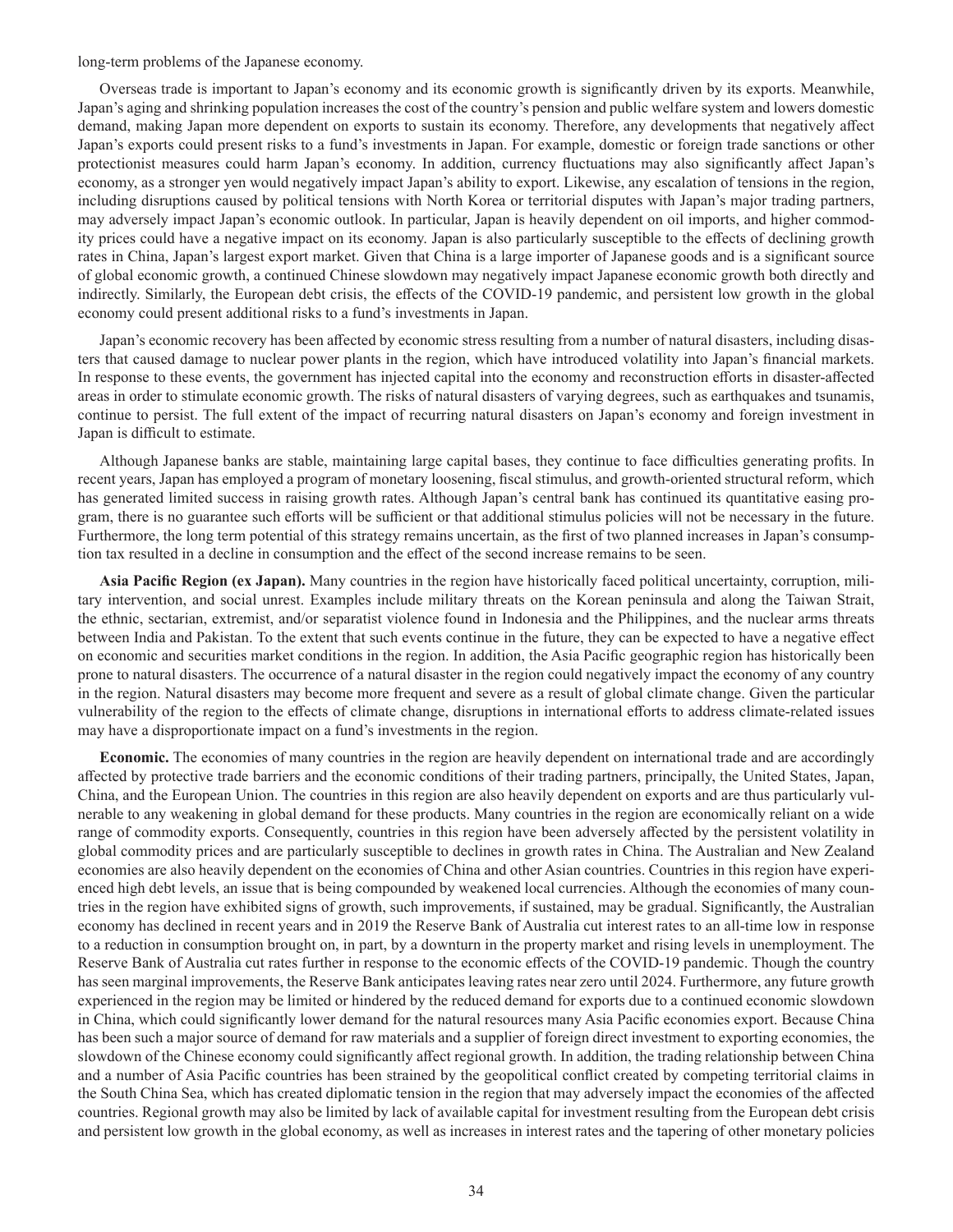long-term problems of the Japanese economy.

Overseas trade is important to Japan's economy and its economic growth is significantly driven by its exports. Meanwhile, Japan's aging and shrinking population increases the cost of the country's pension and public welfare system and lowers domestic demand, making Japan more dependent on exports to sustain its economy. Therefore, any developments that negatively affect Japan's exports could present risks to a fund's investments in Japan. For example, domestic or foreign trade sanctions or other protectionist measures could harm Japan's economy. In addition, currency fluctuations may also significantly affect Japan's economy, as a stronger yen would negatively impact Japan's ability to export. Likewise, any escalation of tensions in the region, including disruptions caused by political tensions with North Korea or territorial disputes with Japan's major trading partners, may adversely impact Japan's economic outlook. In particular, Japan is heavily dependent on oil imports, and higher commodity prices could have a negative impact on its economy. Japan is also particularly susceptible to the effects of declining growth rates in China, Japan's largest export market. Given that China is a large importer of Japanese goods and is a significant source of global economic growth, a continued Chinese slowdown may negatively impact Japanese economic growth both directly and indirectly. Similarly, the European debt crisis, the effects of the COVID-19 pandemic, and persistent low growth in the global economy could present additional risks to a fund's investments in Japan.

Japan's economic recovery has been affected by economic stress resulting from a number of natural disasters, including disasters that caused damage to nuclear power plants in the region, which have introduced volatility into Japan's financial markets. In response to these events, the government has injected capital into the economy and reconstruction efforts in disaster-affected areas in order to stimulate economic growth. The risks of natural disasters of varying degrees, such as earthquakes and tsunamis, continue to persist. The full extent of the impact of recurring natural disasters on Japan's economy and foreign investment in Japan is difficult to estimate.

Although Japanese banks are stable, maintaining large capital bases, they continue to face difficulties generating profits. In recent years, Japan has employed a program of monetary loosening, fiscal stimulus, and growth-oriented structural reform, which has generated limited success in raising growth rates. Although Japan's central bank has continued its quantitative easing program, there is no guarantee such efforts will be sufficient or that additional stimulus policies will not be necessary in the future. Furthermore, the long term potential of this strategy remains uncertain, as the first of two planned increases in Japan's consumption tax resulted in a decline in consumption and the effect of the second increase remains to be seen.

**Asia Pacific Region (ex Japan).** Many countries in the region have historically faced political uncertainty, corruption, military intervention, and social unrest. Examples include military threats on the Korean peninsula and along the Taiwan Strait, the ethnic, sectarian, extremist, and/or separatist violence found in Indonesia and the Philippines, and the nuclear arms threats between India and Pakistan. To the extent that such events continue in the future, they can be expected to have a negative effect on economic and securities market conditions in the region. In addition, the Asia Pacific geographic region has historically been prone to natural disasters. The occurrence of a natural disaster in the region could negatively impact the economy of any country in the region. Natural disasters may become more frequent and severe as a result of global climate change. Given the particular vulnerability of the region to the effects of climate change, disruptions in international efforts to address climate-related issues may have a disproportionate impact on a fund's investments in the region.

**Economic.** The economies of many countries in the region are heavily dependent on international trade and are accordingly affected by protective trade barriers and the economic conditions of their trading partners, principally, the United States, Japan, China, and the European Union. The countries in this region are also heavily dependent on exports and are thus particularly vulnerable to any weakening in global demand for these products. Many countries in the region are economically reliant on a wide range of commodity exports. Consequently, countries in this region have been adversely affected by the persistent volatility in global commodity prices and are particularly susceptible to declines in growth rates in China. The Australian and New Zealand economies are also heavily dependent on the economies of China and other Asian countries. Countries in this region have experienced high debt levels, an issue that is being compounded by weakened local currencies. Although the economies of many countries in the region have exhibited signs of growth, such improvements, if sustained, may be gradual. Significantly, the Australian economy has declined in recent years and in 2019 the Reserve Bank of Australia cut interest rates to an all-time low in response to a reduction in consumption brought on, in part, by a downturn in the property market and rising levels in unemployment. The Reserve Bank of Australia cut rates further in response to the economic effects of the COVID-19 pandemic. Though the country has seen marginal improvements, the Reserve Bank anticipates leaving rates near zero until 2024. Furthermore, any future growth experienced in the region may be limited or hindered by the reduced demand for exports due to a continued economic slowdown in China, which could significantly lower demand for the natural resources many Asia Pacific economies export. Because China has been such a major source of demand for raw materials and a supplier of foreign direct investment to exporting economies, the slowdown of the Chinese economy could significantly affect regional growth. In addition, the trading relationship between China and a number of Asia Pacific countries has been strained by the geopolitical conflict created by competing territorial claims in the South China Sea, which has created diplomatic tension in the region that may adversely impact the economies of the affected countries. Regional growth may also be limited by lack of available capital for investment resulting from the European debt crisis and persistent low growth in the global economy, as well as increases in interest rates and the tapering of other monetary policies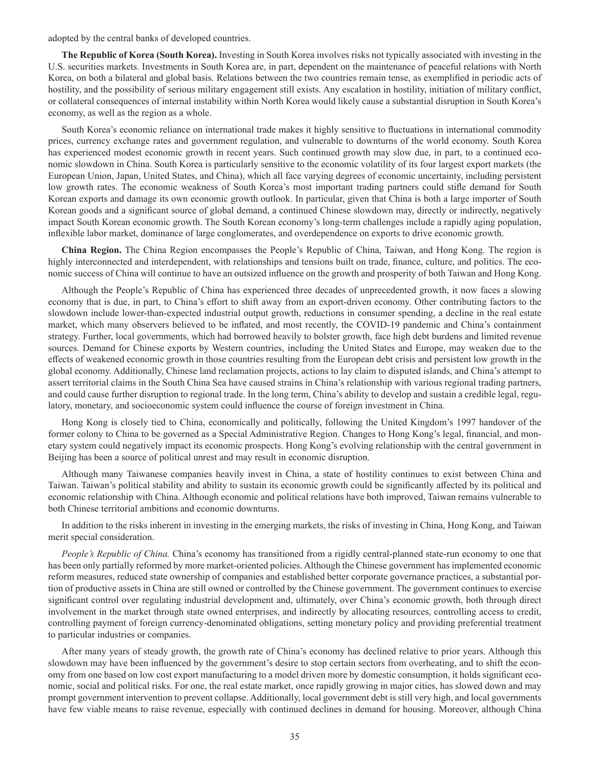adopted by the central banks of developed countries.

**The Republic of Korea (South Korea).** Investing in South Korea involves risks not typically associated with investing in the U.S. securities markets. Investments in South Korea are, in part, dependent on the maintenance of peaceful relations with North Korea, on both a bilateral and global basis. Relations between the two countries remain tense, as exemplified in periodic acts of hostility, and the possibility of serious military engagement still exists. Any escalation in hostility, initiation of military conflict, or collateral consequences of internal instability within North Korea would likely cause a substantial disruption in South Korea's economy, as well as the region as a whole.

South Korea's economic reliance on international trade makes it highly sensitive to fluctuations in international commodity prices, currency exchange rates and government regulation, and vulnerable to downturns of the world economy. South Korea has experienced modest economic growth in recent years. Such continued growth may slow due, in part, to a continued economic slowdown in China. South Korea is particularly sensitive to the economic volatility of its four largest export markets (the European Union, Japan, United States, and China), which all face varying degrees of economic uncertainty, including persistent low growth rates. The economic weakness of South Korea's most important trading partners could stifle demand for South Korean exports and damage its own economic growth outlook. In particular, given that China is both a large importer of South Korean goods and a significant source of global demand, a continued Chinese slowdown may, directly or indirectly, negatively impact South Korean economic growth. The South Korean economy's long-term challenges include a rapidly aging population, inflexible labor market, dominance of large conglomerates, and overdependence on exports to drive economic growth.

**China Region.** The China Region encompasses the People's Republic of China, Taiwan, and Hong Kong. The region is highly interconnected and interdependent, with relationships and tensions built on trade, finance, culture, and politics. The economic success of China will continue to have an outsized influence on the growth and prosperity of both Taiwan and Hong Kong.

Although the People's Republic of China has experienced three decades of unprecedented growth, it now faces a slowing economy that is due, in part, to China's effort to shift away from an export-driven economy. Other contributing factors to the slowdown include lower-than-expected industrial output growth, reductions in consumer spending, a decline in the real estate market, which many observers believed to be inflated, and most recently, the COVID-19 pandemic and China's containment strategy. Further, local governments, which had borrowed heavily to bolster growth, face high debt burdens and limited revenue sources. Demand for Chinese exports by Western countries, including the United States and Europe, may weaken due to the effects of weakened economic growth in those countries resulting from the European debt crisis and persistent low growth in the global economy. Additionally, Chinese land reclamation projects, actions to lay claim to disputed islands, and China's attempt to assert territorial claims in the South China Sea have caused strains in China's relationship with various regional trading partners, and could cause further disruption to regional trade. In the long term, China's ability to develop and sustain a credible legal, regulatory, monetary, and socioeconomic system could influence the course of foreign investment in China.

Hong Kong is closely tied to China, economically and politically, following the United Kingdom's 1997 handover of the former colony to China to be governed as a Special Administrative Region. Changes to Hong Kong's legal, financial, and monetary system could negatively impact its economic prospects. Hong Kong's evolving relationship with the central government in Beijing has been a source of political unrest and may result in economic disruption.

Although many Taiwanese companies heavily invest in China, a state of hostility continues to exist between China and Taiwan. Taiwan's political stability and ability to sustain its economic growth could be significantly affected by its political and economic relationship with China. Although economic and political relations have both improved, Taiwan remains vulnerable to both Chinese territorial ambitions and economic downturns.

In addition to the risks inherent in investing in the emerging markets, the risks of investing in China, Hong Kong, and Taiwan merit special consideration.

*People's Republic of China.* China's economy has transitioned from a rigidly central-planned state-run economy to one that has been only partially reformed by more market-oriented policies. Although the Chinese government has implemented economic reform measures, reduced state ownership of companies and established better corporate governance practices, a substantial portion of productive assets in China are still owned or controlled by the Chinese government. The government continues to exercise significant control over regulating industrial development and, ultimately, over China's economic growth, both through direct involvement in the market through state owned enterprises, and indirectly by allocating resources, controlling access to credit, controlling payment of foreign currency-denominated obligations, setting monetary policy and providing preferential treatment to particular industries or companies.

After many years of steady growth, the growth rate of China's economy has declined relative to prior years. Although this slowdown may have been influenced by the government's desire to stop certain sectors from overheating, and to shift the economy from one based on low cost export manufacturing to a model driven more by domestic consumption, it holds significant economic, social and political risks. For one, the real estate market, once rapidly growing in major cities, has slowed down and may prompt government intervention to prevent collapse. Additionally, local government debt is still very high, and local governments have few viable means to raise revenue, especially with continued declines in demand for housing. Moreover, although China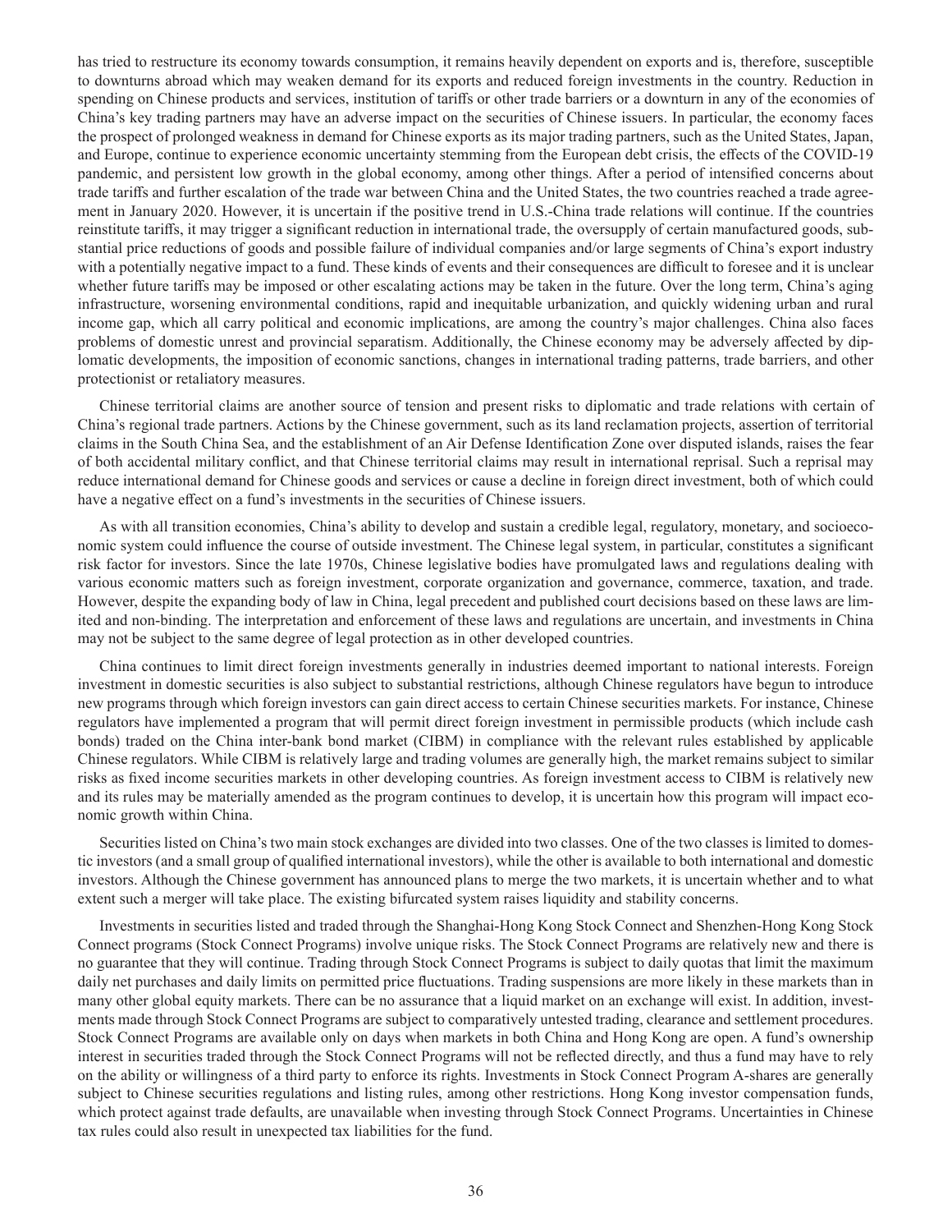has tried to restructure its economy towards consumption, it remains heavily dependent on exports and is, therefore, susceptible to downturns abroad which may weaken demand for its exports and reduced foreign investments in the country. Reduction in spending on Chinese products and services, institution of tariffs or other trade barriers or a downturn in any of the economies of China's key trading partners may have an adverse impact on the securities of Chinese issuers. In particular, the economy faces the prospect of prolonged weakness in demand for Chinese exports as its major trading partners, such as the United States, Japan, and Europe, continue to experience economic uncertainty stemming from the European debt crisis, the effects of the COVID-19 pandemic, and persistent low growth in the global economy, among other things. After a period of intensified concerns about trade tariffs and further escalation of the trade war between China and the United States, the two countries reached a trade agreement in January 2020. However, it is uncertain if the positive trend in U.S.-China trade relations will continue. If the countries reinstitute tariffs, it may trigger a significant reduction in international trade, the oversupply of certain manufactured goods, substantial price reductions of goods and possible failure of individual companies and/or large segments of China's export industry with a potentially negative impact to a fund. These kinds of events and their consequences are difficult to foresee and it is unclear whether future tariffs may be imposed or other escalating actions may be taken in the future. Over the long term, China's aging infrastructure, worsening environmental conditions, rapid and inequitable urbanization, and quickly widening urban and rural income gap, which all carry political and economic implications, are among the country's major challenges. China also faces problems of domestic unrest and provincial separatism. Additionally, the Chinese economy may be adversely affected by diplomatic developments, the imposition of economic sanctions, changes in international trading patterns, trade barriers, and other protectionist or retaliatory measures.

Chinese territorial claims are another source of tension and present risks to diplomatic and trade relations with certain of China's regional trade partners. Actions by the Chinese government, such as its land reclamation projects, assertion of territorial claims in the South China Sea, and the establishment of an Air Defense Identification Zone over disputed islands, raises the fear of both accidental military conflict, and that Chinese territorial claims may result in international reprisal. Such a reprisal may reduce international demand for Chinese goods and services or cause a decline in foreign direct investment, both of which could have a negative effect on a fund's investments in the securities of Chinese issuers.

As with all transition economies, China's ability to develop and sustain a credible legal, regulatory, monetary, and socioeconomic system could influence the course of outside investment. The Chinese legal system, in particular, constitutes a significant risk factor for investors. Since the late 1970s, Chinese legislative bodies have promulgated laws and regulations dealing with various economic matters such as foreign investment, corporate organization and governance, commerce, taxation, and trade. However, despite the expanding body of law in China, legal precedent and published court decisions based on these laws are limited and non-binding. The interpretation and enforcement of these laws and regulations are uncertain, and investments in China may not be subject to the same degree of legal protection as in other developed countries.

China continues to limit direct foreign investments generally in industries deemed important to national interests. Foreign investment in domestic securities is also subject to substantial restrictions, although Chinese regulators have begun to introduce new programs through which foreign investors can gain direct access to certain Chinese securities markets. For instance, Chinese regulators have implemented a program that will permit direct foreign investment in permissible products (which include cash bonds) traded on the China inter-bank bond market (CIBM) in compliance with the relevant rules established by applicable Chinese regulators. While CIBM is relatively large and trading volumes are generally high, the market remains subject to similar risks as fixed income securities markets in other developing countries. As foreign investment access to CIBM is relatively new and its rules may be materially amended as the program continues to develop, it is uncertain how this program will impact economic growth within China.

Securities listed on China's two main stock exchanges are divided into two classes. One of the two classes is limited to domestic investors (and a small group of qualified international investors), while the other is available to both international and domestic investors. Although the Chinese government has announced plans to merge the two markets, it is uncertain whether and to what extent such a merger will take place. The existing bifurcated system raises liquidity and stability concerns.

Investments in securities listed and traded through the Shanghai-Hong Kong Stock Connect and Shenzhen-Hong Kong Stock Connect programs (Stock Connect Programs) involve unique risks. The Stock Connect Programs are relatively new and there is no guarantee that they will continue. Trading through Stock Connect Programs is subject to daily quotas that limit the maximum daily net purchases and daily limits on permitted price fluctuations. Trading suspensions are more likely in these markets than in many other global equity markets. There can be no assurance that a liquid market on an exchange will exist. In addition, investments made through Stock Connect Programs are subject to comparatively untested trading, clearance and settlement procedures. Stock Connect Programs are available only on days when markets in both China and Hong Kong are open. A fund's ownership interest in securities traded through the Stock Connect Programs will not be reflected directly, and thus a fund may have to rely on the ability or willingness of a third party to enforce its rights. Investments in Stock Connect Program A-shares are generally subject to Chinese securities regulations and listing rules, among other restrictions. Hong Kong investor compensation funds, which protect against trade defaults, are unavailable when investing through Stock Connect Programs. Uncertainties in Chinese tax rules could also result in unexpected tax liabilities for the fund.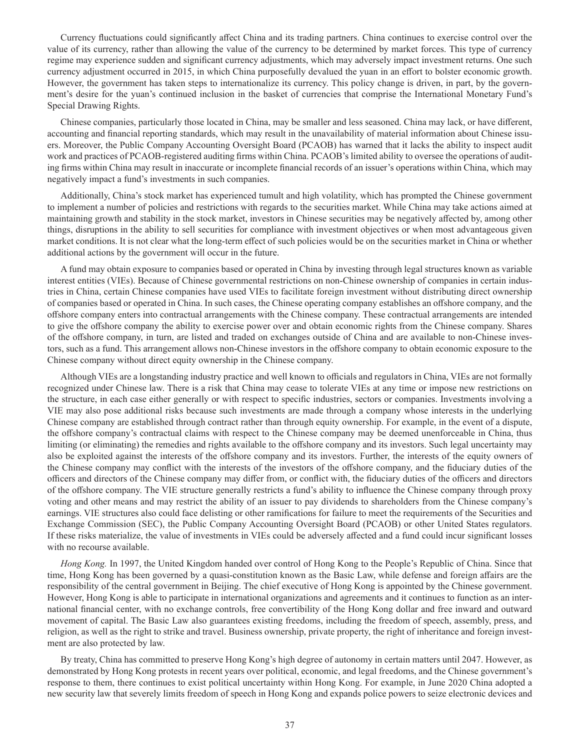Currency fluctuations could significantly affect China and its trading partners. China continues to exercise control over the value of its currency, rather than allowing the value of the currency to be determined by market forces. This type of currency regime may experience sudden and significant currency adjustments, which may adversely impact investment returns. One such currency adjustment occurred in 2015, in which China purposefully devalued the yuan in an effort to bolster economic growth. However, the government has taken steps to internationalize its currency. This policy change is driven, in part, by the government's desire for the yuan's continued inclusion in the basket of currencies that comprise the International Monetary Fund's Special Drawing Rights.

Chinese companies, particularly those located in China, may be smaller and less seasoned. China may lack, or have different, accounting and financial reporting standards, which may result in the unavailability of material information about Chinese issuers. Moreover, the Public Company Accounting Oversight Board (PCAOB) has warned that it lacks the ability to inspect audit work and practices of PCAOB-registered auditing firms within China. PCAOB's limited ability to oversee the operations of auditing firms within China may result in inaccurate or incomplete financial records of an issuer's operations within China, which may negatively impact a fund's investments in such companies.

Additionally, China's stock market has experienced tumult and high volatility, which has prompted the Chinese government to implement a number of policies and restrictions with regards to the securities market. While China may take actions aimed at maintaining growth and stability in the stock market, investors in Chinese securities may be negatively affected by, among other things, disruptions in the ability to sell securities for compliance with investment objectives or when most advantageous given market conditions. It is not clear what the long-term effect of such policies would be on the securities market in China or whether additional actions by the government will occur in the future.

A fund may obtain exposure to companies based or operated in China by investing through legal structures known as variable interest entities (VIEs). Because of Chinese governmental restrictions on non-Chinese ownership of companies in certain industries in China, certain Chinese companies have used VIEs to facilitate foreign investment without distributing direct ownership of companies based or operated in China. In such cases, the Chinese operating company establishes an offshore company, and the offshore company enters into contractual arrangements with the Chinese company. These contractual arrangements are intended to give the offshore company the ability to exercise power over and obtain economic rights from the Chinese company. Shares of the offshore company, in turn, are listed and traded on exchanges outside of China and are available to non-Chinese investors, such as a fund. This arrangement allows non-Chinese investors in the offshore company to obtain economic exposure to the Chinese company without direct equity ownership in the Chinese company.

Although VIEs are a longstanding industry practice and well known to officials and regulators in China, VIEs are not formally recognized under Chinese law. There is a risk that China may cease to tolerate VIEs at any time or impose new restrictions on the structure, in each case either generally or with respect to specific industries, sectors or companies. Investments involving a VIE may also pose additional risks because such investments are made through a company whose interests in the underlying Chinese company are established through contract rather than through equity ownership. For example, in the event of a dispute, the offshore company's contractual claims with respect to the Chinese company may be deemed unenforceable in China, thus limiting (or eliminating) the remedies and rights available to the offshore company and its investors. Such legal uncertainty may also be exploited against the interests of the offshore company and its investors. Further, the interests of the equity owners of the Chinese company may conflict with the interests of the investors of the offshore company, and the fiduciary duties of the officers and directors of the Chinese company may differ from, or conflict with, the fiduciary duties of the officers and directors of the offshore company. The VIE structure generally restricts a fund's ability to influence the Chinese company through proxy voting and other means and may restrict the ability of an issuer to pay dividends to shareholders from the Chinese company's earnings. VIE structures also could face delisting or other ramifications for failure to meet the requirements of the Securities and Exchange Commission (SEC), the Public Company Accounting Oversight Board (PCAOB) or other United States regulators. If these risks materialize, the value of investments in VIEs could be adversely affected and a fund could incur significant losses with no recourse available.

*Hong Kong.* In 1997, the United Kingdom handed over control of Hong Kong to the People's Republic of China. Since that time, Hong Kong has been governed by a quasi-constitution known as the Basic Law, while defense and foreign affairs are the responsibility of the central government in Beijing. The chief executive of Hong Kong is appointed by the Chinese government. However, Hong Kong is able to participate in international organizations and agreements and it continues to function as an international financial center, with no exchange controls, free convertibility of the Hong Kong dollar and free inward and outward movement of capital. The Basic Law also guarantees existing freedoms, including the freedom of speech, assembly, press, and religion, as well as the right to strike and travel. Business ownership, private property, the right of inheritance and foreign investment are also protected by law.

By treaty, China has committed to preserve Hong Kong's high degree of autonomy in certain matters until 2047. However, as demonstrated by Hong Kong protests in recent years over political, economic, and legal freedoms, and the Chinese government's response to them, there continues to exist political uncertainty within Hong Kong. For example, in June 2020 China adopted a new security law that severely limits freedom of speech in Hong Kong and expands police powers to seize electronic devices and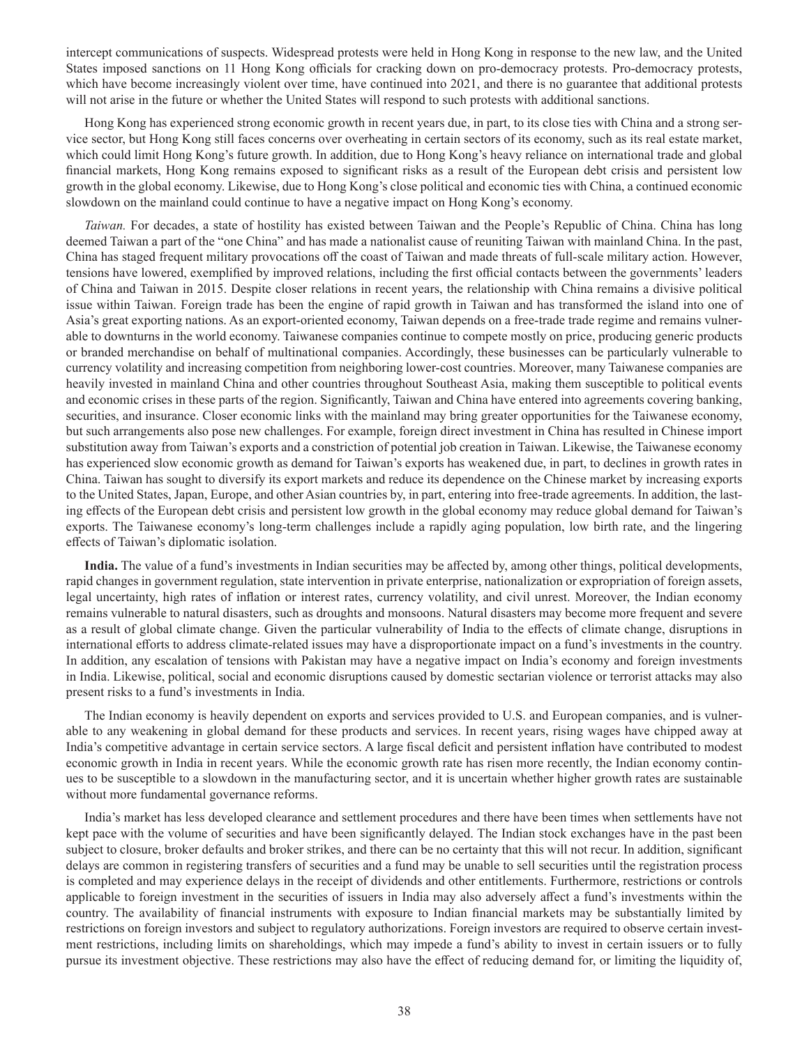intercept communications of suspects. Widespread protests were held in Hong Kong in response to the new law, and the United States imposed sanctions on 11 Hong Kong officials for cracking down on pro-democracy protests. Pro-democracy protests, which have become increasingly violent over time, have continued into 2021, and there is no guarantee that additional protests will not arise in the future or whether the United States will respond to such protests with additional sanctions.

Hong Kong has experienced strong economic growth in recent years due, in part, to its close ties with China and a strong service sector, but Hong Kong still faces concerns over overheating in certain sectors of its economy, such as its real estate market, which could limit Hong Kong's future growth. In addition, due to Hong Kong's heavy reliance on international trade and global financial markets, Hong Kong remains exposed to significant risks as a result of the European debt crisis and persistent low growth in the global economy. Likewise, due to Hong Kong's close political and economic ties with China, a continued economic slowdown on the mainland could continue to have a negative impact on Hong Kong's economy.

*Taiwan.* For decades, a state of hostility has existed between Taiwan and the People's Republic of China. China has long deemed Taiwan a part of the "one China" and has made a nationalist cause of reuniting Taiwan with mainland China. In the past, China has staged frequent military provocations off the coast of Taiwan and made threats of full-scale military action. However, tensions have lowered, exemplified by improved relations, including the first official contacts between the governments' leaders of China and Taiwan in 2015. Despite closer relations in recent years, the relationship with China remains a divisive political issue within Taiwan. Foreign trade has been the engine of rapid growth in Taiwan and has transformed the island into one of Asia's great exporting nations. As an export-oriented economy, Taiwan depends on a free-trade trade regime and remains vulnerable to downturns in the world economy. Taiwanese companies continue to compete mostly on price, producing generic products or branded merchandise on behalf of multinational companies. Accordingly, these businesses can be particularly vulnerable to currency volatility and increasing competition from neighboring lower-cost countries. Moreover, many Taiwanese companies are heavily invested in mainland China and other countries throughout Southeast Asia, making them susceptible to political events and economic crises in these parts of the region. Significantly, Taiwan and China have entered into agreements covering banking, securities, and insurance. Closer economic links with the mainland may bring greater opportunities for the Taiwanese economy, but such arrangements also pose new challenges. For example, foreign direct investment in China has resulted in Chinese import substitution away from Taiwan's exports and a constriction of potential job creation in Taiwan. Likewise, the Taiwanese economy has experienced slow economic growth as demand for Taiwan's exports has weakened due, in part, to declines in growth rates in China. Taiwan has sought to diversify its export markets and reduce its dependence on the Chinese market by increasing exports to the United States, Japan, Europe, and other Asian countries by, in part, entering into free-trade agreements. In addition, the lasting effects of the European debt crisis and persistent low growth in the global economy may reduce global demand for Taiwan's exports. The Taiwanese economy's long-term challenges include a rapidly aging population, low birth rate, and the lingering effects of Taiwan's diplomatic isolation.

**India.** The value of a fund's investments in Indian securities may be affected by, among other things, political developments, rapid changes in government regulation, state intervention in private enterprise, nationalization or expropriation of foreign assets, legal uncertainty, high rates of inflation or interest rates, currency volatility, and civil unrest. Moreover, the Indian economy remains vulnerable to natural disasters, such as droughts and monsoons. Natural disasters may become more frequent and severe as a result of global climate change. Given the particular vulnerability of India to the effects of climate change, disruptions in international efforts to address climate-related issues may have a disproportionate impact on a fund's investments in the country. In addition, any escalation of tensions with Pakistan may have a negative impact on India's economy and foreign investments in India. Likewise, political, social and economic disruptions caused by domestic sectarian violence or terrorist attacks may also present risks to a fund's investments in India.

The Indian economy is heavily dependent on exports and services provided to U.S. and European companies, and is vulnerable to any weakening in global demand for these products and services. In recent years, rising wages have chipped away at India's competitive advantage in certain service sectors. A large fiscal deficit and persistent inflation have contributed to modest economic growth in India in recent years. While the economic growth rate has risen more recently, the Indian economy continues to be susceptible to a slowdown in the manufacturing sector, and it is uncertain whether higher growth rates are sustainable without more fundamental governance reforms.

India's market has less developed clearance and settlement procedures and there have been times when settlements have not kept pace with the volume of securities and have been significantly delayed. The Indian stock exchanges have in the past been subject to closure, broker defaults and broker strikes, and there can be no certainty that this will not recur. In addition, significant delays are common in registering transfers of securities and a fund may be unable to sell securities until the registration process is completed and may experience delays in the receipt of dividends and other entitlements. Furthermore, restrictions or controls applicable to foreign investment in the securities of issuers in India may also adversely affect a fund's investments within the country. The availability of financial instruments with exposure to Indian financial markets may be substantially limited by restrictions on foreign investors and subject to regulatory authorizations. Foreign investors are required to observe certain investment restrictions, including limits on shareholdings, which may impede a fund's ability to invest in certain issuers or to fully pursue its investment objective. These restrictions may also have the effect of reducing demand for, or limiting the liquidity of,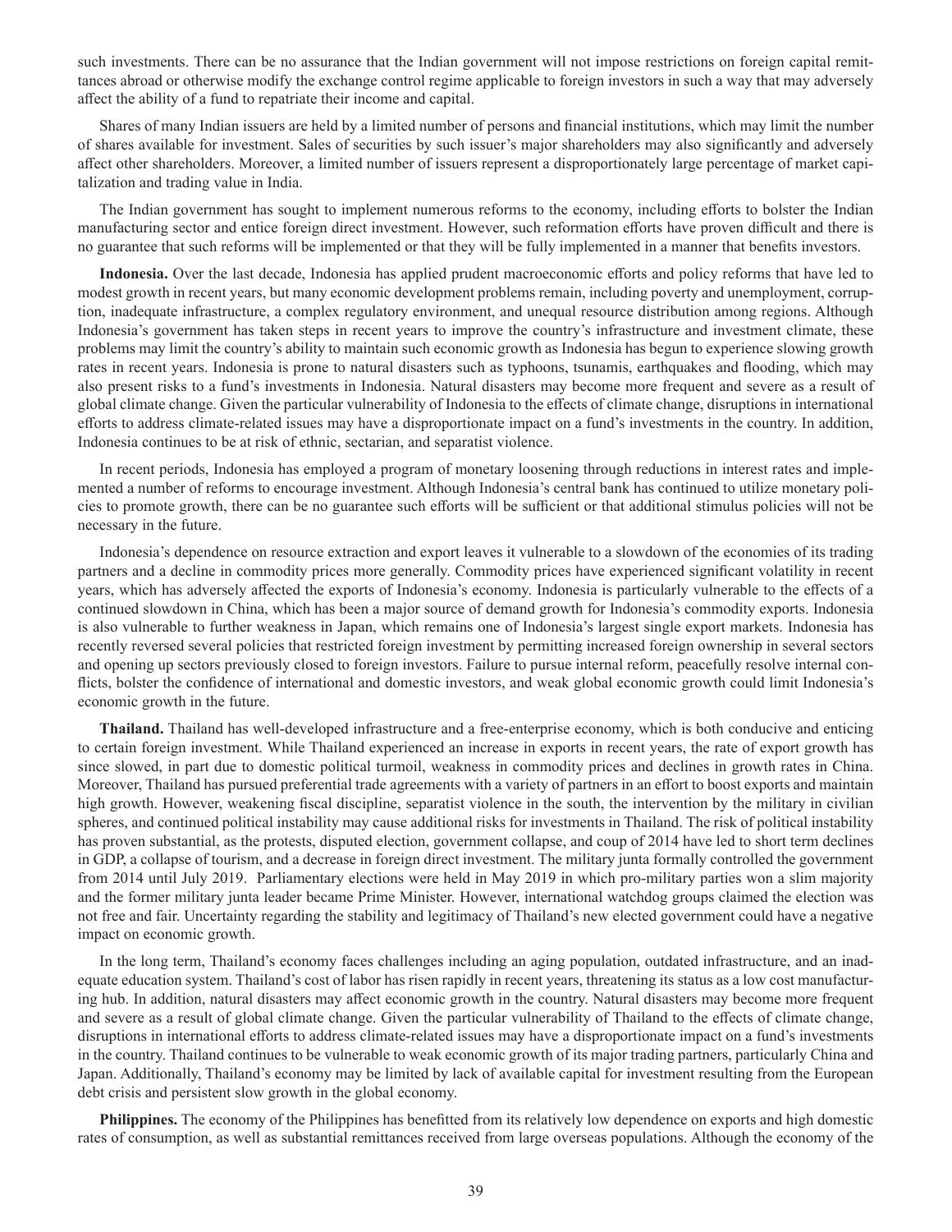such investments. There can be no assurance that the Indian government will not impose restrictions on foreign capital remittances abroad or otherwise modify the exchange control regime applicable to foreign investors in such a way that may adversely affect the ability of a fund to repatriate their income and capital.

Shares of many Indian issuers are held by a limited number of persons and financial institutions, which may limit the number of shares available for investment. Sales of securities by such issuer's major shareholders may also significantly and adversely affect other shareholders. Moreover, a limited number of issuers represent a disproportionately large percentage of market capitalization and trading value in India.

The Indian government has sought to implement numerous reforms to the economy, including efforts to bolster the Indian manufacturing sector and entice foreign direct investment. However, such reformation efforts have proven difficult and there is no guarantee that such reforms will be implemented or that they will be fully implemented in a manner that benefits investors.

**Indonesia.** Over the last decade, Indonesia has applied prudent macroeconomic efforts and policy reforms that have led to modest growth in recent years, but many economic development problems remain, including poverty and unemployment, corruption, inadequate infrastructure, a complex regulatory environment, and unequal resource distribution among regions. Although Indonesia's government has taken steps in recent years to improve the country's infrastructure and investment climate, these problems may limit the country's ability to maintain such economic growth as Indonesia has begun to experience slowing growth rates in recent years. Indonesia is prone to natural disasters such as typhoons, tsunamis, earthquakes and flooding, which may also present risks to a fund's investments in Indonesia. Natural disasters may become more frequent and severe as a result of global climate change. Given the particular vulnerability of Indonesia to the effects of climate change, disruptions in international efforts to address climate-related issues may have a disproportionate impact on a fund's investments in the country. In addition, Indonesia continues to be at risk of ethnic, sectarian, and separatist violence.

In recent periods, Indonesia has employed a program of monetary loosening through reductions in interest rates and implemented a number of reforms to encourage investment. Although Indonesia's central bank has continued to utilize monetary policies to promote growth, there can be no guarantee such efforts will be sufficient or that additional stimulus policies will not be necessary in the future.

Indonesia's dependence on resource extraction and export leaves it vulnerable to a slowdown of the economies of its trading partners and a decline in commodity prices more generally. Commodity prices have experienced significant volatility in recent years, which has adversely affected the exports of Indonesia's economy. Indonesia is particularly vulnerable to the effects of a continued slowdown in China, which has been a major source of demand growth for Indonesia's commodity exports. Indonesia is also vulnerable to further weakness in Japan, which remains one of Indonesia's largest single export markets. Indonesia has recently reversed several policies that restricted foreign investment by permitting increased foreign ownership in several sectors and opening up sectors previously closed to foreign investors. Failure to pursue internal reform, peacefully resolve internal conflicts, bolster the confidence of international and domestic investors, and weak global economic growth could limit Indonesia's economic growth in the future.

**Thailand.** Thailand has well-developed infrastructure and a free-enterprise economy, which is both conducive and enticing to certain foreign investment. While Thailand experienced an increase in exports in recent years, the rate of export growth has since slowed, in part due to domestic political turmoil, weakness in commodity prices and declines in growth rates in China. Moreover, Thailand has pursued preferential trade agreements with a variety of partners in an effort to boost exports and maintain high growth. However, weakening fiscal discipline, separatist violence in the south, the intervention by the military in civilian spheres, and continued political instability may cause additional risks for investments in Thailand. The risk of political instability has proven substantial, as the protests, disputed election, government collapse, and coup of 2014 have led to short term declines in GDP, a collapse of tourism, and a decrease in foreign direct investment. The military junta formally controlled the government from 2014 until July 2019. Parliamentary elections were held in May 2019 in which pro-military parties won a slim majority and the former military junta leader became Prime Minister. However, international watchdog groups claimed the election was not free and fair. Uncertainty regarding the stability and legitimacy of Thailand's new elected government could have a negative impact on economic growth.

In the long term, Thailand's economy faces challenges including an aging population, outdated infrastructure, and an inadequate education system. Thailand's cost of labor has risen rapidly in recent years, threatening its status as a low cost manufacturing hub. In addition, natural disasters may affect economic growth in the country. Natural disasters may become more frequent and severe as a result of global climate change. Given the particular vulnerability of Thailand to the effects of climate change, disruptions in international efforts to address climate-related issues may have a disproportionate impact on a fund's investments in the country. Thailand continues to be vulnerable to weak economic growth of its major trading partners, particularly China and Japan. Additionally, Thailand's economy may be limited by lack of available capital for investment resulting from the European debt crisis and persistent slow growth in the global economy.

**Philippines.** The economy of the Philippines has benefitted from its relatively low dependence on exports and high domestic rates of consumption, as well as substantial remittances received from large overseas populations. Although the economy of the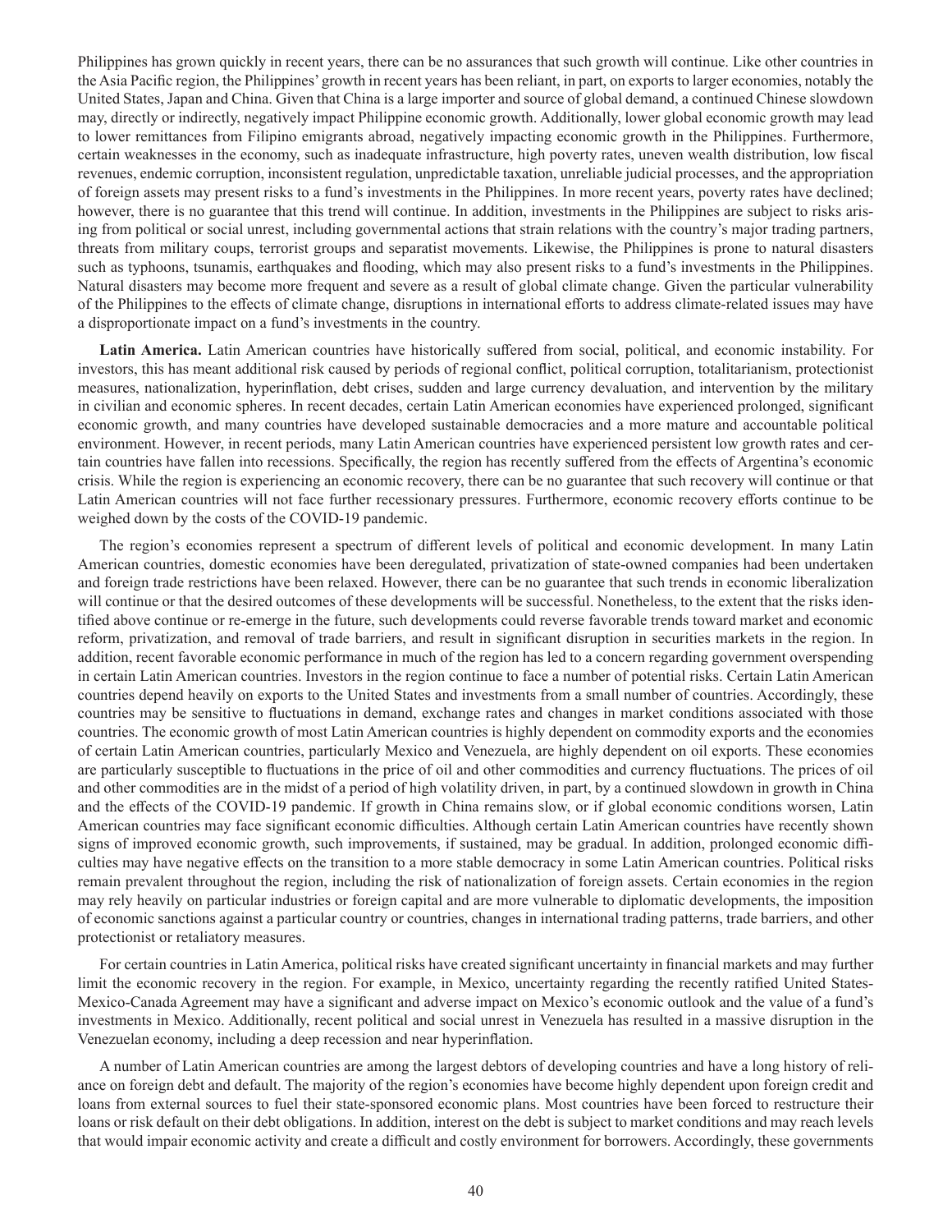Philippines has grown quickly in recent years, there can be no assurances that such growth will continue. Like other countries in the Asia Pacific region, the Philippines' growth in recent years has been reliant, in part, on exports to larger economies, notably the United States, Japan and China. Given that China is a large importer and source of global demand, a continued Chinese slowdown may, directly or indirectly, negatively impact Philippine economic growth. Additionally, lower global economic growth may lead to lower remittances from Filipino emigrants abroad, negatively impacting economic growth in the Philippines. Furthermore, certain weaknesses in the economy, such as inadequate infrastructure, high poverty rates, uneven wealth distribution, low fiscal revenues, endemic corruption, inconsistent regulation, unpredictable taxation, unreliable judicial processes, and the appropriation of foreign assets may present risks to a fund's investments in the Philippines. In more recent years, poverty rates have declined; however, there is no guarantee that this trend will continue. In addition, investments in the Philippines are subject to risks arising from political or social unrest, including governmental actions that strain relations with the country's major trading partners, threats from military coups, terrorist groups and separatist movements. Likewise, the Philippines is prone to natural disasters such as typhoons, tsunamis, earthquakes and flooding, which may also present risks to a fund's investments in the Philippines. Natural disasters may become more frequent and severe as a result of global climate change. Given the particular vulnerability of the Philippines to the effects of climate change, disruptions in international efforts to address climate-related issues may have a disproportionate impact on a fund's investments in the country.

**Latin America.** Latin American countries have historically suffered from social, political, and economic instability. For investors, this has meant additional risk caused by periods of regional conflict, political corruption, totalitarianism, protectionist measures, nationalization, hyperinflation, debt crises, sudden and large currency devaluation, and intervention by the military in civilian and economic spheres. In recent decades, certain Latin American economies have experienced prolonged, significant economic growth, and many countries have developed sustainable democracies and a more mature and accountable political environment. However, in recent periods, many Latin American countries have experienced persistent low growth rates and certain countries have fallen into recessions. Specifically, the region has recently suffered from the effects of Argentina's economic crisis. While the region is experiencing an economic recovery, there can be no guarantee that such recovery will continue or that Latin American countries will not face further recessionary pressures. Furthermore, economic recovery efforts continue to be weighed down by the costs of the COVID-19 pandemic.

The region's economies represent a spectrum of different levels of political and economic development. In many Latin American countries, domestic economies have been deregulated, privatization of state-owned companies had been undertaken and foreign trade restrictions have been relaxed. However, there can be no guarantee that such trends in economic liberalization will continue or that the desired outcomes of these developments will be successful. Nonetheless, to the extent that the risks identified above continue or re-emerge in the future, such developments could reverse favorable trends toward market and economic reform, privatization, and removal of trade barriers, and result in significant disruption in securities markets in the region. In addition, recent favorable economic performance in much of the region has led to a concern regarding government overspending in certain Latin American countries. Investors in the region continue to face a number of potential risks. Certain Latin American countries depend heavily on exports to the United States and investments from a small number of countries. Accordingly, these countries may be sensitive to fluctuations in demand, exchange rates and changes in market conditions associated with those countries. The economic growth of most Latin American countries is highly dependent on commodity exports and the economies of certain Latin American countries, particularly Mexico and Venezuela, are highly dependent on oil exports. These economies are particularly susceptible to fluctuations in the price of oil and other commodities and currency fluctuations. The prices of oil and other commodities are in the midst of a period of high volatility driven, in part, by a continued slowdown in growth in China and the effects of the COVID-19 pandemic. If growth in China remains slow, or if global economic conditions worsen, Latin American countries may face significant economic difficulties. Although certain Latin American countries have recently shown signs of improved economic growth, such improvements, if sustained, may be gradual. In addition, prolonged economic difficulties may have negative effects on the transition to a more stable democracy in some Latin American countries. Political risks remain prevalent throughout the region, including the risk of nationalization of foreign assets. Certain economies in the region may rely heavily on particular industries or foreign capital and are more vulnerable to diplomatic developments, the imposition of economic sanctions against a particular country or countries, changes in international trading patterns, trade barriers, and other protectionist or retaliatory measures.

For certain countries in Latin America, political risks have created significant uncertainty in financial markets and may further limit the economic recovery in the region. For example, in Mexico, uncertainty regarding the recently ratified United States-Mexico-Canada Agreement may have a significant and adverse impact on Mexico's economic outlook and the value of a fund's investments in Mexico. Additionally, recent political and social unrest in Venezuela has resulted in a massive disruption in the Venezuelan economy, including a deep recession and near hyperinflation.

A number of Latin American countries are among the largest debtors of developing countries and have a long history of reliance on foreign debt and default. The majority of the region's economies have become highly dependent upon foreign credit and loans from external sources to fuel their state-sponsored economic plans. Most countries have been forced to restructure their loans or risk default on their debt obligations. In addition, interest on the debt is subject to market conditions and may reach levels that would impair economic activity and create a difficult and costly environment for borrowers. Accordingly, these governments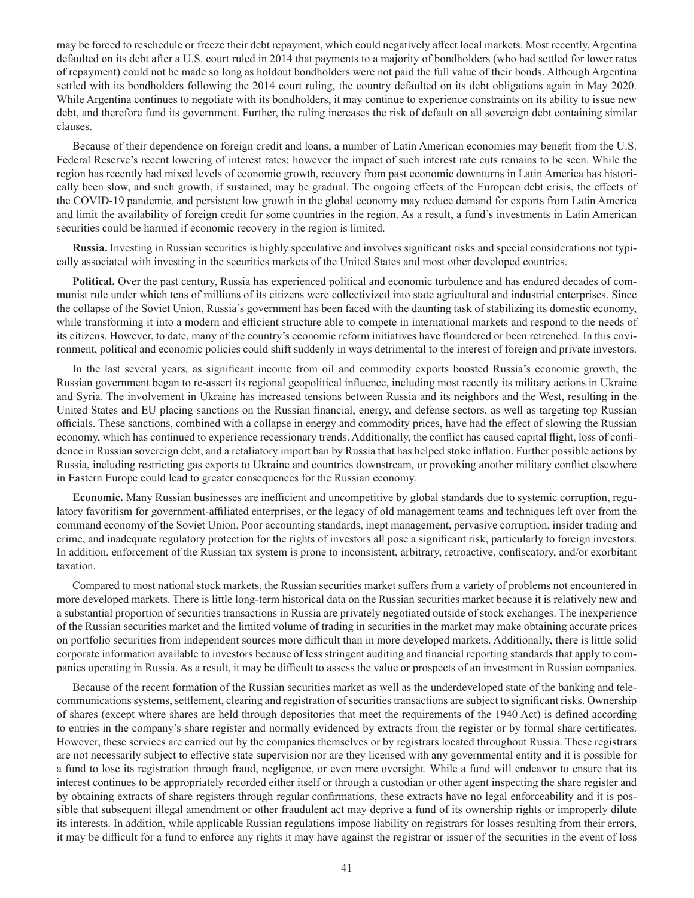may be forced to reschedule or freeze their debt repayment, which could negatively affect local markets. Most recently, Argentina defaulted on its debt after a U.S. court ruled in 2014 that payments to a majority of bondholders (who had settled for lower rates of repayment) could not be made so long as holdout bondholders were not paid the full value of their bonds. Although Argentina settled with its bondholders following the 2014 court ruling, the country defaulted on its debt obligations again in May 2020. While Argentina continues to negotiate with its bondholders, it may continue to experience constraints on its ability to issue new debt, and therefore fund its government. Further, the ruling increases the risk of default on all sovereign debt containing similar clauses.

Because of their dependence on foreign credit and loans, a number of Latin American economies may benefit from the U.S. Federal Reserve's recent lowering of interest rates; however the impact of such interest rate cuts remains to be seen. While the region has recently had mixed levels of economic growth, recovery from past economic downturns in Latin America has historically been slow, and such growth, if sustained, may be gradual. The ongoing effects of the European debt crisis, the effects of the COVID-19 pandemic, and persistent low growth in the global economy may reduce demand for exports from Latin America and limit the availability of foreign credit for some countries in the region. As a result, a fund's investments in Latin American securities could be harmed if economic recovery in the region is limited.

**Russia.** Investing in Russian securities is highly speculative and involves significant risks and special considerations not typically associated with investing in the securities markets of the United States and most other developed countries.

**Political.** Over the past century, Russia has experienced political and economic turbulence and has endured decades of communist rule under which tens of millions of its citizens were collectivized into state agricultural and industrial enterprises. Since the collapse of the Soviet Union, Russia's government has been faced with the daunting task of stabilizing its domestic economy, while transforming it into a modern and efficient structure able to compete in international markets and respond to the needs of its citizens. However, to date, many of the country's economic reform initiatives have floundered or been retrenched. In this environment, political and economic policies could shift suddenly in ways detrimental to the interest of foreign and private investors.

In the last several years, as significant income from oil and commodity exports boosted Russia's economic growth, the Russian government began to re-assert its regional geopolitical influence, including most recently its military actions in Ukraine and Syria. The involvement in Ukraine has increased tensions between Russia and its neighbors and the West, resulting in the United States and EU placing sanctions on the Russian financial, energy, and defense sectors, as well as targeting top Russian officials. These sanctions, combined with a collapse in energy and commodity prices, have had the effect of slowing the Russian economy, which has continued to experience recessionary trends. Additionally, the conflict has caused capital flight, loss of confidence in Russian sovereign debt, and a retaliatory import ban by Russia that has helped stoke inflation. Further possible actions by Russia, including restricting gas exports to Ukraine and countries downstream, or provoking another military conflict elsewhere in Eastern Europe could lead to greater consequences for the Russian economy.

**Economic.** Many Russian businesses are inefficient and uncompetitive by global standards due to systemic corruption, regulatory favoritism for government-affiliated enterprises, or the legacy of old management teams and techniques left over from the command economy of the Soviet Union. Poor accounting standards, inept management, pervasive corruption, insider trading and crime, and inadequate regulatory protection for the rights of investors all pose a significant risk, particularly to foreign investors. In addition, enforcement of the Russian tax system is prone to inconsistent, arbitrary, retroactive, confiscatory, and/or exorbitant taxation.

Compared to most national stock markets, the Russian securities market suffers from a variety of problems not encountered in more developed markets. There is little long-term historical data on the Russian securities market because it is relatively new and a substantial proportion of securities transactions in Russia are privately negotiated outside of stock exchanges. The inexperience of the Russian securities market and the limited volume of trading in securities in the market may make obtaining accurate prices on portfolio securities from independent sources more difficult than in more developed markets. Additionally, there is little solid corporate information available to investors because of less stringent auditing and financial reporting standards that apply to companies operating in Russia. As a result, it may be difficult to assess the value or prospects of an investment in Russian companies.

Because of the recent formation of the Russian securities market as well as the underdeveloped state of the banking and telecommunications systems, settlement, clearing and registration of securities transactions are subject to significant risks. Ownership of shares (except where shares are held through depositories that meet the requirements of the 1940 Act) is defined according to entries in the company's share register and normally evidenced by extracts from the register or by formal share certificates. However, these services are carried out by the companies themselves or by registrars located throughout Russia. These registrars are not necessarily subject to effective state supervision nor are they licensed with any governmental entity and it is possible for a fund to lose its registration through fraud, negligence, or even mere oversight. While a fund will endeavor to ensure that its interest continues to be appropriately recorded either itself or through a custodian or other agent inspecting the share register and by obtaining extracts of share registers through regular confirmations, these extracts have no legal enforceability and it is possible that subsequent illegal amendment or other fraudulent act may deprive a fund of its ownership rights or improperly dilute its interests. In addition, while applicable Russian regulations impose liability on registrars for losses resulting from their errors, it may be difficult for a fund to enforce any rights it may have against the registrar or issuer of the securities in the event of loss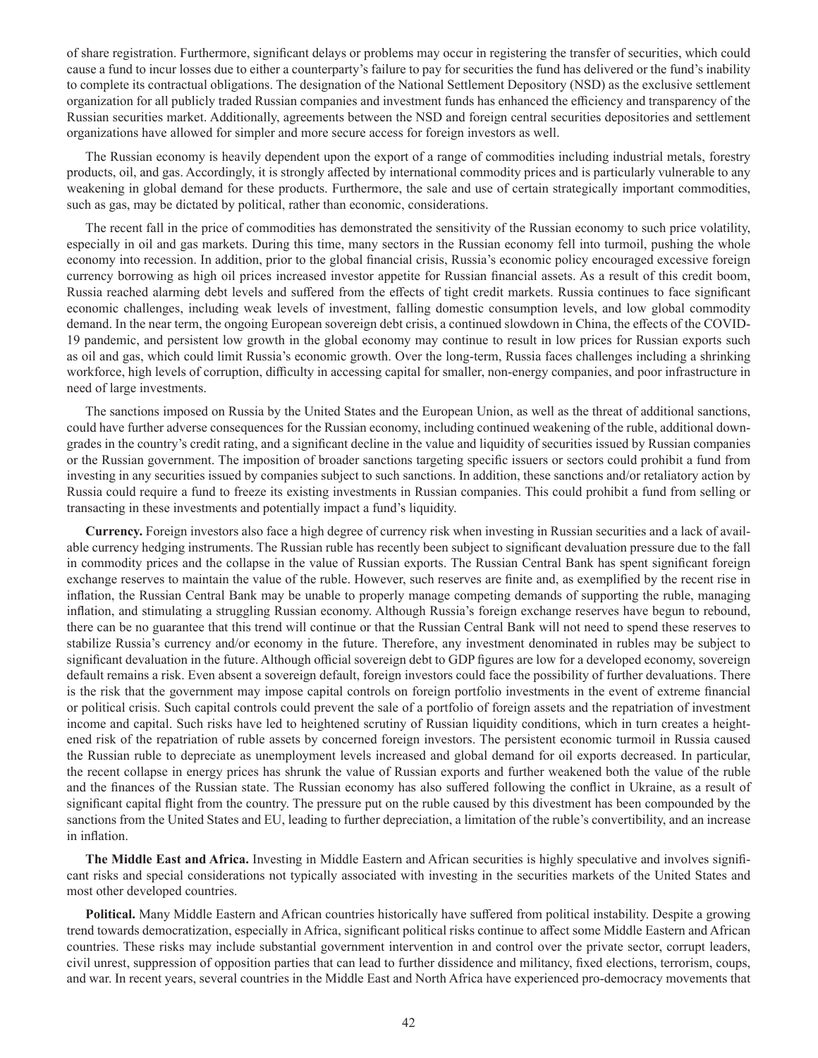of share registration. Furthermore, significant delays or problems may occur in registering the transfer of securities, which could cause a fund to incur losses due to either a counterparty's failure to pay for securities the fund has delivered or the fund's inability to complete its contractual obligations. The designation of the National Settlement Depository (NSD) as the exclusive settlement organization for all publicly traded Russian companies and investment funds has enhanced the efficiency and transparency of the Russian securities market. Additionally, agreements between the NSD and foreign central securities depositories and settlement organizations have allowed for simpler and more secure access for foreign investors as well.

The Russian economy is heavily dependent upon the export of a range of commodities including industrial metals, forestry products, oil, and gas. Accordingly, it is strongly affected by international commodity prices and is particularly vulnerable to any weakening in global demand for these products. Furthermore, the sale and use of certain strategically important commodities, such as gas, may be dictated by political, rather than economic, considerations.

The recent fall in the price of commodities has demonstrated the sensitivity of the Russian economy to such price volatility, especially in oil and gas markets. During this time, many sectors in the Russian economy fell into turmoil, pushing the whole economy into recession. In addition, prior to the global financial crisis, Russia's economic policy encouraged excessive foreign currency borrowing as high oil prices increased investor appetite for Russian financial assets. As a result of this credit boom, Russia reached alarming debt levels and suffered from the effects of tight credit markets. Russia continues to face significant economic challenges, including weak levels of investment, falling domestic consumption levels, and low global commodity demand. In the near term, the ongoing European sovereign debt crisis, a continued slowdown in China, the effects of the COVID-19 pandemic, and persistent low growth in the global economy may continue to result in low prices for Russian exports such as oil and gas, which could limit Russia's economic growth. Over the long-term, Russia faces challenges including a shrinking workforce, high levels of corruption, difficulty in accessing capital for smaller, non-energy companies, and poor infrastructure in need of large investments.

The sanctions imposed on Russia by the United States and the European Union, as well as the threat of additional sanctions, could have further adverse consequences for the Russian economy, including continued weakening of the ruble, additional downgrades in the country's credit rating, and a significant decline in the value and liquidity of securities issued by Russian companies or the Russian government. The imposition of broader sanctions targeting specific issuers or sectors could prohibit a fund from investing in any securities issued by companies subject to such sanctions. In addition, these sanctions and/or retaliatory action by Russia could require a fund to freeze its existing investments in Russian companies. This could prohibit a fund from selling or transacting in these investments and potentially impact a fund's liquidity.

**Currency.** Foreign investors also face a high degree of currency risk when investing in Russian securities and a lack of available currency hedging instruments. The Russian ruble has recently been subject to significant devaluation pressure due to the fall in commodity prices and the collapse in the value of Russian exports. The Russian Central Bank has spent significant foreign exchange reserves to maintain the value of the ruble. However, such reserves are finite and, as exemplified by the recent rise in inflation, the Russian Central Bank may be unable to properly manage competing demands of supporting the ruble, managing inflation, and stimulating a struggling Russian economy. Although Russia's foreign exchange reserves have begun to rebound, there can be no guarantee that this trend will continue or that the Russian Central Bank will not need to spend these reserves to stabilize Russia's currency and/or economy in the future. Therefore, any investment denominated in rubles may be subject to significant devaluation in the future. Although official sovereign debt to GDP figures are low for a developed economy, sovereign default remains a risk. Even absent a sovereign default, foreign investors could face the possibility of further devaluations. There is the risk that the government may impose capital controls on foreign portfolio investments in the event of extreme financial or political crisis. Such capital controls could prevent the sale of a portfolio of foreign assets and the repatriation of investment income and capital. Such risks have led to heightened scrutiny of Russian liquidity conditions, which in turn creates a heightened risk of the repatriation of ruble assets by concerned foreign investors. The persistent economic turmoil in Russia caused the Russian ruble to depreciate as unemployment levels increased and global demand for oil exports decreased. In particular, the recent collapse in energy prices has shrunk the value of Russian exports and further weakened both the value of the ruble and the finances of the Russian state. The Russian economy has also suffered following the conflict in Ukraine, as a result of significant capital flight from the country. The pressure put on the ruble caused by this divestment has been compounded by the sanctions from the United States and EU, leading to further depreciation, a limitation of the ruble's convertibility, and an increase in inflation.

**The Middle East and Africa.** Investing in Middle Eastern and African securities is highly speculative and involves significant risks and special considerations not typically associated with investing in the securities markets of the United States and most other developed countries.

**Political.** Many Middle Eastern and African countries historically have suffered from political instability. Despite a growing trend towards democratization, especially in Africa, significant political risks continue to affect some Middle Eastern and African countries. These risks may include substantial government intervention in and control over the private sector, corrupt leaders, civil unrest, suppression of opposition parties that can lead to further dissidence and militancy, fixed elections, terrorism, coups, and war. In recent years, several countries in the Middle East and North Africa have experienced pro-democracy movements that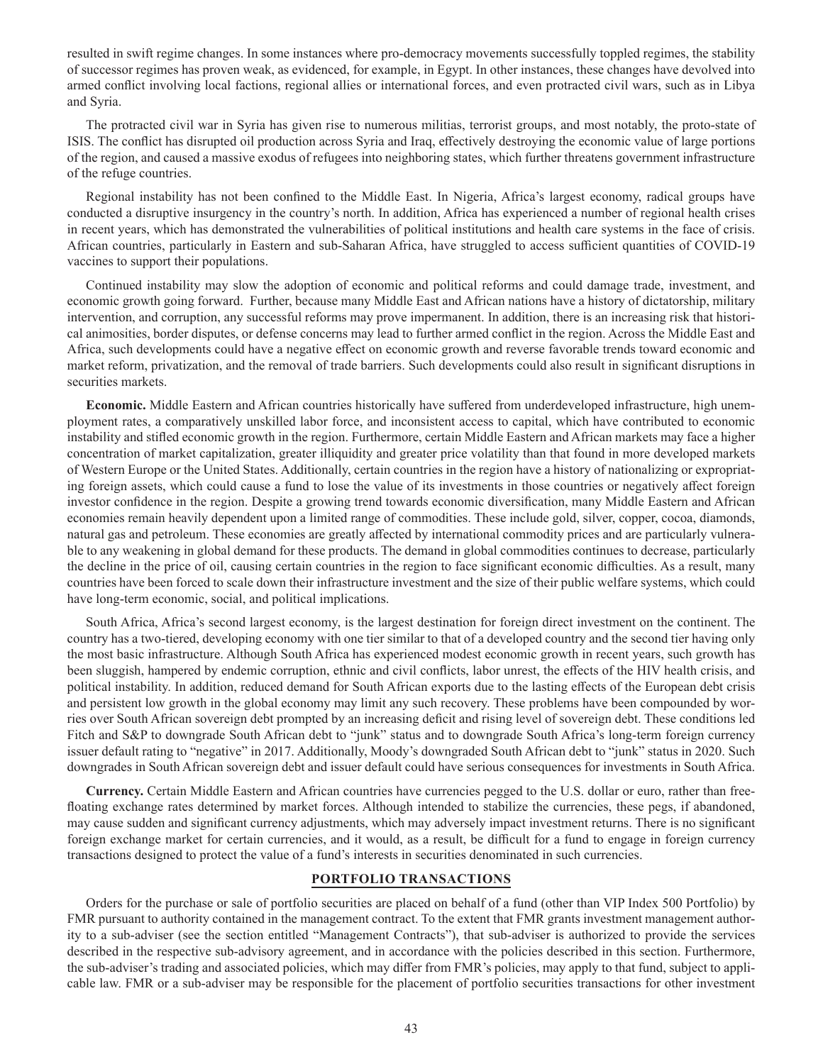resulted in swift regime changes. In some instances where pro-democracy movements successfully toppled regimes, the stability of successor regimes has proven weak, as evidenced, for example, in Egypt. In other instances, these changes have devolved into armed conflict involving local factions, regional allies or international forces, and even protracted civil wars, such as in Libya and Syria.

The protracted civil war in Syria has given rise to numerous militias, terrorist groups, and most notably, the proto-state of ISIS. The conflict has disrupted oil production across Syria and Iraq, effectively destroying the economic value of large portions of the region, and caused a massive exodus of refugees into neighboring states, which further threatens government infrastructure of the refuge countries.

Regional instability has not been confined to the Middle East. In Nigeria, Africa's largest economy, radical groups have conducted a disruptive insurgency in the country's north. In addition, Africa has experienced a number of regional health crises in recent years, which has demonstrated the vulnerabilities of political institutions and health care systems in the face of crisis. African countries, particularly in Eastern and sub-Saharan Africa, have struggled to access sufficient quantities of COVID-19 vaccines to support their populations.

Continued instability may slow the adoption of economic and political reforms and could damage trade, investment, and economic growth going forward. Further, because many Middle East and African nations have a history of dictatorship, military intervention, and corruption, any successful reforms may prove impermanent. In addition, there is an increasing risk that historical animosities, border disputes, or defense concerns may lead to further armed conflict in the region. Across the Middle East and Africa, such developments could have a negative effect on economic growth and reverse favorable trends toward economic and market reform, privatization, and the removal of trade barriers. Such developments could also result in significant disruptions in securities markets.

**Economic.** Middle Eastern and African countries historically have suffered from underdeveloped infrastructure, high unemployment rates, a comparatively unskilled labor force, and inconsistent access to capital, which have contributed to economic instability and stifled economic growth in the region. Furthermore, certain Middle Eastern and African markets may face a higher concentration of market capitalization, greater illiquidity and greater price volatility than that found in more developed markets of Western Europe or the United States. Additionally, certain countries in the region have a history of nationalizing or expropriating foreign assets, which could cause a fund to lose the value of its investments in those countries or negatively affect foreign investor confidence in the region. Despite a growing trend towards economic diversification, many Middle Eastern and African economies remain heavily dependent upon a limited range of commodities. These include gold, silver, copper, cocoa, diamonds, natural gas and petroleum. These economies are greatly affected by international commodity prices and are particularly vulnerable to any weakening in global demand for these products. The demand in global commodities continues to decrease, particularly the decline in the price of oil, causing certain countries in the region to face significant economic difficulties. As a result, many countries have been forced to scale down their infrastructure investment and the size of their public welfare systems, which could have long-term economic, social, and political implications.

South Africa, Africa's second largest economy, is the largest destination for foreign direct investment on the continent. The country has a two-tiered, developing economy with one tier similar to that of a developed country and the second tier having only the most basic infrastructure. Although South Africa has experienced modest economic growth in recent years, such growth has been sluggish, hampered by endemic corruption, ethnic and civil conflicts, labor unrest, the effects of the HIV health crisis, and political instability. In addition, reduced demand for South African exports due to the lasting effects of the European debt crisis and persistent low growth in the global economy may limit any such recovery. These problems have been compounded by worries over South African sovereign debt prompted by an increasing deficit and rising level of sovereign debt. These conditions led Fitch and S&P to downgrade South African debt to "junk" status and to downgrade South Africa's long-term foreign currency issuer default rating to "negative" in 2017. Additionally, Moody's downgraded South African debt to "junk" status in 2020. Such downgrades in South African sovereign debt and issuer default could have serious consequences for investments in South Africa.

**Currency.** Certain Middle Eastern and African countries have currencies pegged to the U.S. dollar or euro, rather than free-floating exchange rates determined by market forces. Although intended to stabilize the currencies, these pegs, if abandoned, may cause sudden and significant currency adjustments, which may adversely impact investment returns. There is no significant foreign exchange market for certain currencies, and it would, as a result, be difficult for a fund to engage in foreign currency transactions designed to protect the value of a fund's interests in securities denominated in such currencies.

## PORTFOLIO TRANSACTIONS

Orders for the purchase or sale of portfolio securities are placed on behalf of a fund (other than VIP Index 500 Portfolio) by FMR pursuant to authority contained in the management contract. To the extent that FMR grants investment management authority to a sub-adviser (see the section entitled "Management Contracts"), that sub-adviser is authorized to provide the services described in the respective sub-advisory agreement, and in accordance with the policies described in this section. Furthermore, the sub-adviser's trading and associated policies, which may differ from FMR's policies, may apply to that fund, subject to applicable law. FMR or a sub-adviser may be responsible for the placement of portfolio securities transactions for other investment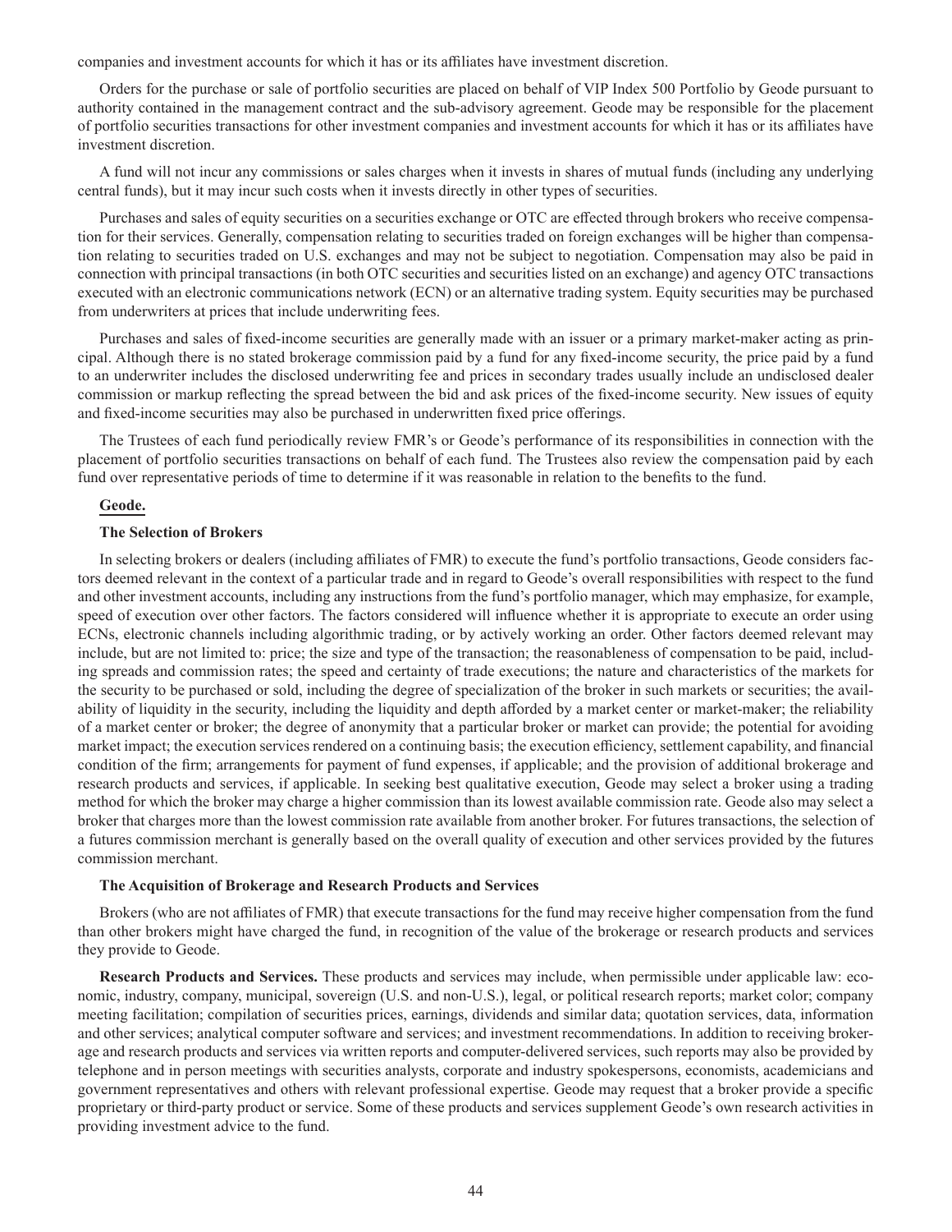companies and investment accounts for which it has or its affiliates have investment discretion.

Orders for the purchase or sale of portfolio securities are placed on behalf of VIP Index 500 Portfolio by Geode pursuant to authority contained in the management contract and the sub-advisory agreement. Geode may be responsible for the placement of portfolio securities transactions for other investment companies and investment accounts for which it has or its affiliates have investment discretion.

A fund will not incur any commissions or sales charges when it invests in shares of mutual funds (including any underlying central funds), but it may incur such costs when it invests directly in other types of securities.

Purchases and sales of equity securities on a securities exchange or OTC are effected through brokers who receive compensation for their services. Generally, compensation relating to securities traded on foreign exchanges will be higher than compensation relating to securities traded on U.S. exchanges and may not be subject to negotiation. Compensation may also be paid in connection with principal transactions (in both OTC securities and securities listed on an exchange) and agency OTC transactions executed with an electronic communications network (ECN) or an alternative trading system. Equity securities may be purchased from underwriters at prices that include underwriting fees.

Purchases and sales of fixed-income securities are generally made with an issuer or a primary market-maker acting as principal. Although there is no stated brokerage commission paid by a fund for any fixed-income security, the price paid by a fund to an underwriter includes the disclosed underwriting fee and prices in secondary trades usually include an undisclosed dealer commission or markup reflecting the spread between the bid and ask prices of the fixed-income security. New issues of equity and fixed-income securities may also be purchased in underwritten fixed price offerings.

The Trustees of each fund periodically review FMR's or Geode's performance of its responsibilities in connection with the placement of portfolio securities transactions on behalf of each fund. The Trustees also review the compensation paid by each fund over representative periods of time to determine if it was reasonable in relation to the benefits to the fund.

## Geode.

### The Selection of Brokers

In selecting brokers or dealers (including affiliates of FMR) to execute the fund's portfolio transactions, Geode considers factors deemed relevant in the context of a particular trade and in regard to Geode's overall responsibilities with respect to the fund and other investment accounts, including any instructions from the fund's portfolio manager, which may emphasize, for example, speed of execution over other factors. The factors considered will influence whether it is appropriate to execute an order using ECNs, electronic channels including algorithmic trading, or by actively working an order. Other factors deemed relevant may include, but are not limited to: price; the size and type of the transaction; the reasonableness of compensation to be paid, including spreads and commission rates; the speed and certainty of trade executions; the nature and characteristics of the markets for the security to be purchased or sold, including the degree of specialization of the broker in such markets or securities; the availability of liquidity in the security, including the liquidity and depth afforded by a market center or market-maker; the reliability of a market center or broker; the degree of anonymity that a particular broker or market can provide; the potential for avoiding market impact; the execution services rendered on a continuing basis; the execution efficiency, settlement capability, and financial condition of the firm; arrangements for payment of fund expenses, if applicable; and the provision of additional brokerage and research products and services, if applicable. In seeking best qualitative execution, Geode may select a broker using a trading method for which the broker may charge a higher commission than its lowest available commission rate. Geode also may select a broker that charges more than the lowest commission rate available from another broker. For futures transactions, the selection of a futures commission merchant is generally based on the overall quality of execution and other services provided by the futures commission merchant.

### The Acquisition of Brokerage and Research Products and Services

Brokers (who are not affiliates of FMR) that execute transactions for the fund may receive higher compensation from the fund than other brokers might have charged the fund, in recognition of the value of the brokerage or research products and services they provide to Geode.

**Research Products and Services.** These products and services may include, when permissible under applicable law: economic, industry, company, municipal, sovereign (U.S. and non-U.S.), legal, or political research reports; market color; company meeting facilitation; compilation of securities prices, earnings, dividends and similar data; quotation services, data, information and other services; analytical computer software and services; and investment recommendations. In addition to receiving brokerage and research products and services via written reports and computer-delivered services, such reports may also be provided by telephone and in person meetings with securities analysts, corporate and industry spokespersons, economists, academicians and government representatives and others with relevant professional expertise. Geode may request that a broker provide a specific proprietary or third-party product or service. Some of these products and services supplement Geode's own research activities in providing investment advice to the fund.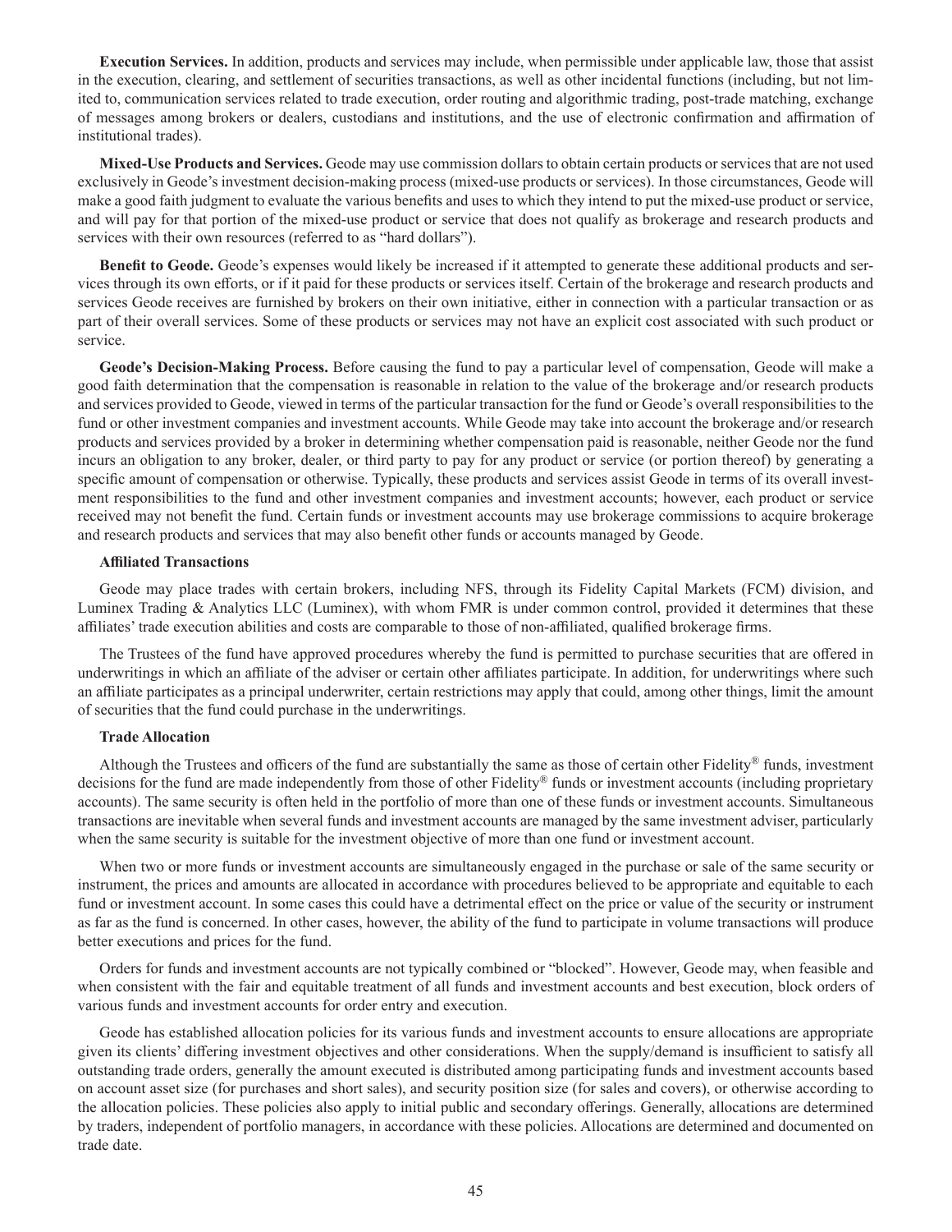**Execution Services.** In addition, products and services may include, when permissible under applicable law, those that assist in the execution, clearing, and settlement of securities transactions, as well as other incidental functions (including, but not limited to, communication services related to trade execution, order routing and algorithmic trading, post-trade matching, exchange of messages among brokers or dealers, custodians and institutions, and the use of electronic confirmation and affirmation of institutional trades).

**Mixed-Use Products and Services.** Geode may use commission dollars to obtain certain products or services that are not used exclusively in Geode's investment decision-making process (mixed-use products or services). In those circumstances, Geode will make a good faith judgment to evaluate the various benefits and uses to which they intend to put the mixed-use product or service, and will pay for that portion of the mixed-use product or service that does not qualify as brokerage and research products and services with their own resources (referred to as "hard dollars").

**Benefit to Geode.** Geode's expenses would likely be increased if it attempted to generate these additional products and services through its own efforts, or if it paid for these products or services itself. Certain of the brokerage and research products and services Geode receives are furnished by brokers on their own initiative, either in connection with a particular transaction or as part of their overall services. Some of these products or services may not have an explicit cost associated with such product or service.

**Geode's Decision-Making Process.** Before causing the fund to pay a particular level of compensation, Geode will make a good faith determination that the compensation is reasonable in relation to the value of the brokerage and/or research products and services provided to Geode, viewed in terms of the particular transaction for the fund or Geode's overall responsibilities to the fund or other investment companies and investment accounts. While Geode may take into account the brokerage and/or research products and services provided by a broker in determining whether compensation paid is reasonable, neither Geode nor the fund incurs an obligation to any broker, dealer, or third party to pay for any product or service (or portion thereof) by generating a specific amount of compensation or otherwise. Typically, these products and services assist Geode in terms of its overall investment responsibilities to the fund and other investment companies and investment accounts; however, each product or service received may not benefit the fund. Certain funds or investment accounts may use brokerage commissions to acquire brokerage and research products and services that may also benefit other funds or accounts managed by Geode.

**Affiliated Transactions**

Geode may place trades with certain brokers, including NFS, through its Fidelity Capital Markets (FCM) division, and Luminex Trading & Analytics LLC (Luminex), with whom FMR is under common control, provided it determines that these affiliates' trade execution abilities and costs are comparable to those of non-affiliated, qualified brokerage firms.

The Trustees of the fund have approved procedures whereby the fund is permitted to purchase securities that are offered in underwritings in which an affiliate of the adviser or certain other affiliates participate. In addition, for underwritings where such an affiliate participates as a principal underwriter, certain restrictions may apply that could, among other things, limit the amount of securities that the fund could purchase in the underwritings.

**Trade Allocation**

Although the Trustees and officers of the fund are substantially the same as those of certain other Fidelity® funds, investment decisions for the fund are made independently from those of other Fidelity® funds or investment accounts (including proprietary accounts). The same security is often held in the portfolio of more than one of these funds or investment accounts. Simultaneous transactions are inevitable when several funds and investment accounts are managed by the same investment adviser, particularly when the same security is suitable for the investment objective of more than one fund or investment account.

When two or more funds or investment accounts are simultaneously engaged in the purchase or sale of the same security or instrument, the prices and amounts are allocated in accordance with procedures believed to be appropriate and equitable to each fund or investment account. In some cases this could have a detrimental effect on the price or value of the security or instrument as far as the fund is concerned. In other cases, however, the ability of the fund to participate in volume transactions will produce better executions and prices for the fund.

Orders for funds and investment accounts are not typically combined or "blocked". However, Geode may, when feasible and when consistent with the fair and equitable treatment of all funds and investment accounts and best execution, block orders of various funds and investment accounts for order entry and execution.

Geode has established allocation policies for its various funds and investment accounts to ensure allocations are appropriate given its clients' differing investment objectives and other considerations. When the supply/demand is insufficient to satisfy all outstanding trade orders, generally the amount executed is distributed among participating funds and investment accounts based on account asset size (for purchases and short sales), and security position size (for sales and covers), or otherwise according to the allocation policies. These policies also apply to initial public and secondary offerings. Generally, allocations are determined by traders, independent of portfolio managers, in accordance with these policies. Allocations are determined and documented on trade date.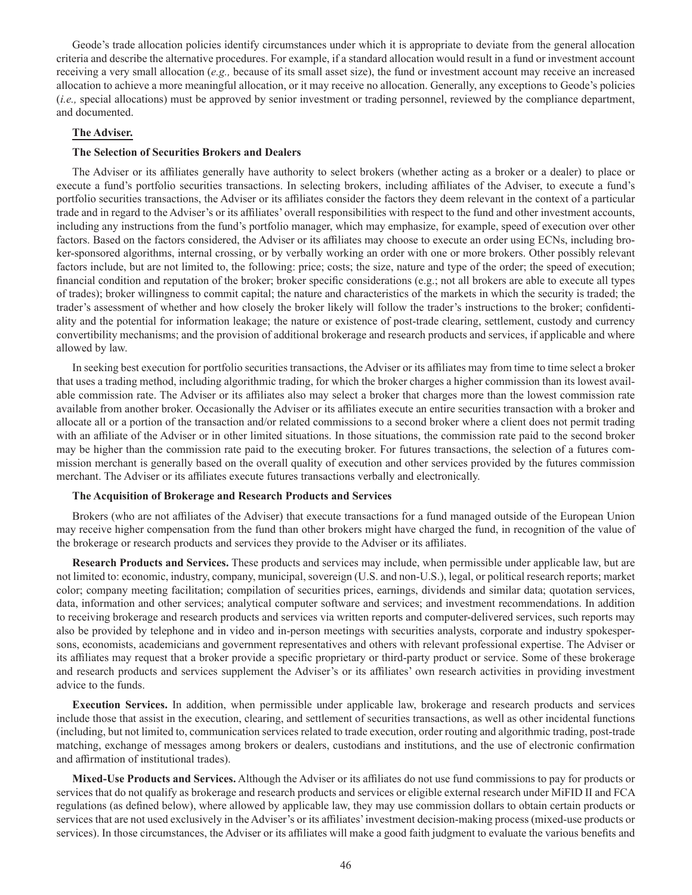Geode's trade allocation policies identify circumstances under which it is appropriate to deviate from the general allocation criteria and describe the alternative procedures. For example, if a standard allocation would result in a fund or investment account receiving a very small allocation (*e.g.,* because of its small asset size), the fund or investment account may receive an increased allocation to achieve a more meaningful allocation, or it may receive no allocation. Generally, any exceptions to Geode's policies (*i.e.,* special allocations) must be approved by senior investment or trading personnel, reviewed by the compliance department, and documented.

**The Adviser.**

**The Selection of Securities Brokers and Dealers**

The Adviser or its affiliates generally have authority to select brokers (whether acting as a broker or a dealer) to place or execute a fund's portfolio securities transactions. In selecting brokers, including affiliates of the Adviser, to execute a fund's portfolio securities transactions, the Adviser or its affiliates consider the factors they deem relevant in the context of a particular trade and in regard to the Adviser's or its affiliates' overall responsibilities with respect to the fund and other investment accounts, including any instructions from the fund's portfolio manager, which may emphasize, for example, speed of execution over other factors. Based on the factors considered, the Adviser or its affiliates may choose to execute an order using ECNs, including broker-sponsored algorithms, internal crossing, or by verbally working an order with one or more brokers. Other possibly relevant factors include, but are not limited to, the following: price; costs; the size, nature and type of the order; the speed of execution; financial condition and reputation of the broker; broker specific considerations (e.g.; not all brokers are able to execute all types of trades); broker willingness to commit capital; the nature and characteristics of the markets in which the security is traded; the trader's assessment of whether and how closely the broker likely will follow the trader's instructions to the broker; confidentiality and the potential for information leakage; the nature or existence of post-trade clearing, settlement, custody and currency convertibility mechanisms; and the provision of additional brokerage and research products and services, if applicable and where allowed by law.

In seeking best execution for portfolio securities transactions, the Adviser or its affiliates may from time to time select a broker that uses a trading method, including algorithmic trading, for which the broker charges a higher commission than its lowest available commission rate. The Adviser or its affiliates also may select a broker that charges more than the lowest commission rate available from another broker. Occasionally the Adviser or its affiliates execute an entire securities transaction with a broker and allocate all or a portion of the transaction and/or related commissions to a second broker where a client does not permit trading with an affiliate of the Adviser or in other limited situations. In those situations, the commission rate paid to the second broker may be higher than the commission rate paid to the executing broker. For futures transactions, the selection of a futures commission merchant is generally based on the overall quality of execution and other services provided by the futures commission merchant. The Adviser or its affiliates execute futures transactions verbally and electronically.

**The Acquisition of Brokerage and Research Products and Services**

Brokers (who are not affiliates of the Adviser) that execute transactions for a fund managed outside of the European Union may receive higher compensation from the fund than other brokers might have charged the fund, in recognition of the value of the brokerage or research products and services they provide to the Adviser or its affiliates.

**Research Products and Services.** These products and services may include, when permissible under applicable law, but are not limited to: economic, industry, company, municipal, sovereign (U.S. and non-U.S.), legal, or political research reports; market color; company meeting facilitation; compilation of securities prices, earnings, dividends and similar data; quotation services, data, information and other services; analytical computer software and services; and investment recommendations. In addition to receiving brokerage and research products and services via written reports and computer-delivered services, such reports may also be provided by telephone and in video and in-person meetings with securities analysts, corporate and industry spokespersons, economists, academicians and government representatives and others with relevant professional expertise. The Adviser or its affiliates may request that a broker provide a specific proprietary or third-party product or service. Some of these brokerage and research products and services supplement the Adviser's or its affiliates' own research activities in providing investment advice to the funds.

**Execution Services.** In addition, when permissible under applicable law, brokerage and research products and services include those that assist in the execution, clearing, and settlement of securities transactions, as well as other incidental functions (including, but not limited to, communication services related to trade execution, order routing and algorithmic trading, post-trade matching, exchange of messages among brokers or dealers, custodians and institutions, and the use of electronic confirmation and affirmation of institutional trades).

**Mixed-Use Products and Services.** Although the Adviser or its affiliates do not use fund commissions to pay for products or services that do not qualify as brokerage and research products and services or eligible external research under MiFID II and FCA regulations (as defined below), where allowed by applicable law, they may use commission dollars to obtain certain products or services that are not used exclusively in the Adviser's or its affiliates' investment decision-making process (mixed-use products or services). In those circumstances, the Adviser or its affiliates will make a good faith judgment to evaluate the various benefits and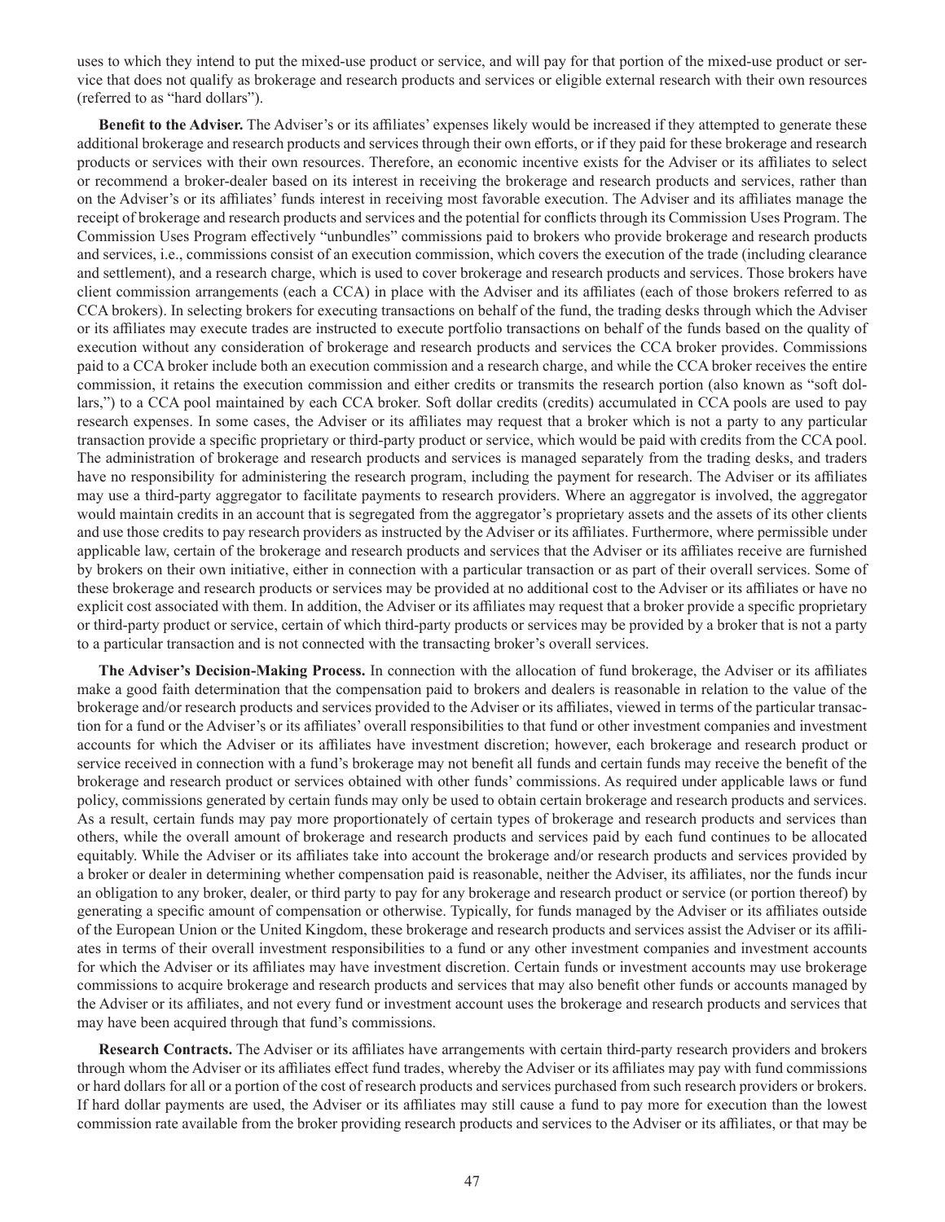uses to which they intend to put the mixed-use product or service, and will pay for that portion of the mixed-use product or service that does not qualify as brokerage and research products and services or eligible external research with their own resources (referred to as "hard dollars").

**Benefit to the Adviser.** The Adviser's or its affiliates' expenses likely would be increased if they attempted to generate these additional brokerage and research products and services through their own efforts, or if they paid for these brokerage and research products or services with their own resources. Therefore, an economic incentive exists for the Adviser or its affiliates to select or recommend a broker-dealer based on its interest in receiving the brokerage and research products and services, rather than on the Adviser's or its affiliates' funds interest in receiving most favorable execution. The Adviser and its affiliates manage the receipt of brokerage and research products and services and the potential for conflicts through its Commission Uses Program. The Commission Uses Program effectively "unbundles" commissions paid to brokers who provide brokerage and research products and services, i.e., commissions consist of an execution commission, which covers the execution of the trade (including clearance and settlement), and a research charge, which is used to cover brokerage and research products and services. Those brokers have client commission arrangements (each a CCA) in place with the Adviser and its affiliates (each of those brokers referred to as CCA brokers). In selecting brokers for executing transactions on behalf of the fund, the trading desks through which the Adviser or its affiliates may execute trades are instructed to execute portfolio transactions on behalf of the funds based on the quality of execution without any consideration of brokerage and research products and services the CCA broker provides. Commissions paid to a CCA broker include both an execution commission and a research charge, and while the CCA broker receives the entire commission, it retains the execution commission and either credits or transmits the research portion (also known as "soft dollars,") to a CCA pool maintained by each CCA broker. Soft dollar credits (credits) accumulated in CCA pools are used to pay research expenses. In some cases, the Adviser or its affiliates may request that a broker which is not a party to any particular transaction provide a specific proprietary or third-party product or service, which would be paid with credits from the CCA pool. The administration of brokerage and research products and services is managed separately from the trading desks, and traders have no responsibility for administering the research program, including the payment for research. The Adviser or its affiliates may use a third-party aggregator to facilitate payments to research providers. Where an aggregator is involved, the aggregator would maintain credits in an account that is segregated from the aggregator's proprietary assets and the assets of its other clients and use those credits to pay research providers as instructed by the Adviser or its affiliates. Furthermore, where permissible under applicable law, certain of the brokerage and research products and services that the Adviser or its affiliates receive are furnished by brokers on their own initiative, either in connection with a particular transaction or as part of their overall services. Some of these brokerage and research products or services may be provided at no additional cost to the Adviser or its affiliates or have no explicit cost associated with them. In addition, the Adviser or its affiliates may request that a broker provide a specific proprietary or third-party product or service, certain of which third-party products or services may be provided by a broker that is not a party to a particular transaction and is not connected with the transacting broker's overall services.

**The Adviser's Decision-Making Process.** In connection with the allocation of fund brokerage, the Adviser or its affiliates make a good faith determination that the compensation paid to brokers and dealers is reasonable in relation to the value of the brokerage and/or research products and services provided to the Adviser or its affiliates, viewed in terms of the particular transaction for a fund or the Adviser's or its affiliates' overall responsibilities to that fund or other investment companies and investment accounts for which the Adviser or its affiliates have investment discretion; however, each brokerage and research product or service received in connection with a fund's brokerage may not benefit all funds and certain funds may receive the benefit of the brokerage and research product or services obtained with other funds' commissions. As required under applicable laws or fund policy, commissions generated by certain funds may only be used to obtain certain brokerage and research products and services. As a result, certain funds may pay more proportionately of certain types of brokerage and research products and services than others, while the overall amount of brokerage and research products and services paid by each fund continues to be allocated equitably. While the Adviser or its affiliates take into account the brokerage and/or research products and services provided by a broker or dealer in determining whether compensation paid is reasonable, neither the Adviser, its affiliates, nor the funds incur an obligation to any broker, dealer, or third party to pay for any brokerage and research product or service (or portion thereof) by generating a specific amount of compensation or otherwise. Typically, for funds managed by the Adviser or its affiliates outside of the European Union or the United Kingdom, these brokerage and research products and services assist the Adviser or its affiliates in terms of their overall investment responsibilities to a fund or any other investment companies and investment accounts for which the Adviser or its affiliates may have investment discretion. Certain funds or investment accounts may use brokerage commissions to acquire brokerage and research products and services that may also benefit other funds or accounts managed by the Adviser or its affiliates, and not every fund or investment account uses the brokerage and research products and services that may have been acquired through that fund's commissions.

**Research Contracts.** The Adviser or its affiliates have arrangements with certain third-party research providers and brokers through whom the Adviser or its affiliates effect fund trades, whereby the Adviser or its affiliates may pay with fund commissions or hard dollars for all or a portion of the cost of research products and services purchased from such research providers or brokers. If hard dollar payments are used, the Adviser or its affiliates may still cause a fund to pay more for execution than the lowest commission rate available from the broker providing research products and services to the Adviser or its affiliates, or that may be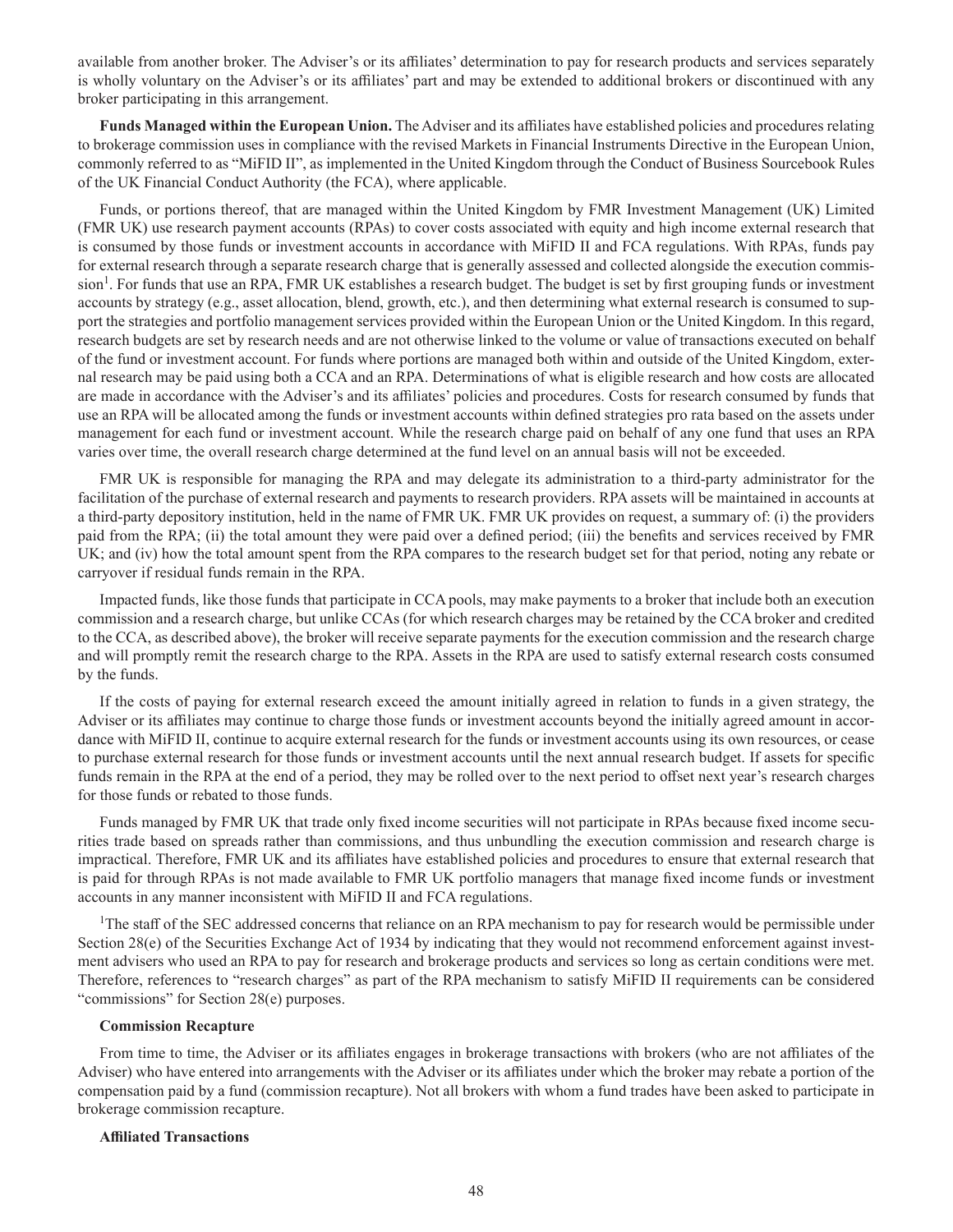available from another broker. The Adviser's or its affiliates' determination to pay for research products and services separately is wholly voluntary on the Adviser's or its affiliates' part and may be extended to additional brokers or discontinued with any broker participating in this arrangement.

**Funds Managed within the European Union.** The Adviser and its affiliates have established policies and procedures relating to brokerage commission uses in compliance with the revised Markets in Financial Instruments Directive in the European Union, commonly referred to as "MiFID II", as implemented in the United Kingdom through the Conduct of Business Sourcebook Rules of the UK Financial Conduct Authority (the FCA), where applicable.

Funds, or portions thereof, that are managed within the United Kingdom by FMR Investment Management (UK) Limited (FMR UK) use research payment accounts (RPAs) to cover costs associated with equity and high income external research that is consumed by those funds or investment accounts in accordance with MiFID II and FCA regulations. With RPAs, funds pay for external research through a separate research charge that is generally assessed and collected alongside the execution commission[1]. For funds that use an RPA, FMR UK establishes a research budget. The budget is set by first grouping funds or investment accounts by strategy (e.g., asset allocation, blend, growth, etc.), and then determining what external research is consumed to support the strategies and portfolio management services provided within the European Union or the United Kingdom. In this regard, research budgets are set by research needs and are not otherwise linked to the volume or value of transactions executed on behalf of the fund or investment account. For funds where portions are managed both within and outside of the United Kingdom, external research may be paid using both a CCA and an RPA. Determinations of what is eligible research and how costs are allocated are made in accordance with the Adviser's and its affiliates' policies and procedures. Costs for research consumed by funds that use an RPA will be allocated among the funds or investment accounts within defined strategies pro rata based on the assets under management for each fund or investment account. While the research charge paid on behalf of any one fund that uses an RPA varies over time, the overall research charge determined at the fund level on an annual basis will not be exceeded.

FMR UK is responsible for managing the RPA and may delegate its administration to a third-party administrator for the facilitation of the purchase of external research and payments to research providers. RPA assets will be maintained in accounts at a third-party depository institution, held in the name of FMR UK. FMR UK provides on request, a summary of: (i) the providers paid from the RPA; (ii) the total amount they were paid over a defined period; (iii) the benefits and services received by FMR UK; and (iv) how the total amount spent from the RPA compares to the research budget set for that period, noting any rebate or carryover if residual funds remain in the RPA.

Impacted funds, like those funds that participate in CCA pools, may make payments to a broker that include both an execution commission and a research charge, but unlike CCAs (for which research charges may be retained by the CCA broker and credited to the CCA, as described above), the broker will receive separate payments for the execution commission and the research charge and will promptly remit the research charge to the RPA. Assets in the RPA are used to satisfy external research costs consumed by the funds.

If the costs of paying for external research exceed the amount initially agreed in relation to funds in a given strategy, the Adviser or its affiliates may continue to charge those funds or investment accounts beyond the initially agreed amount in accordance with MiFID II, continue to acquire external research for the funds or investment accounts using its own resources, or cease to purchase external research for those funds or investment accounts until the next annual research budget. If assets for specific funds remain in the RPA at the end of a period, they may be rolled over to the next period to offset next year's research charges for those funds or rebated to those funds.

Funds managed by FMR UK that trade only fixed income securities will not participate in RPAs because fixed income securities trade based on spreads rather than commissions, and thus unbundling the execution commission and research charge is impractical. Therefore, FMR UK and its affiliates have established policies and procedures to ensure that external research that is paid for through RPAs is not made available to FMR UK portfolio managers that manage fixed income funds or investment accounts in any manner inconsistent with MiFID II and FCA regulations.

[1]The staff of the SEC addressed concerns that reliance on an RPA mechanism to pay for research would be permissible under Section 28(e) of the Securities Exchange Act of 1934 by indicating that they would not recommend enforcement against investment advisers who used an RPA to pay for research and brokerage products and services so long as certain conditions were met. Therefore, references to "research charges" as part of the RPA mechanism to satisfy MiFID II requirements can be considered "commissions" for Section 28(e) purposes.

**Commission Recapture**

From time to time, the Adviser or its affiliates engages in brokerage transactions with brokers (who are not affiliates of the Adviser) who have entered into arrangements with the Adviser or its affiliates under which the broker may rebate a portion of the compensation paid by a fund (commission recapture). Not all brokers with whom a fund trades have been asked to participate in brokerage commission recapture.

**Affiliated Transactions**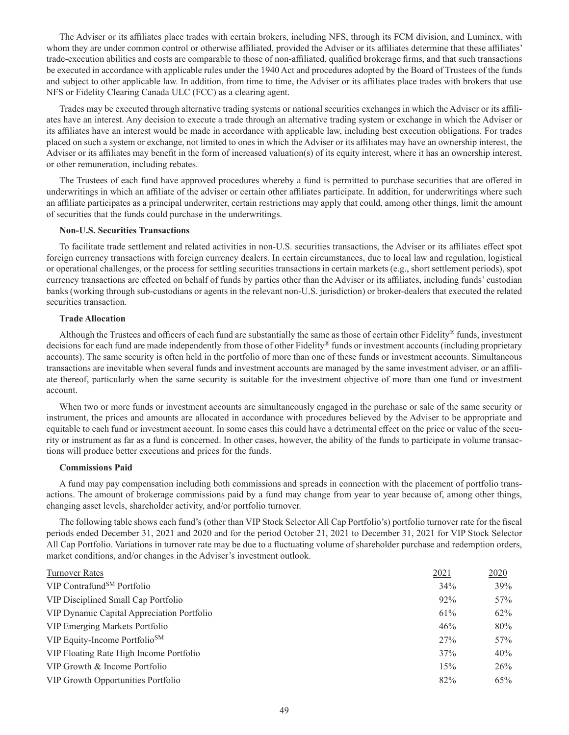The Adviser or its affiliates place trades with certain brokers, including NFS, through its FCM division, and Luminex, with whom they are under common control or otherwise affiliated, provided the Adviser or its affiliates determine that these affiliates' trade-execution abilities and costs are comparable to those of non-affiliated, qualified brokerage firms, and that such transactions be executed in accordance with applicable rules under the 1940 Act and procedures adopted by the Board of Trustees of the funds and subject to other applicable law. In addition, from time to time, the Adviser or its affiliates place trades with brokers that use NFS or Fidelity Clearing Canada ULC (FCC) as a clearing agent.

Trades may be executed through alternative trading systems or national securities exchanges in which the Adviser or its affiliates have an interest. Any decision to execute a trade through an alternative trading system or exchange in which the Adviser or its affiliates have an interest would be made in accordance with applicable law, including best execution obligations. For trades placed on such a system or exchange, not limited to ones in which the Adviser or its affiliates may have an ownership interest, the Adviser or its affiliates may benefit in the form of increased valuation(s) of its equity interest, where it has an ownership interest, or other remuneration, including rebates.

The Trustees of each fund have approved procedures whereby a fund is permitted to purchase securities that are offered in underwritings in which an affiliate of the adviser or certain other affiliates participate. In addition, for underwritings where such an affiliate participates as a principal underwriter, certain restrictions may apply that could, among other things, limit the amount of securities that the funds could purchase in the underwritings.

**Non-U.S. Securities Transactions**

To facilitate trade settlement and related activities in non-U.S. securities transactions, the Adviser or its affiliates effect spot foreign currency transactions with foreign currency dealers. In certain circumstances, due to local law and regulation, logistical or operational challenges, or the process for settling securities transactions in certain markets (e.g., short settlement periods), spot currency transactions are effected on behalf of funds by parties other than the Adviser or its affiliates, including funds' custodian banks (working through sub-custodians or agents in the relevant non-U.S. jurisdiction) or broker-dealers that executed the related securities transaction.

**Trade Allocation**

Although the Trustees and officers of each fund are substantially the same as those of certain other Fidelity® funds, investment decisions for each fund are made independently from those of other Fidelity® funds or investment accounts (including proprietary accounts). The same security is often held in the portfolio of more than one of these funds or investment accounts. Simultaneous transactions are inevitable when several funds and investment accounts are managed by the same investment adviser, or an affiliate thereof, particularly when the same security is suitable for the investment objective of more than one fund or investment account.

When two or more funds or investment accounts are simultaneously engaged in the purchase or sale of the same security or instrument, the prices and amounts are allocated in accordance with procedures believed by the Adviser to be appropriate and equitable to each fund or investment account. In some cases this could have a detrimental effect on the price or value of the security or instrument as far as a fund is concerned. In other cases, however, the ability of the funds to participate in volume transactions will produce better executions and prices for the funds.

**Commissions Paid**

A fund may pay compensation including both commissions and spreads in connection with the placement of portfolio transactions. The amount of brokerage commissions paid by a fund may change from year to year because of, among other things, changing asset levels, shareholder activity, and/or portfolio turnover.

The following table shows each fund's (other than VIP Stock Selector All Cap Portfolio's) portfolio turnover rate for the fiscal periods ended December 31, 2021 and 2020 and for the period October 21, 2021 to December 31, 2021 for VIP Stock Selector All Cap Portfolio. Variations in turnover rate may be due to a fluctuating volume of shareholder purchase and redemption orders, market conditions, and/or changes in the Adviser's investment outlook.

| Turnover Rates | 2021 | 2020 |
|---|---|---|
| VIP Contrafund℠ Portfolio | 34% | 39% |
| VIP Disciplined Small Cap Portfolio | 92% | 57% |
| VIP Dynamic Capital Appreciation Portfolio | 61% | 62% |
| VIP Emerging Markets Portfolio | 46% | 80% |
| VIP Equity-Income Portfolio℠ | 27% | 57% |
| VIP Floating Rate High Income Portfolio | 37% | 40% |
| VIP Growth & Income Portfolio | 15% | 26% |
| VIP Growth Opportunities Portfolio | 82% | 65% |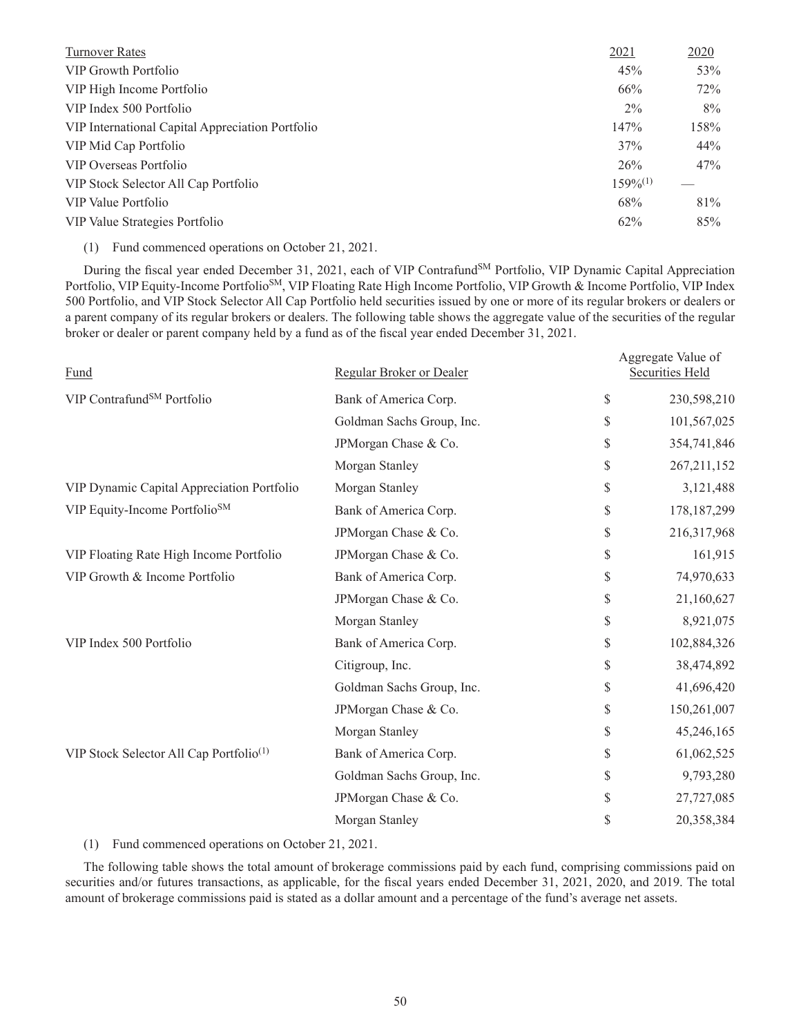| Turnover Rates | 2021 | 2020 |
|---|---|---|
| VIP Growth Portfolio | 45% | 53% |
| VIP High Income Portfolio | 66% | 72% |
| VIP Index 500 Portfolio | 2% | 8% |
| VIP International Capital Appreciation Portfolio | 147% | 158% |
| VIP Mid Cap Portfolio | 37% | 44% |
| VIP Overseas Portfolio | 26% | 47% |
| VIP Stock Selector All Cap Portfolio | 159%[(1)] | — |
| VIP Value Portfolio | 68% | 81% |
| VIP Value Strategies Portfolio | 62% | 85% |

(1) Fund commenced operations on October 21, 2021.

During the fiscal year ended December 31, 2021, each of VIP Contrafund[SM] Portfolio, VIP Dynamic Capital Appreciation Portfolio, VIP Equity-Income Portfolio[SM], VIP Floating Rate High Income Portfolio, VIP Growth & Income Portfolio, VIP Index 500 Portfolio, and VIP Stock Selector All Cap Portfolio held securities issued by one or more of its regular brokers or dealers or a parent company of its regular brokers or dealers. The following table shows the aggregate value of the securities of the regular broker or dealer or parent company held by a fund as of the fiscal year ended December 31, 2021.

| Fund | Regular Broker or Dealer | Aggregate Value of Securities Held |
|---|---|---|
| VIP Contrafund[SM] Portfolio | Bank of America Corp. | $ 230,598,210 |
| | Goldman Sachs Group, Inc. | $ 101,567,025 |
| | JPMorgan Chase & Co. | $ 354,741,846 |
| | Morgan Stanley | $ 267,211,152 |
| VIP Dynamic Capital Appreciation Portfolio | Morgan Stanley | $ 3,121,488 |
| VIP Equity-Income Portfolio[SM] | Bank of America Corp. | $ 178,187,299 |
| | JPMorgan Chase & Co. | $ 216,317,968 |
| VIP Floating Rate High Income Portfolio | JPMorgan Chase & Co. | $ 161,915 |
| VIP Growth & Income Portfolio | Bank of America Corp. | $ 74,970,633 |
| | JPMorgan Chase & Co. | $ 21,160,627 |
| | Morgan Stanley | $ 8,921,075 |
| VIP Index 500 Portfolio | Bank of America Corp. | $ 102,884,326 |
| | Citigroup, Inc. | $ 38,474,892 |
| | Goldman Sachs Group, Inc. | $ 41,696,420 |
| | JPMorgan Chase & Co. | $ 150,261,007 |
| | Morgan Stanley | $ 45,246,165 |
| VIP Stock Selector All Cap Portfolio[(1)] | Bank of America Corp. | $ 61,062,525 |
| | Goldman Sachs Group, Inc. | $ 9,793,280 |
| | JPMorgan Chase & Co. | $ 27,727,085 |
| | Morgan Stanley | $ 20,358,384 |

(1) Fund commenced operations on October 21, 2021.

The following table shows the total amount of brokerage commissions paid by each fund, comprising commissions paid on securities and/or futures transactions, as applicable, for the fiscal years ended December 31, 2021, 2020, and 2019. The total amount of brokerage commissions paid is stated as a dollar amount and a percentage of the fund's average net assets.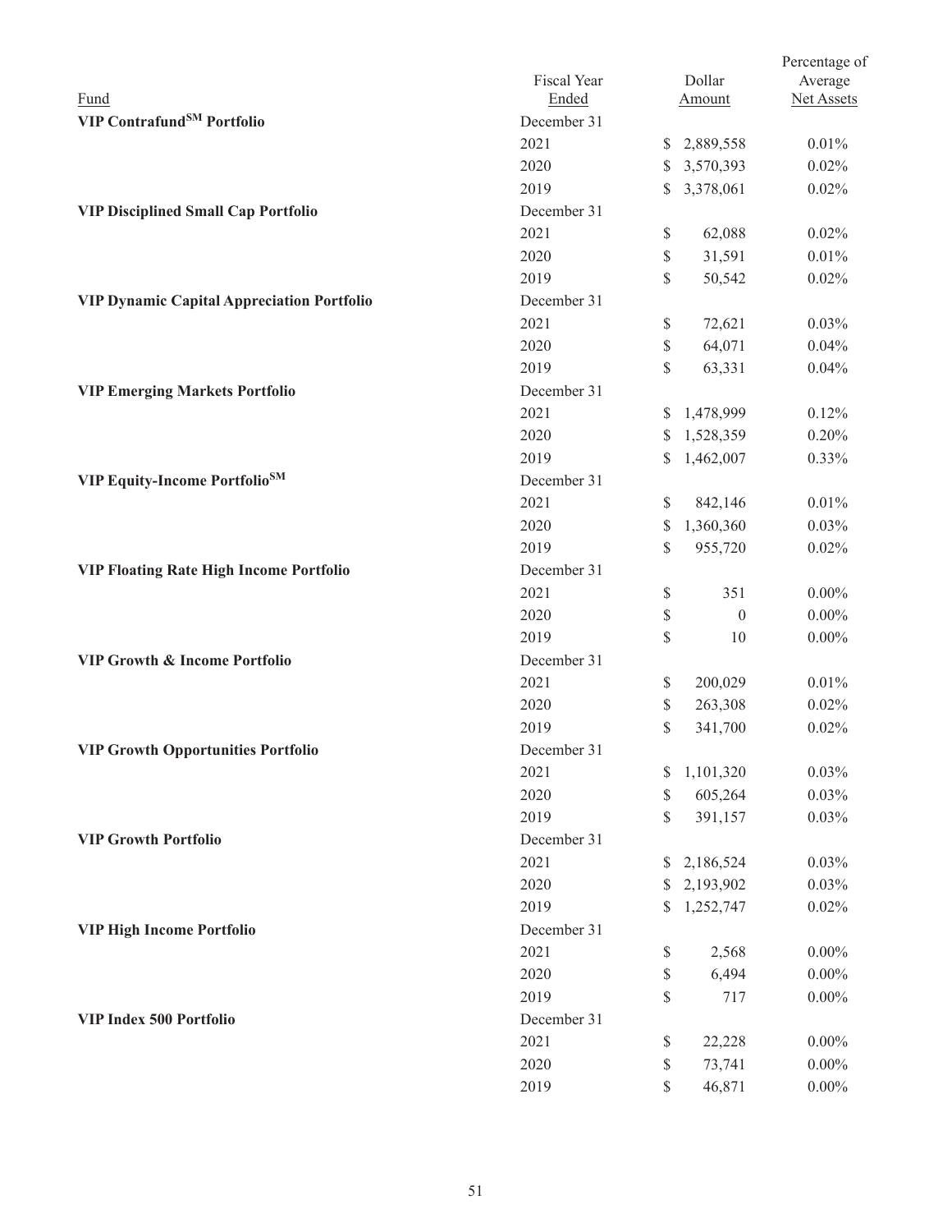| Fund | Fiscal Year Ended | Dollar Amount | Percentage of Average Net Assets |
|---|---|---|---|
| **VIP Contrafund[SM] Portfolio** | December 31 | | |
| | 2021 | $ 2,889,558 | 0.01% |
| | 2020 | $ 3,570,393 | 0.02% |
| | 2019 | $ 3,378,061 | 0.02% |
| **VIP Disciplined Small Cap Portfolio** | December 31 | | |
| | 2021 | $ 62,088 | 0.02% |
| | 2020 | $ 31,591 | 0.01% |
| | 2019 | $ 50,542 | 0.02% |
| **VIP Dynamic Capital Appreciation Portfolio** | December 31 | | |
| | 2021 | $ 72,621 | 0.03% |
| | 2020 | $ 64,071 | 0.04% |
| | 2019 | $ 63,331 | 0.04% |
| **VIP Emerging Markets Portfolio** | December 31 | | |
| | 2021 | $ 1,478,999 | 0.12% |
| | 2020 | $ 1,528,359 | 0.20% |
| | 2019 | $ 1,462,007 | 0.33% |
| **VIP Equity-Income Portfolio[SM]** | December 31 | | |
| | 2021 | $ 842,146 | 0.01% |
| | 2020 | $ 1,360,360 | 0.03% |
| | 2019 | $ 955,720 | 0.02% |
| **VIP Floating Rate High Income Portfolio** | December 31 | | |
| | 2021 | $ 351 | 0.00% |
| | 2020 | $ 0 | 0.00% |
| | 2019 | $ 10 | 0.00% |
| **VIP Growth & Income Portfolio** | December 31 | | |
| | 2021 | $ 200,029 | 0.01% |
| | 2020 | $ 263,308 | 0.02% |
| | 2019 | $ 341,700 | 0.02% |
| **VIP Growth Opportunities Portfolio** | December 31 | | |
| | 2021 | $ 1,101,320 | 0.03% |
| | 2020 | $ 605,264 | 0.03% |
| | 2019 | $ 391,157 | 0.03% |
| **VIP Growth Portfolio** | December 31 | | |
| | 2021 | $ 2,186,524 | 0.03% |
| | 2020 | $ 2,193,902 | 0.03% |
| | 2019 | $ 1,252,747 | 0.02% |
| **VIP High Income Portfolio** | December 31 | | |
| | 2021 | $ 2,568 | 0.00% |
| | 2020 | $ 6,494 | 0.00% |
| | 2019 | $ 717 | 0.00% |
| **VIP Index 500 Portfolio** | December 31 | | |
| | 2021 | $ 22,228 | 0.00% |
| | 2020 | $ 73,741 | 0.00% |
| | 2019 | $ 46,871 | 0.00% |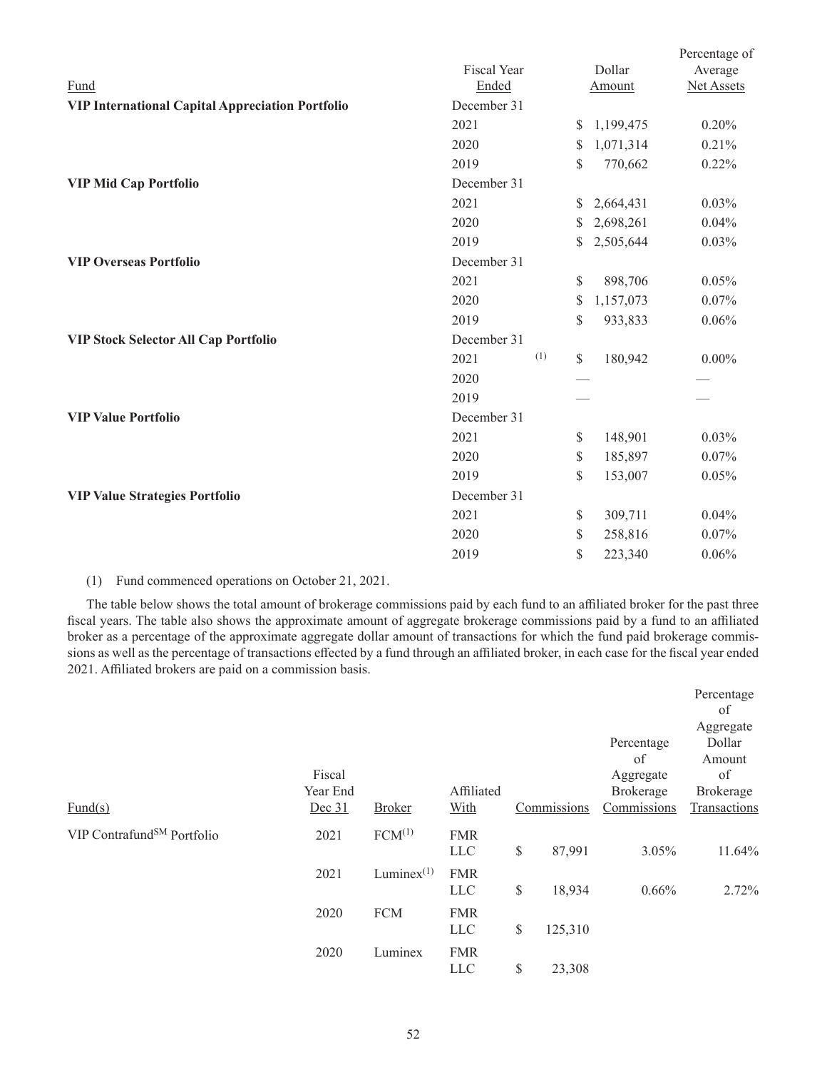| Fund | Fiscal Year Ended | Dollar Amount | Percentage of Average Net Assets |
|---|---|---|---|
| **VIP International Capital Appreciation Portfolio** | December 31 | | |
| | 2021 | $ 1,199,475 | 0.20% |
| | 2020 | $ 1,071,314 | 0.21% |
| | 2019 | $ 770,662 | 0.22% |
| **VIP Mid Cap Portfolio** | December 31 | | |
| | 2021 | $ 2,664,431 | 0.03% |
| | 2020 | $ 2,698,261 | 0.04% |
| | 2019 | $ 2,505,644 | 0.03% |
| **VIP Overseas Portfolio** | December 31 | | |
| | 2021 | $ 898,706 | 0.05% |
| | 2020 | $ 1,157,073 | 0.07% |
| | 2019 | $ 933,833 | 0.06% |
| **VIP Stock Selector All Cap Portfolio** | December 31 | | |
| | 2021 (1) | $ 180,942 | 0.00% |
| | 2020 | — | — |
| | 2019 | — | — |
| **VIP Value Portfolio** | December 31 | | |
| | 2021 | $ 148,901 | 0.03% |
| | 2020 | $ 185,897 | 0.07% |
| | 2019 | $ 153,007 | 0.05% |
| **VIP Value Strategies Portfolio** | December 31 | | |
| | 2021 | $ 309,711 | 0.04% |
| | 2020 | $ 258,816 | 0.07% |
| | 2019 | $ 223,340 | 0.06% |

(1) Fund commenced operations on October 21, 2021.

The table below shows the total amount of brokerage commissions paid by each fund to an affiliated broker for the past three fiscal years. The table also shows the approximate amount of aggregate brokerage commissions paid by a fund to an affiliated broker as a percentage of the approximate aggregate dollar amount of transactions for which the fund paid brokerage commissions as well as the percentage of transactions effected by a fund through an affiliated broker, in each case for the fiscal year ended 2021. Affiliated brokers are paid on a commission basis.

| Fund(s) | Fiscal Year End Dec 31 | Broker | Affiliated With | Commissions | Percentage of Aggregate Brokerage Commissions | Percentage of Aggregate Dollar Amount of Brokerage Transactions |
|---|---|---|---|---|---|---|
| VIP Contrafund[SM] Portfolio | 2021 | FCM[(1)] | FMR LLC | $ 87,991 | 3.05% | 11.64% |
| | 2021 | Luminex[(1)] | FMR LLC | $ 18,934 | 0.66% | 2.72% |
| | 2020 | FCM | FMR LLC | $ 125,310 | | |
| | 2020 | Luminex | FMR LLC | $ 23,308 | | |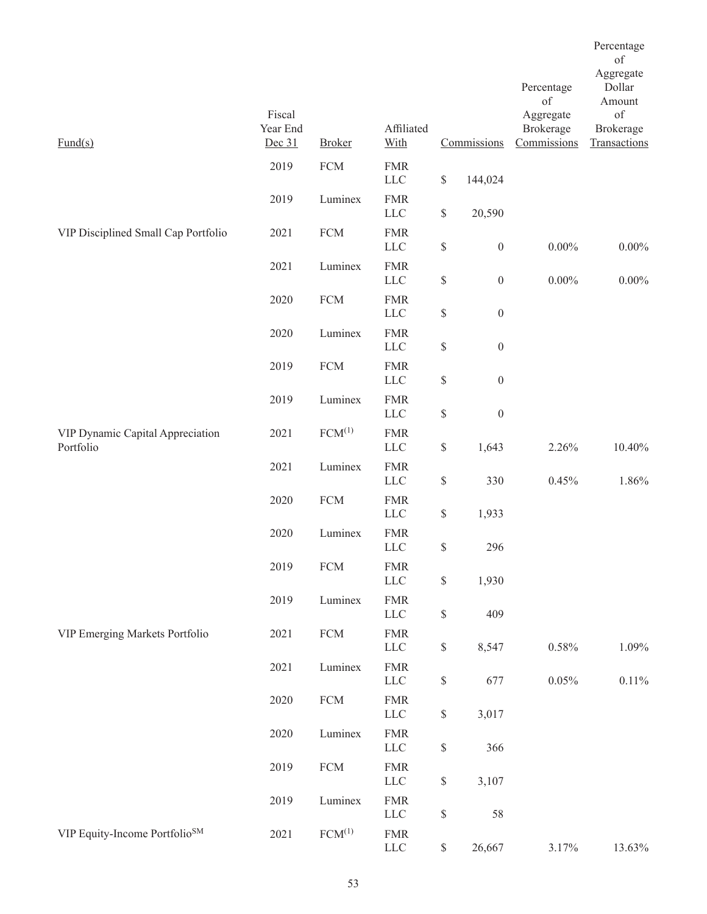| Fund(s) | Fiscal Year End Dec 31 | Broker | Affiliated With | Commissions | Percentage of Aggregate Brokerage Commissions | Percentage of Aggregate Dollar Amount of Brokerage Transactions |
|---|---|---|---|---|---|---|
| | 2019 | FCM | FMR LLC | $ 144,024 | | |
| | 2019 | Luminex | FMR LLC | $ 20,590 | | |
| VIP Disciplined Small Cap Portfolio | 2021 | FCM | FMR LLC | $ 0 | 0.00% | 0.00% |
| | 2021 | Luminex | FMR LLC | $ 0 | 0.00% | 0.00% |
| | 2020 | FCM | FMR LLC | $ 0 | | |
| | 2020 | Luminex | FMR LLC | $ 0 | | |
| | 2019 | FCM | FMR LLC | $ 0 | | |
| | 2019 | Luminex | FMR LLC | $ 0 | | |
| VIP Dynamic Capital Appreciation Portfolio | 2021 | FCM(1) | FMR LLC | $ 1,643 | 2.26% | 10.40% |
| | 2021 | Luminex | FMR LLC | $ 330 | 0.45% | 1.86% |
| | 2020 | FCM | FMR LLC | $ 1,933 | | |
| | 2020 | Luminex | FMR LLC | $ 296 | | |
| | 2019 | FCM | FMR LLC | $ 1,930 | | |
| | 2019 | Luminex | FMR LLC | $ 409 | | |
| VIP Emerging Markets Portfolio | 2021 | FCM | FMR LLC | $ 8,547 | 0.58% | 1.09% |
| | 2021 | Luminex | FMR LLC | $ 677 | 0.05% | 0.11% |
| | 2020 | FCM | FMR LLC | $ 3,017 | | |
| | 2020 | Luminex | FMR LLC | $ 366 | | |
| | 2019 | FCM | FMR LLC | $ 3,107 | | |
| | 2019 | Luminex | FMR LLC | $ 58 | | |
| VIP Equity-Income Portfolio℠ | 2021 | FCM(1) | FMR LLC | $ 26,667 | 3.17% | 13.63% |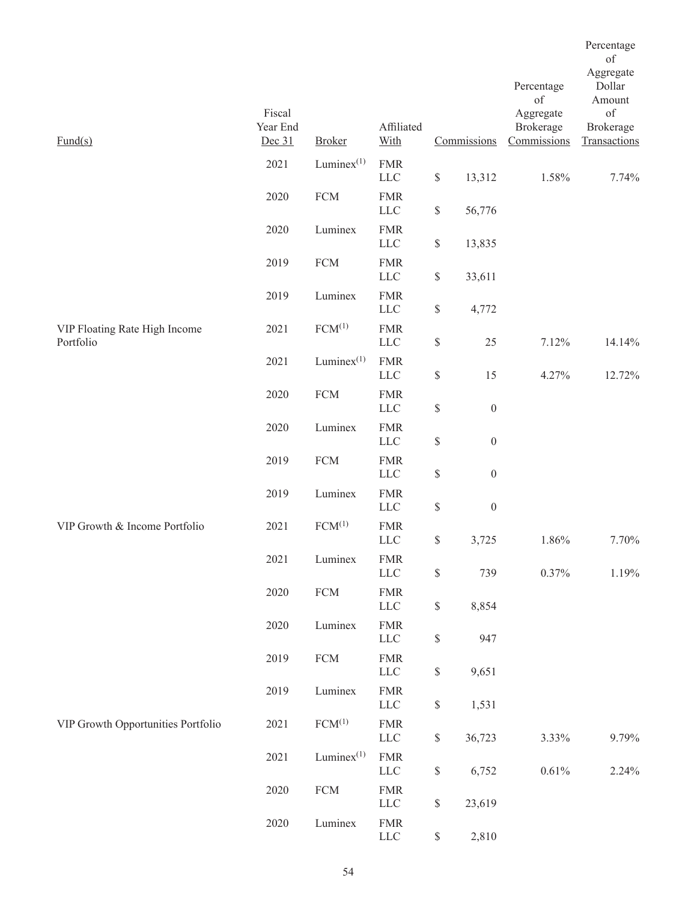| Fund(s) | Fiscal Year End Dec 31 | Broker | Affiliated With | Commissions | Percentage of Aggregate Brokerage Commissions | Percentage of Aggregate Dollar Amount of Brokerage Transactions |
|---|---|---|---|---|---|---|
| | 2021 | Luminex[(1)] | FMR LLC | $ 13,312 | 1.58% | 7.74% |
| | 2020 | FCM | FMR LLC | $ 56,776 | | |
| | 2020 | Luminex | FMR LLC | $ 13,835 | | |
| | 2019 | FCM | FMR LLC | $ 33,611 | | |
| | 2019 | Luminex | FMR LLC | $ 4,772 | | |
| VIP Floating Rate High Income Portfolio | 2021 | FCM[(1)] | FMR LLC | $ 25 | 7.12% | 14.14% |
| | 2021 | Luminex[(1)] | FMR LLC | $ 15 | 4.27% | 12.72% |
| | 2020 | FCM | FMR LLC | $ 0 | | |
| | 2020 | Luminex | FMR LLC | $ 0 | | |
| | 2019 | FCM | FMR LLC | $ 0 | | |
| | 2019 | Luminex | FMR LLC | $ 0 | | |
| VIP Growth & Income Portfolio | 2021 | FCM[(1)] | FMR LLC | $ 3,725 | 1.86% | 7.70% |
| | 2021 | Luminex | FMR LLC | $ 739 | 0.37% | 1.19% |
| | 2020 | FCM | FMR LLC | $ 8,854 | | |
| | 2020 | Luminex | FMR LLC | $ 947 | | |
| | 2019 | FCM | FMR LLC | $ 9,651 | | |
| | 2019 | Luminex | FMR LLC | $ 1,531 | | |
| VIP Growth Opportunities Portfolio | 2021 | FCM[(1)] | FMR LLC | $ 36,723 | 3.33% | 9.79% |
| | 2021 | Luminex[(1)] | FMR LLC | $ 6,752 | 0.61% | 2.24% |
| | 2020 | FCM | FMR LLC | $ 23,619 | | |
| | 2020 | Luminex | FMR LLC | $ 2,810 | | |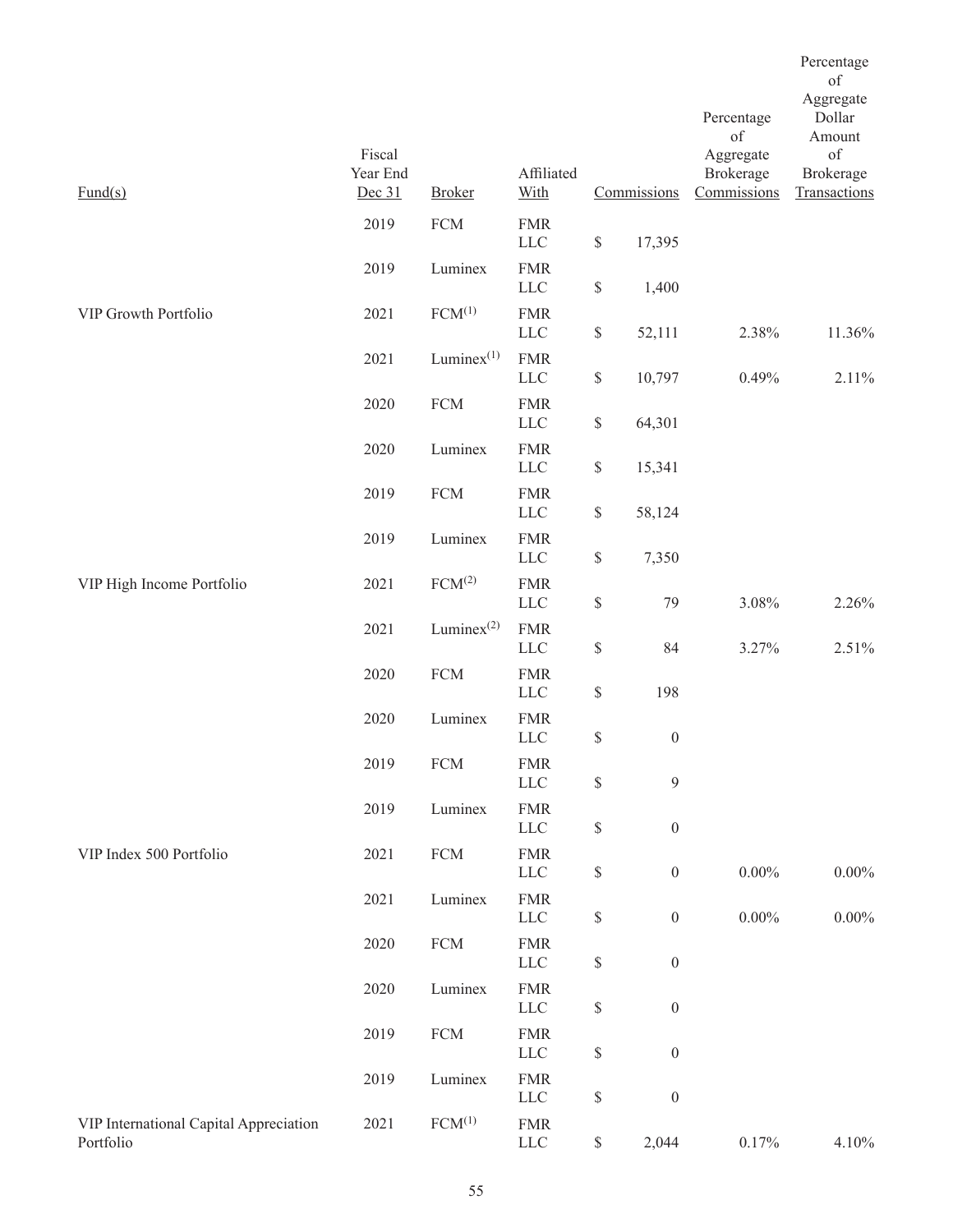| Fund(s) | Fiscal Year End Dec 31 | Broker | Affiliated With | Commissions | Percentage of Aggregate Brokerage Commissions | Percentage of Aggregate Dollar Amount of Brokerage Transactions |
|---|---|---|---|---|---|---|
| | 2019 | FCM | FMR LLC | $ 17,395 | | |
| | 2019 | Luminex | FMR LLC | $ 1,400 | | |
| VIP Growth Portfolio | 2021 | FCM(1) | FMR LLC | $ 52,111 | 2.38% | 11.36% |
| | 2021 | Luminex(1) | FMR LLC | $ 10,797 | 0.49% | 2.11% |
| | 2020 | FCM | FMR LLC | $ 64,301 | | |
| | 2020 | Luminex | FMR LLC | $ 15,341 | | |
| | 2019 | FCM | FMR LLC | $ 58,124 | | |
| | 2019 | Luminex | FMR LLC | $ 7,350 | | |
| VIP High Income Portfolio | 2021 | FCM(2) | FMR LLC | $ 79 | 3.08% | 2.26% |
| | 2021 | Luminex(2) | FMR LLC | $ 84 | 3.27% | 2.51% |
| | 2020 | FCM | FMR LLC | $ 198 | | |
| | 2020 | Luminex | FMR LLC | $ 0 | | |
| | 2019 | FCM | FMR LLC | $ 9 | | |
| | 2019 | Luminex | FMR LLC | $ 0 | | |
| VIP Index 500 Portfolio | 2021 | FCM | FMR LLC | $ 0 | 0.00% | 0.00% |
| | 2021 | Luminex | FMR LLC | $ 0 | 0.00% | 0.00% |
| | 2020 | FCM | FMR LLC | $ 0 | | |
| | 2020 | Luminex | FMR LLC | $ 0 | | |
| | 2019 | FCM | FMR LLC | $ 0 | | |
| | 2019 | Luminex | FMR LLC | $ 0 | | |
| VIP International Capital Appreciation Portfolio | 2021 | FCM(1) | FMR LLC | $ 2,044 | 0.17% | 4.10% |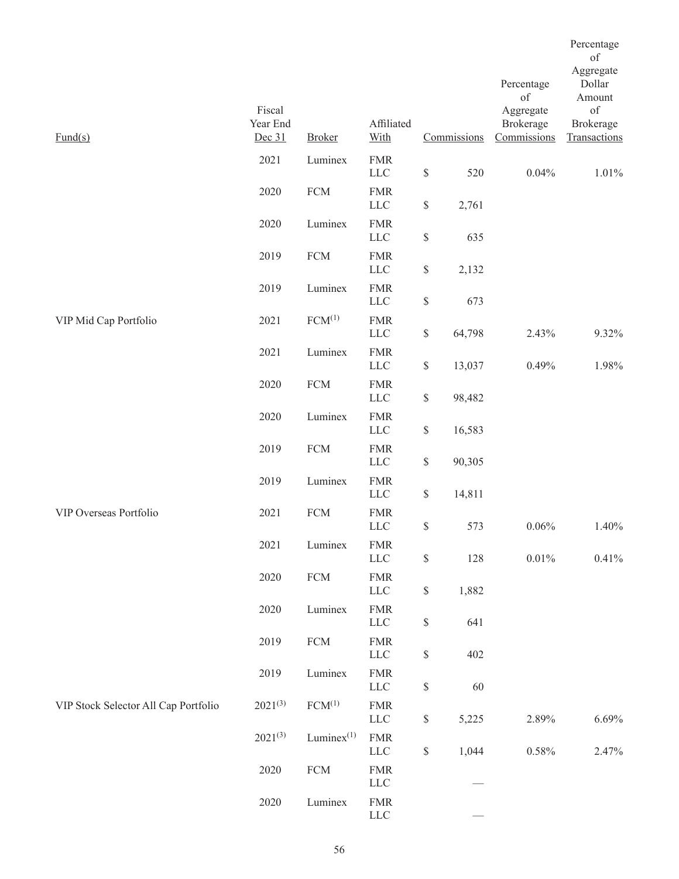| Fund(s) | Fiscal Year End Dec 31 | Broker | Affiliated With | Commissions | Percentage of Aggregate Brokerage Commissions | Percentage of Aggregate Dollar Amount of Brokerage Transactions |
|---|---|---|---|---|---|---|
| | 2021 | Luminex | FMR LLC | $ 520 | 0.04% | 1.01% |
| | 2020 | FCM | FMR LLC | $ 2,761 | | |
| | 2020 | Luminex | FMR LLC | $ 635 | | |
| | 2019 | FCM | FMR LLC | $ 2,132 | | |
| | 2019 | Luminex | FMR LLC | $ 673 | | |
| VIP Mid Cap Portfolio | 2021 | FCM[(1)] | FMR LLC | $ 64,798 | 2.43% | 9.32% |
| | 2021 | Luminex | FMR LLC | $ 13,037 | 0.49% | 1.98% |
| | 2020 | FCM | FMR LLC | $ 98,482 | | |
| | 2020 | Luminex | FMR LLC | $ 16,583 | | |
| | 2019 | FCM | FMR LLC | $ 90,305 | | |
| | 2019 | Luminex | FMR LLC | $ 14,811 | | |
| VIP Overseas Portfolio | 2021 | FCM | FMR LLC | $ 573 | 0.06% | 1.40% |
| | 2021 | Luminex | FMR LLC | $ 128 | 0.01% | 0.41% |
| | 2020 | FCM | FMR LLC | $ 1,882 | | |
| | 2020 | Luminex | FMR LLC | $ 641 | | |
| | 2019 | FCM | FMR LLC | $ 402 | | |
| | 2019 | Luminex | FMR LLC | $ 60 | | |
| VIP Stock Selector All Cap Portfolio | 2021[(3)] | FCM[(1)] | FMR LLC | $ 5,225 | 2.89% | 6.69% |
| | 2021[(3)] | Luminex[(1)] | FMR LLC | $ 1,044 | 0.58% | 2.47% |
| | 2020 | FCM | FMR LLC | — | | |
| | 2020 | Luminex | FMR LLC | — | | |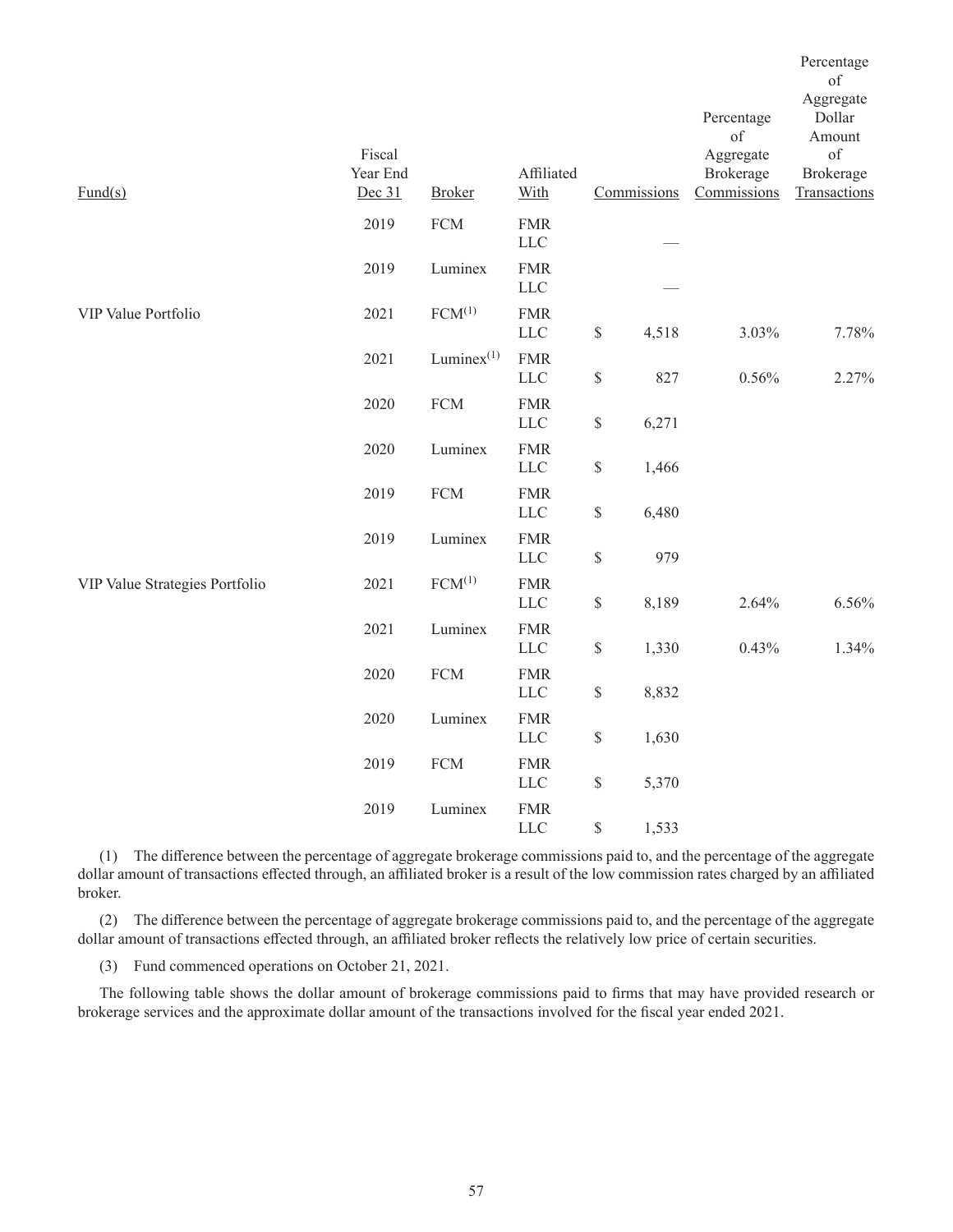| Fund(s) | Fiscal Year End Dec 31 | Broker | Affiliated With | Commissions | Percentage of Aggregate Brokerage Commissions | Percentage of Aggregate Dollar Amount of Brokerage Transactions |
|---|---|---|---|---|---|---|
| | 2019 | FCM | FMR LLC | — | | |
| | 2019 | Luminex | FMR LLC | — | | |
| VIP Value Portfolio | 2021 | FCM(1) | FMR LLC | $ 4,518 | 3.03% | 7.78% |
| | 2021 | Luminex(1) | FMR LLC | $ 827 | 0.56% | 2.27% |
| | 2020 | FCM | FMR LLC | $ 6,271 | | |
| | 2020 | Luminex | FMR LLC | $ 1,466 | | |
| | 2019 | FCM | FMR LLC | $ 6,480 | | |
| | 2019 | Luminex | FMR LLC | $ 979 | | |
| VIP Value Strategies Portfolio | 2021 | FCM(1) | FMR LLC | $ 8,189 | 2.64% | 6.56% |
| | 2021 | Luminex | FMR LLC | $ 1,330 | 0.43% | 1.34% |
| | 2020 | FCM | FMR LLC | $ 8,832 | | |
| | 2020 | Luminex | FMR LLC | $ 1,630 | | |
| | 2019 | FCM | FMR LLC | $ 5,370 | | |
| | 2019 | Luminex | FMR LLC | $ 1,533 | | |

(1) The difference between the percentage of aggregate brokerage commissions paid to, and the percentage of the aggregate dollar amount of transactions effected through, an affiliated broker is a result of the low commission rates charged by an affiliated broker.

(2) The difference between the percentage of aggregate brokerage commissions paid to, and the percentage of the aggregate dollar amount of transactions effected through, an affiliated broker reflects the relatively low price of certain securities.

(3) Fund commenced operations on October 21, 2021.

The following table shows the dollar amount of brokerage commissions paid to firms that may have provided research or brokerage services and the approximate dollar amount of the transactions involved for the fiscal year ended 2021.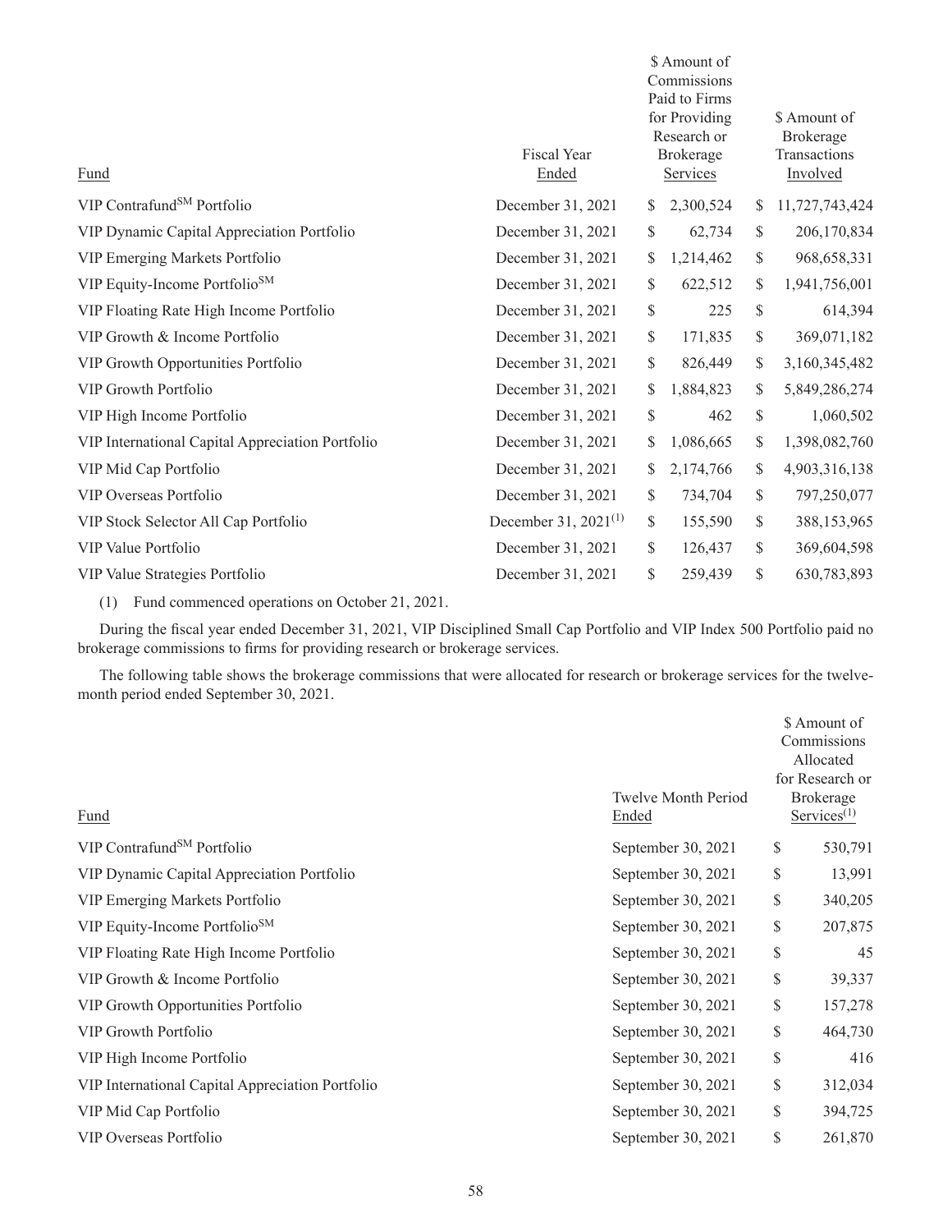| Fund | Fiscal Year Ended | $ Amount of Commissions Paid to Firms for Providing Research or Brokerage Services | $ Amount of Brokerage Transactions Involved |
|---|---|---|---|
| VIP Contrafund℠ Portfolio | December 31, 2021 | $ 2,300,524 | $ 11,727,743,424 |
| VIP Dynamic Capital Appreciation Portfolio | December 31, 2021 | $ 62,734 | $ 206,170,834 |
| VIP Emerging Markets Portfolio | December 31, 2021 | $ 1,214,462 | $ 968,658,331 |
| VIP Equity-Income Portfolio℠ | December 31, 2021 | $ 622,512 | $ 1,941,756,001 |
| VIP Floating Rate High Income Portfolio | December 31, 2021 | $ 225 | $ 614,394 |
| VIP Growth & Income Portfolio | December 31, 2021 | $ 171,835 | $ 369,071,182 |
| VIP Growth Opportunities Portfolio | December 31, 2021 | $ 826,449 | $ 3,160,345,482 |
| VIP Growth Portfolio | December 31, 2021 | $ 1,884,823 | $ 5,849,286,274 |
| VIP High Income Portfolio | December 31, 2021 | $ 462 | $ 1,060,502 |
| VIP International Capital Appreciation Portfolio | December 31, 2021 | $ 1,086,665 | $ 1,398,082,760 |
| VIP Mid Cap Portfolio | December 31, 2021 | $ 2,174,766 | $ 4,903,316,138 |
| VIP Overseas Portfolio | December 31, 2021 | $ 734,704 | $ 797,250,077 |
| VIP Stock Selector All Cap Portfolio | December 31, 2021(1) | $ 155,590 | $ 388,153,965 |
| VIP Value Portfolio | December 31, 2021 | $ 126,437 | $ 369,604,598 |
| VIP Value Strategies Portfolio | December 31, 2021 | $ 259,439 | $ 630,783,893 |

(1) Fund commenced operations on October 21, 2021.

During the fiscal year ended December 31, 2021, VIP Disciplined Small Cap Portfolio and VIP Index 500 Portfolio paid no brokerage commissions to firms for providing research or brokerage services.

The following table shows the brokerage commissions that were allocated for research or brokerage services for the twelve-month period ended September 30, 2021.

| Fund | Twelve Month Period Ended | $ Amount of Commissions Allocated for Research or Brokerage Services(1) |
|---|---|---|
| VIP Contrafund℠ Portfolio | September 30, 2021 | $ 530,791 |
| VIP Dynamic Capital Appreciation Portfolio | September 30, 2021 | $ 13,991 |
| VIP Emerging Markets Portfolio | September 30, 2021 | $ 340,205 |
| VIP Equity-Income Portfolio℠ | September 30, 2021 | $ 207,875 |
| VIP Floating Rate High Income Portfolio | September 30, 2021 | $ 45 |
| VIP Growth & Income Portfolio | September 30, 2021 | $ 39,337 |
| VIP Growth Opportunities Portfolio | September 30, 2021 | $ 157,278 |
| VIP Growth Portfolio | September 30, 2021 | $ 464,730 |
| VIP High Income Portfolio | September 30, 2021 | $ 416 |
| VIP International Capital Appreciation Portfolio | September 30, 2021 | $ 312,034 |
| VIP Mid Cap Portfolio | September 30, 2021 | $ 394,725 |
| VIP Overseas Portfolio | September 30, 2021 | $ 261,870 |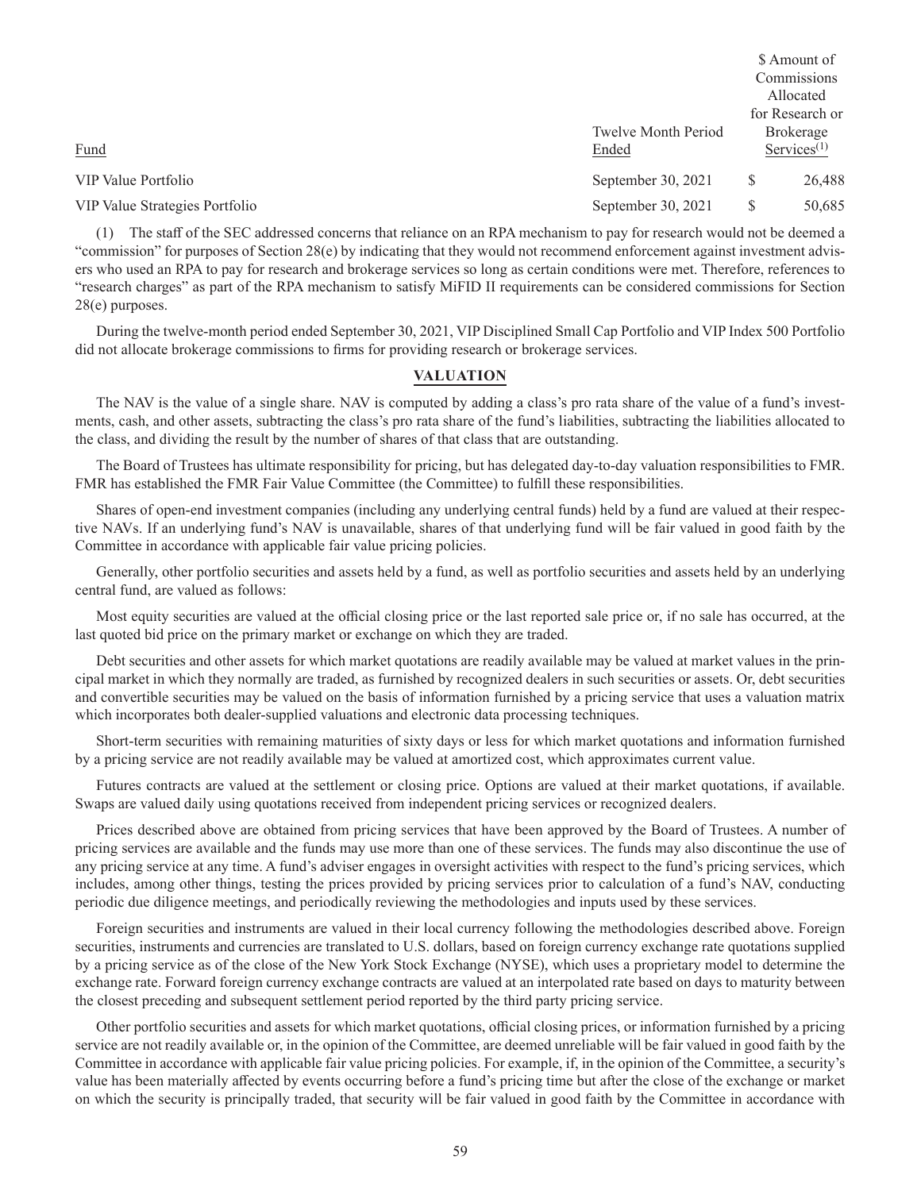| Fund | Twelve Month Period Ended | $ Amount of Commissions Allocated for Research or Brokerage Services[(1)] |
|---|---|---|
| VIP Value Portfolio | September 30, 2021 | $ 26,488 |
| VIP Value Strategies Portfolio | September 30, 2021 | $ 50,685 |

(1) The staff of the SEC addressed concerns that reliance on an RPA mechanism to pay for research would not be deemed a "commission" for purposes of Section 28(e) by indicating that they would not recommend enforcement against investment advisers who used an RPA to pay for research and brokerage services so long as certain conditions were met. Therefore, references to "research charges" as part of the RPA mechanism to satisfy MiFID II requirements can be considered commissions for Section 28(e) purposes.

During the twelve-month period ended September 30, 2021, VIP Disciplined Small Cap Portfolio and VIP Index 500 Portfolio did not allocate brokerage commissions to firms for providing research or brokerage services.

## VALUATION

The NAV is the value of a single share. NAV is computed by adding a class's pro rata share of the value of a fund's investments, cash, and other assets, subtracting the class's pro rata share of the fund's liabilities, subtracting the liabilities allocated to the class, and dividing the result by the number of shares of that class that are outstanding.

The Board of Trustees has ultimate responsibility for pricing, but has delegated day-to-day valuation responsibilities to FMR. FMR has established the FMR Fair Value Committee (the Committee) to fulfill these responsibilities.

Shares of open-end investment companies (including any underlying central funds) held by a fund are valued at their respective NAVs. If an underlying fund's NAV is unavailable, shares of that underlying fund will be fair valued in good faith by the Committee in accordance with applicable fair value pricing policies.

Generally, other portfolio securities and assets held by a fund, as well as portfolio securities and assets held by an underlying central fund, are valued as follows:

Most equity securities are valued at the official closing price or the last reported sale price or, if no sale has occurred, at the last quoted bid price on the primary market or exchange on which they are traded.

Debt securities and other assets for which market quotations are readily available may be valued at market values in the principal market in which they normally are traded, as furnished by recognized dealers in such securities or assets. Or, debt securities and convertible securities may be valued on the basis of information furnished by a pricing service that uses a valuation matrix which incorporates both dealer-supplied valuations and electronic data processing techniques.

Short-term securities with remaining maturities of sixty days or less for which market quotations and information furnished by a pricing service are not readily available may be valued at amortized cost, which approximates current value.

Futures contracts are valued at the settlement or closing price. Options are valued at their market quotations, if available. Swaps are valued daily using quotations received from independent pricing services or recognized dealers.

Prices described above are obtained from pricing services that have been approved by the Board of Trustees. A number of pricing services are available and the funds may use more than one of these services. The funds may also discontinue the use of any pricing service at any time. A fund's adviser engages in oversight activities with respect to the fund's pricing services, which includes, among other things, testing the prices provided by pricing services prior to calculation of a fund's NAV, conducting periodic due diligence meetings, and periodically reviewing the methodologies and inputs used by these services.

Foreign securities and instruments are valued in their local currency following the methodologies described above. Foreign securities, instruments and currencies are translated to U.S. dollars, based on foreign currency exchange rate quotations supplied by a pricing service as of the close of the New York Stock Exchange (NYSE), which uses a proprietary model to determine the exchange rate. Forward foreign currency exchange contracts are valued at an interpolated rate based on days to maturity between the closest preceding and subsequent settlement period reported by the third party pricing service.

Other portfolio securities and assets for which market quotations, official closing prices, or information furnished by a pricing service are not readily available or, in the opinion of the Committee, are deemed unreliable will be fair valued in good faith by the Committee in accordance with applicable fair value pricing policies. For example, if, in the opinion of the Committee, a security's value has been materially affected by events occurring before a fund's pricing time but after the close of the exchange or market on which the security is principally traded, that security will be fair valued in good faith by the Committee in accordance with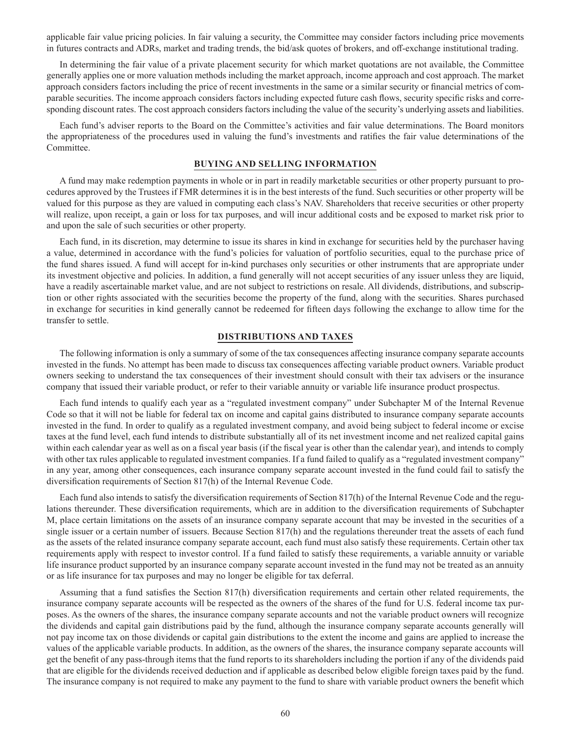applicable fair value pricing policies. In fair valuing a security, the Committee may consider factors including price movements in futures contracts and ADRs, market and trading trends, the bid/ask quotes of brokers, and off-exchange institutional trading.

In determining the fair value of a private placement security for which market quotations are not available, the Committee generally applies one or more valuation methods including the market approach, income approach and cost approach. The market approach considers factors including the price of recent investments in the same or a similar security or financial metrics of comparable securities. The income approach considers factors including expected future cash flows, security specific risks and corresponding discount rates. The cost approach considers factors including the value of the security's underlying assets and liabilities.

Each fund's adviser reports to the Board on the Committee's activities and fair value determinations. The Board monitors the appropriateness of the procedures used in valuing the fund's investments and ratifies the fair value determinations of the Committee.

## BUYING AND SELLING INFORMATION

A fund may make redemption payments in whole or in part in readily marketable securities or other property pursuant to procedures approved by the Trustees if FMR determines it is in the best interests of the fund. Such securities or other property will be valued for this purpose as they are valued in computing each class's NAV. Shareholders that receive securities or other property will realize, upon receipt, a gain or loss for tax purposes, and will incur additional costs and be exposed to market risk prior to and upon the sale of such securities or other property.

Each fund, in its discretion, may determine to issue its shares in kind in exchange for securities held by the purchaser having a value, determined in accordance with the fund's policies for valuation of portfolio securities, equal to the purchase price of the fund shares issued. A fund will accept for in-kind purchases only securities or other instruments that are appropriate under its investment objective and policies. In addition, a fund generally will not accept securities of any issuer unless they are liquid, have a readily ascertainable market value, and are not subject to restrictions on resale. All dividends, distributions, and subscription or other rights associated with the securities become the property of the fund, along with the securities. Shares purchased in exchange for securities in kind generally cannot be redeemed for fifteen days following the exchange to allow time for the transfer to settle.

## DISTRIBUTIONS AND TAXES

The following information is only a summary of some of the tax consequences affecting insurance company separate accounts invested in the funds. No attempt has been made to discuss tax consequences affecting variable product owners. Variable product owners seeking to understand the tax consequences of their investment should consult with their tax advisers or the insurance company that issued their variable product, or refer to their variable annuity or variable life insurance product prospectus.

Each fund intends to qualify each year as a "regulated investment company" under Subchapter M of the Internal Revenue Code so that it will not be liable for federal tax on income and capital gains distributed to insurance company separate accounts invested in the fund. In order to qualify as a regulated investment company, and avoid being subject to federal income or excise taxes at the fund level, each fund intends to distribute substantially all of its net investment income and net realized capital gains within each calendar year as well as on a fiscal year basis (if the fiscal year is other than the calendar year), and intends to comply with other tax rules applicable to regulated investment companies. If a fund failed to qualify as a "regulated investment company" in any year, among other consequences, each insurance company separate account invested in the fund could fail to satisfy the diversification requirements of Section 817(h) of the Internal Revenue Code.

Each fund also intends to satisfy the diversification requirements of Section 817(h) of the Internal Revenue Code and the regulations thereunder. These diversification requirements, which are in addition to the diversification requirements of Subchapter M, place certain limitations on the assets of an insurance company separate account that may be invested in the securities of a single issuer or a certain number of issuers. Because Section 817(h) and the regulations thereunder treat the assets of each fund as the assets of the related insurance company separate account, each fund must also satisfy these requirements. Certain other tax requirements apply with respect to investor control. If a fund failed to satisfy these requirements, a variable annuity or variable life insurance product supported by an insurance company separate account invested in the fund may not be treated as an annuity or as life insurance for tax purposes and may no longer be eligible for tax deferral.

Assuming that a fund satisfies the Section 817(h) diversification requirements and certain other related requirements, the insurance company separate accounts will be respected as the owners of the shares of the fund for U.S. federal income tax purposes. As the owners of the shares, the insurance company separate accounts and not the variable product owners will recognize the dividends and capital gain distributions paid by the fund, although the insurance company separate accounts generally will not pay income tax on those dividends or capital gain distributions to the extent the income and gains are applied to increase the values of the applicable variable products. In addition, as the owners of the shares, the insurance company separate accounts will get the benefit of any pass-through items that the fund reports to its shareholders including the portion if any of the dividends paid that are eligible for the dividends received deduction and if applicable as described below eligible foreign taxes paid by the fund. The insurance company is not required to make any payment to the fund to share with variable product owners the benefit which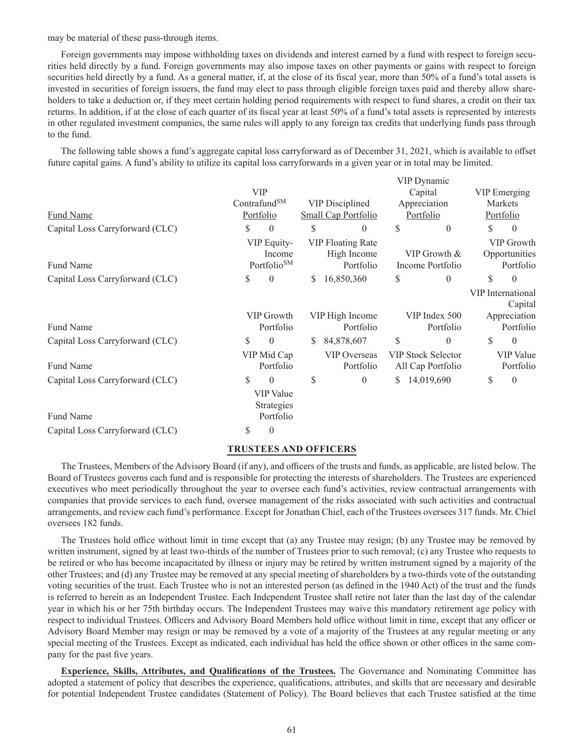may be material of these pass-through items.

Foreign governments may impose withholding taxes on dividends and interest earned by a fund with respect to foreign securities held directly by a fund. Foreign governments may also impose taxes on other payments or gains with respect to foreign securities held directly by a fund. As a general matter, if, at the close of its fiscal year, more than 50% of a fund's total assets is invested in securities of foreign issuers, the fund may elect to pass through eligible foreign taxes paid and thereby allow shareholders to take a deduction or, if they meet certain holding period requirements with respect to fund shares, a credit on their tax returns. In addition, if at the close of each quarter of its fiscal year at least 50% of a fund's total assets is represented by interests in other regulated investment companies, the same rules will apply to any foreign tax credits that underlying funds pass through to the fund.

The following table shows a fund's aggregate capital loss carryforward as of December 31, 2021, which is available to offset future capital gains. A fund's ability to utilize its capital loss carryforwards in a given year or in total may be limited.

| Fund Name | VIP ContrafundSM Portfolio | VIP Disciplined Small Cap Portfolio | VIP Dynamic Capital Appreciation Portfolio | VIP Emerging Markets Portfolio |
|---|---|---|---|---|
| Capital Loss Carryforward (CLC) | $ 0 | $ 0 | $ 0 | $ 0 |
| **Fund Name** | **VIP Equity-Income PortfolioSM** | **VIP Floating Rate High Income Portfolio** | **VIP Growth & Income Portfolio** | **VIP Growth Opportunities Portfolio** |
| Capital Loss Carryforward (CLC) | $ 0 | $ 16,850,360 | $ 0 | $ 0 |
| **Fund Name** | **VIP Growth Portfolio** | **VIP High Income Portfolio** | **VIP Index 500 Portfolio** | **VIP International Capital Appreciation Portfolio** |
| Capital Loss Carryforward (CLC) | $ 0 | $ 84,878,607 | $ 0 | $ 0 |
| **Fund Name** | **VIP Mid Cap Portfolio** | **VIP Overseas Portfolio** | **VIP Stock Selector All Cap Portfolio** | **VIP Value Portfolio** |
| Capital Loss Carryforward (CLC) | $ 0 | $ 0 | $ 14,019,690 | $ 0 |
| **Fund Name** | **VIP Value Strategies Portfolio** | | | |
| Capital Loss Carryforward (CLC) | $ 0 | | | |

## TRUSTEES AND OFFICERS

The Trustees, Members of the Advisory Board (if any), and officers of the trusts and funds, as applicable, are listed below. The Board of Trustees governs each fund and is responsible for protecting the interests of shareholders. The Trustees are experienced executives who meet periodically throughout the year to oversee each fund's activities, review contractual arrangements with companies that provide services to each fund, oversee management of the risks associated with such activities and contractual arrangements, and review each fund's performance. Except for Jonathan Chiel, each of the Trustees oversees 317 funds. Mr. Chiel oversees 182 funds.

The Trustees hold office without limit in time except that (a) any Trustee may resign; (b) any Trustee may be removed by written instrument, signed by at least two-thirds of the number of Trustees prior to such removal; (c) any Trustee who requests to be retired or who has become incapacitated by illness or injury may be retired by written instrument signed by a majority of the other Trustees; and (d) any Trustee may be removed at any special meeting of shareholders by a two-thirds vote of the outstanding voting securities of the trust. Each Trustee who is not an interested person (as defined in the 1940 Act) of the trust and the funds is referred to herein as an Independent Trustee. Each Independent Trustee shall retire not later than the last day of the calendar year in which his or her 75th birthday occurs. The Independent Trustees may waive this mandatory retirement age policy with respect to individual Trustees. Officers and Advisory Board Members hold office without limit in time, except that any officer or Advisory Board Member may resign or may be removed by a vote of a majority of the Trustees at any regular meeting or any special meeting of the Trustees. Except as indicated, each individual has held the office shown or other offices in the same company for the past five years.

**Experience, Skills, Attributes, and Qualifications of the Trustees.** The Governance and Nominating Committee has adopted a statement of policy that describes the experience, qualifications, attributes, and skills that are necessary and desirable for potential Independent Trustee candidates (Statement of Policy). The Board believes that each Trustee satisfied at the time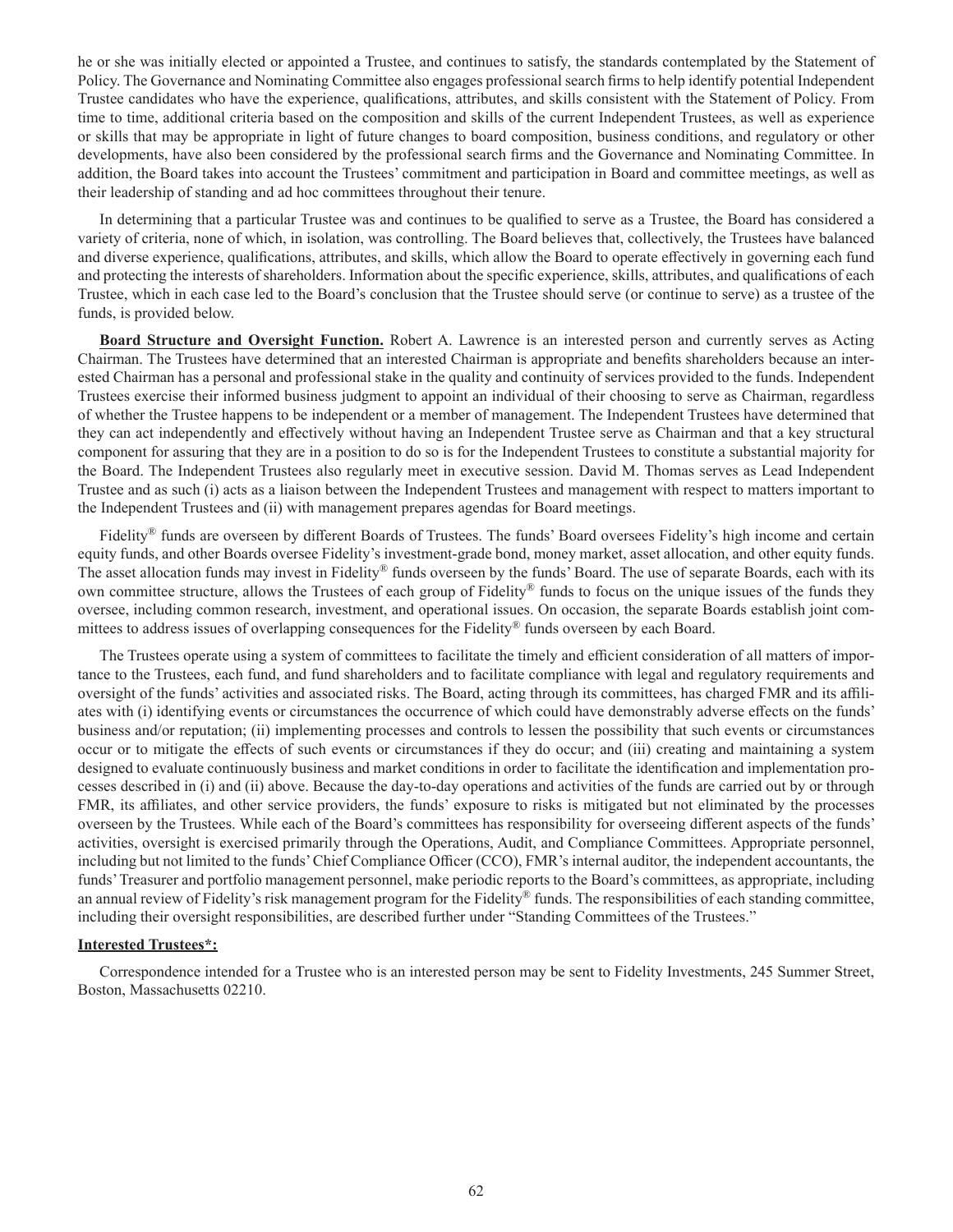he or she was initially elected or appointed a Trustee, and continues to satisfy, the standards contemplated by the Statement of Policy. The Governance and Nominating Committee also engages professional search firms to help identify potential Independent Trustee candidates who have the experience, qualifications, attributes, and skills consistent with the Statement of Policy. From time to time, additional criteria based on the composition and skills of the current Independent Trustees, as well as experience or skills that may be appropriate in light of future changes to board composition, business conditions, and regulatory or other developments, have also been considered by the professional search firms and the Governance and Nominating Committee. In addition, the Board takes into account the Trustees' commitment and participation in Board and committee meetings, as well as their leadership of standing and ad hoc committees throughout their tenure.

In determining that a particular Trustee was and continues to be qualified to serve as a Trustee, the Board has considered a variety of criteria, none of which, in isolation, was controlling. The Board believes that, collectively, the Trustees have balanced and diverse experience, qualifications, attributes, and skills, which allow the Board to operate effectively in governing each fund and protecting the interests of shareholders. Information about the specific experience, skills, attributes, and qualifications of each Trustee, which in each case led to the Board's conclusion that the Trustee should serve (or continue to serve) as a trustee of the funds, is provided below.

**Board Structure and Oversight Function.** Robert A. Lawrence is an interested person and currently serves as Acting Chairman. The Trustees have determined that an interested Chairman is appropriate and benefits shareholders because an interested Chairman has a personal and professional stake in the quality and continuity of services provided to the funds. Independent Trustees exercise their informed business judgment to appoint an individual of their choosing to serve as Chairman, regardless of whether the Trustee happens to be independent or a member of management. The Independent Trustees have determined that they can act independently and effectively without having an Independent Trustee serve as Chairman and that a key structural component for assuring that they are in a position to do so is for the Independent Trustees to constitute a substantial majority for the Board. The Independent Trustees also regularly meet in executive session. David M. Thomas serves as Lead Independent Trustee and as such (i) acts as a liaison between the Independent Trustees and management with respect to matters important to the Independent Trustees and (ii) with management prepares agendas for Board meetings.

Fidelity® funds are overseen by different Boards of Trustees. The funds' Board oversees Fidelity's high income and certain equity funds, and other Boards oversee Fidelity's investment-grade bond, money market, asset allocation, and other equity funds. The asset allocation funds may invest in Fidelity® funds overseen by the funds' Board. The use of separate Boards, each with its own committee structure, allows the Trustees of each group of Fidelity® funds to focus on the unique issues of the funds they oversee, including common research, investment, and operational issues. On occasion, the separate Boards establish joint committees to address issues of overlapping consequences for the Fidelity® funds overseen by each Board.

The Trustees operate using a system of committees to facilitate the timely and efficient consideration of all matters of importance to the Trustees, each fund, and fund shareholders and to facilitate compliance with legal and regulatory requirements and oversight of the funds' activities and associated risks. The Board, acting through its committees, has charged FMR and its affiliates with (i) identifying events or circumstances the occurrence of which could have demonstrably adverse effects on the funds' business and/or reputation; (ii) implementing processes and controls to lessen the possibility that such events or circumstances occur or to mitigate the effects of such events or circumstances if they do occur; and (iii) creating and maintaining a system designed to evaluate continuously business and market conditions in order to facilitate the identification and implementation processes described in (i) and (ii) above. Because the day-to-day operations and activities of the funds are carried out by or through FMR, its affiliates, and other service providers, the funds' exposure to risks is mitigated but not eliminated by the processes overseen by the Trustees. While each of the Board's committees has responsibility for overseeing different aspects of the funds' activities, oversight is exercised primarily through the Operations, Audit, and Compliance Committees. Appropriate personnel, including but not limited to the funds' Chief Compliance Officer (CCO), FMR's internal auditor, the independent accountants, the funds' Treasurer and portfolio management personnel, make periodic reports to the Board's committees, as appropriate, including an annual review of Fidelity's risk management program for the Fidelity® funds. The responsibilities of each standing committee, including their oversight responsibilities, are described further under "Standing Committees of the Trustees."

**Interested Trustees*:**

Correspondence intended for a Trustee who is an interested person may be sent to Fidelity Investments, 245 Summer Street, Boston, Massachusetts 02210.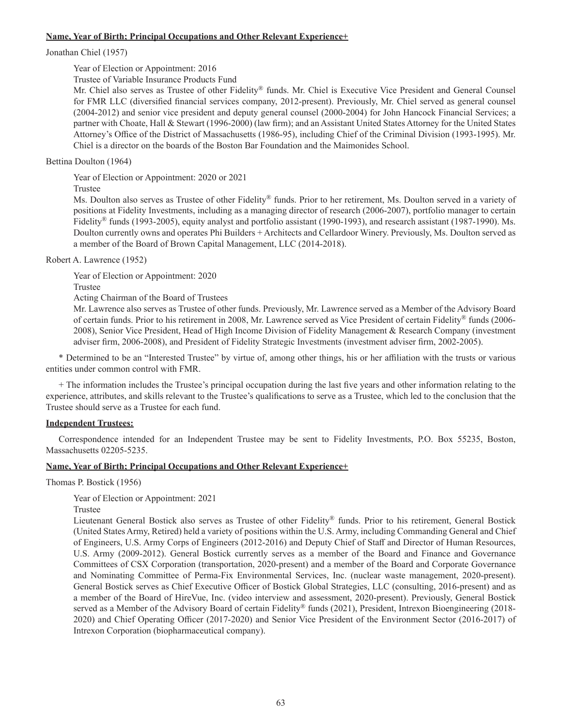**Name, Year of Birth; Principal Occupations and Other Relevant Experience+**

Jonathan Chiel (1957)

Year of Election or Appointment: 2016

Trustee of Variable Insurance Products Fund

Mr. Chiel also serves as Trustee of other Fidelity® funds. Mr. Chiel is Executive Vice President and General Counsel for FMR LLC (diversified financial services company, 2012-present). Previously, Mr. Chiel served as general counsel (2004-2012) and senior vice president and deputy general counsel (2000-2004) for John Hancock Financial Services; a partner with Choate, Hall & Stewart (1996-2000) (law firm); and an Assistant United States Attorney for the United States Attorney's Office of the District of Massachusetts (1986-95), including Chief of the Criminal Division (1993-1995). Mr. Chiel is a director on the boards of the Boston Bar Foundation and the Maimonides School.

Bettina Doulton (1964)

Year of Election or Appointment: 2020 or 2021

Trustee

Ms. Doulton also serves as Trustee of other Fidelity® funds. Prior to her retirement, Ms. Doulton served in a variety of positions at Fidelity Investments, including as a managing director of research (2006-2007), portfolio manager to certain Fidelity® funds (1993-2005), equity analyst and portfolio assistant (1990-1993), and research assistant (1987-1990). Ms. Doulton currently owns and operates Phi Builders + Architects and Cellardoor Winery. Previously, Ms. Doulton served as a member of the Board of Brown Capital Management, LLC (2014-2018).

Robert A. Lawrence (1952)

Year of Election or Appointment: 2020

Trustee

Acting Chairman of the Board of Trustees

Mr. Lawrence also serves as Trustee of other funds. Previously, Mr. Lawrence served as a Member of the Advisory Board of certain funds. Prior to his retirement in 2008, Mr. Lawrence served as Vice President of certain Fidelity® funds (2006-2008), Senior Vice President, Head of High Income Division of Fidelity Management & Research Company (investment adviser firm, 2006-2008), and President of Fidelity Strategic Investments (investment adviser firm, 2002-2005).

* Determined to be an "Interested Trustee" by virtue of, among other things, his or her affiliation with the trusts or various entities under common control with FMR.

+ The information includes the Trustee's principal occupation during the last five years and other information relating to the experience, attributes, and skills relevant to the Trustee's qualifications to serve as a Trustee, which led to the conclusion that the Trustee should serve as a Trustee for each fund.

**Independent Trustees:**

Correspondence intended for an Independent Trustee may be sent to Fidelity Investments, P.O. Box 55235, Boston, Massachusetts 02205-5235.

**Name, Year of Birth; Principal Occupations and Other Relevant Experience+**

Thomas P. Bostick (1956)

Year of Election or Appointment: 2021

Trustee

Lieutenant General Bostick also serves as Trustee of other Fidelity® funds. Prior to his retirement, General Bostick (United States Army, Retired) held a variety of positions within the U.S. Army, including Commanding General and Chief of Engineers, U.S. Army Corps of Engineers (2012-2016) and Deputy Chief of Staff and Director of Human Resources, U.S. Army (2009-2012). General Bostick currently serves as a member of the Board and Finance and Governance Committees of CSX Corporation (transportation, 2020-present) and a member of the Board and Corporate Governance and Nominating Committee of Perma-Fix Environmental Services, Inc. (nuclear waste management, 2020-present). General Bostick serves as Chief Executive Officer of Bostick Global Strategies, LLC (consulting, 2016-present) and as a member of the Board of HireVue, Inc. (video interview and assessment, 2020-present). Previously, General Bostick served as a Member of the Advisory Board of certain Fidelity® funds (2021), President, Intrexon Bioengineering (2018-2020) and Chief Operating Officer (2017-2020) and Senior Vice President of the Environment Sector (2016-2017) of Intrexon Corporation (biopharmaceutical company).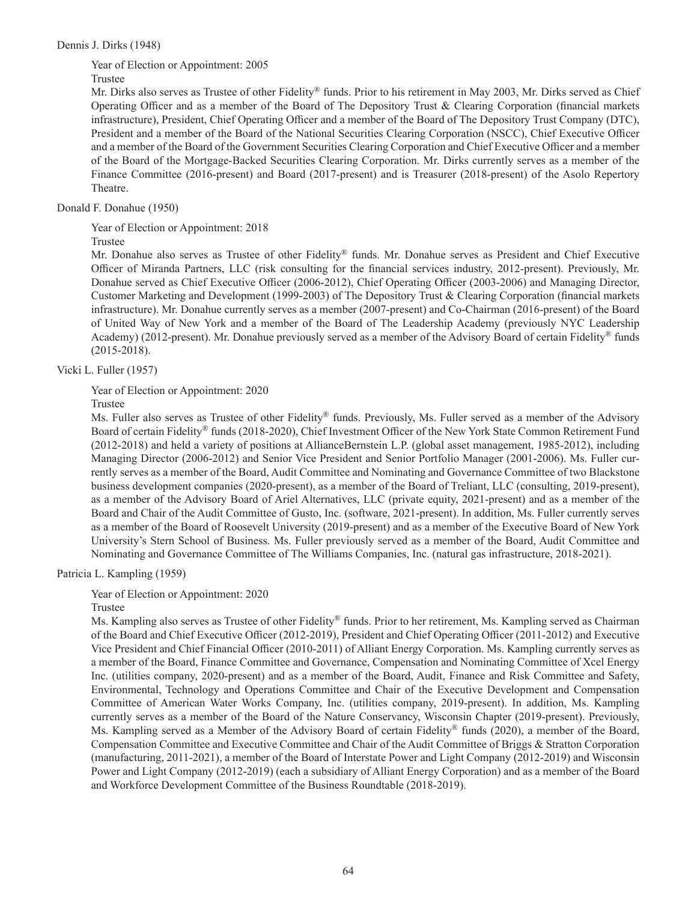Dennis J. Dirks (1948)

Year of Election or Appointment: 2005

Trustee

Mr. Dirks also serves as Trustee of other Fidelity® funds. Prior to his retirement in May 2003, Mr. Dirks served as Chief Operating Officer and as a member of the Board of The Depository Trust & Clearing Corporation (financial markets infrastructure), President, Chief Operating Officer and a member of the Board of The Depository Trust Company (DTC), President and a member of the Board of the National Securities Clearing Corporation (NSCC), Chief Executive Officer and a member of the Board of the Government Securities Clearing Corporation and Chief Executive Officer and a member of the Board of the Mortgage-Backed Securities Clearing Corporation. Mr. Dirks currently serves as a member of the Finance Committee (2016-present) and Board (2017-present) and is Treasurer (2018-present) of the Asolo Repertory Theatre.

Donald F. Donahue (1950)

Year of Election or Appointment: 2018

Trustee

Mr. Donahue also serves as Trustee of other Fidelity® funds. Mr. Donahue serves as President and Chief Executive Officer of Miranda Partners, LLC (risk consulting for the financial services industry, 2012-present). Previously, Mr. Donahue served as Chief Executive Officer (2006-2012), Chief Operating Officer (2003-2006) and Managing Director, Customer Marketing and Development (1999-2003) of The Depository Trust & Clearing Corporation (financial markets infrastructure). Mr. Donahue currently serves as a member (2007-present) and Co-Chairman (2016-present) of the Board of United Way of New York and a member of the Board of The Leadership Academy (previously NYC Leadership Academy) (2012-present). Mr. Donahue previously served as a member of the Advisory Board of certain Fidelity® funds (2015-2018).

Vicki L. Fuller (1957)

Year of Election or Appointment: 2020

Trustee

Ms. Fuller also serves as Trustee of other Fidelity® funds. Previously, Ms. Fuller served as a member of the Advisory Board of certain Fidelity® funds (2018-2020), Chief Investment Officer of the New York State Common Retirement Fund (2012-2018) and held a variety of positions at AllianceBernstein L.P. (global asset management, 1985-2012), including Managing Director (2006-2012) and Senior Vice President and Senior Portfolio Manager (2001-2006). Ms. Fuller currently serves as a member of the Board, Audit Committee and Nominating and Governance Committee of two Blackstone business development companies (2020-present), as a member of the Board of Treliant, LLC (consulting, 2019-present), as a member of the Advisory Board of Ariel Alternatives, LLC (private equity, 2021-present) and as a member of the Board and Chair of the Audit Committee of Gusto, Inc. (software, 2021-present). In addition, Ms. Fuller currently serves as a member of the Board of Roosevelt University (2019-present) and as a member of the Executive Board of New York University's Stern School of Business. Ms. Fuller previously served as a member of the Board, Audit Committee and Nominating and Governance Committee of The Williams Companies, Inc. (natural gas infrastructure, 2018-2021).

Patricia L. Kampling (1959)

Year of Election or Appointment: 2020

Trustee

Ms. Kampling also serves as Trustee of other Fidelity® funds. Prior to her retirement, Ms. Kampling served as Chairman of the Board and Chief Executive Officer (2012-2019), President and Chief Operating Officer (2011-2012) and Executive Vice President and Chief Financial Officer (2010-2011) of Alliant Energy Corporation. Ms. Kampling currently serves as a member of the Board, Finance Committee and Governance, Compensation and Nominating Committee of Xcel Energy Inc. (utilities company, 2020-present) and as a member of the Board, Audit, Finance and Risk Committee and Safety, Environmental, Technology and Operations Committee and Chair of the Executive Development and Compensation Committee of American Water Works Company, Inc. (utilities company, 2019-present). In addition, Ms. Kampling currently serves as a member of the Board of the Nature Conservancy, Wisconsin Chapter (2019-present). Previously, Ms. Kampling served as a Member of the Advisory Board of certain Fidelity® funds (2020), a member of the Board, Compensation Committee and Executive Committee and Chair of the Audit Committee of Briggs & Stratton Corporation (manufacturing, 2011-2021), a member of the Board of Interstate Power and Light Company (2012-2019) and Wisconsin Power and Light Company (2012-2019) (each a subsidiary of Alliant Energy Corporation) and as a member of the Board and Workforce Development Committee of the Business Roundtable (2018-2019).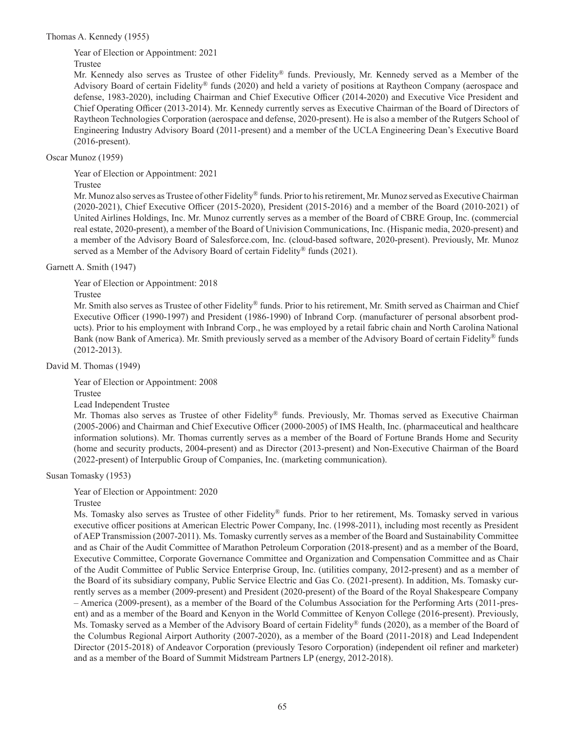Thomas A. Kennedy (1955)

Year of Election or Appointment: 2021

Trustee

Mr. Kennedy also serves as Trustee of other Fidelity® funds. Previously, Mr. Kennedy served as a Member of the Advisory Board of certain Fidelity® funds (2020) and held a variety of positions at Raytheon Company (aerospace and defense, 1983-2020), including Chairman and Chief Executive Officer (2014-2020) and Executive Vice President and Chief Operating Officer (2013-2014). Mr. Kennedy currently serves as Executive Chairman of the Board of Directors of Raytheon Technologies Corporation (aerospace and defense, 2020-present). He is also a member of the Rutgers School of Engineering Industry Advisory Board (2011-present) and a member of the UCLA Engineering Dean's Executive Board (2016-present).

Oscar Munoz (1959)

Year of Election or Appointment: 2021

Trustee

Mr. Munoz also serves as Trustee of other Fidelity® funds. Prior to his retirement, Mr. Munoz served as Executive Chairman (2020-2021), Chief Executive Officer (2015-2020), President (2015-2016) and a member of the Board (2010-2021) of United Airlines Holdings, Inc. Mr. Munoz currently serves as a member of the Board of CBRE Group, Inc. (commercial real estate, 2020-present), a member of the Board of Univision Communications, Inc. (Hispanic media, 2020-present) and a member of the Advisory Board of Salesforce.com, Inc. (cloud-based software, 2020-present). Previously, Mr. Munoz served as a Member of the Advisory Board of certain Fidelity® funds (2021).

Garnett A. Smith (1947)

Year of Election or Appointment: 2018

Trustee

Mr. Smith also serves as Trustee of other Fidelity® funds. Prior to his retirement, Mr. Smith served as Chairman and Chief Executive Officer (1990-1997) and President (1986-1990) of Inbrand Corp. (manufacturer of personal absorbent products). Prior to his employment with Inbrand Corp., he was employed by a retail fabric chain and North Carolina National Bank (now Bank of America). Mr. Smith previously served as a member of the Advisory Board of certain Fidelity® funds (2012-2013).

David M. Thomas (1949)

Year of Election or Appointment: 2008

Trustee

Lead Independent Trustee

Mr. Thomas also serves as Trustee of other Fidelity® funds. Previously, Mr. Thomas served as Executive Chairman (2005-2006) and Chairman and Chief Executive Officer (2000-2005) of IMS Health, Inc. (pharmaceutical and healthcare information solutions). Mr. Thomas currently serves as a member of the Board of Fortune Brands Home and Security (home and security products, 2004-present) and as Director (2013-present) and Non-Executive Chairman of the Board (2022-present) of Interpublic Group of Companies, Inc. (marketing communication).

Susan Tomasky (1953)

Year of Election or Appointment: 2020

Trustee

Ms. Tomasky also serves as Trustee of other Fidelity® funds. Prior to her retirement, Ms. Tomasky served in various executive officer positions at American Electric Power Company, Inc. (1998-2011), including most recently as President of AEP Transmission (2007-2011). Ms. Tomasky currently serves as a member of the Board and Sustainability Committee and as Chair of the Audit Committee of Marathon Petroleum Corporation (2018-present) and as a member of the Board, Executive Committee, Corporate Governance Committee and Organization and Compensation Committee and as Chair of the Audit Committee of Public Service Enterprise Group, Inc. (utilities company, 2012-present) and as a member of the Board of its subsidiary company, Public Service Electric and Gas Co. (2021-present). In addition, Ms. Tomasky currently serves as a member (2009-present) and President (2020-present) of the Board of the Royal Shakespeare Company – America (2009-present), as a member of the Board of the Columbus Association for the Performing Arts (2011-present) and as a member of the Board and Kenyon in the World Committee of Kenyon College (2016-present). Previously, Ms. Tomasky served as a Member of the Advisory Board of certain Fidelity® funds (2020), as a member of the Board of the Columbus Regional Airport Authority (2007-2020), as a member of the Board (2011-2018) and Lead Independent Director (2015-2018) of Andeavor Corporation (previously Tesoro Corporation) (independent oil refiner and marketer) and as a member of the Board of Summit Midstream Partners LP (energy, 2012-2018).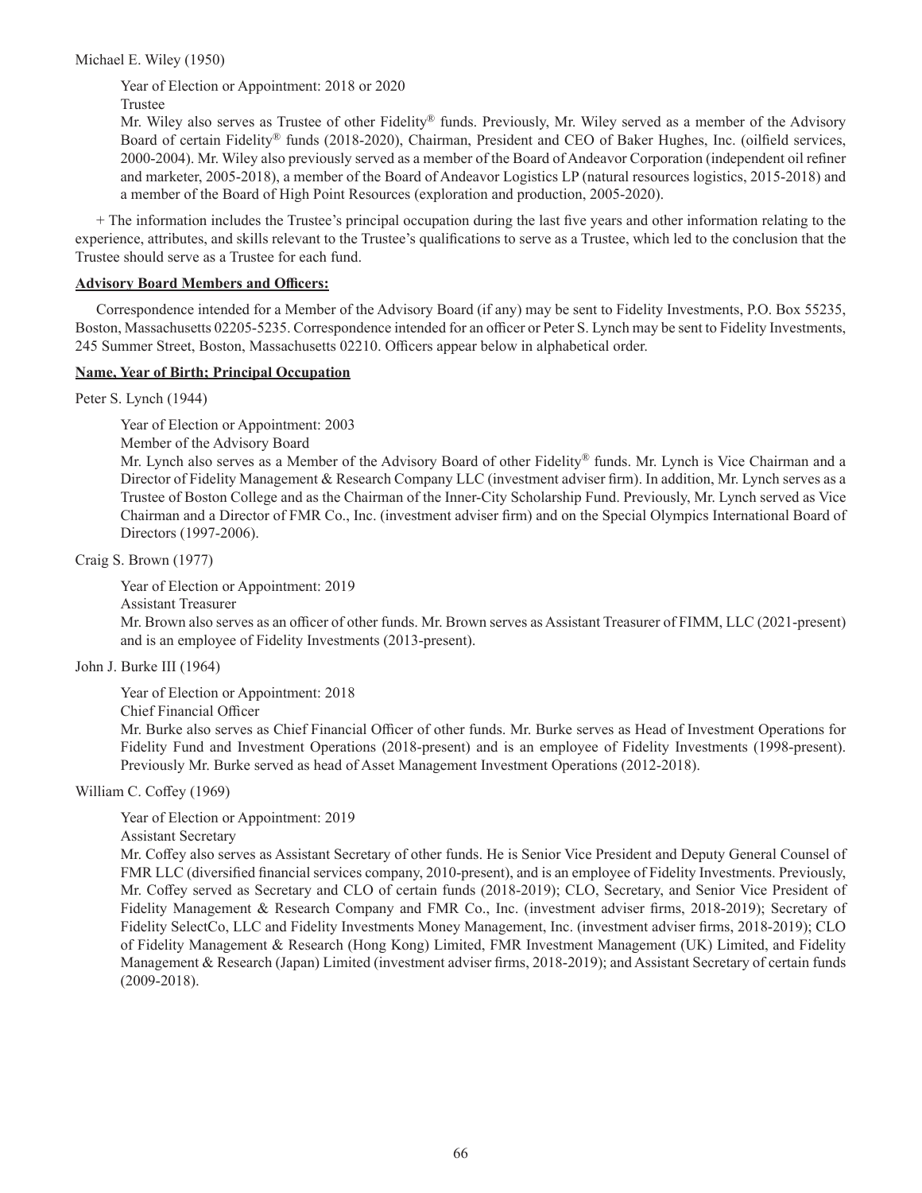Michael E. Wiley (1950)

Year of Election or Appointment: 2018 or 2020

Trustee

Mr. Wiley also serves as Trustee of other Fidelity® funds. Previously, Mr. Wiley served as a member of the Advisory Board of certain Fidelity® funds (2018-2020), Chairman, President and CEO of Baker Hughes, Inc. (oilfield services, 2000-2004). Mr. Wiley also previously served as a member of the Board of Andeavor Corporation (independent oil refiner and marketer, 2005-2018), a member of the Board of Andeavor Logistics LP (natural resources logistics, 2015-2018) and a member of the Board of High Point Resources (exploration and production, 2005-2020).

+ The information includes the Trustee's principal occupation during the last five years and other information relating to the experience, attributes, and skills relevant to the Trustee's qualifications to serve as a Trustee, which led to the conclusion that the Trustee should serve as a Trustee for each fund.

**Advisory Board Members and Officers:**

Correspondence intended for a Member of the Advisory Board (if any) may be sent to Fidelity Investments, P.O. Box 55235, Boston, Massachusetts 02205-5235. Correspondence intended for an officer or Peter S. Lynch may be sent to Fidelity Investments, 245 Summer Street, Boston, Massachusetts 02210. Officers appear below in alphabetical order.

**Name, Year of Birth; Principal Occupation**

Peter S. Lynch (1944)

Year of Election or Appointment: 2003

Member of the Advisory Board

Mr. Lynch also serves as a Member of the Advisory Board of other Fidelity® funds. Mr. Lynch is Vice Chairman and a Director of Fidelity Management & Research Company LLC (investment adviser firm). In addition, Mr. Lynch serves as a Trustee of Boston College and as the Chairman of the Inner-City Scholarship Fund. Previously, Mr. Lynch served as Vice Chairman and a Director of FMR Co., Inc. (investment adviser firm) and on the Special Olympics International Board of Directors (1997-2006).

Craig S. Brown (1977)

Year of Election or Appointment: 2019

Assistant Treasurer

Mr. Brown also serves as an officer of other funds. Mr. Brown serves as Assistant Treasurer of FIMM, LLC (2021-present) and is an employee of Fidelity Investments (2013-present).

John J. Burke III (1964)

Year of Election or Appointment: 2018

Chief Financial Officer

Mr. Burke also serves as Chief Financial Officer of other funds. Mr. Burke serves as Head of Investment Operations for Fidelity Fund and Investment Operations (2018-present) and is an employee of Fidelity Investments (1998-present). Previously Mr. Burke served as head of Asset Management Investment Operations (2012-2018).

William C. Coffey (1969)

Year of Election or Appointment: 2019

Assistant Secretary

Mr. Coffey also serves as Assistant Secretary of other funds. He is Senior Vice President and Deputy General Counsel of FMR LLC (diversified financial services company, 2010-present), and is an employee of Fidelity Investments. Previously, Mr. Coffey served as Secretary and CLO of certain funds (2018-2019); CLO, Secretary, and Senior Vice President of Fidelity Management & Research Company and FMR Co., Inc. (investment adviser firms, 2018-2019); Secretary of Fidelity SelectCo, LLC and Fidelity Investments Money Management, Inc. (investment adviser firms, 2018-2019); CLO of Fidelity Management & Research (Hong Kong) Limited, FMR Investment Management (UK) Limited, and Fidelity Management & Research (Japan) Limited (investment adviser firms, 2018-2019); and Assistant Secretary of certain funds (2009-2018).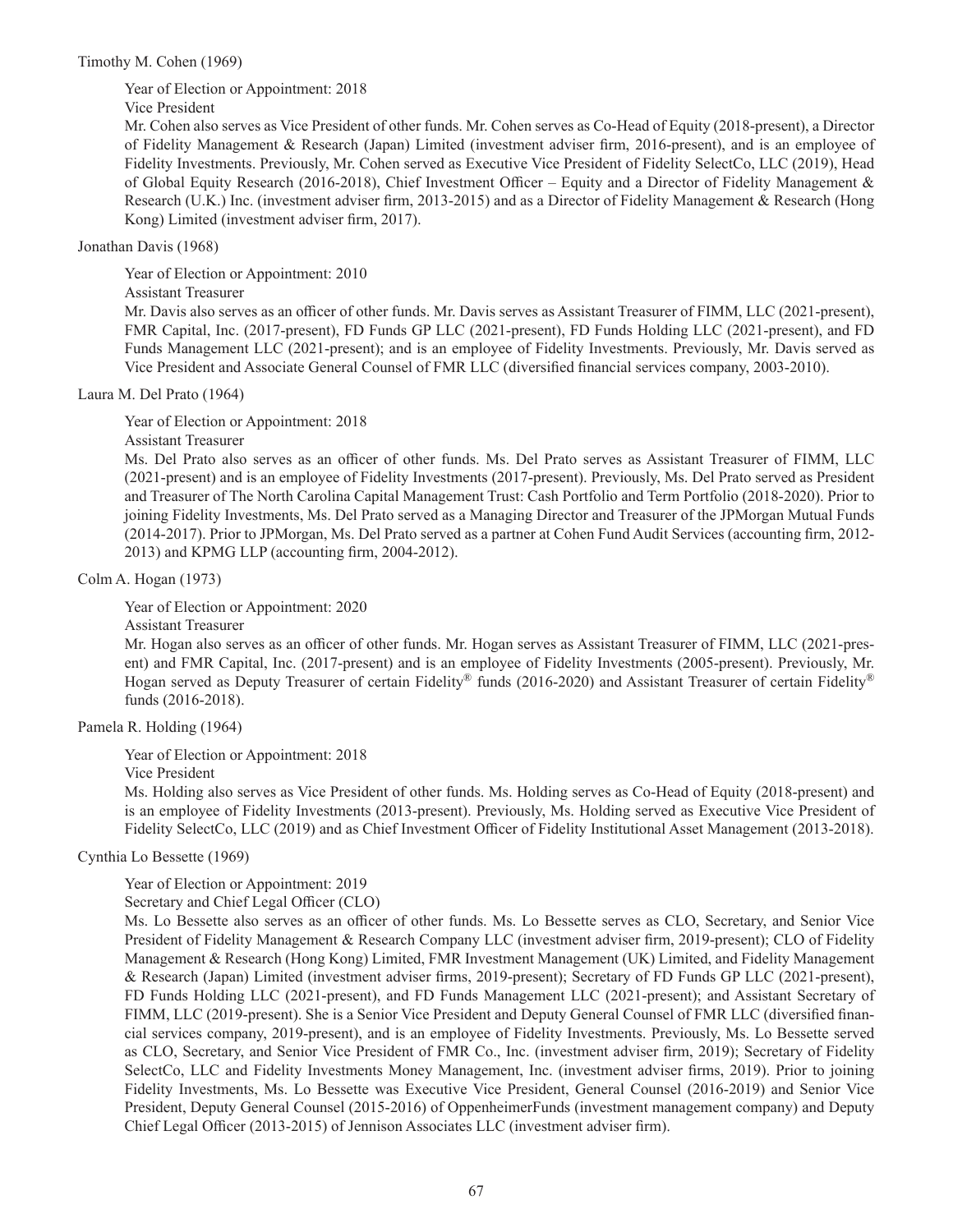Timothy M. Cohen (1969)

Year of Election or Appointment: 2018

Vice President

Mr. Cohen also serves as Vice President of other funds. Mr. Cohen serves as Co-Head of Equity (2018-present), a Director of Fidelity Management & Research (Japan) Limited (investment adviser firm, 2016-present), and is an employee of Fidelity Investments. Previously, Mr. Cohen served as Executive Vice President of Fidelity SelectCo, LLC (2019), Head of Global Equity Research (2016-2018), Chief Investment Officer – Equity and a Director of Fidelity Management & Research (U.K.) Inc. (investment adviser firm, 2013-2015) and as a Director of Fidelity Management & Research (Hong Kong) Limited (investment adviser firm, 2017).

Jonathan Davis (1968)

Year of Election or Appointment: 2010

Assistant Treasurer

Mr. Davis also serves as an officer of other funds. Mr. Davis serves as Assistant Treasurer of FIMM, LLC (2021-present), FMR Capital, Inc. (2017-present), FD Funds GP LLC (2021-present), FD Funds Holding LLC (2021-present), and FD Funds Management LLC (2021-present); and is an employee of Fidelity Investments. Previously, Mr. Davis served as Vice President and Associate General Counsel of FMR LLC (diversified financial services company, 2003-2010).

Laura M. Del Prato (1964)

Year of Election or Appointment: 2018

Assistant Treasurer

Ms. Del Prato also serves as an officer of other funds. Ms. Del Prato serves as Assistant Treasurer of FIMM, LLC (2021-present) and is an employee of Fidelity Investments (2017-present). Previously, Ms. Del Prato served as President and Treasurer of The North Carolina Capital Management Trust: Cash Portfolio and Term Portfolio (2018-2020). Prior to joining Fidelity Investments, Ms. Del Prato served as a Managing Director and Treasurer of the JPMorgan Mutual Funds (2014-2017). Prior to JPMorgan, Ms. Del Prato served as a partner at Cohen Fund Audit Services (accounting firm, 2012-2013) and KPMG LLP (accounting firm, 2004-2012).

Colm A. Hogan (1973)

Year of Election or Appointment: 2020

Assistant Treasurer

Mr. Hogan also serves as an officer of other funds. Mr. Hogan serves as Assistant Treasurer of FIMM, LLC (2021-present) and FMR Capital, Inc. (2017-present) and is an employee of Fidelity Investments (2005-present). Previously, Mr. Hogan served as Deputy Treasurer of certain Fidelity® funds (2016-2020) and Assistant Treasurer of certain Fidelity® funds (2016-2018).

Pamela R. Holding (1964)

Year of Election or Appointment: 2018

Vice President

Ms. Holding also serves as Vice President of other funds. Ms. Holding serves as Co-Head of Equity (2018-present) and is an employee of Fidelity Investments (2013-present). Previously, Ms. Holding served as Executive Vice President of Fidelity SelectCo, LLC (2019) and as Chief Investment Officer of Fidelity Institutional Asset Management (2013-2018).

Cynthia Lo Bessette (1969)

Year of Election or Appointment: 2019

Secretary and Chief Legal Officer (CLO)

Ms. Lo Bessette also serves as an officer of other funds. Ms. Lo Bessette serves as CLO, Secretary, and Senior Vice President of Fidelity Management & Research Company LLC (investment adviser firm, 2019-present); CLO of Fidelity Management & Research (Hong Kong) Limited, FMR Investment Management (UK) Limited, and Fidelity Management & Research (Japan) Limited (investment adviser firms, 2019-present); Secretary of FD Funds GP LLC (2021-present), FD Funds Holding LLC (2021-present), and FD Funds Management LLC (2021-present); and Assistant Secretary of FIMM, LLC (2019-present). She is a Senior Vice President and Deputy General Counsel of FMR LLC (diversified financial services company, 2019-present), and is an employee of Fidelity Investments. Previously, Ms. Lo Bessette served as CLO, Secretary, and Senior Vice President of FMR Co., Inc. (investment adviser firm, 2019); Secretary of Fidelity SelectCo, LLC and Fidelity Investments Money Management, Inc. (investment adviser firms, 2019). Prior to joining Fidelity Investments, Ms. Lo Bessette was Executive Vice President, General Counsel (2016-2019) and Senior Vice President, Deputy General Counsel (2015-2016) of OppenheimerFunds (investment management company) and Deputy Chief Legal Officer (2013-2015) of Jennison Associates LLC (investment adviser firm).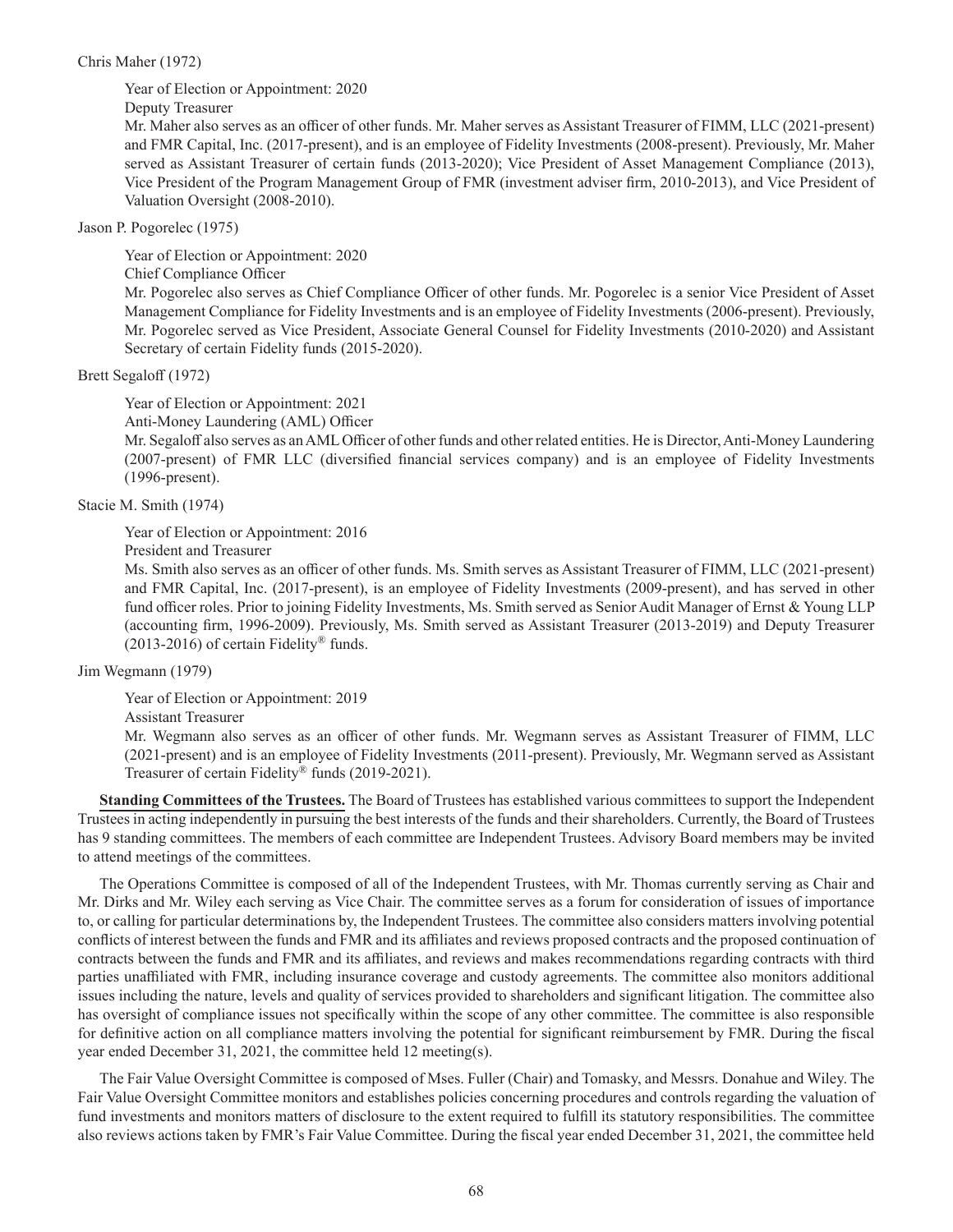Chris Maher (1972)

Year of Election or Appointment: 2020

Deputy Treasurer

Mr. Maher also serves as an officer of other funds. Mr. Maher serves as Assistant Treasurer of FIMM, LLC (2021-present) and FMR Capital, Inc. (2017-present), and is an employee of Fidelity Investments (2008-present). Previously, Mr. Maher served as Assistant Treasurer of certain funds (2013-2020); Vice President of Asset Management Compliance (2013), Vice President of the Program Management Group of FMR (investment adviser firm, 2010-2013), and Vice President of Valuation Oversight (2008-2010).

Jason P. Pogorelec (1975)

Year of Election or Appointment: 2020

Chief Compliance Officer

Mr. Pogorelec also serves as Chief Compliance Officer of other funds. Mr. Pogorelec is a senior Vice President of Asset Management Compliance for Fidelity Investments and is an employee of Fidelity Investments (2006-present). Previously, Mr. Pogorelec served as Vice President, Associate General Counsel for Fidelity Investments (2010-2020) and Assistant Secretary of certain Fidelity funds (2015-2020).

Brett Segaloff (1972)

Year of Election or Appointment: 2021

Anti-Money Laundering (AML) Officer

Mr. Segaloff also serves as an AML Officer of other funds and other related entities. He is Director, Anti-Money Laundering (2007-present) of FMR LLC (diversified financial services company) and is an employee of Fidelity Investments (1996-present).

Stacie M. Smith (1974)

Year of Election or Appointment: 2016

President and Treasurer

Ms. Smith also serves as an officer of other funds. Ms. Smith serves as Assistant Treasurer of FIMM, LLC (2021-present) and FMR Capital, Inc. (2017-present), is an employee of Fidelity Investments (2009-present), and has served in other fund officer roles. Prior to joining Fidelity Investments, Ms. Smith served as Senior Audit Manager of Ernst & Young LLP (accounting firm, 1996-2009). Previously, Ms. Smith served as Assistant Treasurer (2013-2019) and Deputy Treasurer (2013-2016) of certain Fidelity® funds.

Jim Wegmann (1979)

Year of Election or Appointment: 2019

Assistant Treasurer

Mr. Wegmann also serves as an officer of other funds. Mr. Wegmann serves as Assistant Treasurer of FIMM, LLC (2021-present) and is an employee of Fidelity Investments (2011-present). Previously, Mr. Wegmann served as Assistant Treasurer of certain Fidelity® funds (2019-2021).

**Standing Committees of the Trustees.** The Board of Trustees has established various committees to support the Independent Trustees in acting independently in pursuing the best interests of the funds and their shareholders. Currently, the Board of Trustees has 9 standing committees. The members of each committee are Independent Trustees. Advisory Board members may be invited to attend meetings of the committees.

The Operations Committee is composed of all of the Independent Trustees, with Mr. Thomas currently serving as Chair and Mr. Dirks and Mr. Wiley each serving as Vice Chair. The committee serves as a forum for consideration of issues of importance to, or calling for particular determinations by, the Independent Trustees. The committee also considers matters involving potential conflicts of interest between the funds and FMR and its affiliates and reviews proposed contracts and the proposed continuation of contracts between the funds and FMR and its affiliates, and reviews and makes recommendations regarding contracts with third parties unaffiliated with FMR, including insurance coverage and custody agreements. The committee also monitors additional issues including the nature, levels and quality of services provided to shareholders and significant litigation. The committee also has oversight of compliance issues not specifically within the scope of any other committee. The committee is also responsible for definitive action on all compliance matters involving the potential for significant reimbursement by FMR. During the fiscal year ended December 31, 2021, the committee held 12 meeting(s).

The Fair Value Oversight Committee is composed of Mses. Fuller (Chair) and Tomasky, and Messrs. Donahue and Wiley. The Fair Value Oversight Committee monitors and establishes policies concerning procedures and controls regarding the valuation of fund investments and monitors matters of disclosure to the extent required to fulfill its statutory responsibilities. The committee also reviews actions taken by FMR's Fair Value Committee. During the fiscal year ended December 31, 2021, the committee held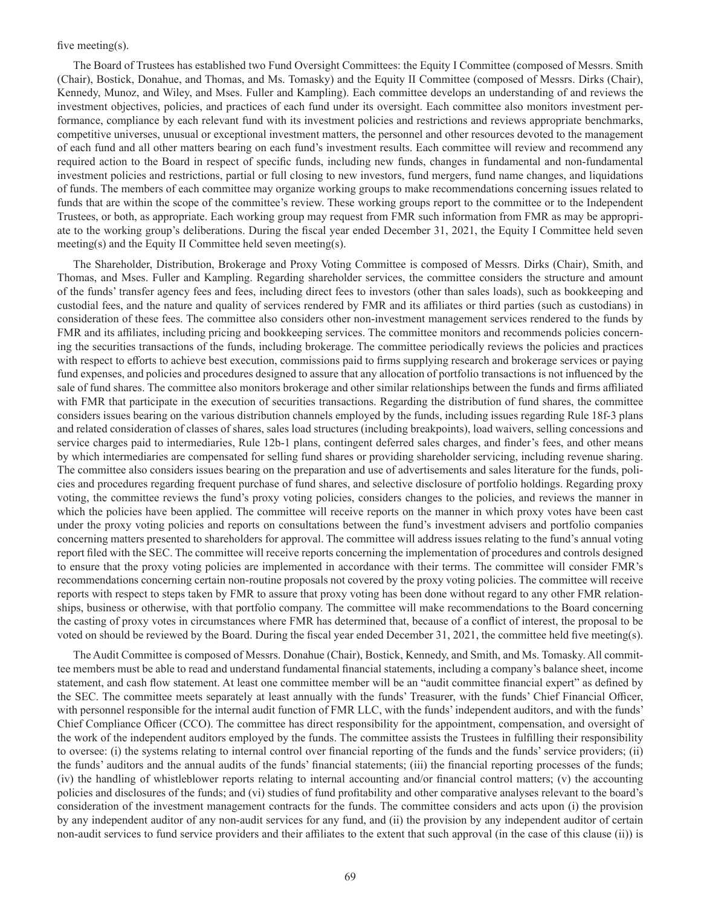five meeting(s).

The Board of Trustees has established two Fund Oversight Committees: the Equity I Committee (composed of Messrs. Smith (Chair), Bostick, Donahue, and Thomas, and Ms. Tomasky) and the Equity II Committee (composed of Messrs. Dirks (Chair), Kennedy, Munoz, and Wiley, and Mses. Fuller and Kampling). Each committee develops an understanding of and reviews the investment objectives, policies, and practices of each fund under its oversight. Each committee also monitors investment performance, compliance by each relevant fund with its investment policies and restrictions and reviews appropriate benchmarks, competitive universes, unusual or exceptional investment matters, the personnel and other resources devoted to the management of each fund and all other matters bearing on each fund's investment results. Each committee will review and recommend any required action to the Board in respect of specific funds, including new funds, changes in fundamental and non-fundamental investment policies and restrictions, partial or full closing to new investors, fund mergers, fund name changes, and liquidations of funds. The members of each committee may organize working groups to make recommendations concerning issues related to funds that are within the scope of the committee's review. These working groups report to the committee or to the Independent Trustees, or both, as appropriate. Each working group may request from FMR such information from FMR as may be appropriate to the working group's deliberations. During the fiscal year ended December 31, 2021, the Equity I Committee held seven meeting(s) and the Equity II Committee held seven meeting(s).

The Shareholder, Distribution, Brokerage and Proxy Voting Committee is composed of Messrs. Dirks (Chair), Smith, and Thomas, and Mses. Fuller and Kampling. Regarding shareholder services, the committee considers the structure and amount of the funds' transfer agency fees and fees, including direct fees to investors (other than sales loads), such as bookkeeping and custodial fees, and the nature and quality of services rendered by FMR and its affiliates or third parties (such as custodians) in consideration of these fees. The committee also considers other non-investment management services rendered to the funds by FMR and its affiliates, including pricing and bookkeeping services. The committee monitors and recommends policies concerning the securities transactions of the funds, including brokerage. The committee periodically reviews the policies and practices with respect to efforts to achieve best execution, commissions paid to firms supplying research and brokerage services or paying fund expenses, and policies and procedures designed to assure that any allocation of portfolio transactions is not influenced by the sale of fund shares. The committee also monitors brokerage and other similar relationships between the funds and firms affiliated with FMR that participate in the execution of securities transactions. Regarding the distribution of fund shares, the committee considers issues bearing on the various distribution channels employed by the funds, including issues regarding Rule 18f-3 plans and related consideration of classes of shares, sales load structures (including breakpoints), load waivers, selling concessions and service charges paid to intermediaries, Rule 12b-1 plans, contingent deferred sales charges, and finder's fees, and other means by which intermediaries are compensated for selling fund shares or providing shareholder servicing, including revenue sharing. The committee also considers issues bearing on the preparation and use of advertisements and sales literature for the funds, policies and procedures regarding frequent purchase of fund shares, and selective disclosure of portfolio holdings. Regarding proxy voting, the committee reviews the fund's proxy voting policies, considers changes to the policies, and reviews the manner in which the policies have been applied. The committee will receive reports on the manner in which proxy votes have been cast under the proxy voting policies and reports on consultations between the fund's investment advisers and portfolio companies concerning matters presented to shareholders for approval. The committee will address issues relating to the fund's annual voting report filed with the SEC. The committee will receive reports concerning the implementation of procedures and controls designed to ensure that the proxy voting policies are implemented in accordance with their terms. The committee will consider FMR's recommendations concerning certain non-routine proposals not covered by the proxy voting policies. The committee will receive reports with respect to steps taken by FMR to assure that proxy voting has been done without regard to any other FMR relationships, business or otherwise, with that portfolio company. The committee will make recommendations to the Board concerning the casting of proxy votes in circumstances where FMR has determined that, because of a conflict of interest, the proposal to be voted on should be reviewed by the Board. During the fiscal year ended December 31, 2021, the committee held five meeting(s).

The Audit Committee is composed of Messrs. Donahue (Chair), Bostick, Kennedy, and Smith, and Ms. Tomasky. All committee members must be able to read and understand fundamental financial statements, including a company's balance sheet, income statement, and cash flow statement. At least one committee member will be an "audit committee financial expert" as defined by the SEC. The committee meets separately at least annually with the funds' Treasurer, with the funds' Chief Financial Officer, with personnel responsible for the internal audit function of FMR LLC, with the funds' independent auditors, and with the funds' Chief Compliance Officer (CCO). The committee has direct responsibility for the appointment, compensation, and oversight of the work of the independent auditors employed by the funds. The committee assists the Trustees in fulfilling their responsibility to oversee: (i) the systems relating to internal control over financial reporting of the funds and the funds' service providers; (ii) the funds' auditors and the annual audits of the funds' financial statements; (iii) the financial reporting processes of the funds; (iv) the handling of whistleblower reports relating to internal accounting and/or financial control matters; (v) the accounting policies and disclosures of the funds; and (vi) studies of fund profitability and other comparative analyses relevant to the board's consideration of the investment management contracts for the funds. The committee considers and acts upon (i) the provision by any independent auditor of any non-audit services for any fund, and (ii) the provision by any independent auditor of certain non-audit services to fund service providers and their affiliates to the extent that such approval (in the case of this clause (ii)) is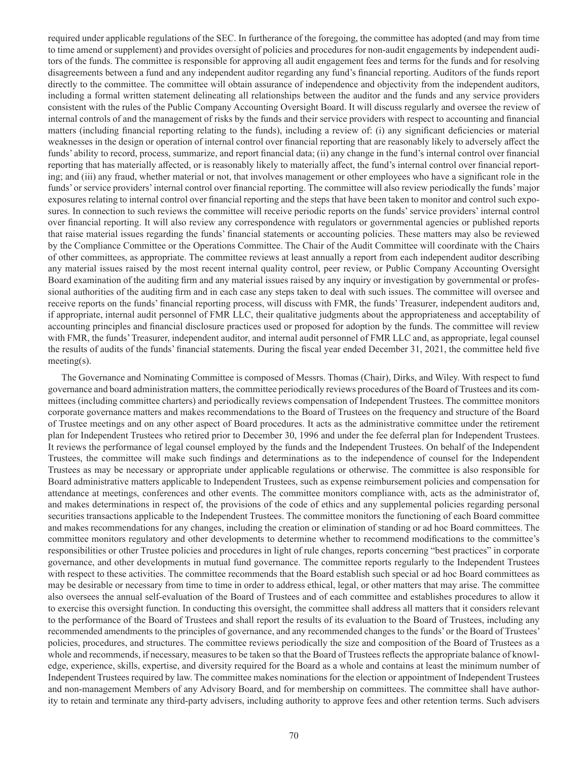required under applicable regulations of the SEC. In furtherance of the foregoing, the committee has adopted (and may from time to time amend or supplement) and provides oversight of policies and procedures for non-audit engagements by independent auditors of the funds. The committee is responsible for approving all audit engagement fees and terms for the funds and for resolving disagreements between a fund and any independent auditor regarding any fund's financial reporting. Auditors of the funds report directly to the committee. The committee will obtain assurance of independence and objectivity from the independent auditors, including a formal written statement delineating all relationships between the auditor and the funds and any service providers consistent with the rules of the Public Company Accounting Oversight Board. It will discuss regularly and oversee the review of internal controls of and the management of risks by the funds and their service providers with respect to accounting and financial matters (including financial reporting relating to the funds), including a review of: (i) any significant deficiencies or material weaknesses in the design or operation of internal control over financial reporting that are reasonably likely to adversely affect the funds' ability to record, process, summarize, and report financial data; (ii) any change in the fund's internal control over financial reporting that has materially affected, or is reasonably likely to materially affect, the fund's internal control over financial reporting; and (iii) any fraud, whether material or not, that involves management or other employees who have a significant role in the funds' or service providers' internal control over financial reporting. The committee will also review periodically the funds' major exposures relating to internal control over financial reporting and the steps that have been taken to monitor and control such exposures. In connection to such reviews the committee will receive periodic reports on the funds' service providers' internal control over financial reporting. It will also review any correspondence with regulators or governmental agencies or published reports that raise material issues regarding the funds' financial statements or accounting policies. These matters may also be reviewed by the Compliance Committee or the Operations Committee. The Chair of the Audit Committee will coordinate with the Chairs of other committees, as appropriate. The committee reviews at least annually a report from each independent auditor describing any material issues raised by the most recent internal quality control, peer review, or Public Company Accounting Oversight Board examination of the auditing firm and any material issues raised by any inquiry or investigation by governmental or professional authorities of the auditing firm and in each case any steps taken to deal with such issues. The committee will oversee and receive reports on the funds' financial reporting process, will discuss with FMR, the funds' Treasurer, independent auditors and, if appropriate, internal audit personnel of FMR LLC, their qualitative judgments about the appropriateness and acceptability of accounting principles and financial disclosure practices used or proposed for adoption by the funds. The committee will review with FMR, the funds' Treasurer, independent auditor, and internal audit personnel of FMR LLC and, as appropriate, legal counsel the results of audits of the funds' financial statements. During the fiscal year ended December 31, 2021, the committee held five meeting(s).

The Governance and Nominating Committee is composed of Messrs. Thomas (Chair), Dirks, and Wiley. With respect to fund governance and board administration matters, the committee periodically reviews procedures of the Board of Trustees and its committees (including committee charters) and periodically reviews compensation of Independent Trustees. The committee monitors corporate governance matters and makes recommendations to the Board of Trustees on the frequency and structure of the Board of Trustee meetings and on any other aspect of Board procedures. It acts as the administrative committee under the retirement plan for Independent Trustees who retired prior to December 30, 1996 and under the fee deferral plan for Independent Trustees. It reviews the performance of legal counsel employed by the funds and the Independent Trustees. On behalf of the Independent Trustees, the committee will make such findings and determinations as to the independence of counsel for the Independent Trustees as may be necessary or appropriate under applicable regulations or otherwise. The committee is also responsible for Board administrative matters applicable to Independent Trustees, such as expense reimbursement policies and compensation for attendance at meetings, conferences and other events. The committee monitors compliance with, acts as the administrator of, and makes determinations in respect of, the provisions of the code of ethics and any supplemental policies regarding personal securities transactions applicable to the Independent Trustees. The committee monitors the functioning of each Board committee and makes recommendations for any changes, including the creation or elimination of standing or ad hoc Board committees. The committee monitors regulatory and other developments to determine whether to recommend modifications to the committee's responsibilities or other Trustee policies and procedures in light of rule changes, reports concerning "best practices" in corporate governance, and other developments in mutual fund governance. The committee reports regularly to the Independent Trustees with respect to these activities. The committee recommends that the Board establish such special or ad hoc Board committees as may be desirable or necessary from time to time in order to address ethical, legal, or other matters that may arise. The committee also oversees the annual self-evaluation of the Board of Trustees and of each committee and establishes procedures to allow it to exercise this oversight function. In conducting this oversight, the committee shall address all matters that it considers relevant to the performance of the Board of Trustees and shall report the results of its evaluation to the Board of Trustees, including any recommended amendments to the principles of governance, and any recommended changes to the funds' or the Board of Trustees' policies, procedures, and structures. The committee reviews periodically the size and composition of the Board of Trustees as a whole and recommends, if necessary, measures to be taken so that the Board of Trustees reflects the appropriate balance of knowledge, experience, skills, expertise, and diversity required for the Board as a whole and contains at least the minimum number of Independent Trustees required by law. The committee makes nominations for the election or appointment of Independent Trustees and non-management Members of any Advisory Board, and for membership on committees. The committee shall have authority to retain and terminate any third-party advisers, including authority to approve fees and other retention terms. Such advisers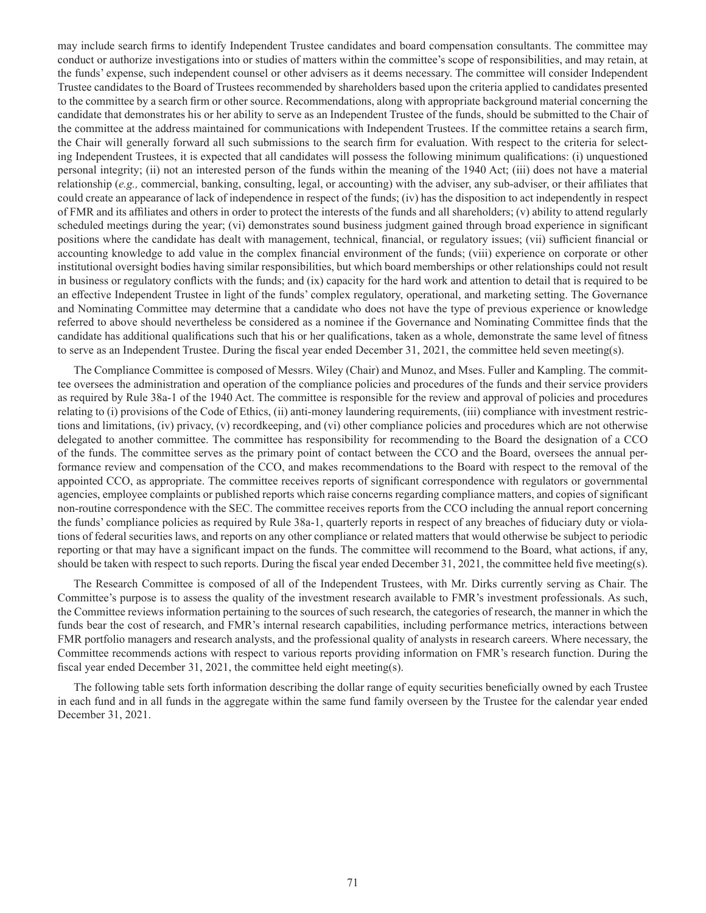may include search firms to identify Independent Trustee candidates and board compensation consultants. The committee may conduct or authorize investigations into or studies of matters within the committee's scope of responsibilities, and may retain, at the funds' expense, such independent counsel or other advisers as it deems necessary. The committee will consider Independent Trustee candidates to the Board of Trustees recommended by shareholders based upon the criteria applied to candidates presented to the committee by a search firm or other source. Recommendations, along with appropriate background material concerning the candidate that demonstrates his or her ability to serve as an Independent Trustee of the funds, should be submitted to the Chair of the committee at the address maintained for communications with Independent Trustees. If the committee retains a search firm, the Chair will generally forward all such submissions to the search firm for evaluation. With respect to the criteria for selecting Independent Trustees, it is expected that all candidates will possess the following minimum qualifications: (i) unquestioned personal integrity; (ii) not an interested person of the funds within the meaning of the 1940 Act; (iii) does not have a material relationship (*e.g.,* commercial, banking, consulting, legal, or accounting) with the adviser, any sub-adviser, or their affiliates that could create an appearance of lack of independence in respect of the funds; (iv) has the disposition to act independently in respect of FMR and its affiliates and others in order to protect the interests of the funds and all shareholders; (v) ability to attend regularly scheduled meetings during the year; (vi) demonstrates sound business judgment gained through broad experience in significant positions where the candidate has dealt with management, technical, financial, or regulatory issues; (vii) sufficient financial or accounting knowledge to add value in the complex financial environment of the funds; (viii) experience on corporate or other institutional oversight bodies having similar responsibilities, but which board memberships or other relationships could not result in business or regulatory conflicts with the funds; and (ix) capacity for the hard work and attention to detail that is required to be an effective Independent Trustee in light of the funds' complex regulatory, operational, and marketing setting. The Governance and Nominating Committee may determine that a candidate who does not have the type of previous experience or knowledge referred to above should nevertheless be considered as a nominee if the Governance and Nominating Committee finds that the candidate has additional qualifications such that his or her qualifications, taken as a whole, demonstrate the same level of fitness to serve as an Independent Trustee. During the fiscal year ended December 31, 2021, the committee held seven meeting(s).

The Compliance Committee is composed of Messrs. Wiley (Chair) and Munoz, and Mses. Fuller and Kampling. The committee oversees the administration and operation of the compliance policies and procedures of the funds and their service providers as required by Rule 38a-1 of the 1940 Act. The committee is responsible for the review and approval of policies and procedures relating to (i) provisions of the Code of Ethics, (ii) anti-money laundering requirements, (iii) compliance with investment restrictions and limitations, (iv) privacy, (v) recordkeeping, and (vi) other compliance policies and procedures which are not otherwise delegated to another committee. The committee has responsibility for recommending to the Board the designation of a CCO of the funds. The committee serves as the primary point of contact between the CCO and the Board, oversees the annual performance review and compensation of the CCO, and makes recommendations to the Board with respect to the removal of the appointed CCO, as appropriate. The committee receives reports of significant correspondence with regulators or governmental agencies, employee complaints or published reports which raise concerns regarding compliance matters, and copies of significant non-routine correspondence with the SEC. The committee receives reports from the CCO including the annual report concerning the funds' compliance policies as required by Rule 38a-1, quarterly reports in respect of any breaches of fiduciary duty or violations of federal securities laws, and reports on any other compliance or related matters that would otherwise be subject to periodic reporting or that may have a significant impact on the funds. The committee will recommend to the Board, what actions, if any, should be taken with respect to such reports. During the fiscal year ended December 31, 2021, the committee held five meeting(s).

The Research Committee is composed of all of the Independent Trustees, with Mr. Dirks currently serving as Chair. The Committee's purpose is to assess the quality of the investment research available to FMR's investment professionals. As such, the Committee reviews information pertaining to the sources of such research, the categories of research, the manner in which the funds bear the cost of research, and FMR's internal research capabilities, including performance metrics, interactions between FMR portfolio managers and research analysts, and the professional quality of analysts in research careers. Where necessary, the Committee recommends actions with respect to various reports providing information on FMR's research function. During the fiscal year ended December 31, 2021, the committee held eight meeting(s).

The following table sets forth information describing the dollar range of equity securities beneficially owned by each Trustee in each fund and in all funds in the aggregate within the same fund family overseen by the Trustee for the calendar year ended December 31, 2021.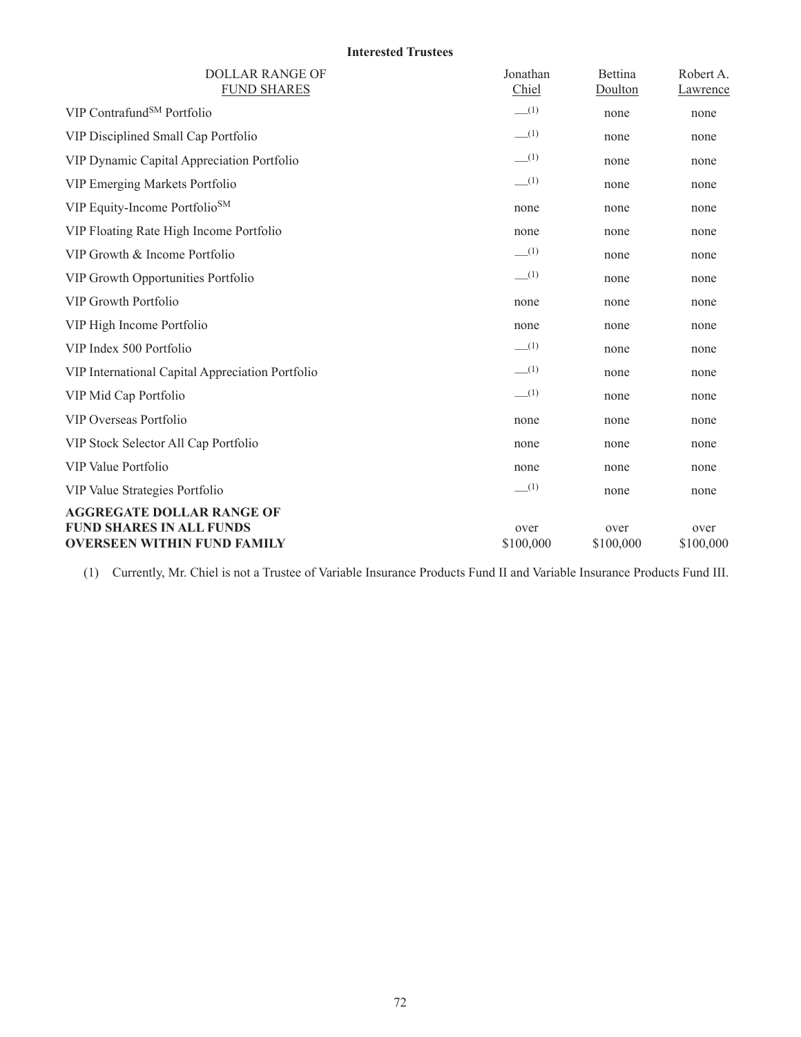**Interested Trustees**

| DOLLAR RANGE OF FUND SHARES | Jonathan Chiel | Bettina Doulton | Robert A. Lawrence |
|---|---|---|---|
| VIP ContrafundSM Portfolio | —[(1)] | none | none |
| VIP Disciplined Small Cap Portfolio | —[(1)] | none | none |
| VIP Dynamic Capital Appreciation Portfolio | —[(1)] | none | none |
| VIP Emerging Markets Portfolio | —[(1)] | none | none |
| VIP Equity-Income PortfolioSM | none | none | none |
| VIP Floating Rate High Income Portfolio | none | none | none |
| VIP Growth & Income Portfolio | —[(1)] | none | none |
| VIP Growth Opportunities Portfolio | —[(1)] | none | none |
| VIP Growth Portfolio | none | none | none |
| VIP High Income Portfolio | none | none | none |
| VIP Index 500 Portfolio | —[(1)] | none | none |
| VIP International Capital Appreciation Portfolio | —[(1)] | none | none |
| VIP Mid Cap Portfolio | —[(1)] | none | none |
| VIP Overseas Portfolio | none | none | none |
| VIP Stock Selector All Cap Portfolio | none | none | none |
| VIP Value Portfolio | none | none | none |
| VIP Value Strategies Portfolio | —[(1)] | none | none |
| **AGGREGATE DOLLAR RANGE OF FUND SHARES IN ALL FUNDS OVERSEEN WITHIN FUND FAMILY** | over $100,000 | over $100,000 | over $100,000 |

(1) Currently, Mr. Chiel is not a Trustee of Variable Insurance Products Fund II and Variable Insurance Products Fund III.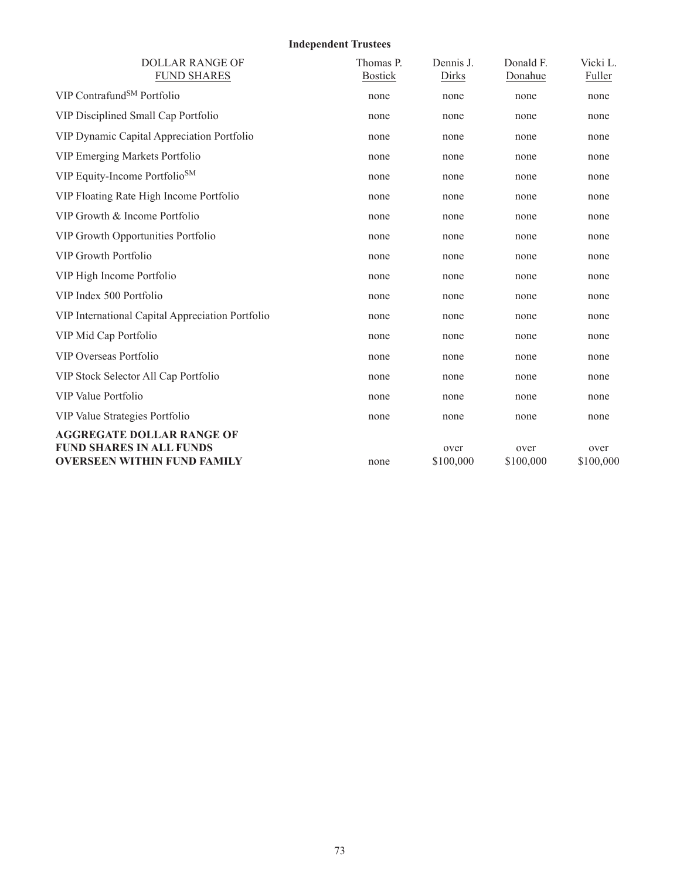**Independent Trustees**

| DOLLAR RANGE OF FUND SHARES | Thomas P. Bostick | Dennis J. Dirks | Donald F. Donahue | Vicki L. Fuller |
|---|---|---|---|---|
| VIP Contrafund[SM] Portfolio | none | none | none | none |
| VIP Disciplined Small Cap Portfolio | none | none | none | none |
| VIP Dynamic Capital Appreciation Portfolio | none | none | none | none |
| VIP Emerging Markets Portfolio | none | none | none | none |
| VIP Equity-Income Portfolio[SM] | none | none | none | none |
| VIP Floating Rate High Income Portfolio | none | none | none | none |
| VIP Growth & Income Portfolio | none | none | none | none |
| VIP Growth Opportunities Portfolio | none | none | none | none |
| VIP Growth Portfolio | none | none | none | none |
| VIP High Income Portfolio | none | none | none | none |
| VIP Index 500 Portfolio | none | none | none | none |
| VIP International Capital Appreciation Portfolio | none | none | none | none |
| VIP Mid Cap Portfolio | none | none | none | none |
| VIP Overseas Portfolio | none | none | none | none |
| VIP Stock Selector All Cap Portfolio | none | none | none | none |
| VIP Value Portfolio | none | none | none | none |
| VIP Value Strategies Portfolio | none | none | none | none |
| **AGGREGATE DOLLAR RANGE OF FUND SHARES IN ALL FUNDS OVERSEEN WITHIN FUND FAMILY** | none | over $100,000 | over $100,000 | over $100,000 |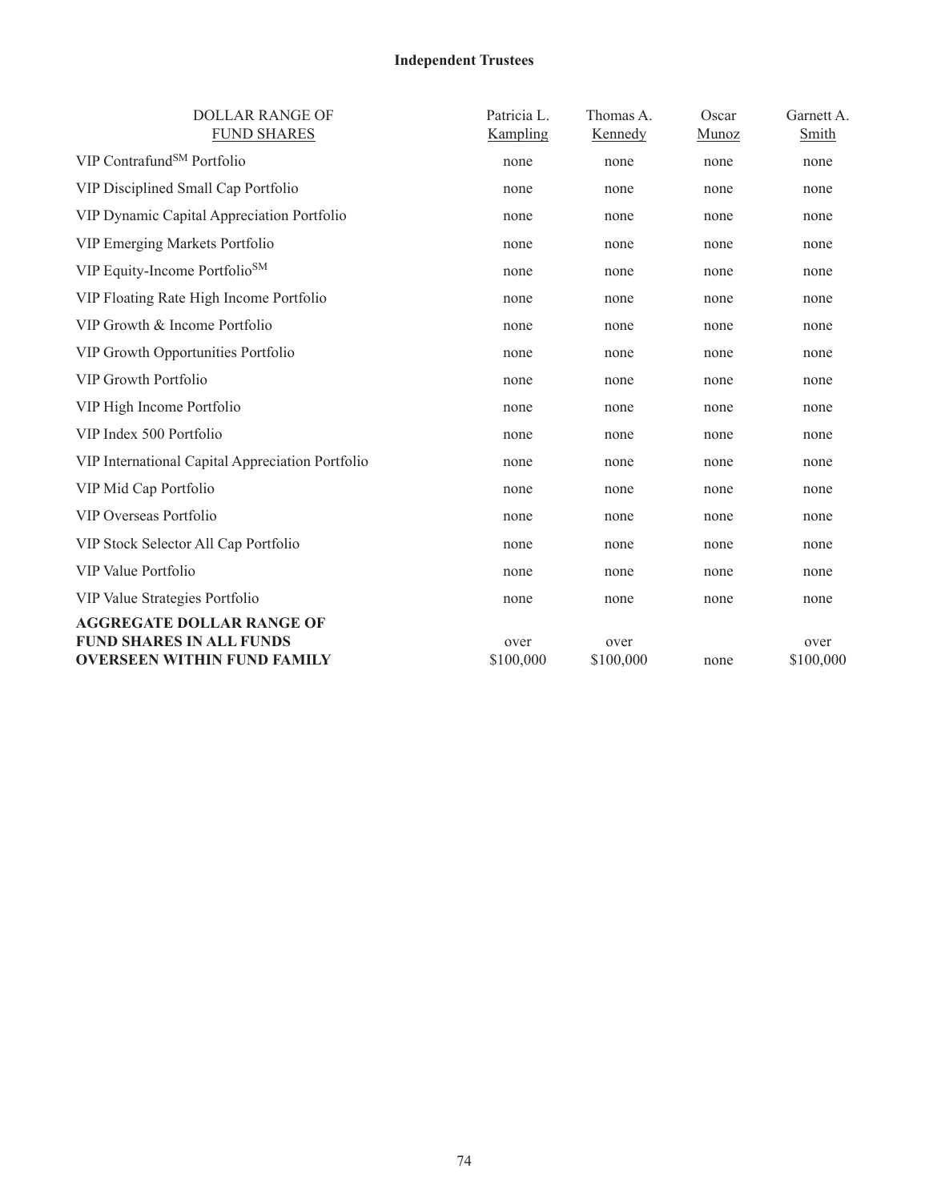**Independent Trustees**

| DOLLAR RANGE OF FUND SHARES | Patricia L. Kampling | Thomas A. Kennedy | Oscar Munoz | Garnett A. Smith |
|---|---|---|---|---|
| VIP Contrafund[SM] Portfolio | none | none | none | none |
| VIP Disciplined Small Cap Portfolio | none | none | none | none |
| VIP Dynamic Capital Appreciation Portfolio | none | none | none | none |
| VIP Emerging Markets Portfolio | none | none | none | none |
| VIP Equity-Income Portfolio[SM] | none | none | none | none |
| VIP Floating Rate High Income Portfolio | none | none | none | none |
| VIP Growth & Income Portfolio | none | none | none | none |
| VIP Growth Opportunities Portfolio | none | none | none | none |
| VIP Growth Portfolio | none | none | none | none |
| VIP High Income Portfolio | none | none | none | none |
| VIP Index 500 Portfolio | none | none | none | none |
| VIP International Capital Appreciation Portfolio | none | none | none | none |
| VIP Mid Cap Portfolio | none | none | none | none |
| VIP Overseas Portfolio | none | none | none | none |
| VIP Stock Selector All Cap Portfolio | none | none | none | none |
| VIP Value Portfolio | none | none | none | none |
| VIP Value Strategies Portfolio | none | none | none | none |
| **AGGREGATE DOLLAR RANGE OF FUND SHARES IN ALL FUNDS OVERSEEN WITHIN FUND FAMILY** | over $100,000 | over $100,000 | none | over $100,000 |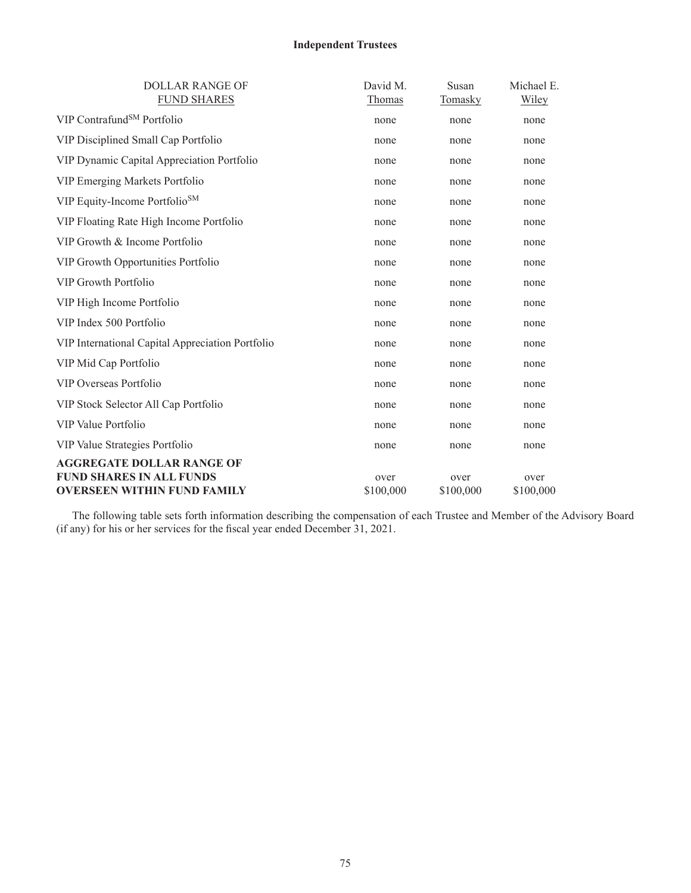**Independent Trustees**

| DOLLAR RANGE OF FUND SHARES | David M. Thomas | Susan Tomasky | Michael E. Wiley |
|---|---|---|---|
| VIP Contrafund℠ Portfolio | none | none | none |
| VIP Disciplined Small Cap Portfolio | none | none | none |
| VIP Dynamic Capital Appreciation Portfolio | none | none | none |
| VIP Emerging Markets Portfolio | none | none | none |
| VIP Equity-Income Portfolio℠ | none | none | none |
| VIP Floating Rate High Income Portfolio | none | none | none |
| VIP Growth & Income Portfolio | none | none | none |
| VIP Growth Opportunities Portfolio | none | none | none |
| VIP Growth Portfolio | none | none | none |
| VIP High Income Portfolio | none | none | none |
| VIP Index 500 Portfolio | none | none | none |
| VIP International Capital Appreciation Portfolio | none | none | none |
| VIP Mid Cap Portfolio | none | none | none |
| VIP Overseas Portfolio | none | none | none |
| VIP Stock Selector All Cap Portfolio | none | none | none |
| VIP Value Portfolio | none | none | none |
| VIP Value Strategies Portfolio | none | none | none |
| **AGGREGATE DOLLAR RANGE OF FUND SHARES IN ALL FUNDS OVERSEEN WITHIN FUND FAMILY** | over $100,000 | over $100,000 | over $100,000 |

The following table sets forth information describing the compensation of each Trustee and Member of the Advisory Board (if any) for his or her services for the fiscal year ended December 31, 2021.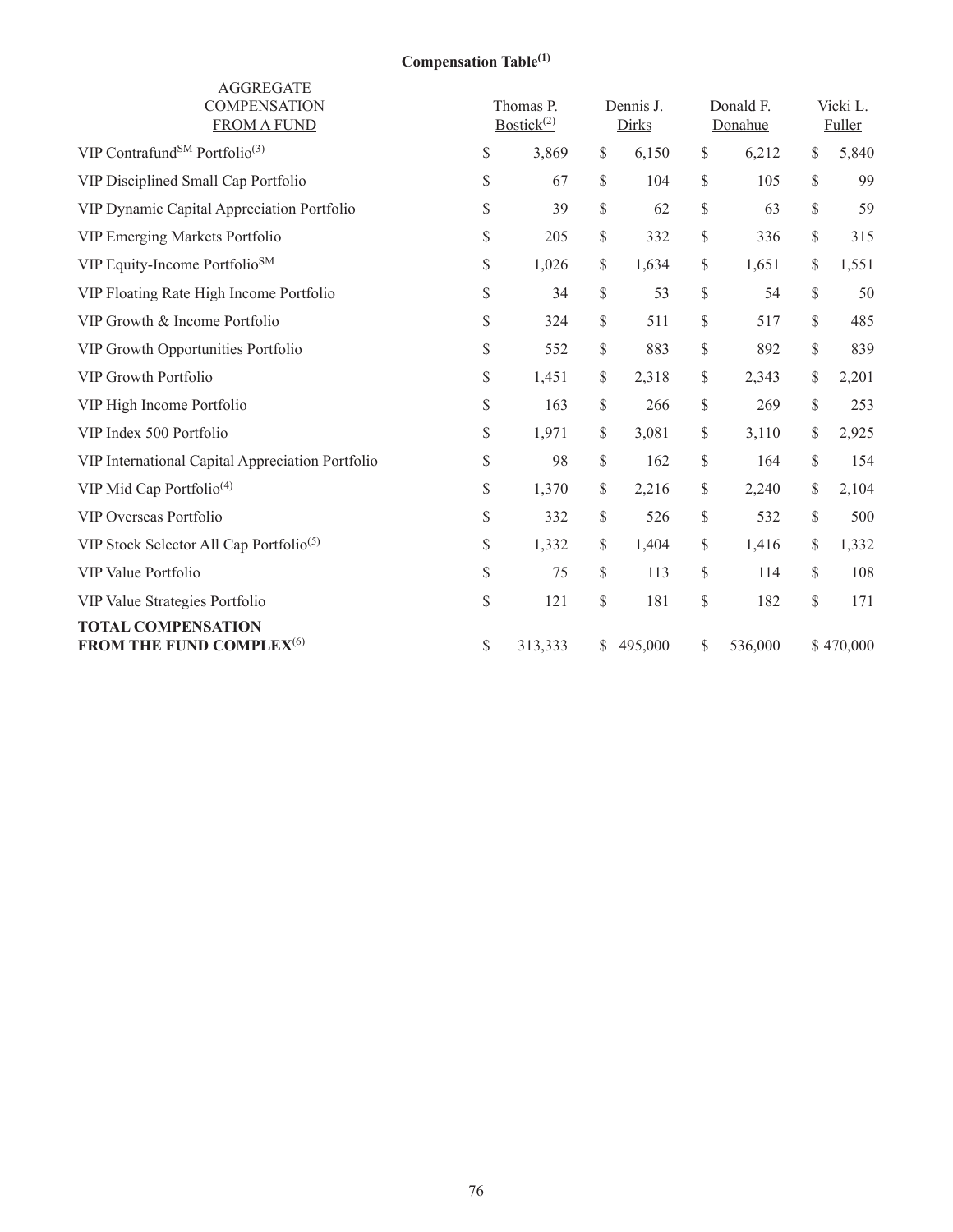**Compensation Table[1]**

| AGGREGATE COMPENSATION FROM A FUND | Thomas P. Bostick[2] | Dennis J. Dirks | Donald F. Donahue | Vicki L. Fuller |
|---|---|---|---|---|
| VIP Contrafund$^{SM}$ Portfolio[3] | $ 3,869 | $ 6,150 | $ 6,212 | $ 5,840 |
| VIP Disciplined Small Cap Portfolio | $ 67 | $ 104 | $ 105 | $ 99 |
| VIP Dynamic Capital Appreciation Portfolio | $ 39 | $ 62 | $ 63 | $ 59 |
| VIP Emerging Markets Portfolio | $ 205 | $ 332 | $ 336 | $ 315 |
| VIP Equity-Income Portfolio$^{SM}$ | $ 1,026 | $ 1,634 | $ 1,651 | $ 1,551 |
| VIP Floating Rate High Income Portfolio | $ 34 | $ 53 | $ 54 | $ 50 |
| VIP Growth & Income Portfolio | $ 324 | $ 511 | $ 517 | $ 485 |
| VIP Growth Opportunities Portfolio | $ 552 | $ 883 | $ 892 | $ 839 |
| VIP Growth Portfolio | $ 1,451 | $ 2,318 | $ 2,343 | $ 2,201 |
| VIP High Income Portfolio | $ 163 | $ 266 | $ 269 | $ 253 |
| VIP Index 500 Portfolio | $ 1,971 | $ 3,081 | $ 3,110 | $ 2,925 |
| VIP International Capital Appreciation Portfolio | $ 98 | $ 162 | $ 164 | $ 154 |
| VIP Mid Cap Portfolio[4] | $ 1,370 | $ 2,216 | $ 2,240 | $ 2,104 |
| VIP Overseas Portfolio | $ 332 | $ 526 | $ 532 | $ 500 |
| VIP Stock Selector All Cap Portfolio[5] | $ 1,332 | $ 1,404 | $ 1,416 | $ 1,332 |
| VIP Value Portfolio | $ 75 | $ 113 | $ 114 | $ 108 |
| VIP Value Strategies Portfolio | $ 121 | $ 181 | $ 182 | $ 171 |
| **TOTAL COMPENSATION FROM THE FUND COMPLEX[6]** | $ 313,333 | $ 495,000 | $ 536,000 | $ 470,000 |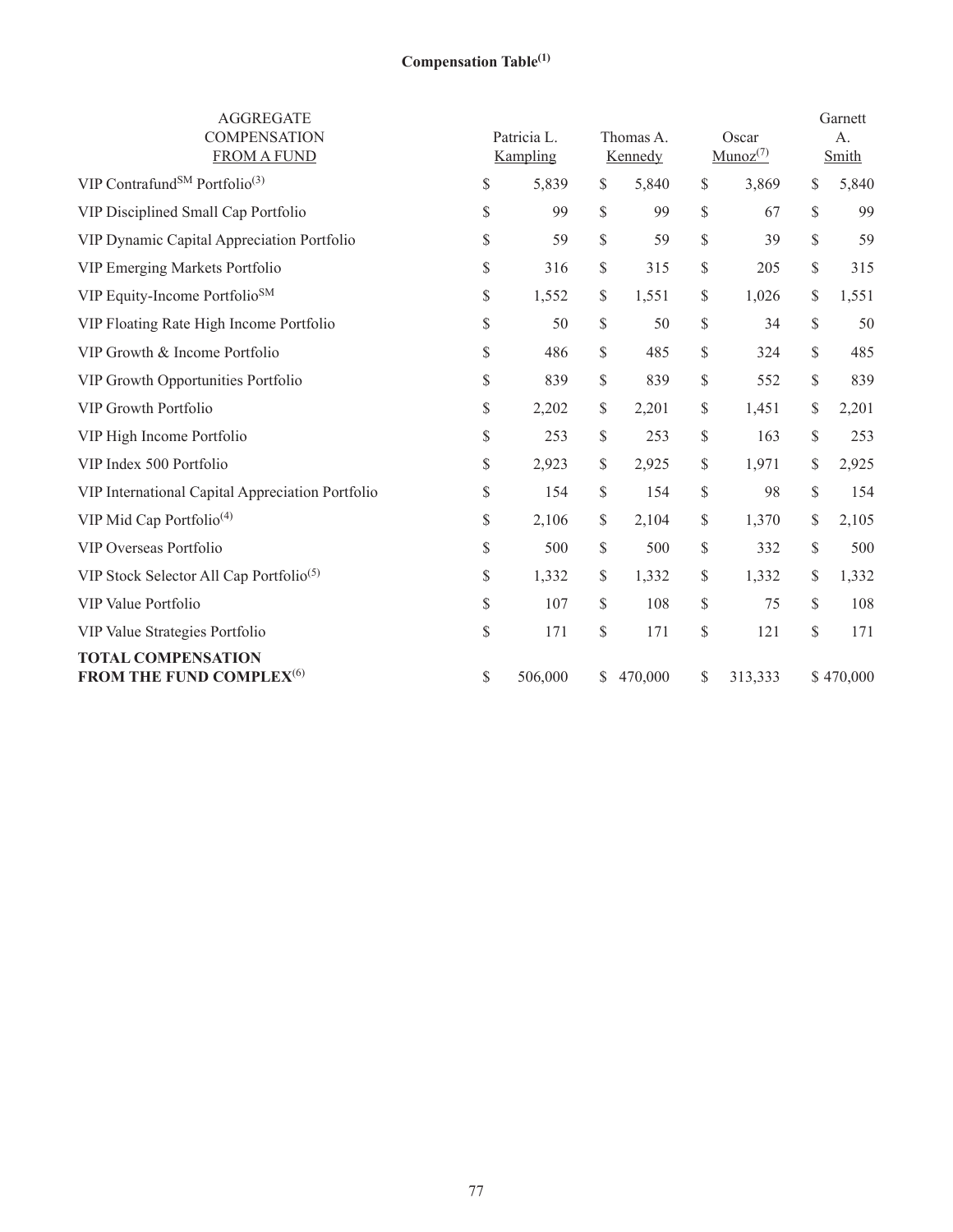**Compensation Table[1]**

| AGGREGATE COMPENSATION FROM A FUND | Patricia L. Kampling | Thomas A. Kennedy | Oscar Munoz[7] | Garnett A. Smith |
|---|---|---|---|---|
| VIP Contrafund[SM] Portfolio[3] | $ 5,839 | $ 5,840 | $ 3,869 | $ 5,840 |
| VIP Disciplined Small Cap Portfolio | $ 99 | $ 99 | $ 67 | $ 99 |
| VIP Dynamic Capital Appreciation Portfolio | $ 59 | $ 59 | $ 39 | $ 59 |
| VIP Emerging Markets Portfolio | $ 316 | $ 315 | $ 205 | $ 315 |
| VIP Equity-Income Portfolio[SM] | $ 1,552 | $ 1,551 | $ 1,026 | $ 1,551 |
| VIP Floating Rate High Income Portfolio | $ 50 | $ 50 | $ 34 | $ 50 |
| VIP Growth & Income Portfolio | $ 486 | $ 485 | $ 324 | $ 485 |
| VIP Growth Opportunities Portfolio | $ 839 | $ 839 | $ 552 | $ 839 |
| VIP Growth Portfolio | $ 2,202 | $ 2,201 | $ 1,451 | $ 2,201 |
| VIP High Income Portfolio | $ 253 | $ 253 | $ 163 | $ 253 |
| VIP Index 500 Portfolio | $ 2,923 | $ 2,925 | $ 1,971 | $ 2,925 |
| VIP International Capital Appreciation Portfolio | $ 154 | $ 154 | $ 98 | $ 154 |
| VIP Mid Cap Portfolio[4] | $ 2,106 | $ 2,104 | $ 1,370 | $ 2,105 |
| VIP Overseas Portfolio | $ 500 | $ 500 | $ 332 | $ 500 |
| VIP Stock Selector All Cap Portfolio[5] | $ 1,332 | $ 1,332 | $ 1,332 | $ 1,332 |
| VIP Value Portfolio | $ 107 | $ 108 | $ 75 | $ 108 |
| VIP Value Strategies Portfolio | $ 171 | $ 171 | $ 121 | $ 171 |
| **TOTAL COMPENSATION FROM THE FUND COMPLEX**[6] | $ 506,000 | $ 470,000 | $ 313,333 | $ 470,000 |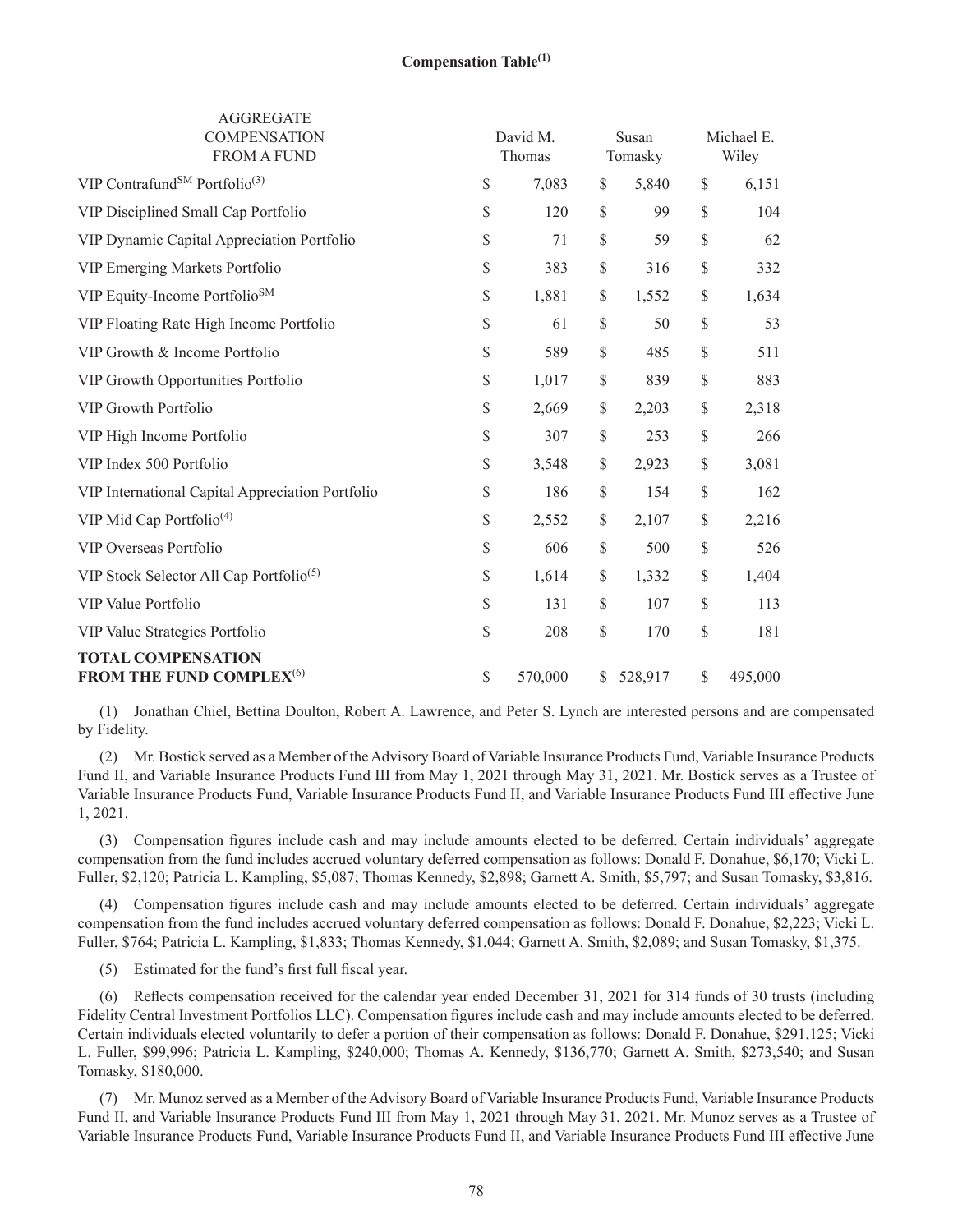**Compensation Table[1]**

| AGGREGATE COMPENSATION FROM A FUND | David M. Thomas | Susan Tomasky | Michael E. Wiley |
|---|---|---|---|
| VIP Contrafund[SM] Portfolio[3] | $ 7,083 | $ 5,840 | $ 6,151 |
| VIP Disciplined Small Cap Portfolio | $ 120 | $ 99 | $ 104 |
| VIP Dynamic Capital Appreciation Portfolio | $ 71 | $ 59 | $ 62 |
| VIP Emerging Markets Portfolio | $ 383 | $ 316 | $ 332 |
| VIP Equity-Income Portfolio[SM] | $ 1,881 | $ 1,552 | $ 1,634 |
| VIP Floating Rate High Income Portfolio | $ 61 | $ 50 | $ 53 |
| VIP Growth & Income Portfolio | $ 589 | $ 485 | $ 511 |
| VIP Growth Opportunities Portfolio | $ 1,017 | $ 839 | $ 883 |
| VIP Growth Portfolio | $ 2,669 | $ 2,203 | $ 2,318 |
| VIP High Income Portfolio | $ 307 | $ 253 | $ 266 |
| VIP Index 500 Portfolio | $ 3,548 | $ 2,923 | $ 3,081 |
| VIP International Capital Appreciation Portfolio | $ 186 | $ 154 | $ 162 |
| VIP Mid Cap Portfolio[4] | $ 2,552 | $ 2,107 | $ 2,216 |
| VIP Overseas Portfolio | $ 606 | $ 500 | $ 526 |
| VIP Stock Selector All Cap Portfolio[5] | $ 1,614 | $ 1,332 | $ 1,404 |
| VIP Value Portfolio | $ 131 | $ 107 | $ 113 |
| VIP Value Strategies Portfolio | $ 208 | $ 170 | $ 181 |
| **TOTAL COMPENSATION FROM THE FUND COMPLEX[6]** | $ 570,000 | $ 528,917 | $ 495,000 |

(1) Jonathan Chiel, Bettina Doulton, Robert A. Lawrence, and Peter S. Lynch are interested persons and are compensated by Fidelity.

(2) Mr. Bostick served as a Member of the Advisory Board of Variable Insurance Products Fund, Variable Insurance Products Fund II, and Variable Insurance Products Fund III from May 1, 2021 through May 31, 2021. Mr. Bostick serves as a Trustee of Variable Insurance Products Fund, Variable Insurance Products Fund II, and Variable Insurance Products Fund III effective June 1, 2021.

(3) Compensation figures include cash and may include amounts elected to be deferred. Certain individuals' aggregate compensation from the fund includes accrued voluntary deferred compensation as follows: Donald F. Donahue, $6,170; Vicki L. Fuller, $2,120; Patricia L. Kampling, $5,087; Thomas Kennedy, $2,898; Garnett A. Smith, $5,797; and Susan Tomasky, $3,816.

(4) Compensation figures include cash and may include amounts elected to be deferred. Certain individuals' aggregate compensation from the fund includes accrued voluntary deferred compensation as follows: Donald F. Donahue, $2,223; Vicki L. Fuller, $764; Patricia L. Kampling, $1,833; Thomas Kennedy, $1,044; Garnett A. Smith, $2,089; and Susan Tomasky, $1,375.

(5) Estimated for the fund's first full fiscal year.

(6) Reflects compensation received for the calendar year ended December 31, 2021 for 314 funds of 30 trusts (including Fidelity Central Investment Portfolios LLC). Compensation figures include cash and may include amounts elected to be deferred. Certain individuals elected voluntarily to defer a portion of their compensation as follows: Donald F. Donahue, $291,125; Vicki L. Fuller, $99,996; Patricia L. Kampling, $240,000; Thomas A. Kennedy, $136,770; Garnett A. Smith, $273,540; and Susan Tomasky, $180,000.

(7) Mr. Munoz served as a Member of the Advisory Board of Variable Insurance Products Fund, Variable Insurance Products Fund II, and Variable Insurance Products Fund III from May 1, 2021 through May 31, 2021. Mr. Munoz serves as a Trustee of Variable Insurance Products Fund, Variable Insurance Products Fund II, and Variable Insurance Products Fund III effective June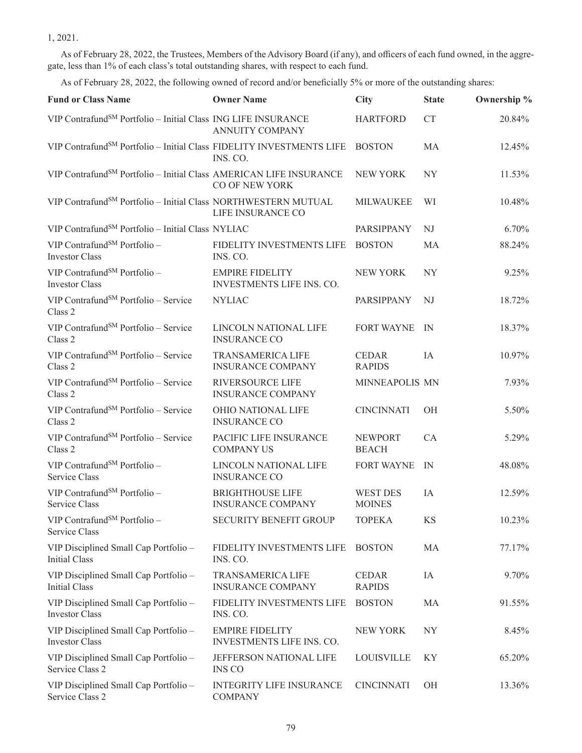1, 2021.

As of February 28, 2022, the Trustees, Members of the Advisory Board (if any), and officers of each fund owned, in the aggregate, less than 1% of each class's total outstanding shares, with respect to each fund.

As of February 28, 2022, the following owned of record and/or beneficially 5% or more of the outstanding shares:

| Fund or Class Name | Owner Name | City | State | Ownership % |
|---|---|---|---|---|
| VIP Contrafund$^{SM}$ Portfolio – Initial Class | ING LIFE INSURANCE ANNUITY COMPANY | HARTFORD | CT | 20.84% |
| VIP Contrafund$^{SM}$ Portfolio – Initial Class | FIDELITY INVESTMENTS LIFE INS. CO. | BOSTON | MA | 12.45% |
| VIP Contrafund$^{SM}$ Portfolio – Initial Class | AMERICAN LIFE INSURANCE CO OF NEW YORK | NEW YORK | NY | 11.53% |
| VIP Contrafund$^{SM}$ Portfolio – Initial Class | NORTHWESTERN MUTUAL LIFE INSURANCE CO | MILWAUKEE | WI | 10.48% |
| VIP Contrafund$^{SM}$ Portfolio – Initial Class | NYLIAC | PARSIPPANY | NJ | 6.70% |
| VIP Contrafund$^{SM}$ Portfolio – Investor Class | FIDELITY INVESTMENTS LIFE INS. CO. | BOSTON | MA | 88.24% |
| VIP Contrafund$^{SM}$ Portfolio – Investor Class | EMPIRE FIDELITY INVESTMENTS LIFE INS. CO. | NEW YORK | NY | 9.25% |
| VIP Contrafund$^{SM}$ Portfolio – Service Class 2 | NYLIAC | PARSIPPANY | NJ | 18.72% |
| VIP Contrafund$^{SM}$ Portfolio – Service Class 2 | LINCOLN NATIONAL LIFE INSURANCE CO | FORT WAYNE | IN | 18.37% |
| VIP Contrafund$^{SM}$ Portfolio – Service Class 2 | TRANSAMERICA LIFE INSURANCE COMPANY | CEDAR RAPIDS | IA | 10.97% |
| VIP Contrafund$^{SM}$ Portfolio – Service Class 2 | RIVERSOURCE LIFE INSURANCE COMPANY | MINNEAPOLIS | MN | 7.93% |
| VIP Contrafund$^{SM}$ Portfolio – Service Class 2 | OHIO NATIONAL LIFE INSURANCE CO | CINCINNATI | OH | 5.50% |
| VIP Contrafund$^{SM}$ Portfolio – Service Class 2 | PACIFIC LIFE INSURANCE COMPANY US | NEWPORT BEACH | CA | 5.29% |
| VIP Contrafund$^{SM}$ Portfolio – Service Class | LINCOLN NATIONAL LIFE INSURANCE CO | FORT WAYNE | IN | 48.08% |
| VIP Contrafund$^{SM}$ Portfolio – Service Class | BRIGHTHOUSE LIFE INSURANCE COMPANY | WEST DES MOINES | IA | 12.59% |
| VIP Contrafund$^{SM}$ Portfolio – Service Class | SECURITY BENEFIT GROUP | TOPEKA | KS | 10.23% |
| VIP Disciplined Small Cap Portfolio – Initial Class | FIDELITY INVESTMENTS LIFE INS. CO. | BOSTON | MA | 77.17% |
| VIP Disciplined Small Cap Portfolio – Initial Class | TRANSAMERICA LIFE INSURANCE COMPANY | CEDAR RAPIDS | IA | 9.70% |
| VIP Disciplined Small Cap Portfolio – Investor Class | FIDELITY INVESTMENTS LIFE INS. CO. | BOSTON | MA | 91.55% |
| VIP Disciplined Small Cap Portfolio – Investor Class | EMPIRE FIDELITY INVESTMENTS LIFE INS. CO. | NEW YORK | NY | 8.45% |
| VIP Disciplined Small Cap Portfolio – Service Class 2 | JEFFERSON NATIONAL LIFE INS CO | LOUISVILLE | KY | 65.20% |
| VIP Disciplined Small Cap Portfolio – Service Class 2 | INTEGRITY LIFE INSURANCE COMPANY | CINCINNATI | OH | 13.36% |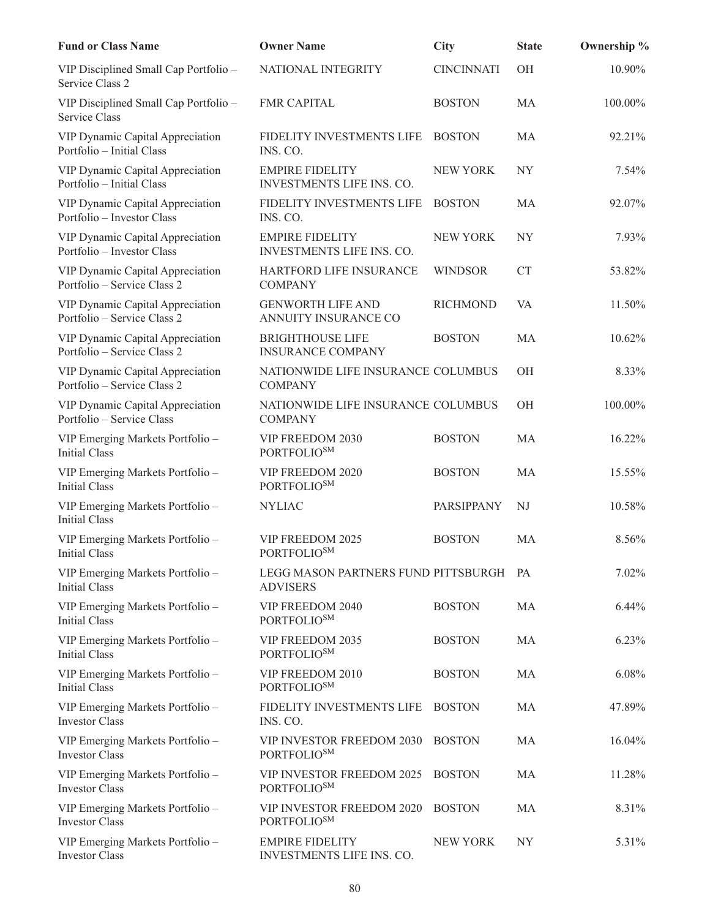| Fund or Class Name | Owner Name | City | State | Ownership % |
|---|---|---|---|---|
| VIP Disciplined Small Cap Portfolio – Service Class 2 | NATIONAL INTEGRITY | CINCINNATI | OH | 10.90% |
| VIP Disciplined Small Cap Portfolio – Service Class | FMR CAPITAL | BOSTON | MA | 100.00% |
| VIP Dynamic Capital Appreciation Portfolio – Initial Class | FIDELITY INVESTMENTS LIFE INS. CO. | BOSTON | MA | 92.21% |
| VIP Dynamic Capital Appreciation Portfolio – Initial Class | EMPIRE FIDELITY INVESTMENTS LIFE INS. CO. | NEW YORK | NY | 7.54% |
| VIP Dynamic Capital Appreciation Portfolio – Investor Class | FIDELITY INVESTMENTS LIFE INS. CO. | BOSTON | MA | 92.07% |
| VIP Dynamic Capital Appreciation Portfolio – Investor Class | EMPIRE FIDELITY INVESTMENTS LIFE INS. CO. | NEW YORK | NY | 7.93% |
| VIP Dynamic Capital Appreciation Portfolio – Service Class 2 | HARTFORD LIFE INSURANCE COMPANY | WINDSOR | CT | 53.82% |
| VIP Dynamic Capital Appreciation Portfolio – Service Class 2 | GENWORTH LIFE AND ANNUITY INSURANCE CO | RICHMOND | VA | 11.50% |
| VIP Dynamic Capital Appreciation Portfolio – Service Class 2 | BRIGHTHOUSE LIFE INSURANCE COMPANY | BOSTON | MA | 10.62% |
| VIP Dynamic Capital Appreciation Portfolio – Service Class 2 | NATIONWIDE LIFE INSURANCE COMPANY | COLUMBUS | OH | 8.33% |
| VIP Dynamic Capital Appreciation Portfolio – Service Class | NATIONWIDE LIFE INSURANCE COMPANY | COLUMBUS | OH | 100.00% |
| VIP Emerging Markets Portfolio – Initial Class | VIP FREEDOM 2030 PORTFOLIO℠ | BOSTON | MA | 16.22% |
| VIP Emerging Markets Portfolio – Initial Class | VIP FREEDOM 2020 PORTFOLIO℠ | BOSTON | MA | 15.55% |
| VIP Emerging Markets Portfolio – Initial Class | NYLIAC | PARSIPPANY | NJ | 10.58% |
| VIP Emerging Markets Portfolio – Initial Class | VIP FREEDOM 2025 PORTFOLIO℠ | BOSTON | MA | 8.56% |
| VIP Emerging Markets Portfolio – Initial Class | LEGG MASON PARTNERS FUND ADVISERS | PITTSBURGH | PA | 7.02% |
| VIP Emerging Markets Portfolio – Initial Class | VIP FREEDOM 2040 PORTFOLIO℠ | BOSTON | MA | 6.44% |
| VIP Emerging Markets Portfolio – Initial Class | VIP FREEDOM 2035 PORTFOLIO℠ | BOSTON | MA | 6.23% |
| VIP Emerging Markets Portfolio – Initial Class | VIP FREEDOM 2010 PORTFOLIO℠ | BOSTON | MA | 6.08% |
| VIP Emerging Markets Portfolio – Investor Class | FIDELITY INVESTMENTS LIFE INS. CO. | BOSTON | MA | 47.89% |
| VIP Emerging Markets Portfolio – Investor Class | VIP INVESTOR FREEDOM 2030 PORTFOLIO℠ | BOSTON | MA | 16.04% |
| VIP Emerging Markets Portfolio – Investor Class | VIP INVESTOR FREEDOM 2025 PORTFOLIO℠ | BOSTON | MA | 11.28% |
| VIP Emerging Markets Portfolio – Investor Class | VIP INVESTOR FREEDOM 2020 PORTFOLIO℠ | BOSTON | MA | 8.31% |
| VIP Emerging Markets Portfolio – Investor Class | EMPIRE FIDELITY INVESTMENTS LIFE INS. CO. | NEW YORK | NY | 5.31% |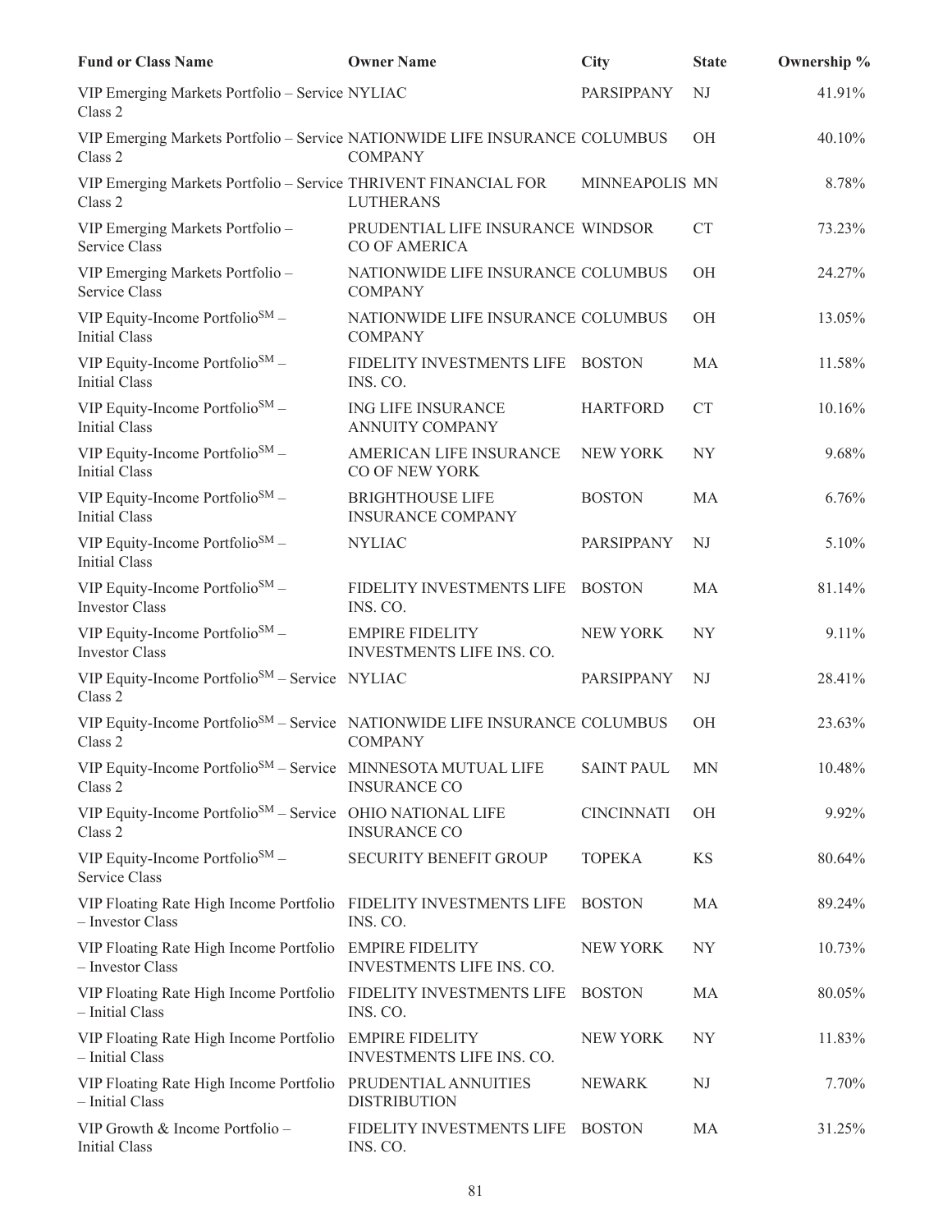| Fund or Class Name | Owner Name | City | State | Ownership % |
| --- | --- | --- | --- | --- |
| VIP Emerging Markets Portfolio – Service Class 2 | NYLIAC | PARSIPPANY | NJ | 41.91% |
| VIP Emerging Markets Portfolio – Service Class 2 | NATIONWIDE LIFE INSURANCE COMPANY | COLUMBUS | OH | 40.10% |
| VIP Emerging Markets Portfolio – Service Class 2 | THRIVENT FINANCIAL FOR LUTHERANS | MINNEAPOLIS | MN | 8.78% |
| VIP Emerging Markets Portfolio – Service Class | PRUDENTIAL LIFE INSURANCE CO OF AMERICA | WINDSOR | CT | 73.23% |
| VIP Emerging Markets Portfolio – Service Class | NATIONWIDE LIFE INSURANCE COMPANY | COLUMBUS | OH | 24.27% |
| VIP Equity-Income Portfolio$^{SM}$ – Initial Class | NATIONWIDE LIFE INSURANCE COMPANY | COLUMBUS | OH | 13.05% |
| VIP Equity-Income Portfolio$^{SM}$ – Initial Class | FIDELITY INVESTMENTS LIFE INS. CO. | BOSTON | MA | 11.58% |
| VIP Equity-Income Portfolio$^{SM}$ – Initial Class | ING LIFE INSURANCE ANNUITY COMPANY | HARTFORD | CT | 10.16% |
| VIP Equity-Income Portfolio$^{SM}$ – Initial Class | AMERICAN LIFE INSURANCE CO OF NEW YORK | NEW YORK | NY | 9.68% |
| VIP Equity-Income Portfolio$^{SM}$ – Initial Class | BRIGHTHOUSE LIFE INSURANCE COMPANY | BOSTON | MA | 6.76% |
| VIP Equity-Income Portfolio$^{SM}$ – Initial Class | NYLIAC | PARSIPPANY | NJ | 5.10% |
| VIP Equity-Income Portfolio$^{SM}$ – Investor Class | FIDELITY INVESTMENTS LIFE INS. CO. | BOSTON | MA | 81.14% |
| VIP Equity-Income Portfolio$^{SM}$ – Investor Class | EMPIRE FIDELITY INVESTMENTS LIFE INS. CO. | NEW YORK | NY | 9.11% |
| VIP Equity-Income Portfolio$^{SM}$ – Service Class 2 | NYLIAC | PARSIPPANY | NJ | 28.41% |
| VIP Equity-Income Portfolio$^{SM}$ – Service Class 2 | NATIONWIDE LIFE INSURANCE COMPANY | COLUMBUS | OH | 23.63% |
| VIP Equity-Income Portfolio$^{SM}$ – Service Class 2 | MINNESOTA MUTUAL LIFE INSURANCE CO | SAINT PAUL | MN | 10.48% |
| VIP Equity-Income Portfolio$^{SM}$ – Service Class 2 | OHIO NATIONAL LIFE INSURANCE CO | CINCINNATI | OH | 9.92% |
| VIP Equity-Income Portfolio$^{SM}$ – Service Class | SECURITY BENEFIT GROUP | TOPEKA | KS | 80.64% |
| VIP Floating Rate High Income Portfolio – Investor Class | FIDELITY INVESTMENTS LIFE INS. CO. | BOSTON | MA | 89.24% |
| VIP Floating Rate High Income Portfolio – Investor Class | EMPIRE FIDELITY INVESTMENTS LIFE INS. CO. | NEW YORK | NY | 10.73% |
| VIP Floating Rate High Income Portfolio – Initial Class | FIDELITY INVESTMENTS LIFE INS. CO. | BOSTON | MA | 80.05% |
| VIP Floating Rate High Income Portfolio – Initial Class | EMPIRE FIDELITY INVESTMENTS LIFE INS. CO. | NEW YORK | NY | 11.83% |
| VIP Floating Rate High Income Portfolio – Initial Class | PRUDENTIAL ANNUITIES DISTRIBUTION | NEWARK | NJ | 7.70% |
| VIP Growth & Income Portfolio – Initial Class | FIDELITY INVESTMENTS LIFE INS. CO. | BOSTON | MA | 31.25% |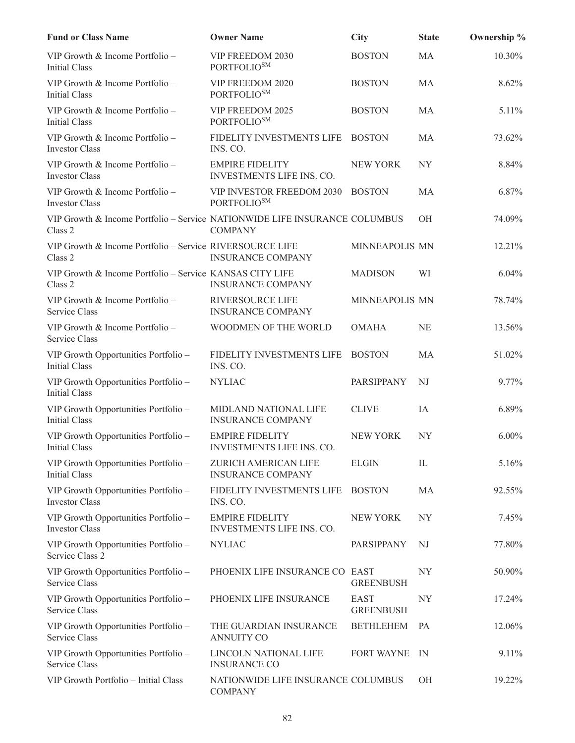| Fund or Class Name | Owner Name | City | State | Ownership % |
|---|---|---|---|---|
| VIP Growth & Income Portfolio – Initial Class | VIP FREEDOM 2030 PORTFOLIO℠ | BOSTON | MA | 10.30% |
| VIP Growth & Income Portfolio – Initial Class | VIP FREEDOM 2020 PORTFOLIO℠ | BOSTON | MA | 8.62% |
| VIP Growth & Income Portfolio – Initial Class | VIP FREEDOM 2025 PORTFOLIO℠ | BOSTON | MA | 5.11% |
| VIP Growth & Income Portfolio – Investor Class | FIDELITY INVESTMENTS LIFE INS. CO. | BOSTON | MA | 73.62% |
| VIP Growth & Income Portfolio – Investor Class | EMPIRE FIDELITY INVESTMENTS LIFE INS. CO. | NEW YORK | NY | 8.84% |
| VIP Growth & Income Portfolio – Investor Class | VIP INVESTOR FREEDOM 2030 PORTFOLIO℠ | BOSTON | MA | 6.87% |
| VIP Growth & Income Portfolio – Service Class 2 | NATIONWIDE LIFE INSURANCE COMPANY | COLUMBUS | OH | 74.09% |
| VIP Growth & Income Portfolio – Service Class 2 | RIVERSOURCE LIFE INSURANCE COMPANY | MINNEAPOLIS | MN | 12.21% |
| VIP Growth & Income Portfolio – Service Class 2 | KANSAS CITY LIFE INSURANCE COMPANY | MADISON | WI | 6.04% |
| VIP Growth & Income Portfolio – Service Class | RIVERSOURCE LIFE INSURANCE COMPANY | MINNEAPOLIS | MN | 78.74% |
| VIP Growth & Income Portfolio – Service Class | WOODMEN OF THE WORLD | OMAHA | NE | 13.56% |
| VIP Growth Opportunities Portfolio – Initial Class | FIDELITY INVESTMENTS LIFE INS. CO. | BOSTON | MA | 51.02% |
| VIP Growth Opportunities Portfolio – Initial Class | NYLIAC | PARSIPPANY | NJ | 9.77% |
| VIP Growth Opportunities Portfolio – Initial Class | MIDLAND NATIONAL LIFE INSURANCE COMPANY | CLIVE | IA | 6.89% |
| VIP Growth Opportunities Portfolio – Initial Class | EMPIRE FIDELITY INVESTMENTS LIFE INS. CO. | NEW YORK | NY | 6.00% |
| VIP Growth Opportunities Portfolio – Initial Class | ZURICH AMERICAN LIFE INSURANCE COMPANY | ELGIN | IL | 5.16% |
| VIP Growth Opportunities Portfolio – Investor Class | FIDELITY INVESTMENTS LIFE INS. CO. | BOSTON | MA | 92.55% |
| VIP Growth Opportunities Portfolio – Investor Class | EMPIRE FIDELITY INVESTMENTS LIFE INS. CO. | NEW YORK | NY | 7.45% |
| VIP Growth Opportunities Portfolio – Service Class 2 | NYLIAC | PARSIPPANY | NJ | 77.80% |
| VIP Growth Opportunities Portfolio – Service Class | PHOENIX LIFE INSURANCE CO | EAST GREENBUSH | NY | 50.90% |
| VIP Growth Opportunities Portfolio – Service Class | PHOENIX LIFE INSURANCE | EAST GREENBUSH | NY | 17.24% |
| VIP Growth Opportunities Portfolio – Service Class | THE GUARDIAN INSURANCE ANNUITY CO | BETHLEHEM | PA | 12.06% |
| VIP Growth Opportunities Portfolio – Service Class | LINCOLN NATIONAL LIFE INSURANCE CO | FORT WAYNE | IN | 9.11% |
| VIP Growth Portfolio – Initial Class | NATIONWIDE LIFE INSURANCE COMPANY | COLUMBUS | OH | 19.22% |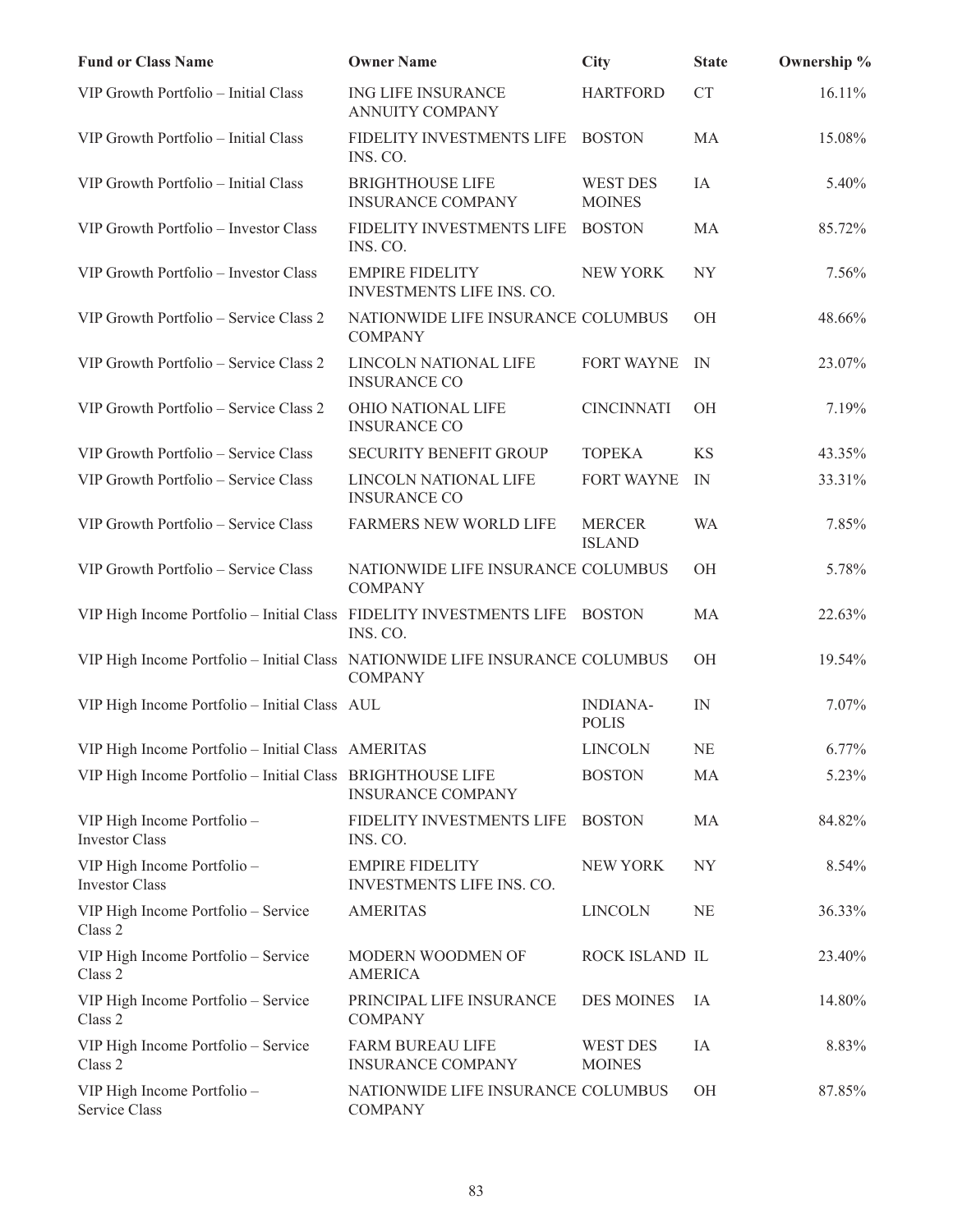| Fund or Class Name | Owner Name | City | State | Ownership % |
|---|---|---|---|---|
| VIP Growth Portfolio – Initial Class | ING LIFE INSURANCE ANNUITY COMPANY | HARTFORD | CT | 16.11% |
| VIP Growth Portfolio – Initial Class | FIDELITY INVESTMENTS LIFE INS. CO. | BOSTON | MA | 15.08% |
| VIP Growth Portfolio – Initial Class | BRIGHTHOUSE LIFE INSURANCE COMPANY | WEST DES MOINES | IA | 5.40% |
| VIP Growth Portfolio – Investor Class | FIDELITY INVESTMENTS LIFE INS. CO. | BOSTON | MA | 85.72% |
| VIP Growth Portfolio – Investor Class | EMPIRE FIDELITY INVESTMENTS LIFE INS. CO. | NEW YORK | NY | 7.56% |
| VIP Growth Portfolio – Service Class 2 | NATIONWIDE LIFE INSURANCE COMPANY | COLUMBUS | OH | 48.66% |
| VIP Growth Portfolio – Service Class 2 | LINCOLN NATIONAL LIFE INSURANCE CO | FORT WAYNE | IN | 23.07% |
| VIP Growth Portfolio – Service Class 2 | OHIO NATIONAL LIFE INSURANCE CO | CINCINNATI | OH | 7.19% |
| VIP Growth Portfolio – Service Class | SECURITY BENEFIT GROUP | TOPEKA | KS | 43.35% |
| VIP Growth Portfolio – Service Class | LINCOLN NATIONAL LIFE INSURANCE CO | FORT WAYNE | IN | 33.31% |
| VIP Growth Portfolio – Service Class | FARMERS NEW WORLD LIFE | MERCER ISLAND | WA | 7.85% |
| VIP Growth Portfolio – Service Class | NATIONWIDE LIFE INSURANCE COMPANY | COLUMBUS | OH | 5.78% |
| VIP High Income Portfolio – Initial Class | FIDELITY INVESTMENTS LIFE INS. CO. | BOSTON | MA | 22.63% |
| VIP High Income Portfolio – Initial Class | NATIONWIDE LIFE INSURANCE COMPANY | COLUMBUS | OH | 19.54% |
| VIP High Income Portfolio – Initial Class | AUL | INDIANA-POLIS | IN | 7.07% |
| VIP High Income Portfolio – Initial Class | AMERITAS | LINCOLN | NE | 6.77% |
| VIP High Income Portfolio – Initial Class | BRIGHTHOUSE LIFE INSURANCE COMPANY | BOSTON | MA | 5.23% |
| VIP High Income Portfolio – Investor Class | FIDELITY INVESTMENTS LIFE INS. CO. | BOSTON | MA | 84.82% |
| VIP High Income Portfolio – Investor Class | EMPIRE FIDELITY INVESTMENTS LIFE INS. CO. | NEW YORK | NY | 8.54% |
| VIP High Income Portfolio – Service Class 2 | AMERITAS | LINCOLN | NE | 36.33% |
| VIP High Income Portfolio – Service Class 2 | MODERN WOODMEN OF AMERICA | ROCK ISLAND | IL | 23.40% |
| VIP High Income Portfolio – Service Class 2 | PRINCIPAL LIFE INSURANCE COMPANY | DES MOINES | IA | 14.80% |
| VIP High Income Portfolio – Service Class 2 | FARM BUREAU LIFE INSURANCE COMPANY | WEST DES MOINES | IA | 8.83% |
| VIP High Income Portfolio – Service Class | NATIONWIDE LIFE INSURANCE COMPANY | COLUMBUS | OH | 87.85% |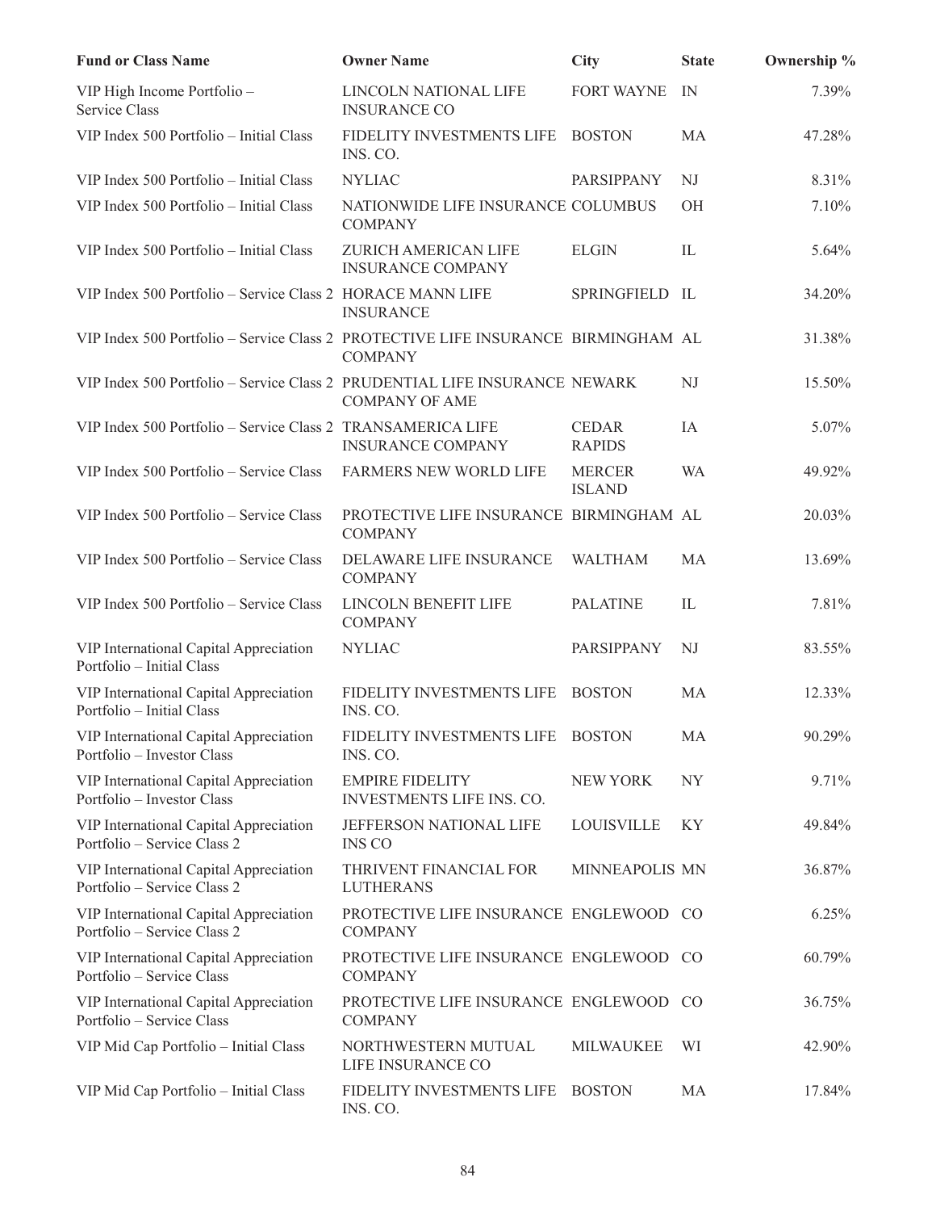| Fund or Class Name | Owner Name | City | State | Ownership % |
|---|---|---|---|---|
| VIP High Income Portfolio – Service Class | LINCOLN NATIONAL LIFE INSURANCE CO | FORT WAYNE | IN | 7.39% |
| VIP Index 500 Portfolio – Initial Class | FIDELITY INVESTMENTS LIFE INS. CO. | BOSTON | MA | 47.28% |
| VIP Index 500 Portfolio – Initial Class | NYLIAC | PARSIPPANY | NJ | 8.31% |
| VIP Index 500 Portfolio – Initial Class | NATIONWIDE LIFE INSURANCE COMPANY | COLUMBUS | OH | 7.10% |
| VIP Index 500 Portfolio – Initial Class | ZURICH AMERICAN LIFE INSURANCE COMPANY | ELGIN | IL | 5.64% |
| VIP Index 500 Portfolio – Service Class 2 | HORACE MANN LIFE INSURANCE | SPRINGFIELD | IL | 34.20% |
| VIP Index 500 Portfolio – Service Class 2 | PROTECTIVE LIFE INSURANCE COMPANY | BIRMINGHAM | AL | 31.38% |
| VIP Index 500 Portfolio – Service Class 2 | PRUDENTIAL LIFE INSURANCE COMPANY OF AME | NEWARK | NJ | 15.50% |
| VIP Index 500 Portfolio – Service Class 2 | TRANSAMERICA LIFE INSURANCE COMPANY | CEDAR RAPIDS | IA | 5.07% |
| VIP Index 500 Portfolio – Service Class | FARMERS NEW WORLD LIFE | MERCER ISLAND | WA | 49.92% |
| VIP Index 500 Portfolio – Service Class | PROTECTIVE LIFE INSURANCE COMPANY | BIRMINGHAM | AL | 20.03% |
| VIP Index 500 Portfolio – Service Class | DELAWARE LIFE INSURANCE COMPANY | WALTHAM | MA | 13.69% |
| VIP Index 500 Portfolio – Service Class | LINCOLN BENEFIT LIFE COMPANY | PALATINE | IL | 7.81% |
| VIP International Capital Appreciation Portfolio – Initial Class | NYLIAC | PARSIPPANY | NJ | 83.55% |
| VIP International Capital Appreciation Portfolio – Initial Class | FIDELITY INVESTMENTS LIFE INS. CO. | BOSTON | MA | 12.33% |
| VIP International Capital Appreciation Portfolio – Investor Class | FIDELITY INVESTMENTS LIFE INS. CO. | BOSTON | MA | 90.29% |
| VIP International Capital Appreciation Portfolio – Investor Class | EMPIRE FIDELITY INVESTMENTS LIFE INS. CO. | NEW YORK | NY | 9.71% |
| VIP International Capital Appreciation Portfolio – Service Class 2 | JEFFERSON NATIONAL LIFE INS CO | LOUISVILLE | KY | 49.84% |
| VIP International Capital Appreciation Portfolio – Service Class 2 | THRIVENT FINANCIAL FOR LUTHERANS | MINNEAPOLIS | MN | 36.87% |
| VIP International Capital Appreciation Portfolio – Service Class 2 | PROTECTIVE LIFE INSURANCE COMPANY | ENGLEWOOD | CO | 6.25% |
| VIP International Capital Appreciation Portfolio – Service Class | PROTECTIVE LIFE INSURANCE COMPANY | ENGLEWOOD | CO | 60.79% |
| VIP International Capital Appreciation Portfolio – Service Class | PROTECTIVE LIFE INSURANCE COMPANY | ENGLEWOOD | CO | 36.75% |
| VIP Mid Cap Portfolio – Initial Class | NORTHWESTERN MUTUAL LIFE INSURANCE CO | MILWAUKEE | WI | 42.90% |
| VIP Mid Cap Portfolio – Initial Class | FIDELITY INVESTMENTS LIFE INS. CO. | BOSTON | MA | 17.84% |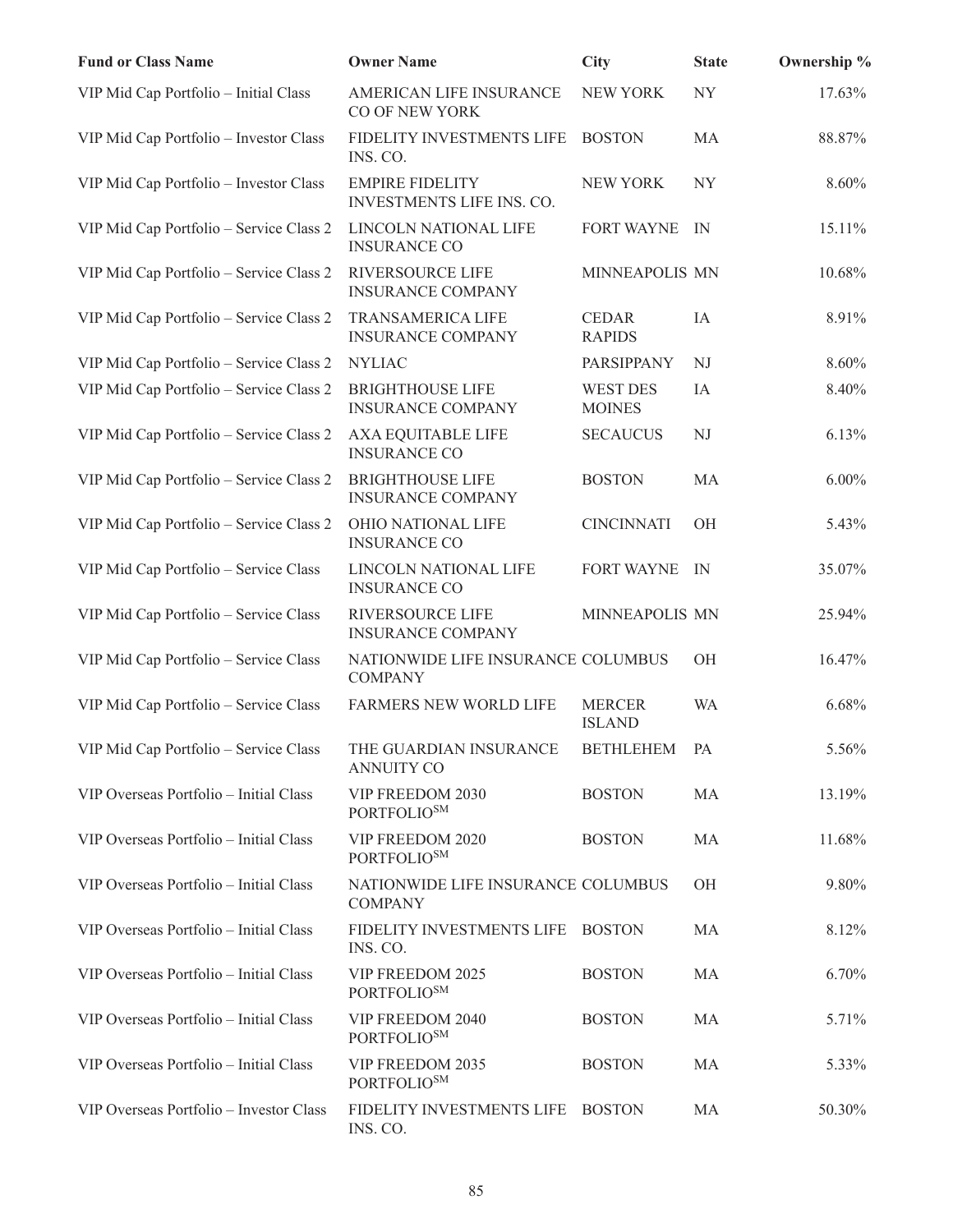| Fund or Class Name | Owner Name | City | State | Ownership % |
|---|---|---|---|---|
| VIP Mid Cap Portfolio – Initial Class | AMERICAN LIFE INSURANCE CO OF NEW YORK | NEW YORK | NY | 17.63% |
| VIP Mid Cap Portfolio – Investor Class | FIDELITY INVESTMENTS LIFE INS. CO. | BOSTON | MA | 88.87% |
| VIP Mid Cap Portfolio – Investor Class | EMPIRE FIDELITY INVESTMENTS LIFE INS. CO. | NEW YORK | NY | 8.60% |
| VIP Mid Cap Portfolio – Service Class 2 | LINCOLN NATIONAL LIFE INSURANCE CO | FORT WAYNE | IN | 15.11% |
| VIP Mid Cap Portfolio – Service Class 2 | RIVERSOURCE LIFE INSURANCE COMPANY | MINNEAPOLIS | MN | 10.68% |
| VIP Mid Cap Portfolio – Service Class 2 | TRANSAMERICA LIFE INSURANCE COMPANY | CEDAR RAPIDS | IA | 8.91% |
| VIP Mid Cap Portfolio – Service Class 2 | NYLIAC | PARSIPPANY | NJ | 8.60% |
| VIP Mid Cap Portfolio – Service Class 2 | BRIGHTHOUSE LIFE INSURANCE COMPANY | WEST DES MOINES | IA | 8.40% |
| VIP Mid Cap Portfolio – Service Class 2 | AXA EQUITABLE LIFE INSURANCE CO | SECAUCUS | NJ | 6.13% |
| VIP Mid Cap Portfolio – Service Class 2 | BRIGHTHOUSE LIFE INSURANCE COMPANY | BOSTON | MA | 6.00% |
| VIP Mid Cap Portfolio – Service Class 2 | OHIO NATIONAL LIFE INSURANCE CO | CINCINNATI | OH | 5.43% |
| VIP Mid Cap Portfolio – Service Class | LINCOLN NATIONAL LIFE INSURANCE CO | FORT WAYNE | IN | 35.07% |
| VIP Mid Cap Portfolio – Service Class | RIVERSOURCE LIFE INSURANCE COMPANY | MINNEAPOLIS | MN | 25.94% |
| VIP Mid Cap Portfolio – Service Class | NATIONWIDE LIFE INSURANCE COMPANY | COLUMBUS | OH | 16.47% |
| VIP Mid Cap Portfolio – Service Class | FARMERS NEW WORLD LIFE | MERCER ISLAND | WA | 6.68% |
| VIP Mid Cap Portfolio – Service Class | THE GUARDIAN INSURANCE ANNUITY CO | BETHLEHEM | PA | 5.56% |
| VIP Overseas Portfolio – Initial Class | VIP FREEDOM 2030 PORTFOLIO[SM] | BOSTON | MA | 13.19% |
| VIP Overseas Portfolio – Initial Class | VIP FREEDOM 2020 PORTFOLIO[SM] | BOSTON | MA | 11.68% |
| VIP Overseas Portfolio – Initial Class | NATIONWIDE LIFE INSURANCE COMPANY | COLUMBUS | OH | 9.80% |
| VIP Overseas Portfolio – Initial Class | FIDELITY INVESTMENTS LIFE INS. CO. | BOSTON | MA | 8.12% |
| VIP Overseas Portfolio – Initial Class | VIP FREEDOM 2025 PORTFOLIO[SM] | BOSTON | MA | 6.70% |
| VIP Overseas Portfolio – Initial Class | VIP FREEDOM 2040 PORTFOLIO[SM] | BOSTON | MA | 5.71% |
| VIP Overseas Portfolio – Initial Class | VIP FREEDOM 2035 PORTFOLIO[SM] | BOSTON | MA | 5.33% |
| VIP Overseas Portfolio – Investor Class | FIDELITY INVESTMENTS LIFE INS. CO. | BOSTON | MA | 50.30% |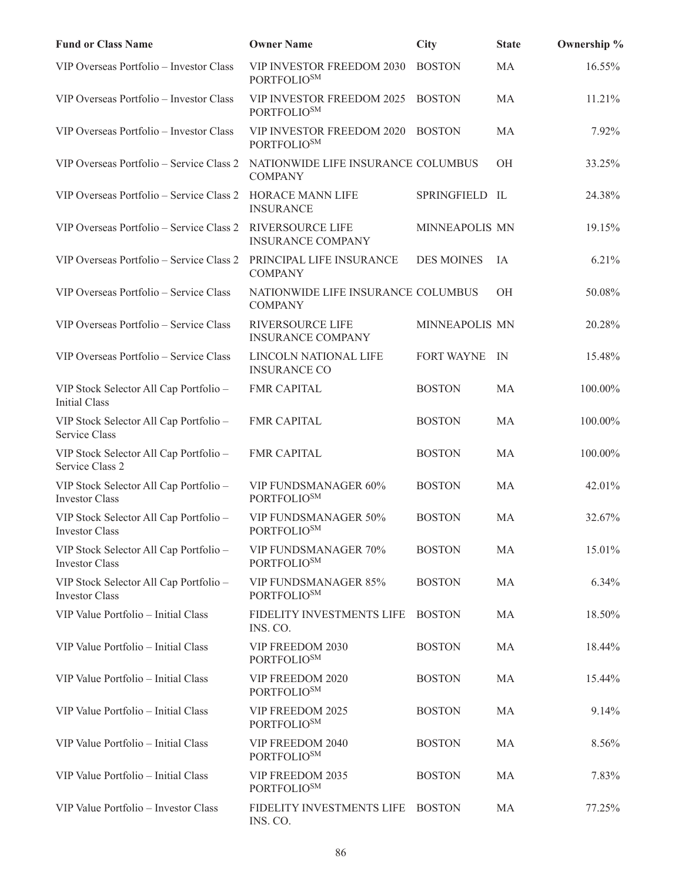| Fund or Class Name | Owner Name | City | State | Ownership % |
| --- | --- | --- | --- | --- |
| VIP Overseas Portfolio – Investor Class | VIP INVESTOR FREEDOM 2030 PORTFOLIO℠ | BOSTON | MA | 16.55% |
| VIP Overseas Portfolio – Investor Class | VIP INVESTOR FREEDOM 2025 PORTFOLIO℠ | BOSTON | MA | 11.21% |
| VIP Overseas Portfolio – Investor Class | VIP INVESTOR FREEDOM 2020 PORTFOLIO℠ | BOSTON | MA | 7.92% |
| VIP Overseas Portfolio – Service Class 2 | NATIONWIDE LIFE INSURANCE COMPANY | COLUMBUS | OH | 33.25% |
| VIP Overseas Portfolio – Service Class 2 | HORACE MANN LIFE INSURANCE | SPRINGFIELD | IL | 24.38% |
| VIP Overseas Portfolio – Service Class 2 | RIVERSOURCE LIFE INSURANCE COMPANY | MINNEAPOLIS | MN | 19.15% |
| VIP Overseas Portfolio – Service Class 2 | PRINCIPAL LIFE INSURANCE COMPANY | DES MOINES | IA | 6.21% |
| VIP Overseas Portfolio – Service Class | NATIONWIDE LIFE INSURANCE COMPANY | COLUMBUS | OH | 50.08% |
| VIP Overseas Portfolio – Service Class | RIVERSOURCE LIFE INSURANCE COMPANY | MINNEAPOLIS | MN | 20.28% |
| VIP Overseas Portfolio – Service Class | LINCOLN NATIONAL LIFE INSURANCE CO | FORT WAYNE | IN | 15.48% |
| VIP Stock Selector All Cap Portfolio – Initial Class | FMR CAPITAL | BOSTON | MA | 100.00% |
| VIP Stock Selector All Cap Portfolio – Service Class | FMR CAPITAL | BOSTON | MA | 100.00% |
| VIP Stock Selector All Cap Portfolio – Service Class 2 | FMR CAPITAL | BOSTON | MA | 100.00% |
| VIP Stock Selector All Cap Portfolio – Investor Class | VIP FUNDSMANAGER 60% PORTFOLIO℠ | BOSTON | MA | 42.01% |
| VIP Stock Selector All Cap Portfolio – Investor Class | VIP FUNDSMANAGER 50% PORTFOLIO℠ | BOSTON | MA | 32.67% |
| VIP Stock Selector All Cap Portfolio – Investor Class | VIP FUNDSMANAGER 70% PORTFOLIO℠ | BOSTON | MA | 15.01% |
| VIP Stock Selector All Cap Portfolio – Investor Class | VIP FUNDSMANAGER 85% PORTFOLIO℠ | BOSTON | MA | 6.34% |
| VIP Value Portfolio – Initial Class | FIDELITY INVESTMENTS LIFE INS. CO. | BOSTON | MA | 18.50% |
| VIP Value Portfolio – Initial Class | VIP FREEDOM 2030 PORTFOLIO℠ | BOSTON | MA | 18.44% |
| VIP Value Portfolio – Initial Class | VIP FREEDOM 2020 PORTFOLIO℠ | BOSTON | MA | 15.44% |
| VIP Value Portfolio – Initial Class | VIP FREEDOM 2025 PORTFOLIO℠ | BOSTON | MA | 9.14% |
| VIP Value Portfolio – Initial Class | VIP FREEDOM 2040 PORTFOLIO℠ | BOSTON | MA | 8.56% |
| VIP Value Portfolio – Initial Class | VIP FREEDOM 2035 PORTFOLIO℠ | BOSTON | MA | 7.83% |
| VIP Value Portfolio – Investor Class | FIDELITY INVESTMENTS LIFE INS. CO. | BOSTON | MA | 77.25% |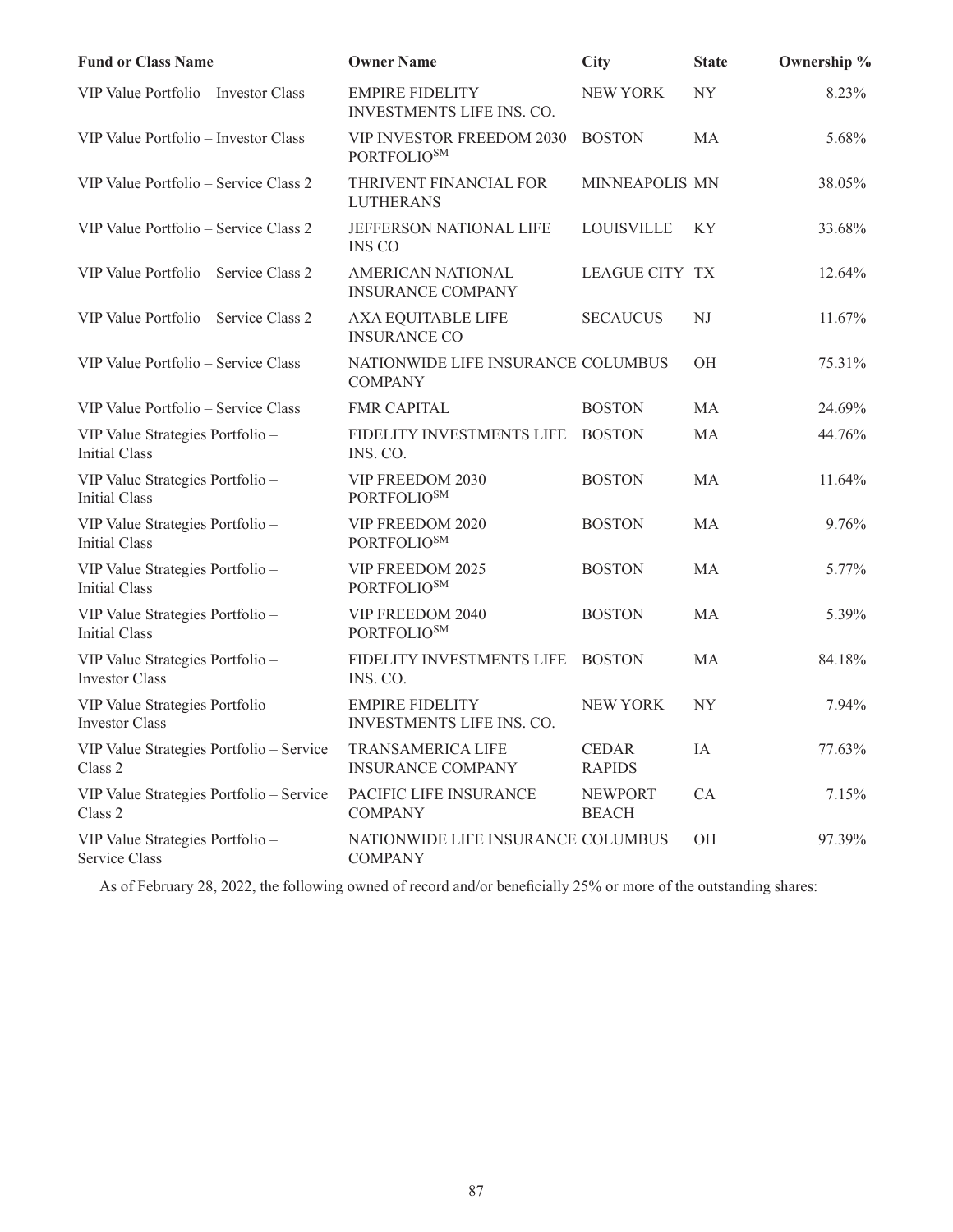| Fund or Class Name | Owner Name | City | State | Ownership % |
|---|---|---|---|---|
| VIP Value Portfolio – Investor Class | EMPIRE FIDELITY INVESTMENTS LIFE INS. CO. | NEW YORK | NY | 8.23% |
| VIP Value Portfolio – Investor Class | VIP INVESTOR FREEDOM 2030 PORTFOLIO[SM] | BOSTON | MA | 5.68% |
| VIP Value Portfolio – Service Class 2 | THRIVENT FINANCIAL FOR LUTHERANS | MINNEAPOLIS | MN | 38.05% |
| VIP Value Portfolio – Service Class 2 | JEFFERSON NATIONAL LIFE INS CO | LOUISVILLE | KY | 33.68% |
| VIP Value Portfolio – Service Class 2 | AMERICAN NATIONAL INSURANCE COMPANY | LEAGUE CITY | TX | 12.64% |
| VIP Value Portfolio – Service Class 2 | AXA EQUITABLE LIFE INSURANCE CO | SECAUCUS | NJ | 11.67% |
| VIP Value Portfolio – Service Class | NATIONWIDE LIFE INSURANCE COMPANY | COLUMBUS | OH | 75.31% |
| VIP Value Portfolio – Service Class | FMR CAPITAL | BOSTON | MA | 24.69% |
| VIP Value Strategies Portfolio – Initial Class | FIDELITY INVESTMENTS LIFE INS. CO. | BOSTON | MA | 44.76% |
| VIP Value Strategies Portfolio – Initial Class | VIP FREEDOM 2030 PORTFOLIO[SM] | BOSTON | MA | 11.64% |
| VIP Value Strategies Portfolio – Initial Class | VIP FREEDOM 2020 PORTFOLIO[SM] | BOSTON | MA | 9.76% |
| VIP Value Strategies Portfolio – Initial Class | VIP FREEDOM 2025 PORTFOLIO[SM] | BOSTON | MA | 5.77% |
| VIP Value Strategies Portfolio – Initial Class | VIP FREEDOM 2040 PORTFOLIO[SM] | BOSTON | MA | 5.39% |
| VIP Value Strategies Portfolio – Investor Class | FIDELITY INVESTMENTS LIFE INS. CO. | BOSTON | MA | 84.18% |
| VIP Value Strategies Portfolio – Investor Class | EMPIRE FIDELITY INVESTMENTS LIFE INS. CO. | NEW YORK | NY | 7.94% |
| VIP Value Strategies Portfolio – Service Class 2 | TRANSAMERICA LIFE INSURANCE COMPANY | CEDAR RAPIDS | IA | 77.63% |
| VIP Value Strategies Portfolio – Service Class 2 | PACIFIC LIFE INSURANCE COMPANY | NEWPORT BEACH | CA | 7.15% |
| VIP Value Strategies Portfolio – Service Class | NATIONWIDE LIFE INSURANCE COMPANY | COLUMBUS | OH | 97.39% |

As of February 28, 2022, the following owned of record and/or beneficially 25% or more of the outstanding shares: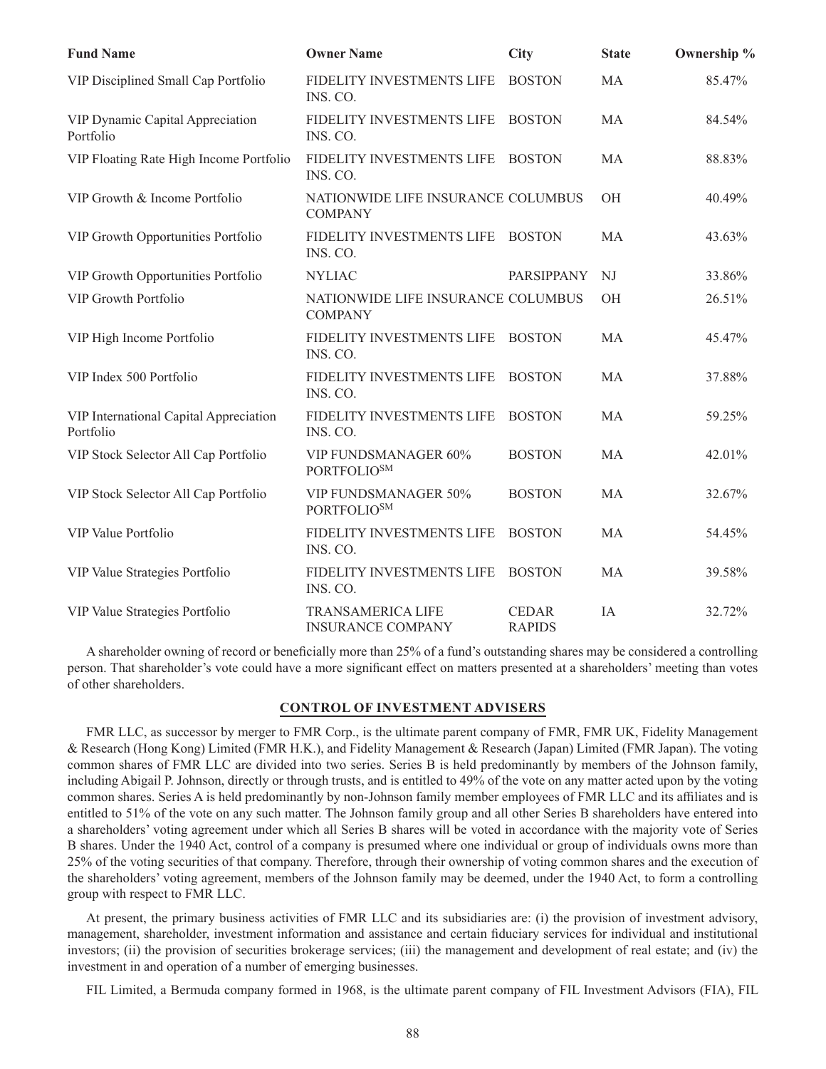| Fund Name | Owner Name | City | State | Ownership % |
|---|---|---|---|---|
| VIP Disciplined Small Cap Portfolio | FIDELITY INVESTMENTS LIFE INS. CO. | BOSTON | MA | 85.47% |
| VIP Dynamic Capital Appreciation Portfolio | FIDELITY INVESTMENTS LIFE INS. CO. | BOSTON | MA | 84.54% |
| VIP Floating Rate High Income Portfolio | FIDELITY INVESTMENTS LIFE INS. CO. | BOSTON | MA | 88.83% |
| VIP Growth & Income Portfolio | NATIONWIDE LIFE INSURANCE COMPANY | COLUMBUS | OH | 40.49% |
| VIP Growth Opportunities Portfolio | FIDELITY INVESTMENTS LIFE INS. CO. | BOSTON | MA | 43.63% |
| VIP Growth Opportunities Portfolio | NYLIAC | PARSIPPANY | NJ | 33.86% |
| VIP Growth Portfolio | NATIONWIDE LIFE INSURANCE COMPANY | COLUMBUS | OH | 26.51% |
| VIP High Income Portfolio | FIDELITY INVESTMENTS LIFE INS. CO. | BOSTON | MA | 45.47% |
| VIP Index 500 Portfolio | FIDELITY INVESTMENTS LIFE INS. CO. | BOSTON | MA | 37.88% |
| VIP International Capital Appreciation Portfolio | FIDELITY INVESTMENTS LIFE INS. CO. | BOSTON | MA | 59.25% |
| VIP Stock Selector All Cap Portfolio | VIP FUNDSMANAGER 60% PORTFOLIO[SM] | BOSTON | MA | 42.01% |
| VIP Stock Selector All Cap Portfolio | VIP FUNDSMANAGER 50% PORTFOLIO[SM] | BOSTON | MA | 32.67% |
| VIP Value Portfolio | FIDELITY INVESTMENTS LIFE INS. CO. | BOSTON | MA | 54.45% |
| VIP Value Strategies Portfolio | FIDELITY INVESTMENTS LIFE INS. CO. | BOSTON | MA | 39.58% |
| VIP Value Strategies Portfolio | TRANSAMERICA LIFE INSURANCE COMPANY | CEDAR RAPIDS | IA | 32.72% |

A shareholder owning of record or beneficially more than 25% of a fund's outstanding shares may be considered a controlling person. That shareholder's vote could have a more significant effect on matters presented at a shareholders' meeting than votes of other shareholders.

## CONTROL OF INVESTMENT ADVISERS

FMR LLC, as successor by merger to FMR Corp., is the ultimate parent company of FMR, FMR UK, Fidelity Management & Research (Hong Kong) Limited (FMR H.K.), and Fidelity Management & Research (Japan) Limited (FMR Japan). The voting common shares of FMR LLC are divided into two series. Series B is held predominantly by members of the Johnson family, including Abigail P. Johnson, directly or through trusts, and is entitled to 49% of the vote on any matter acted upon by the voting common shares. Series A is held predominantly by non-Johnson family member employees of FMR LLC and its affiliates and is entitled to 51% of the vote on any such matter. The Johnson family group and all other Series B shareholders have entered into a shareholders' voting agreement under which all Series B shares will be voted in accordance with the majority vote of Series B shares. Under the 1940 Act, control of a company is presumed where one individual or group of individuals owns more than 25% of the voting securities of that company. Therefore, through their ownership of voting common shares and the execution of the shareholders' voting agreement, members of the Johnson family may be deemed, under the 1940 Act, to form a controlling group with respect to FMR LLC.

At present, the primary business activities of FMR LLC and its subsidiaries are: (i) the provision of investment advisory, management, shareholder, investment information and assistance and certain fiduciary services for individual and institutional investors; (ii) the provision of securities brokerage services; (iii) the management and development of real estate; and (iv) the investment in and operation of a number of emerging businesses.

FIL Limited, a Bermuda company formed in 1968, is the ultimate parent company of FIL Investment Advisors (FIA), FIL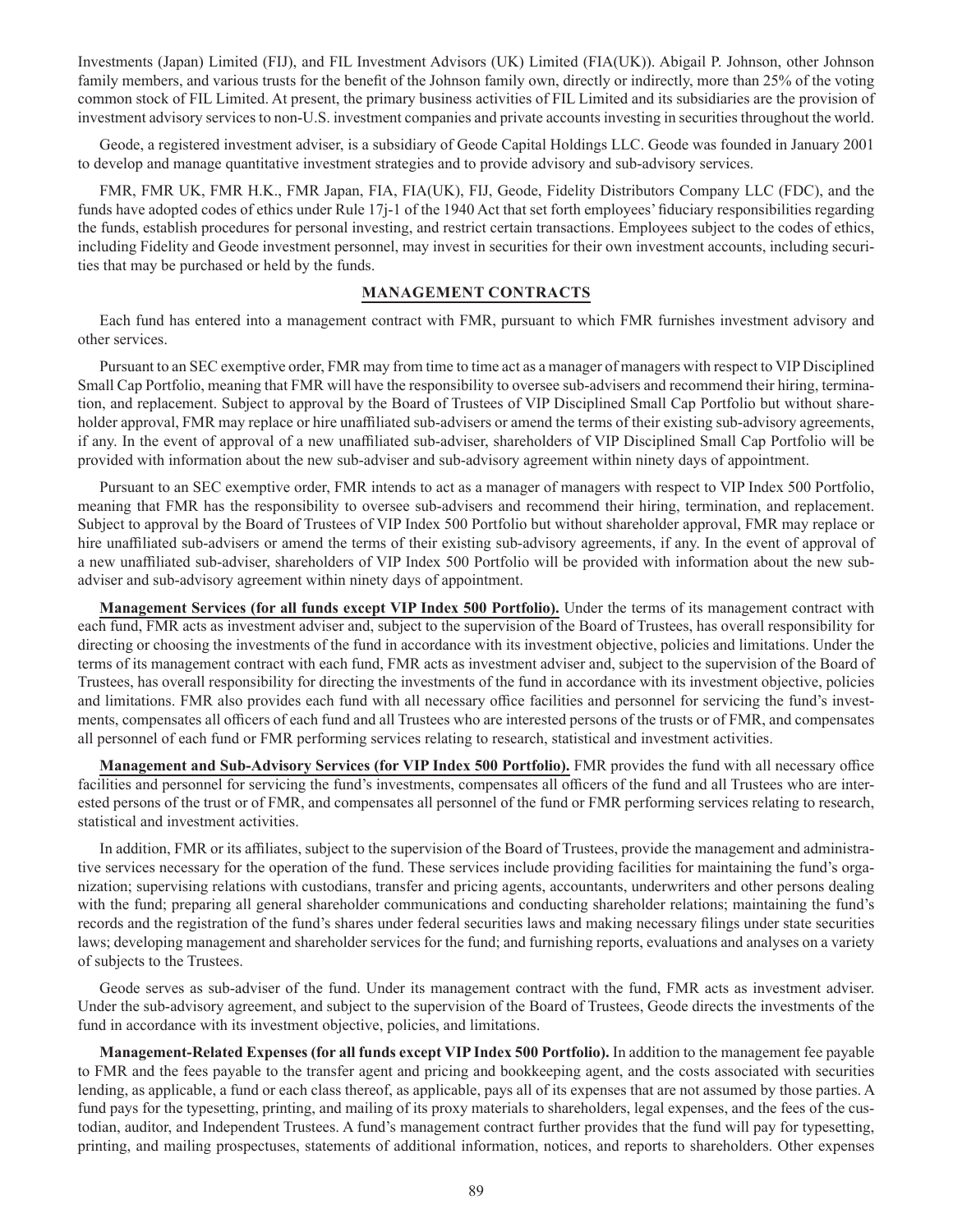Investments (Japan) Limited (FIJ), and FIL Investment Advisors (UK) Limited (FIA(UK)). Abigail P. Johnson, other Johnson family members, and various trusts for the benefit of the Johnson family own, directly or indirectly, more than 25% of the voting common stock of FIL Limited. At present, the primary business activities of FIL Limited and its subsidiaries are the provision of investment advisory services to non-U.S. investment companies and private accounts investing in securities throughout the world.

Geode, a registered investment adviser, is a subsidiary of Geode Capital Holdings LLC. Geode was founded in January 2001 to develop and manage quantitative investment strategies and to provide advisory and sub-advisory services.

FMR, FMR UK, FMR H.K., FMR Japan, FIA, FIA(UK), FIJ, Geode, Fidelity Distributors Company LLC (FDC), and the funds have adopted codes of ethics under Rule 17j-1 of the 1940 Act that set forth employees' fiduciary responsibilities regarding the funds, establish procedures for personal investing, and restrict certain transactions. Employees subject to the codes of ethics, including Fidelity and Geode investment personnel, may invest in securities for their own investment accounts, including securities that may be purchased or held by the funds.

## MANAGEMENT CONTRACTS

Each fund has entered into a management contract with FMR, pursuant to which FMR furnishes investment advisory and other services.

Pursuant to an SEC exemptive order, FMR may from time to time act as a manager of managers with respect to VIP Disciplined Small Cap Portfolio, meaning that FMR will have the responsibility to oversee sub-advisers and recommend their hiring, termination, and replacement. Subject to approval by the Board of Trustees of VIP Disciplined Small Cap Portfolio but without shareholder approval, FMR may replace or hire unaffiliated sub-advisers or amend the terms of their existing sub-advisory agreements, if any. In the event of approval of a new unaffiliated sub-adviser, shareholders of VIP Disciplined Small Cap Portfolio will be provided with information about the new sub-adviser and sub-advisory agreement within ninety days of appointment.

Pursuant to an SEC exemptive order, FMR intends to act as a manager of managers with respect to VIP Index 500 Portfolio, meaning that FMR has the responsibility to oversee sub-advisers and recommend their hiring, termination, and replacement. Subject to approval by the Board of Trustees of VIP Index 500 Portfolio but without shareholder approval, FMR may replace or hire unaffiliated sub-advisers or amend the terms of their existing sub-advisory agreements, if any. In the event of approval of a new unaffiliated sub-adviser, shareholders of VIP Index 500 Portfolio will be provided with information about the new sub-adviser and sub-advisory agreement within ninety days of appointment.

**Management Services (for all funds except VIP Index 500 Portfolio).** Under the terms of its management contract with each fund, FMR acts as investment adviser and, subject to the supervision of the Board of Trustees, has overall responsibility for directing or choosing the investments of the fund in accordance with its investment objective, policies and limitations. Under the terms of its management contract with each fund, FMR acts as investment adviser and, subject to the supervision of the Board of Trustees, has overall responsibility for directing the investments of the fund in accordance with its investment objective, policies and limitations. FMR also provides each fund with all necessary office facilities and personnel for servicing the fund's investments, compensates all officers of each fund and all Trustees who are interested persons of the trusts or of FMR, and compensates all personnel of each fund or FMR performing services relating to research, statistical and investment activities.

**Management and Sub-Advisory Services (for VIP Index 500 Portfolio).** FMR provides the fund with all necessary office facilities and personnel for servicing the fund's investments, compensates all officers of the fund and all Trustees who are interested persons of the trust or of FMR, and compensates all personnel of the fund or FMR performing services relating to research, statistical and investment activities.

In addition, FMR or its affiliates, subject to the supervision of the Board of Trustees, provide the management and administrative services necessary for the operation of the fund. These services include providing facilities for maintaining the fund's organization; supervising relations with custodians, transfer and pricing agents, accountants, underwriters and other persons dealing with the fund; preparing all general shareholder communications and conducting shareholder relations; maintaining the fund's records and the registration of the fund's shares under federal securities laws and making necessary filings under state securities laws; developing management and shareholder services for the fund; and furnishing reports, evaluations and analyses on a variety of subjects to the Trustees.

Geode serves as sub-adviser of the fund. Under its management contract with the fund, FMR acts as investment adviser. Under the sub-advisory agreement, and subject to the supervision of the Board of Trustees, Geode directs the investments of the fund in accordance with its investment objective, policies, and limitations.

**Management-Related Expenses (for all funds except VIP Index 500 Portfolio).** In addition to the management fee payable to FMR and the fees payable to the transfer agent and pricing and bookkeeping agent, and the costs associated with securities lending, as applicable, a fund or each class thereof, as applicable, pays all of its expenses that are not assumed by those parties. A fund pays for the typesetting, printing, and mailing of its proxy materials to shareholders, legal expenses, and the fees of the custodian, auditor, and Independent Trustees. A fund's management contract further provides that the fund will pay for typesetting, printing, and mailing prospectuses, statements of additional information, notices, and reports to shareholders. Other expenses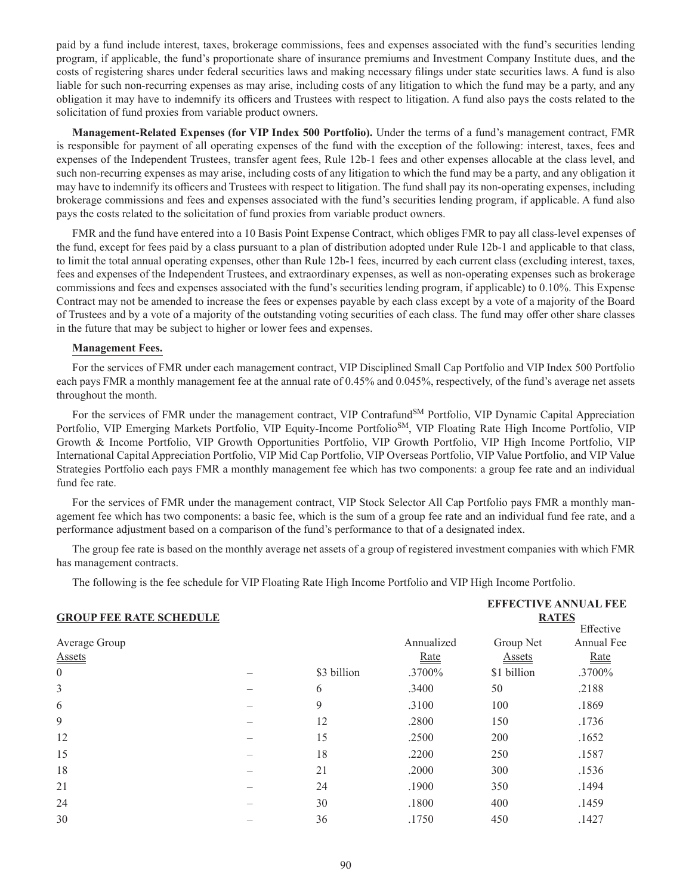paid by a fund include interest, taxes, brokerage commissions, fees and expenses associated with the fund's securities lending program, if applicable, the fund's proportionate share of insurance premiums and Investment Company Institute dues, and the costs of registering shares under federal securities laws and making necessary filings under state securities laws. A fund is also liable for such non-recurring expenses as may arise, including costs of any litigation to which the fund may be a party, and any obligation it may have to indemnify its officers and Trustees with respect to litigation. A fund also pays the costs related to the solicitation of fund proxies from variable product owners.

**Management-Related Expenses (for VIP Index 500 Portfolio).** Under the terms of a fund's management contract, FMR is responsible for payment of all operating expenses of the fund with the exception of the following: interest, taxes, fees and expenses of the Independent Trustees, transfer agent fees, Rule 12b-1 fees and other expenses allocable at the class level, and such non-recurring expenses as may arise, including costs of any litigation to which the fund may be a party, and any obligation it may have to indemnify its officers and Trustees with respect to litigation. The fund shall pay its non-operating expenses, including brokerage commissions and fees and expenses associated with the fund's securities lending program, if applicable. A fund also pays the costs related to the solicitation of fund proxies from variable product owners.

FMR and the fund have entered into a 10 Basis Point Expense Contract, which obliges FMR to pay all class-level expenses of the fund, except for fees paid by a class pursuant to a plan of distribution adopted under Rule 12b-1 and applicable to that class, to limit the total annual operating expenses, other than Rule 12b-1 fees, incurred by each current class (excluding interest, taxes, fees and expenses of the Independent Trustees, and extraordinary expenses, as well as non-operating expenses such as brokerage commissions and fees and expenses associated with the fund's securities lending program, if applicable) to 0.10%. This Expense Contract may not be amended to increase the fees or expenses payable by each class except by a vote of a majority of the Board of Trustees and by a vote of a majority of the outstanding voting securities of each class. The fund may offer other share classes in the future that may be subject to higher or lower fees and expenses.

**Management Fees.**

For the services of FMR under each management contract, VIP Disciplined Small Cap Portfolio and VIP Index 500 Portfolio each pays FMR a monthly management fee at the annual rate of 0.45% and 0.045%, respectively, of the fund's average net assets throughout the month.

For the services of FMR under the management contract, VIP Contrafund[SM] Portfolio, VIP Dynamic Capital Appreciation Portfolio, VIP Emerging Markets Portfolio, VIP Equity-Income Portfolio[SM], VIP Floating Rate High Income Portfolio, VIP Growth & Income Portfolio, VIP Growth Opportunities Portfolio, VIP Growth Portfolio, VIP High Income Portfolio, VIP International Capital Appreciation Portfolio, VIP Mid Cap Portfolio, VIP Overseas Portfolio, VIP Value Portfolio, and VIP Value Strategies Portfolio each pays FMR a monthly management fee which has two components: a group fee rate and an individual fund fee rate.

For the services of FMR under the management contract, VIP Stock Selector All Cap Portfolio pays FMR a monthly management fee which has two components: a basic fee, which is the sum of a group fee rate and an individual fund fee rate, and a performance adjustment based on a comparison of the fund's performance to that of a designated index.

The group fee rate is based on the monthly average net assets of a group of registered investment companies with which FMR has management contracts.

The following is the fee schedule for VIP Floating Rate High Income Portfolio and VIP High Income Portfolio.

| GROUP FEE RATE SCHEDULE | | | | EFFECTIVE ANNUAL FEE RATES | |
|---|---|---|---|---|---|
| Average Group Assets | | | Annualized Rate | Group Net Assets | Effective Annual Fee Rate |
| 0 | – | $3 billion | .3700% | $1 billion | .3700% |
| 3 | – | 6 | .3400 | 50 | .2188 |
| 6 | – | 9 | .3100 | 100 | .1869 |
| 9 | – | 12 | .2800 | 150 | .1736 |
| 12 | – | 15 | .2500 | 200 | .1652 |
| 15 | – | 18 | .2200 | 250 | .1587 |
| 18 | – | 21 | .2000 | 300 | .1536 |
| 21 | – | 24 | .1900 | 350 | .1494 |
| 24 | – | 30 | .1800 | 400 | .1459 |
| 30 | – | 36 | .1750 | 450 | .1427 |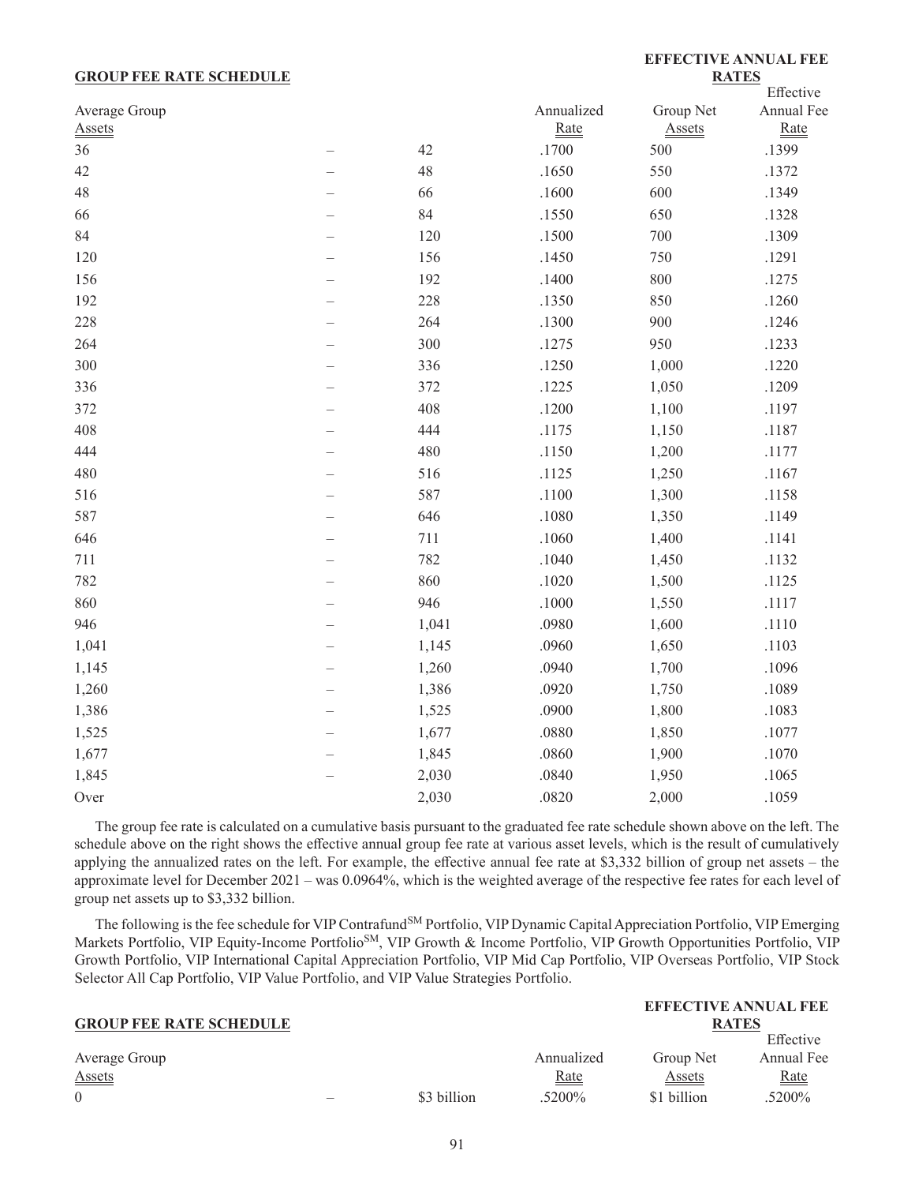| **GROUP FEE RATE SCHEDULE** | | | | **EFFECTIVE ANNUAL FEE RATES** | |
|---|---|---|---|---|---|
| Average Group Assets | | | Annualized Rate | Group Net Assets | Effective Annual Fee Rate |
| 36 | – | 42 | .1700 | 500 | .1399 |
| 42 | – | 48 | .1650 | 550 | .1372 |
| 48 | – | 66 | .1600 | 600 | .1349 |
| 66 | – | 84 | .1550 | 650 | .1328 |
| 84 | – | 120 | .1500 | 700 | .1309 |
| 120 | – | 156 | .1450 | 750 | .1291 |
| 156 | – | 192 | .1400 | 800 | .1275 |
| 192 | – | 228 | .1350 | 850 | .1260 |
| 228 | – | 264 | .1300 | 900 | .1246 |
| 264 | – | 300 | .1275 | 950 | .1233 |
| 300 | – | 336 | .1250 | 1,000 | .1220 |
| 336 | – | 372 | .1225 | 1,050 | .1209 |
| 372 | – | 408 | .1200 | 1,100 | .1197 |
| 408 | – | 444 | .1175 | 1,150 | .1187 |
| 444 | – | 480 | .1150 | 1,200 | .1177 |
| 480 | – | 516 | .1125 | 1,250 | .1167 |
| 516 | – | 587 | .1100 | 1,300 | .1158 |
| 587 | – | 646 | .1080 | 1,350 | .1149 |
| 646 | – | 711 | .1060 | 1,400 | .1141 |
| 711 | – | 782 | .1040 | 1,450 | .1132 |
| 782 | – | 860 | .1020 | 1,500 | .1125 |
| 860 | – | 946 | .1000 | 1,550 | .1117 |
| 946 | – | 1,041 | .0980 | 1,600 | .1110 |
| 1,041 | – | 1,145 | .0960 | 1,650 | .1103 |
| 1,145 | – | 1,260 | .0940 | 1,700 | .1096 |
| 1,260 | – | 1,386 | .0920 | 1,750 | .1089 |
| 1,386 | – | 1,525 | .0900 | 1,800 | .1083 |
| 1,525 | – | 1,677 | .0880 | 1,850 | .1077 |
| 1,677 | – | 1,845 | .0860 | 1,900 | .1070 |
| 1,845 | – | 2,030 | .0840 | 1,950 | .1065 |
| Over | | 2,030 | .0820 | 2,000 | .1059 |

The group fee rate is calculated on a cumulative basis pursuant to the graduated fee rate schedule shown above on the left. The schedule above on the right shows the effective annual group fee rate at various asset levels, which is the result of cumulatively applying the annualized rates on the left. For example, the effective annual fee rate at $3,332 billion of group net assets – the approximate level for December 2021 – was 0.0964%, which is the weighted average of the respective fee rates for each level of group net assets up to $3,332 billion.

The following is the fee schedule for VIP Contrafund[SM] Portfolio, VIP Dynamic Capital Appreciation Portfolio, VIP Emerging Markets Portfolio, VIP Equity-Income Portfolio[SM], VIP Growth & Income Portfolio, VIP Growth Opportunities Portfolio, VIP Growth Portfolio, VIP International Capital Appreciation Portfolio, VIP Mid Cap Portfolio, VIP Overseas Portfolio, VIP Stock Selector All Cap Portfolio, VIP Value Portfolio, and VIP Value Strategies Portfolio.

| **GROUP FEE RATE SCHEDULE** | | | | **EFFECTIVE ANNUAL FEE RATES** | |
|---|---|---|---|---|---|
| Average Group Assets | | | Annualized Rate | Group Net Assets | Effective Annual Fee Rate |
| 0 | – | $3 billion | .5200% | $1 billion | .5200% |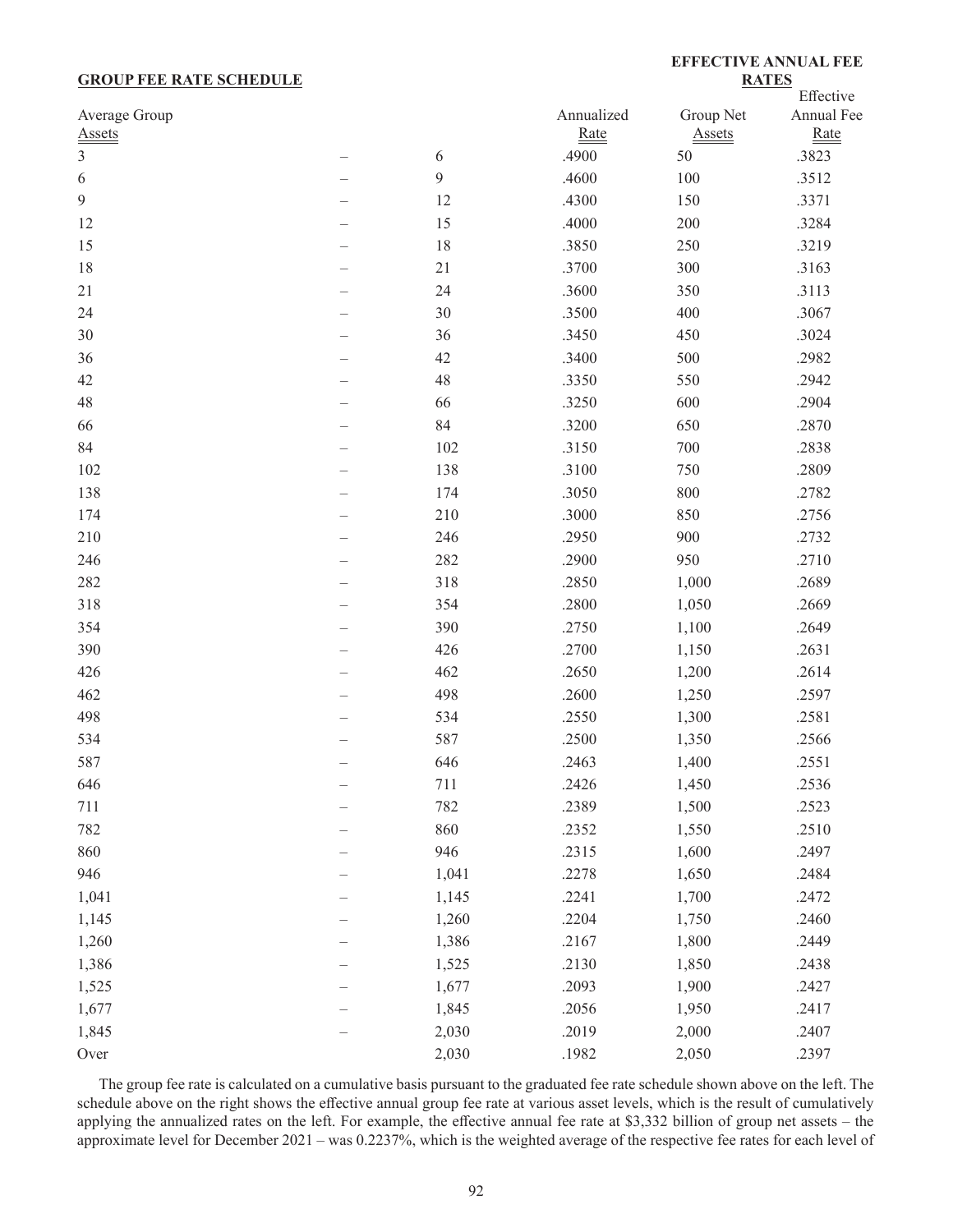| GROUP FEE RATE SCHEDULE | | | | EFFECTIVE ANNUAL FEE RATES | |
|---|---|---|---|---|---|
| Average Group Assets | | | Annualized Rate | Group Net Assets | Effective Annual Fee Rate |
| 3 | – | 6 | .4900 | 50 | .3823 |
| 6 | – | 9 | .4600 | 100 | .3512 |
| 9 | – | 12 | .4300 | 150 | .3371 |
| 12 | – | 15 | .4000 | 200 | .3284 |
| 15 | – | 18 | .3850 | 250 | .3219 |
| 18 | – | 21 | .3700 | 300 | .3163 |
| 21 | – | 24 | .3600 | 350 | .3113 |
| 24 | – | 30 | .3500 | 400 | .3067 |
| 30 | – | 36 | .3450 | 450 | .3024 |
| 36 | – | 42 | .3400 | 500 | .2982 |
| 42 | – | 48 | .3350 | 550 | .2942 |
| 48 | – | 66 | .3250 | 600 | .2904 |
| 66 | – | 84 | .3200 | 650 | .2870 |
| 84 | – | 102 | .3150 | 700 | .2838 |
| 102 | – | 138 | .3100 | 750 | .2809 |
| 138 | – | 174 | .3050 | 800 | .2782 |
| 174 | – | 210 | .3000 | 850 | .2756 |
| 210 | – | 246 | .2950 | 900 | .2732 |
| 246 | – | 282 | .2900 | 950 | .2710 |
| 282 | – | 318 | .2850 | 1,000 | .2689 |
| 318 | – | 354 | .2800 | 1,050 | .2669 |
| 354 | – | 390 | .2750 | 1,100 | .2649 |
| 390 | – | 426 | .2700 | 1,150 | .2631 |
| 426 | – | 462 | .2650 | 1,200 | .2614 |
| 462 | – | 498 | .2600 | 1,250 | .2597 |
| 498 | – | 534 | .2550 | 1,300 | .2581 |
| 534 | – | 587 | .2500 | 1,350 | .2566 |
| 587 | – | 646 | .2463 | 1,400 | .2551 |
| 646 | – | 711 | .2426 | 1,450 | .2536 |
| 711 | – | 782 | .2389 | 1,500 | .2523 |
| 782 | – | 860 | .2352 | 1,550 | .2510 |
| 860 | – | 946 | .2315 | 1,600 | .2497 |
| 946 | – | 1,041 | .2278 | 1,650 | .2484 |
| 1,041 | – | 1,145 | .2241 | 1,700 | .2472 |
| 1,145 | – | 1,260 | .2204 | 1,750 | .2460 |
| 1,260 | – | 1,386 | .2167 | 1,800 | .2449 |
| 1,386 | – | 1,525 | .2130 | 1,850 | .2438 |
| 1,525 | – | 1,677 | .2093 | 1,900 | .2427 |
| 1,677 | – | 1,845 | .2056 | 1,950 | .2417 |
| 1,845 | – | 2,030 | .2019 | 2,000 | .2407 |
| Over | | 2,030 | .1982 | 2,050 | .2397 |

The group fee rate is calculated on a cumulative basis pursuant to the graduated fee rate schedule shown above on the left. The schedule above on the right shows the effective annual group fee rate at various asset levels, which is the result of cumulatively applying the annualized rates on the left. For example, the effective annual fee rate at $3,332 billion of group net assets – the approximate level for December 2021 – was 0.2237%, which is the weighted average of the respective fee rates for each level of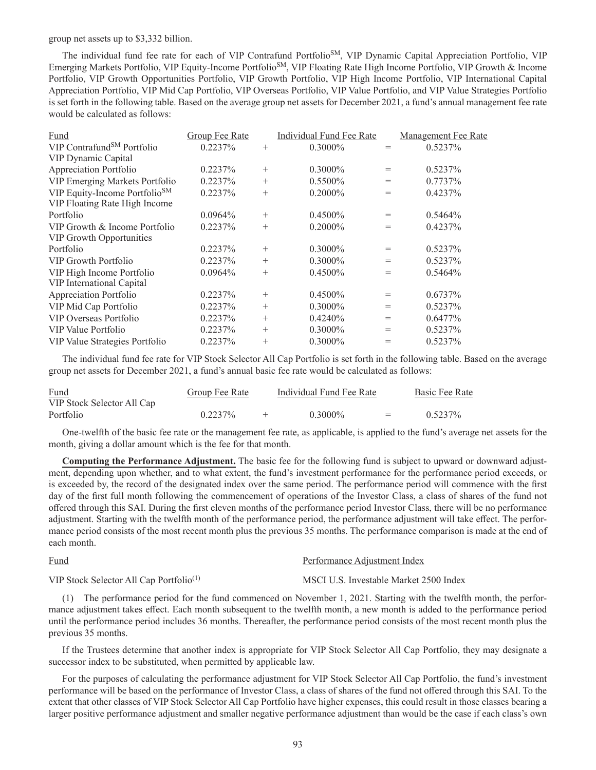group net assets up to $3,332 billion.

The individual fund fee rate for each of VIP Contrafund Portfolio℠, VIP Dynamic Capital Appreciation Portfolio, VIP Emerging Markets Portfolio, VIP Equity-Income Portfolio℠, VIP Floating Rate High Income Portfolio, VIP Growth & Income Portfolio, VIP Growth Opportunities Portfolio, VIP Growth Portfolio, VIP High Income Portfolio, VIP International Capital Appreciation Portfolio, VIP Mid Cap Portfolio, VIP Overseas Portfolio, VIP Value Portfolio, and VIP Value Strategies Portfolio is set forth in the following table. Based on the average group net assets for December 2021, a fund's annual management fee rate would be calculated as follows:

| Fund | Group Fee Rate | | Individual Fund Fee Rate | | Management Fee Rate |
|---|---|---|---|---|---|
| VIP Contrafund℠ Portfolio | 0.2237% | + | 0.3000% | = | 0.5237% |
| VIP Dynamic Capital Appreciation Portfolio | 0.2237% | + | 0.3000% | = | 0.5237% |
| VIP Emerging Markets Portfolio | 0.2237% | + | 0.5500% | = | 0.7737% |
| VIP Equity-Income Portfolio℠ | 0.2237% | + | 0.2000% | = | 0.4237% |
| VIP Floating Rate High Income Portfolio | 0.0964% | + | 0.4500% | = | 0.5464% |
| VIP Growth & Income Portfolio | 0.2237% | + | 0.2000% | = | 0.4237% |
| VIP Growth Opportunities Portfolio | 0.2237% | + | 0.3000% | = | 0.5237% |
| VIP Growth Portfolio | 0.2237% | + | 0.3000% | = | 0.5237% |
| VIP High Income Portfolio | 0.0964% | + | 0.4500% | = | 0.5464% |
| VIP International Capital Appreciation Portfolio | 0.2237% | + | 0.4500% | = | 0.6737% |
| VIP Mid Cap Portfolio | 0.2237% | + | 0.3000% | = | 0.5237% |
| VIP Overseas Portfolio | 0.2237% | + | 0.4240% | = | 0.6477% |
| VIP Value Portfolio | 0.2237% | + | 0.3000% | = | 0.5237% |
| VIP Value Strategies Portfolio | 0.2237% | + | 0.3000% | = | 0.5237% |

The individual fund fee rate for VIP Stock Selector All Cap Portfolio is set forth in the following table. Based on the average group net assets for December 2021, a fund's annual basic fee rate would be calculated as follows:

| Fund | Group Fee Rate | | Individual Fund Fee Rate | | Basic Fee Rate |
|---|---|---|---|---|---|
| VIP Stock Selector All Cap Portfolio | 0.2237% | + | 0.3000% | = | 0.5237% |

One-twelfth of the basic fee rate or the management fee rate, as applicable, is applied to the fund's average net assets for the month, giving a dollar amount which is the fee for that month.

**Computing the Performance Adjustment.** The basic fee for the following fund is subject to upward or downward adjustment, depending upon whether, and to what extent, the fund's investment performance for the performance period exceeds, or is exceeded by, the record of the designated index over the same period. The performance period will commence with the first day of the first full month following the commencement of operations of the Investor Class, a class of shares of the fund not offered through this SAI. During the first eleven months of the performance period Investor Class, there will be no performance adjustment. Starting with the twelfth month of the performance period, the performance adjustment will take effect. The performance period consists of the most recent month plus the previous 35 months. The performance comparison is made at the end of each month.

| Fund | Performance Adjustment Index |
|---|---|
| VIP Stock Selector All Cap Portfolio(1) | MSCI U.S. Investable Market 2500 Index |

(1) The performance period for the fund commenced on November 1, 2021. Starting with the twelfth month, the performance adjustment takes effect. Each month subsequent to the twelfth month, a new month is added to the performance period until the performance period includes 36 months. Thereafter, the performance period consists of the most recent month plus the previous 35 months.

If the Trustees determine that another index is appropriate for VIP Stock Selector All Cap Portfolio, they may designate a successor index to be substituted, when permitted by applicable law.

For the purposes of calculating the performance adjustment for VIP Stock Selector All Cap Portfolio, the fund's investment performance will be based on the performance of Investor Class, a class of shares of the fund not offered through this SAI. To the extent that other classes of VIP Stock Selector All Cap Portfolio have higher expenses, this could result in those classes bearing a larger positive performance adjustment and smaller negative performance adjustment than would be the case if each class's own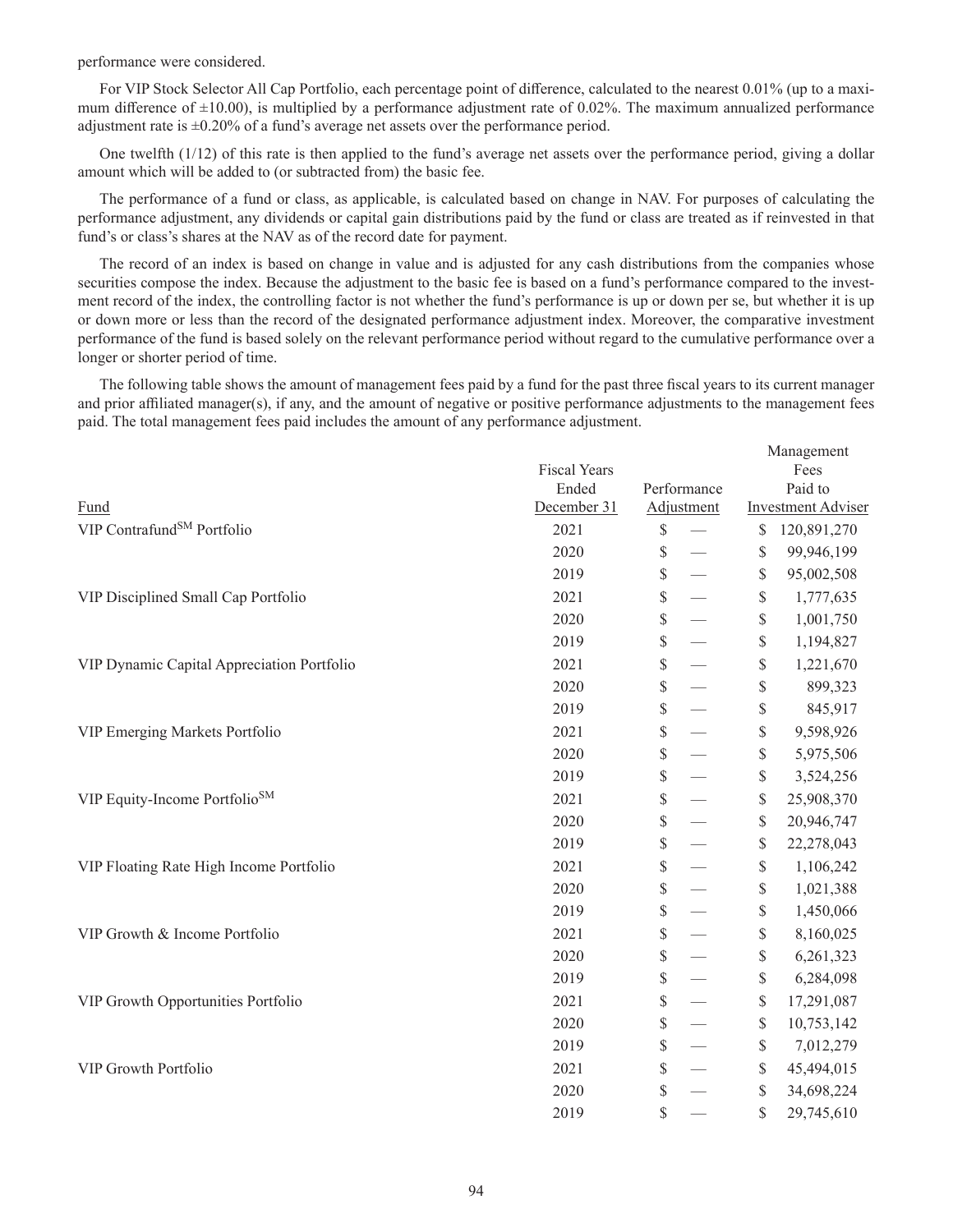performance were considered.

For VIP Stock Selector All Cap Portfolio, each percentage point of difference, calculated to the nearest 0.01% (up to a maximum difference of ±10.00), is multiplied by a performance adjustment rate of 0.02%. The maximum annualized performance adjustment rate is ±0.20% of a fund's average net assets over the performance period.

One twelfth (1/12) of this rate is then applied to the fund's average net assets over the performance period, giving a dollar amount which will be added to (or subtracted from) the basic fee.

The performance of a fund or class, as applicable, is calculated based on change in NAV. For purposes of calculating the performance adjustment, any dividends or capital gain distributions paid by the fund or class are treated as if reinvested in that fund's or class's shares at the NAV as of the record date for payment.

The record of an index is based on change in value and is adjusted for any cash distributions from the companies whose securities compose the index. Because the adjustment to the basic fee is based on a fund's performance compared to the investment record of the index, the controlling factor is not whether the fund's performance is up or down per se, but whether it is up or down more or less than the record of the designated performance adjustment index. Moreover, the comparative investment performance of the fund is based solely on the relevant performance period without regard to the cumulative performance over a longer or shorter period of time.

The following table shows the amount of management fees paid by a fund for the past three fiscal years to its current manager and prior affiliated manager(s), if any, and the amount of negative or positive performance adjustments to the management fees paid. The total management fees paid includes the amount of any performance adjustment.

| Fund | Fiscal Years Ended December 31 | Performance Adjustment | Management Fees Paid to Investment Adviser |
|---|---|---|---|
| VIP Contrafund[SM] Portfolio | 2021 | $ — | $ 120,891,270 |
| | 2020 | $ — | $ 99,946,199 |
| | 2019 | $ — | $ 95,002,508 |
| VIP Disciplined Small Cap Portfolio | 2021 | $ — | $ 1,777,635 |
| | 2020 | $ — | $ 1,001,750 |
| | 2019 | $ — | $ 1,194,827 |
| VIP Dynamic Capital Appreciation Portfolio | 2021 | $ — | $ 1,221,670 |
| | 2020 | $ — | $ 899,323 |
| | 2019 | $ — | $ 845,917 |
| VIP Emerging Markets Portfolio | 2021 | $ — | $ 9,598,926 |
| | 2020 | $ — | $ 5,975,506 |
| | 2019 | $ — | $ 3,524,256 |
| VIP Equity-Income Portfolio[SM] | 2021 | $ — | $ 25,908,370 |
| | 2020 | $ — | $ 20,946,747 |
| | 2019 | $ — | $ 22,278,043 |
| VIP Floating Rate High Income Portfolio | 2021 | $ — | $ 1,106,242 |
| | 2020 | $ — | $ 1,021,388 |
| | 2019 | $ — | $ 1,450,066 |
| VIP Growth & Income Portfolio | 2021 | $ — | $ 8,160,025 |
| | 2020 | $ — | $ 6,261,323 |
| | 2019 | $ — | $ 6,284,098 |
| VIP Growth Opportunities Portfolio | 2021 | $ — | $ 17,291,087 |
| | 2020 | $ — | $ 10,753,142 |
| | 2019 | $ — | $ 7,012,279 |
| VIP Growth Portfolio | 2021 | $ — | $ 45,494,015 |
| | 2020 | $ — | $ 34,698,224 |
| | 2019 | $ — | $ 29,745,610 |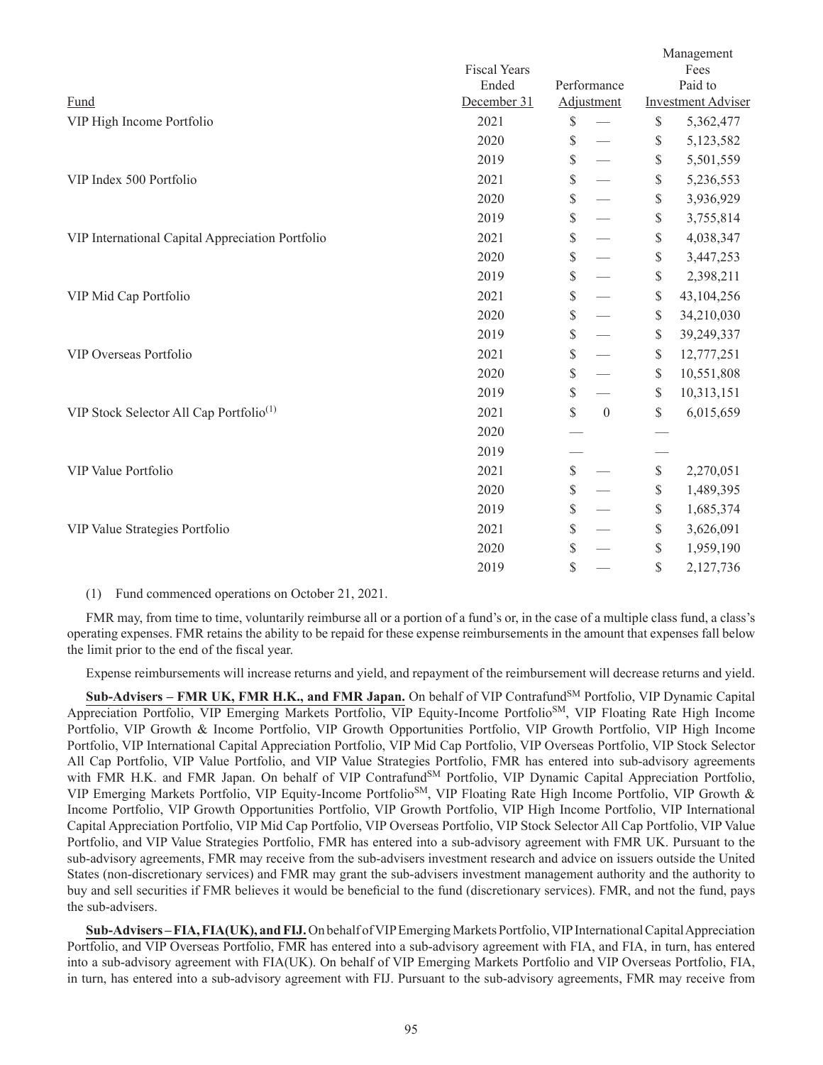| Fund | Fiscal Years Ended December 31 | Performance Adjustment | Management Fees Paid to Investment Adviser |
|---|---|---|---|
| VIP High Income Portfolio | 2021 | $ — | $ 5,362,477 |
| | 2020 | $ — | $ 5,123,582 |
| | 2019 | $ — | $ 5,501,559 |
| VIP Index 500 Portfolio | 2021 | $ — | $ 5,236,553 |
| | 2020 | $ — | $ 3,936,929 |
| | 2019 | $ — | $ 3,755,814 |
| VIP International Capital Appreciation Portfolio | 2021 | $ — | $ 4,038,347 |
| | 2020 | $ — | $ 3,447,253 |
| | 2019 | $ — | $ 2,398,211 |
| VIP Mid Cap Portfolio | 2021 | $ — | $ 43,104,256 |
| | 2020 | $ — | $ 34,210,030 |
| | 2019 | $ — | $ 39,249,337 |
| VIP Overseas Portfolio | 2021 | $ — | $ 12,777,251 |
| | 2020 | $ — | $ 10,551,808 |
| | 2019 | $ — | $ 10,313,151 |
| VIP Stock Selector All Cap Portfolio(1) | 2021 | $ 0 | $ 6,015,659 |
| | 2020 | — | — |
| | 2019 | — | — |
| VIP Value Portfolio | 2021 | $ — | $ 2,270,051 |
| | 2020 | $ — | $ 1,489,395 |
| | 2019 | $ — | $ 1,685,374 |
| VIP Value Strategies Portfolio | 2021 | $ — | $ 3,626,091 |
| | 2020 | $ — | $ 1,959,190 |
| | 2019 | $ — | $ 2,127,736 |

(1) Fund commenced operations on October 21, 2021.

FMR may, from time to time, voluntarily reimburse all or a portion of a fund's or, in the case of a multiple class fund, a class's operating expenses. FMR retains the ability to be repaid for these expense reimbursements in the amount that expenses fall below the limit prior to the end of the fiscal year.

Expense reimbursements will increase returns and yield, and repayment of the reimbursement will decrease returns and yield.

**Sub-Advisers – FMR UK, FMR H.K., and FMR Japan.** On behalf of VIP ContrafundSM Portfolio, VIP Dynamic Capital Appreciation Portfolio, VIP Emerging Markets Portfolio, VIP Equity-Income PortfolioSM, VIP Floating Rate High Income Portfolio, VIP Growth & Income Portfolio, VIP Growth Opportunities Portfolio, VIP Growth Portfolio, VIP High Income Portfolio, VIP International Capital Appreciation Portfolio, VIP Mid Cap Portfolio, VIP Overseas Portfolio, VIP Stock Selector All Cap Portfolio, VIP Value Portfolio, and VIP Value Strategies Portfolio, FMR has entered into sub-advisory agreements with FMR H.K. and FMR Japan. On behalf of VIP ContrafundSM Portfolio, VIP Dynamic Capital Appreciation Portfolio, VIP Emerging Markets Portfolio, VIP Equity-Income PortfolioSM, VIP Floating Rate High Income Portfolio, VIP Growth & Income Portfolio, VIP Growth Opportunities Portfolio, VIP Growth Portfolio, VIP High Income Portfolio, VIP International Capital Appreciation Portfolio, VIP Mid Cap Portfolio, VIP Overseas Portfolio, VIP Stock Selector All Cap Portfolio, VIP Value Portfolio, and VIP Value Strategies Portfolio, FMR has entered into a sub-advisory agreement with FMR UK. Pursuant to the sub-advisory agreements, FMR may receive from the sub-advisers investment research and advice on issuers outside the United States (non-discretionary services) and FMR may grant the sub-advisers investment management authority and the authority to buy and sell securities if FMR believes it would be beneficial to the fund (discretionary services). FMR, and not the fund, pays the sub-advisers.

**Sub-Advisers – FIA, FIA(UK), and FIJ.** On behalf of VIP Emerging Markets Portfolio, VIP International Capital Appreciation Portfolio, and VIP Overseas Portfolio, FMR has entered into a sub-advisory agreement with FIA, and FIA, in turn, has entered into a sub-advisory agreement with FIA(UK). On behalf of VIP Emerging Markets Portfolio and VIP Overseas Portfolio, FIA, in turn, has entered into a sub-advisory agreement with FIJ. Pursuant to the sub-advisory agreements, FMR may receive from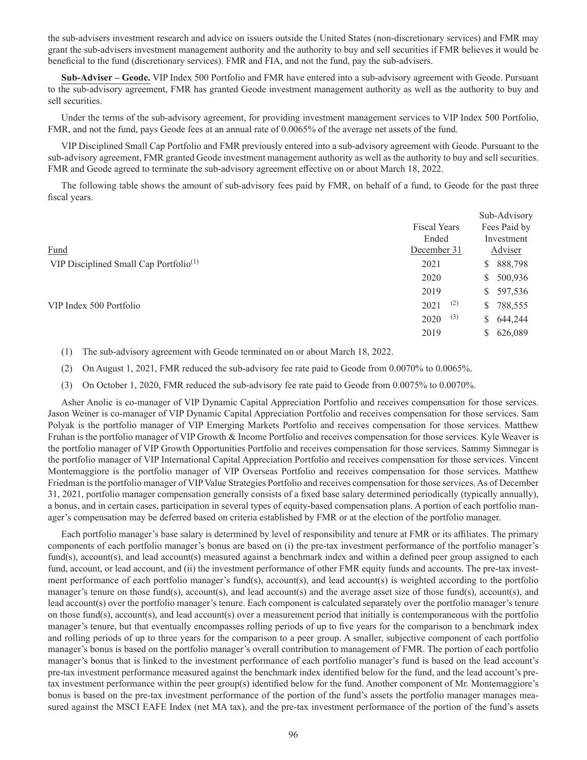the sub-advisers investment research and advice on issuers outside the United States (non-discretionary services) and FMR may grant the sub-advisers investment management authority and the authority to buy and sell securities if FMR believes it would be beneficial to the fund (discretionary services). FMR and FIA, and not the fund, pay the sub-advisers.

**Sub-Adviser – Geode.** VIP Index 500 Portfolio and FMR have entered into a sub-advisory agreement with Geode. Pursuant to the sub-advisory agreement, FMR has granted Geode investment management authority as well as the authority to buy and sell securities.

Under the terms of the sub-advisory agreement, for providing investment management services to VIP Index 500 Portfolio, FMR, and not the fund, pays Geode fees at an annual rate of 0.0065% of the average net assets of the fund.

VIP Disciplined Small Cap Portfolio and FMR previously entered into a sub-advisory agreement with Geode. Pursuant to the sub-advisory agreement, FMR granted Geode investment management authority as well as the authority to buy and sell securities. FMR and Geode agreed to terminate the sub-advisory agreement effective on or about March 18, 2022.

The following table shows the amount of sub-advisory fees paid by FMR, on behalf of a fund, to Geode for the past three fiscal years.

| Fund | Fiscal Years Ended December 31 | Sub-Advisory Fees Paid by Investment Adviser |
|---|---|---|
| VIP Disciplined Small Cap Portfolio[(1)] | 2021 | $ 888,798 |
| | 2020 | $ 500,936 |
| | 2019 | $ 597,536 |
| VIP Index 500 Portfolio | 2021 [(2)] | $ 788,555 |
| | 2020 [(3)] | $ 644,244 |
| | 2019 | $ 626,089 |

(1) The sub-advisory agreement with Geode terminated on or about March 18, 2022.

(2) On August 1, 2021, FMR reduced the sub-advisory fee rate paid to Geode from 0.0070% to 0.0065%.

(3) On October 1, 2020, FMR reduced the sub-advisory fee rate paid to Geode from 0.0075% to 0.0070%.

Asher Anolic is co-manager of VIP Dynamic Capital Appreciation Portfolio and receives compensation for those services. Jason Weiner is co-manager of VIP Dynamic Capital Appreciation Portfolio and receives compensation for those services. Sam Polyak is the portfolio manager of VIP Emerging Markets Portfolio and receives compensation for those services. Matthew Fruhan is the portfolio manager of VIP Growth & Income Portfolio and receives compensation for those services. Kyle Weaver is the portfolio manager of VIP Growth Opportunities Portfolio and receives compensation for those services. Sammy Simnegar is the portfolio manager of VIP International Capital Appreciation Portfolio and receives compensation for those services. Vincent Montemaggiore is the portfolio manager of VIP Overseas Portfolio and receives compensation for those services. Matthew Friedman is the portfolio manager of VIP Value Strategies Portfolio and receives compensation for those services. As of December 31, 2021, portfolio manager compensation generally consists of a fixed base salary determined periodically (typically annually), a bonus, and in certain cases, participation in several types of equity-based compensation plans. A portion of each portfolio manager's compensation may be deferred based on criteria established by FMR or at the election of the portfolio manager.

Each portfolio manager's base salary is determined by level of responsibility and tenure at FMR or its affiliates. The primary components of each portfolio manager's bonus are based on (i) the pre-tax investment performance of the portfolio manager's fund(s), account(s), and lead account(s) measured against a benchmark index and within a defined peer group assigned to each fund, account, or lead account, and (ii) the investment performance of other FMR equity funds and accounts. The pre-tax investment performance of each portfolio manager's fund(s), account(s), and lead account(s) is weighted according to the portfolio manager's tenure on those fund(s), account(s), and lead account(s) and the average asset size of those fund(s), account(s), and lead account(s) over the portfolio manager's tenure. Each component is calculated separately over the portfolio manager's tenure on those fund(s), account(s), and lead account(s) over a measurement period that initially is contemporaneous with the portfolio manager's tenure, but that eventually encompasses rolling periods of up to five years for the comparison to a benchmark index and rolling periods of up to three years for the comparison to a peer group. A smaller, subjective component of each portfolio manager's bonus is based on the portfolio manager's overall contribution to management of FMR. The portion of each portfolio manager's bonus that is linked to the investment performance of each portfolio manager's fund is based on the lead account's pre-tax investment performance measured against the benchmark index identified below for the fund, and the lead account's pre-tax investment performance within the peer group(s) identified below for the fund. Another component of Mr. Montemaggiore's bonus is based on the pre-tax investment performance of the portion of the fund's assets the portfolio manager manages measured against the MSCI EAFE Index (net MA tax), and the pre-tax investment performance of the portion of the fund's assets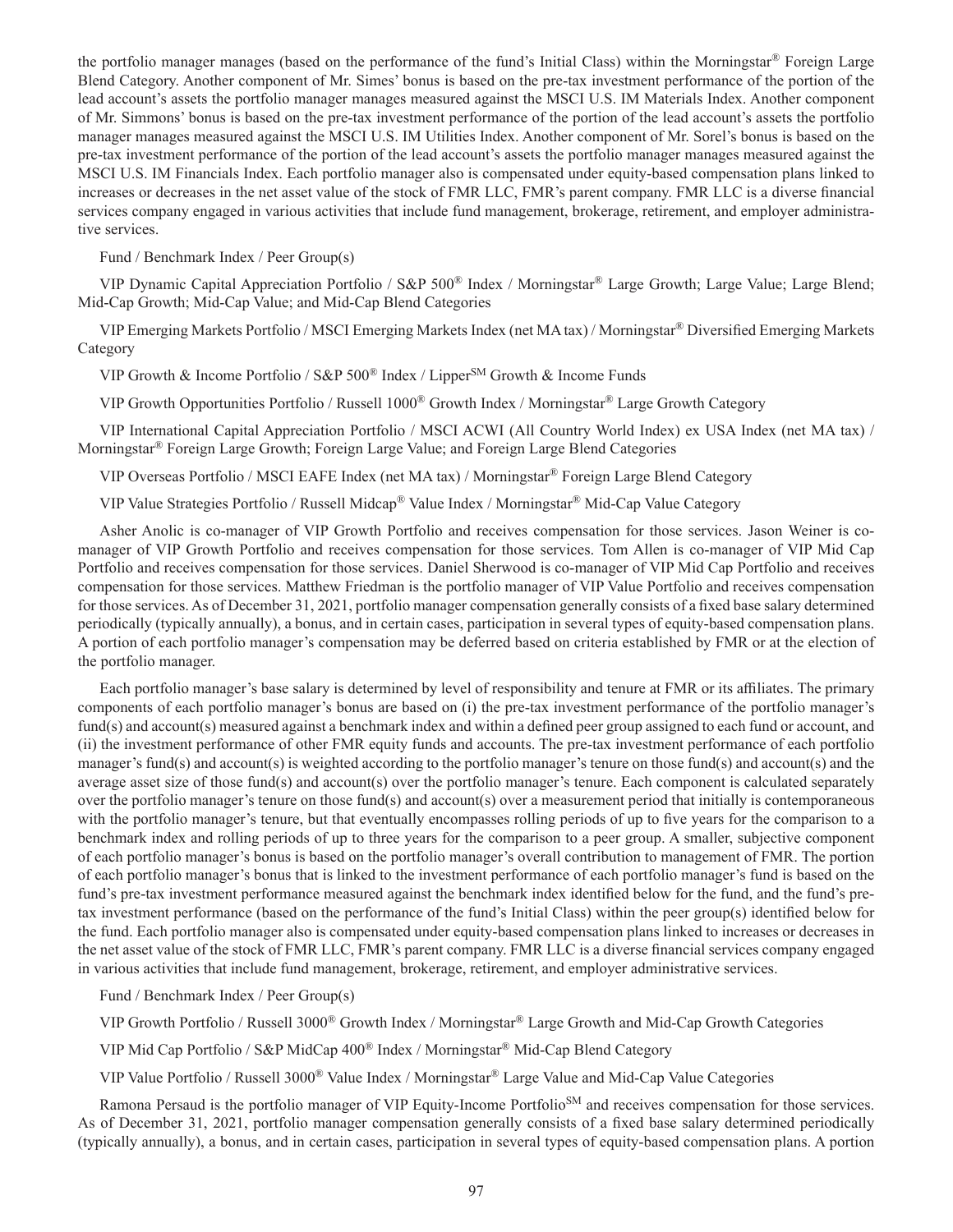the portfolio manager manages (based on the performance of the fund's Initial Class) within the Morningstar® Foreign Large Blend Category. Another component of Mr. Simes' bonus is based on the pre-tax investment performance of the portion of the lead account's assets the portfolio manager manages measured against the MSCI U.S. IM Materials Index. Another component of Mr. Simmons' bonus is based on the pre-tax investment performance of the portion of the lead account's assets the portfolio manager manages measured against the MSCI U.S. IM Utilities Index. Another component of Mr. Sorel's bonus is based on the pre-tax investment performance of the portion of the lead account's assets the portfolio manager manages measured against the MSCI U.S. IM Financials Index. Each portfolio manager also is compensated under equity-based compensation plans linked to increases or decreases in the net asset value of the stock of FMR LLC, FMR's parent company. FMR LLC is a diverse financial services company engaged in various activities that include fund management, brokerage, retirement, and employer administrative services.

Fund / Benchmark Index / Peer Group(s)

VIP Dynamic Capital Appreciation Portfolio / S&P 500® Index / Morningstar® Large Growth; Large Value; Large Blend; Mid-Cap Growth; Mid-Cap Value; and Mid-Cap Blend Categories

VIP Emerging Markets Portfolio / MSCI Emerging Markets Index (net MA tax) / Morningstar® Diversified Emerging Markets Category

VIP Growth & Income Portfolio / S&P 500® Index / Lipper℠ Growth & Income Funds

VIP Growth Opportunities Portfolio / Russell 1000® Growth Index / Morningstar® Large Growth Category

VIP International Capital Appreciation Portfolio / MSCI ACWI (All Country World Index) ex USA Index (net MA tax) / Morningstar® Foreign Large Growth; Foreign Large Value; and Foreign Large Blend Categories

VIP Overseas Portfolio / MSCI EAFE Index (net MA tax) / Morningstar® Foreign Large Blend Category

VIP Value Strategies Portfolio / Russell Midcap® Value Index / Morningstar® Mid-Cap Value Category

Asher Anolic is co-manager of VIP Growth Portfolio and receives compensation for those services. Jason Weiner is co-manager of VIP Growth Portfolio and receives compensation for those services. Tom Allen is co-manager of VIP Mid Cap Portfolio and receives compensation for those services. Daniel Sherwood is co-manager of VIP Mid Cap Portfolio and receives compensation for those services. Matthew Friedman is the portfolio manager of VIP Value Portfolio and receives compensation for those services. As of December 31, 2021, portfolio manager compensation generally consists of a fixed base salary determined periodically (typically annually), a bonus, and in certain cases, participation in several types of equity-based compensation plans. A portion of each portfolio manager's compensation may be deferred based on criteria established by FMR or at the election of the portfolio manager.

Each portfolio manager's base salary is determined by level of responsibility and tenure at FMR or its affiliates. The primary components of each portfolio manager's bonus are based on (i) the pre-tax investment performance of the portfolio manager's fund(s) and account(s) measured against a benchmark index and within a defined peer group assigned to each fund or account, and (ii) the investment performance of other FMR equity funds and accounts. The pre-tax investment performance of each portfolio manager's fund(s) and account(s) is weighted according to the portfolio manager's tenure on those fund(s) and account(s) and the average asset size of those fund(s) and account(s) over the portfolio manager's tenure. Each component is calculated separately over the portfolio manager's tenure on those fund(s) and account(s) over a measurement period that initially is contemporaneous with the portfolio manager's tenure, but that eventually encompasses rolling periods of up to five years for the comparison to a benchmark index and rolling periods of up to three years for the comparison to a peer group. A smaller, subjective component of each portfolio manager's bonus is based on the portfolio manager's overall contribution to management of FMR. The portion of each portfolio manager's bonus that is linked to the investment performance of each portfolio manager's fund is based on the fund's pre-tax investment performance measured against the benchmark index identified below for the fund, and the fund's pre-tax investment performance (based on the performance of the fund's Initial Class) within the peer group(s) identified below for the fund. Each portfolio manager also is compensated under equity-based compensation plans linked to increases or decreases in the net asset value of the stock of FMR LLC, FMR's parent company. FMR LLC is a diverse financial services company engaged in various activities that include fund management, brokerage, retirement, and employer administrative services.

Fund / Benchmark Index / Peer Group(s)

VIP Growth Portfolio / Russell 3000® Growth Index / Morningstar® Large Growth and Mid-Cap Growth Categories

VIP Mid Cap Portfolio / S&P MidCap 400® Index / Morningstar® Mid-Cap Blend Category

VIP Value Portfolio / Russell 3000® Value Index / Morningstar® Large Value and Mid-Cap Value Categories

Ramona Persaud is the portfolio manager of VIP Equity-Income Portfolio℠ and receives compensation for those services. As of December 31, 2021, portfolio manager compensation generally consists of a fixed base salary determined periodically (typically annually), a bonus, and in certain cases, participation in several types of equity-based compensation plans. A portion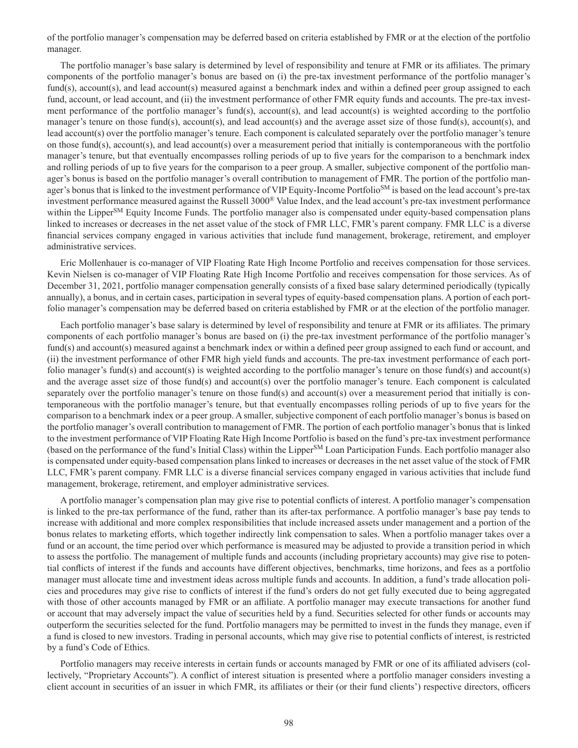of the portfolio manager's compensation may be deferred based on criteria established by FMR or at the election of the portfolio manager.

The portfolio manager's base salary is determined by level of responsibility and tenure at FMR or its affiliates. The primary components of the portfolio manager's bonus are based on (i) the pre-tax investment performance of the portfolio manager's fund(s), account(s), and lead account(s) measured against a benchmark index and within a defined peer group assigned to each fund, account, or lead account, and (ii) the investment performance of other FMR equity funds and accounts. The pre-tax investment performance of the portfolio manager's fund(s), account(s), and lead account(s) is weighted according to the portfolio manager's tenure on those fund(s), account(s), and lead account(s) and the average asset size of those fund(s), account(s), and lead account(s) over the portfolio manager's tenure. Each component is calculated separately over the portfolio manager's tenure on those fund(s), account(s), and lead account(s) over a measurement period that initially is contemporaneous with the portfolio manager's tenure, but that eventually encompasses rolling periods of up to five years for the comparison to a benchmark index and rolling periods of up to five years for the comparison to a peer group. A smaller, subjective component of the portfolio manager's bonus is based on the portfolio manager's overall contribution to management of FMR. The portion of the portfolio manager's bonus that is linked to the investment performance of VIP Equity-Income Portfolio℠ is based on the lead account's pre-tax investment performance measured against the Russell 3000® Value Index, and the lead account's pre-tax investment performance within the Lipper℠ Equity Income Funds. The portfolio manager also is compensated under equity-based compensation plans linked to increases or decreases in the net asset value of the stock of FMR LLC, FMR's parent company. FMR LLC is a diverse financial services company engaged in various activities that include fund management, brokerage, retirement, and employer administrative services.

Eric Mollenhauer is co-manager of VIP Floating Rate High Income Portfolio and receives compensation for those services. Kevin Nielsen is co-manager of VIP Floating Rate High Income Portfolio and receives compensation for those services. As of December 31, 2021, portfolio manager compensation generally consists of a fixed base salary determined periodically (typically annually), a bonus, and in certain cases, participation in several types of equity-based compensation plans. A portion of each portfolio manager's compensation may be deferred based on criteria established by FMR or at the election of the portfolio manager.

Each portfolio manager's base salary is determined by level of responsibility and tenure at FMR or its affiliates. The primary components of each portfolio manager's bonus are based on (i) the pre-tax investment performance of the portfolio manager's fund(s) and account(s) measured against a benchmark index or within a defined peer group assigned to each fund or account, and (ii) the investment performance of other FMR high yield funds and accounts. The pre-tax investment performance of each portfolio manager's fund(s) and account(s) is weighted according to the portfolio manager's tenure on those fund(s) and account(s) and the average asset size of those fund(s) and account(s) over the portfolio manager's tenure. Each component is calculated separately over the portfolio manager's tenure on those fund(s) and account(s) over a measurement period that initially is contemporaneous with the portfolio manager's tenure, but that eventually encompasses rolling periods of up to five years for the comparison to a benchmark index or a peer group. A smaller, subjective component of each portfolio manager's bonus is based on the portfolio manager's overall contribution to management of FMR. The portion of each portfolio manager's bonus that is linked to the investment performance of VIP Floating Rate High Income Portfolio is based on the fund's pre-tax investment performance (based on the performance of the fund's Initial Class) within the Lipper℠ Loan Participation Funds. Each portfolio manager also is compensated under equity-based compensation plans linked to increases or decreases in the net asset value of the stock of FMR LLC, FMR's parent company. FMR LLC is a diverse financial services company engaged in various activities that include fund management, brokerage, retirement, and employer administrative services.

A portfolio manager's compensation plan may give rise to potential conflicts of interest. A portfolio manager's compensation is linked to the pre-tax performance of the fund, rather than its after-tax performance. A portfolio manager's base pay tends to increase with additional and more complex responsibilities that include increased assets under management and a portion of the bonus relates to marketing efforts, which together indirectly link compensation to sales. When a portfolio manager takes over a fund or an account, the time period over which performance is measured may be adjusted to provide a transition period in which to assess the portfolio. The management of multiple funds and accounts (including proprietary accounts) may give rise to potential conflicts of interest if the funds and accounts have different objectives, benchmarks, time horizons, and fees as a portfolio manager must allocate time and investment ideas across multiple funds and accounts. In addition, a fund's trade allocation policies and procedures may give rise to conflicts of interest if the fund's orders do not get fully executed due to being aggregated with those of other accounts managed by FMR or an affiliate. A portfolio manager may execute transactions for another fund or account that may adversely impact the value of securities held by a fund. Securities selected for other funds or accounts may outperform the securities selected for the fund. Portfolio managers may be permitted to invest in the funds they manage, even if a fund is closed to new investors. Trading in personal accounts, which may give rise to potential conflicts of interest, is restricted by a fund's Code of Ethics.

Portfolio managers may receive interests in certain funds or accounts managed by FMR or one of its affiliated advisers (collectively, "Proprietary Accounts"). A conflict of interest situation is presented where a portfolio manager considers investing a client account in securities of an issuer in which FMR, its affiliates or their (or their fund clients') respective directors, officers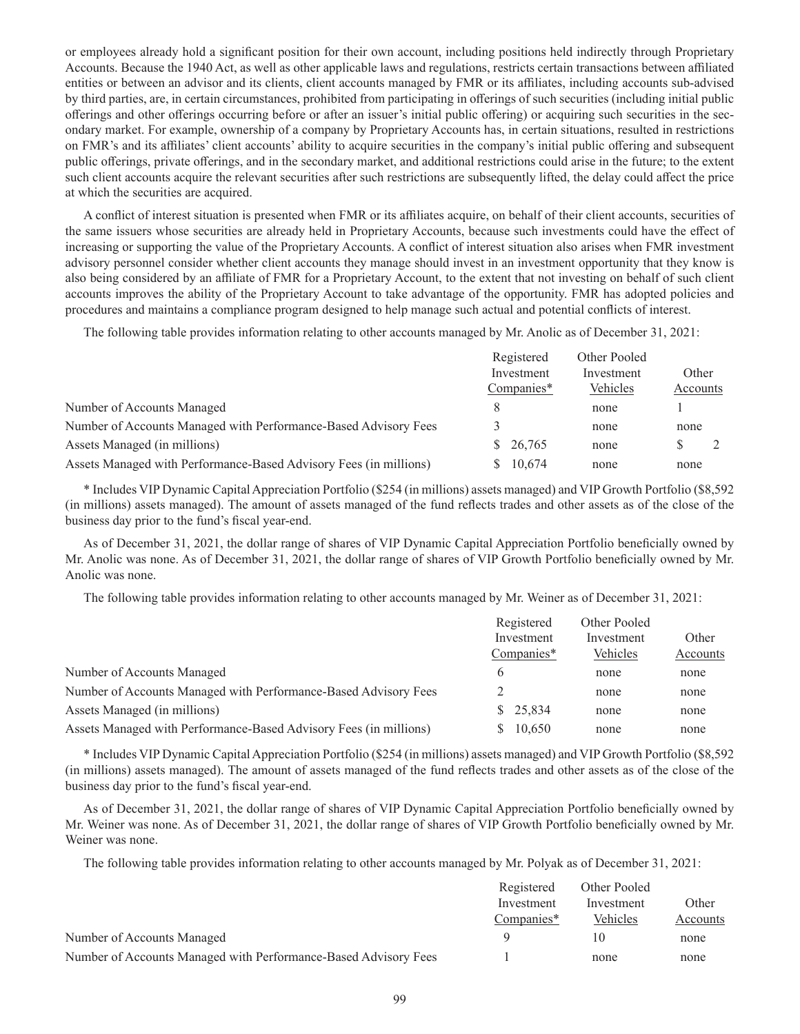or employees already hold a significant position for their own account, including positions held indirectly through Proprietary Accounts. Because the 1940 Act, as well as other applicable laws and regulations, restricts certain transactions between affiliated entities or between an advisor and its clients, client accounts managed by FMR or its affiliates, including accounts sub-advised by third parties, are, in certain circumstances, prohibited from participating in offerings of such securities (including initial public offerings and other offerings occurring before or after an issuer's initial public offering) or acquiring such securities in the secondary market. For example, ownership of a company by Proprietary Accounts has, in certain situations, resulted in restrictions on FMR's and its affiliates' client accounts' ability to acquire securities in the company's initial public offering and subsequent public offerings, private offerings, and in the secondary market, and additional restrictions could arise in the future; to the extent such client accounts acquire the relevant securities after such restrictions are subsequently lifted, the delay could affect the price at which the securities are acquired.

A conflict of interest situation is presented when FMR or its affiliates acquire, on behalf of their client accounts, securities of the same issuers whose securities are already held in Proprietary Accounts, because such investments could have the effect of increasing or supporting the value of the Proprietary Accounts. A conflict of interest situation also arises when FMR investment advisory personnel consider whether client accounts they manage should invest in an investment opportunity that they know is also being considered by an affiliate of FMR for a Proprietary Account, to the extent that not investing on behalf of such client accounts improves the ability of the Proprietary Account to take advantage of the opportunity. FMR has adopted policies and procedures and maintains a compliance program designed to help manage such actual and potential conflicts of interest.

The following table provides information relating to other accounts managed by Mr. Anolic as of December 31, 2021:

| | Registered Investment Companies* | Other Pooled Investment Vehicles | Other Accounts |
|---|---|---|---|
| Number of Accounts Managed | 8 | none | 1 |
| Number of Accounts Managed with Performance-Based Advisory Fees | 3 | none | none |
| Assets Managed (in millions) | $ 26,765 | none | $ 2 |
| Assets Managed with Performance-Based Advisory Fees (in millions) | $ 10,674 | none | none |

* Includes VIP Dynamic Capital Appreciation Portfolio ($254 (in millions) assets managed) and VIP Growth Portfolio ($8,592 (in millions) assets managed). The amount of assets managed of the fund reflects trades and other assets as of the close of the business day prior to the fund's fiscal year-end.

As of December 31, 2021, the dollar range of shares of VIP Dynamic Capital Appreciation Portfolio beneficially owned by Mr. Anolic was none. As of December 31, 2021, the dollar range of shares of VIP Growth Portfolio beneficially owned by Mr. Anolic was none.

The following table provides information relating to other accounts managed by Mr. Weiner as of December 31, 2021:

| | Registered Investment Companies* | Other Pooled Investment Vehicles | Other Accounts |
|---|---|---|---|
| Number of Accounts Managed | 6 | none | none |
| Number of Accounts Managed with Performance-Based Advisory Fees | 2 | none | none |
| Assets Managed (in millions) | $ 25,834 | none | none |
| Assets Managed with Performance-Based Advisory Fees (in millions) | $ 10,650 | none | none |

* Includes VIP Dynamic Capital Appreciation Portfolio ($254 (in millions) assets managed) and VIP Growth Portfolio ($8,592 (in millions) assets managed). The amount of assets managed of the fund reflects trades and other assets as of the close of the business day prior to the fund's fiscal year-end.

As of December 31, 2021, the dollar range of shares of VIP Dynamic Capital Appreciation Portfolio beneficially owned by Mr. Weiner was none. As of December 31, 2021, the dollar range of shares of VIP Growth Portfolio beneficially owned by Mr. Weiner was none.

The following table provides information relating to other accounts managed by Mr. Polyak as of December 31, 2021:

| | Registered Investment Companies* | Other Pooled Investment Vehicles | Other Accounts |
|---|---|---|---|
| Number of Accounts Managed | 9 | 10 | none |
| Number of Accounts Managed with Performance-Based Advisory Fees | 1 | none | none |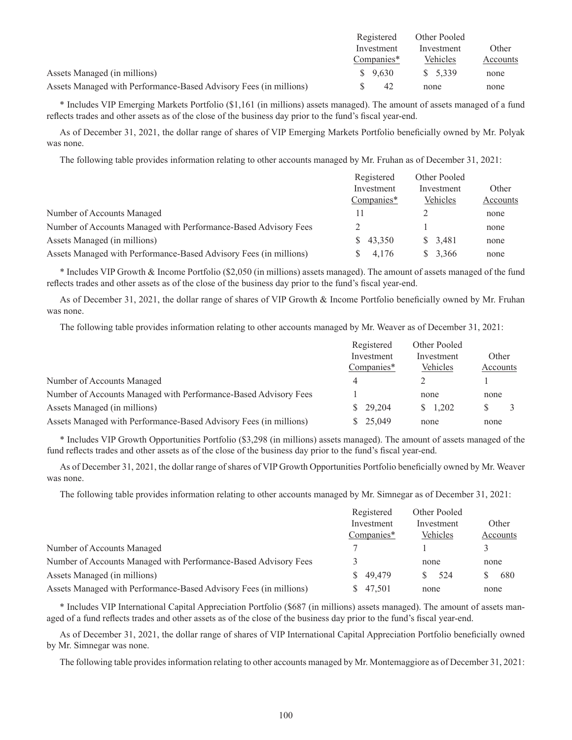| | Registered Investment Companies* | Other Pooled Investment Vehicles | Other Accounts |
|---|---|---|---|
| Assets Managed (in millions) | $ 9,630 | $ 5,339 | none |
| Assets Managed with Performance-Based Advisory Fees (in millions) | $ 42 | none | none |

\* Includes VIP Emerging Markets Portfolio ($1,161 (in millions) assets managed). The amount of assets managed of a fund reflects trades and other assets as of the close of the business day prior to the fund's fiscal year-end.

As of December 31, 2021, the dollar range of shares of VIP Emerging Markets Portfolio beneficially owned by Mr. Polyak was none.

The following table provides information relating to other accounts managed by Mr. Fruhan as of December 31, 2021:

| | Registered Investment Companies* | Other Pooled Investment Vehicles | Other Accounts |
|---|---|---|---|
| Number of Accounts Managed | 11 | 2 | none |
| Number of Accounts Managed with Performance-Based Advisory Fees | 2 | 1 | none |
| Assets Managed (in millions) | $ 43,350 | $ 3,481 | none |
| Assets Managed with Performance-Based Advisory Fees (in millions) | $ 4,176 | $ 3,366 | none |

\* Includes VIP Growth & Income Portfolio ($2,050 (in millions) assets managed). The amount of assets managed of the fund reflects trades and other assets as of the close of the business day prior to the fund's fiscal year-end.

As of December 31, 2021, the dollar range of shares of VIP Growth & Income Portfolio beneficially owned by Mr. Fruhan was none.

The following table provides information relating to other accounts managed by Mr. Weaver as of December 31, 2021:

| | Registered Investment Companies* | Other Pooled Investment Vehicles | Other Accounts |
|---|---|---|---|
| Number of Accounts Managed | 4 | 2 | 1 |
| Number of Accounts Managed with Performance-Based Advisory Fees | 1 | none | none |
| Assets Managed (in millions) | $ 29,204 | $ 1,202 | $ 3 |
| Assets Managed with Performance-Based Advisory Fees (in millions) | $ 25,049 | none | none |

\* Includes VIP Growth Opportunities Portfolio ($3,298 (in millions) assets managed). The amount of assets managed of the fund reflects trades and other assets as of the close of the business day prior to the fund's fiscal year-end.

As of December 31, 2021, the dollar range of shares of VIP Growth Opportunities Portfolio beneficially owned by Mr. Weaver was none.

The following table provides information relating to other accounts managed by Mr. Simnegar as of December 31, 2021:

| | Registered Investment Companies* | Other Pooled Investment Vehicles | Other Accounts |
|---|---|---|---|
| Number of Accounts Managed | 7 | 1 | 3 |
| Number of Accounts Managed with Performance-Based Advisory Fees | 3 | none | none |
| Assets Managed (in millions) | $ 49,479 | $ 524 | $ 680 |
| Assets Managed with Performance-Based Advisory Fees (in millions) | $ 47,501 | none | none |

\* Includes VIP International Capital Appreciation Portfolio ($687 (in millions) assets managed). The amount of assets managed of a fund reflects trades and other assets as of the close of the business day prior to the fund's fiscal year-end.

As of December 31, 2021, the dollar range of shares of VIP International Capital Appreciation Portfolio beneficially owned by Mr. Simnegar was none.

The following table provides information relating to other accounts managed by Mr. Montemaggiore as of December 31, 2021: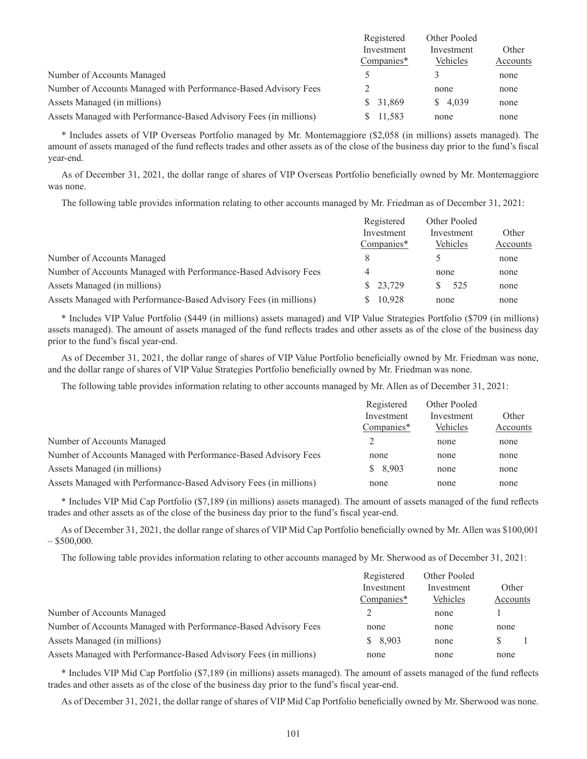| | Registered Investment Companies* | Other Pooled Investment Vehicles | Other Accounts |
|---|---|---|---|
| Number of Accounts Managed | 5 | 3 | none |
| Number of Accounts Managed with Performance-Based Advisory Fees | 2 | none | none |
| Assets Managed (in millions) | $ 31,869 | $ 4,039 | none |
| Assets Managed with Performance-Based Advisory Fees (in millions) | $ 11,583 | none | none |

* Includes assets of VIP Overseas Portfolio managed by Mr. Montemaggiore ($2,058 (in millions) assets managed). The amount of assets managed of the fund reflects trades and other assets as of the close of the business day prior to the fund's fiscal year-end.

As of December 31, 2021, the dollar range of shares of VIP Overseas Portfolio beneficially owned by Mr. Montemaggiore was none.

The following table provides information relating to other accounts managed by Mr. Friedman as of December 31, 2021:

| | Registered Investment Companies* | Other Pooled Investment Vehicles | Other Accounts |
|---|---|---|---|
| Number of Accounts Managed | 8 | 5 | none |
| Number of Accounts Managed with Performance-Based Advisory Fees | 4 | none | none |
| Assets Managed (in millions) | $ 23,729 | $ 525 | none |
| Assets Managed with Performance-Based Advisory Fees (in millions) | $ 10,928 | none | none |

* Includes VIP Value Portfolio ($449 (in millions) assets managed) and VIP Value Strategies Portfolio ($709 (in millions) assets managed). The amount of assets managed of the fund reflects trades and other assets as of the close of the business day prior to the fund's fiscal year-end.

As of December 31, 2021, the dollar range of shares of VIP Value Portfolio beneficially owned by Mr. Friedman was none, and the dollar range of shares of VIP Value Strategies Portfolio beneficially owned by Mr. Friedman was none.

The following table provides information relating to other accounts managed by Mr. Allen as of December 31, 2021:

| | Registered Investment Companies* | Other Pooled Investment Vehicles | Other Accounts |
|---|---|---|---|
| Number of Accounts Managed | 2 | none | none |
| Number of Accounts Managed with Performance-Based Advisory Fees | none | none | none |
| Assets Managed (in millions) | $ 8,903 | none | none |
| Assets Managed with Performance-Based Advisory Fees (in millions) | none | none | none |

* Includes VIP Mid Cap Portfolio ($7,189 (in millions) assets managed). The amount of assets managed of the fund reflects trades and other assets as of the close of the business day prior to the fund's fiscal year-end.

As of December 31, 2021, the dollar range of shares of VIP Mid Cap Portfolio beneficially owned by Mr. Allen was $100,001 – $500,000.

The following table provides information relating to other accounts managed by Mr. Sherwood as of December 31, 2021:

| | Registered Investment Companies* | Other Pooled Investment Vehicles | Other Accounts |
|---|---|---|---|
| Number of Accounts Managed | 2 | none | 1 |
| Number of Accounts Managed with Performance-Based Advisory Fees | none | none | none |
| Assets Managed (in millions) | $ 8,903 | none | $ 1 |
| Assets Managed with Performance-Based Advisory Fees (in millions) | none | none | none |

* Includes VIP Mid Cap Portfolio ($7,189 (in millions) assets managed). The amount of assets managed of the fund reflects trades and other assets as of the close of the business day prior to the fund's fiscal year-end.

As of December 31, 2021, the dollar range of shares of VIP Mid Cap Portfolio beneficially owned by Mr. Sherwood was none.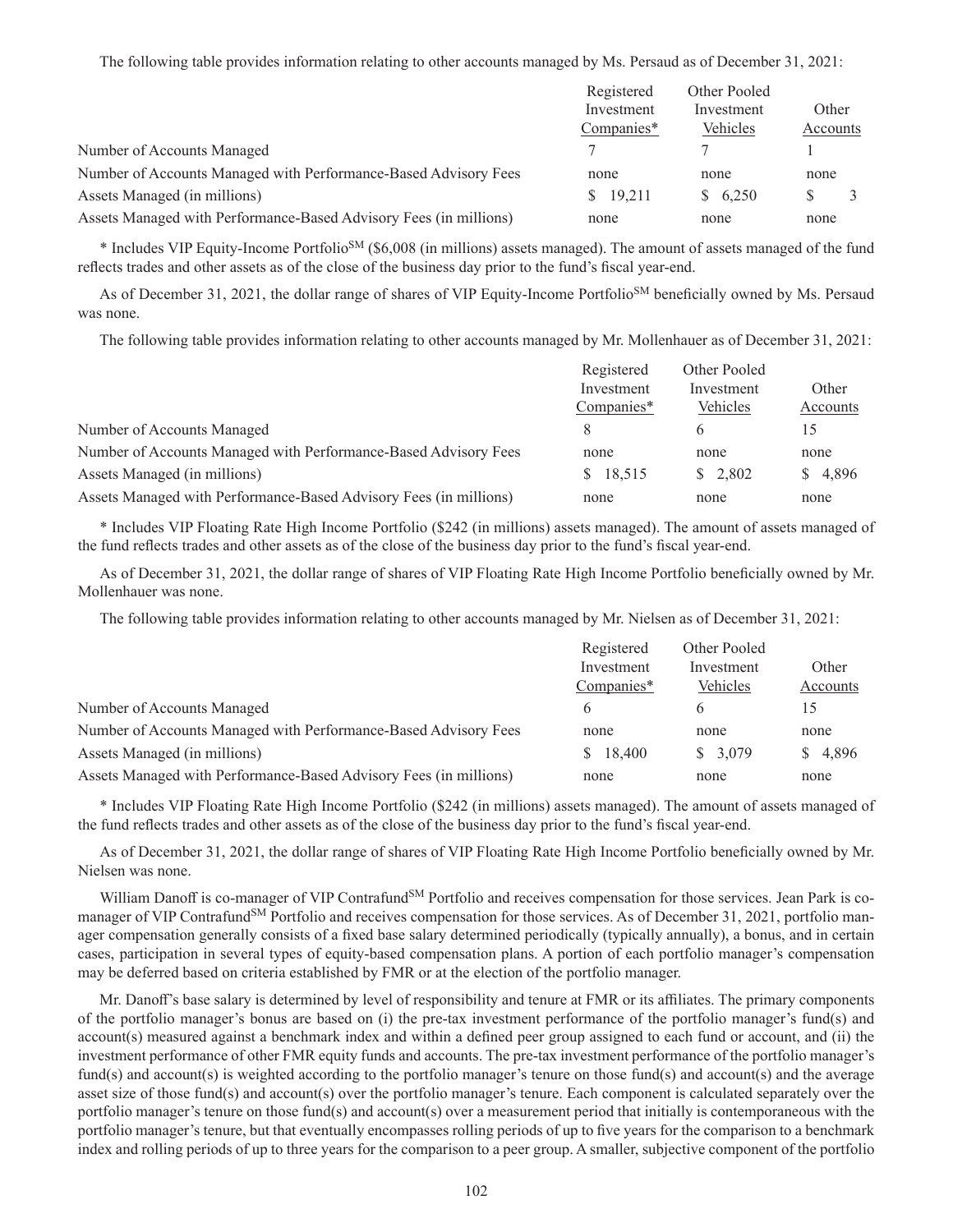The following table provides information relating to other accounts managed by Ms. Persaud as of December 31, 2021:

| | Registered Investment Companies* | Other Pooled Investment Vehicles | Other Accounts |
|---|---|---|---|
| Number of Accounts Managed | 7 | 7 | 1 |
| Number of Accounts Managed with Performance-Based Advisory Fees | none | none | none |
| Assets Managed (in millions) | $ 19,211 | $ 6,250 | $ 3 |
| Assets Managed with Performance-Based Advisory Fees (in millions) | none | none | none |

* Includes VIP Equity-Income Portfolio[SM] ($6,008 (in millions) assets managed). The amount of assets managed of the fund reflects trades and other assets as of the close of the business day prior to the fund's fiscal year-end.

As of December 31, 2021, the dollar range of shares of VIP Equity-Income Portfolio[SM] beneficially owned by Ms. Persaud was none.

The following table provides information relating to other accounts managed by Mr. Mollenhauer as of December 31, 2021:

| | Registered Investment Companies* | Other Pooled Investment Vehicles | Other Accounts |
|---|---|---|---|
| Number of Accounts Managed | 8 | 6 | 15 |
| Number of Accounts Managed with Performance-Based Advisory Fees | none | none | none |
| Assets Managed (in millions) | $ 18,515 | $ 2,802 | $ 4,896 |
| Assets Managed with Performance-Based Advisory Fees (in millions) | none | none | none |

* Includes VIP Floating Rate High Income Portfolio ($242 (in millions) assets managed). The amount of assets managed of the fund reflects trades and other assets as of the close of the business day prior to the fund's fiscal year-end.

As of December 31, 2021, the dollar range of shares of VIP Floating Rate High Income Portfolio beneficially owned by Mr. Mollenhauer was none.

The following table provides information relating to other accounts managed by Mr. Nielsen as of December 31, 2021:

| | Registered Investment Companies* | Other Pooled Investment Vehicles | Other Accounts |
|---|---|---|---|
| Number of Accounts Managed | 6 | 6 | 15 |
| Number of Accounts Managed with Performance-Based Advisory Fees | none | none | none |
| Assets Managed (in millions) | $ 18,400 | $ 3,079 | $ 4,896 |
| Assets Managed with Performance-Based Advisory Fees (in millions) | none | none | none |

* Includes VIP Floating Rate High Income Portfolio ($242 (in millions) assets managed). The amount of assets managed of the fund reflects trades and other assets as of the close of the business day prior to the fund's fiscal year-end.

As of December 31, 2021, the dollar range of shares of VIP Floating Rate High Income Portfolio beneficially owned by Mr. Nielsen was none.

William Danoff is co-manager of VIP Contrafund[SM] Portfolio and receives compensation for those services. Jean Park is co-manager of VIP Contrafund[SM] Portfolio and receives compensation for those services. As of December 31, 2021, portfolio manager compensation generally consists of a fixed base salary determined periodically (typically annually), a bonus, and in certain cases, participation in several types of equity-based compensation plans. A portion of each portfolio manager's compensation may be deferred based on criteria established by FMR or at the election of the portfolio manager.

Mr. Danoff's base salary is determined by level of responsibility and tenure at FMR or its affiliates. The primary components of the portfolio manager's bonus are based on (i) the pre-tax investment performance of the portfolio manager's fund(s) and account(s) measured against a benchmark index and within a defined peer group assigned to each fund or account, and (ii) the investment performance of other FMR equity funds and accounts. The pre-tax investment performance of the portfolio manager's fund(s) and account(s) is weighted according to the portfolio manager's tenure on those fund(s) and account(s) and the average asset size of those fund(s) and account(s) over the portfolio manager's tenure. Each component is calculated separately over the portfolio manager's tenure on those fund(s) and account(s) over a measurement period that initially is contemporaneous with the portfolio manager's tenure, but that eventually encompasses rolling periods of up to five years for the comparison to a benchmark index and rolling periods of up to three years for the comparison to a peer group. A smaller, subjective component of the portfolio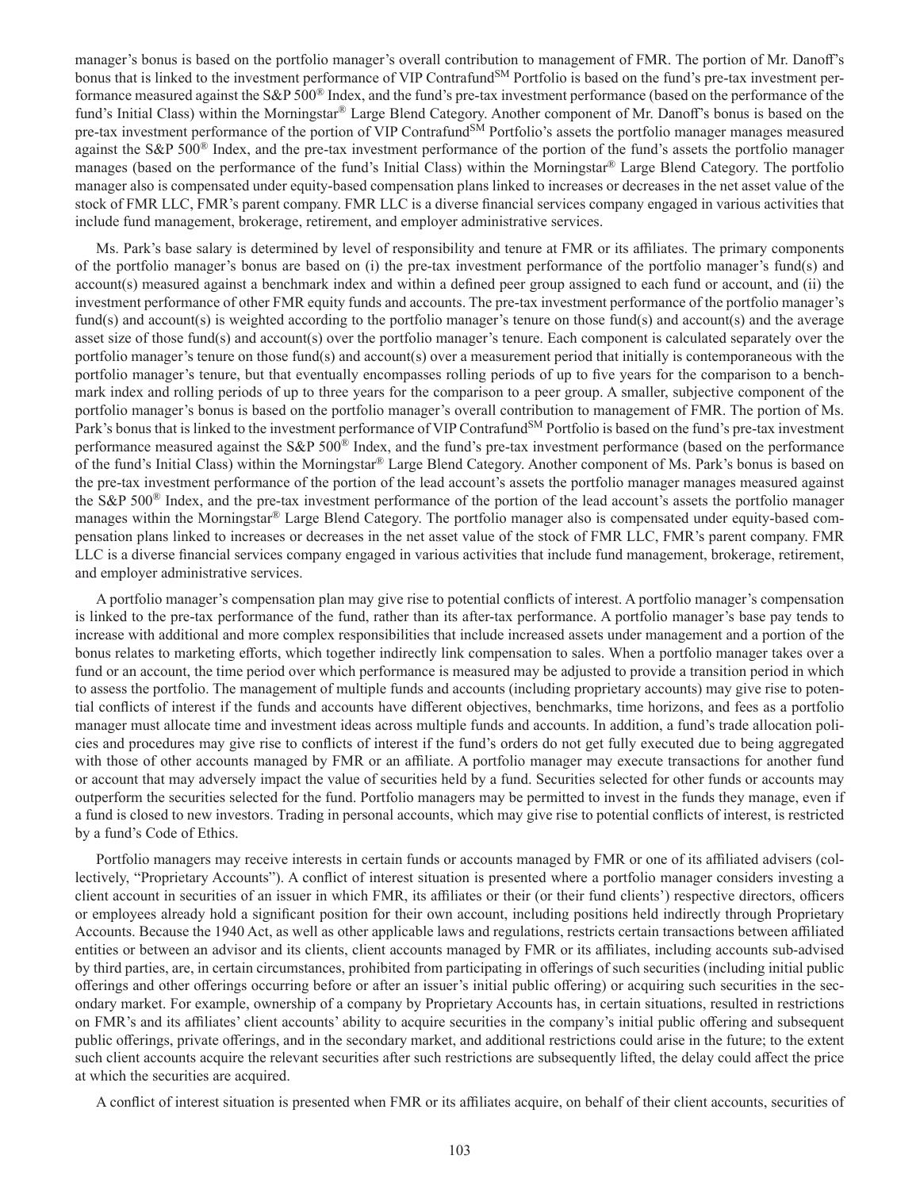manager's bonus is based on the portfolio manager's overall contribution to management of FMR. The portion of Mr. Danoff's bonus that is linked to the investment performance of VIP Contrafund℠ Portfolio is based on the fund's pre-tax investment performance measured against the S&P 500® Index, and the fund's pre-tax investment performance (based on the performance of the fund's Initial Class) within the Morningstar® Large Blend Category. Another component of Mr. Danoff's bonus is based on the pre-tax investment performance of the portion of VIP Contrafund℠ Portfolio's assets the portfolio manager manages measured against the S&P 500® Index, and the pre-tax investment performance of the portion of the fund's assets the portfolio manager manages (based on the performance of the fund's Initial Class) within the Morningstar® Large Blend Category. The portfolio manager also is compensated under equity-based compensation plans linked to increases or decreases in the net asset value of the stock of FMR LLC, FMR's parent company. FMR LLC is a diverse financial services company engaged in various activities that include fund management, brokerage, retirement, and employer administrative services.

Ms. Park's base salary is determined by level of responsibility and tenure at FMR or its affiliates. The primary components of the portfolio manager's bonus are based on (i) the pre-tax investment performance of the portfolio manager's fund(s) and account(s) measured against a benchmark index and within a defined peer group assigned to each fund or account, and (ii) the investment performance of other FMR equity funds and accounts. The pre-tax investment performance of the portfolio manager's fund(s) and account(s) is weighted according to the portfolio manager's tenure on those fund(s) and account(s) and the average asset size of those fund(s) and account(s) over the portfolio manager's tenure. Each component is calculated separately over the portfolio manager's tenure on those fund(s) and account(s) over a measurement period that initially is contemporaneous with the portfolio manager's tenure, but that eventually encompasses rolling periods of up to five years for the comparison to a benchmark index and rolling periods of up to three years for the comparison to a peer group. A smaller, subjective component of the portfolio manager's bonus is based on the portfolio manager's overall contribution to management of FMR. The portion of Ms. Park's bonus that is linked to the investment performance of VIP Contrafund℠ Portfolio is based on the fund's pre-tax investment performance measured against the S&P 500® Index, and the fund's pre-tax investment performance (based on the performance of the fund's Initial Class) within the Morningstar® Large Blend Category. Another component of Ms. Park's bonus is based on the pre-tax investment performance of the portion of the lead account's assets the portfolio manager manages measured against the S&P 500® Index, and the pre-tax investment performance of the portion of the lead account's assets the portfolio manager manages within the Morningstar® Large Blend Category. The portfolio manager also is compensated under equity-based compensation plans linked to increases or decreases in the net asset value of the stock of FMR LLC, FMR's parent company. FMR LLC is a diverse financial services company engaged in various activities that include fund management, brokerage, retirement, and employer administrative services.

A portfolio manager's compensation plan may give rise to potential conflicts of interest. A portfolio manager's compensation is linked to the pre-tax performance of the fund, rather than its after-tax performance. A portfolio manager's base pay tends to increase with additional and more complex responsibilities that include increased assets under management and a portion of the bonus relates to marketing efforts, which together indirectly link compensation to sales. When a portfolio manager takes over a fund or an account, the time period over which performance is measured may be adjusted to provide a transition period in which to assess the portfolio. The management of multiple funds and accounts (including proprietary accounts) may give rise to potential conflicts of interest if the funds and accounts have different objectives, benchmarks, time horizons, and fees as a portfolio manager must allocate time and investment ideas across multiple funds and accounts. In addition, a fund's trade allocation policies and procedures may give rise to conflicts of interest if the fund's orders do not get fully executed due to being aggregated with those of other accounts managed by FMR or an affiliate. A portfolio manager may execute transactions for another fund or account that may adversely impact the value of securities held by a fund. Securities selected for other funds or accounts may outperform the securities selected for the fund. Portfolio managers may be permitted to invest in the funds they manage, even if a fund is closed to new investors. Trading in personal accounts, which may give rise to potential conflicts of interest, is restricted by a fund's Code of Ethics.

Portfolio managers may receive interests in certain funds or accounts managed by FMR or one of its affiliated advisers (collectively, "Proprietary Accounts"). A conflict of interest situation is presented where a portfolio manager considers investing a client account in securities of an issuer in which FMR, its affiliates or their (or their fund clients') respective directors, officers or employees already hold a significant position for their own account, including positions held indirectly through Proprietary Accounts. Because the 1940 Act, as well as other applicable laws and regulations, restricts certain transactions between affiliated entities or between an advisor and its clients, client accounts managed by FMR or its affiliates, including accounts sub-advised by third parties, are, in certain circumstances, prohibited from participating in offerings of such securities (including initial public offerings and other offerings occurring before or after an issuer's initial public offering) or acquiring such securities in the secondary market. For example, ownership of a company by Proprietary Accounts has, in certain situations, resulted in restrictions on FMR's and its affiliates' client accounts' ability to acquire securities in the company's initial public offering and subsequent public offerings, private offerings, and in the secondary market, and additional restrictions could arise in the future; to the extent such client accounts acquire the relevant securities after such restrictions are subsequently lifted, the delay could affect the price at which the securities are acquired.

A conflict of interest situation is presented when FMR or its affiliates acquire, on behalf of their client accounts, securities of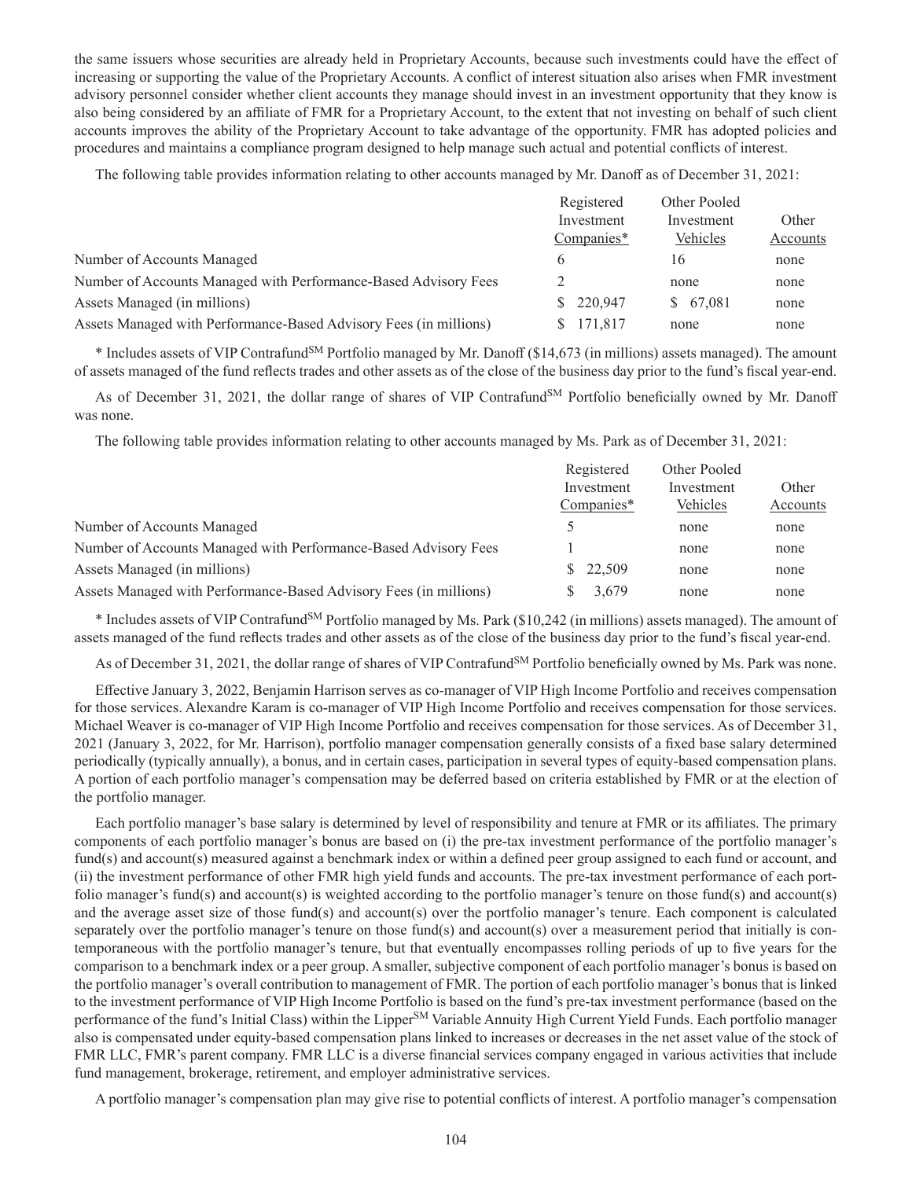the same issuers whose securities are already held in Proprietary Accounts, because such investments could have the effect of increasing or supporting the value of the Proprietary Accounts. A conflict of interest situation also arises when FMR investment advisory personnel consider whether client accounts they manage should invest in an investment opportunity that they know is also being considered by an affiliate of FMR for a Proprietary Account, to the extent that not investing on behalf of such client accounts improves the ability of the Proprietary Account to take advantage of the opportunity. FMR has adopted policies and procedures and maintains a compliance program designed to help manage such actual and potential conflicts of interest.

The following table provides information relating to other accounts managed by Mr. Danoff as of December 31, 2021:

| | Registered Investment Companies* | Other Pooled Investment Vehicles | Other Accounts |
|---|---|---|---|
| Number of Accounts Managed | 6 | 16 | none |
| Number of Accounts Managed with Performance-Based Advisory Fees | 2 | none | none |
| Assets Managed (in millions) | $ 220,947 | $ 67,081 | none |
| Assets Managed with Performance-Based Advisory Fees (in millions) | $ 171,817 | none | none |

* Includes assets of VIP Contrafund[SM] Portfolio managed by Mr. Danoff ($14,673 (in millions) assets managed). The amount of assets managed of the fund reflects trades and other assets as of the close of the business day prior to the fund's fiscal year-end.

As of December 31, 2021, the dollar range of shares of VIP Contrafund[SM] Portfolio beneficially owned by Mr. Danoff was none.

The following table provides information relating to other accounts managed by Ms. Park as of December 31, 2021:

| | Registered Investment Companies* | Other Pooled Investment Vehicles | Other Accounts |
|---|---|---|---|
| Number of Accounts Managed | 5 | none | none |
| Number of Accounts Managed with Performance-Based Advisory Fees | 1 | none | none |
| Assets Managed (in millions) | $ 22,509 | none | none |
| Assets Managed with Performance-Based Advisory Fees (in millions) | $ 3,679 | none | none |

* Includes assets of VIP Contrafund[SM] Portfolio managed by Ms. Park ($10,242 (in millions) assets managed). The amount of assets managed of the fund reflects trades and other assets as of the close of the business day prior to the fund's fiscal year-end.

As of December 31, 2021, the dollar range of shares of VIP Contrafund[SM] Portfolio beneficially owned by Ms. Park was none.

Effective January 3, 2022, Benjamin Harrison serves as co-manager of VIP High Income Portfolio and receives compensation for those services. Alexandre Karam is co-manager of VIP High Income Portfolio and receives compensation for those services. Michael Weaver is co-manager of VIP High Income Portfolio and receives compensation for those services. As of December 31, 2021 (January 3, 2022, for Mr. Harrison), portfolio manager compensation generally consists of a fixed base salary determined periodically (typically annually), a bonus, and in certain cases, participation in several types of equity-based compensation plans. A portion of each portfolio manager's compensation may be deferred based on criteria established by FMR or at the election of the portfolio manager.

Each portfolio manager's base salary is determined by level of responsibility and tenure at FMR or its affiliates. The primary components of each portfolio manager's bonus are based on (i) the pre-tax investment performance of the portfolio manager's fund(s) and account(s) measured against a benchmark index or within a defined peer group assigned to each fund or account, and (ii) the investment performance of other FMR high yield funds and accounts. The pre-tax investment performance of each portfolio manager's fund(s) and account(s) is weighted according to the portfolio manager's tenure on those fund(s) and account(s) and the average asset size of those fund(s) and account(s) over the portfolio manager's tenure. Each component is calculated separately over the portfolio manager's tenure on those fund(s) and account(s) over a measurement period that initially is contemporaneous with the portfolio manager's tenure, but that eventually encompasses rolling periods of up to five years for the comparison to a benchmark index or a peer group. A smaller, subjective component of each portfolio manager's bonus is based on the portfolio manager's overall contribution to management of FMR. The portion of each portfolio manager's bonus that is linked to the investment performance of VIP High Income Portfolio is based on the fund's pre-tax investment performance (based on the performance of the fund's Initial Class) within the Lipper[SM] Variable Annuity High Current Yield Funds. Each portfolio manager also is compensated under equity-based compensation plans linked to increases or decreases in the net asset value of the stock of FMR LLC, FMR's parent company. FMR LLC is a diverse financial services company engaged in various activities that include fund management, brokerage, retirement, and employer administrative services.

A portfolio manager's compensation plan may give rise to potential conflicts of interest. A portfolio manager's compensation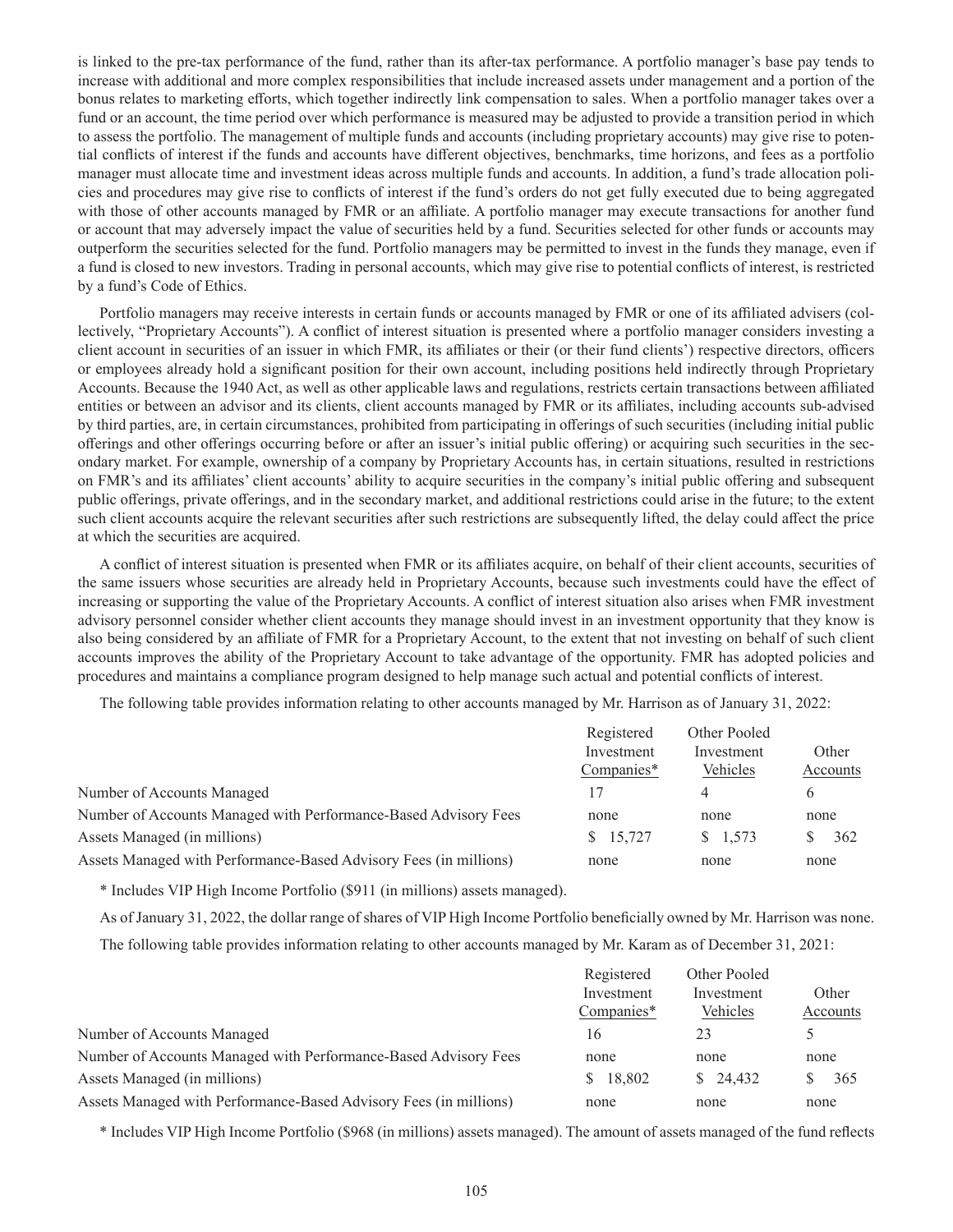is linked to the pre-tax performance of the fund, rather than its after-tax performance. A portfolio manager's base pay tends to increase with additional and more complex responsibilities that include increased assets under management and a portion of the bonus relates to marketing efforts, which together indirectly link compensation to sales. When a portfolio manager takes over a fund or an account, the time period over which performance is measured may be adjusted to provide a transition period in which to assess the portfolio. The management of multiple funds and accounts (including proprietary accounts) may give rise to potential conflicts of interest if the funds and accounts have different objectives, benchmarks, time horizons, and fees as a portfolio manager must allocate time and investment ideas across multiple funds and accounts. In addition, a fund's trade allocation policies and procedures may give rise to conflicts of interest if the fund's orders do not get fully executed due to being aggregated with those of other accounts managed by FMR or an affiliate. A portfolio manager may execute transactions for another fund or account that may adversely impact the value of securities held by a fund. Securities selected for other funds or accounts may outperform the securities selected for the fund. Portfolio managers may be permitted to invest in the funds they manage, even if a fund is closed to new investors. Trading in personal accounts, which may give rise to potential conflicts of interest, is restricted by a fund's Code of Ethics.

Portfolio managers may receive interests in certain funds or accounts managed by FMR or one of its affiliated advisers (collectively, "Proprietary Accounts"). A conflict of interest situation is presented where a portfolio manager considers investing a client account in securities of an issuer in which FMR, its affiliates or their (or their fund clients') respective directors, officers or employees already hold a significant position for their own account, including positions held indirectly through Proprietary Accounts. Because the 1940 Act, as well as other applicable laws and regulations, restricts certain transactions between affiliated entities or between an advisor and its clients, client accounts managed by FMR or its affiliates, including accounts sub-advised by third parties, are, in certain circumstances, prohibited from participating in offerings of such securities (including initial public offerings and other offerings occurring before or after an issuer's initial public offering) or acquiring such securities in the secondary market. For example, ownership of a company by Proprietary Accounts has, in certain situations, resulted in restrictions on FMR's and its affiliates' client accounts' ability to acquire securities in the company's initial public offering and subsequent public offerings, private offerings, and in the secondary market, and additional restrictions could arise in the future; to the extent such client accounts acquire the relevant securities after such restrictions are subsequently lifted, the delay could affect the price at which the securities are acquired.

A conflict of interest situation is presented when FMR or its affiliates acquire, on behalf of their client accounts, securities of the same issuers whose securities are already held in Proprietary Accounts, because such investments could have the effect of increasing or supporting the value of the Proprietary Accounts. A conflict of interest situation also arises when FMR investment advisory personnel consider whether client accounts they manage should invest in an investment opportunity that they know is also being considered by an affiliate of FMR for a Proprietary Account, to the extent that not investing on behalf of such client accounts improves the ability of the Proprietary Account to take advantage of the opportunity. FMR has adopted policies and procedures and maintains a compliance program designed to help manage such actual and potential conflicts of interest.

The following table provides information relating to other accounts managed by Mr. Harrison as of January 31, 2022:

| | Registered Investment Companies* | Other Pooled Investment Vehicles | Other Accounts |
|---|---|---|---|
| Number of Accounts Managed | 17 | 4 | 6 |
| Number of Accounts Managed with Performance-Based Advisory Fees | none | none | none |
| Assets Managed (in millions) | $ 15,727 | $ 1,573 | $ 362 |
| Assets Managed with Performance-Based Advisory Fees (in millions) | none | none | none |

* Includes VIP High Income Portfolio ($911 (in millions) assets managed).

As of January 31, 2022, the dollar range of shares of VIP High Income Portfolio beneficially owned by Mr. Harrison was none.

The following table provides information relating to other accounts managed by Mr. Karam as of December 31, 2021:

| | Registered Investment Companies* | Other Pooled Investment Vehicles | Other Accounts |
|---|---|---|---|
| Number of Accounts Managed | 16 | 23 | 5 |
| Number of Accounts Managed with Performance-Based Advisory Fees | none | none | none |
| Assets Managed (in millions) | $ 18,802 | $ 24,432 | $ 365 |
| Assets Managed with Performance-Based Advisory Fees (in millions) | none | none | none |

* Includes VIP High Income Portfolio ($968 (in millions) assets managed). The amount of assets managed of the fund reflects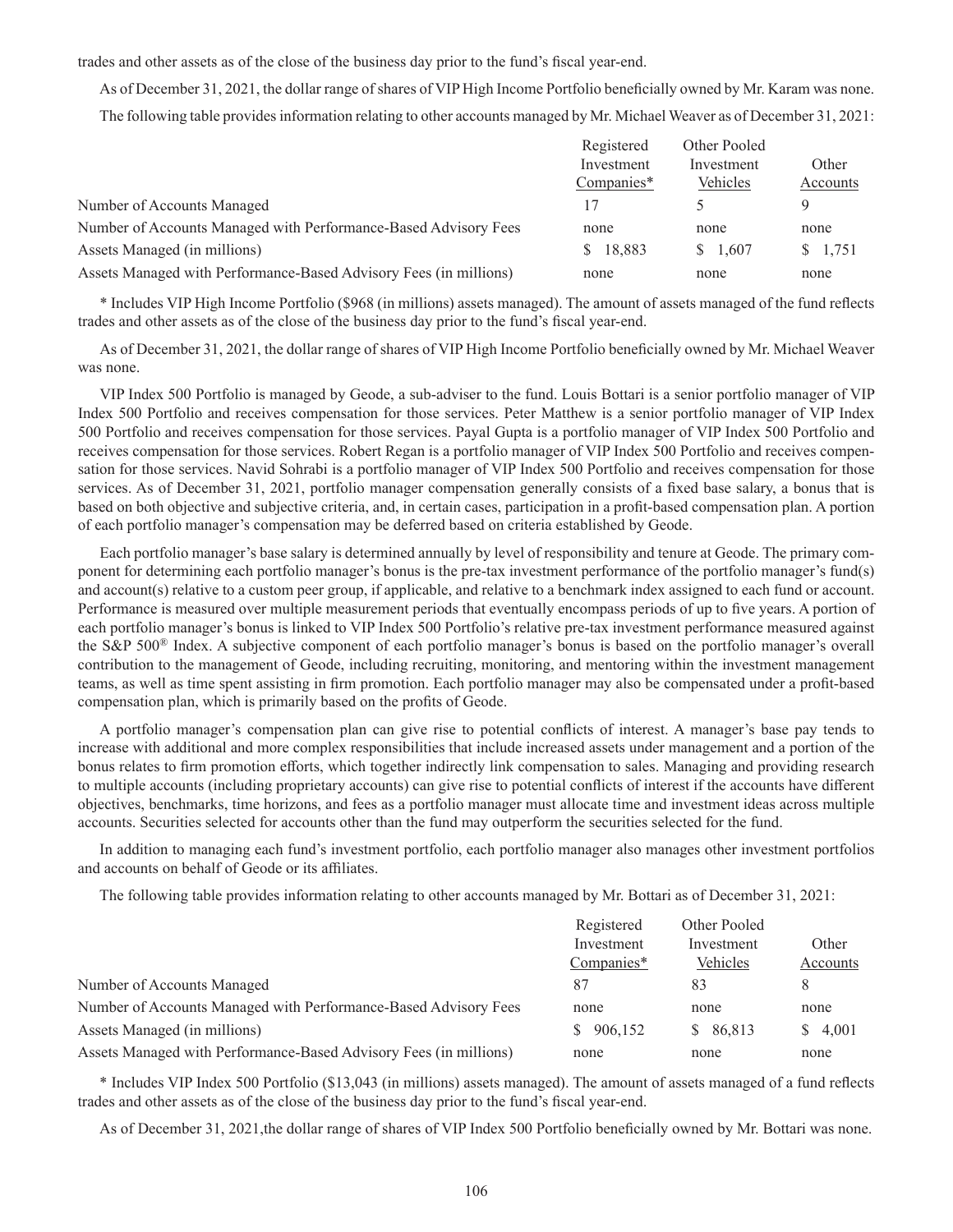trades and other assets as of the close of the business day prior to the fund's fiscal year-end.

As of December 31, 2021, the dollar range of shares of VIP High Income Portfolio beneficially owned by Mr. Karam was none.

The following table provides information relating to other accounts managed by Mr. Michael Weaver as of December 31, 2021:

| | Registered Investment Companies* | Other Pooled Investment Vehicles | Other Accounts |
|---|---|---|---|
| Number of Accounts Managed | 17 | 5 | 9 |
| Number of Accounts Managed with Performance-Based Advisory Fees | none | none | none |
| Assets Managed (in millions) | $ 18,883 | $ 1,607 | $ 1,751 |
| Assets Managed with Performance-Based Advisory Fees (in millions) | none | none | none |

* Includes VIP High Income Portfolio ($968 (in millions) assets managed). The amount of assets managed of the fund reflects trades and other assets as of the close of the business day prior to the fund's fiscal year-end.

As of December 31, 2021, the dollar range of shares of VIP High Income Portfolio beneficially owned by Mr. Michael Weaver was none.

VIP Index 500 Portfolio is managed by Geode, a sub-adviser to the fund. Louis Bottari is a senior portfolio manager of VIP Index 500 Portfolio and receives compensation for those services. Peter Matthew is a senior portfolio manager of VIP Index 500 Portfolio and receives compensation for those services. Payal Gupta is a portfolio manager of VIP Index 500 Portfolio and receives compensation for those services. Robert Regan is a portfolio manager of VIP Index 500 Portfolio and receives compensation for those services. Navid Sohrabi is a portfolio manager of VIP Index 500 Portfolio and receives compensation for those services. As of December 31, 2021, portfolio manager compensation generally consists of a fixed base salary, a bonus that is based on both objective and subjective criteria, and, in certain cases, participation in a profit-based compensation plan. A portion of each portfolio manager's compensation may be deferred based on criteria established by Geode.

Each portfolio manager's base salary is determined annually by level of responsibility and tenure at Geode. The primary component for determining each portfolio manager's bonus is the pre-tax investment performance of the portfolio manager's fund(s) and account(s) relative to a custom peer group, if applicable, and relative to a benchmark index assigned to each fund or account. Performance is measured over multiple measurement periods that eventually encompass periods of up to five years. A portion of each portfolio manager's bonus is linked to VIP Index 500 Portfolio's relative pre-tax investment performance measured against the S&P 500® Index. A subjective component of each portfolio manager's bonus is based on the portfolio manager's overall contribution to the management of Geode, including recruiting, monitoring, and mentoring within the investment management teams, as well as time spent assisting in firm promotion. Each portfolio manager may also be compensated under a profit-based compensation plan, which is primarily based on the profits of Geode.

A portfolio manager's compensation plan can give rise to potential conflicts of interest. A manager's base pay tends to increase with additional and more complex responsibilities that include increased assets under management and a portion of the bonus relates to firm promotion efforts, which together indirectly link compensation to sales. Managing and providing research to multiple accounts (including proprietary accounts) can give rise to potential conflicts of interest if the accounts have different objectives, benchmarks, time horizons, and fees as a portfolio manager must allocate time and investment ideas across multiple accounts. Securities selected for accounts other than the fund may outperform the securities selected for the fund.

In addition to managing each fund's investment portfolio, each portfolio manager also manages other investment portfolios and accounts on behalf of Geode or its affiliates.

The following table provides information relating to other accounts managed by Mr. Bottari as of December 31, 2021:

| | Registered Investment Companies* | Other Pooled Investment Vehicles | Other Accounts |
|---|---|---|---|
| Number of Accounts Managed | 87 | 83 | 8 |
| Number of Accounts Managed with Performance-Based Advisory Fees | none | none | none |
| Assets Managed (in millions) | $ 906,152 | $ 86,813 | $ 4,001 |
| Assets Managed with Performance-Based Advisory Fees (in millions) | none | none | none |

* Includes VIP Index 500 Portfolio ($13,043 (in millions) assets managed). The amount of assets managed of a fund reflects trades and other assets as of the close of the business day prior to the fund's fiscal year-end.

As of December 31, 2021,the dollar range of shares of VIP Index 500 Portfolio beneficially owned by Mr. Bottari was none.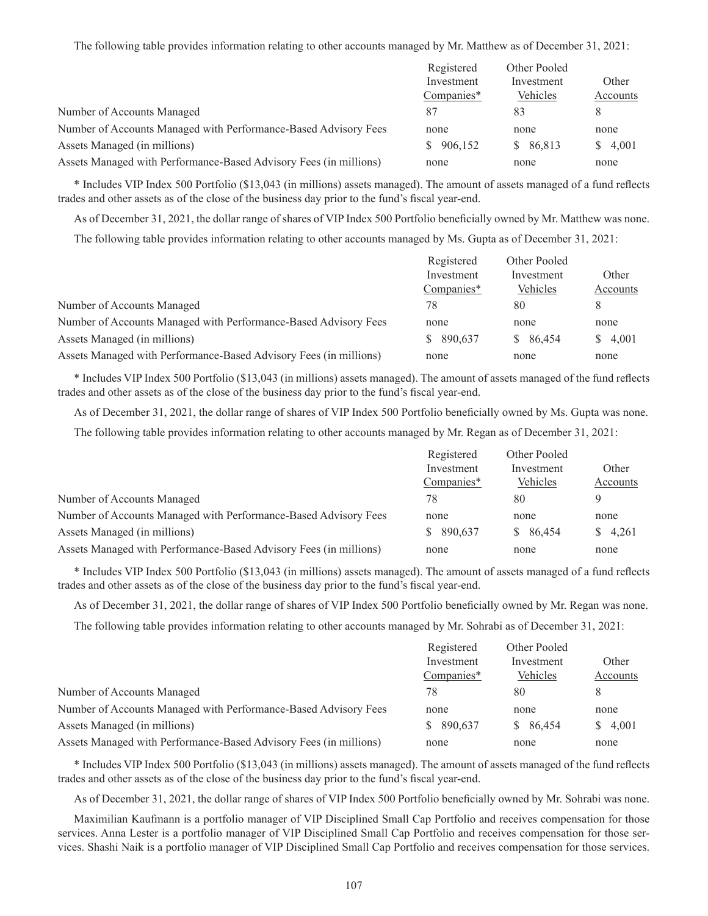The following table provides information relating to other accounts managed by Mr. Matthew as of December 31, 2021:

| | Registered Investment Companies* | Other Pooled Investment Vehicles | Other Accounts |
|---|---|---|---|
| Number of Accounts Managed | 87 | 83 | 8 |
| Number of Accounts Managed with Performance-Based Advisory Fees | none | none | none |
| Assets Managed (in millions) | $ 906,152 | $ 86,813 | $ 4,001 |
| Assets Managed with Performance-Based Advisory Fees (in millions) | none | none | none |

* Includes VIP Index 500 Portfolio ($13,043 (in millions) assets managed). The amount of assets managed of a fund reflects trades and other assets as of the close of the business day prior to the fund's fiscal year-end.

As of December 31, 2021, the dollar range of shares of VIP Index 500 Portfolio beneficially owned by Mr. Matthew was none.

The following table provides information relating to other accounts managed by Ms. Gupta as of December 31, 2021:

| | Registered Investment Companies* | Other Pooled Investment Vehicles | Other Accounts |
|---|---|---|---|
| Number of Accounts Managed | 78 | 80 | 8 |
| Number of Accounts Managed with Performance-Based Advisory Fees | none | none | none |
| Assets Managed (in millions) | $ 890,637 | $ 86,454 | $ 4,001 |
| Assets Managed with Performance-Based Advisory Fees (in millions) | none | none | none |

* Includes VIP Index 500 Portfolio ($13,043 (in millions) assets managed). The amount of assets managed of the fund reflects trades and other assets as of the close of the business day prior to the fund's fiscal year-end.

As of December 31, 2021, the dollar range of shares of VIP Index 500 Portfolio beneficially owned by Ms. Gupta was none.

The following table provides information relating to other accounts managed by Mr. Regan as of December 31, 2021:

| | Registered Investment Companies* | Other Pooled Investment Vehicles | Other Accounts |
|---|---|---|---|
| Number of Accounts Managed | 78 | 80 | 9 |
| Number of Accounts Managed with Performance-Based Advisory Fees | none | none | none |
| Assets Managed (in millions) | $ 890,637 | $ 86,454 | $ 4,261 |
| Assets Managed with Performance-Based Advisory Fees (in millions) | none | none | none |

* Includes VIP Index 500 Portfolio ($13,043 (in millions) assets managed). The amount of assets managed of a fund reflects trades and other assets as of the close of the business day prior to the fund's fiscal year-end.

As of December 31, 2021, the dollar range of shares of VIP Index 500 Portfolio beneficially owned by Mr. Regan was none.

The following table provides information relating to other accounts managed by Mr. Sohrabi as of December 31, 2021:

| | Registered Investment Companies* | Other Pooled Investment Vehicles | Other Accounts |
|---|---|---|---|
| Number of Accounts Managed | 78 | 80 | 8 |
| Number of Accounts Managed with Performance-Based Advisory Fees | none | none | none |
| Assets Managed (in millions) | $ 890,637 | $ 86,454 | $ 4,001 |
| Assets Managed with Performance-Based Advisory Fees (in millions) | none | none | none |

* Includes VIP Index 500 Portfolio ($13,043 (in millions) assets managed). The amount of assets managed of the fund reflects trades and other assets as of the close of the business day prior to the fund's fiscal year-end.

As of December 31, 2021, the dollar range of shares of VIP Index 500 Portfolio beneficially owned by Mr. Sohrabi was none.

Maximilian Kaufmann is a portfolio manager of VIP Disciplined Small Cap Portfolio and receives compensation for those services. Anna Lester is a portfolio manager of VIP Disciplined Small Cap Portfolio and receives compensation for those services. Shashi Naik is a portfolio manager of VIP Disciplined Small Cap Portfolio and receives compensation for those services.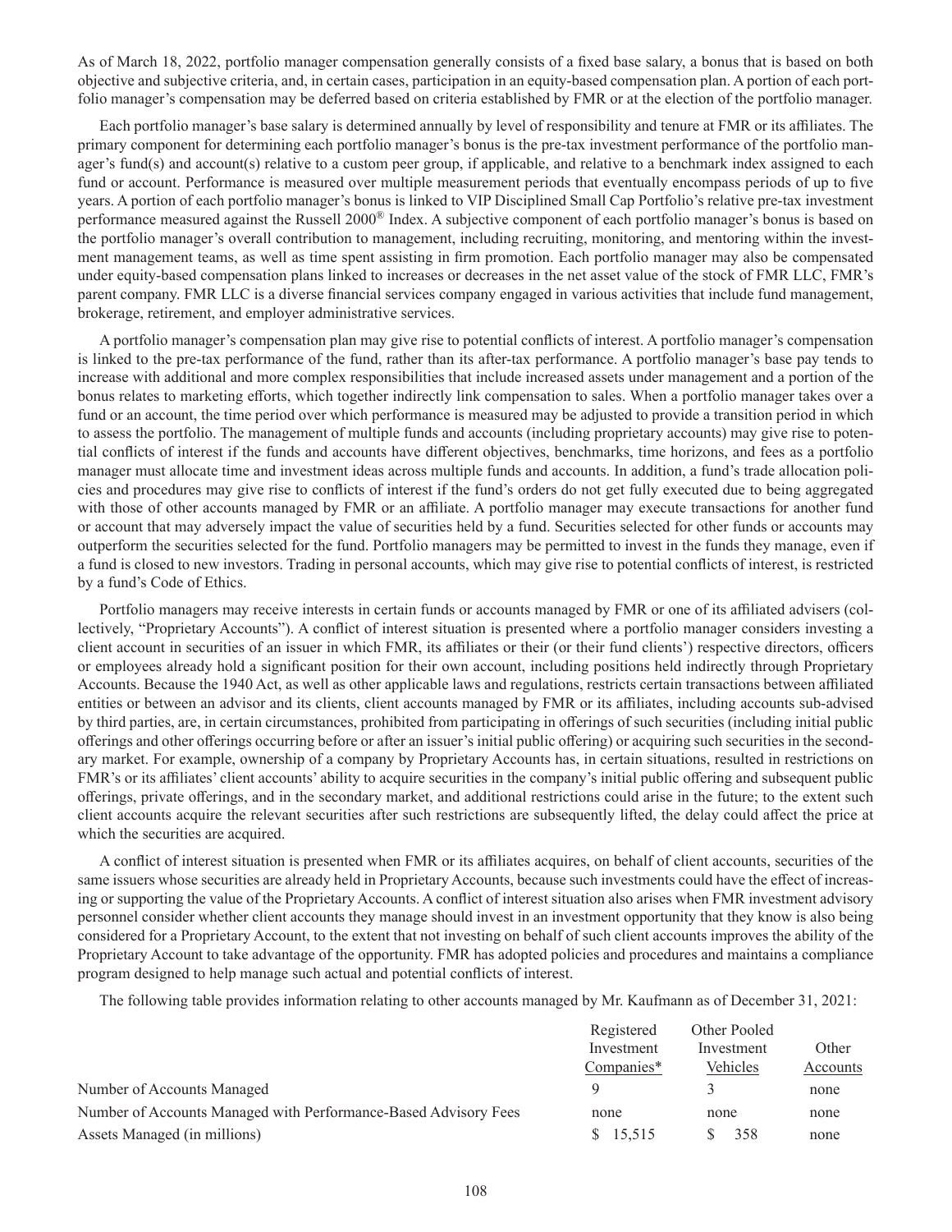As of March 18, 2022, portfolio manager compensation generally consists of a fixed base salary, a bonus that is based on both objective and subjective criteria, and, in certain cases, participation in an equity-based compensation plan. A portion of each portfolio manager's compensation may be deferred based on criteria established by FMR or at the election of the portfolio manager.

Each portfolio manager's base salary is determined annually by level of responsibility and tenure at FMR or its affiliates. The primary component for determining each portfolio manager's bonus is the pre-tax investment performance of the portfolio manager's fund(s) and account(s) relative to a custom peer group, if applicable, and relative to a benchmark index assigned to each fund or account. Performance is measured over multiple measurement periods that eventually encompass periods of up to five years. A portion of each portfolio manager's bonus is linked to VIP Disciplined Small Cap Portfolio's relative pre-tax investment performance measured against the Russell 2000® Index. A subjective component of each portfolio manager's bonus is based on the portfolio manager's overall contribution to management, including recruiting, monitoring, and mentoring within the investment management teams, as well as time spent assisting in firm promotion. Each portfolio manager may also be compensated under equity-based compensation plans linked to increases or decreases in the net asset value of the stock of FMR LLC, FMR's parent company. FMR LLC is a diverse financial services company engaged in various activities that include fund management, brokerage, retirement, and employer administrative services.

A portfolio manager's compensation plan may give rise to potential conflicts of interest. A portfolio manager's compensation is linked to the pre-tax performance of the fund, rather than its after-tax performance. A portfolio manager's base pay tends to increase with additional and more complex responsibilities that include increased assets under management and a portion of the bonus relates to marketing efforts, which together indirectly link compensation to sales. When a portfolio manager takes over a fund or an account, the time period over which performance is measured may be adjusted to provide a transition period in which to assess the portfolio. The management of multiple funds and accounts (including proprietary accounts) may give rise to potential conflicts of interest if the funds and accounts have different objectives, benchmarks, time horizons, and fees as a portfolio manager must allocate time and investment ideas across multiple funds and accounts. In addition, a fund's trade allocation policies and procedures may give rise to conflicts of interest if the fund's orders do not get fully executed due to being aggregated with those of other accounts managed by FMR or an affiliate. A portfolio manager may execute transactions for another fund or account that may adversely impact the value of securities held by a fund. Securities selected for other funds or accounts may outperform the securities selected for the fund. Portfolio managers may be permitted to invest in the funds they manage, even if a fund is closed to new investors. Trading in personal accounts, which may give rise to potential conflicts of interest, is restricted by a fund's Code of Ethics.

Portfolio managers may receive interests in certain funds or accounts managed by FMR or one of its affiliated advisers (collectively, "Proprietary Accounts"). A conflict of interest situation is presented where a portfolio manager considers investing a client account in securities of an issuer in which FMR, its affiliates or their (or their fund clients') respective directors, officers or employees already hold a significant position for their own account, including positions held indirectly through Proprietary Accounts. Because the 1940 Act, as well as other applicable laws and regulations, restricts certain transactions between affiliated entities or between an advisor and its clients, client accounts managed by FMR or its affiliates, including accounts sub-advised by third parties, are, in certain circumstances, prohibited from participating in offerings of such securities (including initial public offerings and other offerings occurring before or after an issuer's initial public offering) or acquiring such securities in the secondary market. For example, ownership of a company by Proprietary Accounts has, in certain situations, resulted in restrictions on FMR's or its affiliates' client accounts' ability to acquire securities in the company's initial public offering and subsequent public offerings, private offerings, and in the secondary market, and additional restrictions could arise in the future; to the extent such client accounts acquire the relevant securities after such restrictions are subsequently lifted, the delay could affect the price at which the securities are acquired.

A conflict of interest situation is presented when FMR or its affiliates acquires, on behalf of client accounts, securities of the same issuers whose securities are already held in Proprietary Accounts, because such investments could have the effect of increasing or supporting the value of the Proprietary Accounts. A conflict of interest situation also arises when FMR investment advisory personnel consider whether client accounts they manage should invest in an investment opportunity that they know is also being considered for a Proprietary Account, to the extent that not investing on behalf of such client accounts improves the ability of the Proprietary Account to take advantage of the opportunity. FMR has adopted policies and procedures and maintains a compliance program designed to help manage such actual and potential conflicts of interest.

The following table provides information relating to other accounts managed by Mr. Kaufmann as of December 31, 2021:

| | Registered Investment Companies* | Other Pooled Investment Vehicles | Other Accounts |
|---|---|---|---|
| Number of Accounts Managed | 9 | 3 | none |
| Number of Accounts Managed with Performance-Based Advisory Fees | none | none | none |
| Assets Managed (in millions) | $ 15,515 | $ 358 | none |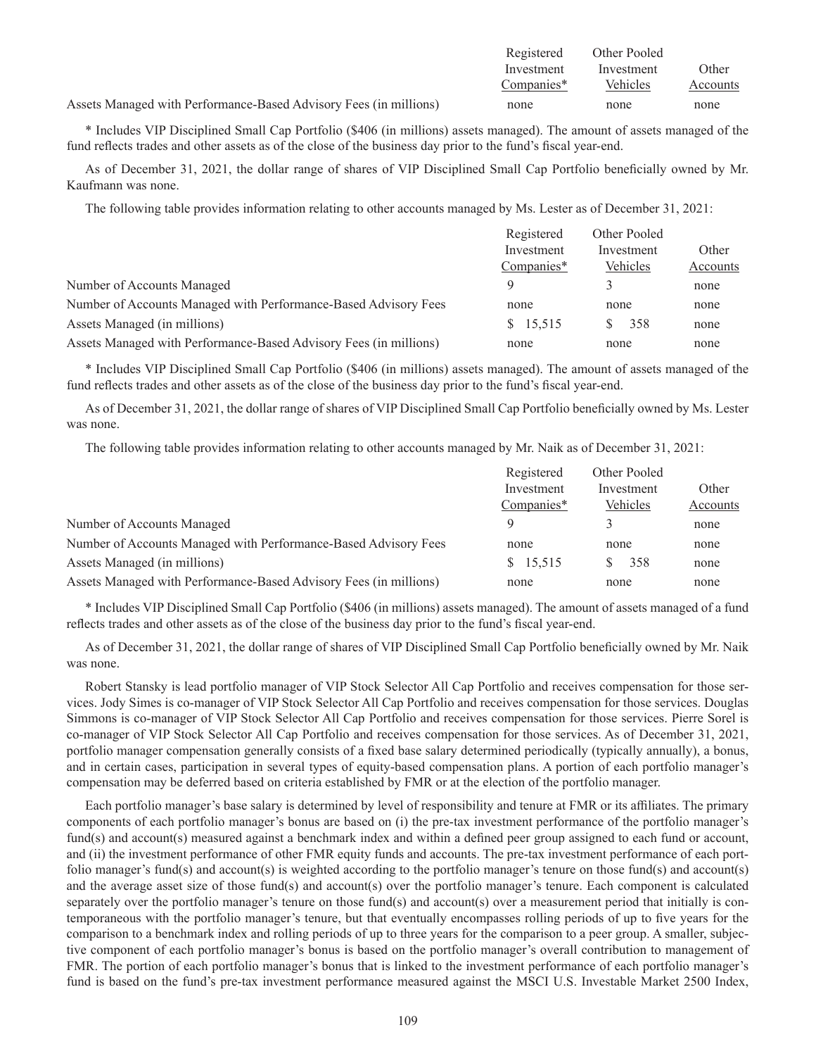| | Registered Investment Companies* | Other Pooled Investment Vehicles | Other Accounts |
|---|---|---|---|
| Assets Managed with Performance-Based Advisory Fees (in millions) | none | none | none |

* Includes VIP Disciplined Small Cap Portfolio ($406 (in millions) assets managed). The amount of assets managed of the fund reflects trades and other assets as of the close of the business day prior to the fund's fiscal year-end.

As of December 31, 2021, the dollar range of shares of VIP Disciplined Small Cap Portfolio beneficially owned by Mr. Kaufmann was none.

The following table provides information relating to other accounts managed by Ms. Lester as of December 31, 2021:

| | Registered Investment Companies* | Other Pooled Investment Vehicles | Other Accounts |
|---|---|---|---|
| Number of Accounts Managed | 9 | 3 | none |
| Number of Accounts Managed with Performance-Based Advisory Fees | none | none | none |
| Assets Managed (in millions) | $ 15,515 | $ 358 | none |
| Assets Managed with Performance-Based Advisory Fees (in millions) | none | none | none |

* Includes VIP Disciplined Small Cap Portfolio ($406 (in millions) assets managed). The amount of assets managed of the fund reflects trades and other assets as of the close of the business day prior to the fund's fiscal year-end.

As of December 31, 2021, the dollar range of shares of VIP Disciplined Small Cap Portfolio beneficially owned by Ms. Lester was none.

The following table provides information relating to other accounts managed by Mr. Naik as of December 31, 2021:

| | Registered Investment Companies* | Other Pooled Investment Vehicles | Other Accounts |
|---|---|---|---|
| Number of Accounts Managed | 9 | 3 | none |
| Number of Accounts Managed with Performance-Based Advisory Fees | none | none | none |
| Assets Managed (in millions) | $ 15,515 | $ 358 | none |
| Assets Managed with Performance-Based Advisory Fees (in millions) | none | none | none |

* Includes VIP Disciplined Small Cap Portfolio ($406 (in millions) assets managed). The amount of assets managed of a fund reflects trades and other assets as of the close of the business day prior to the fund's fiscal year-end.

As of December 31, 2021, the dollar range of shares of VIP Disciplined Small Cap Portfolio beneficially owned by Mr. Naik was none.

Robert Stansky is lead portfolio manager of VIP Stock Selector All Cap Portfolio and receives compensation for those services. Jody Simes is co-manager of VIP Stock Selector All Cap Portfolio and receives compensation for those services. Douglas Simmons is co-manager of VIP Stock Selector All Cap Portfolio and receives compensation for those services. Pierre Sorel is co-manager of VIP Stock Selector All Cap Portfolio and receives compensation for those services. As of December 31, 2021, portfolio manager compensation generally consists of a fixed base salary determined periodically (typically annually), a bonus, and in certain cases, participation in several types of equity-based compensation plans. A portion of each portfolio manager's compensation may be deferred based on criteria established by FMR or at the election of the portfolio manager.

Each portfolio manager's base salary is determined by level of responsibility and tenure at FMR or its affiliates. The primary components of each portfolio manager's bonus are based on (i) the pre-tax investment performance of the portfolio manager's fund(s) and account(s) measured against a benchmark index and within a defined peer group assigned to each fund or account, and (ii) the investment performance of other FMR equity funds and accounts. The pre-tax investment performance of each portfolio manager's fund(s) and account(s) is weighted according to the portfolio manager's tenure on those fund(s) and account(s) and the average asset size of those fund(s) and account(s) over the portfolio manager's tenure. Each component is calculated separately over the portfolio manager's tenure on those fund(s) and account(s) over a measurement period that initially is contemporaneous with the portfolio manager's tenure, but that eventually encompasses rolling periods of up to five years for the comparison to a benchmark index and rolling periods of up to three years for the comparison to a peer group. A smaller, subjective component of each portfolio manager's bonus is based on the portfolio manager's overall contribution to management of FMR. The portion of each portfolio manager's bonus that is linked to the investment performance of each portfolio manager's fund is based on the fund's pre-tax investment performance measured against the MSCI U.S. Investable Market 2500 Index,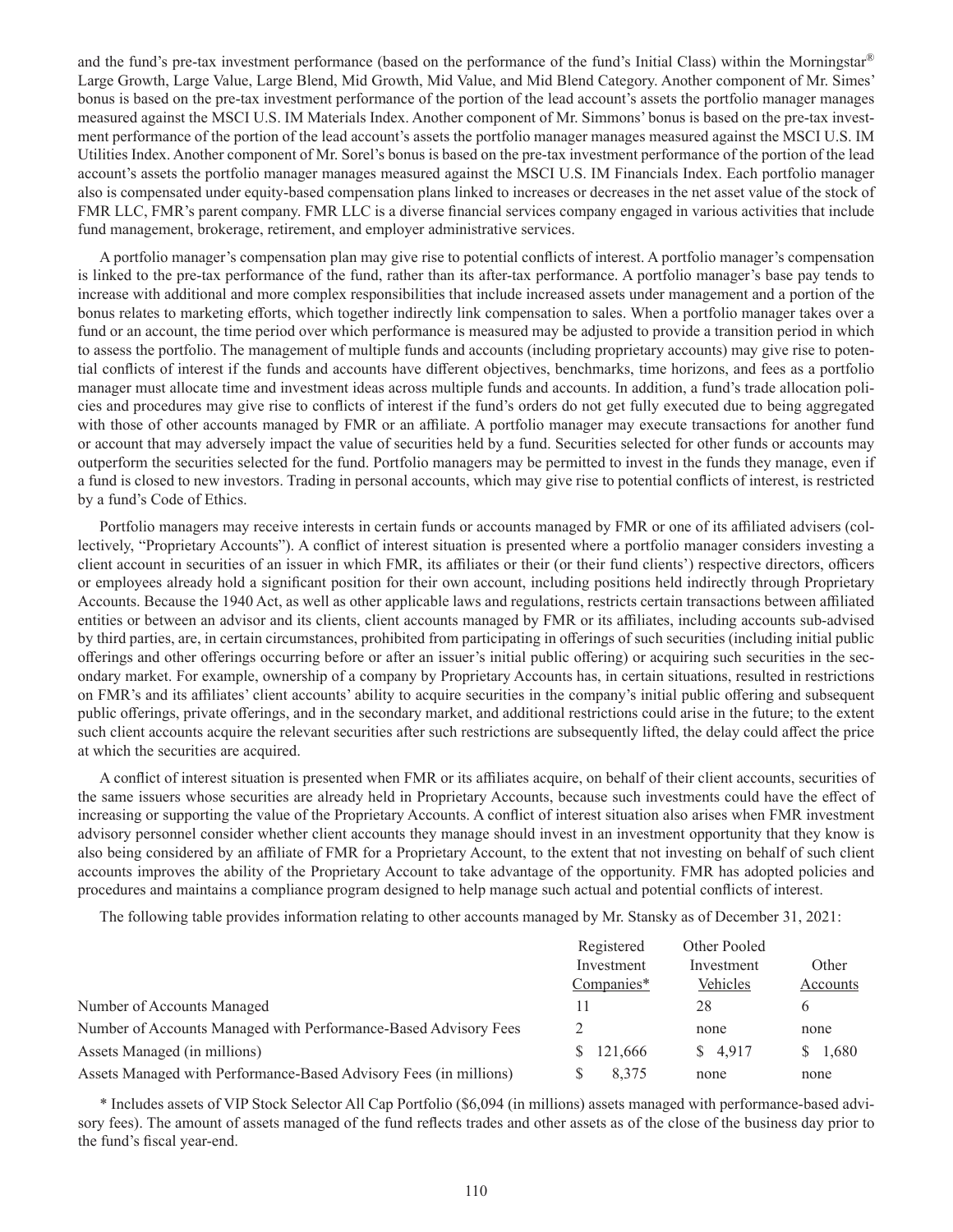and the fund's pre-tax investment performance (based on the performance of the fund's Initial Class) within the Morningstar® Large Growth, Large Value, Large Blend, Mid Growth, Mid Value, and Mid Blend Category. Another component of Mr. Simes' bonus is based on the pre-tax investment performance of the portion of the lead account's assets the portfolio manager manages measured against the MSCI U.S. IM Materials Index. Another component of Mr. Simmons' bonus is based on the pre-tax investment performance of the portion of the lead account's assets the portfolio manager manages measured against the MSCI U.S. IM Utilities Index. Another component of Mr. Sorel's bonus is based on the pre-tax investment performance of the portion of the lead account's assets the portfolio manager manages measured against the MSCI U.S. IM Financials Index. Each portfolio manager also is compensated under equity-based compensation plans linked to increases or decreases in the net asset value of the stock of FMR LLC, FMR's parent company. FMR LLC is a diverse financial services company engaged in various activities that include fund management, brokerage, retirement, and employer administrative services.

A portfolio manager's compensation plan may give rise to potential conflicts of interest. A portfolio manager's compensation is linked to the pre-tax performance of the fund, rather than its after-tax performance. A portfolio manager's base pay tends to increase with additional and more complex responsibilities that include increased assets under management and a portion of the bonus relates to marketing efforts, which together indirectly link compensation to sales. When a portfolio manager takes over a fund or an account, the time period over which performance is measured may be adjusted to provide a transition period in which to assess the portfolio. The management of multiple funds and accounts (including proprietary accounts) may give rise to potential conflicts of interest if the funds and accounts have different objectives, benchmarks, time horizons, and fees as a portfolio manager must allocate time and investment ideas across multiple funds and accounts. In addition, a fund's trade allocation policies and procedures may give rise to conflicts of interest if the fund's orders do not get fully executed due to being aggregated with those of other accounts managed by FMR or an affiliate. A portfolio manager may execute transactions for another fund or account that may adversely impact the value of securities held by a fund. Securities selected for other funds or accounts may outperform the securities selected for the fund. Portfolio managers may be permitted to invest in the funds they manage, even if a fund is closed to new investors. Trading in personal accounts, which may give rise to potential conflicts of interest, is restricted by a fund's Code of Ethics.

Portfolio managers may receive interests in certain funds or accounts managed by FMR or one of its affiliated advisers (collectively, "Proprietary Accounts"). A conflict of interest situation is presented where a portfolio manager considers investing a client account in securities of an issuer in which FMR, its affiliates or their (or their fund clients') respective directors, officers or employees already hold a significant position for their own account, including positions held indirectly through Proprietary Accounts. Because the 1940 Act, as well as other applicable laws and regulations, restricts certain transactions between affiliated entities or between an advisor and its clients, client accounts managed by FMR or its affiliates, including accounts sub-advised by third parties, are, in certain circumstances, prohibited from participating in offerings of such securities (including initial public offerings and other offerings occurring before or after an issuer's initial public offering) or acquiring such securities in the secondary market. For example, ownership of a company by Proprietary Accounts has, in certain situations, resulted in restrictions on FMR's and its affiliates' client accounts' ability to acquire securities in the company's initial public offering and subsequent public offerings, private offerings, and in the secondary market, and additional restrictions could arise in the future; to the extent such client accounts acquire the relevant securities after such restrictions are subsequently lifted, the delay could affect the price at which the securities are acquired.

A conflict of interest situation is presented when FMR or its affiliates acquire, on behalf of their client accounts, securities of the same issuers whose securities are already held in Proprietary Accounts, because such investments could have the effect of increasing or supporting the value of the Proprietary Accounts. A conflict of interest situation also arises when FMR investment advisory personnel consider whether client accounts they manage should invest in an investment opportunity that they know is also being considered by an affiliate of FMR for a Proprietary Account, to the extent that not investing on behalf of such client accounts improves the ability of the Proprietary Account to take advantage of the opportunity. FMR has adopted policies and procedures and maintains a compliance program designed to help manage such actual and potential conflicts of interest.

The following table provides information relating to other accounts managed by Mr. Stansky as of December 31, 2021:

| | Registered Investment Companies* | Other Pooled Investment Vehicles | Other Accounts |
|---|---|---|---|
| Number of Accounts Managed | 11 | 28 | 6 |
| Number of Accounts Managed with Performance-Based Advisory Fees | 2 | none | none |
| Assets Managed (in millions) | $ 121,666 | $ 4,917 | $ 1,680 |
| Assets Managed with Performance-Based Advisory Fees (in millions) | $ 8,375 | none | none |

\* Includes assets of VIP Stock Selector All Cap Portfolio ($6,094 (in millions) assets managed with performance-based advisory fees). The amount of assets managed of the fund reflects trades and other assets as of the close of the business day prior to the fund's fiscal year-end.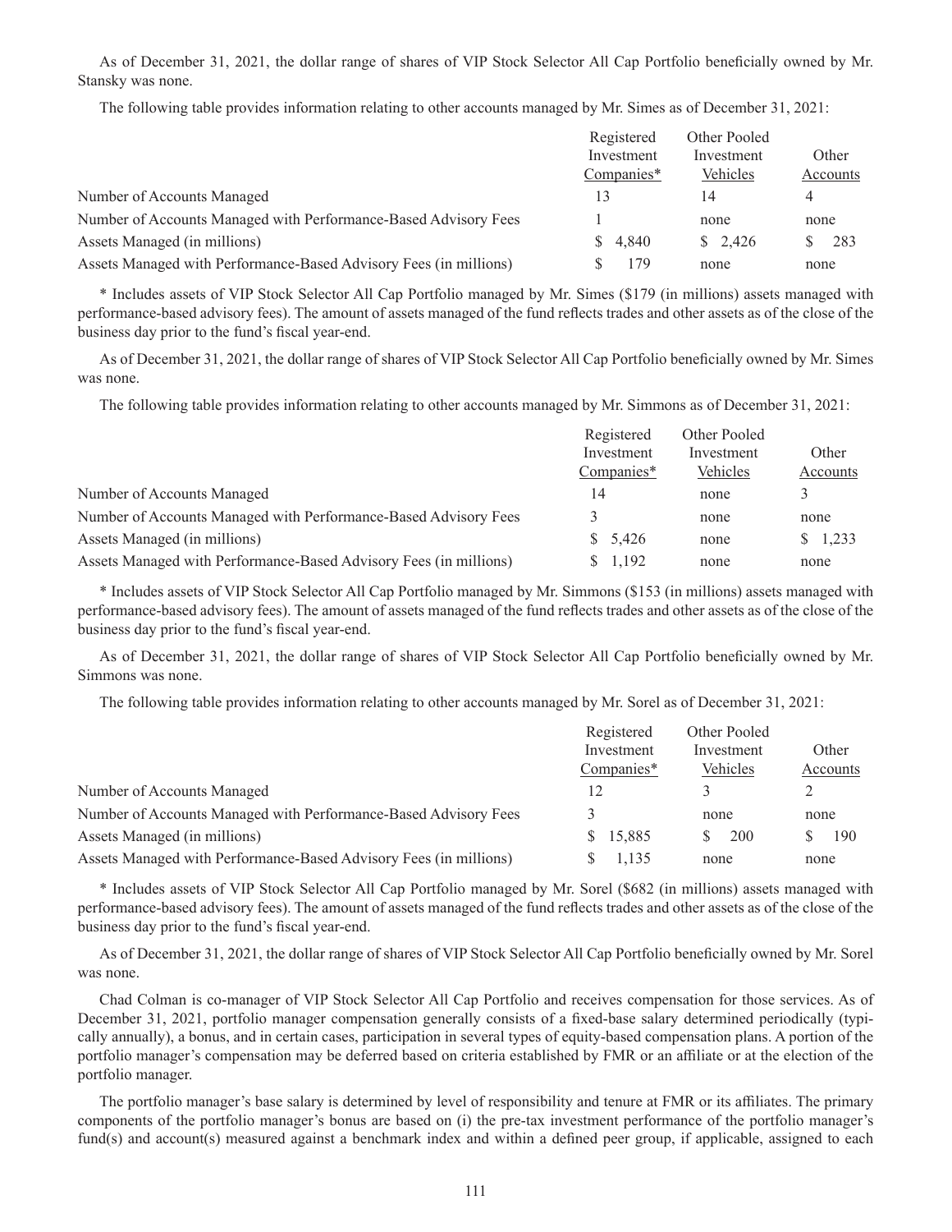As of December 31, 2021, the dollar range of shares of VIP Stock Selector All Cap Portfolio beneficially owned by Mr. Stansky was none.

The following table provides information relating to other accounts managed by Mr. Simes as of December 31, 2021:

| | Registered Investment Companies* | Other Pooled Investment Vehicles | Other Accounts |
|---|---|---|---|
| Number of Accounts Managed | 13 | 14 | 4 |
| Number of Accounts Managed with Performance-Based Advisory Fees | 1 | none | none |
| Assets Managed (in millions) | $ 4,840 | $ 2,426 | $ 283 |
| Assets Managed with Performance-Based Advisory Fees (in millions) | $ 179 | none | none |

\* Includes assets of VIP Stock Selector All Cap Portfolio managed by Mr. Simes ($179 (in millions) assets managed with performance-based advisory fees). The amount of assets managed of the fund reflects trades and other assets as of the close of the business day prior to the fund's fiscal year-end.

As of December 31, 2021, the dollar range of shares of VIP Stock Selector All Cap Portfolio beneficially owned by Mr. Simes was none.

The following table provides information relating to other accounts managed by Mr. Simmons as of December 31, 2021:

| | Registered Investment Companies* | Other Pooled Investment Vehicles | Other Accounts |
|---|---|---|---|
| Number of Accounts Managed | 14 | none | 3 |
| Number of Accounts Managed with Performance-Based Advisory Fees | 3 | none | none |
| Assets Managed (in millions) | $ 5,426 | none | $ 1,233 |
| Assets Managed with Performance-Based Advisory Fees (in millions) | $ 1,192 | none | none |

\* Includes assets of VIP Stock Selector All Cap Portfolio managed by Mr. Simmons ($153 (in millions) assets managed with performance-based advisory fees). The amount of assets managed of the fund reflects trades and other assets as of the close of the business day prior to the fund's fiscal year-end.

As of December 31, 2021, the dollar range of shares of VIP Stock Selector All Cap Portfolio beneficially owned by Mr. Simmons was none.

The following table provides information relating to other accounts managed by Mr. Sorel as of December 31, 2021:

| | Registered Investment Companies* | Other Pooled Investment Vehicles | Other Accounts |
|---|---|---|---|
| Number of Accounts Managed | 12 | 3 | 2 |
| Number of Accounts Managed with Performance-Based Advisory Fees | 3 | none | none |
| Assets Managed (in millions) | $ 15,885 | $ 200 | $ 190 |
| Assets Managed with Performance-Based Advisory Fees (in millions) | $ 1,135 | none | none |

\* Includes assets of VIP Stock Selector All Cap Portfolio managed by Mr. Sorel ($682 (in millions) assets managed with performance-based advisory fees). The amount of assets managed of the fund reflects trades and other assets as of the close of the business day prior to the fund's fiscal year-end.

As of December 31, 2021, the dollar range of shares of VIP Stock Selector All Cap Portfolio beneficially owned by Mr. Sorel was none.

Chad Colman is co-manager of VIP Stock Selector All Cap Portfolio and receives compensation for those services. As of December 31, 2021, portfolio manager compensation generally consists of a fixed-base salary determined periodically (typically annually), a bonus, and in certain cases, participation in several types of equity-based compensation plans. A portion of the portfolio manager's compensation may be deferred based on criteria established by FMR or an affiliate or at the election of the portfolio manager.

The portfolio manager's base salary is determined by level of responsibility and tenure at FMR or its affiliates. The primary components of the portfolio manager's bonus are based on (i) the pre-tax investment performance of the portfolio manager's fund(s) and account(s) measured against a benchmark index and within a defined peer group, if applicable, assigned to each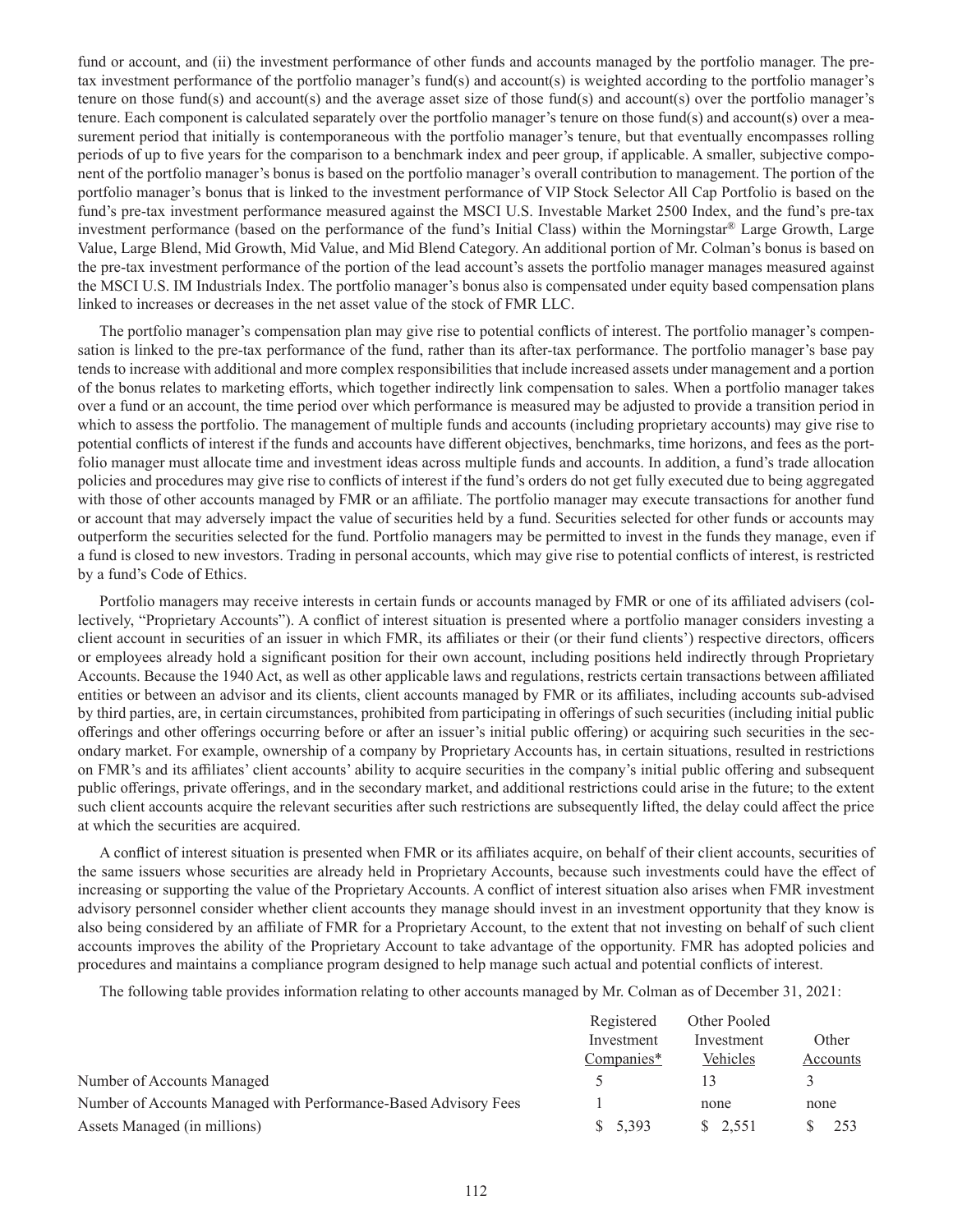fund or account, and (ii) the investment performance of other funds and accounts managed by the portfolio manager. The pre-tax investment performance of the portfolio manager's fund(s) and account(s) is weighted according to the portfolio manager's tenure on those fund(s) and account(s) and the average asset size of those fund(s) and account(s) over the portfolio manager's tenure. Each component is calculated separately over the portfolio manager's tenure on those fund(s) and account(s) over a measurement period that initially is contemporaneous with the portfolio manager's tenure, but that eventually encompasses rolling periods of up to five years for the comparison to a benchmark index and peer group, if applicable. A smaller, subjective component of the portfolio manager's bonus is based on the portfolio manager's overall contribution to management. The portion of the portfolio manager's bonus that is linked to the investment performance of VIP Stock Selector All Cap Portfolio is based on the fund's pre-tax investment performance measured against the MSCI U.S. Investable Market 2500 Index, and the fund's pre-tax investment performance (based on the performance of the fund's Initial Class) within the Morningstar® Large Growth, Large Value, Large Blend, Mid Growth, Mid Value, and Mid Blend Category. An additional portion of Mr. Colman's bonus is based on the pre-tax investment performance of the portion of the lead account's assets the portfolio manager manages measured against the MSCI U.S. IM Industrials Index. The portfolio manager's bonus also is compensated under equity based compensation plans linked to increases or decreases in the net asset value of the stock of FMR LLC.

The portfolio manager's compensation plan may give rise to potential conflicts of interest. The portfolio manager's compensation is linked to the pre-tax performance of the fund, rather than its after-tax performance. The portfolio manager's base pay tends to increase with additional and more complex responsibilities that include increased assets under management and a portion of the bonus relates to marketing efforts, which together indirectly link compensation to sales. When a portfolio manager takes over a fund or an account, the time period over which performance is measured may be adjusted to provide a transition period in which to assess the portfolio. The management of multiple funds and accounts (including proprietary accounts) may give rise to potential conflicts of interest if the funds and accounts have different objectives, benchmarks, time horizons, and fees as the portfolio manager must allocate time and investment ideas across multiple funds and accounts. In addition, a fund's trade allocation policies and procedures may give rise to conflicts of interest if the fund's orders do not get fully executed due to being aggregated with those of other accounts managed by FMR or an affiliate. The portfolio manager may execute transactions for another fund or account that may adversely impact the value of securities held by a fund. Securities selected for other funds or accounts may outperform the securities selected for the fund. Portfolio managers may be permitted to invest in the funds they manage, even if a fund is closed to new investors. Trading in personal accounts, which may give rise to potential conflicts of interest, is restricted by a fund's Code of Ethics.

Portfolio managers may receive interests in certain funds or accounts managed by FMR or one of its affiliated advisers (collectively, "Proprietary Accounts"). A conflict of interest situation is presented where a portfolio manager considers investing a client account in securities of an issuer in which FMR, its affiliates or their (or their fund clients') respective directors, officers or employees already hold a significant position for their own account, including positions held indirectly through Proprietary Accounts. Because the 1940 Act, as well as other applicable laws and regulations, restricts certain transactions between affiliated entities or between an advisor and its clients, client accounts managed by FMR or its affiliates, including accounts sub-advised by third parties, are, in certain circumstances, prohibited from participating in offerings of such securities (including initial public offerings and other offerings occurring before or after an issuer's initial public offering) or acquiring such securities in the secondary market. For example, ownership of a company by Proprietary Accounts has, in certain situations, resulted in restrictions on FMR's and its affiliates' client accounts' ability to acquire securities in the company's initial public offering and subsequent public offerings, private offerings, and in the secondary market, and additional restrictions could arise in the future; to the extent such client accounts acquire the relevant securities after such restrictions are subsequently lifted, the delay could affect the price at which the securities are acquired.

A conflict of interest situation is presented when FMR or its affiliates acquire, on behalf of their client accounts, securities of the same issuers whose securities are already held in Proprietary Accounts, because such investments could have the effect of increasing or supporting the value of the Proprietary Accounts. A conflict of interest situation also arises when FMR investment advisory personnel consider whether client accounts they manage should invest in an investment opportunity that they know is also being considered by an affiliate of FMR for a Proprietary Account, to the extent that not investing on behalf of such client accounts improves the ability of the Proprietary Account to take advantage of the opportunity. FMR has adopted policies and procedures and maintains a compliance program designed to help manage such actual and potential conflicts of interest.

The following table provides information relating to other accounts managed by Mr. Colman as of December 31, 2021:

| | Registered Investment Companies* | Other Pooled Investment Vehicles | Other Accounts |
|---|---|---|---|
| Number of Accounts Managed | 5 | 13 | 3 |
| Number of Accounts Managed with Performance-Based Advisory Fees | 1 | none | none |
| Assets Managed (in millions) | $ 5,393 | $ 2,551 | $ 253 |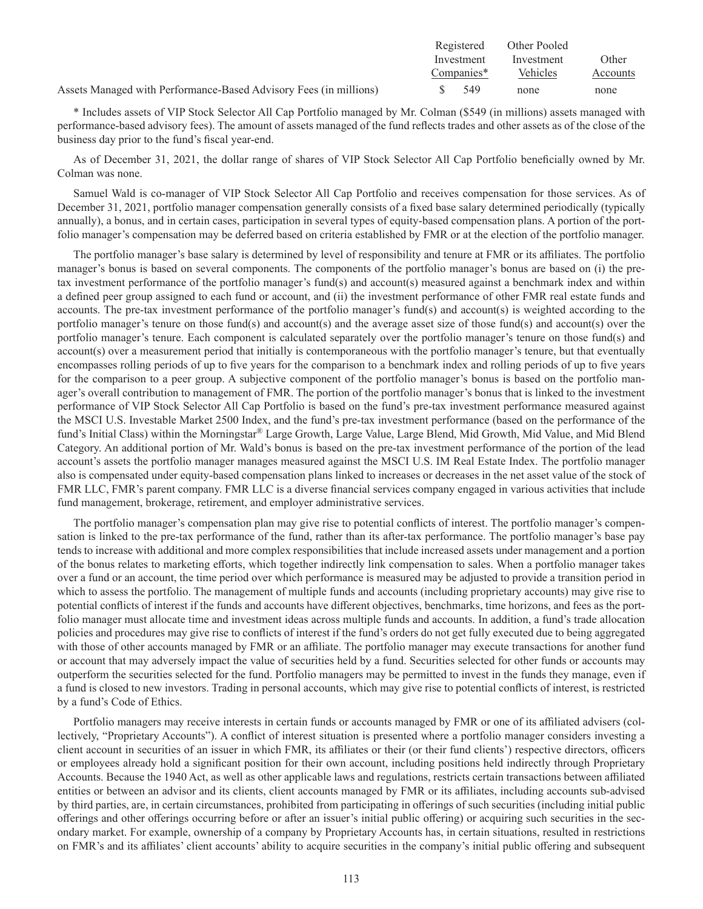| | Registered Investment Companies* | Other Pooled Investment Vehicles | Other Accounts |
|---|---|---|---|
| Assets Managed with Performance-Based Advisory Fees (in millions) | $ 549 | none | none |

\* Includes assets of VIP Stock Selector All Cap Portfolio managed by Mr. Colman ($549 (in millions) assets managed with performance-based advisory fees). The amount of assets managed of the fund reflects trades and other assets as of the close of the business day prior to the fund's fiscal year-end.

As of December 31, 2021, the dollar range of shares of VIP Stock Selector All Cap Portfolio beneficially owned by Mr. Colman was none.

Samuel Wald is co-manager of VIP Stock Selector All Cap Portfolio and receives compensation for those services. As of December 31, 2021, portfolio manager compensation generally consists of a fixed base salary determined periodically (typically annually), a bonus, and in certain cases, participation in several types of equity-based compensation plans. A portion of the portfolio manager's compensation may be deferred based on criteria established by FMR or at the election of the portfolio manager.

The portfolio manager's base salary is determined by level of responsibility and tenure at FMR or its affiliates. The portfolio manager's bonus is based on several components. The components of the portfolio manager's bonus are based on (i) the pre-tax investment performance of the portfolio manager's fund(s) and account(s) measured against a benchmark index and within a defined peer group assigned to each fund or account, and (ii) the investment performance of other FMR real estate funds and accounts. The pre-tax investment performance of the portfolio manager's fund(s) and account(s) is weighted according to the portfolio manager's tenure on those fund(s) and account(s) and the average asset size of those fund(s) and account(s) over the portfolio manager's tenure. Each component is calculated separately over the portfolio manager's tenure on those fund(s) and account(s) over a measurement period that initially is contemporaneous with the portfolio manager's tenure, but that eventually encompasses rolling periods of up to five years for the comparison to a benchmark index and rolling periods of up to five years for the comparison to a peer group. A subjective component of the portfolio manager's bonus is based on the portfolio manager's overall contribution to management of FMR. The portion of the portfolio manager's bonus that is linked to the investment performance of VIP Stock Selector All Cap Portfolio is based on the fund's pre-tax investment performance measured against the MSCI U.S. Investable Market 2500 Index, and the fund's pre-tax investment performance (based on the performance of the fund's Initial Class) within the Morningstar® Large Growth, Large Value, Large Blend, Mid Growth, Mid Value, and Mid Blend Category. An additional portion of Mr. Wald's bonus is based on the pre-tax investment performance of the portion of the lead account's assets the portfolio manager manages measured against the MSCI U.S. IM Real Estate Index. The portfolio manager also is compensated under equity-based compensation plans linked to increases or decreases in the net asset value of the stock of FMR LLC, FMR's parent company. FMR LLC is a diverse financial services company engaged in various activities that include fund management, brokerage, retirement, and employer administrative services.

The portfolio manager's compensation plan may give rise to potential conflicts of interest. The portfolio manager's compensation is linked to the pre-tax performance of the fund, rather than its after-tax performance. The portfolio manager's base pay tends to increase with additional and more complex responsibilities that include increased assets under management and a portion of the bonus relates to marketing efforts, which together indirectly link compensation to sales. When a portfolio manager takes over a fund or an account, the time period over which performance is measured may be adjusted to provide a transition period in which to assess the portfolio. The management of multiple funds and accounts (including proprietary accounts) may give rise to potential conflicts of interest if the funds and accounts have different objectives, benchmarks, time horizons, and fees as the portfolio manager must allocate time and investment ideas across multiple funds and accounts. In addition, a fund's trade allocation policies and procedures may give rise to conflicts of interest if the fund's orders do not get fully executed due to being aggregated with those of other accounts managed by FMR or an affiliate. The portfolio manager may execute transactions for another fund or account that may adversely impact the value of securities held by a fund. Securities selected for other funds or accounts may outperform the securities selected for the fund. Portfolio managers may be permitted to invest in the funds they manage, even if a fund is closed to new investors. Trading in personal accounts, which may give rise to potential conflicts of interest, is restricted by a fund's Code of Ethics.

Portfolio managers may receive interests in certain funds or accounts managed by FMR or one of its affiliated advisers (collectively, "Proprietary Accounts"). A conflict of interest situation is presented where a portfolio manager considers investing a client account in securities of an issuer in which FMR, its affiliates or their (or their fund clients') respective directors, officers or employees already hold a significant position for their own account, including positions held indirectly through Proprietary Accounts. Because the 1940 Act, as well as other applicable laws and regulations, restricts certain transactions between affiliated entities or between an advisor and its clients, client accounts managed by FMR or its affiliates, including accounts sub-advised by third parties, are, in certain circumstances, prohibited from participating in offerings of such securities (including initial public offerings and other offerings occurring before or after an issuer's initial public offering) or acquiring such securities in the secondary market. For example, ownership of a company by Proprietary Accounts has, in certain situations, resulted in restrictions on FMR's and its affiliates' client accounts' ability to acquire securities in the company's initial public offering and subsequent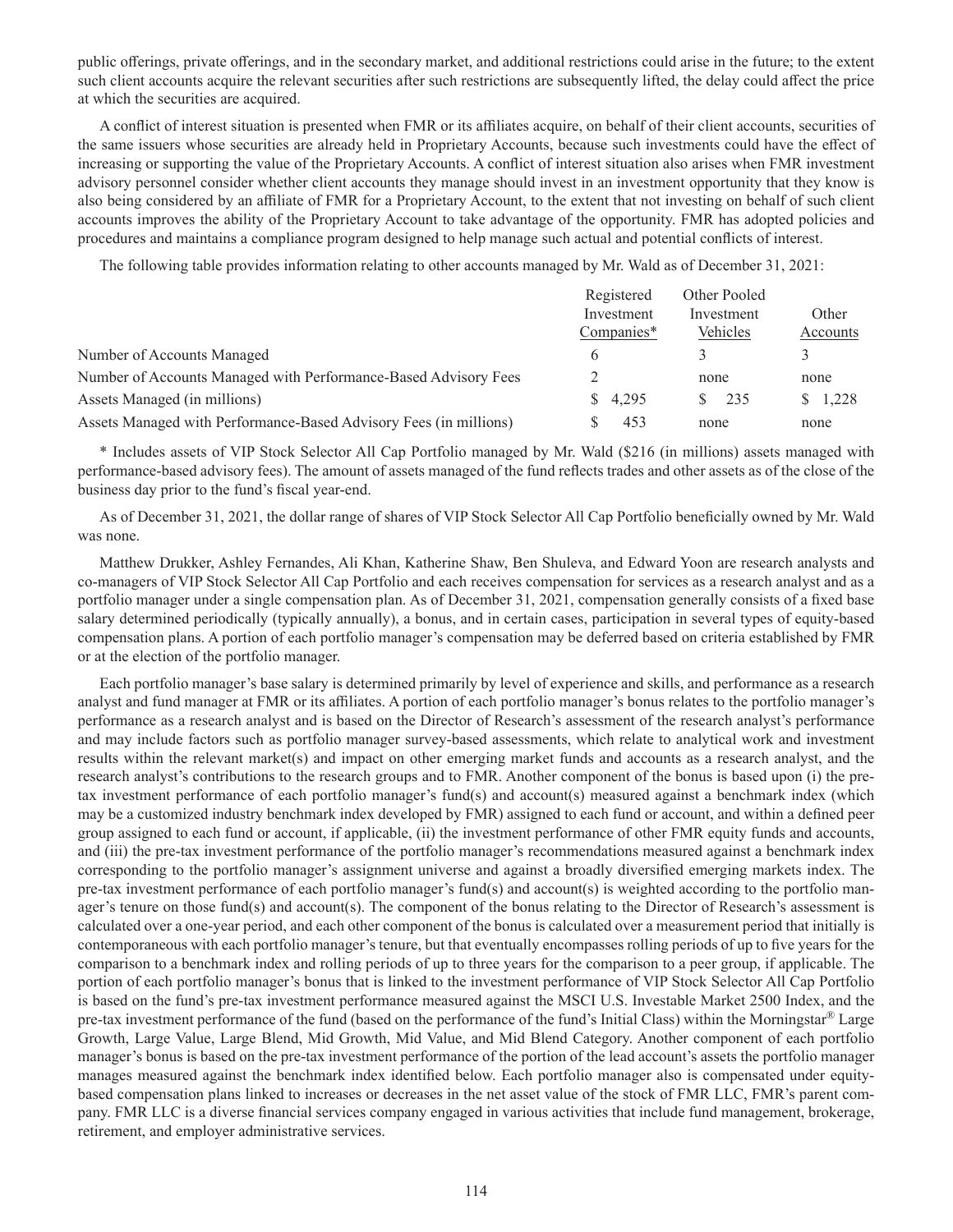public offerings, private offerings, and in the secondary market, and additional restrictions could arise in the future; to the extent such client accounts acquire the relevant securities after such restrictions are subsequently lifted, the delay could affect the price at which the securities are acquired.

A conflict of interest situation is presented when FMR or its affiliates acquire, on behalf of their client accounts, securities of the same issuers whose securities are already held in Proprietary Accounts, because such investments could have the effect of increasing or supporting the value of the Proprietary Accounts. A conflict of interest situation also arises when FMR investment advisory personnel consider whether client accounts they manage should invest in an investment opportunity that they know is also being considered by an affiliate of FMR for a Proprietary Account, to the extent that not investing on behalf of such client accounts improves the ability of the Proprietary Account to take advantage of the opportunity. FMR has adopted policies and procedures and maintains a compliance program designed to help manage such actual and potential conflicts of interest.

The following table provides information relating to other accounts managed by Mr. Wald as of December 31, 2021:

| | Registered Investment Companies* | Other Pooled Investment Vehicles | Other Accounts |
|---|---|---|---|
| Number of Accounts Managed | 6 | 3 | 3 |
| Number of Accounts Managed with Performance-Based Advisory Fees | 2 | none | none |
| Assets Managed (in millions) | $ 4,295 | $ 235 | $ 1,228 |
| Assets Managed with Performance-Based Advisory Fees (in millions) | $ 453 | none | none |

* Includes assets of VIP Stock Selector All Cap Portfolio managed by Mr. Wald ($216 (in millions) assets managed with performance-based advisory fees). The amount of assets managed of the fund reflects trades and other assets as of the close of the business day prior to the fund's fiscal year-end.

As of December 31, 2021, the dollar range of shares of VIP Stock Selector All Cap Portfolio beneficially owned by Mr. Wald was none.

Matthew Drukker, Ashley Fernandes, Ali Khan, Katherine Shaw, Ben Shuleva, and Edward Yoon are research analysts and co-managers of VIP Stock Selector All Cap Portfolio and each receives compensation for services as a research analyst and as a portfolio manager under a single compensation plan. As of December 31, 2021, compensation generally consists of a fixed base salary determined periodically (typically annually), a bonus, and in certain cases, participation in several types of equity-based compensation plans. A portion of each portfolio manager's compensation may be deferred based on criteria established by FMR or at the election of the portfolio manager.

Each portfolio manager's base salary is determined primarily by level of experience and skills, and performance as a research analyst and fund manager at FMR or its affiliates. A portion of each portfolio manager's bonus relates to the portfolio manager's performance as a research analyst and is based on the Director of Research's assessment of the research analyst's performance and may include factors such as portfolio manager survey-based assessments, which relate to analytical work and investment results within the relevant market(s) and impact on other emerging market funds and accounts as a research analyst, and the research analyst's contributions to the research groups and to FMR. Another component of the bonus is based upon (i) the pre-tax investment performance of each portfolio manager's fund(s) and account(s) measured against a benchmark index (which may be a customized industry benchmark index developed by FMR) assigned to each fund or account, and within a defined peer group assigned to each fund or account, if applicable, (ii) the investment performance of other FMR equity funds and accounts, and (iii) the pre-tax investment performance of the portfolio manager's recommendations measured against a benchmark index corresponding to the portfolio manager's assignment universe and against a broadly diversified emerging markets index. The pre-tax investment performance of each portfolio manager's fund(s) and account(s) is weighted according to the portfolio manager's tenure on those fund(s) and account(s). The component of the bonus relating to the Director of Research's assessment is calculated over a one-year period, and each other component of the bonus is calculated over a measurement period that initially is contemporaneous with each portfolio manager's tenure, but that eventually encompasses rolling periods of up to five years for the comparison to a benchmark index and rolling periods of up to three years for the comparison to a peer group, if applicable. The portion of each portfolio manager's bonus that is linked to the investment performance of VIP Stock Selector All Cap Portfolio is based on the fund's pre-tax investment performance measured against the MSCI U.S. Investable Market 2500 Index, and the pre-tax investment performance of the fund (based on the performance of the fund's Initial Class) within the Morningstar® Large Growth, Large Value, Large Blend, Mid Growth, Mid Value, and Mid Blend Category. Another component of each portfolio manager's bonus is based on the pre-tax investment performance of the portion of the lead account's assets the portfolio manager manages measured against the benchmark index identified below. Each portfolio manager also is compensated under equity-based compensation plans linked to increases or decreases in the net asset value of the stock of FMR LLC, FMR's parent company. FMR LLC is a diverse financial services company engaged in various activities that include fund management, brokerage, retirement, and employer administrative services.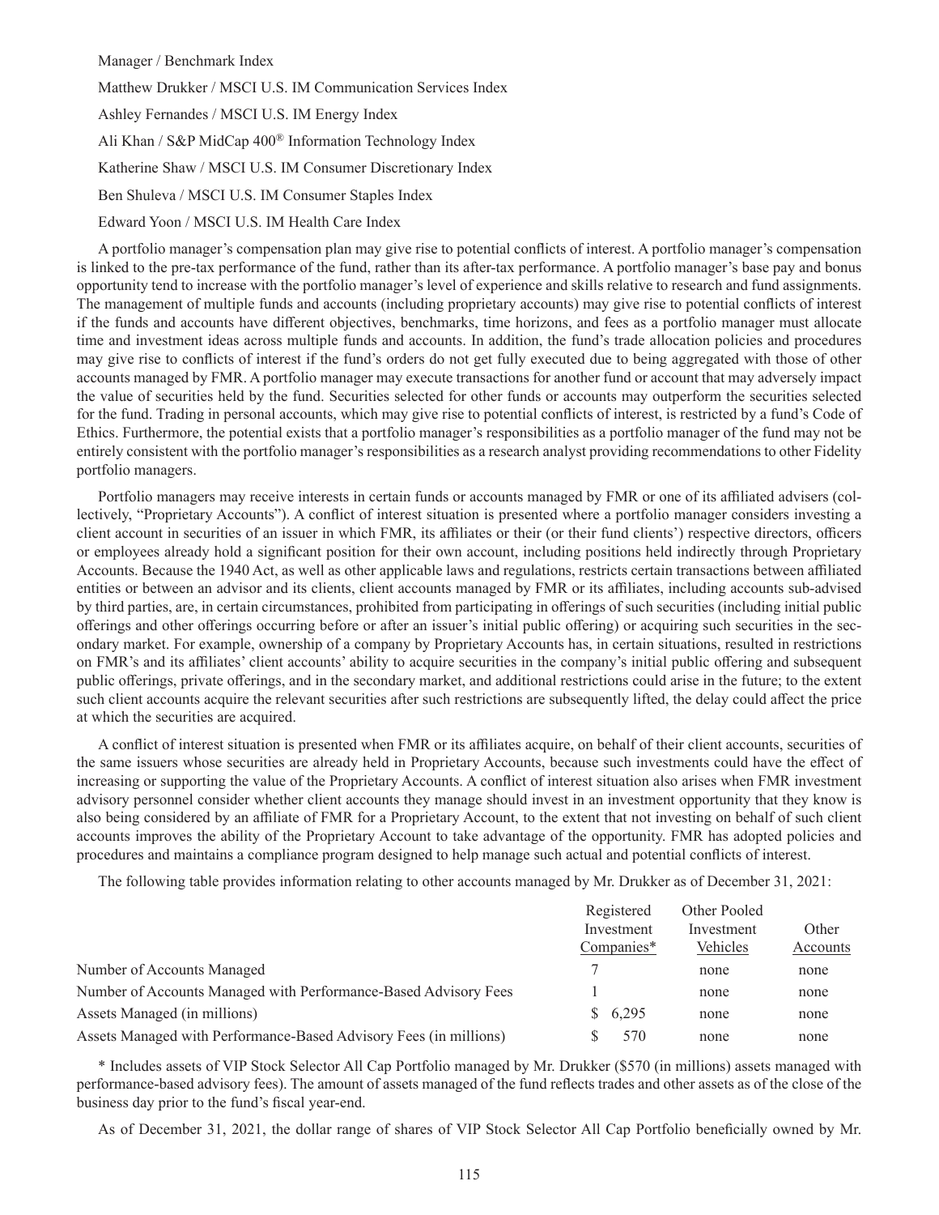Manager / Benchmark Index

Matthew Drukker / MSCI U.S. IM Communication Services Index

Ashley Fernandes / MSCI U.S. IM Energy Index

Ali Khan / S&P MidCap 400® Information Technology Index

Katherine Shaw / MSCI U.S. IM Consumer Discretionary Index

Ben Shuleva / MSCI U.S. IM Consumer Staples Index

Edward Yoon / MSCI U.S. IM Health Care Index

A portfolio manager's compensation plan may give rise to potential conflicts of interest. A portfolio manager's compensation is linked to the pre-tax performance of the fund, rather than its after-tax performance. A portfolio manager's base pay and bonus opportunity tend to increase with the portfolio manager's level of experience and skills relative to research and fund assignments. The management of multiple funds and accounts (including proprietary accounts) may give rise to potential conflicts of interest if the funds and accounts have different objectives, benchmarks, time horizons, and fees as a portfolio manager must allocate time and investment ideas across multiple funds and accounts. In addition, the fund's trade allocation policies and procedures may give rise to conflicts of interest if the fund's orders do not get fully executed due to being aggregated with those of other accounts managed by FMR. A portfolio manager may execute transactions for another fund or account that may adversely impact the value of securities held by the fund. Securities selected for other funds or accounts may outperform the securities selected for the fund. Trading in personal accounts, which may give rise to potential conflicts of interest, is restricted by a fund's Code of Ethics. Furthermore, the potential exists that a portfolio manager's responsibilities as a portfolio manager of the fund may not be entirely consistent with the portfolio manager's responsibilities as a research analyst providing recommendations to other Fidelity portfolio managers.

Portfolio managers may receive interests in certain funds or accounts managed by FMR or one of its affiliated advisers (collectively, "Proprietary Accounts"). A conflict of interest situation is presented where a portfolio manager considers investing a client account in securities of an issuer in which FMR, its affiliates or their (or their fund clients') respective directors, officers or employees already hold a significant position for their own account, including positions held indirectly through Proprietary Accounts. Because the 1940 Act, as well as other applicable laws and regulations, restricts certain transactions between affiliated entities or between an advisor and its clients, client accounts managed by FMR or its affiliates, including accounts sub-advised by third parties, are, in certain circumstances, prohibited from participating in offerings of such securities (including initial public offerings and other offerings occurring before or after an issuer's initial public offering) or acquiring such securities in the secondary market. For example, ownership of a company by Proprietary Accounts has, in certain situations, resulted in restrictions on FMR's and its affiliates' client accounts' ability to acquire securities in the company's initial public offering and subsequent public offerings, private offerings, and in the secondary market, and additional restrictions could arise in the future; to the extent such client accounts acquire the relevant securities after such restrictions are subsequently lifted, the delay could affect the price at which the securities are acquired.

A conflict of interest situation is presented when FMR or its affiliates acquire, on behalf of their client accounts, securities of the same issuers whose securities are already held in Proprietary Accounts, because such investments could have the effect of increasing or supporting the value of the Proprietary Accounts. A conflict of interest situation also arises when FMR investment advisory personnel consider whether client accounts they manage should invest in an investment opportunity that they know is also being considered by an affiliate of FMR for a Proprietary Account, to the extent that not investing on behalf of such client accounts improves the ability of the Proprietary Account to take advantage of the opportunity. FMR has adopted policies and procedures and maintains a compliance program designed to help manage such actual and potential conflicts of interest.

The following table provides information relating to other accounts managed by Mr. Drukker as of December 31, 2021:

| | Registered Investment Companies* | Other Pooled Investment Vehicles | Other Accounts |
|---|---|---|---|
| Number of Accounts Managed | 7 | none | none |
| Number of Accounts Managed with Performance-Based Advisory Fees | 1 | none | none |
| Assets Managed (in millions) | $ 6,295 | none | none |
| Assets Managed with Performance-Based Advisory Fees (in millions) | $ 570 | none | none |

\* Includes assets of VIP Stock Selector All Cap Portfolio managed by Mr. Drukker ($570 (in millions) assets managed with performance-based advisory fees). The amount of assets managed of the fund reflects trades and other assets as of the close of the business day prior to the fund's fiscal year-end.

As of December 31, 2021, the dollar range of shares of VIP Stock Selector All Cap Portfolio beneficially owned by Mr.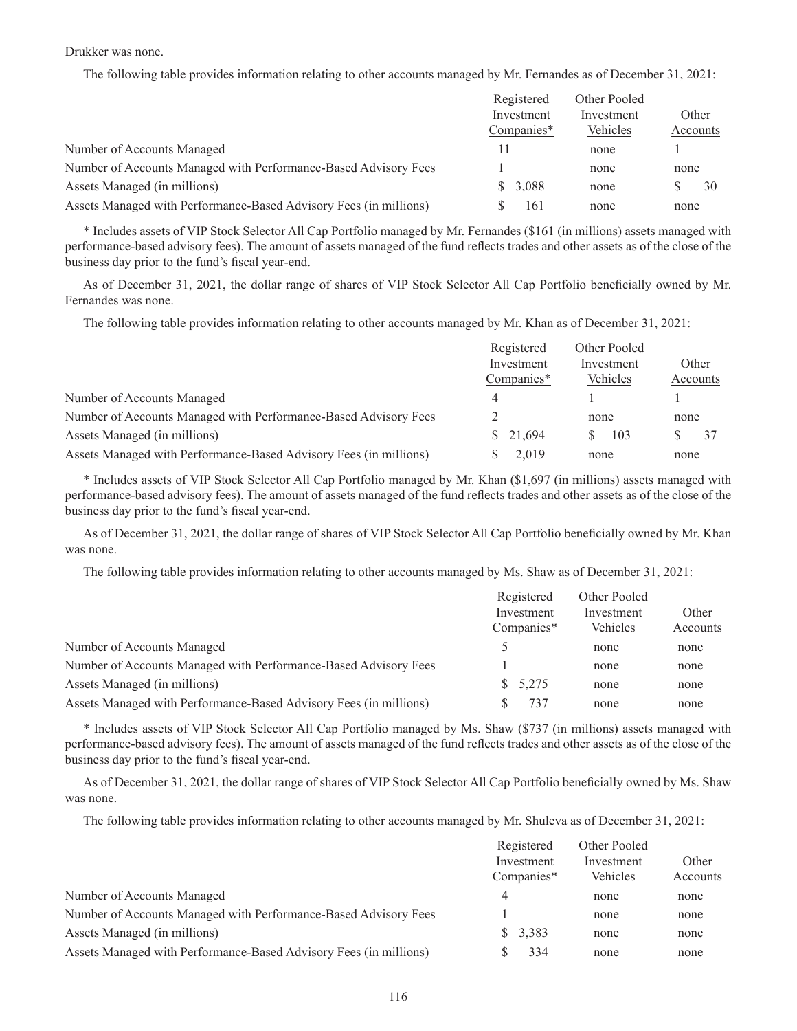Drukker was none.

The following table provides information relating to other accounts managed by Mr. Fernandes as of December 31, 2021:

| | Registered Investment Companies* | Other Pooled Investment Vehicles | Other Accounts |
|---|---|---|---|
| Number of Accounts Managed | 11 | none | 1 |
| Number of Accounts Managed with Performance-Based Advisory Fees | 1 | none | none |
| Assets Managed (in millions) | $ 3,088 | none | $ 30 |
| Assets Managed with Performance-Based Advisory Fees (in millions) | $ 161 | none | none |

* Includes assets of VIP Stock Selector All Cap Portfolio managed by Mr. Fernandes ($161 (in millions) assets managed with performance-based advisory fees). The amount of assets managed of the fund reflects trades and other assets as of the close of the business day prior to the fund's fiscal year-end.

As of December 31, 2021, the dollar range of shares of VIP Stock Selector All Cap Portfolio beneficially owned by Mr. Fernandes was none.

The following table provides information relating to other accounts managed by Mr. Khan as of December 31, 2021:

| | Registered Investment Companies* | Other Pooled Investment Vehicles | Other Accounts |
|---|---|---|---|
| Number of Accounts Managed | 4 | 1 | 1 |
| Number of Accounts Managed with Performance-Based Advisory Fees | 2 | none | none |
| Assets Managed (in millions) | $ 21,694 | $ 103 | $ 37 |
| Assets Managed with Performance-Based Advisory Fees (in millions) | $ 2,019 | none | none |

* Includes assets of VIP Stock Selector All Cap Portfolio managed by Mr. Khan ($1,697 (in millions) assets managed with performance-based advisory fees). The amount of assets managed of the fund reflects trades and other assets as of the close of the business day prior to the fund's fiscal year-end.

As of December 31, 2021, the dollar range of shares of VIP Stock Selector All Cap Portfolio beneficially owned by Mr. Khan was none.

The following table provides information relating to other accounts managed by Ms. Shaw as of December 31, 2021:

| | Registered Investment Companies* | Other Pooled Investment Vehicles | Other Accounts |
|---|---|---|---|
| Number of Accounts Managed | 5 | none | none |
| Number of Accounts Managed with Performance-Based Advisory Fees | 1 | none | none |
| Assets Managed (in millions) | $ 5,275 | none | none |
| Assets Managed with Performance-Based Advisory Fees (in millions) | $ 737 | none | none |

* Includes assets of VIP Stock Selector All Cap Portfolio managed by Ms. Shaw ($737 (in millions) assets managed with performance-based advisory fees). The amount of assets managed of the fund reflects trades and other assets as of the close of the business day prior to the fund's fiscal year-end.

As of December 31, 2021, the dollar range of shares of VIP Stock Selector All Cap Portfolio beneficially owned by Ms. Shaw was none.

The following table provides information relating to other accounts managed by Mr. Shuleva as of December 31, 2021:

| | Registered Investment Companies* | Other Pooled Investment Vehicles | Other Accounts |
|---|---|---|---|
| Number of Accounts Managed | 4 | none | none |
| Number of Accounts Managed with Performance-Based Advisory Fees | 1 | none | none |
| Assets Managed (in millions) | $ 3,383 | none | none |
| Assets Managed with Performance-Based Advisory Fees (in millions) | $ 334 | none | none |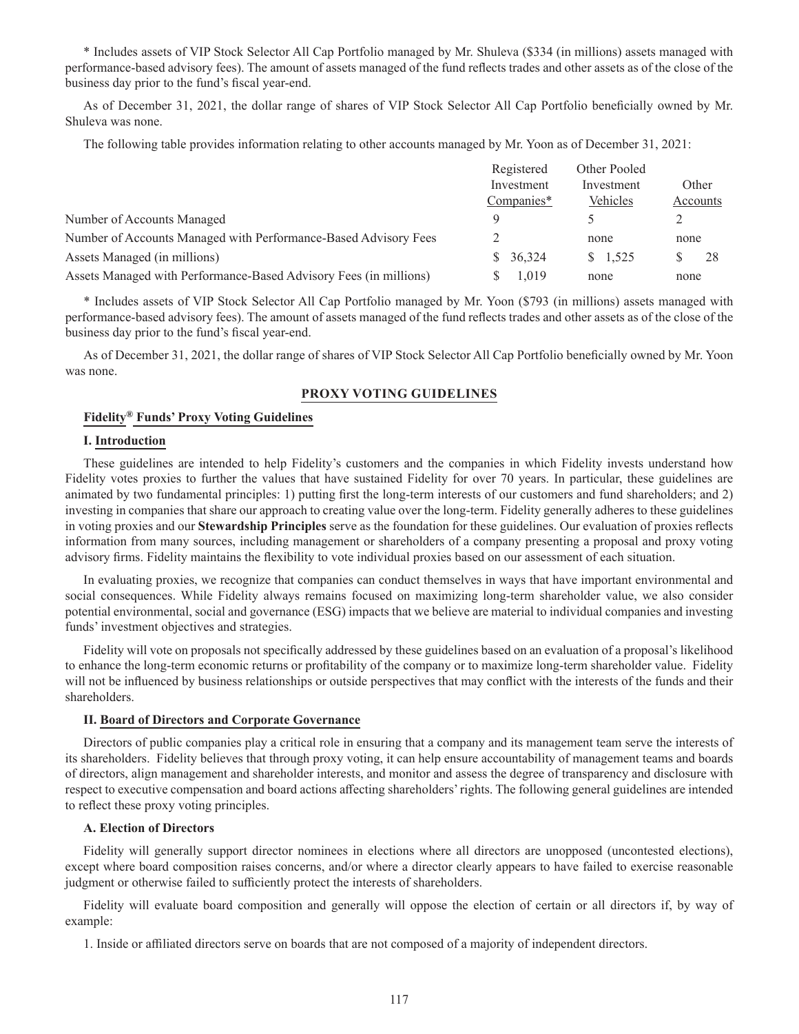\* Includes assets of VIP Stock Selector All Cap Portfolio managed by Mr. Shuleva ($334 (in millions) assets managed with performance-based advisory fees). The amount of assets managed of the fund reflects trades and other assets as of the close of the business day prior to the fund's fiscal year-end.

As of December 31, 2021, the dollar range of shares of VIP Stock Selector All Cap Portfolio beneficially owned by Mr. Shuleva was none.

The following table provides information relating to other accounts managed by Mr. Yoon as of December 31, 2021:

| | Registered Investment Companies* | Other Pooled Investment Vehicles | Other Accounts |
|---|---|---|---|
| Number of Accounts Managed | 9 | 5 | 2 |
| Number of Accounts Managed with Performance-Based Advisory Fees | 2 | none | none |
| Assets Managed (in millions) | $ 36,324 | $ 1,525 | $ 28 |
| Assets Managed with Performance-Based Advisory Fees (in millions) | $ 1,019 | none | none |

\* Includes assets of VIP Stock Selector All Cap Portfolio managed by Mr. Yoon ($793 (in millions) assets managed with performance-based advisory fees). The amount of assets managed of the fund reflects trades and other assets as of the close of the business day prior to the fund's fiscal year-end.

As of December 31, 2021, the dollar range of shares of VIP Stock Selector All Cap Portfolio beneficially owned by Mr. Yoon was none.

## PROXY VOTING GUIDELINES

### Fidelity® Funds' Proxy Voting Guidelines

#### I. Introduction

These guidelines are intended to help Fidelity's customers and the companies in which Fidelity invests understand how Fidelity votes proxies to further the values that have sustained Fidelity for over 70 years. In particular, these guidelines are animated by two fundamental principles: 1) putting first the long-term interests of our customers and fund shareholders; and 2) investing in companies that share our approach to creating value over the long-term. Fidelity generally adheres to these guidelines in voting proxies and our **Stewardship Principles** serve as the foundation for these guidelines. Our evaluation of proxies reflects information from many sources, including management or shareholders of a company presenting a proposal and proxy voting advisory firms. Fidelity maintains the flexibility to vote individual proxies based on our assessment of each situation.

In evaluating proxies, we recognize that companies can conduct themselves in ways that have important environmental and social consequences. While Fidelity always remains focused on maximizing long-term shareholder value, we also consider potential environmental, social and governance (ESG) impacts that we believe are material to individual companies and investing funds' investment objectives and strategies.

Fidelity will vote on proposals not specifically addressed by these guidelines based on an evaluation of a proposal's likelihood to enhance the long-term economic returns or profitability of the company or to maximize long-term shareholder value. Fidelity will not be influenced by business relationships or outside perspectives that may conflict with the interests of the funds and their shareholders.

#### II. Board of Directors and Corporate Governance

Directors of public companies play a critical role in ensuring that a company and its management team serve the interests of its shareholders. Fidelity believes that through proxy voting, it can help ensure accountability of management teams and boards of directors, align management and shareholder interests, and monitor and assess the degree of transparency and disclosure with respect to executive compensation and board actions affecting shareholders' rights. The following general guidelines are intended to reflect these proxy voting principles.

**A. Election of Directors**

Fidelity will generally support director nominees in elections where all directors are unopposed (uncontested elections), except where board composition raises concerns, and/or where a director clearly appears to have failed to exercise reasonable judgment or otherwise failed to sufficiently protect the interests of shareholders.

Fidelity will evaluate board composition and generally will oppose the election of certain or all directors if, by way of example:

1. Inside or affiliated directors serve on boards that are not composed of a majority of independent directors.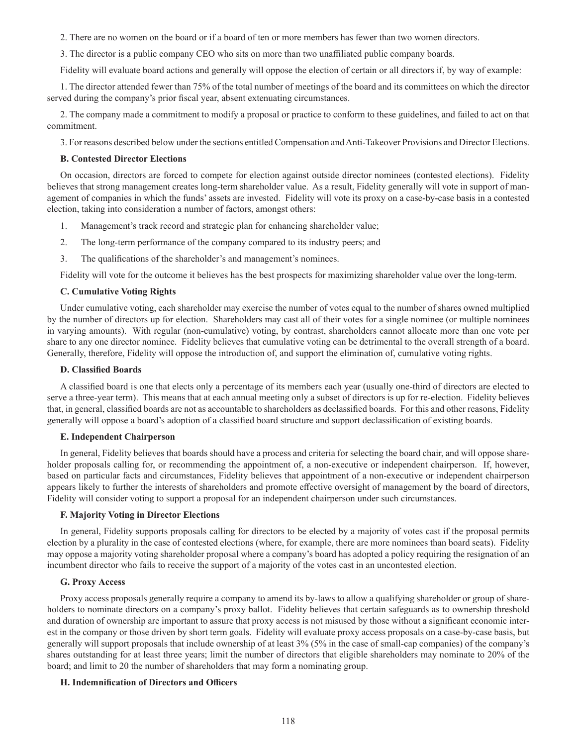2. There are no women on the board or if a board of ten or more members has fewer than two women directors.

3. The director is a public company CEO who sits on more than two unaffiliated public company boards.

Fidelity will evaluate board actions and generally will oppose the election of certain or all directors if, by way of example:

1. The director attended fewer than 75% of the total number of meetings of the board and its committees on which the director served during the company's prior fiscal year, absent extenuating circumstances.

2. The company made a commitment to modify a proposal or practice to conform to these guidelines, and failed to act on that commitment.

3. For reasons described below under the sections entitled Compensation and Anti-Takeover Provisions and Director Elections.

**B. Contested Director Elections**

On occasion, directors are forced to compete for election against outside director nominees (contested elections). Fidelity believes that strong management creates long-term shareholder value. As a result, Fidelity generally will vote in support of management of companies in which the funds' assets are invested. Fidelity will vote its proxy on a case-by-case basis in a contested election, taking into consideration a number of factors, amongst others:

1. Management's track record and strategic plan for enhancing shareholder value;
2. The long-term performance of the company compared to its industry peers; and
3. The qualifications of the shareholder's and management's nominees.

Fidelity will vote for the outcome it believes has the best prospects for maximizing shareholder value over the long-term.

**C. Cumulative Voting Rights**

Under cumulative voting, each shareholder may exercise the number of votes equal to the number of shares owned multiplied by the number of directors up for election. Shareholders may cast all of their votes for a single nominee (or multiple nominees in varying amounts). With regular (non-cumulative) voting, by contrast, shareholders cannot allocate more than one vote per share to any one director nominee. Fidelity believes that cumulative voting can be detrimental to the overall strength of a board. Generally, therefore, Fidelity will oppose the introduction of, and support the elimination of, cumulative voting rights.

**D. Classified Boards**

A classified board is one that elects only a percentage of its members each year (usually one-third of directors are elected to serve a three-year term). This means that at each annual meeting only a subset of directors is up for re-election. Fidelity believes that, in general, classified boards are not as accountable to shareholders as declassified boards. For this and other reasons, Fidelity generally will oppose a board's adoption of a classified board structure and support declassification of existing boards.

**E. Independent Chairperson**

In general, Fidelity believes that boards should have a process and criteria for selecting the board chair, and will oppose shareholder proposals calling for, or recommending the appointment of, a non-executive or independent chairperson. If, however, based on particular facts and circumstances, Fidelity believes that appointment of a non-executive or independent chairperson appears likely to further the interests of shareholders and promote effective oversight of management by the board of directors, Fidelity will consider voting to support a proposal for an independent chairperson under such circumstances.

**F. Majority Voting in Director Elections**

In general, Fidelity supports proposals calling for directors to be elected by a majority of votes cast if the proposal permits election by a plurality in the case of contested elections (where, for example, there are more nominees than board seats). Fidelity may oppose a majority voting shareholder proposal where a company's board has adopted a policy requiring the resignation of an incumbent director who fails to receive the support of a majority of the votes cast in an uncontested election.

**G. Proxy Access**

Proxy access proposals generally require a company to amend its by-laws to allow a qualifying shareholder or group of shareholders to nominate directors on a company's proxy ballot. Fidelity believes that certain safeguards as to ownership threshold and duration of ownership are important to assure that proxy access is not misused by those without a significant economic interest in the company or those driven by short term goals. Fidelity will evaluate proxy access proposals on a case-by-case basis, but generally will support proposals that include ownership of at least 3% (5% in the case of small-cap companies) of the company's shares outstanding for at least three years; limit the number of directors that eligible shareholders may nominate to 20% of the board; and limit to 20 the number of shareholders that may form a nominating group.

**H. Indemnification of Directors and Officers**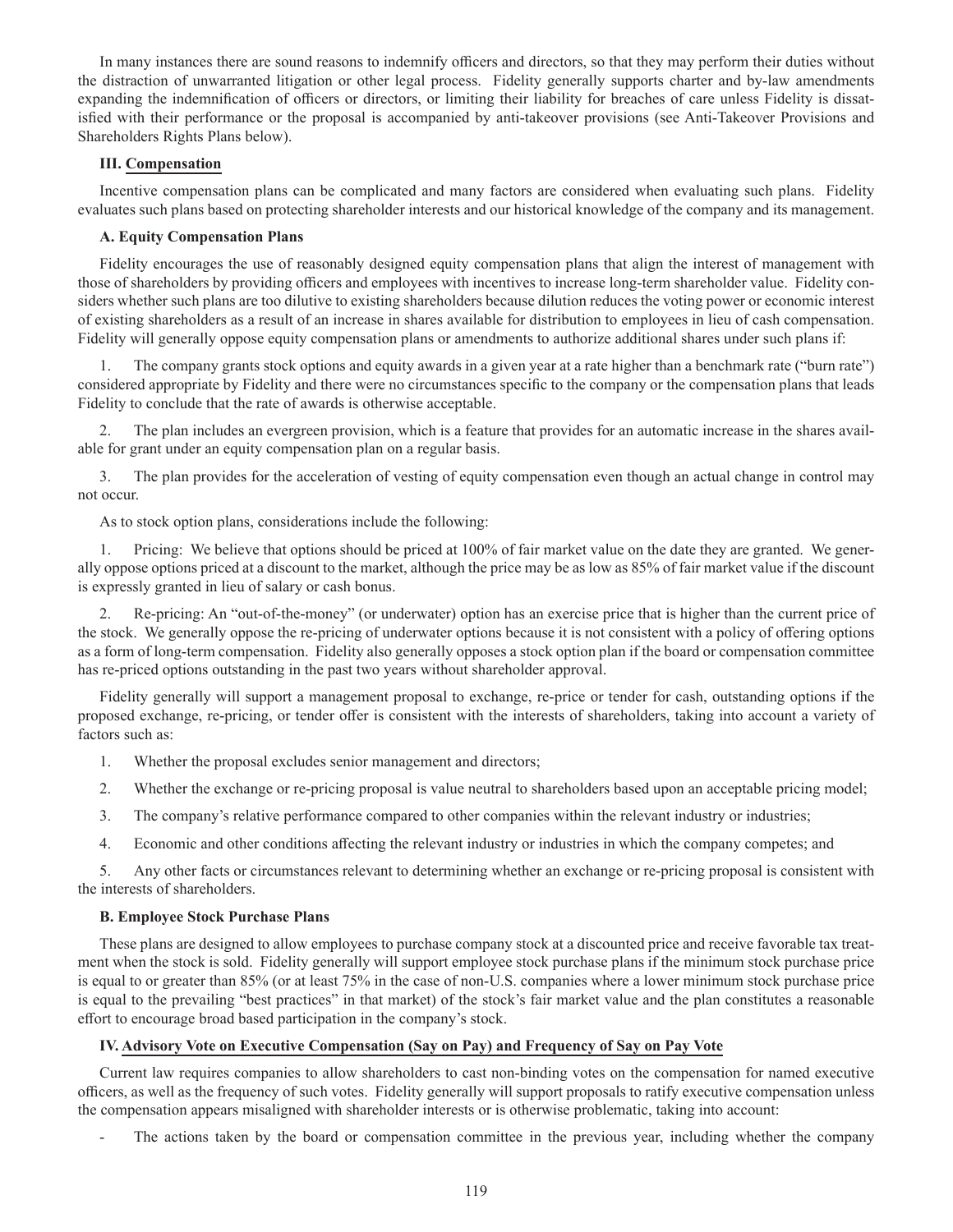In many instances there are sound reasons to indemnify officers and directors, so that they may perform their duties without the distraction of unwarranted litigation or other legal process. Fidelity generally supports charter and by-law amendments expanding the indemnification of officers or directors, or limiting their liability for breaches of care unless Fidelity is dissatisfied with their performance or the proposal is accompanied by anti-takeover provisions (see Anti-Takeover Provisions and Shareholders Rights Plans below).

**III. Compensation**

Incentive compensation plans can be complicated and many factors are considered when evaluating such plans. Fidelity evaluates such plans based on protecting shareholder interests and our historical knowledge of the company and its management.

**A. Equity Compensation Plans**

Fidelity encourages the use of reasonably designed equity compensation plans that align the interest of management with those of shareholders by providing officers and employees with incentives to increase long-term shareholder value. Fidelity considers whether such plans are too dilutive to existing shareholders because dilution reduces the voting power or economic interest of existing shareholders as a result of an increase in shares available for distribution to employees in lieu of cash compensation. Fidelity will generally oppose equity compensation plans or amendments to authorize additional shares under such plans if:

1. The company grants stock options and equity awards in a given year at a rate higher than a benchmark rate ("burn rate") considered appropriate by Fidelity and there were no circumstances specific to the company or the compensation plans that leads Fidelity to conclude that the rate of awards is otherwise acceptable.

2. The plan includes an evergreen provision, which is a feature that provides for an automatic increase in the shares available for grant under an equity compensation plan on a regular basis.

3. The plan provides for the acceleration of vesting of equity compensation even though an actual change in control may not occur.

As to stock option plans, considerations include the following:

1. Pricing: We believe that options should be priced at 100% of fair market value on the date they are granted. We generally oppose options priced at a discount to the market, although the price may be as low as 85% of fair market value if the discount is expressly granted in lieu of salary or cash bonus.

2. Re-pricing: An "out-of-the-money" (or underwater) option has an exercise price that is higher than the current price of the stock. We generally oppose the re-pricing of underwater options because it is not consistent with a policy of offering options as a form of long-term compensation. Fidelity also generally opposes a stock option plan if the board or compensation committee has re-priced options outstanding in the past two years without shareholder approval.

Fidelity generally will support a management proposal to exchange, re-price or tender for cash, outstanding options if the proposed exchange, re-pricing, or tender offer is consistent with the interests of shareholders, taking into account a variety of factors such as:

1. Whether the proposal excludes senior management and directors;

2. Whether the exchange or re-pricing proposal is value neutral to shareholders based upon an acceptable pricing model;

3. The company's relative performance compared to other companies within the relevant industry or industries;

4. Economic and other conditions affecting the relevant industry or industries in which the company competes; and

5. Any other facts or circumstances relevant to determining whether an exchange or re-pricing proposal is consistent with the interests of shareholders.

**B. Employee Stock Purchase Plans**

These plans are designed to allow employees to purchase company stock at a discounted price and receive favorable tax treatment when the stock is sold. Fidelity generally will support employee stock purchase plans if the minimum stock purchase price is equal to or greater than 85% (or at least 75% in the case of non-U.S. companies where a lower minimum stock purchase price is equal to the prevailing "best practices" in that market) of the stock's fair market value and the plan constitutes a reasonable effort to encourage broad based participation in the company's stock.

**IV. Advisory Vote on Executive Compensation (Say on Pay) and Frequency of Say on Pay Vote**

Current law requires companies to allow shareholders to cast non-binding votes on the compensation for named executive officers, as well as the frequency of such votes. Fidelity generally will support proposals to ratify executive compensation unless the compensation appears misaligned with shareholder interests or is otherwise problematic, taking into account:

- The actions taken by the board or compensation committee in the previous year, including whether the company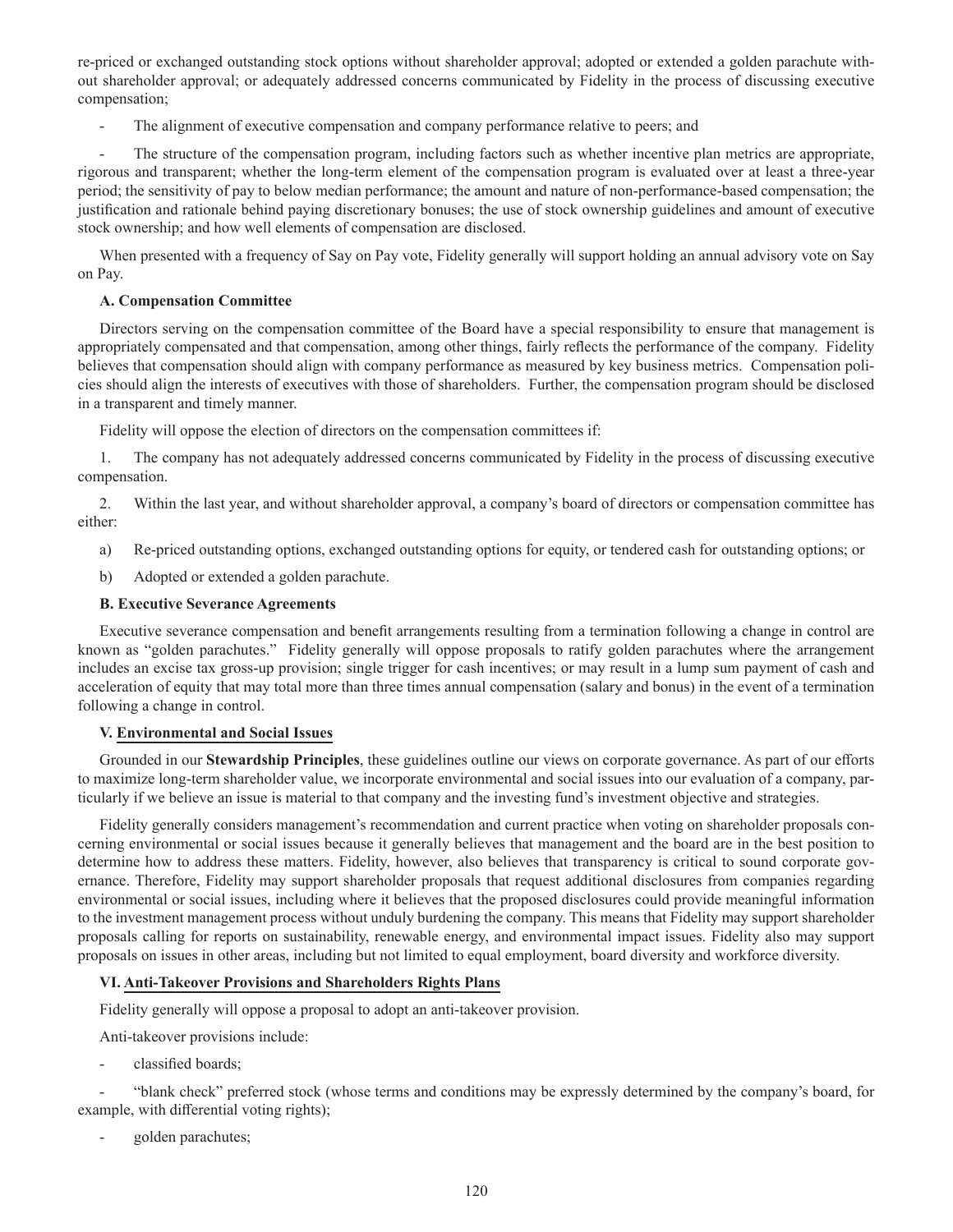re-priced or exchanged outstanding stock options without shareholder approval; adopted or extended a golden parachute without shareholder approval; or adequately addressed concerns communicated by Fidelity in the process of discussing executive compensation;

- The alignment of executive compensation and company performance relative to peers; and

- The structure of the compensation program, including factors such as whether incentive plan metrics are appropriate, rigorous and transparent; whether the long-term element of the compensation program is evaluated over at least a three-year period; the sensitivity of pay to below median performance; the amount and nature of non-performance-based compensation; the justification and rationale behind paying discretionary bonuses; the use of stock ownership guidelines and amount of executive stock ownership; and how well elements of compensation are disclosed.

When presented with a frequency of Say on Pay vote, Fidelity generally will support holding an annual advisory vote on Say on Pay.

**A. Compensation Committee**

Directors serving on the compensation committee of the Board have a special responsibility to ensure that management is appropriately compensated and that compensation, among other things, fairly reflects the performance of the company. Fidelity believes that compensation should align with company performance as measured by key business metrics. Compensation policies should align the interests of executives with those of shareholders. Further, the compensation program should be disclosed in a transparent and timely manner.

Fidelity will oppose the election of directors on the compensation committees if:

1. The company has not adequately addressed concerns communicated by Fidelity in the process of discussing executive compensation.

2. Within the last year, and without shareholder approval, a company's board of directors or compensation committee has either:

a) Re-priced outstanding options, exchanged outstanding options for equity, or tendered cash for outstanding options; or

b) Adopted or extended a golden parachute.

**B. Executive Severance Agreements**

Executive severance compensation and benefit arrangements resulting from a termination following a change in control are known as "golden parachutes." Fidelity generally will oppose proposals to ratify golden parachutes where the arrangement includes an excise tax gross-up provision; single trigger for cash incentives; or may result in a lump sum payment of cash and acceleration of equity that may total more than three times annual compensation (salary and bonus) in the event of a termination following a change in control.

**V. Environmental and Social Issues**

Grounded in our **Stewardship Principles**, these guidelines outline our views on corporate governance. As part of our efforts to maximize long-term shareholder value, we incorporate environmental and social issues into our evaluation of a company, particularly if we believe an issue is material to that company and the investing fund's investment objective and strategies.

Fidelity generally considers management's recommendation and current practice when voting on shareholder proposals concerning environmental or social issues because it generally believes that management and the board are in the best position to determine how to address these matters. Fidelity, however, also believes that transparency is critical to sound corporate governance. Therefore, Fidelity may support shareholder proposals that request additional disclosures from companies regarding environmental or social issues, including where it believes that the proposed disclosures could provide meaningful information to the investment management process without unduly burdening the company. This means that Fidelity may support shareholder proposals calling for reports on sustainability, renewable energy, and environmental impact issues. Fidelity also may support proposals on issues in other areas, including but not limited to equal employment, board diversity and workforce diversity.

**VI. Anti-Takeover Provisions and Shareholders Rights Plans**

Fidelity generally will oppose a proposal to adopt an anti-takeover provision.

Anti-takeover provisions include:

- classified boards;

- "blank check" preferred stock (whose terms and conditions may be expressly determined by the company's board, for example, with differential voting rights);

- golden parachutes;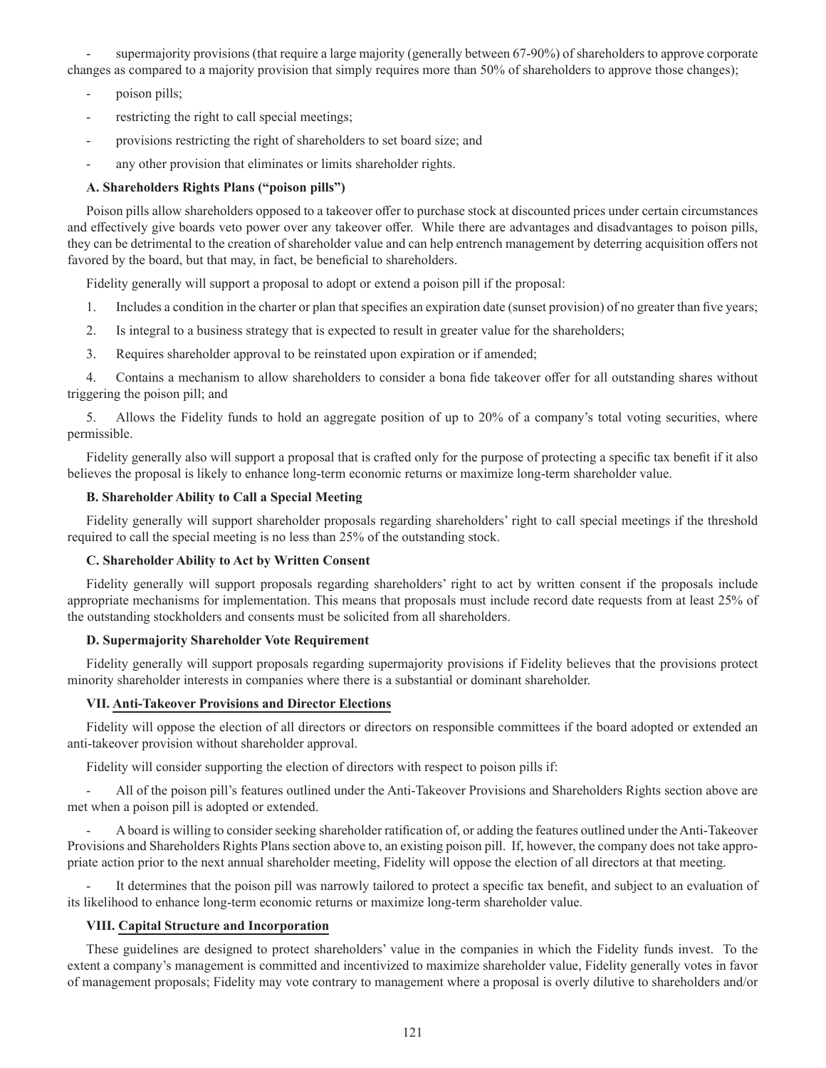- supermajority provisions (that require a large majority (generally between 67-90%) of shareholders to approve corporate changes as compared to a majority provision that simply requires more than 50% of shareholders to approve those changes);
- poison pills;
- restricting the right to call special meetings;
- provisions restricting the right of shareholders to set board size; and
- any other provision that eliminates or limits shareholder rights.

**A. Shareholders Rights Plans ("poison pills")**

Poison pills allow shareholders opposed to a takeover offer to purchase stock at discounted prices under certain circumstances and effectively give boards veto power over any takeover offer. While there are advantages and disadvantages to poison pills, they can be detrimental to the creation of shareholder value and can help entrench management by deterring acquisition offers not favored by the board, but that may, in fact, be beneficial to shareholders.

Fidelity generally will support a proposal to adopt or extend a poison pill if the proposal:

1. Includes a condition in the charter or plan that specifies an expiration date (sunset provision) of no greater than five years;
2. Is integral to a business strategy that is expected to result in greater value for the shareholders;
3. Requires shareholder approval to be reinstated upon expiration or if amended;
4. Contains a mechanism to allow shareholders to consider a bona fide takeover offer for all outstanding shares without triggering the poison pill; and
5. Allows the Fidelity funds to hold an aggregate position of up to 20% of a company's total voting securities, where permissible.

Fidelity generally also will support a proposal that is crafted only for the purpose of protecting a specific tax benefit if it also believes the proposal is likely to enhance long-term economic returns or maximize long-term shareholder value.

**B. Shareholder Ability to Call a Special Meeting**

Fidelity generally will support shareholder proposals regarding shareholders' right to call special meetings if the threshold required to call the special meeting is no less than 25% of the outstanding stock.

**C. Shareholder Ability to Act by Written Consent**

Fidelity generally will support proposals regarding shareholders' right to act by written consent if the proposals include appropriate mechanisms for implementation. This means that proposals must include record date requests from at least 25% of the outstanding stockholders and consents must be solicited from all shareholders.

**D. Supermajority Shareholder Vote Requirement**

Fidelity generally will support proposals regarding supermajority provisions if Fidelity believes that the provisions protect minority shareholder interests in companies where there is a substantial or dominant shareholder.

**VII. Anti-Takeover Provisions and Director Elections**

Fidelity will oppose the election of all directors or directors on responsible committees if the board adopted or extended an anti-takeover provision without shareholder approval.

Fidelity will consider supporting the election of directors with respect to poison pills if:

- All of the poison pill's features outlined under the Anti-Takeover Provisions and Shareholders Rights section above are met when a poison pill is adopted or extended.
- A board is willing to consider seeking shareholder ratification of, or adding the features outlined under the Anti-Takeover Provisions and Shareholders Rights Plans section above to, an existing poison pill. If, however, the company does not take appropriate action prior to the next annual shareholder meeting, Fidelity will oppose the election of all directors at that meeting.
- It determines that the poison pill was narrowly tailored to protect a specific tax benefit, and subject to an evaluation of its likelihood to enhance long-term economic returns or maximize long-term shareholder value.

**VIII. Capital Structure and Incorporation**

These guidelines are designed to protect shareholders' value in the companies in which the Fidelity funds invest. To the extent a company's management is committed and incentivized to maximize shareholder value, Fidelity generally votes in favor of management proposals; Fidelity may vote contrary to management where a proposal is overly dilutive to shareholders and/or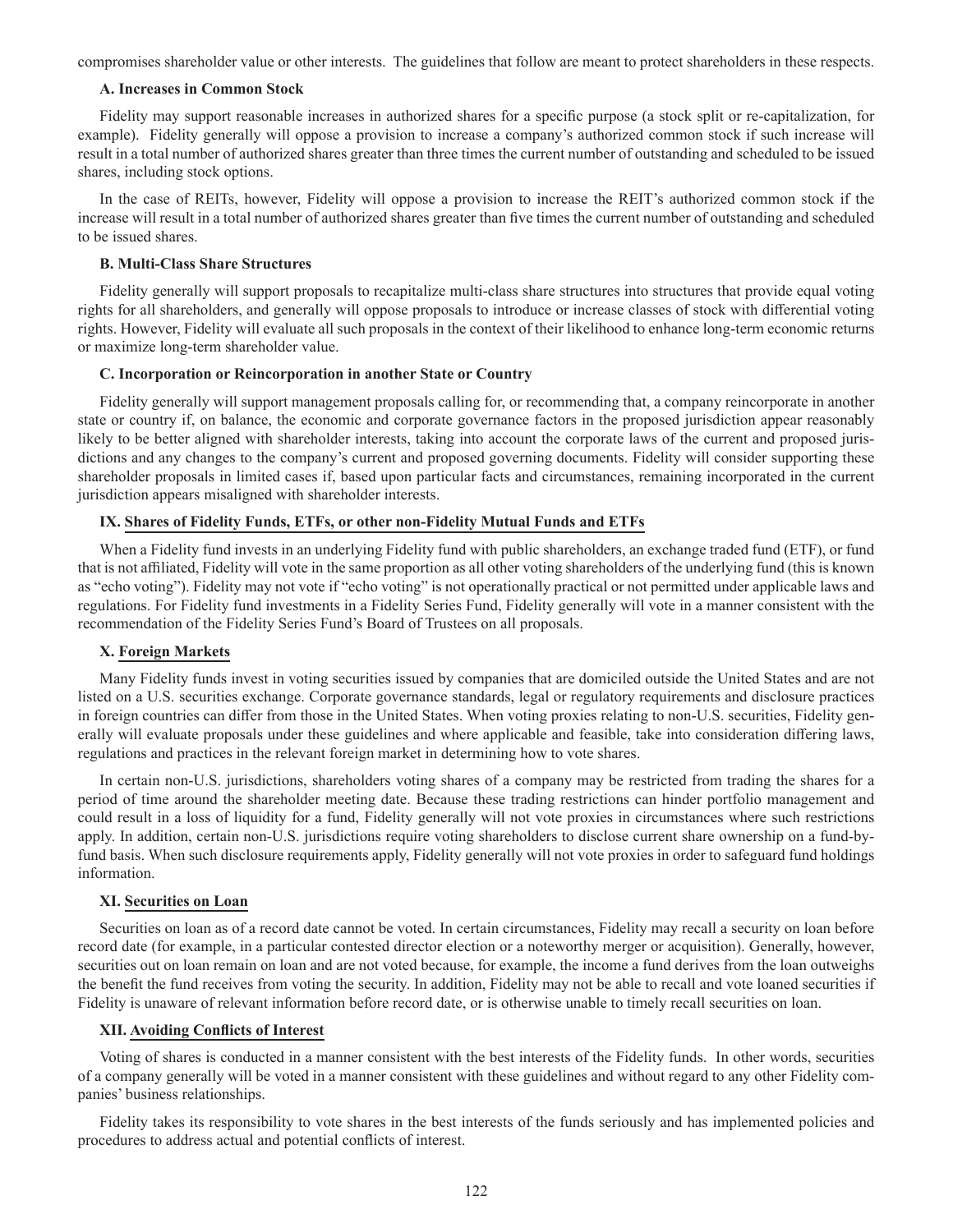compromises shareholder value or other interests. The guidelines that follow are meant to protect shareholders in these respects.

**A. Increases in Common Stock**

Fidelity may support reasonable increases in authorized shares for a specific purpose (a stock split or re-capitalization, for example). Fidelity generally will oppose a provision to increase a company's authorized common stock if such increase will result in a total number of authorized shares greater than three times the current number of outstanding and scheduled to be issued shares, including stock options.

In the case of REITs, however, Fidelity will oppose a provision to increase the REIT's authorized common stock if the increase will result in a total number of authorized shares greater than five times the current number of outstanding and scheduled to be issued shares.

**B. Multi-Class Share Structures**

Fidelity generally will support proposals to recapitalize multi-class share structures into structures that provide equal voting rights for all shareholders, and generally will oppose proposals to introduce or increase classes of stock with differential voting rights. However, Fidelity will evaluate all such proposals in the context of their likelihood to enhance long-term economic returns or maximize long-term shareholder value.

**C. Incorporation or Reincorporation in another State or Country**

Fidelity generally will support management proposals calling for, or recommending that, a company reincorporate in another state or country if, on balance, the economic and corporate governance factors in the proposed jurisdiction appear reasonably likely to be better aligned with shareholder interests, taking into account the corporate laws of the current and proposed jurisdictions and any changes to the company's current and proposed governing documents. Fidelity will consider supporting these shareholder proposals in limited cases if, based upon particular facts and circumstances, remaining incorporated in the current jurisdiction appears misaligned with shareholder interests.

**IX. Shares of Fidelity Funds, ETFs, or other non-Fidelity Mutual Funds and ETFs**

When a Fidelity fund invests in an underlying Fidelity fund with public shareholders, an exchange traded fund (ETF), or fund that is not affiliated, Fidelity will vote in the same proportion as all other voting shareholders of the underlying fund (this is known as "echo voting"). Fidelity may not vote if "echo voting" is not operationally practical or not permitted under applicable laws and regulations. For Fidelity fund investments in a Fidelity Series Fund, Fidelity generally will vote in a manner consistent with the recommendation of the Fidelity Series Fund's Board of Trustees on all proposals.

**X. Foreign Markets**

Many Fidelity funds invest in voting securities issued by companies that are domiciled outside the United States and are not listed on a U.S. securities exchange. Corporate governance standards, legal or regulatory requirements and disclosure practices in foreign countries can differ from those in the United States. When voting proxies relating to non-U.S. securities, Fidelity generally will evaluate proposals under these guidelines and where applicable and feasible, take into consideration differing laws, regulations and practices in the relevant foreign market in determining how to vote shares.

In certain non-U.S. jurisdictions, shareholders voting shares of a company may be restricted from trading the shares for a period of time around the shareholder meeting date. Because these trading restrictions can hinder portfolio management and could result in a loss of liquidity for a fund, Fidelity generally will not vote proxies in circumstances where such restrictions apply. In addition, certain non-U.S. jurisdictions require voting shareholders to disclose current share ownership on a fund-by-fund basis. When such disclosure requirements apply, Fidelity generally will not vote proxies in order to safeguard fund holdings information.

**XI. Securities on Loan**

Securities on loan as of a record date cannot be voted. In certain circumstances, Fidelity may recall a security on loan before record date (for example, in a particular contested director election or a noteworthy merger or acquisition). Generally, however, securities out on loan remain on loan and are not voted because, for example, the income a fund derives from the loan outweighs the benefit the fund receives from voting the security. In addition, Fidelity may not be able to recall and vote loaned securities if Fidelity is unaware of relevant information before record date, or is otherwise unable to timely recall securities on loan.

**XII. Avoiding Conflicts of Interest**

Voting of shares is conducted in a manner consistent with the best interests of the Fidelity funds. In other words, securities of a company generally will be voted in a manner consistent with these guidelines and without regard to any other Fidelity companies' business relationships.

Fidelity takes its responsibility to vote shares in the best interests of the funds seriously and has implemented policies and procedures to address actual and potential conflicts of interest.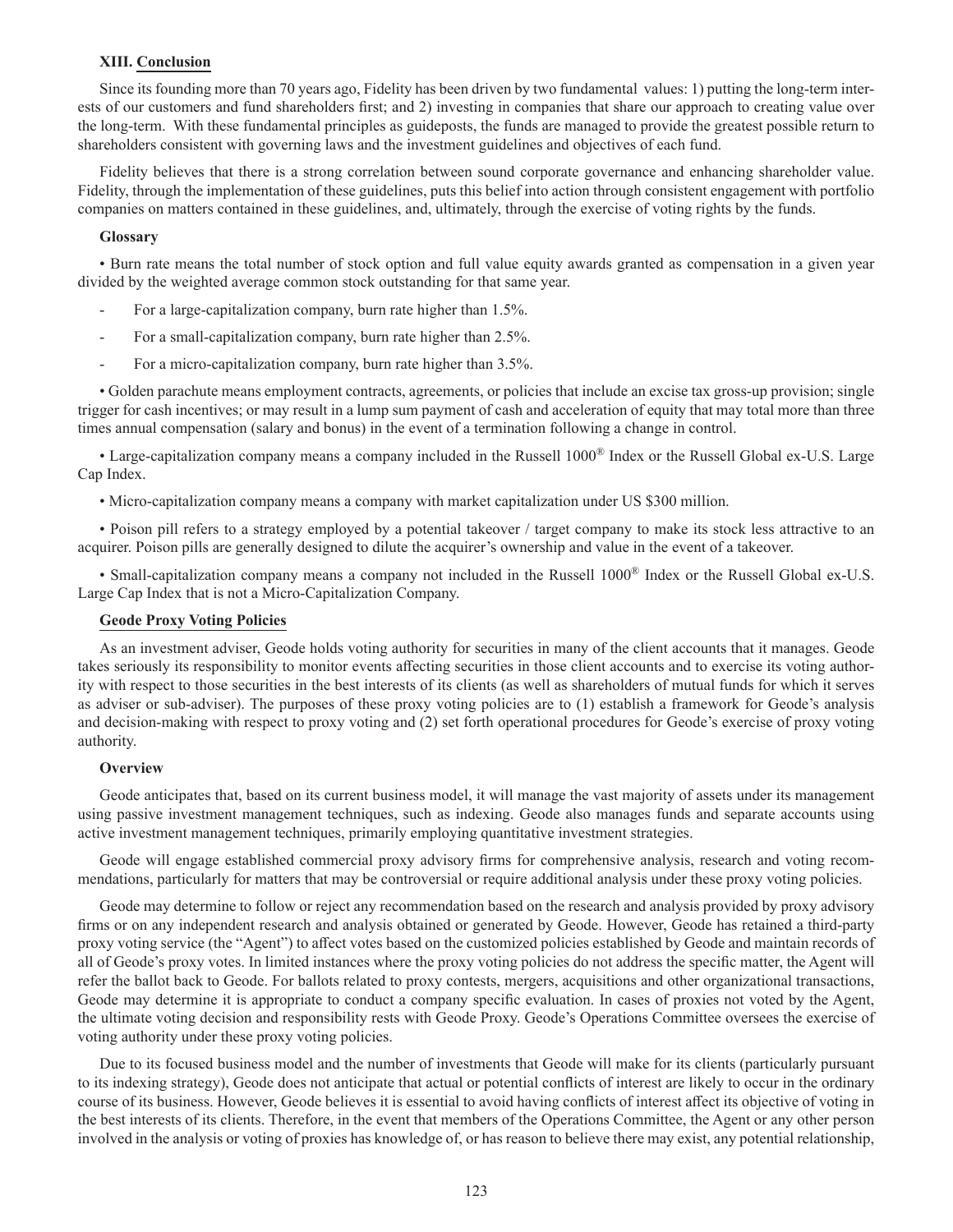### XIII. Conclusion

Since its founding more than 70 years ago, Fidelity has been driven by two fundamental values: 1) putting the long-term interests of our customers and fund shareholders first; and 2) investing in companies that share our approach to creating value over the long-term. With these fundamental principles as guideposts, the funds are managed to provide the greatest possible return to shareholders consistent with governing laws and the investment guidelines and objectives of each fund.

Fidelity believes that there is a strong correlation between sound corporate governance and enhancing shareholder value. Fidelity, through the implementation of these guidelines, puts this belief into action through consistent engagement with portfolio companies on matters contained in these guidelines, and, ultimately, through the exercise of voting rights by the funds.

**Glossary**

• Burn rate means the total number of stock option and full value equity awards granted as compensation in a given year divided by the weighted average common stock outstanding for that same year.

- For a large-capitalization company, burn rate higher than 1.5%.
- For a small-capitalization company, burn rate higher than 2.5%.
- For a micro-capitalization company, burn rate higher than 3.5%.

• Golden parachute means employment contracts, agreements, or policies that include an excise tax gross-up provision; single trigger for cash incentives; or may result in a lump sum payment of cash and acceleration of equity that may total more than three times annual compensation (salary and bonus) in the event of a termination following a change in control.

• Large-capitalization company means a company included in the Russell 1000® Index or the Russell Global ex-U.S. Large Cap Index.

• Micro-capitalization company means a company with market capitalization under US $300 million.

• Poison pill refers to a strategy employed by a potential takeover / target company to make its stock less attractive to an acquirer. Poison pills are generally designed to dilute the acquirer's ownership and value in the event of a takeover.

• Small-capitalization company means a company not included in the Russell 1000® Index or the Russell Global ex-U.S. Large Cap Index that is not a Micro-Capitalization Company.

**Geode Proxy Voting Policies**

As an investment adviser, Geode holds voting authority for securities in many of the client accounts that it manages. Geode takes seriously its responsibility to monitor events affecting securities in those client accounts and to exercise its voting authority with respect to those securities in the best interests of its clients (as well as shareholders of mutual funds for which it serves as adviser or sub-adviser). The purposes of these proxy voting policies are to (1) establish a framework for Geode's analysis and decision-making with respect to proxy voting and (2) set forth operational procedures for Geode's exercise of proxy voting authority.

**Overview**

Geode anticipates that, based on its current business model, it will manage the vast majority of assets under its management using passive investment management techniques, such as indexing. Geode also manages funds and separate accounts using active investment management techniques, primarily employing quantitative investment strategies.

Geode will engage established commercial proxy advisory firms for comprehensive analysis, research and voting recommendations, particularly for matters that may be controversial or require additional analysis under these proxy voting policies.

Geode may determine to follow or reject any recommendation based on the research and analysis provided by proxy advisory firms or on any independent research and analysis obtained or generated by Geode. However, Geode has retained a third-party proxy voting service (the "Agent") to affect votes based on the customized policies established by Geode and maintain records of all of Geode's proxy votes. In limited instances where the proxy voting policies do not address the specific matter, the Agent will refer the ballot back to Geode. For ballots related to proxy contests, mergers, acquisitions and other organizational transactions, Geode may determine it is appropriate to conduct a company specific evaluation. In cases of proxies not voted by the Agent, the ultimate voting decision and responsibility rests with Geode Proxy. Geode's Operations Committee oversees the exercise of voting authority under these proxy voting policies.

Due to its focused business model and the number of investments that Geode will make for its clients (particularly pursuant to its indexing strategy), Geode does not anticipate that actual or potential conflicts of interest are likely to occur in the ordinary course of its business. However, Geode believes it is essential to avoid having conflicts of interest affect its objective of voting in the best interests of its clients. Therefore, in the event that members of the Operations Committee, the Agent or any other person involved in the analysis or voting of proxies has knowledge of, or has reason to believe there may exist, any potential relationship,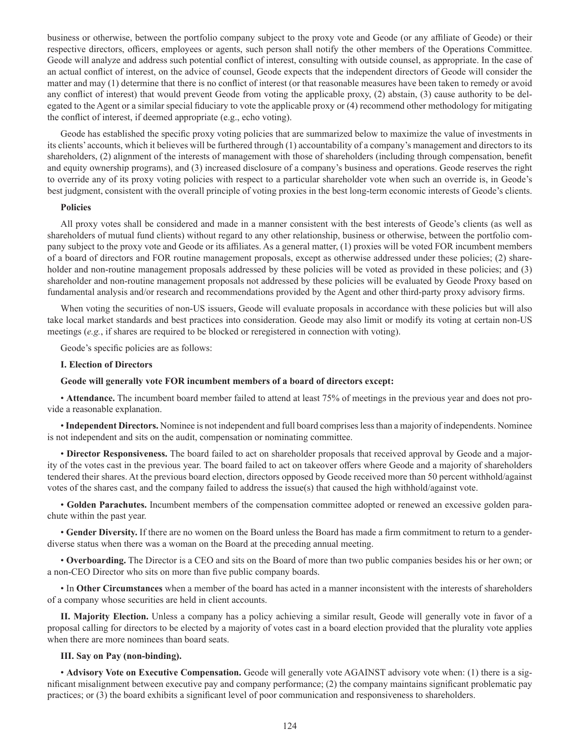business or otherwise, between the portfolio company subject to the proxy vote and Geode (or any affiliate of Geode) or their respective directors, officers, employees or agents, such person shall notify the other members of the Operations Committee. Geode will analyze and address such potential conflict of interest, consulting with outside counsel, as appropriate. In the case of an actual conflict of interest, on the advice of counsel, Geode expects that the independent directors of Geode will consider the matter and may (1) determine that there is no conflict of interest (or that reasonable measures have been taken to remedy or avoid any conflict of interest) that would prevent Geode from voting the applicable proxy, (2) abstain, (3) cause authority to be delegated to the Agent or a similar special fiduciary to vote the applicable proxy or (4) recommend other methodology for mitigating the conflict of interest, if deemed appropriate (e.g., echo voting).

Geode has established the specific proxy voting policies that are summarized below to maximize the value of investments in its clients' accounts, which it believes will be furthered through (1) accountability of a company's management and directors to its shareholders, (2) alignment of the interests of management with those of shareholders (including through compensation, benefit and equity ownership programs), and (3) increased disclosure of a company's business and operations. Geode reserves the right to override any of its proxy voting policies with respect to a particular shareholder vote when such an override is, in Geode's best judgment, consistent with the overall principle of voting proxies in the best long-term economic interests of Geode's clients.

**Policies**

All proxy votes shall be considered and made in a manner consistent with the best interests of Geode's clients (as well as shareholders of mutual fund clients) without regard to any other relationship, business or otherwise, between the portfolio company subject to the proxy vote and Geode or its affiliates. As a general matter, (1) proxies will be voted FOR incumbent members of a board of directors and FOR routine management proposals, except as otherwise addressed under these policies; (2) shareholder and non-routine management proposals addressed by these policies will be voted as provided in these policies; and (3) shareholder and non-routine management proposals not addressed by these policies will be evaluated by Geode Proxy based on fundamental analysis and/or research and recommendations provided by the Agent and other third-party proxy advisory firms.

When voting the securities of non-US issuers, Geode will evaluate proposals in accordance with these policies but will also take local market standards and best practices into consideration. Geode may also limit or modify its voting at certain non-US meetings (*e.g.*, if shares are required to be blocked or reregistered in connection with voting).

Geode's specific policies are as follows:

**I. Election of Directors**

**Geode will generally vote FOR incumbent members of a board of directors except:**

- **Attendance.** The incumbent board member failed to attend at least 75% of meetings in the previous year and does not provide a reasonable explanation.
- **Independent Directors.** Nominee is not independent and full board comprises less than a majority of independents. Nominee is not independent and sits on the audit, compensation or nominating committee.
- **Director Responsiveness.** The board failed to act on shareholder proposals that received approval by Geode and a majority of the votes cast in the previous year. The board failed to act on takeover offers where Geode and a majority of shareholders tendered their shares. At the previous board election, directors opposed by Geode received more than 50 percent withhold/against votes of the shares cast, and the company failed to address the issue(s) that caused the high withhold/against vote.
- **Golden Parachutes.** Incumbent members of the compensation committee adopted or renewed an excessive golden parachute within the past year.
- **Gender Diversity.** If there are no women on the Board unless the Board has made a firm commitment to return to a gender-diverse status when there was a woman on the Board at the preceding annual meeting.
- **Overboarding.** The Director is a CEO and sits on the Board of more than two public companies besides his or her own; or a non-CEO Director who sits on more than five public company boards.
- In **Other Circumstances** when a member of the board has acted in a manner inconsistent with the interests of shareholders of a company whose securities are held in client accounts.

**II. Majority Election.** Unless a company has a policy achieving a similar result, Geode will generally vote in favor of a proposal calling for directors to be elected by a majority of votes cast in a board election provided that the plurality vote applies when there are more nominees than board seats.

**III. Say on Pay (non-binding).**

- **Advisory Vote on Executive Compensation.** Geode will generally vote AGAINST advisory vote when: (1) there is a significant misalignment between executive pay and company performance; (2) the company maintains significant problematic pay practices; or (3) the board exhibits a significant level of poor communication and responsiveness to shareholders.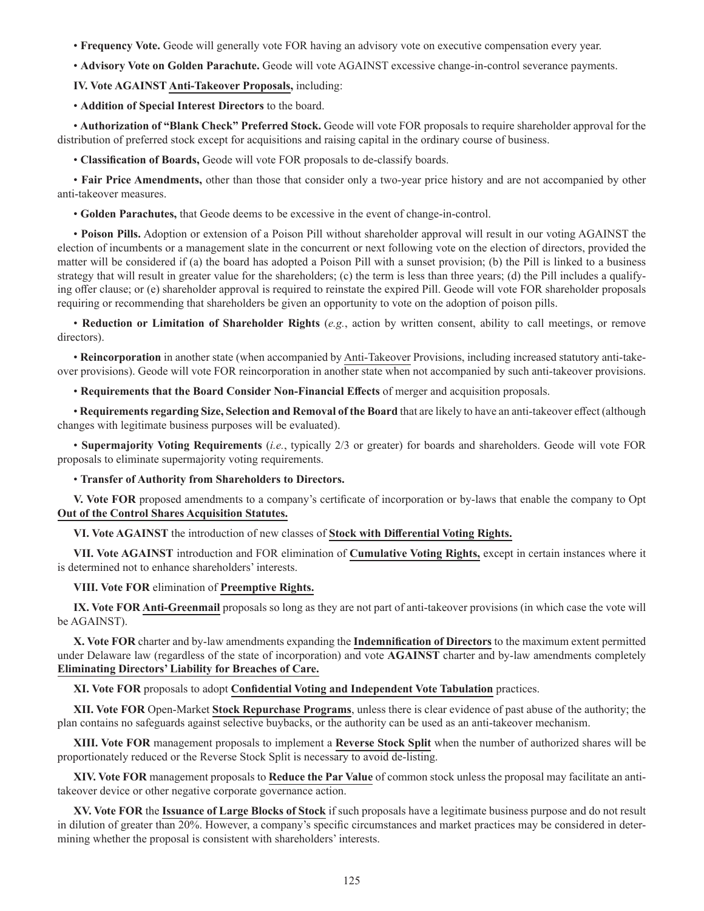• **Frequency Vote.** Geode will generally vote FOR having an advisory vote on executive compensation every year.

• **Advisory Vote on Golden Parachute.** Geode will vote AGAINST excessive change-in-control severance payments.

**IV. Vote AGAINST Anti-Takeover Proposals,** including:

• **Addition of Special Interest Directors** to the board.

• **Authorization of "Blank Check" Preferred Stock.** Geode will vote FOR proposals to require shareholder approval for the distribution of preferred stock except for acquisitions and raising capital in the ordinary course of business.

• **Classification of Boards,** Geode will vote FOR proposals to de-classify boards.

• **Fair Price Amendments,** other than those that consider only a two-year price history and are not accompanied by other anti-takeover measures.

• **Golden Parachutes,** that Geode deems to be excessive in the event of change-in-control.

• **Poison Pills.** Adoption or extension of a Poison Pill without shareholder approval will result in our voting AGAINST the election of incumbents or a management slate in the concurrent or next following vote on the election of directors, provided the matter will be considered if (a) the board has adopted a Poison Pill with a sunset provision; (b) the Pill is linked to a business strategy that will result in greater value for the shareholders; (c) the term is less than three years; (d) the Pill includes a qualifying offer clause; or (e) shareholder approval is required to reinstate the expired Pill. Geode will vote FOR shareholder proposals requiring or recommending that shareholders be given an opportunity to vote on the adoption of poison pills.

• **Reduction or Limitation of Shareholder Rights** (*e.g.*, action by written consent, ability to call meetings, or remove directors).

• **Reincorporation** in another state (when accompanied by Anti-Takeover Provisions, including increased statutory anti-takeover provisions). Geode will vote FOR reincorporation in another state when not accompanied by such anti-takeover provisions.

• **Requirements that the Board Consider Non-Financial Effects** of merger and acquisition proposals.

• **Requirements regarding Size, Selection and Removal of the Board** that are likely to have an anti-takeover effect (although changes with legitimate business purposes will be evaluated).

• **Supermajority Voting Requirements** (*i.e.*, typically 2/3 or greater) for boards and shareholders. Geode will vote FOR proposals to eliminate supermajority voting requirements.

• **Transfer of Authority from Shareholders to Directors.**

**V. Vote FOR** proposed amendments to a company's certificate of incorporation or by-laws that enable the company to Opt **Out of the Control Shares Acquisition Statutes.**

**VI. Vote AGAINST** the introduction of new classes of **Stock with Differential Voting Rights.**

**VII. Vote AGAINST** introduction and FOR elimination of **Cumulative Voting Rights,** except in certain instances where it is determined not to enhance shareholders' interests.

**VIII. Vote FOR** elimination of **Preemptive Rights.**

**IX. Vote FOR Anti-Greenmail** proposals so long as they are not part of anti-takeover provisions (in which case the vote will be AGAINST).

**X. Vote FOR** charter and by-law amendments expanding the **Indemnification of Directors** to the maximum extent permitted under Delaware law (regardless of the state of incorporation) and vote **AGAINST** charter and by-law amendments completely **Eliminating Directors' Liability for Breaches of Care.**

**XI. Vote FOR** proposals to adopt **Confidential Voting and Independent Vote Tabulation** practices.

**XII. Vote FOR** Open-Market **Stock Repurchase Programs**, unless there is clear evidence of past abuse of the authority; the plan contains no safeguards against selective buybacks, or the authority can be used as an anti-takeover mechanism.

**XIII. Vote FOR** management proposals to implement a **Reverse Stock Split** when the number of authorized shares will be proportionately reduced or the Reverse Stock Split is necessary to avoid de-listing.

**XIV. Vote FOR** management proposals to **Reduce the Par Value** of common stock unless the proposal may facilitate an anti-takeover device or other negative corporate governance action.

**XV. Vote FOR** the **Issuance of Large Blocks of Stock** if such proposals have a legitimate business purpose and do not result in dilution of greater than 20%. However, a company's specific circumstances and market practices may be considered in determining whether the proposal is consistent with shareholders' interests.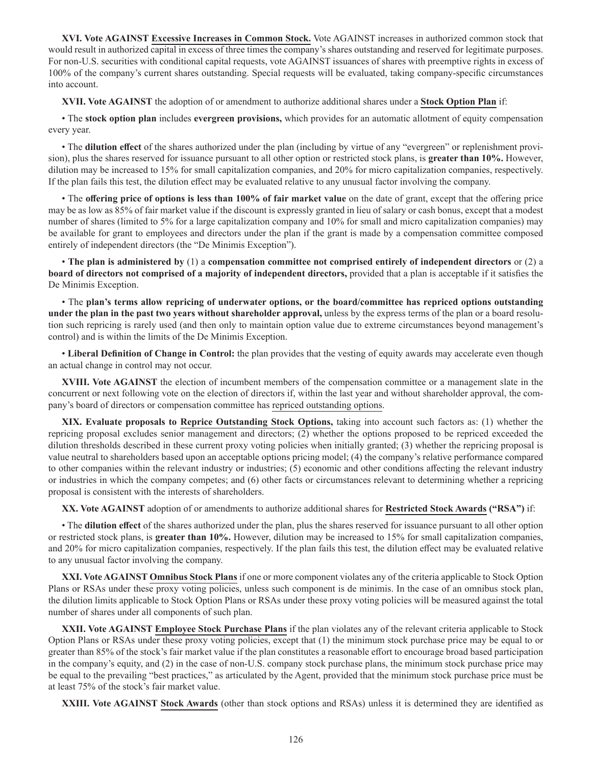**XVI. Vote AGAINST** Excessive Increases in Common Stock. Vote AGAINST increases in authorized common stock that would result in authorized capital in excess of three times the company's shares outstanding and reserved for legitimate purposes. For non-U.S. securities with conditional capital requests, vote AGAINST issuances of shares with preemptive rights in excess of 100% of the company's current shares outstanding. Special requests will be evaluated, taking company-specific circumstances into account.

**XVII. Vote AGAINST** the adoption of or amendment to authorize additional shares under a **Stock Option Plan** if:

• The **stock option plan** includes **evergreen provisions,** which provides for an automatic allotment of equity compensation every year.

• The **dilution effect** of the shares authorized under the plan (including by virtue of any "evergreen" or replenishment provision), plus the shares reserved for issuance pursuant to all other option or restricted stock plans, is **greater than 10%.** However, dilution may be increased to 15% for small capitalization companies, and 20% for micro capitalization companies, respectively. If the plan fails this test, the dilution effect may be evaluated relative to any unusual factor involving the company.

• The **offering price of options is less than 100% of fair market value** on the date of grant, except that the offering price may be as low as 85% of fair market value if the discount is expressly granted in lieu of salary or cash bonus, except that a modest number of shares (limited to 5% for a large capitalization company and 10% for small and micro capitalization companies) may be available for grant to employees and directors under the plan if the grant is made by a compensation committee composed entirely of independent directors (the "De Minimis Exception").

• **The plan is administered by** (1) a **compensation committee not comprised entirely of independent directors** or (2) a **board of directors not comprised of a majority of independent directors,** provided that a plan is acceptable if it satisfies the De Minimis Exception.

• The **plan's terms allow repricing of underwater options, or the board/committee has repriced options outstanding under the plan in the past two years without shareholder approval,** unless by the express terms of the plan or a board resolution such repricing is rarely used (and then only to maintain option value due to extreme circumstances beyond management's control) and is within the limits of the De Minimis Exception.

• **Liberal Definition of Change in Control:** the plan provides that the vesting of equity awards may accelerate even though an actual change in control may not occur.

**XVIII. Vote AGAINST** the election of incumbent members of the compensation committee or a management slate in the concurrent or next following vote on the election of directors if, within the last year and without shareholder approval, the company's board of directors or compensation committee has repriced outstanding options.

**XIX. Evaluate proposals to Reprice Outstanding Stock Options,** taking into account such factors as: (1) whether the repricing proposal excludes senior management and directors; (2) whether the options proposed to be repriced exceeded the dilution thresholds described in these current proxy voting policies when initially granted; (3) whether the repricing proposal is value neutral to shareholders based upon an acceptable options pricing model; (4) the company's relative performance compared to other companies within the relevant industry or industries; (5) economic and other conditions affecting the relevant industry or industries in which the company competes; and (6) other facts or circumstances relevant to determining whether a repricing proposal is consistent with the interests of shareholders.

**XX. Vote AGAINST** adoption of or amendments to authorize additional shares for **Restricted Stock Awards ("RSA")** if:

• The **dilution effect** of the shares authorized under the plan, plus the shares reserved for issuance pursuant to all other option or restricted stock plans, is **greater than 10%.** However, dilution may be increased to 15% for small capitalization companies, and 20% for micro capitalization companies, respectively. If the plan fails this test, the dilution effect may be evaluated relative to any unusual factor involving the company.

**XXI. Vote AGAINST** Omnibus Stock Plans if one or more component violates any of the criteria applicable to Stock Option Plans or RSAs under these proxy voting policies, unless such component is de minimis. In the case of an omnibus stock plan, the dilution limits applicable to Stock Option Plans or RSAs under these proxy voting policies will be measured against the total number of shares under all components of such plan.

**XXII. Vote AGAINST** Employee Stock Purchase Plans if the plan violates any of the relevant criteria applicable to Stock Option Plans or RSAs under these proxy voting policies, except that (1) the minimum stock purchase price may be equal to or greater than 85% of the stock's fair market value if the plan constitutes a reasonable effort to encourage broad based participation in the company's equity, and (2) in the case of non-U.S. company stock purchase plans, the minimum stock purchase price may be equal to the prevailing "best practices," as articulated by the Agent, provided that the minimum stock purchase price must be at least 75% of the stock's fair market value.

**XXIII. Vote AGAINST** Stock Awards (other than stock options and RSAs) unless it is determined they are identified as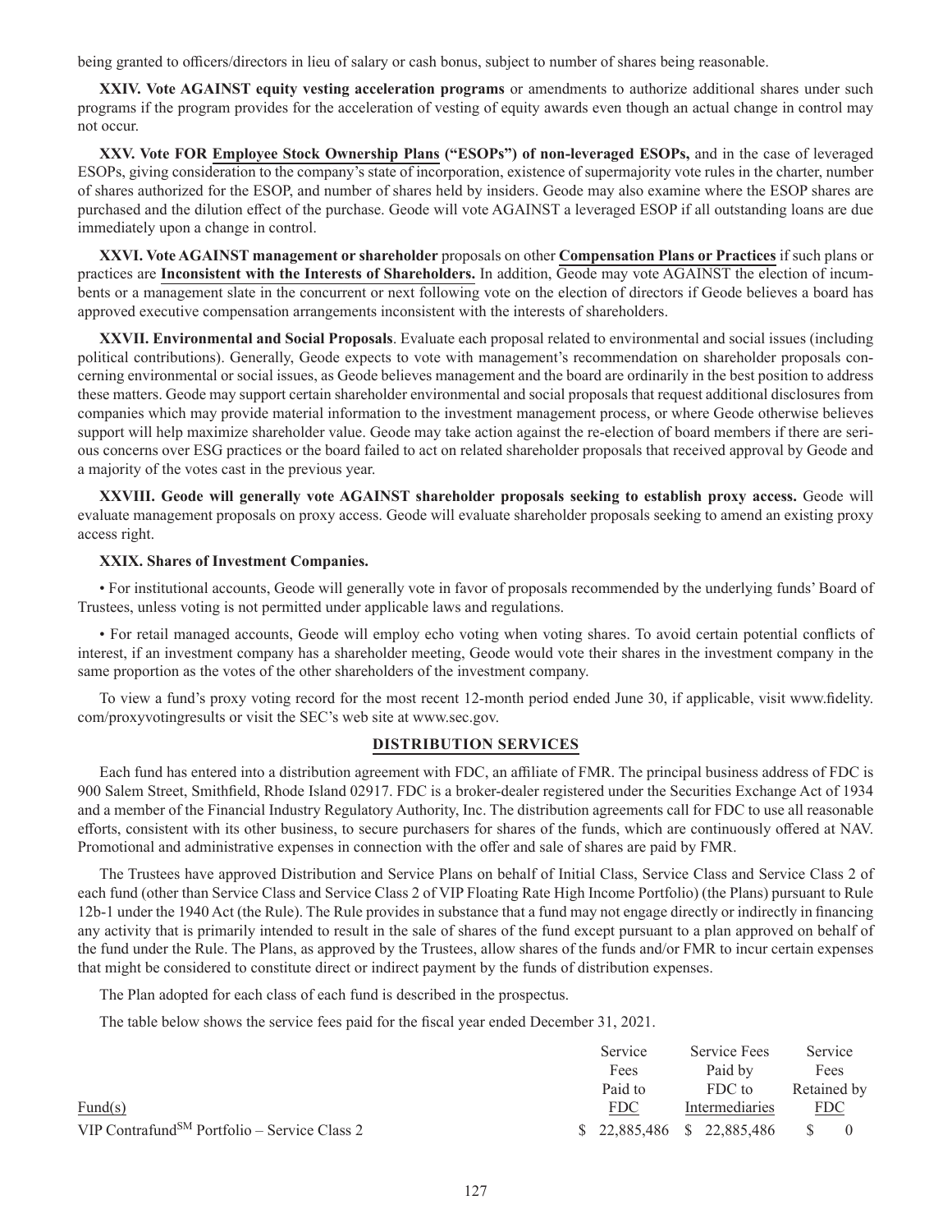being granted to officers/directors in lieu of salary or cash bonus, subject to number of shares being reasonable.

**XXIV. Vote AGAINST equity vesting acceleration programs** or amendments to authorize additional shares under such programs if the program provides for the acceleration of vesting of equity awards even though an actual change in control may not occur.

**XXV. Vote FOR Employee Stock Ownership Plans ("ESOPs") of non-leveraged ESOPs,** and in the case of leveraged ESOPs, giving consideration to the company's state of incorporation, existence of supermajority vote rules in the charter, number of shares authorized for the ESOP, and number of shares held by insiders. Geode may also examine where the ESOP shares are purchased and the dilution effect of the purchase. Geode will vote AGAINST a leveraged ESOP if all outstanding loans are due immediately upon a change in control.

**XXVI. Vote AGAINST management or shareholder** proposals on other **Compensation Plans or Practices** if such plans or practices are **Inconsistent with the Interests of Shareholders.** In addition, Geode may vote AGAINST the election of incumbents or a management slate in the concurrent or next following vote on the election of directors if Geode believes a board has approved executive compensation arrangements inconsistent with the interests of shareholders.

**XXVII. Environmental and Social Proposals**. Evaluate each proposal related to environmental and social issues (including political contributions). Generally, Geode expects to vote with management's recommendation on shareholder proposals concerning environmental or social issues, as Geode believes management and the board are ordinarily in the best position to address these matters. Geode may support certain shareholder environmental and social proposals that request additional disclosures from companies which may provide material information to the investment management process, or where Geode otherwise believes support will help maximize shareholder value. Geode may take action against the re-election of board members if there are serious concerns over ESG practices or the board failed to act on related shareholder proposals that received approval by Geode and a majority of the votes cast in the previous year.

**XXVIII. Geode will generally vote AGAINST shareholder proposals seeking to establish proxy access.** Geode will evaluate management proposals on proxy access. Geode will evaluate shareholder proposals seeking to amend an existing proxy access right.

**XXIX. Shares of Investment Companies.**

• For institutional accounts, Geode will generally vote in favor of proposals recommended by the underlying funds' Board of Trustees, unless voting is not permitted under applicable laws and regulations.

• For retail managed accounts, Geode will employ echo voting when voting shares. To avoid certain potential conflicts of interest, if an investment company has a shareholder meeting, Geode would vote their shares in the investment company in the same proportion as the votes of the other shareholders of the investment company.

To view a fund's proxy voting record for the most recent 12-month period ended June 30, if applicable, visit www.fidelity.com/proxyvotingresults or visit the SEC's web site at www.sec.gov.

## DISTRIBUTION SERVICES

Each fund has entered into a distribution agreement with FDC, an affiliate of FMR. The principal business address of FDC is 900 Salem Street, Smithfield, Rhode Island 02917. FDC is a broker-dealer registered under the Securities Exchange Act of 1934 and a member of the Financial Industry Regulatory Authority, Inc. The distribution agreements call for FDC to use all reasonable efforts, consistent with its other business, to secure purchasers for shares of the funds, which are continuously offered at NAV. Promotional and administrative expenses in connection with the offer and sale of shares are paid by FMR.

The Trustees have approved Distribution and Service Plans on behalf of Initial Class, Service Class and Service Class 2 of each fund (other than Service Class and Service Class 2 of VIP Floating Rate High Income Portfolio) (the Plans) pursuant to Rule 12b-1 under the 1940 Act (the Rule). The Rule provides in substance that a fund may not engage directly or indirectly in financing any activity that is primarily intended to result in the sale of shares of the fund except pursuant to a plan approved on behalf of the fund under the Rule. The Plans, as approved by the Trustees, allow shares of the funds and/or FMR to incur certain expenses that might be considered to constitute direct or indirect payment by the funds of distribution expenses.

The Plan adopted for each class of each fund is described in the prospectus.

The table below shows the service fees paid for the fiscal year ended December 31, 2021.

| Fund(s) | Service Fees Paid to FDC | Service Fees Paid by FDC to Intermediaries | Service Fees Retained by FDC |
|---|---|---|---|
| VIP Contrafund[SM] Portfolio – Service Class 2 | $ 22,885,486 | $ 22,885,486 | $ 0 |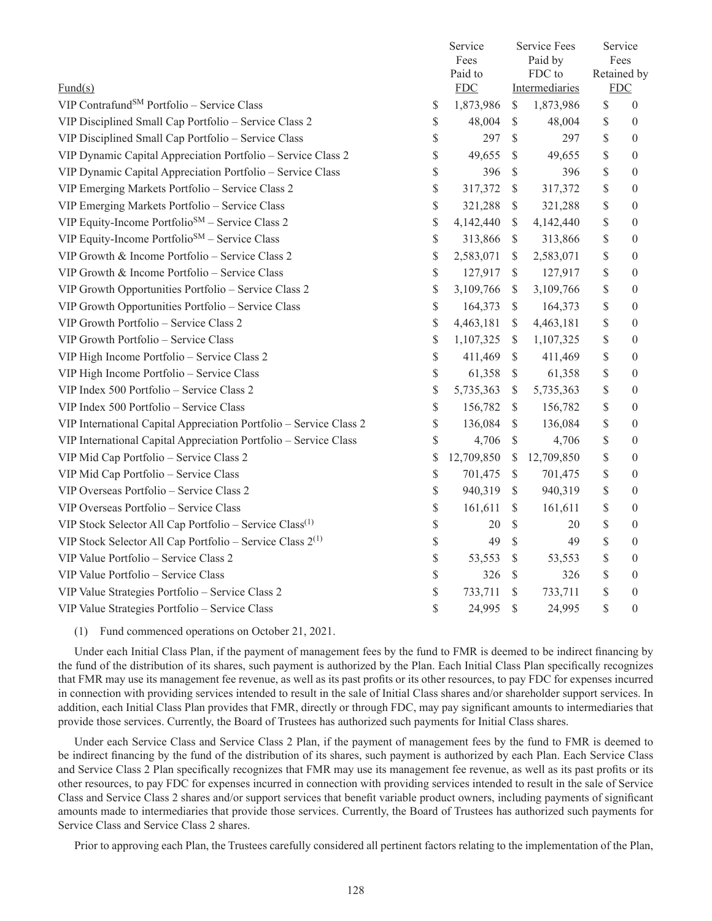| Fund(s) | Service Fees Paid to FDC | Service Fees Paid by FDC to Intermediaries | Service Fees Retained by FDC |
|---|---|---|---|
| VIP Contrafund℠ Portfolio – Service Class | $ 1,873,986 | $ 1,873,986 | $ 0 |
| VIP Disciplined Small Cap Portfolio – Service Class 2 | $ 48,004 | $ 48,004 | $ 0 |
| VIP Disciplined Small Cap Portfolio – Service Class | $ 297 | $ 297 | $ 0 |
| VIP Dynamic Capital Appreciation Portfolio – Service Class 2 | $ 49,655 | $ 49,655 | $ 0 |
| VIP Dynamic Capital Appreciation Portfolio – Service Class | $ 396 | $ 396 | $ 0 |
| VIP Emerging Markets Portfolio – Service Class 2 | $ 317,372 | $ 317,372 | $ 0 |
| VIP Emerging Markets Portfolio – Service Class | $ 321,288 | $ 321,288 | $ 0 |
| VIP Equity-Income Portfolio℠ – Service Class 2 | $ 4,142,440 | $ 4,142,440 | $ 0 |
| VIP Equity-Income Portfolio℠ – Service Class | $ 313,866 | $ 313,866 | $ 0 |
| VIP Growth & Income Portfolio – Service Class 2 | $ 2,583,071 | $ 2,583,071 | $ 0 |
| VIP Growth & Income Portfolio – Service Class | $ 127,917 | $ 127,917 | $ 0 |
| VIP Growth Opportunities Portfolio – Service Class 2 | $ 3,109,766 | $ 3,109,766 | $ 0 |
| VIP Growth Opportunities Portfolio – Service Class | $ 164,373 | $ 164,373 | $ 0 |
| VIP Growth Portfolio – Service Class 2 | $ 4,463,181 | $ 4,463,181 | $ 0 |
| VIP Growth Portfolio – Service Class | $ 1,107,325 | $ 1,107,325 | $ 0 |
| VIP High Income Portfolio – Service Class 2 | $ 411,469 | $ 411,469 | $ 0 |
| VIP High Income Portfolio – Service Class | $ 61,358 | $ 61,358 | $ 0 |
| VIP Index 500 Portfolio – Service Class 2 | $ 5,735,363 | $ 5,735,363 | $ 0 |
| VIP Index 500 Portfolio – Service Class | $ 156,782 | $ 156,782 | $ 0 |
| VIP International Capital Appreciation Portfolio – Service Class 2 | $ 136,084 | $ 136,084 | $ 0 |
| VIP International Capital Appreciation Portfolio – Service Class | $ 4,706 | $ 4,706 | $ 0 |
| VIP Mid Cap Portfolio – Service Class 2 | $ 12,709,850 | $ 12,709,850 | $ 0 |
| VIP Mid Cap Portfolio – Service Class | $ 701,475 | $ 701,475 | $ 0 |
| VIP Overseas Portfolio – Service Class 2 | $ 940,319 | $ 940,319 | $ 0 |
| VIP Overseas Portfolio – Service Class | $ 161,611 | $ 161,611 | $ 0 |
| VIP Stock Selector All Cap Portfolio – Service Class(1) | $ 20 | $ 20 | $ 0 |
| VIP Stock Selector All Cap Portfolio – Service Class 2(1) | $ 49 | $ 49 | $ 0 |
| VIP Value Portfolio – Service Class 2 | $ 53,553 | $ 53,553 | $ 0 |
| VIP Value Portfolio – Service Class | $ 326 | $ 326 | $ 0 |
| VIP Value Strategies Portfolio – Service Class 2 | $ 733,711 | $ 733,711 | $ 0 |
| VIP Value Strategies Portfolio – Service Class | $ 24,995 | $ 24,995 | $ 0 |

(1) Fund commenced operations on October 21, 2021.

Under each Initial Class Plan, if the payment of management fees by the fund to FMR is deemed to be indirect financing by the fund of the distribution of its shares, such payment is authorized by the Plan. Each Initial Class Plan specifically recognizes that FMR may use its management fee revenue, as well as its past profits or its other resources, to pay FDC for expenses incurred in connection with providing services intended to result in the sale of Initial Class shares and/or shareholder support services. In addition, each Initial Class Plan provides that FMR, directly or through FDC, may pay significant amounts to intermediaries that provide those services. Currently, the Board of Trustees has authorized such payments for Initial Class shares.

Under each Service Class and Service Class 2 Plan, if the payment of management fees by the fund to FMR is deemed to be indirect financing by the fund of the distribution of its shares, such payment is authorized by each Plan. Each Service Class and Service Class 2 Plan specifically recognizes that FMR may use its management fee revenue, as well as its past profits or its other resources, to pay FDC for expenses incurred in connection with providing services intended to result in the sale of Service Class and Service Class 2 shares and/or support services that benefit variable product owners, including payments of significant amounts made to intermediaries that provide those services. Currently, the Board of Trustees has authorized such payments for Service Class and Service Class 2 shares.

Prior to approving each Plan, the Trustees carefully considered all pertinent factors relating to the implementation of the Plan,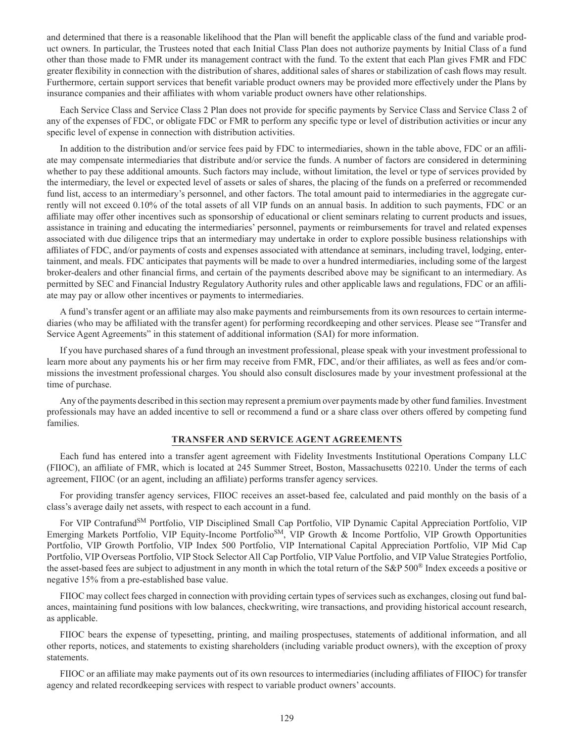and determined that there is a reasonable likelihood that the Plan will benefit the applicable class of the fund and variable product owners. In particular, the Trustees noted that each Initial Class Plan does not authorize payments by Initial Class of a fund other than those made to FMR under its management contract with the fund. To the extent that each Plan gives FMR and FDC greater flexibility in connection with the distribution of shares, additional sales of shares or stabilization of cash flows may result. Furthermore, certain support services that benefit variable product owners may be provided more effectively under the Plans by insurance companies and their affiliates with whom variable product owners have other relationships.

Each Service Class and Service Class 2 Plan does not provide for specific payments by Service Class and Service Class 2 of any of the expenses of FDC, or obligate FDC or FMR to perform any specific type or level of distribution activities or incur any specific level of expense in connection with distribution activities.

In addition to the distribution and/or service fees paid by FDC to intermediaries, shown in the table above, FDC or an affiliate may compensate intermediaries that distribute and/or service the funds. A number of factors are considered in determining whether to pay these additional amounts. Such factors may include, without limitation, the level or type of services provided by the intermediary, the level or expected level of assets or sales of shares, the placing of the funds on a preferred or recommended fund list, access to an intermediary's personnel, and other factors. The total amount paid to intermediaries in the aggregate currently will not exceed 0.10% of the total assets of all VIP funds on an annual basis. In addition to such payments, FDC or an affiliate may offer other incentives such as sponsorship of educational or client seminars relating to current products and issues, assistance in training and educating the intermediaries' personnel, payments or reimbursements for travel and related expenses associated with due diligence trips that an intermediary may undertake in order to explore possible business relationships with affiliates of FDC, and/or payments of costs and expenses associated with attendance at seminars, including travel, lodging, entertainment, and meals. FDC anticipates that payments will be made to over a hundred intermediaries, including some of the largest broker-dealers and other financial firms, and certain of the payments described above may be significant to an intermediary. As permitted by SEC and Financial Industry Regulatory Authority rules and other applicable laws and regulations, FDC or an affiliate may pay or allow other incentives or payments to intermediaries.

A fund's transfer agent or an affiliate may also make payments and reimbursements from its own resources to certain intermediaries (who may be affiliated with the transfer agent) for performing recordkeeping and other services. Please see "Transfer and Service Agent Agreements" in this statement of additional information (SAI) for more information.

If you have purchased shares of a fund through an investment professional, please speak with your investment professional to learn more about any payments his or her firm may receive from FMR, FDC, and/or their affiliates, as well as fees and/or commissions the investment professional charges. You should also consult disclosures made by your investment professional at the time of purchase.

Any of the payments described in this section may represent a premium over payments made by other fund families. Investment professionals may have an added incentive to sell or recommend a fund or a share class over others offered by competing fund families.

## TRANSFER AND SERVICE AGENT AGREEMENTS

Each fund has entered into a transfer agent agreement with Fidelity Investments Institutional Operations Company LLC (FIIOC), an affiliate of FMR, which is located at 245 Summer Street, Boston, Massachusetts 02210. Under the terms of each agreement, FIIOC (or an agent, including an affiliate) performs transfer agency services.

For providing transfer agency services, FIIOC receives an asset-based fee, calculated and paid monthly on the basis of a class's average daily net assets, with respect to each account in a fund.

For VIP Contrafund℠ Portfolio, VIP Disciplined Small Cap Portfolio, VIP Dynamic Capital Appreciation Portfolio, VIP Emerging Markets Portfolio, VIP Equity-Income Portfolio℠, VIP Growth & Income Portfolio, VIP Growth Opportunities Portfolio, VIP Growth Portfolio, VIP Index 500 Portfolio, VIP International Capital Appreciation Portfolio, VIP Mid Cap Portfolio, VIP Overseas Portfolio, VIP Stock Selector All Cap Portfolio, VIP Value Portfolio, and VIP Value Strategies Portfolio, the asset-based fees are subject to adjustment in any month in which the total return of the S&P 500® Index exceeds a positive or negative 15% from a pre-established base value.

FIIOC may collect fees charged in connection with providing certain types of services such as exchanges, closing out fund balances, maintaining fund positions with low balances, checkwriting, wire transactions, and providing historical account research, as applicable.

FIIOC bears the expense of typesetting, printing, and mailing prospectuses, statements of additional information, and all other reports, notices, and statements to existing shareholders (including variable product owners), with the exception of proxy statements.

FIIOC or an affiliate may make payments out of its own resources to intermediaries (including affiliates of FIIOC) for transfer agency and related recordkeeping services with respect to variable product owners' accounts.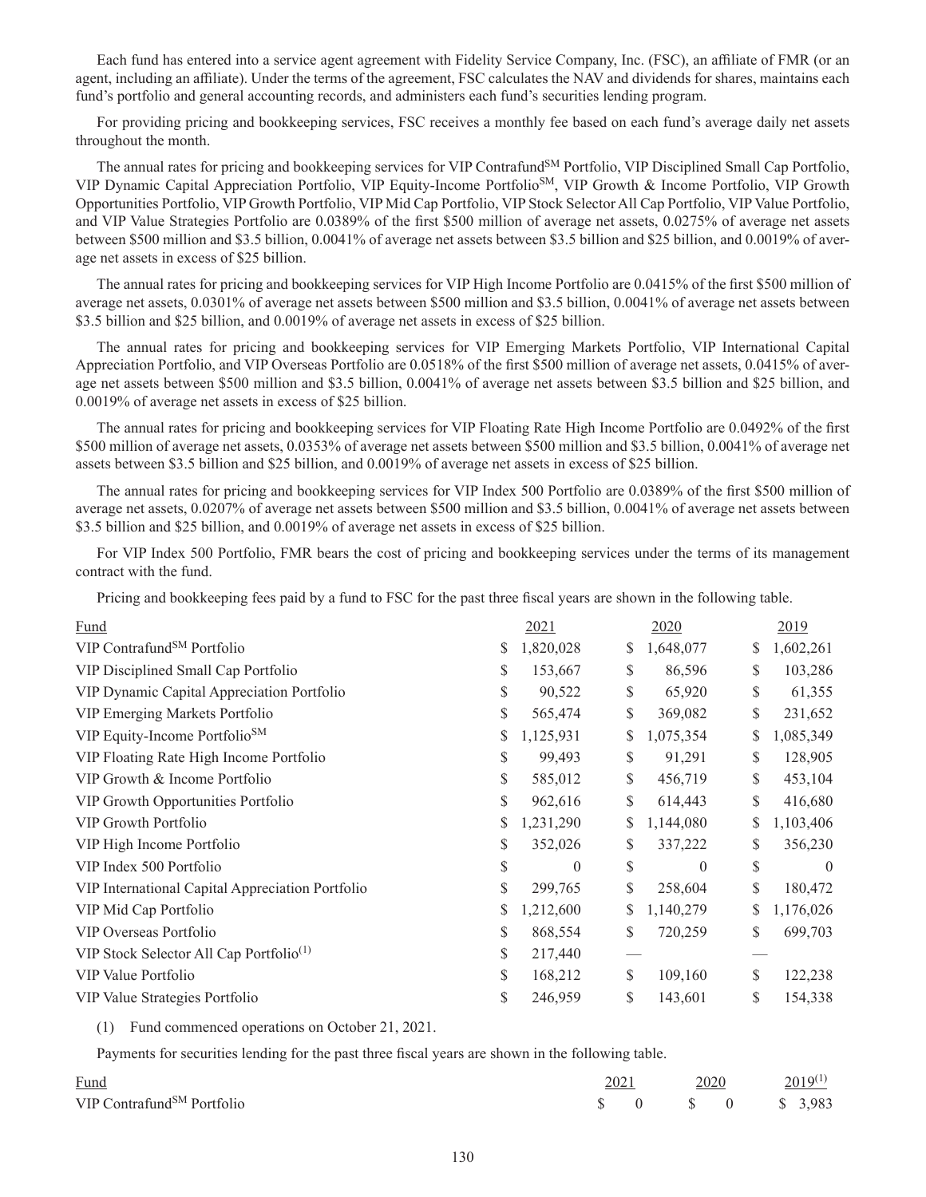Each fund has entered into a service agent agreement with Fidelity Service Company, Inc. (FSC), an affiliate of FMR (or an agent, including an affiliate). Under the terms of the agreement, FSC calculates the NAV and dividends for shares, maintains each fund's portfolio and general accounting records, and administers each fund's securities lending program.

For providing pricing and bookkeeping services, FSC receives a monthly fee based on each fund's average daily net assets throughout the month.

The annual rates for pricing and bookkeeping services for VIP Contrafund℠ Portfolio, VIP Disciplined Small Cap Portfolio, VIP Dynamic Capital Appreciation Portfolio, VIP Equity-Income Portfolio℠, VIP Growth & Income Portfolio, VIP Growth Opportunities Portfolio, VIP Growth Portfolio, VIP Mid Cap Portfolio, VIP Stock Selector All Cap Portfolio, VIP Value Portfolio, and VIP Value Strategies Portfolio are 0.0389% of the first $500 million of average net assets, 0.0275% of average net assets between $500 million and $3.5 billion, 0.0041% of average net assets between $3.5 billion and $25 billion, and 0.0019% of average net assets in excess of $25 billion.

The annual rates for pricing and bookkeeping services for VIP High Income Portfolio are 0.0415% of the first $500 million of average net assets, 0.0301% of average net assets between $500 million and $3.5 billion, 0.0041% of average net assets between $3.5 billion and $25 billion, and 0.0019% of average net assets in excess of $25 billion.

The annual rates for pricing and bookkeeping services for VIP Emerging Markets Portfolio, VIP International Capital Appreciation Portfolio, and VIP Overseas Portfolio are 0.0518% of the first $500 million of average net assets, 0.0415% of average net assets between $500 million and $3.5 billion, 0.0041% of average net assets between $3.5 billion and $25 billion, and 0.0019% of average net assets in excess of $25 billion.

The annual rates for pricing and bookkeeping services for VIP Floating Rate High Income Portfolio are 0.0492% of the first $500 million of average net assets, 0.0353% of average net assets between $500 million and $3.5 billion, 0.0041% of average net assets between $3.5 billion and $25 billion, and 0.0019% of average net assets in excess of $25 billion.

The annual rates for pricing and bookkeeping services for VIP Index 500 Portfolio are 0.0389% of the first $500 million of average net assets, 0.0207% of average net assets between $500 million and $3.5 billion, 0.0041% of average net assets between $3.5 billion and $25 billion, and 0.0019% of average net assets in excess of $25 billion.

For VIP Index 500 Portfolio, FMR bears the cost of pricing and bookkeeping services under the terms of its management contract with the fund.

Pricing and bookkeeping fees paid by a fund to FSC for the past three fiscal years are shown in the following table.

| Fund | 2021 | 2020 | 2019 |
|---|---|---|---|
| VIP Contrafund℠ Portfolio | $ 1,820,028 | $ 1,648,077 | $ 1,602,261 |
| VIP Disciplined Small Cap Portfolio | $ 153,667 | $ 86,596 | $ 103,286 |
| VIP Dynamic Capital Appreciation Portfolio | $ 90,522 | $ 65,920 | $ 61,355 |
| VIP Emerging Markets Portfolio | $ 565,474 | $ 369,082 | $ 231,652 |
| VIP Equity-Income Portfolio℠ | $ 1,125,931 | $ 1,075,354 | $ 1,085,349 |
| VIP Floating Rate High Income Portfolio | $ 99,493 | $ 91,291 | $ 128,905 |
| VIP Growth & Income Portfolio | $ 585,012 | $ 456,719 | $ 453,104 |
| VIP Growth Opportunities Portfolio | $ 962,616 | $ 614,443 | $ 416,680 |
| VIP Growth Portfolio | $ 1,231,290 | $ 1,144,080 | $ 1,103,406 |
| VIP High Income Portfolio | $ 352,026 | $ 337,222 | $ 356,230 |
| VIP Index 500 Portfolio | $ 0 | $ 0 | $ 0 |
| VIP International Capital Appreciation Portfolio | $ 299,765 | $ 258,604 | $ 180,472 |
| VIP Mid Cap Portfolio | $ 1,212,600 | $ 1,140,279 | $ 1,176,026 |
| VIP Overseas Portfolio | $ 868,554 | $ 720,259 | $ 699,703 |
| VIP Stock Selector All Cap Portfolio[1] | $ 217,440 | — | — |
| VIP Value Portfolio | $ 168,212 | $ 109,160 | $ 122,238 |
| VIP Value Strategies Portfolio | $ 246,959 | $ 143,601 | $ 154,338 |

(1) Fund commenced operations on October 21, 2021.

Payments for securities lending for the past three fiscal years are shown in the following table.

| Fund | 2021 | 2020 | 2019[1] |
|---|---|---|---|
| VIP Contrafund℠ Portfolio | $ 0 | $ 0 | $ 3,983 |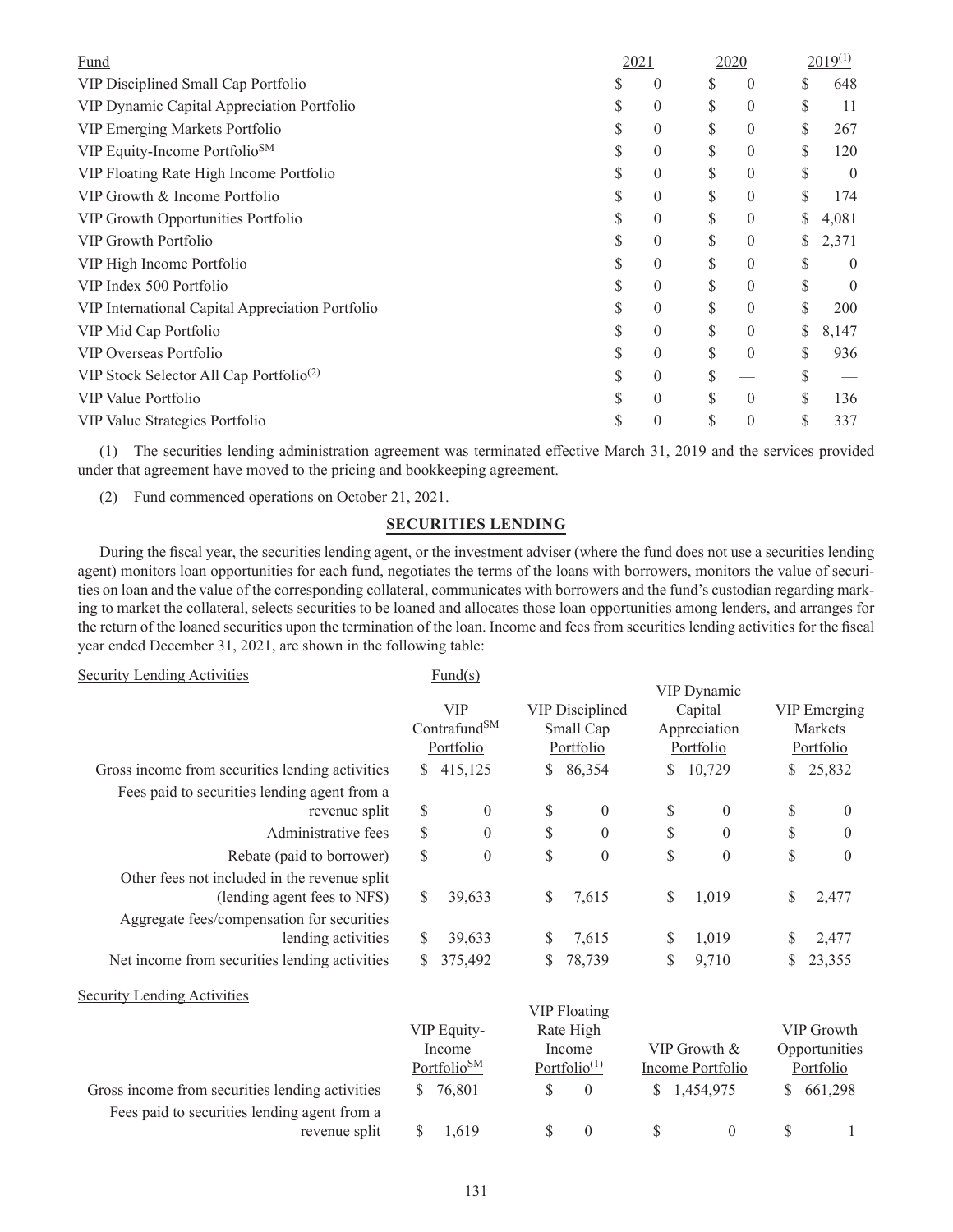| Fund | 2021 | 2020 | 2019[1] |
|---|---|---|---|
| VIP Disciplined Small Cap Portfolio | $ 0 | $ 0 | $ 648 |
| VIP Dynamic Capital Appreciation Portfolio | $ 0 | $ 0 | $ 11 |
| VIP Emerging Markets Portfolio | $ 0 | $ 0 | $ 267 |
| VIP Equity-Income Portfolio℠ | $ 0 | $ 0 | $ 120 |
| VIP Floating Rate High Income Portfolio | $ 0 | $ 0 | $ 0 |
| VIP Growth & Income Portfolio | $ 0 | $ 0 | $ 174 |
| VIP Growth Opportunities Portfolio | $ 0 | $ 0 | $ 4,081 |
| VIP Growth Portfolio | $ 0 | $ 0 | $ 2,371 |
| VIP High Income Portfolio | $ 0 | $ 0 | $ 0 |
| VIP Index 500 Portfolio | $ 0 | $ 0 | $ 0 |
| VIP International Capital Appreciation Portfolio | $ 0 | $ 0 | $ 200 |
| VIP Mid Cap Portfolio | $ 0 | $ 0 | $ 8,147 |
| VIP Overseas Portfolio | $ 0 | $ 0 | $ 936 |
| VIP Stock Selector All Cap Portfolio[2] | $ 0 | $ — | $ — |
| VIP Value Portfolio | $ 0 | $ 0 | $ 136 |
| VIP Value Strategies Portfolio | $ 0 | $ 0 | $ 337 |

(1) The securities lending administration agreement was terminated effective March 31, 2019 and the services provided under that agreement have moved to the pricing and bookkeeping agreement.

(2) Fund commenced operations on October 21, 2021.

## SECURITIES LENDING

During the fiscal year, the securities lending agent, or the investment adviser (where the fund does not use a securities lending agent) monitors loan opportunities for each fund, negotiates the terms of the loans with borrowers, monitors the value of securities on loan and the value of the corresponding collateral, communicates with borrowers and the fund's custodian regarding marking to market the collateral, selects securities to be loaned and allocates those loan opportunities among lenders, and arranges for the return of the loaned securities upon the termination of the loan. Income and fees from securities lending activities for the fiscal year ended December 31, 2021, are shown in the following table:

| Security Lending Activities | Fund(s) | | | |
|---|---|---|---|---|
| | VIP Contrafund℠ Portfolio | VIP Disciplined Small Cap Portfolio | VIP Dynamic Capital Appreciation Portfolio | VIP Emerging Markets Portfolio |
| Gross income from securities lending activities | $ 415,125 | $ 86,354 | $ 10,729 | $ 25,832 |
| Fees paid to securities lending agent from a revenue split | $ 0 | $ 0 | $ 0 | $ 0 |
| Administrative fees | $ 0 | $ 0 | $ 0 | $ 0 |
| Rebate (paid to borrower) | $ 0 | $ 0 | $ 0 | $ 0 |
| Other fees not included in the revenue split (lending agent fees to NFS) | $ 39,633 | $ 7,615 | $ 1,019 | $ 2,477 |
| Aggregate fees/compensation for securities lending activities | $ 39,633 | $ 7,615 | $ 1,019 | $ 2,477 |
| Net income from securities lending activities | $ 375,492 | $ 78,739 | $ 9,710 | $ 23,355 |

| Security Lending Activities | VIP Equity-Income Portfolio℠ | VIP Floating Rate High Income Portfolio[1] | VIP Growth & Income Portfolio | VIP Growth Opportunities Portfolio |
|---|---|---|---|---|
| Gross income from securities lending activities | $ 76,801 | $ 0 | $ 1,454,975 | $ 661,298 |
| Fees paid to securities lending agent from a revenue split | $ 1,619 | $ 0 | $ 0 | $ 1 |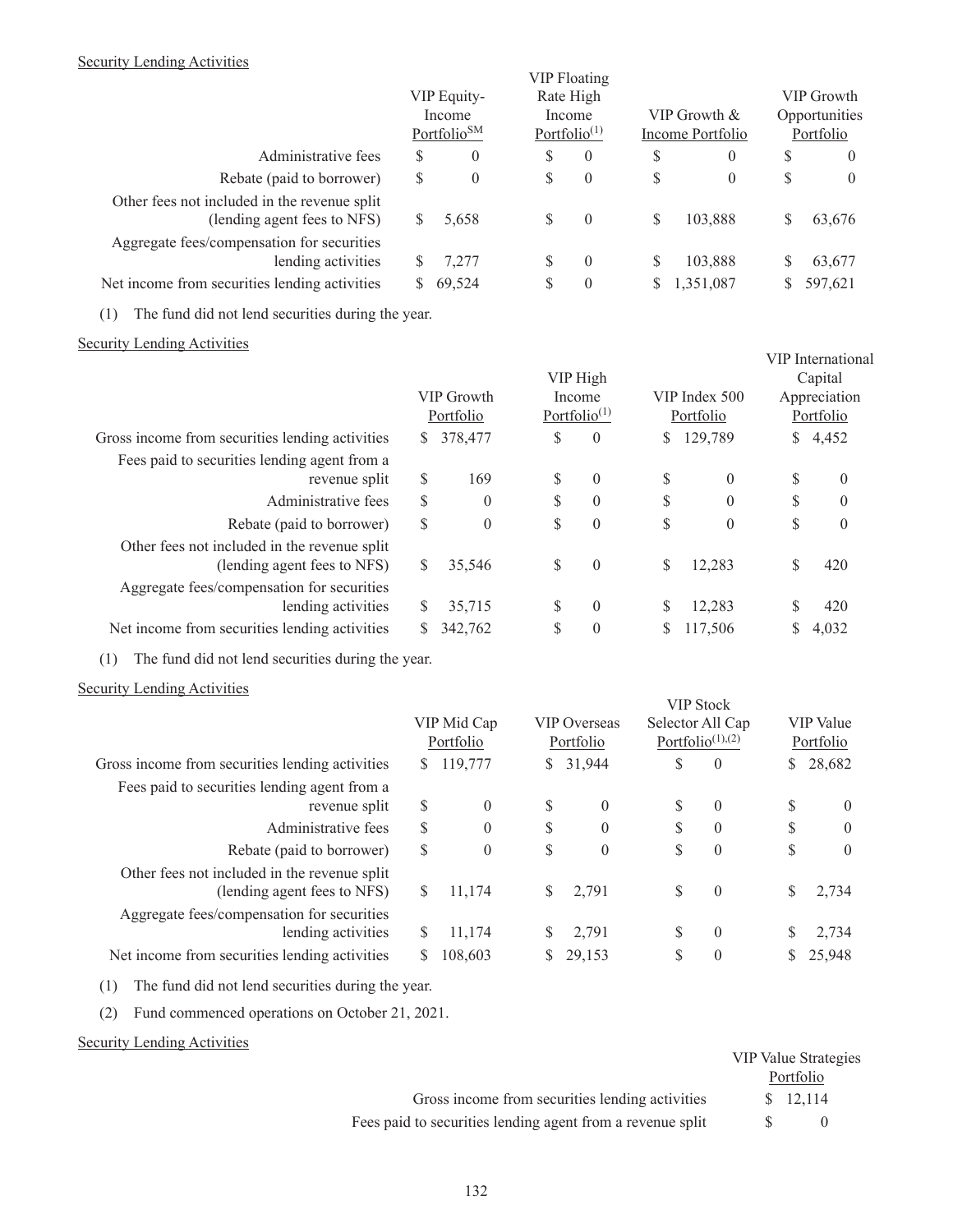Security Lending Activities

| | VIP Equity-Income Portfolio[SM] | VIP Floating Rate High Income Portfolio[(1)] | VIP Growth & Income Portfolio | VIP Growth Opportunities Portfolio |
|---|---|---|---|---|
| Administrative fees | $ 0 | $ 0 | $ 0 | $ 0 |
| Rebate (paid to borrower) | $ 0 | $ 0 | $ 0 | $ 0 |
| Other fees not included in the revenue split (lending agent fees to NFS) | $ 5,658 | $ 0 | $ 103,888 | $ 63,676 |
| Aggregate fees/compensation for securities lending activities | $ 7,277 | $ 0 | $ 103,888 | $ 63,677 |
| Net income from securities lending activities | $ 69,524 | $ 0 | $ 1,351,087 | $ 597,621 |

(1) The fund did not lend securities during the year.

Security Lending Activities

| | VIP Growth Portfolio | VIP High Income Portfolio[(1)] | VIP Index 500 Portfolio | VIP International Capital Appreciation Portfolio |
|---|---|---|---|---|
| Gross income from securities lending activities | $ 378,477 | $ 0 | $ 129,789 | $ 4,452 |
| Fees paid to securities lending agent from a revenue split | $ 169 | $ 0 | $ 0 | $ 0 |
| Administrative fees | $ 0 | $ 0 | $ 0 | $ 0 |
| Rebate (paid to borrower) | $ 0 | $ 0 | $ 0 | $ 0 |
| Other fees not included in the revenue split (lending agent fees to NFS) | $ 35,546 | $ 0 | $ 12,283 | $ 420 |
| Aggregate fees/compensation for securities lending activities | $ 35,715 | $ 0 | $ 12,283 | $ 420 |
| Net income from securities lending activities | $ 342,762 | $ 0 | $ 117,506 | $ 4,032 |

(1) The fund did not lend securities during the year.

Security Lending Activities

| | VIP Mid Cap Portfolio | VIP Overseas Portfolio | VIP Stock Selector All Cap Portfolio[(1),(2)] | VIP Value Portfolio |
|---|---|---|---|---|
| Gross income from securities lending activities | $ 119,777 | $ 31,944 | $ 0 | $ 28,682 |
| Fees paid to securities lending agent from a revenue split | $ 0 | $ 0 | $ 0 | $ 0 |
| Administrative fees | $ 0 | $ 0 | $ 0 | $ 0 |
| Rebate (paid to borrower) | $ 0 | $ 0 | $ 0 | $ 0 |
| Other fees not included in the revenue split (lending agent fees to NFS) | $ 11,174 | $ 2,791 | $ 0 | $ 2,734 |
| Aggregate fees/compensation for securities lending activities | $ 11,174 | $ 2,791 | $ 0 | $ 2,734 |
| Net income from securities lending activities | $ 108,603 | $ 29,153 | $ 0 | $ 25,948 |

(1) The fund did not lend securities during the year.

(2) Fund commenced operations on October 21, 2021.

Security Lending Activities

| | VIP Value Strategies Portfolio |
|---|---|
| Gross income from securities lending activities | $ 12,114 |
| Fees paid to securities lending agent from a revenue split | $ 0 |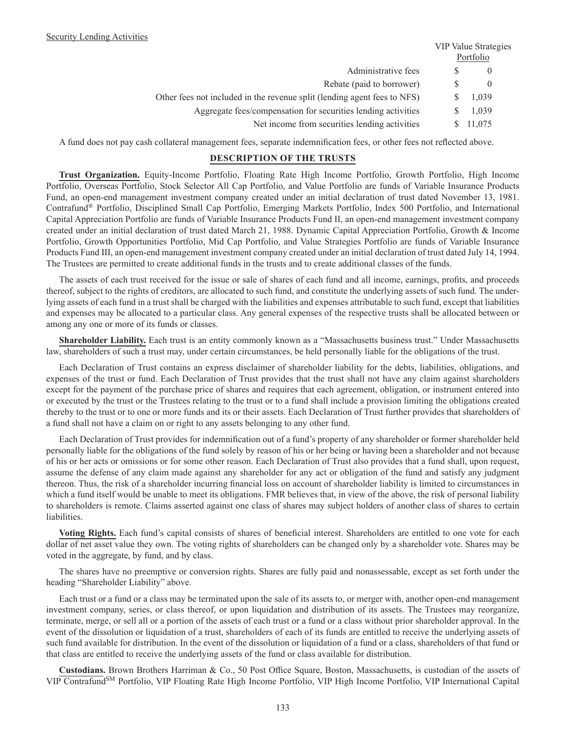Security Lending Activities

| | VIP Value Strategies Portfolio |
|---|---|
| Administrative fees | $ 0 |
| Rebate (paid to borrower) | $ 0 |
| Other fees not included in the revenue split (lending agent fees to NFS) | $ 1,039 |
| Aggregate fees/compensation for securities lending activities | $ 1,039 |
| Net income from securities lending activities | $ 11,075 |

A fund does not pay cash collateral management fees, separate indemnification fees, or other fees not reflected above.

## DESCRIPTION OF THE TRUSTS

**Trust Organization.** Equity-Income Portfolio, Floating Rate High Income Portfolio, Growth Portfolio, High Income Portfolio, Overseas Portfolio, Stock Selector All Cap Portfolio, and Value Portfolio are funds of Variable Insurance Products Fund, an open-end management investment company created under an initial declaration of trust dated November 13, 1981. Contrafund® Portfolio, Disciplined Small Cap Portfolio, Emerging Markets Portfolio, Index 500 Portfolio, and International Capital Appreciation Portfolio are funds of Variable Insurance Products Fund II, an open-end management investment company created under an initial declaration of trust dated March 21, 1988. Dynamic Capital Appreciation Portfolio, Growth & Income Portfolio, Growth Opportunities Portfolio, Mid Cap Portfolio, and Value Strategies Portfolio are funds of Variable Insurance Products Fund III, an open-end management investment company created under an initial declaration of trust dated July 14, 1994. The Trustees are permitted to create additional funds in the trusts and to create additional classes of the funds.

The assets of each trust received for the issue or sale of shares of each fund and all income, earnings, profits, and proceeds thereof, subject to the rights of creditors, are allocated to such fund, and constitute the underlying assets of such fund. The underlying assets of each fund in a trust shall be charged with the liabilities and expenses attributable to such fund, except that liabilities and expenses may be allocated to a particular class. Any general expenses of the respective trusts shall be allocated between or among any one or more of its funds or classes.

**Shareholder Liability.** Each trust is an entity commonly known as a "Massachusetts business trust." Under Massachusetts law, shareholders of such a trust may, under certain circumstances, be held personally liable for the obligations of the trust.

Each Declaration of Trust contains an express disclaimer of shareholder liability for the debts, liabilities, obligations, and expenses of the trust or fund. Each Declaration of Trust provides that the trust shall not have any claim against shareholders except for the payment of the purchase price of shares and requires that each agreement, obligation, or instrument entered into or executed by the trust or the Trustees relating to the trust or to a fund shall include a provision limiting the obligations created thereby to the trust or to one or more funds and its or their assets. Each Declaration of Trust further provides that shareholders of a fund shall not have a claim on or right to any assets belonging to any other fund.

Each Declaration of Trust provides for indemnification out of a fund's property of any shareholder or former shareholder held personally liable for the obligations of the fund solely by reason of his or her being or having been a shareholder and not because of his or her acts or omissions or for some other reason. Each Declaration of Trust also provides that a fund shall, upon request, assume the defense of any claim made against any shareholder for any act or obligation of the fund and satisfy any judgment thereon. Thus, the risk of a shareholder incurring financial loss on account of shareholder liability is limited to circumstances in which a fund itself would be unable to meet its obligations. FMR believes that, in view of the above, the risk of personal liability to shareholders is remote. Claims asserted against one class of shares may subject holders of another class of shares to certain liabilities.

**Voting Rights.** Each fund's capital consists of shares of beneficial interest. Shareholders are entitled to one vote for each dollar of net asset value they own. The voting rights of shareholders can be changed only by a shareholder vote. Shares may be voted in the aggregate, by fund, and by class.

The shares have no preemptive or conversion rights. Shares are fully paid and nonassessable, except as set forth under the heading "Shareholder Liability" above.

Each trust or a fund or a class may be terminated upon the sale of its assets to, or merger with, another open-end management investment company, series, or class thereof, or upon liquidation and distribution of its assets. The Trustees may reorganize, terminate, merge, or sell all or a portion of the assets of each trust or a fund or a class without prior shareholder approval. In the event of the dissolution or liquidation of a trust, shareholders of each of its funds are entitled to receive the underlying assets of such fund available for distribution. In the event of the dissolution or liquidation of a fund or a class, shareholders of that fund or that class are entitled to receive the underlying assets of the fund or class available for distribution.

**Custodians.** Brown Brothers Harriman & Co., 50 Post Office Square, Boston, Massachusetts, is custodian of the assets of VIP Contrafund℠ Portfolio, VIP Floating Rate High Income Portfolio, VIP High Income Portfolio, VIP International Capital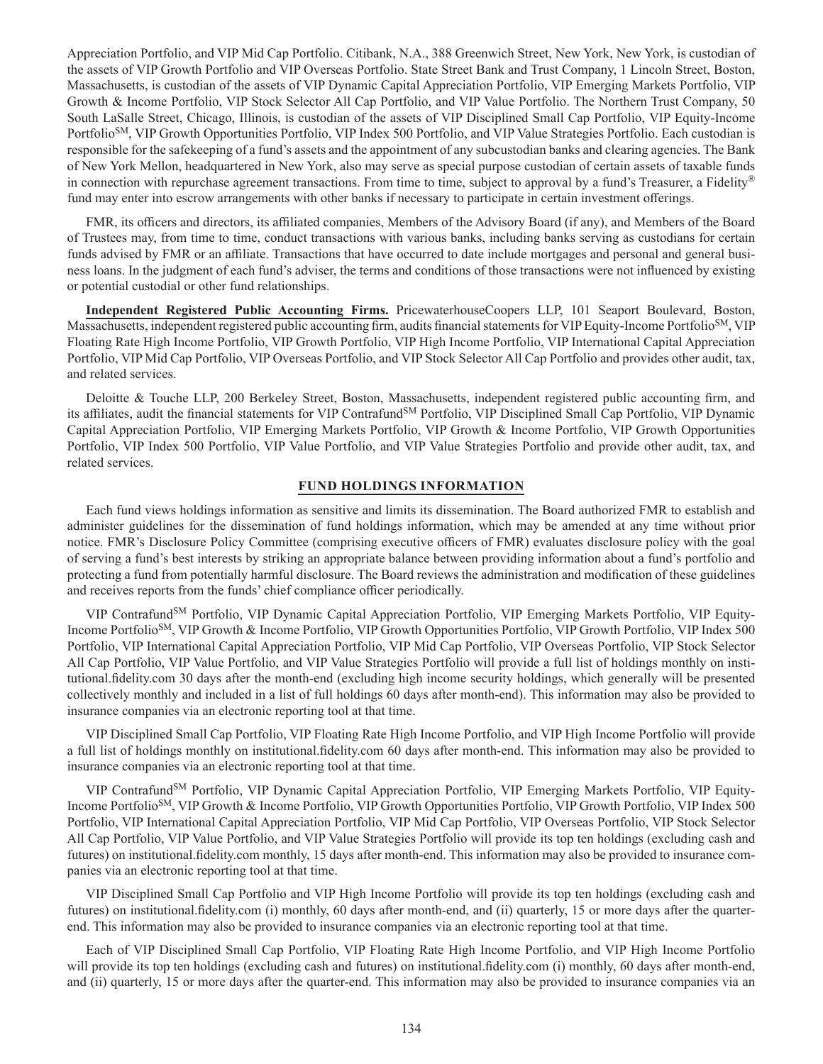Appreciation Portfolio, and VIP Mid Cap Portfolio. Citibank, N.A., 388 Greenwich Street, New York, New York, is custodian of the assets of VIP Growth Portfolio and VIP Overseas Portfolio. State Street Bank and Trust Company, 1 Lincoln Street, Boston, Massachusetts, is custodian of the assets of VIP Dynamic Capital Appreciation Portfolio, VIP Emerging Markets Portfolio, VIP Growth & Income Portfolio, VIP Stock Selector All Cap Portfolio, and VIP Value Portfolio. The Northern Trust Company, 50 South LaSalle Street, Chicago, Illinois, is custodian of the assets of VIP Disciplined Small Cap Portfolio, VIP Equity-Income Portfolio<sup>SM</sup>, VIP Growth Opportunities Portfolio, VIP Index 500 Portfolio, and VIP Value Strategies Portfolio. Each custodian is responsible for the safekeeping of a fund's assets and the appointment of any subcustodian banks and clearing agencies. The Bank of New York Mellon, headquartered in New York, also may serve as special purpose custodian of certain assets of taxable funds in connection with repurchase agreement transactions. From time to time, subject to approval by a fund's Treasurer, a Fidelity® fund may enter into escrow arrangements with other banks if necessary to participate in certain investment offerings.

FMR, its officers and directors, its affiliated companies, Members of the Advisory Board (if any), and Members of the Board of Trustees may, from time to time, conduct transactions with various banks, including banks serving as custodians for certain funds advised by FMR or an affiliate. Transactions that have occurred to date include mortgages and personal and general business loans. In the judgment of each fund's adviser, the terms and conditions of those transactions were not influenced by existing or potential custodial or other fund relationships.

**Independent Registered Public Accounting Firms.** PricewaterhouseCoopers LLP, 101 Seaport Boulevard, Boston, Massachusetts, independent registered public accounting firm, audits financial statements for VIP Equity-Income Portfolio<sup>SM</sup>, VIP Floating Rate High Income Portfolio, VIP Growth Portfolio, VIP High Income Portfolio, VIP International Capital Appreciation Portfolio, VIP Mid Cap Portfolio, VIP Overseas Portfolio, and VIP Stock Selector All Cap Portfolio and provides other audit, tax, and related services.

Deloitte & Touche LLP, 200 Berkeley Street, Boston, Massachusetts, independent registered public accounting firm, and its affiliates, audit the financial statements for VIP Contrafund<sup>SM</sup> Portfolio, VIP Disciplined Small Cap Portfolio, VIP Dynamic Capital Appreciation Portfolio, VIP Emerging Markets Portfolio, VIP Growth & Income Portfolio, VIP Growth Opportunities Portfolio, VIP Index 500 Portfolio, VIP Value Portfolio, and VIP Value Strategies Portfolio and provide other audit, tax, and related services.

## FUND HOLDINGS INFORMATION

Each fund views holdings information as sensitive and limits its dissemination. The Board authorized FMR to establish and administer guidelines for the dissemination of fund holdings information, which may be amended at any time without prior notice. FMR's Disclosure Policy Committee (comprising executive officers of FMR) evaluates disclosure policy with the goal of serving a fund's best interests by striking an appropriate balance between providing information about a fund's portfolio and protecting a fund from potentially harmful disclosure. The Board reviews the administration and modification of these guidelines and receives reports from the funds' chief compliance officer periodically.

VIP Contrafund<sup>SM</sup> Portfolio, VIP Dynamic Capital Appreciation Portfolio, VIP Emerging Markets Portfolio, VIP Equity-Income Portfolio<sup>SM</sup>, VIP Growth & Income Portfolio, VIP Growth Opportunities Portfolio, VIP Growth Portfolio, VIP Index 500 Portfolio, VIP International Capital Appreciation Portfolio, VIP Mid Cap Portfolio, VIP Overseas Portfolio, VIP Stock Selector All Cap Portfolio, VIP Value Portfolio, and VIP Value Strategies Portfolio will provide a full list of holdings monthly on institutional.fidelity.com 30 days after the month-end (excluding high income security holdings, which generally will be presented collectively monthly and included in a list of full holdings 60 days after month-end). This information may also be provided to insurance companies via an electronic reporting tool at that time.

VIP Disciplined Small Cap Portfolio, VIP Floating Rate High Income Portfolio, and VIP High Income Portfolio will provide a full list of holdings monthly on institutional.fidelity.com 60 days after month-end. This information may also be provided to insurance companies via an electronic reporting tool at that time.

VIP Contrafund<sup>SM</sup> Portfolio, VIP Dynamic Capital Appreciation Portfolio, VIP Emerging Markets Portfolio, VIP Equity-Income Portfolio<sup>SM</sup>, VIP Growth & Income Portfolio, VIP Growth Opportunities Portfolio, VIP Growth Portfolio, VIP Index 500 Portfolio, VIP International Capital Appreciation Portfolio, VIP Mid Cap Portfolio, VIP Overseas Portfolio, VIP Stock Selector All Cap Portfolio, VIP Value Portfolio, and VIP Value Strategies Portfolio will provide its top ten holdings (excluding cash and futures) on institutional.fidelity.com monthly, 15 days after month-end. This information may also be provided to insurance companies via an electronic reporting tool at that time.

VIP Disciplined Small Cap Portfolio and VIP High Income Portfolio will provide its top ten holdings (excluding cash and futures) on institutional.fidelity.com (i) monthly, 60 days after month-end, and (ii) quarterly, 15 or more days after the quarter-end. This information may also be provided to insurance companies via an electronic reporting tool at that time.

Each of VIP Disciplined Small Cap Portfolio, VIP Floating Rate High Income Portfolio, and VIP High Income Portfolio will provide its top ten holdings (excluding cash and futures) on institutional.fidelity.com (i) monthly, 60 days after month-end, and (ii) quarterly, 15 or more days after the quarter-end. This information may also be provided to insurance companies via an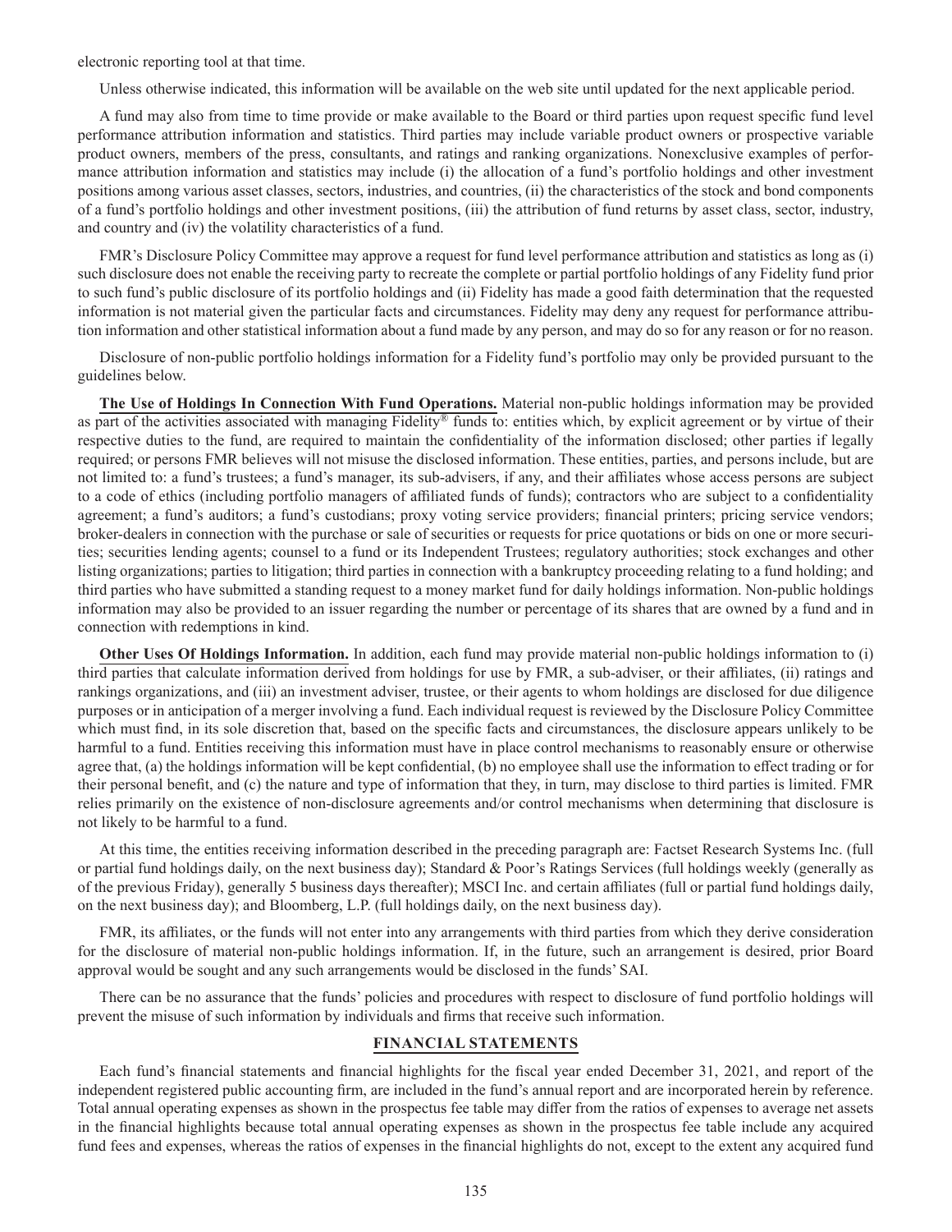electronic reporting tool at that time.

Unless otherwise indicated, this information will be available on the web site until updated for the next applicable period.

A fund may also from time to time provide or make available to the Board or third parties upon request specific fund level performance attribution information and statistics. Third parties may include variable product owners or prospective variable product owners, members of the press, consultants, and ratings and ranking organizations. Nonexclusive examples of performance attribution information and statistics may include (i) the allocation of a fund's portfolio holdings and other investment positions among various asset classes, sectors, industries, and countries, (ii) the characteristics of the stock and bond components of a fund's portfolio holdings and other investment positions, (iii) the attribution of fund returns by asset class, sector, industry, and country and (iv) the volatility characteristics of a fund.

FMR's Disclosure Policy Committee may approve a request for fund level performance attribution and statistics as long as (i) such disclosure does not enable the receiving party to recreate the complete or partial portfolio holdings of any Fidelity fund prior to such fund's public disclosure of its portfolio holdings and (ii) Fidelity has made a good faith determination that the requested information is not material given the particular facts and circumstances. Fidelity may deny any request for performance attribution information and other statistical information about a fund made by any person, and may do so for any reason or for no reason.

Disclosure of non-public portfolio holdings information for a Fidelity fund's portfolio may only be provided pursuant to the guidelines below.

**The Use of Holdings In Connection With Fund Operations.** Material non-public holdings information may be provided as part of the activities associated with managing Fidelity® funds to: entities which, by explicit agreement or by virtue of their respective duties to the fund, are required to maintain the confidentiality of the information disclosed; other parties if legally required; or persons FMR believes will not misuse the disclosed information. These entities, parties, and persons include, but are not limited to: a fund's trustees; a fund's manager, its sub-advisers, if any, and their affiliates whose access persons are subject to a code of ethics (including portfolio managers of affiliated funds of funds); contractors who are subject to a confidentiality agreement; a fund's auditors; a fund's custodians; proxy voting service providers; financial printers; pricing service vendors; broker-dealers in connection with the purchase or sale of securities or requests for price quotations or bids on one or more securities; securities lending agents; counsel to a fund or its Independent Trustees; regulatory authorities; stock exchanges and other listing organizations; parties to litigation; third parties in connection with a bankruptcy proceeding relating to a fund holding; and third parties who have submitted a standing request to a money market fund for daily holdings information. Non-public holdings information may also be provided to an issuer regarding the number or percentage of its shares that are owned by a fund and in connection with redemptions in kind.

**Other Uses Of Holdings Information.** In addition, each fund may provide material non-public holdings information to (i) third parties that calculate information derived from holdings for use by FMR, a sub-adviser, or their affiliates, (ii) ratings and rankings organizations, and (iii) an investment adviser, trustee, or their agents to whom holdings are disclosed for due diligence purposes or in anticipation of a merger involving a fund. Each individual request is reviewed by the Disclosure Policy Committee which must find, in its sole discretion that, based on the specific facts and circumstances, the disclosure appears unlikely to be harmful to a fund. Entities receiving this information must have in place control mechanisms to reasonably ensure or otherwise agree that, (a) the holdings information will be kept confidential, (b) no employee shall use the information to effect trading or for their personal benefit, and (c) the nature and type of information that they, in turn, may disclose to third parties is limited. FMR relies primarily on the existence of non-disclosure agreements and/or control mechanisms when determining that disclosure is not likely to be harmful to a fund.

At this time, the entities receiving information described in the preceding paragraph are: Factset Research Systems Inc. (full or partial fund holdings daily, on the next business day); Standard & Poor's Ratings Services (full holdings weekly (generally as of the previous Friday), generally 5 business days thereafter); MSCI Inc. and certain affiliates (full or partial fund holdings daily, on the next business day); and Bloomberg, L.P. (full holdings daily, on the next business day).

FMR, its affiliates, or the funds will not enter into any arrangements with third parties from which they derive consideration for the disclosure of material non-public holdings information. If, in the future, such an arrangement is desired, prior Board approval would be sought and any such arrangements would be disclosed in the funds' SAI.

There can be no assurance that the funds' policies and procedures with respect to disclosure of fund portfolio holdings will prevent the misuse of such information by individuals and firms that receive such information.

## FINANCIAL STATEMENTS

Each fund's financial statements and financial highlights for the fiscal year ended December 31, 2021, and report of the independent registered public accounting firm, are included in the fund's annual report and are incorporated herein by reference. Total annual operating expenses as shown in the prospectus fee table may differ from the ratios of expenses to average net assets in the financial highlights because total annual operating expenses as shown in the prospectus fee table include any acquired fund fees and expenses, whereas the ratios of expenses in the financial highlights do not, except to the extent any acquired fund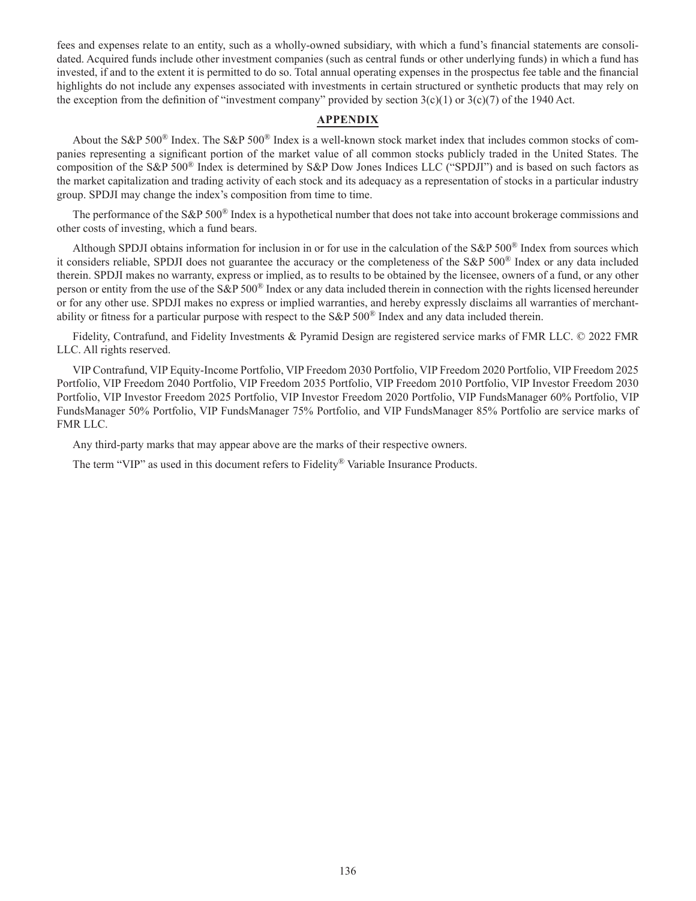fees and expenses relate to an entity, such as a wholly-owned subsidiary, with which a fund's financial statements are consolidated. Acquired funds include other investment companies (such as central funds or other underlying funds) in which a fund has invested, if and to the extent it is permitted to do so. Total annual operating expenses in the prospectus fee table and the financial highlights do not include any expenses associated with investments in certain structured or synthetic products that may rely on the exception from the definition of "investment company" provided by section 3(c)(1) or 3(c)(7) of the 1940 Act.

## APPENDIX

About the S&P 500® Index. The S&P 500® Index is a well-known stock market index that includes common stocks of companies representing a significant portion of the market value of all common stocks publicly traded in the United States. The composition of the S&P 500® Index is determined by S&P Dow Jones Indices LLC ("SPDJI") and is based on such factors as the market capitalization and trading activity of each stock and its adequacy as a representation of stocks in a particular industry group. SPDJI may change the index's composition from time to time.

The performance of the S&P 500® Index is a hypothetical number that does not take into account brokerage commissions and other costs of investing, which a fund bears.

Although SPDJI obtains information for inclusion in or for use in the calculation of the S&P 500® Index from sources which it considers reliable, SPDJI does not guarantee the accuracy or the completeness of the S&P 500® Index or any data included therein. SPDJI makes no warranty, express or implied, as to results to be obtained by the licensee, owners of a fund, or any other person or entity from the use of the S&P 500® Index or any data included therein in connection with the rights licensed hereunder or for any other use. SPDJI makes no express or implied warranties, and hereby expressly disclaims all warranties of merchantability or fitness for a particular purpose with respect to the S&P 500® Index and any data included therein.

Fidelity, Contrafund, and Fidelity Investments & Pyramid Design are registered service marks of FMR LLC. © 2022 FMR LLC. All rights reserved.

VIP Contrafund, VIP Equity-Income Portfolio, VIP Freedom 2030 Portfolio, VIP Freedom 2020 Portfolio, VIP Freedom 2025 Portfolio, VIP Freedom 2040 Portfolio, VIP Freedom 2035 Portfolio, VIP Freedom 2010 Portfolio, VIP Investor Freedom 2030 Portfolio, VIP Investor Freedom 2025 Portfolio, VIP Investor Freedom 2020 Portfolio, VIP FundsManager 60% Portfolio, VIP FundsManager 50% Portfolio, VIP FundsManager 75% Portfolio, and VIP FundsManager 85% Portfolio are service marks of FMR LLC.

Any third-party marks that may appear above are the marks of their respective owners.

The term "VIP" as used in this document refers to Fidelity® Variable Insurance Products.